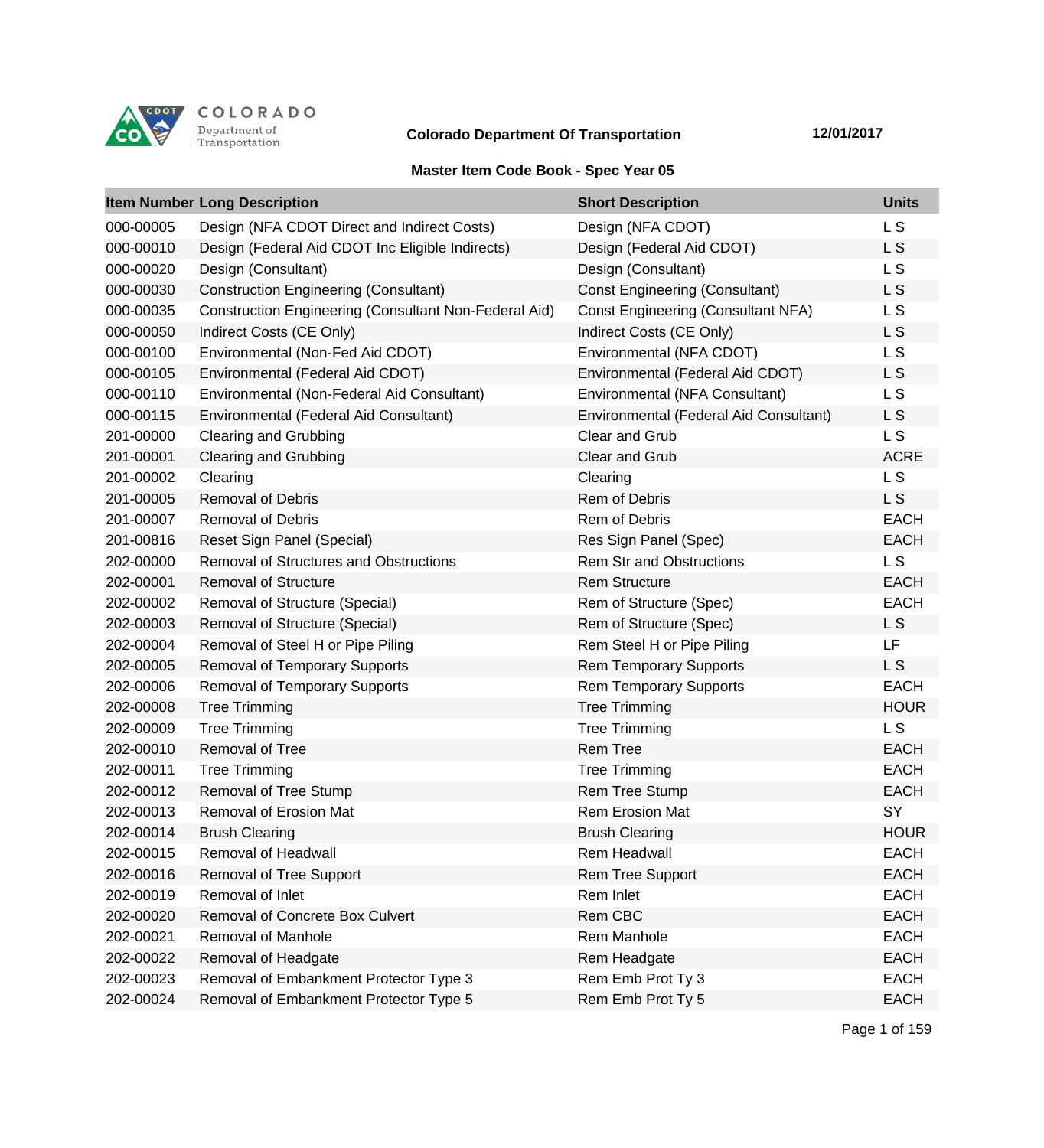COLORADO Department of Transportation

**Colorado Department Of Transportation** **12/01/2017**

## Master Item Code Book - Spec Year 05

| Item Number | Long Description | Short Description | Units |
|---|---|---|---|
| 000-00005 | Design (NFA CDOT Direct and Indirect Costs) | Design (NFA CDOT) | L S |
| 000-00010 | Design (Federal Aid CDOT Inc Eligible Indirects) | Design (Federal Aid CDOT) | L S |
| 000-00020 | Design (Consultant) | Design (Consultant) | L S |
| 000-00030 | Construction Engineering (Consultant) | Const Engineering (Consultant) | L S |
| 000-00035 | Construction Engineering (Consultant Non-Federal Aid) | Const Engineering (Consultant NFA) | L S |
| 000-00050 | Indirect Costs (CE Only) | Indirect Costs (CE Only) | L S |
| 000-00100 | Environmental (Non-Fed Aid CDOT) | Environmental (NFA CDOT) | L S |
| 000-00105 | Environmental (Federal Aid CDOT) | Environmental (Federal Aid CDOT) | L S |
| 000-00110 | Environmental (Non-Federal Aid Consultant) | Environmental (NFA Consultant) | L S |
| 000-00115 | Environmental (Federal Aid Consultant) | Environmental (Federal Aid Consultant) | L S |
| 201-00000 | Clearing and Grubbing | Clear and Grub | L S |
| 201-00001 | Clearing and Grubbing | Clear and Grub | ACRE |
| 201-00002 | Clearing | Clearing | L S |
| 201-00005 | Removal of Debris | Rem of Debris | L S |
| 201-00007 | Removal of Debris | Rem of Debris | EACH |
| 201-00816 | Reset Sign Panel (Special) | Res Sign Panel (Spec) | EACH |
| 202-00000 | Removal of Structures and Obstructions | Rem Str and Obstructions | L S |
| 202-00001 | Removal of Structure | Rem Structure | EACH |
| 202-00002 | Removal of Structure (Special) | Rem of Structure (Spec) | EACH |
| 202-00003 | Removal of Structure (Special) | Rem of Structure (Spec) | L S |
| 202-00004 | Removal of Steel H or Pipe Piling | Rem Steel H or Pipe Piling | LF |
| 202-00005 | Removal of Temporary Supports | Rem Temporary Supports | L S |
| 202-00006 | Removal of Temporary Supports | Rem Temporary Supports | EACH |
| 202-00008 | Tree Trimming | Tree Trimming | HOUR |
| 202-00009 | Tree Trimming | Tree Trimming | L S |
| 202-00010 | Removal of Tree | Rem Tree | EACH |
| 202-00011 | Tree Trimming | Tree Trimming | EACH |
| 202-00012 | Removal of Tree Stump | Rem Tree Stump | EACH |
| 202-00013 | Removal of Erosion Mat | Rem Erosion Mat | SY |
| 202-00014 | Brush Clearing | Brush Clearing | HOUR |
| 202-00015 | Removal of Headwall | Rem Headwall | EACH |
| 202-00016 | Removal of Tree Support | Rem Tree Support | EACH |
| 202-00019 | Removal of Inlet | Rem Inlet | EACH |
| 202-00020 | Removal of Concrete Box Culvert | Rem CBC | EACH |
| 202-00021 | Removal of Manhole | Rem Manhole | EACH |
| 202-00022 | Removal of Headgate | Rem Headgate | EACH |
| 202-00023 | Removal of Embankment Protector Type 3 | Rem Emb Prot Ty 3 | EACH |
| 202-00024 | Removal of Embankment Protector Type 5 | Rem Emb Prot Ty 5 | EACH |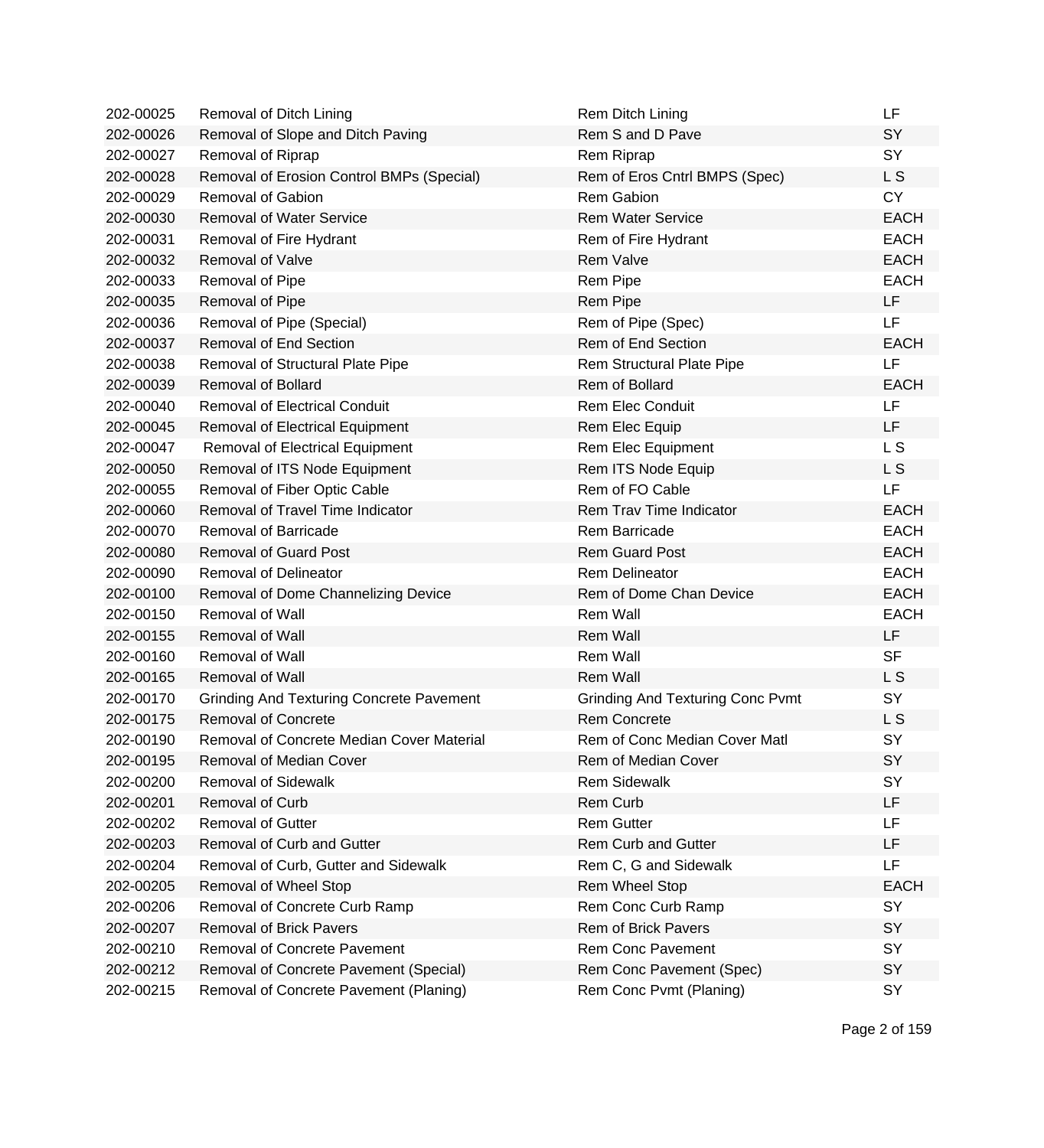| | | | |
|---|---|---|---|
| 202-00025 | Removal of Ditch Lining | Rem Ditch Lining | LF |
| 202-00026 | Removal of Slope and Ditch Paving | Rem S and D Pave | SY |
| 202-00027 | Removal of Riprap | Rem Riprap | SY |
| 202-00028 | Removal of Erosion Control BMPs (Special) | Rem of Eros Cntrl BMPS (Spec) | L S |
| 202-00029 | Removal of Gabion | Rem Gabion | CY |
| 202-00030 | Removal of Water Service | Rem Water Service | EACH |
| 202-00031 | Removal of Fire Hydrant | Rem of Fire Hydrant | EACH |
| 202-00032 | Removal of Valve | Rem Valve | EACH |
| 202-00033 | Removal of Pipe | Rem Pipe | EACH |
| 202-00035 | Removal of Pipe | Rem Pipe | LF |
| 202-00036 | Removal of Pipe (Special) | Rem of Pipe (Spec) | LF |
| 202-00037 | Removal of End Section | Rem of End Section | EACH |
| 202-00038 | Removal of Structural Plate Pipe | Rem Structural Plate Pipe | LF |
| 202-00039 | Removal of Bollard | Rem of Bollard | EACH |
| 202-00040 | Removal of Electrical Conduit | Rem Elec Conduit | LF |
| 202-00045 | Removal of Electrical Equipment | Rem Elec Equip | LF |
| 202-00047 | Removal of Electrical Equipment | Rem Elec Equipment | L S |
| 202-00050 | Removal of ITS Node Equipment | Rem ITS Node Equip | L S |
| 202-00055 | Removal of Fiber Optic Cable | Rem of FO Cable | LF |
| 202-00060 | Removal of Travel Time Indicator | Rem Trav Time Indicator | EACH |
| 202-00070 | Removal of Barricade | Rem Barricade | EACH |
| 202-00080 | Removal of Guard Post | Rem Guard Post | EACH |
| 202-00090 | Removal of Delineator | Rem Delineator | EACH |
| 202-00100 | Removal of Dome Channelizing Device | Rem of Dome Chan Device | EACH |
| 202-00150 | Removal of Wall | Rem Wall | EACH |
| 202-00155 | Removal of Wall | Rem Wall | LF |
| 202-00160 | Removal of Wall | Rem Wall | SF |
| 202-00165 | Removal of Wall | Rem Wall | L S |
| 202-00170 | Grinding And Texturing Concrete Pavement | Grinding And Texturing Conc Pvmt | SY |
| 202-00175 | Removal of Concrete | Rem Concrete | L S |
| 202-00190 | Removal of Concrete Median Cover Material | Rem of Conc Median Cover Matl | SY |
| 202-00195 | Removal of Median Cover | Rem of Median Cover | SY |
| 202-00200 | Removal of Sidewalk | Rem Sidewalk | SY |
| 202-00201 | Removal of Curb | Rem Curb | LF |
| 202-00202 | Removal of Gutter | Rem Gutter | LF |
| 202-00203 | Removal of Curb and Gutter | Rem Curb and Gutter | LF |
| 202-00204 | Removal of Curb, Gutter and Sidewalk | Rem C, G and Sidewalk | LF |
| 202-00205 | Removal of Wheel Stop | Rem Wheel Stop | EACH |
| 202-00206 | Removal of Concrete Curb Ramp | Rem Conc Curb Ramp | SY |
| 202-00207 | Removal of Brick Pavers | Rem of Brick Pavers | SY |
| 202-00210 | Removal of Concrete Pavement | Rem Conc Pavement | SY |
| 202-00212 | Removal of Concrete Pavement (Special) | Rem Conc Pavement (Spec) | SY |
| 202-00215 | Removal of Concrete Pavement (Planing) | Rem Conc Pvmt (Planing) | SY |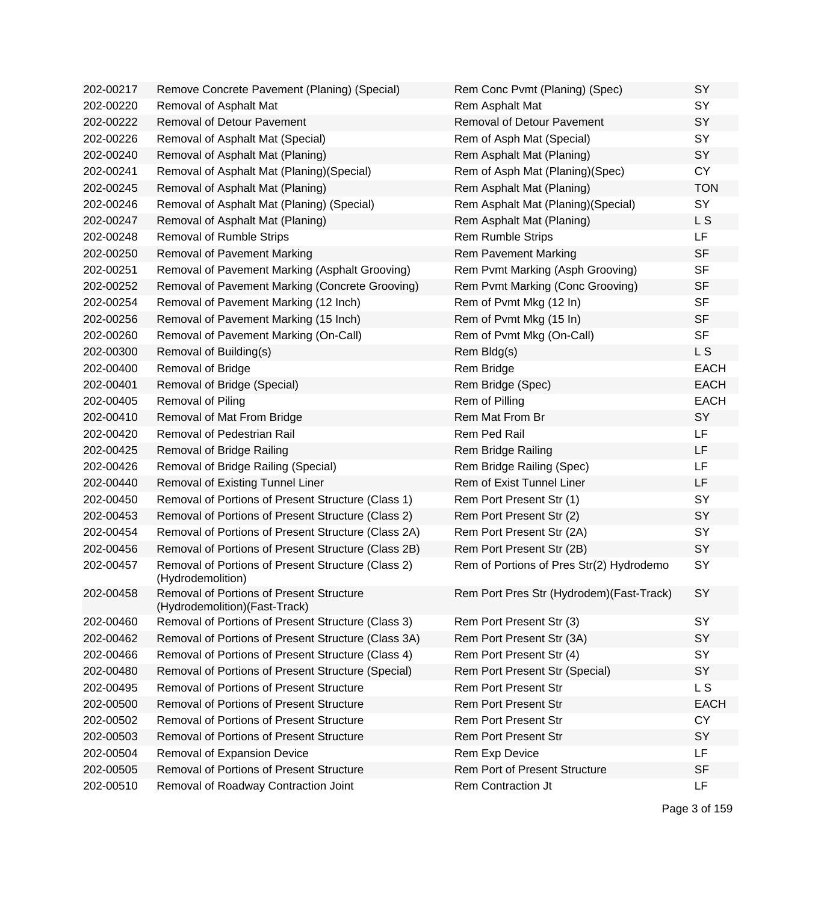| 202-00217 | Remove Concrete Pavement (Planing) (Special) | Rem Conc Pvmt (Planing) (Spec) | SY |
|---|---|---|---|
| 202-00220 | Removal of Asphalt Mat | Rem Asphalt Mat | SY |
| 202-00222 | Removal of Detour Pavement | Removal of Detour Pavement | SY |
| 202-00226 | Removal of Asphalt Mat (Special) | Rem of Asph Mat (Special) | SY |
| 202-00240 | Removal of Asphalt Mat (Planing) | Rem Asphalt Mat (Planing) | SY |
| 202-00241 | Removal of Asphalt Mat (Planing)(Special) | Rem of Asph Mat (Planing)(Spec) | CY |
| 202-00245 | Removal of Asphalt Mat (Planing) | Rem Asphalt Mat (Planing) | TON |
| 202-00246 | Removal of Asphalt Mat (Planing) (Special) | Rem Asphalt Mat (Planing)(Special) | SY |
| 202-00247 | Removal of Asphalt Mat (Planing) | Rem Asphalt Mat (Planing) | L S |
| 202-00248 | Removal of Rumble Strips | Rem Rumble Strips | LF |
| 202-00250 | Removal of Pavement Marking | Rem Pavement Marking | SF |
| 202-00251 | Removal of Pavement Marking (Asphalt Grooving) | Rem Pvmt Marking (Asph Grooving) | SF |
| 202-00252 | Removal of Pavement Marking (Concrete Grooving) | Rem Pvmt Marking (Conc Grooving) | SF |
| 202-00254 | Removal of Pavement Marking (12 Inch) | Rem of Pvmt Mkg (12 In) | SF |
| 202-00256 | Removal of Pavement Marking (15 Inch) | Rem of Pvmt Mkg (15 In) | SF |
| 202-00260 | Removal of Pavement Marking (On-Call) | Rem of Pvmt Mkg (On-Call) | SF |
| 202-00300 | Removal of Building(s) | Rem Bldg(s) | L S |
| 202-00400 | Removal of Bridge | Rem Bridge | EACH |
| 202-00401 | Removal of Bridge (Special) | Rem Bridge (Spec) | EACH |
| 202-00405 | Removal of Piling | Rem of Pilling | EACH |
| 202-00410 | Removal of Mat From Bridge | Rem Mat From Br | SY |
| 202-00420 | Removal of Pedestrian Rail | Rem Ped Rail | LF |
| 202-00425 | Removal of Bridge Railing | Rem Bridge Railing | LF |
| 202-00426 | Removal of Bridge Railing (Special) | Rem Bridge Railing (Spec) | LF |
| 202-00440 | Removal of Existing Tunnel Liner | Rem of Exist Tunnel Liner | LF |
| 202-00450 | Removal of Portions of Present Structure (Class 1) | Rem Port Present Str (1) | SY |
| 202-00453 | Removal of Portions of Present Structure (Class 2) | Rem Port Present Str (2) | SY |
| 202-00454 | Removal of Portions of Present Structure (Class 2A) | Rem Port Present Str (2A) | SY |
| 202-00456 | Removal of Portions of Present Structure (Class 2B) | Rem Port Present Str (2B) | SY |
| 202-00457 | Removal of Portions of Present Structure (Class 2) (Hydrodemolition) | Rem of Portions of Pres Str(2) Hydrodemo | SY |
| 202-00458 | Removal of Portions of Present Structure (Hydrodemolition)(Fast-Track) | Rem Port Pres Str (Hydrodem)(Fast-Track) | SY |
| 202-00460 | Removal of Portions of Present Structure (Class 3) | Rem Port Present Str (3) | SY |
| 202-00462 | Removal of Portions of Present Structure (Class 3A) | Rem Port Present Str (3A) | SY |
| 202-00466 | Removal of Portions of Present Structure (Class 4) | Rem Port Present Str (4) | SY |
| 202-00480 | Removal of Portions of Present Structure (Special) | Rem Port Present Str (Special) | SY |
| 202-00495 | Removal of Portions of Present Structure | Rem Port Present Str | L S |
| 202-00500 | Removal of Portions of Present Structure | Rem Port Present Str | EACH |
| 202-00502 | Removal of Portions of Present Structure | Rem Port Present Str | CY |
| 202-00503 | Removal of Portions of Present Structure | Rem Port Present Str | SY |
| 202-00504 | Removal of Expansion Device | Rem Exp Device | LF |
| 202-00505 | Removal of Portions of Present Structure | Rem Port of Present Structure | SF |
| 202-00510 | Removal of Roadway Contraction Joint | Rem Contraction Jt | LF |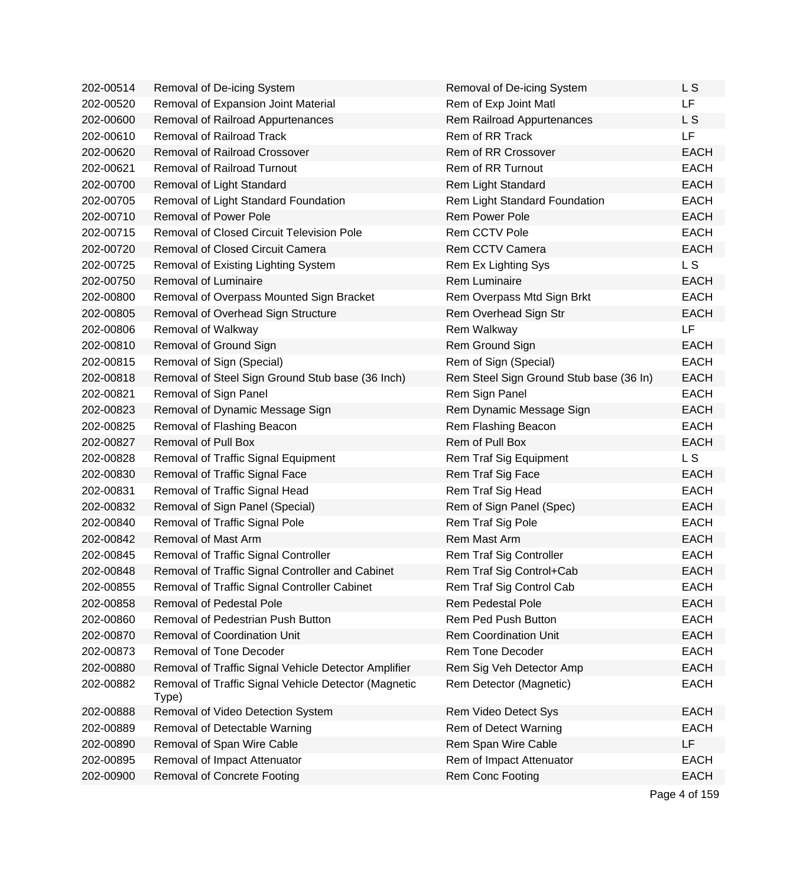| | | | |
|---|---|---|---|
| 202-00514 | Removal of De-icing System | Removal of De-icing System | L S |
| 202-00520 | Removal of Expansion Joint Material | Rem of Exp Joint Matl | LF |
| 202-00600 | Removal of Railroad Appurtenances | Rem Railroad Appurtenances | L S |
| 202-00610 | Removal of Railroad Track | Rem of RR Track | LF |
| 202-00620 | Removal of Railroad Crossover | Rem of RR Crossover | EACH |
| 202-00621 | Removal of Railroad Turnout | Rem of RR Turnout | EACH |
| 202-00700 | Removal of Light Standard | Rem Light Standard | EACH |
| 202-00705 | Removal of Light Standard Foundation | Rem Light Standard Foundation | EACH |
| 202-00710 | Removal of Power Pole | Rem Power Pole | EACH |
| 202-00715 | Removal of Closed Circuit Television Pole | Rem CCTV Pole | EACH |
| 202-00720 | Removal of Closed Circuit Camera | Rem CCTV Camera | EACH |
| 202-00725 | Removal of Existing Lighting System | Rem Ex Lighting Sys | L S |
| 202-00750 | Removal of Luminaire | Rem Luminaire | EACH |
| 202-00800 | Removal of Overpass Mounted Sign Bracket | Rem Overpass Mtd Sign Brkt | EACH |
| 202-00805 | Removal of Overhead Sign Structure | Rem Overhead Sign Str | EACH |
| 202-00806 | Removal of Walkway | Rem Walkway | LF |
| 202-00810 | Removal of Ground Sign | Rem Ground Sign | EACH |
| 202-00815 | Removal of Sign (Special) | Rem of Sign (Special) | EACH |
| 202-00818 | Removal of Steel Sign Ground Stub base (36 Inch) | Rem Steel Sign Ground Stub base (36 In) | EACH |
| 202-00821 | Removal of Sign Panel | Rem Sign Panel | EACH |
| 202-00823 | Removal of Dynamic Message Sign | Rem Dynamic Message Sign | EACH |
| 202-00825 | Removal of Flashing Beacon | Rem Flashing Beacon | EACH |
| 202-00827 | Removal of Pull Box | Rem of Pull Box | EACH |
| 202-00828 | Removal of Traffic Signal Equipment | Rem Traf Sig Equipment | L S |
| 202-00830 | Removal of Traffic Signal Face | Rem Traf Sig Face | EACH |
| 202-00831 | Removal of Traffic Signal Head | Rem Traf Sig Head | EACH |
| 202-00832 | Removal of Sign Panel (Special) | Rem of Sign Panel (Spec) | EACH |
| 202-00840 | Removal of Traffic Signal Pole | Rem Traf Sig Pole | EACH |
| 202-00842 | Removal of Mast Arm | Rem Mast Arm | EACH |
| 202-00845 | Removal of Traffic Signal Controller | Rem Traf Sig Controller | EACH |
| 202-00848 | Removal of Traffic Signal Controller and Cabinet | Rem Traf Sig Control+Cab | EACH |
| 202-00855 | Removal of Traffic Signal Controller Cabinet | Rem Traf Sig Control Cab | EACH |
| 202-00858 | Removal of Pedestal Pole | Rem Pedestal Pole | EACH |
| 202-00860 | Removal of Pedestrian Push Button | Rem Ped Push Button | EACH |
| 202-00870 | Removal of Coordination Unit | Rem Coordination Unit | EACH |
| 202-00873 | Removal of Tone Decoder | Rem Tone Decoder | EACH |
| 202-00880 | Removal of Traffic Signal Vehicle Detector Amplifier | Rem Sig Veh Detector Amp | EACH |
| 202-00882 | Removal of Traffic Signal Vehicle Detector (Magnetic Type) | Rem Detector (Magnetic) | EACH |
| 202-00888 | Removal of Video Detection System | Rem Video Detect Sys | EACH |
| 202-00889 | Removal of Detectable Warning | Rem of Detect Warning | EACH |
| 202-00890 | Removal of Span Wire Cable | Rem Span Wire Cable | LF |
| 202-00895 | Removal of Impact Attenuator | Rem of Impact Attenuator | EACH |
| 202-00900 | Removal of Concrete Footing | Rem Conc Footing | EACH |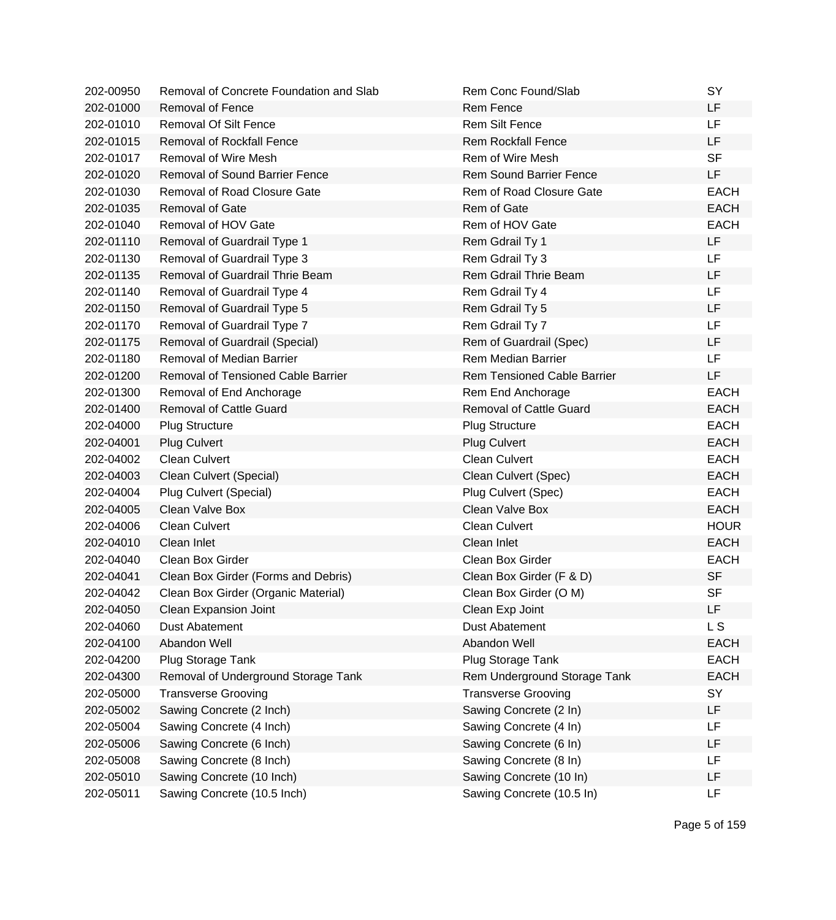| | | | |
|---|---|---|---|
| 202-00950 | Removal of Concrete Foundation and Slab | Rem Conc Found/Slab | SY |
| 202-01000 | Removal of Fence | Rem Fence | LF |
| 202-01010 | Removal Of Silt Fence | Rem Silt Fence | LF |
| 202-01015 | Removal of Rockfall Fence | Rem Rockfall Fence | LF |
| 202-01017 | Removal of Wire Mesh | Rem of Wire Mesh | SF |
| 202-01020 | Removal of Sound Barrier Fence | Rem Sound Barrier Fence | LF |
| 202-01030 | Removal of Road Closure Gate | Rem of Road Closure Gate | EACH |
| 202-01035 | Removal of Gate | Rem of Gate | EACH |
| 202-01040 | Removal of HOV Gate | Rem of HOV Gate | EACH |
| 202-01110 | Removal of Guardrail Type 1 | Rem Gdrail Ty 1 | LF |
| 202-01130 | Removal of Guardrail Type 3 | Rem Gdrail Ty 3 | LF |
| 202-01135 | Removal of Guardrail Thrie Beam | Rem Gdrail Thrie Beam | LF |
| 202-01140 | Removal of Guardrail Type 4 | Rem Gdrail Ty 4 | LF |
| 202-01150 | Removal of Guardrail Type 5 | Rem Gdrail Ty 5 | LF |
| 202-01170 | Removal of Guardrail Type 7 | Rem Gdrail Ty 7 | LF |
| 202-01175 | Removal of Guardrail (Special) | Rem of Guardrail (Spec) | LF |
| 202-01180 | Removal of Median Barrier | Rem Median Barrier | LF |
| 202-01200 | Removal of Tensioned Cable Barrier | Rem Tensioned Cable Barrier | LF |
| 202-01300 | Removal of End Anchorage | Rem End Anchorage | EACH |
| 202-01400 | Removal of Cattle Guard | Removal of Cattle Guard | EACH |
| 202-04000 | Plug Structure | Plug Structure | EACH |
| 202-04001 | Plug Culvert | Plug Culvert | EACH |
| 202-04002 | Clean Culvert | Clean Culvert | EACH |
| 202-04003 | Clean Culvert (Special) | Clean Culvert (Spec) | EACH |
| 202-04004 | Plug Culvert (Special) | Plug Culvert (Spec) | EACH |
| 202-04005 | Clean Valve Box | Clean Valve Box | EACH |
| 202-04006 | Clean Culvert | Clean Culvert | HOUR |
| 202-04010 | Clean Inlet | Clean Inlet | EACH |
| 202-04040 | Clean Box Girder | Clean Box Girder | EACH |
| 202-04041 | Clean Box Girder (Forms and Debris) | Clean Box Girder (F & D) | SF |
| 202-04042 | Clean Box Girder (Organic Material) | Clean Box Girder (O M) | SF |
| 202-04050 | Clean Expansion Joint | Clean Exp Joint | LF |
| 202-04060 | Dust Abatement | Dust Abatement | L S |
| 202-04100 | Abandon Well | Abandon Well | EACH |
| 202-04200 | Plug Storage Tank | Plug Storage Tank | EACH |
| 202-04300 | Removal of Underground Storage Tank | Rem Underground Storage Tank | EACH |
| 202-05000 | Transverse Grooving | Transverse Grooving | SY |
| 202-05002 | Sawing Concrete (2 Inch) | Sawing Concrete (2 In) | LF |
| 202-05004 | Sawing Concrete (4 Inch) | Sawing Concrete (4 In) | LF |
| 202-05006 | Sawing Concrete (6 Inch) | Sawing Concrete (6 In) | LF |
| 202-05008 | Sawing Concrete (8 Inch) | Sawing Concrete (8 In) | LF |
| 202-05010 | Sawing Concrete (10 Inch) | Sawing Concrete (10 In) | LF |
| 202-05011 | Sawing Concrete (10.5 Inch) | Sawing Concrete (10.5 In) | LF |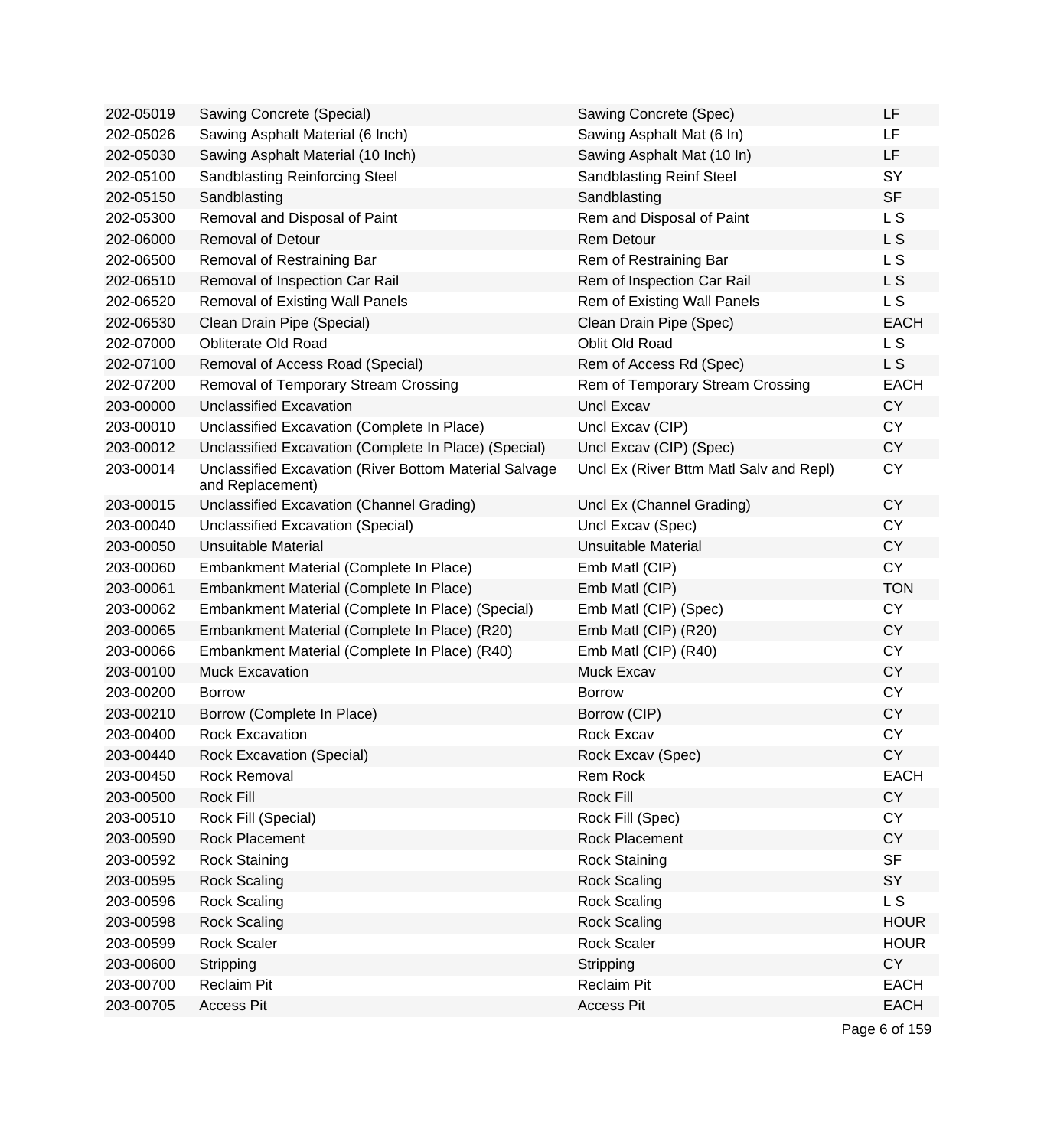| | | | |
|---|---|---|---|
| 202-05019 | Sawing Concrete (Special) | Sawing Concrete (Spec) | LF |
| 202-05026 | Sawing Asphalt Material (6 Inch) | Sawing Asphalt Mat (6 In) | LF |
| 202-05030 | Sawing Asphalt Material (10 Inch) | Sawing Asphalt Mat (10 In) | LF |
| 202-05100 | Sandblasting Reinforcing Steel | Sandblasting Reinf Steel | SY |
| 202-05150 | Sandblasting | Sandblasting | SF |
| 202-05300 | Removal and Disposal of Paint | Rem and Disposal of Paint | L S |
| 202-06000 | Removal of Detour | Rem Detour | L S |
| 202-06500 | Removal of Restraining Bar | Rem of Restraining Bar | L S |
| 202-06510 | Removal of Inspection Car Rail | Rem of Inspection Car Rail | L S |
| 202-06520 | Removal of Existing Wall Panels | Rem of Existing Wall Panels | L S |
| 202-06530 | Clean Drain Pipe (Special) | Clean Drain Pipe (Spec) | EACH |
| 202-07000 | Obliterate Old Road | Oblit Old Road | L S |
| 202-07100 | Removal of Access Road (Special) | Rem of Access Rd (Spec) | L S |
| 202-07200 | Removal of Temporary Stream Crossing | Rem of Temporary Stream Crossing | EACH |
| 203-00000 | Unclassified Excavation | Uncl Excav | CY |
| 203-00010 | Unclassified Excavation (Complete In Place) | Uncl Excav (CIP) | CY |
| 203-00012 | Unclassified Excavation (Complete In Place) (Special) | Uncl Excav (CIP) (Spec) | CY |
| 203-00014 | Unclassified Excavation (River Bottom Material Salvage and Replacement) | Uncl Ex (River Bttm Matl Salv and Repl) | CY |
| 203-00015 | Unclassified Excavation (Channel Grading) | Uncl Ex (Channel Grading) | CY |
| 203-00040 | Unclassified Excavation (Special) | Uncl Excav (Spec) | CY |
| 203-00050 | Unsuitable Material | Unsuitable Material | CY |
| 203-00060 | Embankment Material (Complete In Place) | Emb Matl (CIP) | CY |
| 203-00061 | Embankment Material (Complete In Place) | Emb Matl (CIP) | TON |
| 203-00062 | Embankment Material (Complete In Place) (Special) | Emb Matl (CIP) (Spec) | CY |
| 203-00065 | Embankment Material (Complete In Place) (R20) | Emb Matl (CIP) (R20) | CY |
| 203-00066 | Embankment Material (Complete In Place) (R40) | Emb Matl (CIP) (R40) | CY |
| 203-00100 | Muck Excavation | Muck Excav | CY |
| 203-00200 | Borrow | Borrow | CY |
| 203-00210 | Borrow (Complete In Place) | Borrow (CIP) | CY |
| 203-00400 | Rock Excavation | Rock Excav | CY |
| 203-00440 | Rock Excavation (Special) | Rock Excav (Spec) | CY |
| 203-00450 | Rock Removal | Rem Rock | EACH |
| 203-00500 | Rock Fill | Rock Fill | CY |
| 203-00510 | Rock Fill (Special) | Rock Fill (Spec) | CY |
| 203-00590 | Rock Placement | Rock Placement | CY |
| 203-00592 | Rock Staining | Rock Staining | SF |
| 203-00595 | Rock Scaling | Rock Scaling | SY |
| 203-00596 | Rock Scaling | Rock Scaling | L S |
| 203-00598 | Rock Scaling | Rock Scaling | HOUR |
| 203-00599 | Rock Scaler | Rock Scaler | HOUR |
| 203-00600 | Stripping | Stripping | CY |
| 203-00700 | Reclaim Pit | Reclaim Pit | EACH |
| 203-00705 | Access Pit | Access Pit | EACH |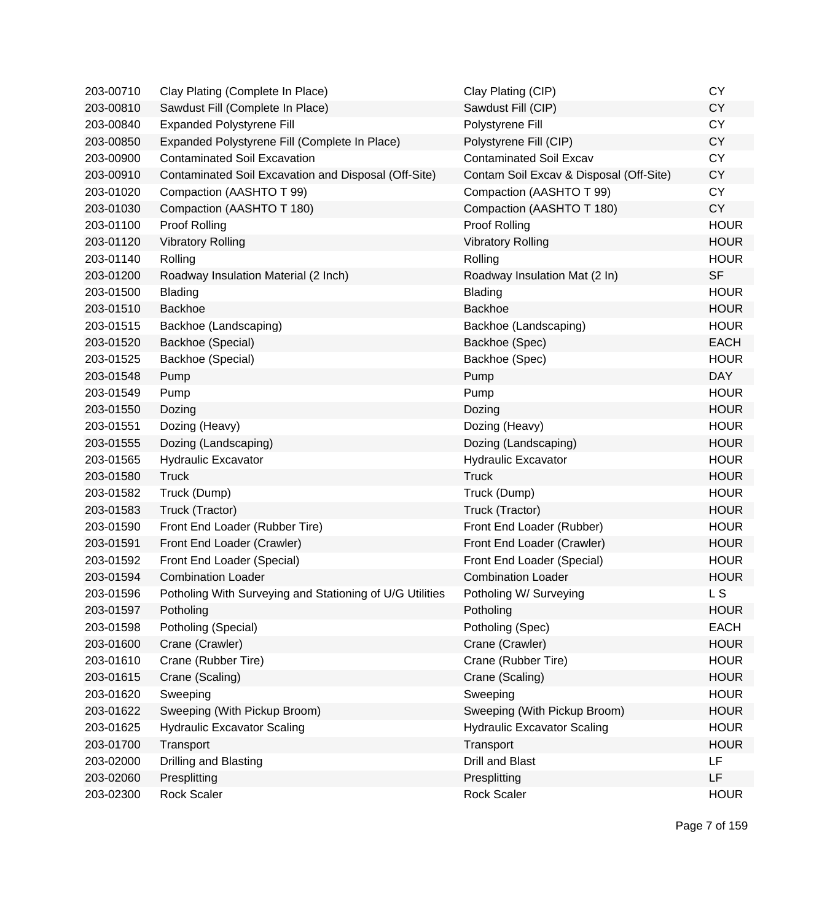| | | | |
|---|---|---|---|
| 203-00710 | Clay Plating (Complete In Place) | Clay Plating (CIP) | CY |
| 203-00810 | Sawdust Fill (Complete In Place) | Sawdust Fill (CIP) | CY |
| 203-00840 | Expanded Polystyrene Fill | Polystyrene Fill | CY |
| 203-00850 | Expanded Polystyrene Fill (Complete In Place) | Polystyrene Fill (CIP) | CY |
| 203-00900 | Contaminated Soil Excavation | Contaminated Soil Excav | CY |
| 203-00910 | Contaminated Soil Excavation and Disposal (Off-Site) | Contam Soil Excav & Disposal (Off-Site) | CY |
| 203-01020 | Compaction (AASHTO T 99) | Compaction (AASHTO T 99) | CY |
| 203-01030 | Compaction (AASHTO T 180) | Compaction (AASHTO T 180) | CY |
| 203-01100 | Proof Rolling | Proof Rolling | HOUR |
| 203-01120 | Vibratory Rolling | Vibratory Rolling | HOUR |
| 203-01140 | Rolling | Rolling | HOUR |
| 203-01200 | Roadway Insulation Material (2 Inch) | Roadway Insulation Mat (2 In) | SF |
| 203-01500 | Blading | Blading | HOUR |
| 203-01510 | Backhoe | Backhoe | HOUR |
| 203-01515 | Backhoe (Landscaping) | Backhoe (Landscaping) | HOUR |
| 203-01520 | Backhoe (Special) | Backhoe (Spec) | EACH |
| 203-01525 | Backhoe (Special) | Backhoe (Spec) | HOUR |
| 203-01548 | Pump | Pump | DAY |
| 203-01549 | Pump | Pump | HOUR |
| 203-01550 | Dozing | Dozing | HOUR |
| 203-01551 | Dozing (Heavy) | Dozing (Heavy) | HOUR |
| 203-01555 | Dozing (Landscaping) | Dozing (Landscaping) | HOUR |
| 203-01565 | Hydraulic Excavator | Hydraulic Excavator | HOUR |
| 203-01580 | Truck | Truck | HOUR |
| 203-01582 | Truck (Dump) | Truck (Dump) | HOUR |
| 203-01583 | Truck (Tractor) | Truck (Tractor) | HOUR |
| 203-01590 | Front End Loader (Rubber Tire) | Front End Loader (Rubber) | HOUR |
| 203-01591 | Front End Loader (Crawler) | Front End Loader (Crawler) | HOUR |
| 203-01592 | Front End Loader (Special) | Front End Loader (Special) | HOUR |
| 203-01594 | Combination Loader | Combination Loader | HOUR |
| 203-01596 | Potholing With Surveying and Stationing of U/G Utilities | Potholing W/ Surveying | L S |
| 203-01597 | Potholing | Potholing | HOUR |
| 203-01598 | Potholing (Special) | Potholing (Spec) | EACH |
| 203-01600 | Crane (Crawler) | Crane (Crawler) | HOUR |
| 203-01610 | Crane (Rubber Tire) | Crane (Rubber Tire) | HOUR |
| 203-01615 | Crane (Scaling) | Crane (Scaling) | HOUR |
| 203-01620 | Sweeping | Sweeping | HOUR |
| 203-01622 | Sweeping (With Pickup Broom) | Sweeping (With Pickup Broom) | HOUR |
| 203-01625 | Hydraulic Excavator Scaling | Hydraulic Excavator Scaling | HOUR |
| 203-01700 | Transport | Transport | HOUR |
| 203-02000 | Drilling and Blasting | Drill and Blast | LF |
| 203-02060 | Presplitting | Presplitting | LF |
| 203-02300 | Rock Scaler | Rock Scaler | HOUR |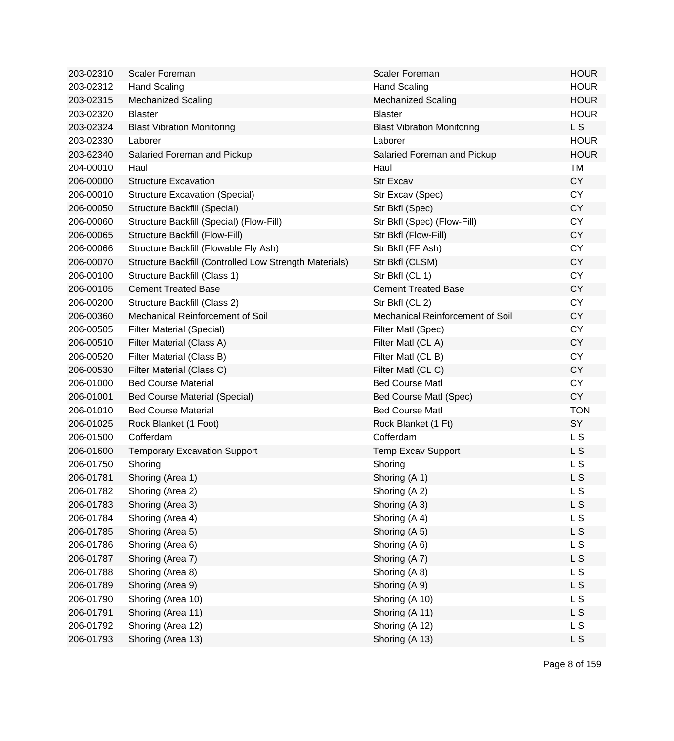| | | | |
|---|---|---|---|
| 203-02310 | Scaler Foreman | Scaler Foreman | HOUR |
| 203-02312 | Hand Scaling | Hand Scaling | HOUR |
| 203-02315 | Mechanized Scaling | Mechanized Scaling | HOUR |
| 203-02320 | Blaster | Blaster | HOUR |
| 203-02324 | Blast Vibration Monitoring | Blast Vibration Monitoring | L S |
| 203-02330 | Laborer | Laborer | HOUR |
| 203-62340 | Salaried Foreman and Pickup | Salaried Foreman and Pickup | HOUR |
| 204-00010 | Haul | Haul | TM |
| 206-00000 | Structure Excavation | Str Excav | CY |
| 206-00010 | Structure Excavation (Special) | Str Excav (Spec) | CY |
| 206-00050 | Structure Backfill (Special) | Str Bkfl (Spec) | CY |
| 206-00060 | Structure Backfill (Special) (Flow-Fill) | Str Bkfl (Spec) (Flow-Fill) | CY |
| 206-00065 | Structure Backfill (Flow-Fill) | Str Bkfl (Flow-Fill) | CY |
| 206-00066 | Structure Backfill (Flowable Fly Ash) | Str Bkfl (FF Ash) | CY |
| 206-00070 | Structure Backfill (Controlled Low Strength Materials) | Str Bkfl (CLSM) | CY |
| 206-00100 | Structure Backfill (Class 1) | Str Bkfl (CL 1) | CY |
| 206-00105 | Cement Treated Base | Cement Treated Base | CY |
| 206-00200 | Structure Backfill (Class 2) | Str Bkfl (CL 2) | CY |
| 206-00360 | Mechanical Reinforcement of Soil | Mechanical Reinforcement of Soil | CY |
| 206-00505 | Filter Material (Special) | Filter Matl (Spec) | CY |
| 206-00510 | Filter Material (Class A) | Filter Matl (CL A) | CY |
| 206-00520 | Filter Material (Class B) | Filter Matl (CL B) | CY |
| 206-00530 | Filter Material (Class C) | Filter Matl (CL C) | CY |
| 206-01000 | Bed Course Material | Bed Course Matl | CY |
| 206-01001 | Bed Course Material (Special) | Bed Course Matl (Spec) | CY |
| 206-01010 | Bed Course Material | Bed Course Matl | TON |
| 206-01025 | Rock Blanket (1 Foot) | Rock Blanket (1 Ft) | SY |
| 206-01500 | Cofferdam | Cofferdam | L S |
| 206-01600 | Temporary Excavation Support | Temp Excav Support | L S |
| 206-01750 | Shoring | Shoring | L S |
| 206-01781 | Shoring (Area 1) | Shoring (A 1) | L S |
| 206-01782 | Shoring (Area 2) | Shoring (A 2) | L S |
| 206-01783 | Shoring (Area 3) | Shoring (A 3) | L S |
| 206-01784 | Shoring (Area 4) | Shoring (A 4) | L S |
| 206-01785 | Shoring (Area 5) | Shoring (A 5) | L S |
| 206-01786 | Shoring (Area 6) | Shoring (A 6) | L S |
| 206-01787 | Shoring (Area 7) | Shoring (A 7) | L S |
| 206-01788 | Shoring (Area 8) | Shoring (A 8) | L S |
| 206-01789 | Shoring (Area 9) | Shoring (A 9) | L S |
| 206-01790 | Shoring (Area 10) | Shoring (A 10) | L S |
| 206-01791 | Shoring (Area 11) | Shoring (A 11) | L S |
| 206-01792 | Shoring (Area 12) | Shoring (A 12) | L S |
| 206-01793 | Shoring (Area 13) | Shoring (A 13) | L S |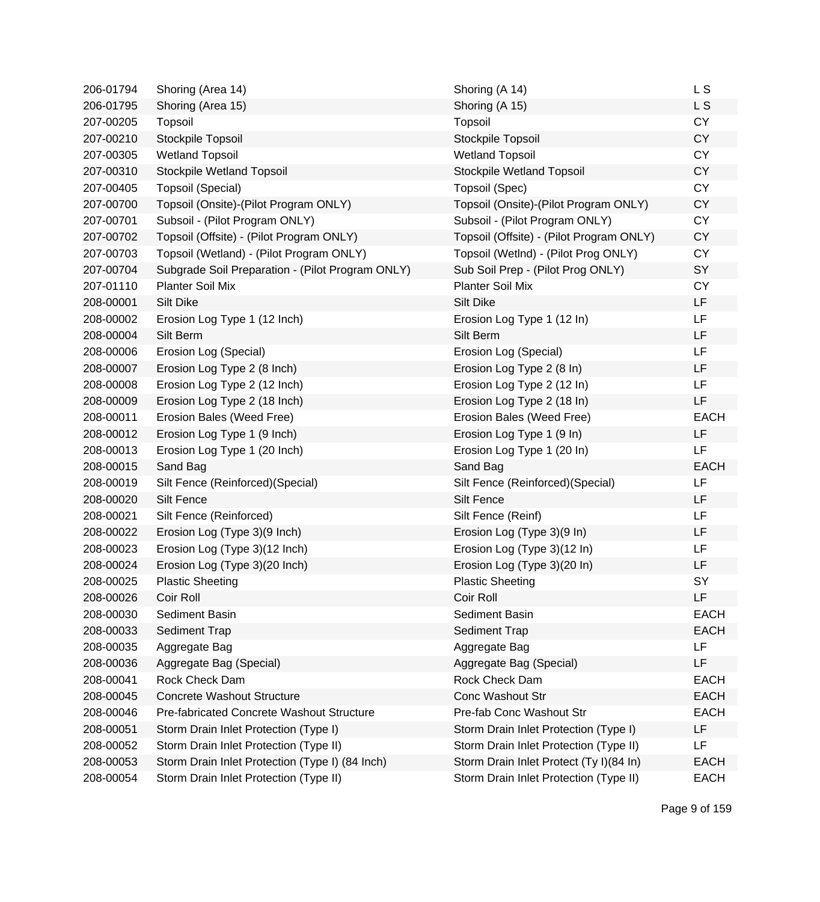| | | | |
|---|---|---|---|
| 206-01794 | Shoring (Area 14) | Shoring (A 14) | L S |
| 206-01795 | Shoring (Area 15) | Shoring (A 15) | L S |
| 207-00205 | Topsoil | Topsoil | CY |
| 207-00210 | Stockpile Topsoil | Stockpile Topsoil | CY |
| 207-00305 | Wetland Topsoil | Wetland Topsoil | CY |
| 207-00310 | Stockpile Wetland Topsoil | Stockpile Wetland Topsoil | CY |
| 207-00405 | Topsoil (Special) | Topsoil (Spec) | CY |
| 207-00700 | Topsoil (Onsite)-(Pilot Program ONLY) | Topsoil (Onsite)-(Pilot Program ONLY) | CY |
| 207-00701 | Subsoil - (Pilot Program ONLY) | Subsoil - (Pilot Program ONLY) | CY |
| 207-00702 | Topsoil (Offsite) - (Pilot Program ONLY) | Topsoil (Offsite) - (Pilot Program ONLY) | CY |
| 207-00703 | Topsoil (Wetland) - (Pilot Program ONLY) | Topsoil (Wetlnd) - (Pilot Prog ONLY) | CY |
| 207-00704 | Subgrade Soil Preparation - (Pilot Program ONLY) | Sub Soil Prep - (Pilot Prog ONLY) | SY |
| 207-01110 | Planter Soil Mix | Planter Soil Mix | CY |
| 208-00001 | Silt Dike | Silt Dike | LF |
| 208-00002 | Erosion Log Type 1 (12 Inch) | Erosion Log Type 1 (12 In) | LF |
| 208-00004 | Silt Berm | Silt Berm | LF |
| 208-00006 | Erosion Log (Special) | Erosion Log (Special) | LF |
| 208-00007 | Erosion Log Type 2 (8 Inch) | Erosion Log Type 2 (8 In) | LF |
| 208-00008 | Erosion Log Type 2 (12 Inch) | Erosion Log Type 2 (12 In) | LF |
| 208-00009 | Erosion Log Type 2 (18 Inch) | Erosion Log Type 2 (18 In) | LF |
| 208-00011 | Erosion Bales (Weed Free) | Erosion Bales (Weed Free) | EACH |
| 208-00012 | Erosion Log Type 1 (9 Inch) | Erosion Log Type 1 (9 In) | LF |
| 208-00013 | Erosion Log Type 1 (20 Inch) | Erosion Log Type 1 (20 In) | LF |
| 208-00015 | Sand Bag | Sand Bag | EACH |
| 208-00019 | Silt Fence (Reinforced)(Special) | Silt Fence (Reinforced)(Special) | LF |
| 208-00020 | Silt Fence | Silt Fence | LF |
| 208-00021 | Silt Fence (Reinforced) | Silt Fence (Reinf) | LF |
| 208-00022 | Erosion Log (Type 3)(9 Inch) | Erosion Log (Type 3)(9 In) | LF |
| 208-00023 | Erosion Log (Type 3)(12 Inch) | Erosion Log (Type 3)(12 In) | LF |
| 208-00024 | Erosion Log (Type 3)(20 Inch) | Erosion Log (Type 3)(20 In) | LF |
| 208-00025 | Plastic Sheeting | Plastic Sheeting | SY |
| 208-00026 | Coir Roll | Coir Roll | LF |
| 208-00030 | Sediment Basin | Sediment Basin | EACH |
| 208-00033 | Sediment Trap | Sediment Trap | EACH |
| 208-00035 | Aggregate Bag | Aggregate Bag | LF |
| 208-00036 | Aggregate Bag (Special) | Aggregate Bag (Special) | LF |
| 208-00041 | Rock Check Dam | Rock Check Dam | EACH |
| 208-00045 | Concrete Washout Structure | Conc Washout Str | EACH |
| 208-00046 | Pre-fabricated Concrete Washout Structure | Pre-fab Conc Washout Str | EACH |
| 208-00051 | Storm Drain Inlet Protection (Type I) | Storm Drain Inlet Protection (Type I) | LF |
| 208-00052 | Storm Drain Inlet Protection (Type II) | Storm Drain Inlet Protection (Type II) | LF |
| 208-00053 | Storm Drain Inlet Protection (Type I) (84 Inch) | Storm Drain Inlet Protect (Ty I)(84 In) | EACH |
| 208-00054 | Storm Drain Inlet Protection (Type II) | Storm Drain Inlet Protection (Type II) | EACH |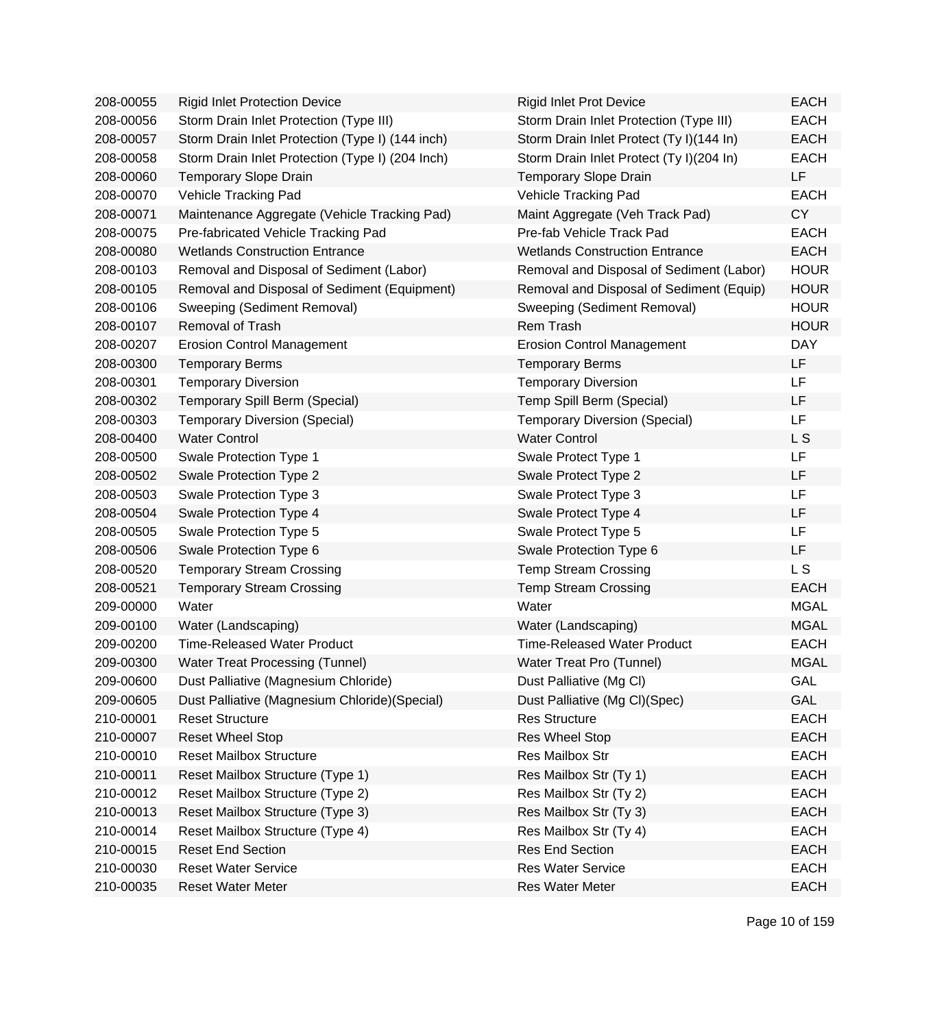| | | | |
|---|---|---|---|
| 208-00055 | Rigid Inlet Protection Device | Rigid Inlet Prot Device | EACH |
| 208-00056 | Storm Drain Inlet Protection (Type III) | Storm Drain Inlet Protection (Type III) | EACH |
| 208-00057 | Storm Drain Inlet Protection (Type I) (144 inch) | Storm Drain Inlet Protect (Ty I)(144 In) | EACH |
| 208-00058 | Storm Drain Inlet Protection (Type I) (204 Inch) | Storm Drain Inlet Protect (Ty I)(204 In) | EACH |
| 208-00060 | Temporary Slope Drain | Temporary Slope Drain | LF |
| 208-00070 | Vehicle Tracking Pad | Vehicle Tracking Pad | EACH |
| 208-00071 | Maintenance Aggregate (Vehicle Tracking Pad) | Maint Aggregate (Veh Track Pad) | CY |
| 208-00075 | Pre-fabricated Vehicle Tracking Pad | Pre-fab Vehicle Track Pad | EACH |
| 208-00080 | Wetlands Construction Entrance | Wetlands Construction Entrance | EACH |
| 208-00103 | Removal and Disposal of Sediment (Labor) | Removal and Disposal of Sediment (Labor) | HOUR |
| 208-00105 | Removal and Disposal of Sediment (Equipment) | Removal and Disposal of Sediment (Equip) | HOUR |
| 208-00106 | Sweeping (Sediment Removal) | Sweeping (Sediment Removal) | HOUR |
| 208-00107 | Removal of Trash | Rem Trash | HOUR |
| 208-00207 | Erosion Control Management | Erosion Control Management | DAY |
| 208-00300 | Temporary Berms | Temporary Berms | LF |
| 208-00301 | Temporary Diversion | Temporary Diversion | LF |
| 208-00302 | Temporary Spill Berm (Special) | Temp Spill Berm (Special) | LF |
| 208-00303 | Temporary Diversion (Special) | Temporary Diversion (Special) | LF |
| 208-00400 | Water Control | Water Control | L S |
| 208-00500 | Swale Protection Type 1 | Swale Protect Type 1 | LF |
| 208-00502 | Swale Protection Type 2 | Swale Protect Type 2 | LF |
| 208-00503 | Swale Protection Type 3 | Swale Protect Type 3 | LF |
| 208-00504 | Swale Protection Type 4 | Swale Protect Type 4 | LF |
| 208-00505 | Swale Protection Type 5 | Swale Protect Type 5 | LF |
| 208-00506 | Swale Protection Type 6 | Swale Protection Type 6 | LF |
| 208-00520 | Temporary Stream Crossing | Temp Stream Crossing | L S |
| 208-00521 | Temporary Stream Crossing | Temp Stream Crossing | EACH |
| 209-00000 | Water | Water | MGAL |
| 209-00100 | Water (Landscaping) | Water (Landscaping) | MGAL |
| 209-00200 | Time-Released Water Product | Time-Released Water Product | EACH |
| 209-00300 | Water Treat Processing (Tunnel) | Water Treat Pro (Tunnel) | MGAL |
| 209-00600 | Dust Palliative (Magnesium Chloride) | Dust Palliative (Mg Cl) | GAL |
| 209-00605 | Dust Palliative (Magnesium Chloride)(Special) | Dust Palliative (Mg Cl)(Spec) | GAL |
| 210-00001 | Reset Structure | Res Structure | EACH |
| 210-00007 | Reset Wheel Stop | Res Wheel Stop | EACH |
| 210-00010 | Reset Mailbox Structure | Res Mailbox Str | EACH |
| 210-00011 | Reset Mailbox Structure (Type 1) | Res Mailbox Str (Ty 1) | EACH |
| 210-00012 | Reset Mailbox Structure (Type 2) | Res Mailbox Str (Ty 2) | EACH |
| 210-00013 | Reset Mailbox Structure (Type 3) | Res Mailbox Str (Ty 3) | EACH |
| 210-00014 | Reset Mailbox Structure (Type 4) | Res Mailbox Str (Ty 4) | EACH |
| 210-00015 | Reset End Section | Res End Section | EACH |
| 210-00030 | Reset Water Service | Res Water Service | EACH |
| 210-00035 | Reset Water Meter | Res Water Meter | EACH |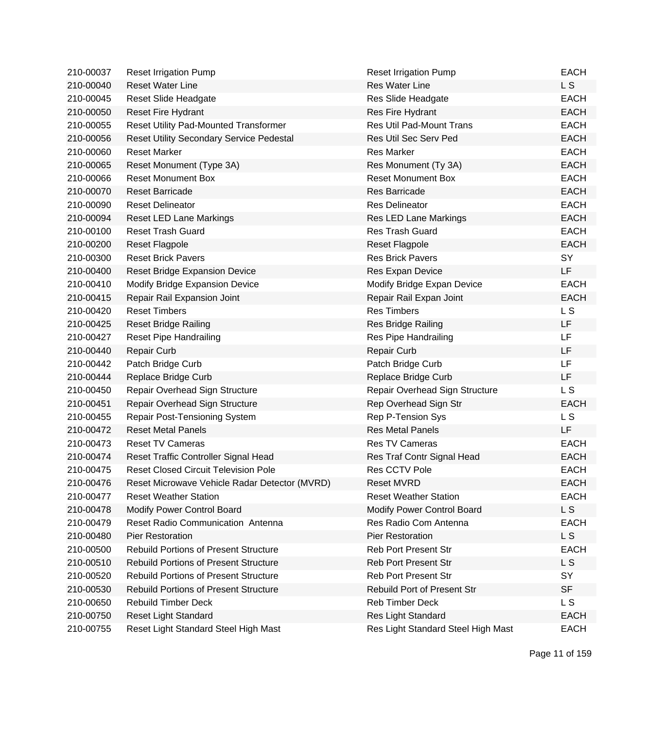| | | | |
|---|---|---|---|
| 210-00037 | Reset Irrigation Pump | Reset Irrigation Pump | EACH |
| 210-00040 | Reset Water Line | Res Water Line | L S |
| 210-00045 | Reset Slide Headgate | Res Slide Headgate | EACH |
| 210-00050 | Reset Fire Hydrant | Res Fire Hydrant | EACH |
| 210-00055 | Reset Utility Pad-Mounted Transformer | Res Util Pad-Mount Trans | EACH |
| 210-00056 | Reset Utility Secondary Service Pedestal | Res Util Sec Serv Ped | EACH |
| 210-00060 | Reset Marker | Res Marker | EACH |
| 210-00065 | Reset Monument (Type 3A) | Res Monument (Ty 3A) | EACH |
| 210-00066 | Reset Monument Box | Reset Monument Box | EACH |
| 210-00070 | Reset Barricade | Res Barricade | EACH |
| 210-00090 | Reset Delineator | Res Delineator | EACH |
| 210-00094 | Reset LED Lane Markings | Res LED Lane Markings | EACH |
| 210-00100 | Reset Trash Guard | Res Trash Guard | EACH |
| 210-00200 | Reset Flagpole | Reset Flagpole | EACH |
| 210-00300 | Reset Brick Pavers | Res Brick Pavers | SY |
| 210-00400 | Reset Bridge Expansion Device | Res Expan Device | LF |
| 210-00410 | Modify Bridge Expansion Device | Modify Bridge Expan Device | EACH |
| 210-00415 | Repair Rail Expansion Joint | Repair Rail Expan Joint | EACH |
| 210-00420 | Reset Timbers | Res Timbers | L S |
| 210-00425 | Reset Bridge Railing | Res Bridge Railing | LF |
| 210-00427 | Reset Pipe Handrailing | Res Pipe Handrailing | LF |
| 210-00440 | Repair Curb | Repair Curb | LF |
| 210-00442 | Patch Bridge Curb | Patch Bridge Curb | LF |
| 210-00444 | Replace Bridge Curb | Replace Bridge Curb | LF |
| 210-00450 | Repair Overhead Sign Structure | Repair Overhead Sign Structure | L S |
| 210-00451 | Repair Overhead Sign Structure | Rep Overhead Sign Str | EACH |
| 210-00455 | Repair Post-Tensioning System | Rep P-Tension Sys | L S |
| 210-00472 | Reset Metal Panels | Res Metal Panels | LF |
| 210-00473 | Reset TV Cameras | Res TV Cameras | EACH |
| 210-00474 | Reset Traffic Controller Signal Head | Res Traf Contr Signal Head | EACH |
| 210-00475 | Reset Closed Circuit Television Pole | Res CCTV Pole | EACH |
| 210-00476 | Reset Microwave Vehicle Radar Detector (MVRD) | Reset MVRD | EACH |
| 210-00477 | Reset Weather Station | Reset Weather Station | EACH |
| 210-00478 | Modify Power Control Board | Modify Power Control Board | L S |
| 210-00479 | Reset Radio Communication Antenna | Res Radio Com Antenna | EACH |
| 210-00480 | Pier Restoration | Pier Restoration | L S |
| 210-00500 | Rebuild Portions of Present Structure | Reb Port Present Str | EACH |
| 210-00510 | Rebuild Portions of Present Structure | Reb Port Present Str | L S |
| 210-00520 | Rebuild Portions of Present Structure | Reb Port Present Str | SY |
| 210-00530 | Rebuild Portions of Present Structure | Rebuild Port of Present Str | SF |
| 210-00650 | Rebuild Timber Deck | Reb Timber Deck | L S |
| 210-00750 | Reset Light Standard | Res Light Standard | EACH |
| 210-00755 | Reset Light Standard Steel High Mast | Res Light Standard Steel High Mast | EACH |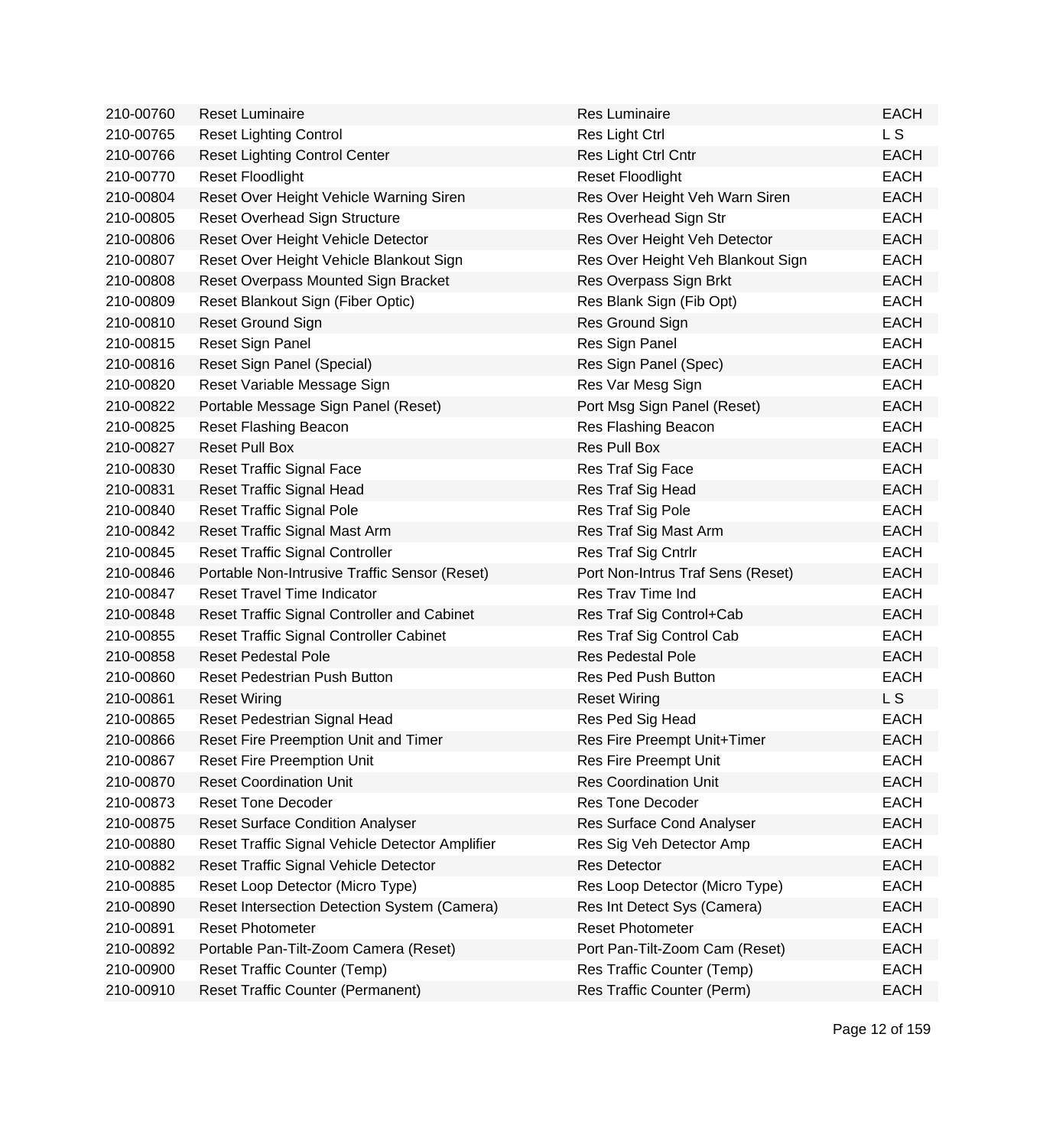| | | | |
|---|---|---|---|
| 210-00760 | Reset Luminaire | Res Luminaire | EACH |
| 210-00765 | Reset Lighting Control | Res Light Ctrl | L S |
| 210-00766 | Reset Lighting Control Center | Res Light Ctrl Cntr | EACH |
| 210-00770 | Reset Floodlight | Reset Floodlight | EACH |
| 210-00804 | Reset Over Height Vehicle Warning Siren | Res Over Height Veh Warn Siren | EACH |
| 210-00805 | Reset Overhead Sign Structure | Res Overhead Sign Str | EACH |
| 210-00806 | Reset Over Height Vehicle Detector | Res Over Height Veh Detector | EACH |
| 210-00807 | Reset Over Height Vehicle Blankout Sign | Res Over Height Veh Blankout Sign | EACH |
| 210-00808 | Reset Overpass Mounted Sign Bracket | Res Overpass Sign Brkt | EACH |
| 210-00809 | Reset Blankout Sign (Fiber Optic) | Res Blank Sign (Fib Opt) | EACH |
| 210-00810 | Reset Ground Sign | Res Ground Sign | EACH |
| 210-00815 | Reset Sign Panel | Res Sign Panel | EACH |
| 210-00816 | Reset Sign Panel (Special) | Res Sign Panel (Spec) | EACH |
| 210-00820 | Reset Variable Message Sign | Res Var Mesg Sign | EACH |
| 210-00822 | Portable Message Sign Panel (Reset) | Port Msg Sign Panel (Reset) | EACH |
| 210-00825 | Reset Flashing Beacon | Res Flashing Beacon | EACH |
| 210-00827 | Reset Pull Box | Res Pull Box | EACH |
| 210-00830 | Reset Traffic Signal Face | Res Traf Sig Face | EACH |
| 210-00831 | Reset Traffic Signal Head | Res Traf Sig Head | EACH |
| 210-00840 | Reset Traffic Signal Pole | Res Traf Sig Pole | EACH |
| 210-00842 | Reset Traffic Signal Mast Arm | Res Traf Sig Mast Arm | EACH |
| 210-00845 | Reset Traffic Signal Controller | Res Traf Sig Cntrlr | EACH |
| 210-00846 | Portable Non-Intrusive Traffic Sensor (Reset) | Port Non-Intrus Traf Sens (Reset) | EACH |
| 210-00847 | Reset Travel Time Indicator | Res Trav Time Ind | EACH |
| 210-00848 | Reset Traffic Signal Controller and Cabinet | Res Traf Sig Control+Cab | EACH |
| 210-00855 | Reset Traffic Signal Controller Cabinet | Res Traf Sig Control Cab | EACH |
| 210-00858 | Reset Pedestal Pole | Res Pedestal Pole | EACH |
| 210-00860 | Reset Pedestrian Push Button | Res Ped Push Button | EACH |
| 210-00861 | Reset Wiring | Reset Wiring | L S |
| 210-00865 | Reset Pedestrian Signal Head | Res Ped Sig Head | EACH |
| 210-00866 | Reset Fire Preemption Unit and Timer | Res Fire Preempt Unit+Timer | EACH |
| 210-00867 | Reset Fire Preemption Unit | Res Fire Preempt Unit | EACH |
| 210-00870 | Reset Coordination Unit | Res Coordination Unit | EACH |
| 210-00873 | Reset Tone Decoder | Res Tone Decoder | EACH |
| 210-00875 | Reset Surface Condition Analyser | Res Surface Cond Analyser | EACH |
| 210-00880 | Reset Traffic Signal Vehicle Detector Amplifier | Res Sig Veh Detector Amp | EACH |
| 210-00882 | Reset Traffic Signal Vehicle Detector | Res Detector | EACH |
| 210-00885 | Reset Loop Detector (Micro Type) | Res Loop Detector (Micro Type) | EACH |
| 210-00890 | Reset Intersection Detection System (Camera) | Res Int Detect Sys (Camera) | EACH |
| 210-00891 | Reset Photometer | Reset Photometer | EACH |
| 210-00892 | Portable Pan-Tilt-Zoom Camera (Reset) | Port Pan-Tilt-Zoom Cam (Reset) | EACH |
| 210-00900 | Reset Traffic Counter (Temp) | Res Traffic Counter (Temp) | EACH |
| 210-00910 | Reset Traffic Counter (Permanent) | Res Traffic Counter (Perm) | EACH |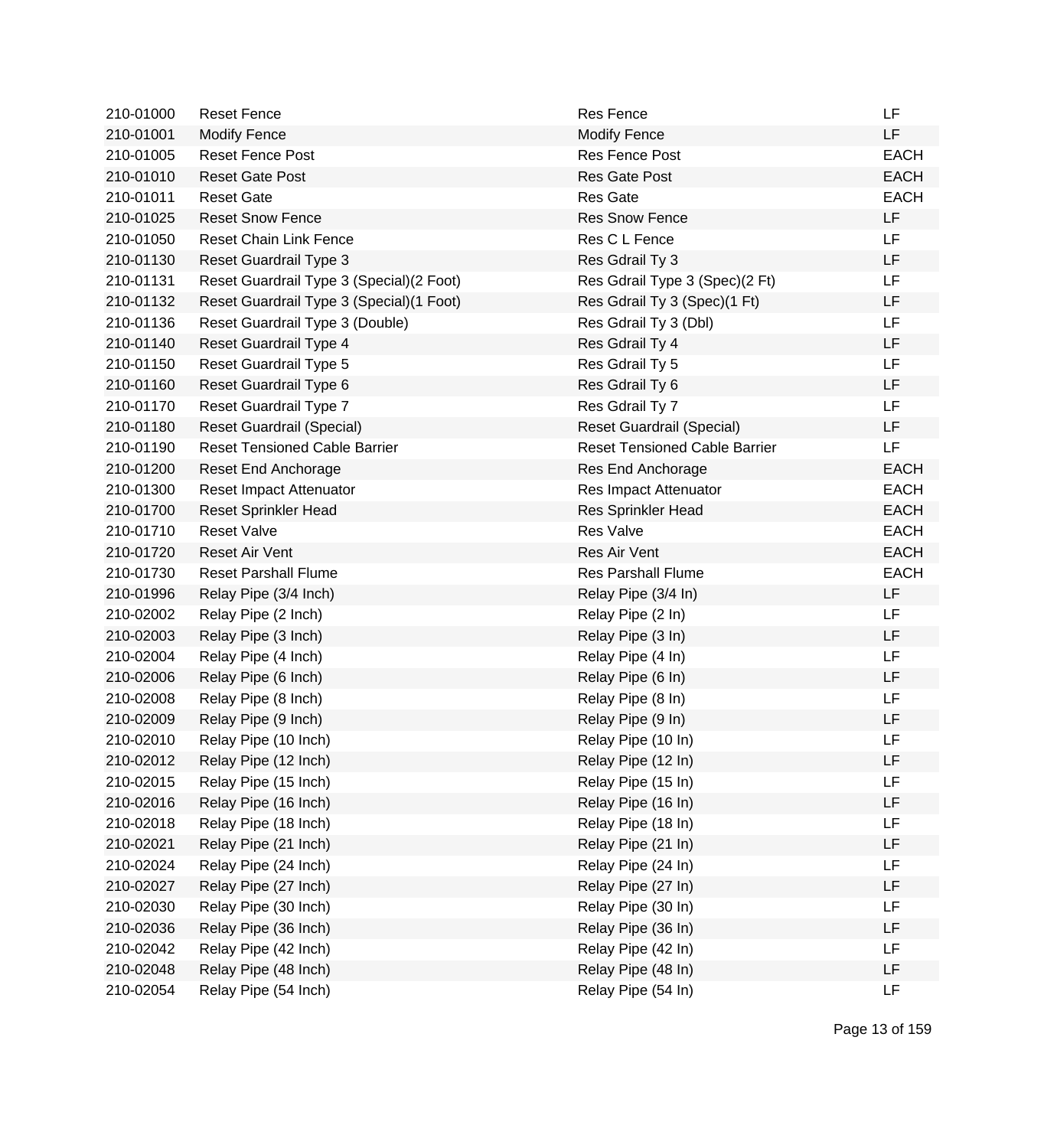| | | | |
|---|---|---|---|
| 210-01000 | Reset Fence | Res Fence | LF |
| 210-01001 | Modify Fence | Modify Fence | LF |
| 210-01005 | Reset Fence Post | Res Fence Post | EACH |
| 210-01010 | Reset Gate Post | Res Gate Post | EACH |
| 210-01011 | Reset Gate | Res Gate | EACH |
| 210-01025 | Reset Snow Fence | Res Snow Fence | LF |
| 210-01050 | Reset Chain Link Fence | Res C L Fence | LF |
| 210-01130 | Reset Guardrail Type 3 | Res Gdrail Ty 3 | LF |
| 210-01131 | Reset Guardrail Type 3 (Special)(2 Foot) | Res Gdrail Type 3 (Spec)(2 Ft) | LF |
| 210-01132 | Reset Guardrail Type 3 (Special)(1 Foot) | Res Gdrail Ty 3 (Spec)(1 Ft) | LF |
| 210-01136 | Reset Guardrail Type 3 (Double) | Res Gdrail Ty 3 (Dbl) | LF |
| 210-01140 | Reset Guardrail Type 4 | Res Gdrail Ty 4 | LF |
| 210-01150 | Reset Guardrail Type 5 | Res Gdrail Ty 5 | LF |
| 210-01160 | Reset Guardrail Type 6 | Res Gdrail Ty 6 | LF |
| 210-01170 | Reset Guardrail Type 7 | Res Gdrail Ty 7 | LF |
| 210-01180 | Reset Guardrail (Special) | Reset Guardrail (Special) | LF |
| 210-01190 | Reset Tensioned Cable Barrier | Reset Tensioned Cable Barrier | LF |
| 210-01200 | Reset End Anchorage | Res End Anchorage | EACH |
| 210-01300 | Reset Impact Attenuator | Res Impact Attenuator | EACH |
| 210-01700 | Reset Sprinkler Head | Res Sprinkler Head | EACH |
| 210-01710 | Reset Valve | Res Valve | EACH |
| 210-01720 | Reset Air Vent | Res Air Vent | EACH |
| 210-01730 | Reset Parshall Flume | Res Parshall Flume | EACH |
| 210-01996 | Relay Pipe (3/4 Inch) | Relay Pipe (3/4 In) | LF |
| 210-02002 | Relay Pipe (2 Inch) | Relay Pipe (2 In) | LF |
| 210-02003 | Relay Pipe (3 Inch) | Relay Pipe (3 In) | LF |
| 210-02004 | Relay Pipe (4 Inch) | Relay Pipe (4 In) | LF |
| 210-02006 | Relay Pipe (6 Inch) | Relay Pipe (6 In) | LF |
| 210-02008 | Relay Pipe (8 Inch) | Relay Pipe (8 In) | LF |
| 210-02009 | Relay Pipe (9 Inch) | Relay Pipe (9 In) | LF |
| 210-02010 | Relay Pipe (10 Inch) | Relay Pipe (10 In) | LF |
| 210-02012 | Relay Pipe (12 Inch) | Relay Pipe (12 In) | LF |
| 210-02015 | Relay Pipe (15 Inch) | Relay Pipe (15 In) | LF |
| 210-02016 | Relay Pipe (16 Inch) | Relay Pipe (16 In) | LF |
| 210-02018 | Relay Pipe (18 Inch) | Relay Pipe (18 In) | LF |
| 210-02021 | Relay Pipe (21 Inch) | Relay Pipe (21 In) | LF |
| 210-02024 | Relay Pipe (24 Inch) | Relay Pipe (24 In) | LF |
| 210-02027 | Relay Pipe (27 Inch) | Relay Pipe (27 In) | LF |
| 210-02030 | Relay Pipe (30 Inch) | Relay Pipe (30 In) | LF |
| 210-02036 | Relay Pipe (36 Inch) | Relay Pipe (36 In) | LF |
| 210-02042 | Relay Pipe (42 Inch) | Relay Pipe (42 In) | LF |
| 210-02048 | Relay Pipe (48 Inch) | Relay Pipe (48 In) | LF |
| 210-02054 | Relay Pipe (54 Inch) | Relay Pipe (54 In) | LF |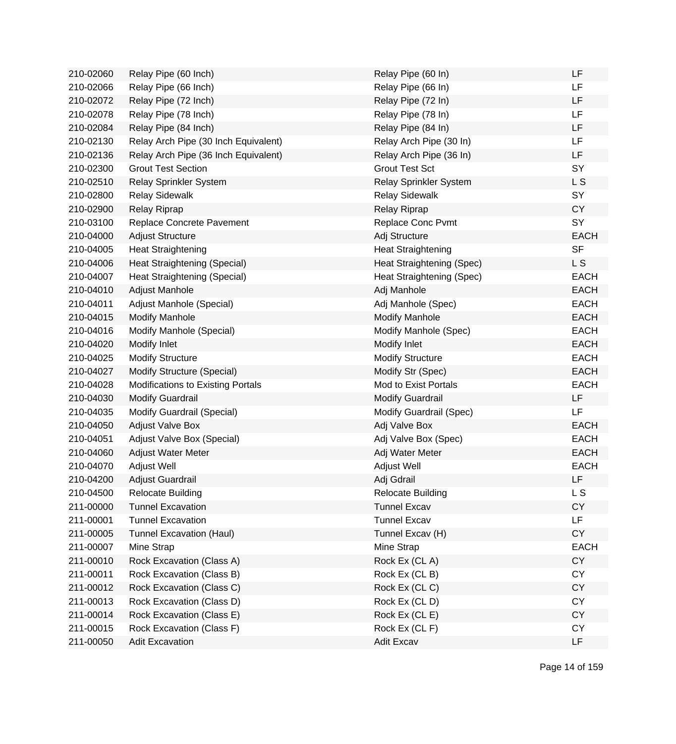| | | | |
|---|---|---|---|
| 210-02060 | Relay Pipe (60 Inch) | Relay Pipe (60 In) | LF |
| 210-02066 | Relay Pipe (66 Inch) | Relay Pipe (66 In) | LF |
| 210-02072 | Relay Pipe (72 Inch) | Relay Pipe (72 In) | LF |
| 210-02078 | Relay Pipe (78 Inch) | Relay Pipe (78 In) | LF |
| 210-02084 | Relay Pipe (84 Inch) | Relay Pipe (84 In) | LF |
| 210-02130 | Relay Arch Pipe (30 Inch Equivalent) | Relay Arch Pipe (30 In) | LF |
| 210-02136 | Relay Arch Pipe (36 Inch Equivalent) | Relay Arch Pipe (36 In) | LF |
| 210-02300 | Grout Test Section | Grout Test Sct | SY |
| 210-02510 | Relay Sprinkler System | Relay Sprinkler System | L S |
| 210-02800 | Relay Sidewalk | Relay Sidewalk | SY |
| 210-02900 | Relay Riprap | Relay Riprap | CY |
| 210-03100 | Replace Concrete Pavement | Replace Conc Pvmt | SY |
| 210-04000 | Adjust Structure | Adj Structure | EACH |
| 210-04005 | Heat Straightening | Heat Straightening | SF |
| 210-04006 | Heat Straightening (Special) | Heat Straightening (Spec) | L S |
| 210-04007 | Heat Straightening (Special) | Heat Straightening (Spec) | EACH |
| 210-04010 | Adjust Manhole | Adj Manhole | EACH |
| 210-04011 | Adjust Manhole (Special) | Adj Manhole (Spec) | EACH |
| 210-04015 | Modify Manhole | Modify Manhole | EACH |
| 210-04016 | Modify Manhole (Special) | Modify Manhole (Spec) | EACH |
| 210-04020 | Modify Inlet | Modify Inlet | EACH |
| 210-04025 | Modify Structure | Modify Structure | EACH |
| 210-04027 | Modify Structure (Special) | Modify Str (Spec) | EACH |
| 210-04028 | Modifications to Existing Portals | Mod to Exist Portals | EACH |
| 210-04030 | Modify Guardrail | Modify Guardrail | LF |
| 210-04035 | Modify Guardrail (Special) | Modify Guardrail (Spec) | LF |
| 210-04050 | Adjust Valve Box | Adj Valve Box | EACH |
| 210-04051 | Adjust Valve Box (Special) | Adj Valve Box (Spec) | EACH |
| 210-04060 | Adjust Water Meter | Adj Water Meter | EACH |
| 210-04070 | Adjust Well | Adjust Well | EACH |
| 210-04200 | Adjust Guardrail | Adj Gdrail | LF |
| 210-04500 | Relocate Building | Relocate Building | L S |
| 211-00000 | Tunnel Excavation | Tunnel Excav | CY |
| 211-00001 | Tunnel Excavation | Tunnel Excav | LF |
| 211-00005 | Tunnel Excavation (Haul) | Tunnel Excav (H) | CY |
| 211-00007 | Mine Strap | Mine Strap | EACH |
| 211-00010 | Rock Excavation (Class A) | Rock Ex (CL A) | CY |
| 211-00011 | Rock Excavation (Class B) | Rock Ex (CL B) | CY |
| 211-00012 | Rock Excavation (Class C) | Rock Ex (CL C) | CY |
| 211-00013 | Rock Excavation (Class D) | Rock Ex (CL D) | CY |
| 211-00014 | Rock Excavation (Class E) | Rock Ex (CL E) | CY |
| 211-00015 | Rock Excavation (Class F) | Rock Ex (CL F) | CY |
| 211-00050 | Adit Excavation | Adit Excav | LF |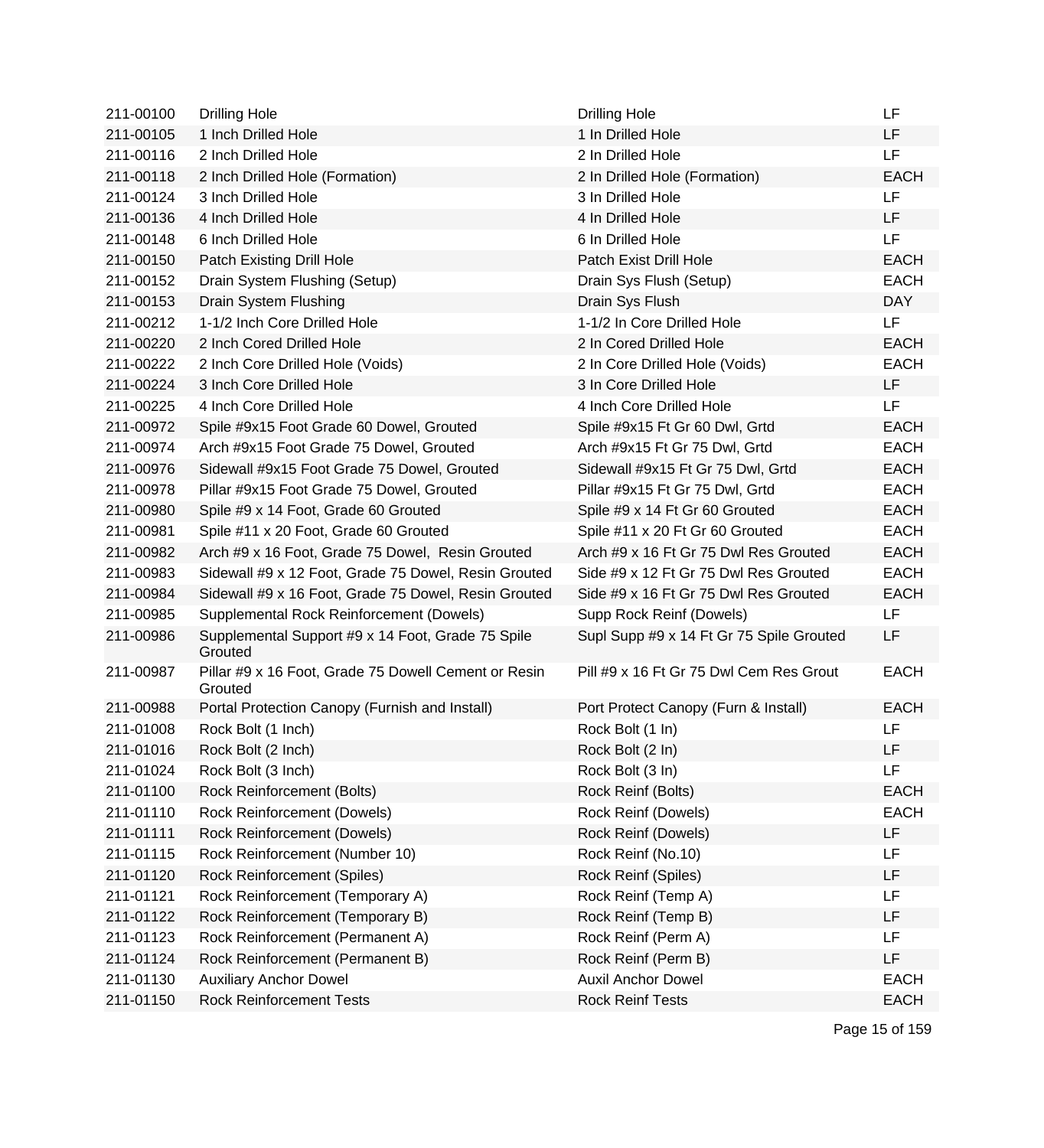| | | | |
|---|---|---|---|
| 211-00100 | Drilling Hole | Drilling Hole | LF |
| 211-00105 | 1 Inch Drilled Hole | 1 In Drilled Hole | LF |
| 211-00116 | 2 Inch Drilled Hole | 2 In Drilled Hole | LF |
| 211-00118 | 2 Inch Drilled Hole (Formation) | 2 In Drilled Hole (Formation) | EACH |
| 211-00124 | 3 Inch Drilled Hole | 3 In Drilled Hole | LF |
| 211-00136 | 4 Inch Drilled Hole | 4 In Drilled Hole | LF |
| 211-00148 | 6 Inch Drilled Hole | 6 In Drilled Hole | LF |
| 211-00150 | Patch Existing Drill Hole | Patch Exist Drill Hole | EACH |
| 211-00152 | Drain System Flushing (Setup) | Drain Sys Flush (Setup) | EACH |
| 211-00153 | Drain System Flushing | Drain Sys Flush | DAY |
| 211-00212 | 1-1/2 Inch Core Drilled Hole | 1-1/2 In Core Drilled Hole | LF |
| 211-00220 | 2 Inch Cored Drilled Hole | 2 In Cored Drilled Hole | EACH |
| 211-00222 | 2 Inch Core Drilled Hole (Voids) | 2 In Core Drilled Hole (Voids) | EACH |
| 211-00224 | 3 Inch Core Drilled Hole | 3 In Core Drilled Hole | LF |
| 211-00225 | 4 Inch Core Drilled Hole | 4 Inch Core Drilled Hole | LF |
| 211-00972 | Spile #9x15 Foot Grade 60 Dowel, Grouted | Spile #9x15 Ft Gr 60 Dwl, Grtd | EACH |
| 211-00974 | Arch #9x15 Foot Grade 75 Dowel, Grouted | Arch #9x15 Ft Gr 75 Dwl, Grtd | EACH |
| 211-00976 | Sidewall #9x15 Foot Grade 75 Dowel, Grouted | Sidewall #9x15 Ft Gr 75 Dwl, Grtd | EACH |
| 211-00978 | Pillar #9x15 Foot Grade 75 Dowel, Grouted | Pillar #9x15 Ft Gr 75 Dwl, Grtd | EACH |
| 211-00980 | Spile #9 x 14 Foot, Grade 60 Grouted | Spile #9 x 14 Ft Gr 60 Grouted | EACH |
| 211-00981 | Spile #11 x 20 Foot, Grade 60 Grouted | Spile #11 x 20 Ft Gr 60 Grouted | EACH |
| 211-00982 | Arch #9 x 16 Foot, Grade 75 Dowel, Resin Grouted | Arch #9 x 16 Ft Gr 75 Dwl Res Grouted | EACH |
| 211-00983 | Sidewall #9 x 12 Foot, Grade 75 Dowel, Resin Grouted | Side #9 x 12 Ft Gr 75 Dwl Res Grouted | EACH |
| 211-00984 | Sidewall #9 x 16 Foot, Grade 75 Dowel, Resin Grouted | Side #9 x 16 Ft Gr 75 Dwl Res Grouted | EACH |
| 211-00985 | Supplemental Rock Reinforcement (Dowels) | Supp Rock Reinf (Dowels) | LF |
| 211-00986 | Supplemental Support #9 x 14 Foot, Grade 75 Spile Grouted | Supl Supp #9 x 14 Ft Gr 75 Spile Grouted | LF |
| 211-00987 | Pillar #9 x 16 Foot, Grade 75 Dowell Cement or Resin Grouted | Pill #9 x 16 Ft Gr 75 Dwl Cem Res Grout | EACH |
| 211-00988 | Portal Protection Canopy (Furnish and Install) | Port Protect Canopy (Furn & Install) | EACH |
| 211-01008 | Rock Bolt (1 Inch) | Rock Bolt (1 In) | LF |
| 211-01016 | Rock Bolt (2 Inch) | Rock Bolt (2 In) | LF |
| 211-01024 | Rock Bolt (3 Inch) | Rock Bolt (3 In) | LF |
| 211-01100 | Rock Reinforcement (Bolts) | Rock Reinf (Bolts) | EACH |
| 211-01110 | Rock Reinforcement (Dowels) | Rock Reinf (Dowels) | EACH |
| 211-01111 | Rock Reinforcement (Dowels) | Rock Reinf (Dowels) | LF |
| 211-01115 | Rock Reinforcement (Number 10) | Rock Reinf (No.10) | LF |
| 211-01120 | Rock Reinforcement (Spiles) | Rock Reinf (Spiles) | LF |
| 211-01121 | Rock Reinforcement (Temporary A) | Rock Reinf (Temp A) | LF |
| 211-01122 | Rock Reinforcement (Temporary B) | Rock Reinf (Temp B) | LF |
| 211-01123 | Rock Reinforcement (Permanent A) | Rock Reinf (Perm A) | LF |
| 211-01124 | Rock Reinforcement (Permanent B) | Rock Reinf (Perm B) | LF |
| 211-01130 | Auxiliary Anchor Dowel | Auxil Anchor Dowel | EACH |
| 211-01150 | Rock Reinforcement Tests | Rock Reinf Tests | EACH |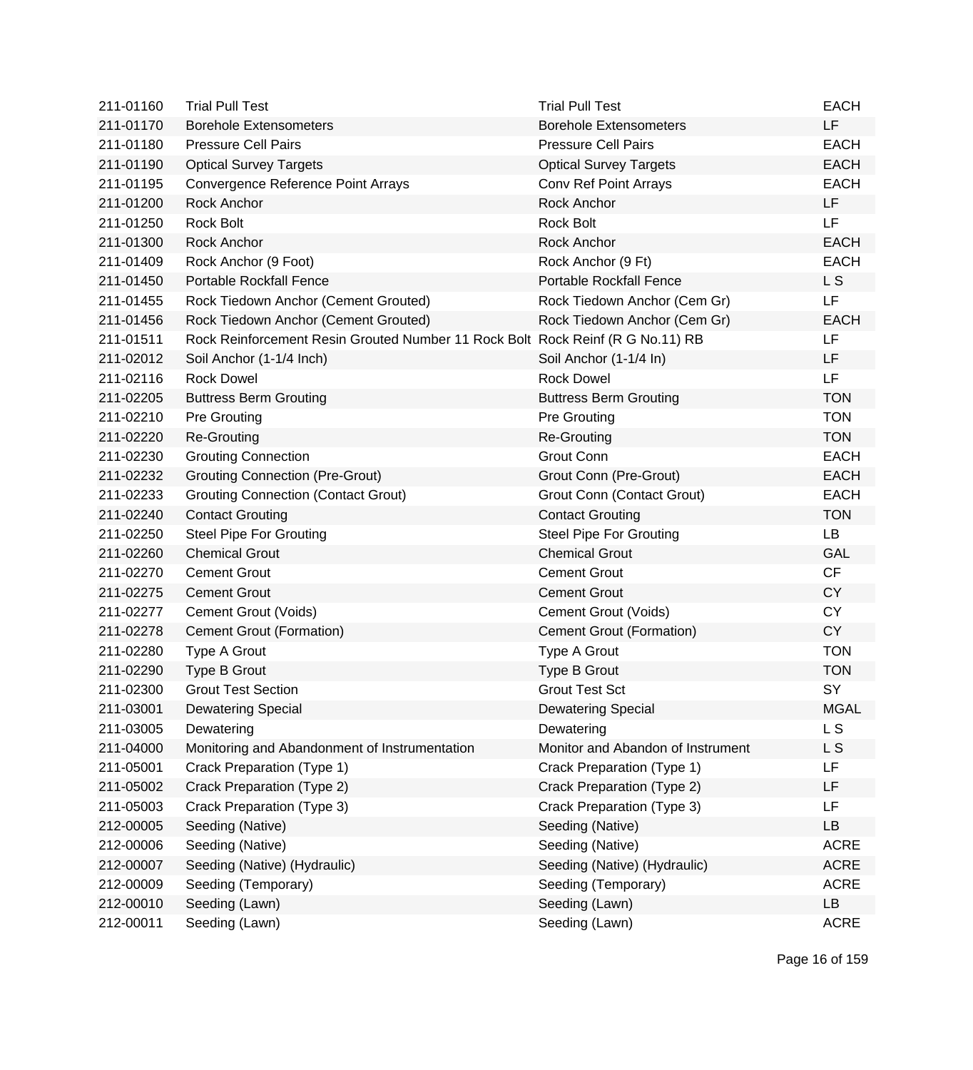| | | | |
|---|---|---|---|
| 211-01160 | Trial Pull Test | Trial Pull Test | EACH |
| 211-01170 | Borehole Extensometers | Borehole Extensometers | LF |
| 211-01180 | Pressure Cell Pairs | Pressure Cell Pairs | EACH |
| 211-01190 | Optical Survey Targets | Optical Survey Targets | EACH |
| 211-01195 | Convergence Reference Point Arrays | Conv Ref Point Arrays | EACH |
| 211-01200 | Rock Anchor | Rock Anchor | LF |
| 211-01250 | Rock Bolt | Rock Bolt | LF |
| 211-01300 | Rock Anchor | Rock Anchor | EACH |
| 211-01409 | Rock Anchor (9 Foot) | Rock Anchor (9 Ft) | EACH |
| 211-01450 | Portable Rockfall Fence | Portable Rockfall Fence | L S |
| 211-01455 | Rock Tiedown Anchor (Cement Grouted) | Rock Tiedown Anchor (Cem Gr) | LF |
| 211-01456 | Rock Tiedown Anchor (Cement Grouted) | Rock Tiedown Anchor (Cem Gr) | EACH |
| 211-01511 | Rock Reinforcement Resin Grouted Number 11 Rock Bolt | Rock Reinf (R G No.11) RB | LF |
| 211-02012 | Soil Anchor (1-1/4 Inch) | Soil Anchor (1-1/4 In) | LF |
| 211-02116 | Rock Dowel | Rock Dowel | LF |
| 211-02205 | Buttress Berm Grouting | Buttress Berm Grouting | TON |
| 211-02210 | Pre Grouting | Pre Grouting | TON |
| 211-02220 | Re-Grouting | Re-Grouting | TON |
| 211-02230 | Grouting Connection | Grout Conn | EACH |
| 211-02232 | Grouting Connection (Pre-Grout) | Grout Conn (Pre-Grout) | EACH |
| 211-02233 | Grouting Connection (Contact Grout) | Grout Conn (Contact Grout) | EACH |
| 211-02240 | Contact Grouting | Contact Grouting | TON |
| 211-02250 | Steel Pipe For Grouting | Steel Pipe For Grouting | LB |
| 211-02260 | Chemical Grout | Chemical Grout | GAL |
| 211-02270 | Cement Grout | Cement Grout | CF |
| 211-02275 | Cement Grout | Cement Grout | CY |
| 211-02277 | Cement Grout (Voids) | Cement Grout (Voids) | CY |
| 211-02278 | Cement Grout (Formation) | Cement Grout (Formation) | CY |
| 211-02280 | Type A Grout | Type A Grout | TON |
| 211-02290 | Type B Grout | Type B Grout | TON |
| 211-02300 | Grout Test Section | Grout Test Sct | SY |
| 211-03001 | Dewatering Special | Dewatering Special | MGAL |
| 211-03005 | Dewatering | Dewatering | L S |
| 211-04000 | Monitoring and Abandonment of Instrumentation | Monitor and Abandon of Instrument | L S |
| 211-05001 | Crack Preparation (Type 1) | Crack Preparation (Type 1) | LF |
| 211-05002 | Crack Preparation (Type 2) | Crack Preparation (Type 2) | LF |
| 211-05003 | Crack Preparation (Type 3) | Crack Preparation (Type 3) | LF |
| 212-00005 | Seeding (Native) | Seeding (Native) | LB |
| 212-00006 | Seeding (Native) | Seeding (Native) | ACRE |
| 212-00007 | Seeding (Native) (Hydraulic) | Seeding (Native) (Hydraulic) | ACRE |
| 212-00009 | Seeding (Temporary) | Seeding (Temporary) | ACRE |
| 212-00010 | Seeding (Lawn) | Seeding (Lawn) | LB |
| 212-00011 | Seeding (Lawn) | Seeding (Lawn) | ACRE |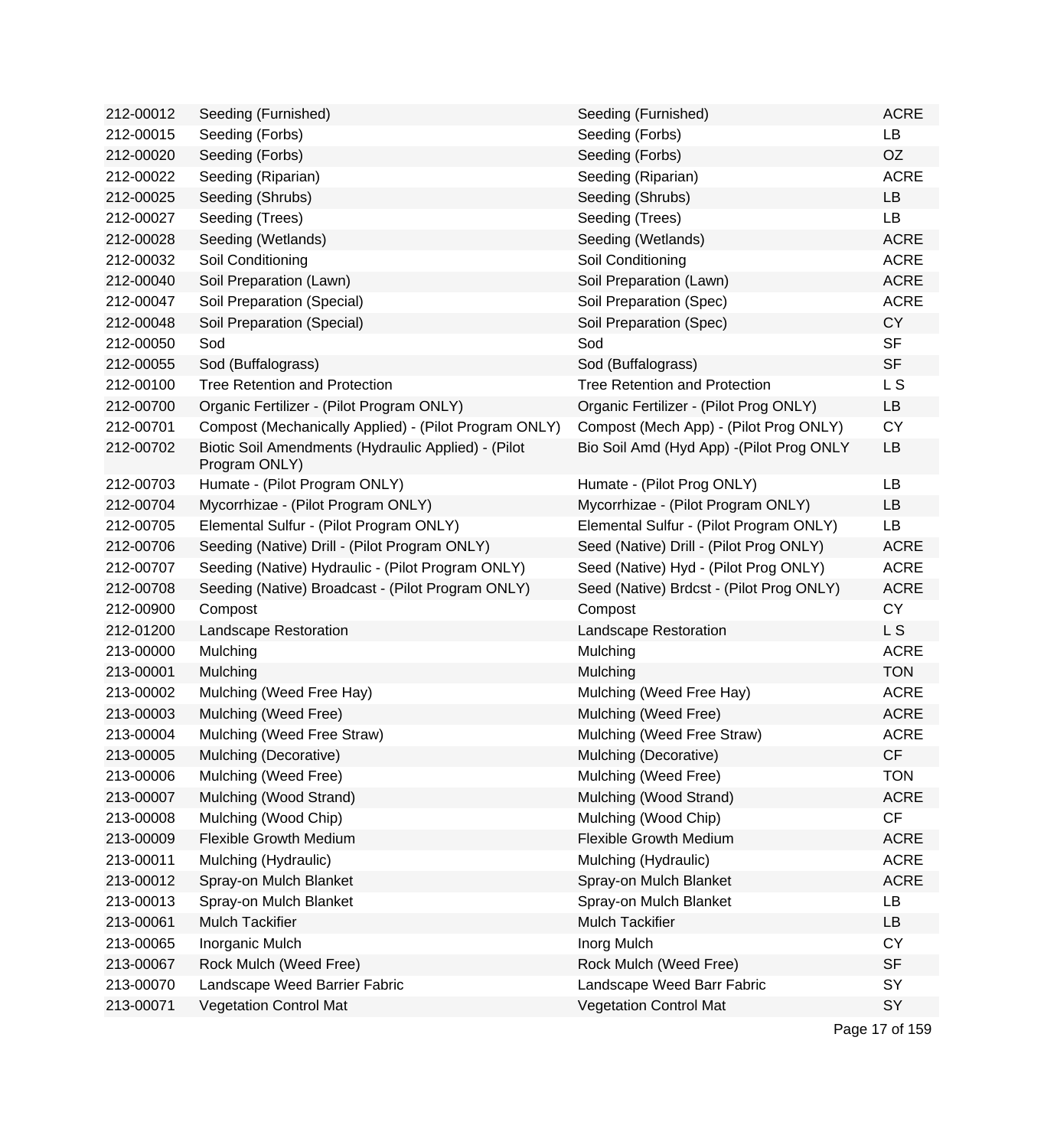| | | | |
|---|---|---|---|
| 212-00012 | Seeding (Furnished) | Seeding (Furnished) | ACRE |
| 212-00015 | Seeding (Forbs) | Seeding (Forbs) | LB |
| 212-00020 | Seeding (Forbs) | Seeding (Forbs) | OZ |
| 212-00022 | Seeding (Riparian) | Seeding (Riparian) | ACRE |
| 212-00025 | Seeding (Shrubs) | Seeding (Shrubs) | LB |
| 212-00027 | Seeding (Trees) | Seeding (Trees) | LB |
| 212-00028 | Seeding (Wetlands) | Seeding (Wetlands) | ACRE |
| 212-00032 | Soil Conditioning | Soil Conditioning | ACRE |
| 212-00040 | Soil Preparation (Lawn) | Soil Preparation (Lawn) | ACRE |
| 212-00047 | Soil Preparation (Special) | Soil Preparation (Spec) | ACRE |
| 212-00048 | Soil Preparation (Special) | Soil Preparation (Spec) | CY |
| 212-00050 | Sod | Sod | SF |
| 212-00055 | Sod (Buffalograss) | Sod (Buffalograss) | SF |
| 212-00100 | Tree Retention and Protection | Tree Retention and Protection | L S |
| 212-00700 | Organic Fertilizer - (Pilot Program ONLY) | Organic Fertilizer - (Pilot Prog ONLY) | LB |
| 212-00701 | Compost (Mechanically Applied) - (Pilot Program ONLY) | Compost (Mech App) - (Pilot Prog ONLY) | CY |
| 212-00702 | Biotic Soil Amendments (Hydraulic Applied) - (Pilot Program ONLY) | Bio Soil Amd (Hyd App) -(Pilot Prog ONLY | LB |
| 212-00703 | Humate - (Pilot Program ONLY) | Humate - (Pilot Prog ONLY) | LB |
| 212-00704 | Mycorrhizae - (Pilot Program ONLY) | Mycorrhizae - (Pilot Program ONLY) | LB |
| 212-00705 | Elemental Sulfur - (Pilot Program ONLY) | Elemental Sulfur - (Pilot Program ONLY) | LB |
| 212-00706 | Seeding (Native) Drill - (Pilot Program ONLY) | Seed (Native) Drill - (Pilot Prog ONLY) | ACRE |
| 212-00707 | Seeding (Native) Hydraulic - (Pilot Program ONLY) | Seed (Native) Hyd - (Pilot Prog ONLY) | ACRE |
| 212-00708 | Seeding (Native) Broadcast - (Pilot Program ONLY) | Seed (Native) Brdcst - (Pilot Prog ONLY) | ACRE |
| 212-00900 | Compost | Compost | CY |
| 212-01200 | Landscape Restoration | Landscape Restoration | L S |
| 213-00000 | Mulching | Mulching | ACRE |
| 213-00001 | Mulching | Mulching | TON |
| 213-00002 | Mulching (Weed Free Hay) | Mulching (Weed Free Hay) | ACRE |
| 213-00003 | Mulching (Weed Free) | Mulching (Weed Free) | ACRE |
| 213-00004 | Mulching (Weed Free Straw) | Mulching (Weed Free Straw) | ACRE |
| 213-00005 | Mulching (Decorative) | Mulching (Decorative) | CF |
| 213-00006 | Mulching (Weed Free) | Mulching (Weed Free) | TON |
| 213-00007 | Mulching (Wood Strand) | Mulching (Wood Strand) | ACRE |
| 213-00008 | Mulching (Wood Chip) | Mulching (Wood Chip) | CF |
| 213-00009 | Flexible Growth Medium | Flexible Growth Medium | ACRE |
| 213-00011 | Mulching (Hydraulic) | Mulching (Hydraulic) | ACRE |
| 213-00012 | Spray-on Mulch Blanket | Spray-on Mulch Blanket | ACRE |
| 213-00013 | Spray-on Mulch Blanket | Spray-on Mulch Blanket | LB |
| 213-00061 | Mulch Tackifier | Mulch Tackifier | LB |
| 213-00065 | Inorganic Mulch | Inorg Mulch | CY |
| 213-00067 | Rock Mulch (Weed Free) | Rock Mulch (Weed Free) | SF |
| 213-00070 | Landscape Weed Barrier Fabric | Landscape Weed Barr Fabric | SY |
| 213-00071 | Vegetation Control Mat | Vegetation Control Mat | SY |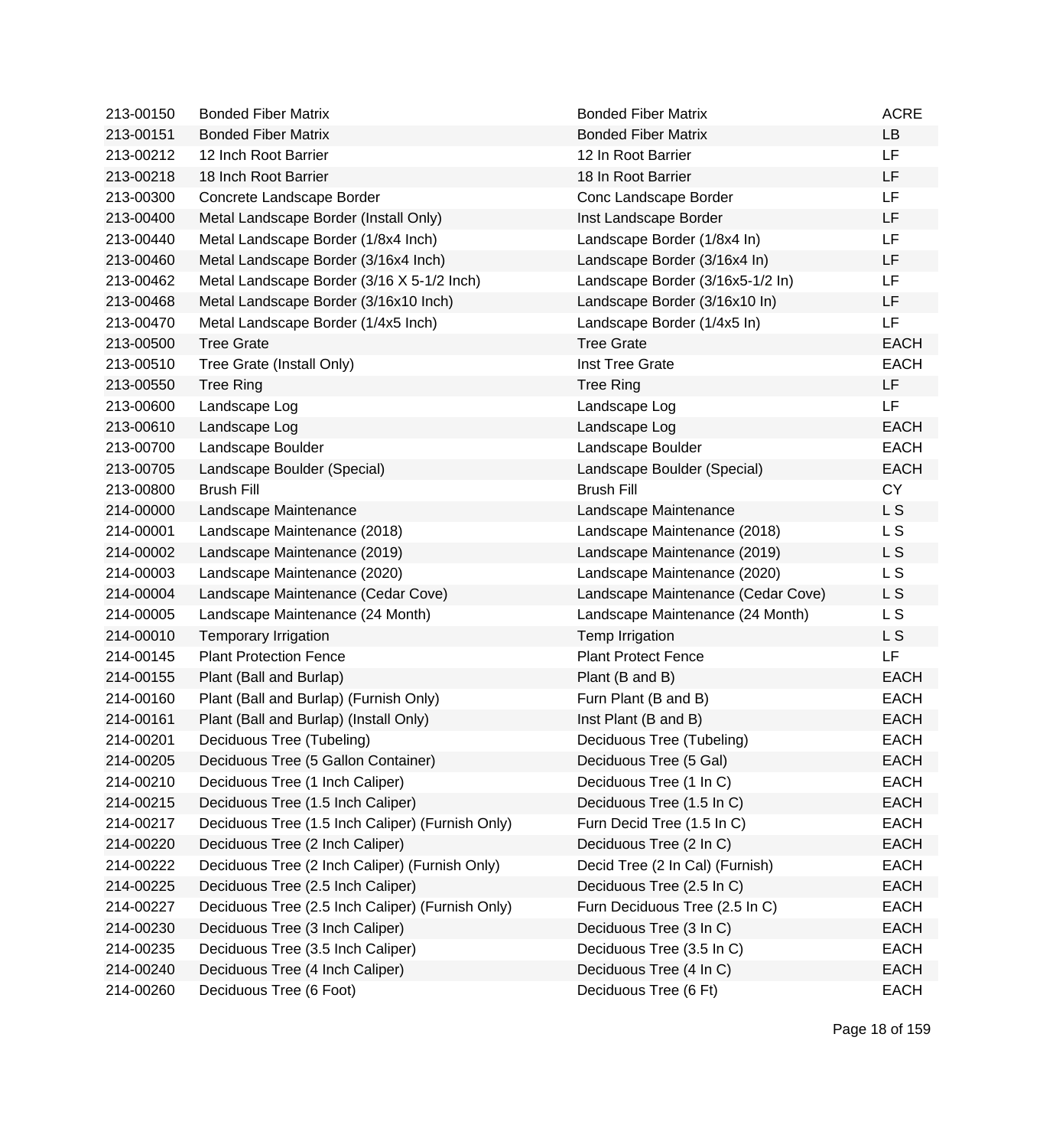| | | | |
|---|---|---|---|
| 213-00150 | Bonded Fiber Matrix | Bonded Fiber Matrix | ACRE |
| 213-00151 | Bonded Fiber Matrix | Bonded Fiber Matrix | LB |
| 213-00212 | 12 Inch Root Barrier | 12 In Root Barrier | LF |
| 213-00218 | 18 Inch Root Barrier | 18 In Root Barrier | LF |
| 213-00300 | Concrete Landscape Border | Conc Landscape Border | LF |
| 213-00400 | Metal Landscape Border (Install Only) | Inst Landscape Border | LF |
| 213-00440 | Metal Landscape Border (1/8x4 Inch) | Landscape Border (1/8x4 In) | LF |
| 213-00460 | Metal Landscape Border (3/16x4 Inch) | Landscape Border (3/16x4 In) | LF |
| 213-00462 | Metal Landscape Border (3/16 X 5-1/2 Inch) | Landscape Border (3/16x5-1/2 In) | LF |
| 213-00468 | Metal Landscape Border (3/16x10 Inch) | Landscape Border (3/16x10 In) | LF |
| 213-00470 | Metal Landscape Border (1/4x5 Inch) | Landscape Border (1/4x5 In) | LF |
| 213-00500 | Tree Grate | Tree Grate | EACH |
| 213-00510 | Tree Grate (Install Only) | Inst Tree Grate | EACH |
| 213-00550 | Tree Ring | Tree Ring | LF |
| 213-00600 | Landscape Log | Landscape Log | LF |
| 213-00610 | Landscape Log | Landscape Log | EACH |
| 213-00700 | Landscape Boulder | Landscape Boulder | EACH |
| 213-00705 | Landscape Boulder (Special) | Landscape Boulder (Special) | EACH |
| 213-00800 | Brush Fill | Brush Fill | CY |
| 214-00000 | Landscape Maintenance | Landscape Maintenance | L S |
| 214-00001 | Landscape Maintenance (2018) | Landscape Maintenance (2018) | L S |
| 214-00002 | Landscape Maintenance (2019) | Landscape Maintenance (2019) | L S |
| 214-00003 | Landscape Maintenance (2020) | Landscape Maintenance (2020) | L S |
| 214-00004 | Landscape Maintenance (Cedar Cove) | Landscape Maintenance (Cedar Cove) | L S |
| 214-00005 | Landscape Maintenance (24 Month) | Landscape Maintenance (24 Month) | L S |
| 214-00010 | Temporary Irrigation | Temp Irrigation | L S |
| 214-00145 | Plant Protection Fence | Plant Protect Fence | LF |
| 214-00155 | Plant (Ball and Burlap) | Plant (B and B) | EACH |
| 214-00160 | Plant (Ball and Burlap) (Furnish Only) | Furn Plant (B and B) | EACH |
| 214-00161 | Plant (Ball and Burlap) (Install Only) | Inst Plant (B and B) | EACH |
| 214-00201 | Deciduous Tree (Tubeling) | Deciduous Tree (Tubeling) | EACH |
| 214-00205 | Deciduous Tree (5 Gallon Container) | Deciduous Tree (5 Gal) | EACH |
| 214-00210 | Deciduous Tree (1 Inch Caliper) | Deciduous Tree (1 In C) | EACH |
| 214-00215 | Deciduous Tree (1.5 Inch Caliper) | Deciduous Tree (1.5 In C) | EACH |
| 214-00217 | Deciduous Tree (1.5 Inch Caliper) (Furnish Only) | Furn Decid Tree (1.5 In C) | EACH |
| 214-00220 | Deciduous Tree (2 Inch Caliper) | Deciduous Tree (2 In C) | EACH |
| 214-00222 | Deciduous Tree (2 Inch Caliper) (Furnish Only) | Decid Tree (2 In Cal) (Furnish) | EACH |
| 214-00225 | Deciduous Tree (2.5 Inch Caliper) | Deciduous Tree (2.5 In C) | EACH |
| 214-00227 | Deciduous Tree (2.5 Inch Caliper) (Furnish Only) | Furn Deciduous Tree (2.5 In C) | EACH |
| 214-00230 | Deciduous Tree (3 Inch Caliper) | Deciduous Tree (3 In C) | EACH |
| 214-00235 | Deciduous Tree (3.5 Inch Caliper) | Deciduous Tree (3.5 In C) | EACH |
| 214-00240 | Deciduous Tree (4 Inch Caliper) | Deciduous Tree (4 In C) | EACH |
| 214-00260 | Deciduous Tree (6 Foot) | Deciduous Tree (6 Ft) | EACH |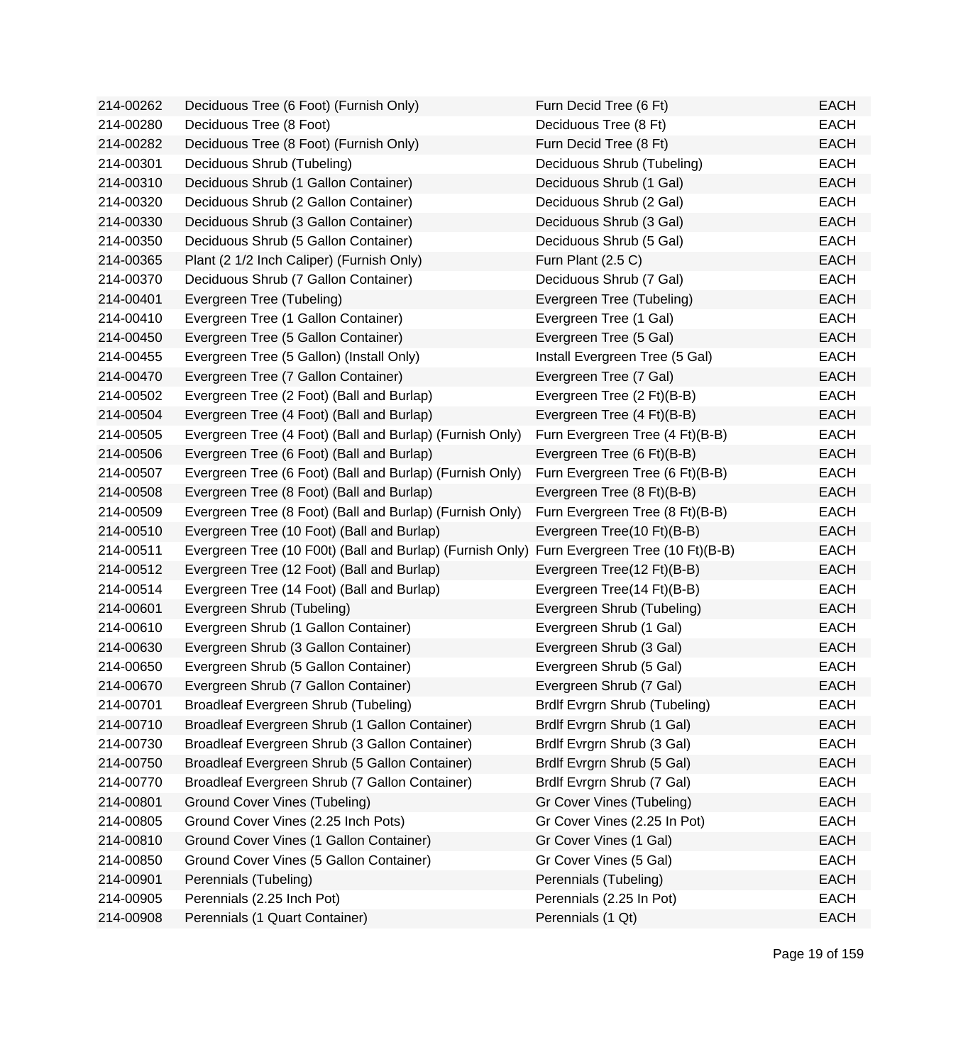| 214-00262 | Deciduous Tree (6 Foot) (Furnish Only) | Furn Decid Tree (6 Ft) | EACH |
|---|---|---|---|
| 214-00280 | Deciduous Tree (8 Foot) | Deciduous Tree (8 Ft) | EACH |
| 214-00282 | Deciduous Tree (8 Foot) (Furnish Only) | Furn Decid Tree (8 Ft) | EACH |
| 214-00301 | Deciduous Shrub (Tubeling) | Deciduous Shrub (Tubeling) | EACH |
| 214-00310 | Deciduous Shrub (1 Gallon Container) | Deciduous Shrub (1 Gal) | EACH |
| 214-00320 | Deciduous Shrub (2 Gallon Container) | Deciduous Shrub (2 Gal) | EACH |
| 214-00330 | Deciduous Shrub (3 Gallon Container) | Deciduous Shrub (3 Gal) | EACH |
| 214-00350 | Deciduous Shrub (5 Gallon Container) | Deciduous Shrub (5 Gal) | EACH |
| 214-00365 | Plant (2 1/2 Inch Caliper) (Furnish Only) | Furn Plant (2.5 C) | EACH |
| 214-00370 | Deciduous Shrub (7 Gallon Container) | Deciduous Shrub (7 Gal) | EACH |
| 214-00401 | Evergreen Tree (Tubeling) | Evergreen Tree (Tubeling) | EACH |
| 214-00410 | Evergreen Tree (1 Gallon Container) | Evergreen Tree (1 Gal) | EACH |
| 214-00450 | Evergreen Tree (5 Gallon Container) | Evergreen Tree (5 Gal) | EACH |
| 214-00455 | Evergreen Tree (5 Gallon) (Install Only) | Install Evergreen Tree (5 Gal) | EACH |
| 214-00470 | Evergreen Tree (7 Gallon Container) | Evergreen Tree (7 Gal) | EACH |
| 214-00502 | Evergreen Tree (2 Foot) (Ball and Burlap) | Evergreen Tree (2 Ft)(B-B) | EACH |
| 214-00504 | Evergreen Tree (4 Foot) (Ball and Burlap) | Evergreen Tree (4 Ft)(B-B) | EACH |
| 214-00505 | Evergreen Tree (4 Foot) (Ball and Burlap) (Furnish Only) | Furn Evergreen Tree (4 Ft)(B-B) | EACH |
| 214-00506 | Evergreen Tree (6 Foot) (Ball and Burlap) | Evergreen Tree (6 Ft)(B-B) | EACH |
| 214-00507 | Evergreen Tree (6 Foot) (Ball and Burlap) (Furnish Only) | Furn Evergreen Tree (6 Ft)(B-B) | EACH |
| 214-00508 | Evergreen Tree (8 Foot) (Ball and Burlap) | Evergreen Tree (8 Ft)(B-B) | EACH |
| 214-00509 | Evergreen Tree (8 Foot) (Ball and Burlap) (Furnish Only) | Furn Evergreen Tree (8 Ft)(B-B) | EACH |
| 214-00510 | Evergreen Tree (10 Foot) (Ball and Burlap) | Evergreen Tree(10 Ft)(B-B) | EACH |
| 214-00511 | Evergreen Tree (10 F00t) (Ball and Burlap) (Furnish Only) | Furn Evergreen Tree (10 Ft)(B-B) | EACH |
| 214-00512 | Evergreen Tree (12 Foot) (Ball and Burlap) | Evergreen Tree(12 Ft)(B-B) | EACH |
| 214-00514 | Evergreen Tree (14 Foot) (Ball and Burlap) | Evergreen Tree(14 Ft)(B-B) | EACH |
| 214-00601 | Evergreen Shrub (Tubeling) | Evergreen Shrub (Tubeling) | EACH |
| 214-00610 | Evergreen Shrub (1 Gallon Container) | Evergreen Shrub (1 Gal) | EACH |
| 214-00630 | Evergreen Shrub (3 Gallon Container) | Evergreen Shrub (3 Gal) | EACH |
| 214-00650 | Evergreen Shrub (5 Gallon Container) | Evergreen Shrub (5 Gal) | EACH |
| 214-00670 | Evergreen Shrub (7 Gallon Container) | Evergreen Shrub (7 Gal) | EACH |
| 214-00701 | Broadleaf Evergreen Shrub (Tubeling) | Brdlf Evrgrn Shrub (Tubeling) | EACH |
| 214-00710 | Broadleaf Evergreen Shrub (1 Gallon Container) | Brdlf Evrgrn Shrub (1 Gal) | EACH |
| 214-00730 | Broadleaf Evergreen Shrub (3 Gallon Container) | Brdlf Evrgrn Shrub (3 Gal) | EACH |
| 214-00750 | Broadleaf Evergreen Shrub (5 Gallon Container) | Brdlf Evrgrn Shrub (5 Gal) | EACH |
| 214-00770 | Broadleaf Evergreen Shrub (7 Gallon Container) | Brdlf Evrgrn Shrub (7 Gal) | EACH |
| 214-00801 | Ground Cover Vines (Tubeling) | Gr Cover Vines (Tubeling) | EACH |
| 214-00805 | Ground Cover Vines (2.25 Inch Pots) | Gr Cover Vines (2.25 In Pot) | EACH |
| 214-00810 | Ground Cover Vines (1 Gallon Container) | Gr Cover Vines (1 Gal) | EACH |
| 214-00850 | Ground Cover Vines (5 Gallon Container) | Gr Cover Vines (5 Gal) | EACH |
| 214-00901 | Perennials (Tubeling) | Perennials (Tubeling) | EACH |
| 214-00905 | Perennials (2.25 Inch Pot) | Perennials (2.25 In Pot) | EACH |
| 214-00908 | Perennials (1 Quart Container) | Perennials (1 Qt) | EACH |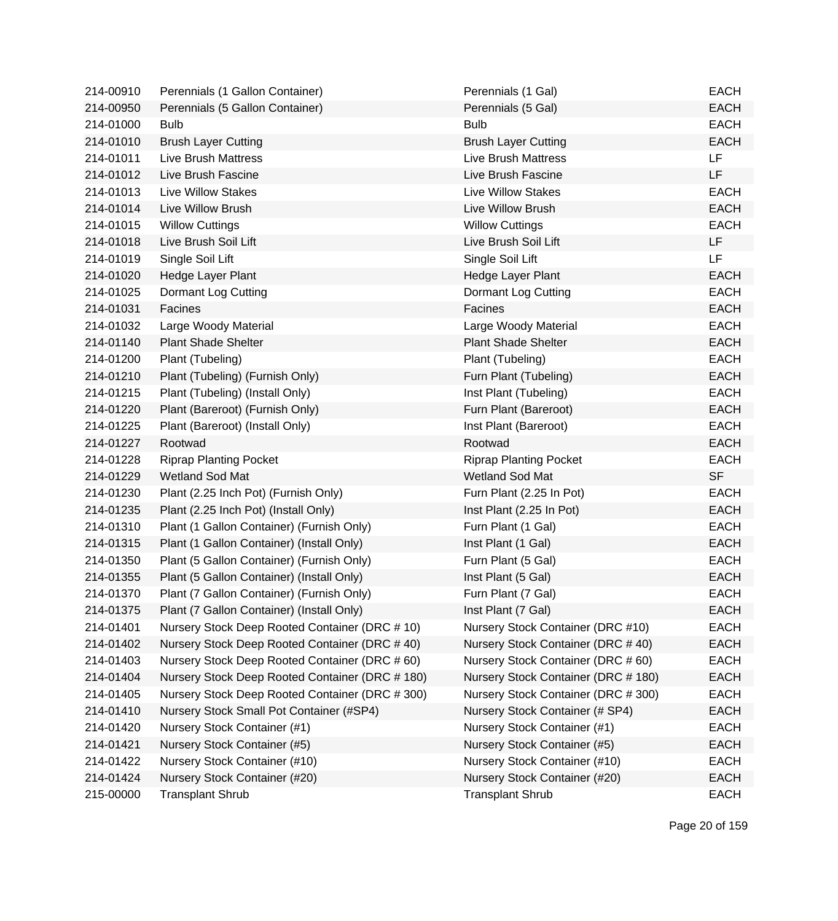| | | | |
|---|---|---|---|
| 214-00910 | Perennials (1 Gallon Container) | Perennials (1 Gal) | EACH |
| 214-00950 | Perennials (5 Gallon Container) | Perennials (5 Gal) | EACH |
| 214-01000 | Bulb | Bulb | EACH |
| 214-01010 | Brush Layer Cutting | Brush Layer Cutting | EACH |
| 214-01011 | Live Brush Mattress | Live Brush Mattress | LF |
| 214-01012 | Live Brush Fascine | Live Brush Fascine | LF |
| 214-01013 | Live Willow Stakes | Live Willow Stakes | EACH |
| 214-01014 | Live Willow Brush | Live Willow Brush | EACH |
| 214-01015 | Willow Cuttings | Willow Cuttings | EACH |
| 214-01018 | Live Brush Soil Lift | Live Brush Soil Lift | LF |
| 214-01019 | Single Soil Lift | Single Soil Lift | LF |
| 214-01020 | Hedge Layer Plant | Hedge Layer Plant | EACH |
| 214-01025 | Dormant Log Cutting | Dormant Log Cutting | EACH |
| 214-01031 | Facines | Facines | EACH |
| 214-01032 | Large Woody Material | Large Woody Material | EACH |
| 214-01140 | Plant Shade Shelter | Plant Shade Shelter | EACH |
| 214-01200 | Plant (Tubeling) | Plant (Tubeling) | EACH |
| 214-01210 | Plant (Tubeling) (Furnish Only) | Furn Plant (Tubeling) | EACH |
| 214-01215 | Plant (Tubeling) (Install Only) | Inst Plant (Tubeling) | EACH |
| 214-01220 | Plant (Bareroot) (Furnish Only) | Furn Plant (Bareroot) | EACH |
| 214-01225 | Plant (Bareroot) (Install Only) | Inst Plant (Bareroot) | EACH |
| 214-01227 | Rootwad | Rootwad | EACH |
| 214-01228 | Riprap Planting Pocket | Riprap Planting Pocket | EACH |
| 214-01229 | Wetland Sod Mat | Wetland Sod Mat | SF |
| 214-01230 | Plant (2.25 Inch Pot) (Furnish Only) | Furn Plant (2.25 In Pot) | EACH |
| 214-01235 | Plant (2.25 Inch Pot) (Install Only) | Inst Plant (2.25 In Pot) | EACH |
| 214-01310 | Plant (1 Gallon Container) (Furnish Only) | Furn Plant (1 Gal) | EACH |
| 214-01315 | Plant (1 Gallon Container) (Install Only) | Inst Plant (1 Gal) | EACH |
| 214-01350 | Plant (5 Gallon Container) (Furnish Only) | Furn Plant (5 Gal) | EACH |
| 214-01355 | Plant (5 Gallon Container) (Install Only) | Inst Plant (5 Gal) | EACH |
| 214-01370 | Plant (7 Gallon Container) (Furnish Only) | Furn Plant (7 Gal) | EACH |
| 214-01375 | Plant (7 Gallon Container) (Install Only) | Inst Plant (7 Gal) | EACH |
| 214-01401 | Nursery Stock Deep Rooted Container (DRC # 10) | Nursery Stock Container (DRC #10) | EACH |
| 214-01402 | Nursery Stock Deep Rooted Container (DRC # 40) | Nursery Stock Container (DRC # 40) | EACH |
| 214-01403 | Nursery Stock Deep Rooted Container (DRC # 60) | Nursery Stock Container (DRC # 60) | EACH |
| 214-01404 | Nursery Stock Deep Rooted Container (DRC # 180) | Nursery Stock Container (DRC # 180) | EACH |
| 214-01405 | Nursery Stock Deep Rooted Container (DRC # 300) | Nursery Stock Container (DRC # 300) | EACH |
| 214-01410 | Nursery Stock Small Pot Container (#SP4) | Nursery Stock Container (# SP4) | EACH |
| 214-01420 | Nursery Stock Container (#1) | Nursery Stock Container (#1) | EACH |
| 214-01421 | Nursery Stock Container (#5) | Nursery Stock Container (#5) | EACH |
| 214-01422 | Nursery Stock Container (#10) | Nursery Stock Container (#10) | EACH |
| 214-01424 | Nursery Stock Container (#20) | Nursery Stock Container (#20) | EACH |
| 215-00000 | Transplant Shrub | Transplant Shrub | EACH |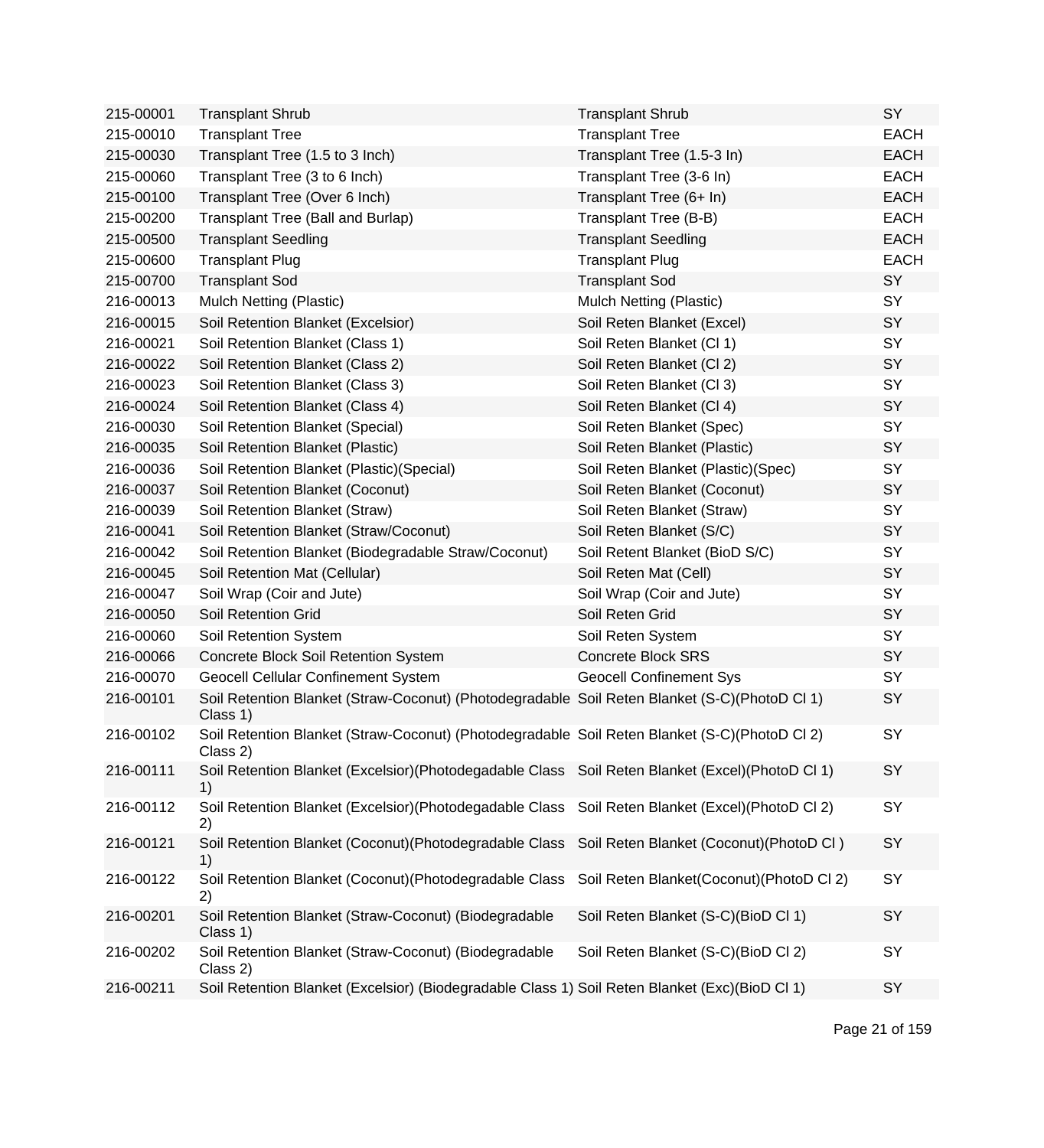| | | | |
|---|---|---|---|
| 215-00001 | Transplant Shrub | Transplant Shrub | SY |
| 215-00010 | Transplant Tree | Transplant Tree | EACH |
| 215-00030 | Transplant Tree (1.5 to 3 Inch) | Transplant Tree (1.5-3 In) | EACH |
| 215-00060 | Transplant Tree (3 to 6 Inch) | Transplant Tree (3-6 In) | EACH |
| 215-00100 | Transplant Tree (Over 6 Inch) | Transplant Tree (6+ In) | EACH |
| 215-00200 | Transplant Tree (Ball and Burlap) | Transplant Tree (B-B) | EACH |
| 215-00500 | Transplant Seedling | Transplant Seedling | EACH |
| 215-00600 | Transplant Plug | Transplant Plug | EACH |
| 215-00700 | Transplant Sod | Transplant Sod | SY |
| 216-00013 | Mulch Netting (Plastic) | Mulch Netting (Plastic) | SY |
| 216-00015 | Soil Retention Blanket (Excelsior) | Soil Reten Blanket (Excel) | SY |
| 216-00021 | Soil Retention Blanket (Class 1) | Soil Reten Blanket (Cl 1) | SY |
| 216-00022 | Soil Retention Blanket (Class 2) | Soil Reten Blanket (Cl 2) | SY |
| 216-00023 | Soil Retention Blanket (Class 3) | Soil Reten Blanket (Cl 3) | SY |
| 216-00024 | Soil Retention Blanket (Class 4) | Soil Reten Blanket (Cl 4) | SY |
| 216-00030 | Soil Retention Blanket (Special) | Soil Reten Blanket (Spec) | SY |
| 216-00035 | Soil Retention Blanket (Plastic) | Soil Reten Blanket (Plastic) | SY |
| 216-00036 | Soil Retention Blanket (Plastic)(Special) | Soil Reten Blanket (Plastic)(Spec) | SY |
| 216-00037 | Soil Retention Blanket (Coconut) | Soil Reten Blanket (Coconut) | SY |
| 216-00039 | Soil Retention Blanket (Straw) | Soil Reten Blanket (Straw) | SY |
| 216-00041 | Soil Retention Blanket (Straw/Coconut) | Soil Reten Blanket (S/C) | SY |
| 216-00042 | Soil Retention Blanket (Biodegradable Straw/Coconut) | Soil Retent Blanket (BioD S/C) | SY |
| 216-00045 | Soil Retention Mat (Cellular) | Soil Reten Mat (Cell) | SY |
| 216-00047 | Soil Wrap (Coir and Jute) | Soil Wrap (Coir and Jute) | SY |
| 216-00050 | Soil Retention Grid | Soil Reten Grid | SY |
| 216-00060 | Soil Retention System | Soil Reten System | SY |
| 216-00066 | Concrete Block Soil Retention System | Concrete Block SRS | SY |
| 216-00070 | Geocell Cellular Confinement System | Geocell Confinement Sys | SY |
| 216-00101 | Soil Retention Blanket (Straw-Coconut) (Photodegradable Class 1) | Soil Reten Blanket (S-C)(PhotoD Cl 1) | SY |
| 216-00102 | Soil Retention Blanket (Straw-Coconut) (Photodegradable Class 2) | Soil Reten Blanket (S-C)(PhotoD Cl 2) | SY |
| 216-00111 | Soil Retention Blanket (Excelsior)(Photodegadable Class 1) | Soil Reten Blanket (Excel)(PhotoD Cl 1) | SY |
| 216-00112 | Soil Retention Blanket (Excelsior)(Photodegadable Class 2) | Soil Reten Blanket (Excel)(PhotoD Cl 2) | SY |
| 216-00121 | Soil Retention Blanket (Coconut)(Photodegradable Class 1) | Soil Reten Blanket (Coconut)(PhotoD Cl ) | SY |
| 216-00122 | Soil Retention Blanket (Coconut)(Photodegradable Class 2) | Soil Reten Blanket(Coconut)(PhotoD Cl 2) | SY |
| 216-00201 | Soil Retention Blanket (Straw-Coconut) (Biodegradable Class 1) | Soil Reten Blanket (S-C)(BioD Cl 1) | SY |
| 216-00202 | Soil Retention Blanket (Straw-Coconut) (Biodegradable Class 2) | Soil Reten Blanket (S-C)(BioD Cl 2) | SY |
| 216-00211 | Soil Retention Blanket (Excelsior) (Biodegradable Class 1) | Soil Reten Blanket (Exc)(BioD Cl 1) | SY |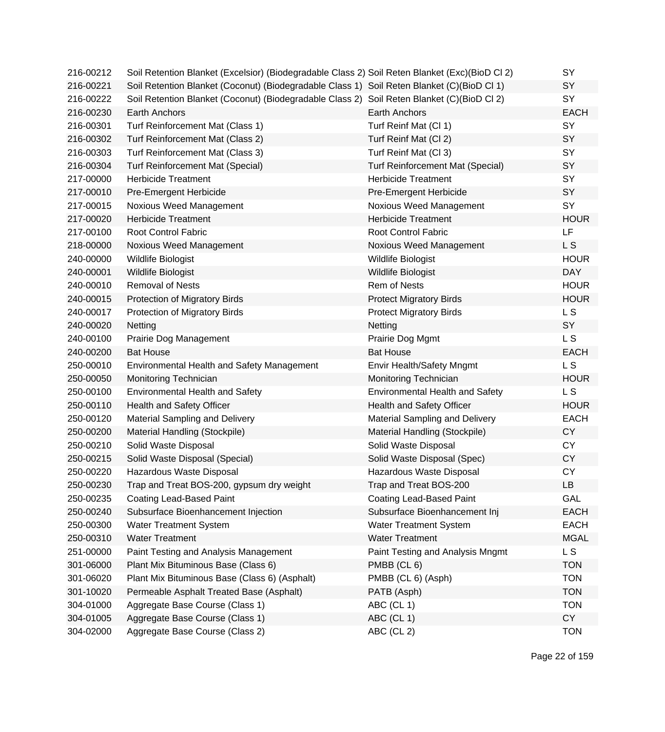| | | | |
|---|---|---|---|
| 216-00212 | Soil Retention Blanket (Excelsior) (Biodegradable Class 2) | Soil Reten Blanket (Exc)(BioD Cl 2) | SY |
| 216-00221 | Soil Retention Blanket (Coconut) (Biodegradable Class 1) | Soil Reten Blanket (C)(BioD Cl 1) | SY |
| 216-00222 | Soil Retention Blanket (Coconut) (Biodegradable Class 2) | Soil Reten Blanket (C)(BioD Cl 2) | SY |
| 216-00230 | Earth Anchors | Earth Anchors | EACH |
| 216-00301 | Turf Reinforcement Mat (Class 1) | Turf Reinf Mat (Cl 1) | SY |
| 216-00302 | Turf Reinforcement Mat (Class 2) | Turf Reinf Mat (Cl 2) | SY |
| 216-00303 | Turf Reinforcement Mat (Class 3) | Turf Reinf Mat (Cl 3) | SY |
| 216-00304 | Turf Reinforcement Mat (Special) | Turf Reinforcement Mat (Special) | SY |
| 217-00000 | Herbicide Treatment | Herbicide Treatment | SY |
| 217-00010 | Pre-Emergent Herbicide | Pre-Emergent Herbicide | SY |
| 217-00015 | Noxious Weed Management | Noxious Weed Management | SY |
| 217-00020 | Herbicide Treatment | Herbicide Treatment | HOUR |
| 217-00100 | Root Control Fabric | Root Control Fabric | LF |
| 218-00000 | Noxious Weed Management | Noxious Weed Management | L S |
| 240-00000 | Wildlife Biologist | Wildlife Biologist | HOUR |
| 240-00001 | Wildlife Biologist | Wildlife Biologist | DAY |
| 240-00010 | Removal of Nests | Rem of Nests | HOUR |
| 240-00015 | Protection of Migratory Birds | Protect Migratory Birds | HOUR |
| 240-00017 | Protection of Migratory Birds | Protect Migratory Birds | L S |
| 240-00020 | Netting | Netting | SY |
| 240-00100 | Prairie Dog Management | Prairie Dog Mgmt | L S |
| 240-00200 | Bat House | Bat House | EACH |
| 250-00010 | Environmental Health and Safety Management | Envir Health/Safety Mngmt | L S |
| 250-00050 | Monitoring Technician | Monitoring Technician | HOUR |
| 250-00100 | Environmental Health and Safety | Environmental Health and Safety | L S |
| 250-00110 | Health and Safety Officer | Health and Safety Officer | HOUR |
| 250-00120 | Material Sampling and Delivery | Material Sampling and Delivery | EACH |
| 250-00200 | Material Handling (Stockpile) | Material Handling (Stockpile) | CY |
| 250-00210 | Solid Waste Disposal | Solid Waste Disposal | CY |
| 250-00215 | Solid Waste Disposal (Special) | Solid Waste Disposal (Spec) | CY |
| 250-00220 | Hazardous Waste Disposal | Hazardous Waste Disposal | CY |
| 250-00230 | Trap and Treat BOS-200, gypsum dry weight | Trap and Treat BOS-200 | LB |
| 250-00235 | Coating Lead-Based Paint | Coating Lead-Based Paint | GAL |
| 250-00240 | Subsurface Bioenhancement Injection | Subsurface Bioenhancement Inj | EACH |
| 250-00300 | Water Treatment System | Water Treatment System | EACH |
| 250-00310 | Water Treatment | Water Treatment | MGAL |
| 251-00000 | Paint Testing and Analysis Management | Paint Testing and Analysis Mngmt | L S |
| 301-06000 | Plant Mix Bituminous Base (Class 6) | PMBB (CL 6) | TON |
| 301-06020 | Plant Mix Bituminous Base (Class 6) (Asphalt) | PMBB (CL 6) (Asph) | TON |
| 301-10020 | Permeable Asphalt Treated Base (Asphalt) | PATB (Asph) | TON |
| 304-01000 | Aggregate Base Course (Class 1) | ABC (CL 1) | TON |
| 304-01005 | Aggregate Base Course (Class 1) | ABC (CL 1) | CY |
| 304-02000 | Aggregate Base Course (Class 2) | ABC (CL 2) | TON |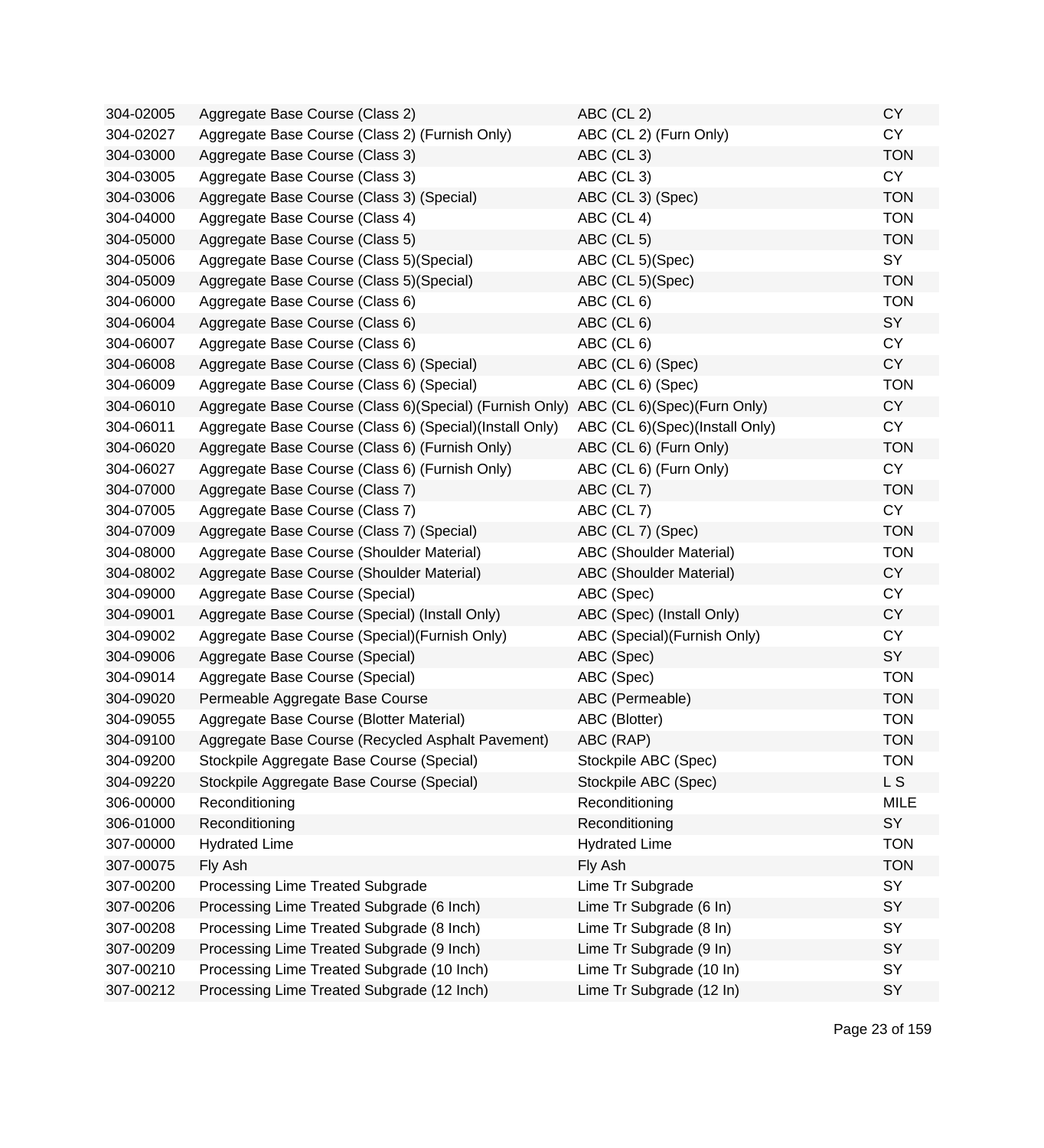| | | | |
|---|---|---|---|
| 304-02005 | Aggregate Base Course (Class 2) | ABC (CL 2) | CY |
| 304-02027 | Aggregate Base Course (Class 2) (Furnish Only) | ABC (CL 2) (Furn Only) | CY |
| 304-03000 | Aggregate Base Course (Class 3) | ABC (CL 3) | TON |
| 304-03005 | Aggregate Base Course (Class 3) | ABC (CL 3) | CY |
| 304-03006 | Aggregate Base Course (Class 3) (Special) | ABC (CL 3) (Spec) | TON |
| 304-04000 | Aggregate Base Course (Class 4) | ABC (CL 4) | TON |
| 304-05000 | Aggregate Base Course (Class 5) | ABC (CL 5) | TON |
| 304-05006 | Aggregate Base Course (Class 5)(Special) | ABC (CL 5)(Spec) | SY |
| 304-05009 | Aggregate Base Course (Class 5)(Special) | ABC (CL 5)(Spec) | TON |
| 304-06000 | Aggregate Base Course (Class 6) | ABC (CL 6) | TON |
| 304-06004 | Aggregate Base Course (Class 6) | ABC (CL 6) | SY |
| 304-06007 | Aggregate Base Course (Class 6) | ABC (CL 6) | CY |
| 304-06008 | Aggregate Base Course (Class 6) (Special) | ABC (CL 6) (Spec) | CY |
| 304-06009 | Aggregate Base Course (Class 6) (Special) | ABC (CL 6) (Spec) | TON |
| 304-06010 | Aggregate Base Course (Class 6)(Special) (Furnish Only) | ABC (CL 6)(Spec)(Furn Only) | CY |
| 304-06011 | Aggregate Base Course (Class 6) (Special)(Install Only) | ABC (CL 6)(Spec)(Install Only) | CY |
| 304-06020 | Aggregate Base Course (Class 6) (Furnish Only) | ABC (CL 6) (Furn Only) | TON |
| 304-06027 | Aggregate Base Course (Class 6) (Furnish Only) | ABC (CL 6) (Furn Only) | CY |
| 304-07000 | Aggregate Base Course (Class 7) | ABC (CL 7) | TON |
| 304-07005 | Aggregate Base Course (Class 7) | ABC (CL 7) | CY |
| 304-07009 | Aggregate Base Course (Class 7) (Special) | ABC (CL 7) (Spec) | TON |
| 304-08000 | Aggregate Base Course (Shoulder Material) | ABC (Shoulder Material) | TON |
| 304-08002 | Aggregate Base Course (Shoulder Material) | ABC (Shoulder Material) | CY |
| 304-09000 | Aggregate Base Course (Special) | ABC (Spec) | CY |
| 304-09001 | Aggregate Base Course (Special) (Install Only) | ABC (Spec) (Install Only) | CY |
| 304-09002 | Aggregate Base Course (Special)(Furnish Only) | ABC (Special)(Furnish Only) | CY |
| 304-09006 | Aggregate Base Course (Special) | ABC (Spec) | SY |
| 304-09014 | Aggregate Base Course (Special) | ABC (Spec) | TON |
| 304-09020 | Permeable Aggregate Base Course | ABC (Permeable) | TON |
| 304-09055 | Aggregate Base Course (Blotter Material) | ABC (Blotter) | TON |
| 304-09100 | Aggregate Base Course (Recycled Asphalt Pavement) | ABC (RAP) | TON |
| 304-09200 | Stockpile Aggregate Base Course (Special) | Stockpile ABC (Spec) | TON |
| 304-09220 | Stockpile Aggregate Base Course (Special) | Stockpile ABC (Spec) | L S |
| 306-00000 | Reconditioning | Reconditioning | MILE |
| 306-01000 | Reconditioning | Reconditioning | SY |
| 307-00000 | Hydrated Lime | Hydrated Lime | TON |
| 307-00075 | Fly Ash | Fly Ash | TON |
| 307-00200 | Processing Lime Treated Subgrade | Lime Tr Subgrade | SY |
| 307-00206 | Processing Lime Treated Subgrade (6 Inch) | Lime Tr Subgrade (6 In) | SY |
| 307-00208 | Processing Lime Treated Subgrade (8 Inch) | Lime Tr Subgrade (8 In) | SY |
| 307-00209 | Processing Lime Treated Subgrade (9 Inch) | Lime Tr Subgrade (9 In) | SY |
| 307-00210 | Processing Lime Treated Subgrade (10 Inch) | Lime Tr Subgrade (10 In) | SY |
| 307-00212 | Processing Lime Treated Subgrade (12 Inch) | Lime Tr Subgrade (12 In) | SY |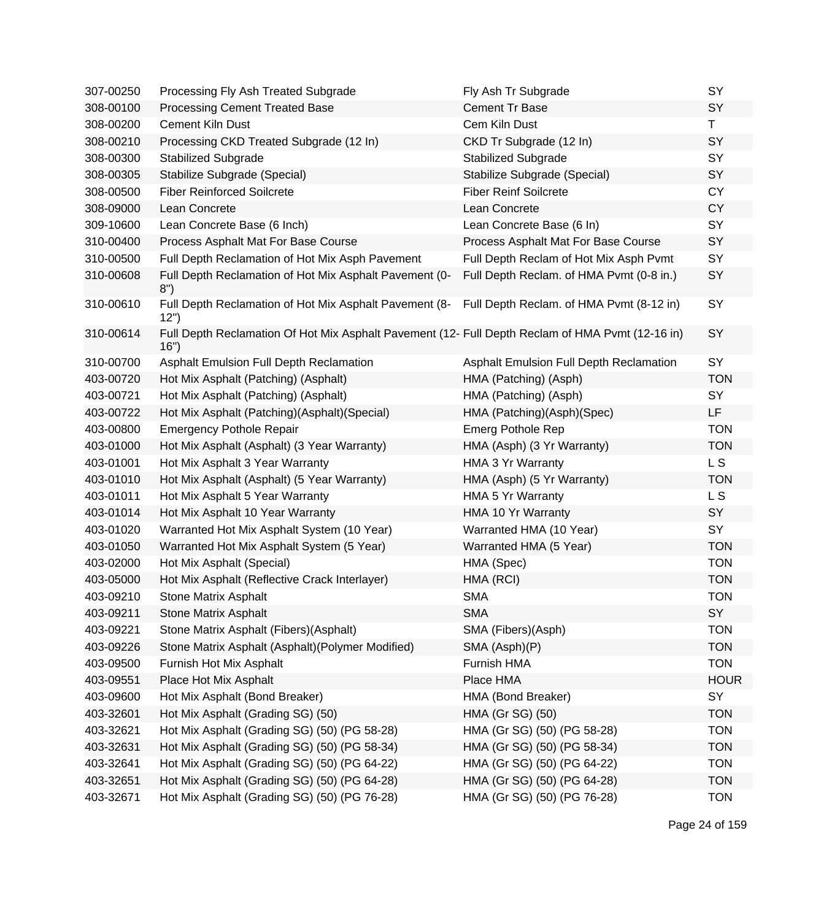| | | | |
|---|---|---|---|
| 307-00250 | Processing Fly Ash Treated Subgrade | Fly Ash Tr Subgrade | SY |
| 308-00100 | Processing Cement Treated Base | Cement Tr Base | SY |
| 308-00200 | Cement Kiln Dust | Cem Kiln Dust | T |
| 308-00210 | Processing CKD Treated Subgrade (12 In) | CKD Tr Subgrade (12 In) | SY |
| 308-00300 | Stabilized Subgrade | Stabilized Subgrade | SY |
| 308-00305 | Stabilize Subgrade (Special) | Stabilize Subgrade (Special) | SY |
| 308-00500 | Fiber Reinforced Soilcrete | Fiber Reinf Soilcrete | CY |
| 308-09000 | Lean Concrete | Lean Concrete | CY |
| 309-10600 | Lean Concrete Base (6 Inch) | Lean Concrete Base (6 In) | SY |
| 310-00400 | Process Asphalt Mat For Base Course | Process Asphalt Mat For Base Course | SY |
| 310-00500 | Full Depth Reclamation of Hot Mix Asph Pavement | Full Depth Reclam of Hot Mix Asph Pvmt | SY |
| 310-00608 | Full Depth Reclamation of Hot Mix Asphalt Pavement (0-8") | Full Depth Reclam. of HMA Pvmt (0-8 in.) | SY |
| 310-00610 | Full Depth Reclamation of Hot Mix Asphalt Pavement (8-12") | Full Depth Reclam. of HMA Pvmt (8-12 in) | SY |
| 310-00614 | Full Depth Reclamation Of Hot Mix Asphalt Pavement (12-16") | Full Depth Reclam of HMA Pvmt (12-16 in) | SY |
| 310-00700 | Asphalt Emulsion Full Depth Reclamation | Asphalt Emulsion Full Depth Reclamation | SY |
| 403-00720 | Hot Mix Asphalt (Patching) (Asphalt) | HMA (Patching) (Asph) | TON |
| 403-00721 | Hot Mix Asphalt (Patching) (Asphalt) | HMA (Patching) (Asph) | SY |
| 403-00722 | Hot Mix Asphalt (Patching)(Asphalt)(Special) | HMA (Patching)(Asph)(Spec) | LF |
| 403-00800 | Emergency Pothole Repair | Emerg Pothole Rep | TON |
| 403-01000 | Hot Mix Asphalt (Asphalt) (3 Year Warranty) | HMA (Asph) (3 Yr Warranty) | TON |
| 403-01001 | Hot Mix Asphalt 3 Year Warranty | HMA 3 Yr Warranty | L S |
| 403-01010 | Hot Mix Asphalt (Asphalt) (5 Year Warranty) | HMA (Asph) (5 Yr Warranty) | TON |
| 403-01011 | Hot Mix Asphalt 5 Year Warranty | HMA 5 Yr Warranty | L S |
| 403-01014 | Hot Mix Asphalt 10 Year Warranty | HMA 10 Yr Warranty | SY |
| 403-01020 | Warranted Hot Mix Asphalt System (10 Year) | Warranted HMA (10 Year) | SY |
| 403-01050 | Warranted Hot Mix Asphalt System (5 Year) | Warranted HMA (5 Year) | TON |
| 403-02000 | Hot Mix Asphalt (Special) | HMA (Spec) | TON |
| 403-05000 | Hot Mix Asphalt (Reflective Crack Interlayer) | HMA (RCI) | TON |
| 403-09210 | Stone Matrix Asphalt | SMA | TON |
| 403-09211 | Stone Matrix Asphalt | SMA | SY |
| 403-09221 | Stone Matrix Asphalt (Fibers)(Asphalt) | SMA (Fibers)(Asph) | TON |
| 403-09226 | Stone Matrix Asphalt (Asphalt)(Polymer Modified) | SMA (Asph)(P) | TON |
| 403-09500 | Furnish Hot Mix Asphalt | Furnish HMA | TON |
| 403-09551 | Place Hot Mix Asphalt | Place HMA | HOUR |
| 403-09600 | Hot Mix Asphalt (Bond Breaker) | HMA (Bond Breaker) | SY |
| 403-32601 | Hot Mix Asphalt (Grading SG) (50) | HMA (Gr SG) (50) | TON |
| 403-32621 | Hot Mix Asphalt (Grading SG) (50) (PG 58-28) | HMA (Gr SG) (50) (PG 58-28) | TON |
| 403-32631 | Hot Mix Asphalt (Grading SG) (50) (PG 58-34) | HMA (Gr SG) (50) (PG 58-34) | TON |
| 403-32641 | Hot Mix Asphalt (Grading SG) (50) (PG 64-22) | HMA (Gr SG) (50) (PG 64-22) | TON |
| 403-32651 | Hot Mix Asphalt (Grading SG) (50) (PG 64-28) | HMA (Gr SG) (50) (PG 64-28) | TON |
| 403-32671 | Hot Mix Asphalt (Grading SG) (50) (PG 76-28) | HMA (Gr SG) (50) (PG 76-28) | TON |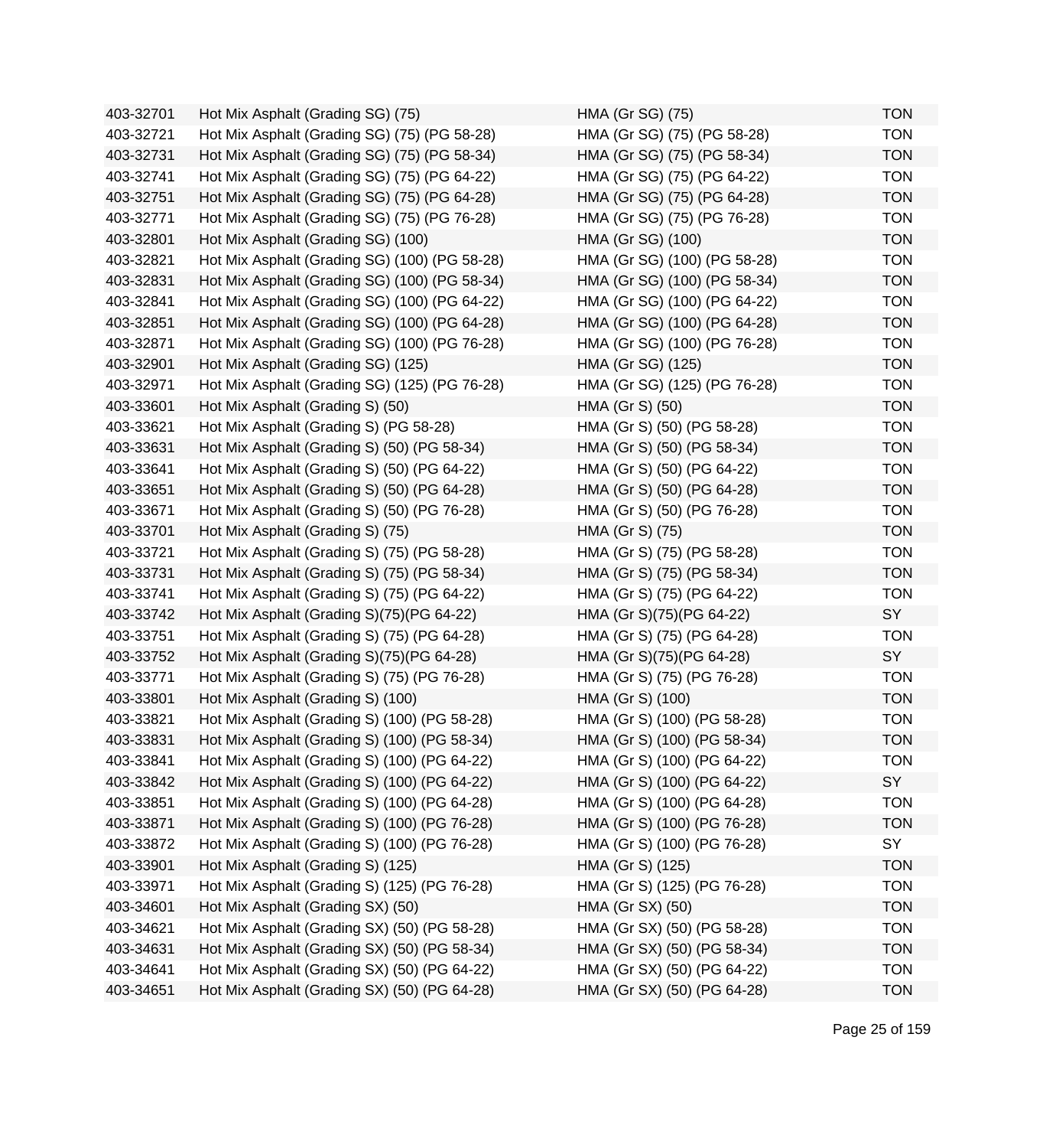| | | | |
|---|---|---|---|
| 403-32701 | Hot Mix Asphalt (Grading SG) (75) | HMA (Gr SG) (75) | TON |
| 403-32721 | Hot Mix Asphalt (Grading SG) (75) (PG 58-28) | HMA (Gr SG) (75) (PG 58-28) | TON |
| 403-32731 | Hot Mix Asphalt (Grading SG) (75) (PG 58-34) | HMA (Gr SG) (75) (PG 58-34) | TON |
| 403-32741 | Hot Mix Asphalt (Grading SG) (75) (PG 64-22) | HMA (Gr SG) (75) (PG 64-22) | TON |
| 403-32751 | Hot Mix Asphalt (Grading SG) (75) (PG 64-28) | HMA (Gr SG) (75) (PG 64-28) | TON |
| 403-32771 | Hot Mix Asphalt (Grading SG) (75) (PG 76-28) | HMA (Gr SG) (75) (PG 76-28) | TON |
| 403-32801 | Hot Mix Asphalt (Grading SG) (100) | HMA (Gr SG) (100) | TON |
| 403-32821 | Hot Mix Asphalt (Grading SG) (100) (PG 58-28) | HMA (Gr SG) (100) (PG 58-28) | TON |
| 403-32831 | Hot Mix Asphalt (Grading SG) (100) (PG 58-34) | HMA (Gr SG) (100) (PG 58-34) | TON |
| 403-32841 | Hot Mix Asphalt (Grading SG) (100) (PG 64-22) | HMA (Gr SG) (100) (PG 64-22) | TON |
| 403-32851 | Hot Mix Asphalt (Grading SG) (100) (PG 64-28) | HMA (Gr SG) (100) (PG 64-28) | TON |
| 403-32871 | Hot Mix Asphalt (Grading SG) (100) (PG 76-28) | HMA (Gr SG) (100) (PG 76-28) | TON |
| 403-32901 | Hot Mix Asphalt (Grading SG) (125) | HMA (Gr SG) (125) | TON |
| 403-32971 | Hot Mix Asphalt (Grading SG) (125) (PG 76-28) | HMA (Gr SG) (125) (PG 76-28) | TON |
| 403-33601 | Hot Mix Asphalt (Grading S) (50) | HMA (Gr S) (50) | TON |
| 403-33621 | Hot Mix Asphalt (Grading S) (PG 58-28) | HMA (Gr S) (50) (PG 58-28) | TON |
| 403-33631 | Hot Mix Asphalt (Grading S) (50) (PG 58-34) | HMA (Gr S) (50) (PG 58-34) | TON |
| 403-33641 | Hot Mix Asphalt (Grading S) (50) (PG 64-22) | HMA (Gr S) (50) (PG 64-22) | TON |
| 403-33651 | Hot Mix Asphalt (Grading S) (50) (PG 64-28) | HMA (Gr S) (50) (PG 64-28) | TON |
| 403-33671 | Hot Mix Asphalt (Grading S) (50) (PG 76-28) | HMA (Gr S) (50) (PG 76-28) | TON |
| 403-33701 | Hot Mix Asphalt (Grading S) (75) | HMA (Gr S) (75) | TON |
| 403-33721 | Hot Mix Asphalt (Grading S) (75) (PG 58-28) | HMA (Gr S) (75) (PG 58-28) | TON |
| 403-33731 | Hot Mix Asphalt (Grading S) (75) (PG 58-34) | HMA (Gr S) (75) (PG 58-34) | TON |
| 403-33741 | Hot Mix Asphalt (Grading S) (75) (PG 64-22) | HMA (Gr S) (75) (PG 64-22) | TON |
| 403-33742 | Hot Mix Asphalt (Grading S)(75)(PG 64-22) | HMA (Gr S)(75)(PG 64-22) | SY |
| 403-33751 | Hot Mix Asphalt (Grading S) (75) (PG 64-28) | HMA (Gr S) (75) (PG 64-28) | TON |
| 403-33752 | Hot Mix Asphalt (Grading S)(75)(PG 64-28) | HMA (Gr S)(75)(PG 64-28) | SY |
| 403-33771 | Hot Mix Asphalt (Grading S) (75) (PG 76-28) | HMA (Gr S) (75) (PG 76-28) | TON |
| 403-33801 | Hot Mix Asphalt (Grading S) (100) | HMA (Gr S) (100) | TON |
| 403-33821 | Hot Mix Asphalt (Grading S) (100) (PG 58-28) | HMA (Gr S) (100) (PG 58-28) | TON |
| 403-33831 | Hot Mix Asphalt (Grading S) (100) (PG 58-34) | HMA (Gr S) (100) (PG 58-34) | TON |
| 403-33841 | Hot Mix Asphalt (Grading S) (100) (PG 64-22) | HMA (Gr S) (100) (PG 64-22) | TON |
| 403-33842 | Hot Mix Asphalt (Grading S) (100) (PG 64-22) | HMA (Gr S) (100) (PG 64-22) | SY |
| 403-33851 | Hot Mix Asphalt (Grading S) (100) (PG 64-28) | HMA (Gr S) (100) (PG 64-28) | TON |
| 403-33871 | Hot Mix Asphalt (Grading S) (100) (PG 76-28) | HMA (Gr S) (100) (PG 76-28) | TON |
| 403-33872 | Hot Mix Asphalt (Grading S) (100) (PG 76-28) | HMA (Gr S) (100) (PG 76-28) | SY |
| 403-33901 | Hot Mix Asphalt (Grading S) (125) | HMA (Gr S) (125) | TON |
| 403-33971 | Hot Mix Asphalt (Grading S) (125) (PG 76-28) | HMA (Gr S) (125) (PG 76-28) | TON |
| 403-34601 | Hot Mix Asphalt (Grading SX) (50) | HMA (Gr SX) (50) | TON |
| 403-34621 | Hot Mix Asphalt (Grading SX) (50) (PG 58-28) | HMA (Gr SX) (50) (PG 58-28) | TON |
| 403-34631 | Hot Mix Asphalt (Grading SX) (50) (PG 58-34) | HMA (Gr SX) (50) (PG 58-34) | TON |
| 403-34641 | Hot Mix Asphalt (Grading SX) (50) (PG 64-22) | HMA (Gr SX) (50) (PG 64-22) | TON |
| 403-34651 | Hot Mix Asphalt (Grading SX) (50) (PG 64-28) | HMA (Gr SX) (50) (PG 64-28) | TON |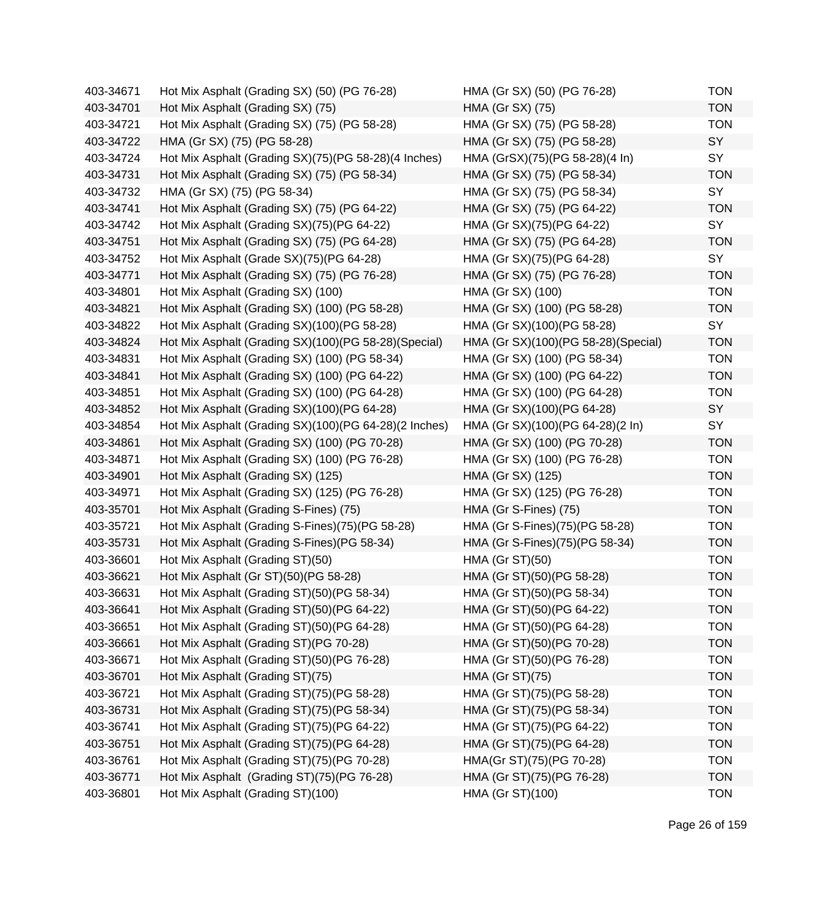| | | | |
|---|---|---|---|
| 403-34671 | Hot Mix Asphalt (Grading SX) (50) (PG 76-28) | HMA (Gr SX) (50) (PG 76-28) | TON |
| 403-34701 | Hot Mix Asphalt (Grading SX) (75) | HMA (Gr SX) (75) | TON |
| 403-34721 | Hot Mix Asphalt (Grading SX) (75) (PG 58-28) | HMA (Gr SX) (75) (PG 58-28) | TON |
| 403-34722 | HMA (Gr SX) (75) (PG 58-28) | HMA (Gr SX) (75) (PG 58-28) | SY |
| 403-34724 | Hot Mix Asphalt (Grading SX)(75)(PG 58-28)(4 Inches) | HMA (GrSX)(75)(PG 58-28)(4 In) | SY |
| 403-34731 | Hot Mix Asphalt (Grading SX) (75) (PG 58-34) | HMA (Gr SX) (75) (PG 58-34) | TON |
| 403-34732 | HMA (Gr SX) (75) (PG 58-34) | HMA (Gr SX) (75) (PG 58-34) | SY |
| 403-34741 | Hot Mix Asphalt (Grading SX) (75) (PG 64-22) | HMA (Gr SX) (75) (PG 64-22) | TON |
| 403-34742 | Hot Mix Asphalt (Grading SX)(75)(PG 64-22) | HMA (Gr SX)(75)(PG 64-22) | SY |
| 403-34751 | Hot Mix Asphalt (Grading SX) (75) (PG 64-28) | HMA (Gr SX) (75) (PG 64-28) | TON |
| 403-34752 | Hot Mix Asphalt (Grade SX)(75)(PG 64-28) | HMA (Gr SX)(75)(PG 64-28) | SY |
| 403-34771 | Hot Mix Asphalt (Grading SX) (75) (PG 76-28) | HMA (Gr SX) (75) (PG 76-28) | TON |
| 403-34801 | Hot Mix Asphalt (Grading SX) (100) | HMA (Gr SX) (100) | TON |
| 403-34821 | Hot Mix Asphalt (Grading SX) (100) (PG 58-28) | HMA (Gr SX) (100) (PG 58-28) | TON |
| 403-34822 | Hot Mix Asphalt (Grading SX)(100)(PG 58-28) | HMA (Gr SX)(100)(PG 58-28) | SY |
| 403-34824 | Hot Mix Asphalt (Grading SX)(100)(PG 58-28)(Special) | HMA (Gr SX)(100)(PG 58-28)(Special) | TON |
| 403-34831 | Hot Mix Asphalt (Grading SX) (100) (PG 58-34) | HMA (Gr SX) (100) (PG 58-34) | TON |
| 403-34841 | Hot Mix Asphalt (Grading SX) (100) (PG 64-22) | HMA (Gr SX) (100) (PG 64-22) | TON |
| 403-34851 | Hot Mix Asphalt (Grading SX) (100) (PG 64-28) | HMA (Gr SX) (100) (PG 64-28) | TON |
| 403-34852 | Hot Mix Asphalt (Grading SX)(100)(PG 64-28) | HMA (Gr SX)(100)(PG 64-28) | SY |
| 403-34854 | Hot Mix Asphalt (Grading SX)(100)(PG 64-28)(2 Inches) | HMA (Gr SX)(100)(PG 64-28)(2 In) | SY |
| 403-34861 | Hot Mix Asphalt (Grading SX) (100) (PG 70-28) | HMA (Gr SX) (100) (PG 70-28) | TON |
| 403-34871 | Hot Mix Asphalt (Grading SX) (100) (PG 76-28) | HMA (Gr SX) (100) (PG 76-28) | TON |
| 403-34901 | Hot Mix Asphalt (Grading SX) (125) | HMA (Gr SX) (125) | TON |
| 403-34971 | Hot Mix Asphalt (Grading SX) (125) (PG 76-28) | HMA (Gr SX) (125) (PG 76-28) | TON |
| 403-35701 | Hot Mix Asphalt (Grading S-Fines) (75) | HMA (Gr S-Fines) (75) | TON |
| 403-35721 | Hot Mix Asphalt (Grading S-Fines)(75)(PG 58-28) | HMA (Gr S-Fines)(75)(PG 58-28) | TON |
| 403-35731 | Hot Mix Asphalt (Grading S-Fines)(PG 58-34) | HMA (Gr S-Fines)(75)(PG 58-34) | TON |
| 403-36601 | Hot Mix Asphalt (Grading ST)(50) | HMA (Gr ST)(50) | TON |
| 403-36621 | Hot Mix Asphalt (Gr ST)(50)(PG 58-28) | HMA (Gr ST)(50)(PG 58-28) | TON |
| 403-36631 | Hot Mix Asphalt (Grading ST)(50)(PG 58-34) | HMA (Gr ST)(50)(PG 58-34) | TON |
| 403-36641 | Hot Mix Asphalt (Grading ST)(50)(PG 64-22) | HMA (Gr ST)(50)(PG 64-22) | TON |
| 403-36651 | Hot Mix Asphalt (Grading ST)(50)(PG 64-28) | HMA (Gr ST)(50)(PG 64-28) | TON |
| 403-36661 | Hot Mix Asphalt (Grading ST)(PG 70-28) | HMA (Gr ST)(50)(PG 70-28) | TON |
| 403-36671 | Hot Mix Asphalt (Grading ST)(50)(PG 76-28) | HMA (Gr ST)(50)(PG 76-28) | TON |
| 403-36701 | Hot Mix Asphalt (Grading ST)(75) | HMA (Gr ST)(75) | TON |
| 403-36721 | Hot Mix Asphalt (Grading ST)(75)(PG 58-28) | HMA (Gr ST)(75)(PG 58-28) | TON |
| 403-36731 | Hot Mix Asphalt (Grading ST)(75)(PG 58-34) | HMA (Gr ST)(75)(PG 58-34) | TON |
| 403-36741 | Hot Mix Asphalt (Grading ST)(75)(PG 64-22) | HMA (Gr ST)(75)(PG 64-22) | TON |
| 403-36751 | Hot Mix Asphalt (Grading ST)(75)(PG 64-28) | HMA (Gr ST)(75)(PG 64-28) | TON |
| 403-36761 | Hot Mix Asphalt (Grading ST)(75)(PG 70-28) | HMA(Gr ST)(75)(PG 70-28) | TON |
| 403-36771 | Hot Mix Asphalt (Grading ST)(75)(PG 76-28) | HMA (Gr ST)(75)(PG 76-28) | TON |
| 403-36801 | Hot Mix Asphalt (Grading ST)(100) | HMA (Gr ST)(100) | TON |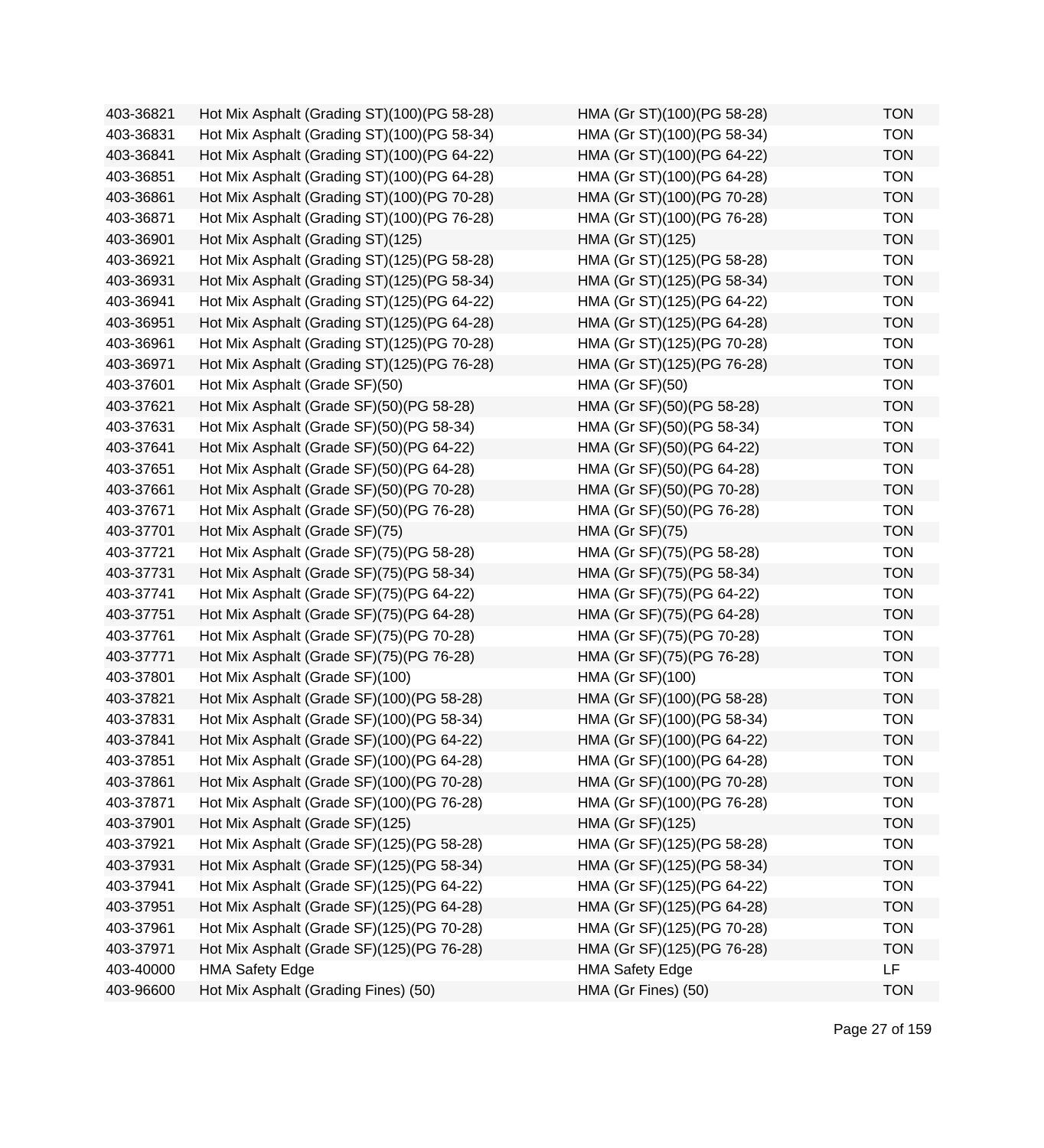| | | | |
|---|---|---|---|
| 403-36821 | Hot Mix Asphalt (Grading ST)(100)(PG 58-28) | HMA (Gr ST)(100)(PG 58-28) | TON |
| 403-36831 | Hot Mix Asphalt (Grading ST)(100)(PG 58-34) | HMA (Gr ST)(100)(PG 58-34) | TON |
| 403-36841 | Hot Mix Asphalt (Grading ST)(100)(PG 64-22) | HMA (Gr ST)(100)(PG 64-22) | TON |
| 403-36851 | Hot Mix Asphalt (Grading ST)(100)(PG 64-28) | HMA (Gr ST)(100)(PG 64-28) | TON |
| 403-36861 | Hot Mix Asphalt (Grading ST)(100)(PG 70-28) | HMA (Gr ST)(100)(PG 70-28) | TON |
| 403-36871 | Hot Mix Asphalt (Grading ST)(100)(PG 76-28) | HMA (Gr ST)(100)(PG 76-28) | TON |
| 403-36901 | Hot Mix Asphalt (Grading ST)(125) | HMA (Gr ST)(125) | TON |
| 403-36921 | Hot Mix Asphalt (Grading ST)(125)(PG 58-28) | HMA (Gr ST)(125)(PG 58-28) | TON |
| 403-36931 | Hot Mix Asphalt (Grading ST)(125)(PG 58-34) | HMA (Gr ST)(125)(PG 58-34) | TON |
| 403-36941 | Hot Mix Asphalt (Grading ST)(125)(PG 64-22) | HMA (Gr ST)(125)(PG 64-22) | TON |
| 403-36951 | Hot Mix Asphalt (Grading ST)(125)(PG 64-28) | HMA (Gr ST)(125)(PG 64-28) | TON |
| 403-36961 | Hot Mix Asphalt (Grading ST)(125)(PG 70-28) | HMA (Gr ST)(125)(PG 70-28) | TON |
| 403-36971 | Hot Mix Asphalt (Grading ST)(125)(PG 76-28) | HMA (Gr ST)(125)(PG 76-28) | TON |
| 403-37601 | Hot Mix Asphalt (Grade SF)(50) | HMA (Gr SF)(50) | TON |
| 403-37621 | Hot Mix Asphalt (Grade SF)(50)(PG 58-28) | HMA (Gr SF)(50)(PG 58-28) | TON |
| 403-37631 | Hot Mix Asphalt (Grade SF)(50)(PG 58-34) | HMA (Gr SF)(50)(PG 58-34) | TON |
| 403-37641 | Hot Mix Asphalt (Grade SF)(50)(PG 64-22) | HMA (Gr SF)(50)(PG 64-22) | TON |
| 403-37651 | Hot Mix Asphalt (Grade SF)(50)(PG 64-28) | HMA (Gr SF)(50)(PG 64-28) | TON |
| 403-37661 | Hot Mix Asphalt (Grade SF)(50)(PG 70-28) | HMA (Gr SF)(50)(PG 70-28) | TON |
| 403-37671 | Hot Mix Asphalt (Grade SF)(50)(PG 76-28) | HMA (Gr SF)(50)(PG 76-28) | TON |
| 403-37701 | Hot Mix Asphalt (Grade SF)(75) | HMA (Gr SF)(75) | TON |
| 403-37721 | Hot Mix Asphalt (Grade SF)(75)(PG 58-28) | HMA (Gr SF)(75)(PG 58-28) | TON |
| 403-37731 | Hot Mix Asphalt (Grade SF)(75)(PG 58-34) | HMA (Gr SF)(75)(PG 58-34) | TON |
| 403-37741 | Hot Mix Asphalt (Grade SF)(75)(PG 64-22) | HMA (Gr SF)(75)(PG 64-22) | TON |
| 403-37751 | Hot Mix Asphalt (Grade SF)(75)(PG 64-28) | HMA (Gr SF)(75)(PG 64-28) | TON |
| 403-37761 | Hot Mix Asphalt (Grade SF)(75)(PG 70-28) | HMA (Gr SF)(75)(PG 70-28) | TON |
| 403-37771 | Hot Mix Asphalt (Grade SF)(75)(PG 76-28) | HMA (Gr SF)(75)(PG 76-28) | TON |
| 403-37801 | Hot Mix Asphalt (Grade SF)(100) | HMA (Gr SF)(100) | TON |
| 403-37821 | Hot Mix Asphalt (Grade SF)(100)(PG 58-28) | HMA (Gr SF)(100)(PG 58-28) | TON |
| 403-37831 | Hot Mix Asphalt (Grade SF)(100)(PG 58-34) | HMA (Gr SF)(100)(PG 58-34) | TON |
| 403-37841 | Hot Mix Asphalt (Grade SF)(100)(PG 64-22) | HMA (Gr SF)(100)(PG 64-22) | TON |
| 403-37851 | Hot Mix Asphalt (Grade SF)(100)(PG 64-28) | HMA (Gr SF)(100)(PG 64-28) | TON |
| 403-37861 | Hot Mix Asphalt (Grade SF)(100)(PG 70-28) | HMA (Gr SF)(100)(PG 70-28) | TON |
| 403-37871 | Hot Mix Asphalt (Grade SF)(100)(PG 76-28) | HMA (Gr SF)(100)(PG 76-28) | TON |
| 403-37901 | Hot Mix Asphalt (Grade SF)(125) | HMA (Gr SF)(125) | TON |
| 403-37921 | Hot Mix Asphalt (Grade SF)(125)(PG 58-28) | HMA (Gr SF)(125)(PG 58-28) | TON |
| 403-37931 | Hot Mix Asphalt (Grade SF)(125)(PG 58-34) | HMA (Gr SF)(125)(PG 58-34) | TON |
| 403-37941 | Hot Mix Asphalt (Grade SF)(125)(PG 64-22) | HMA (Gr SF)(125)(PG 64-22) | TON |
| 403-37951 | Hot Mix Asphalt (Grade SF)(125)(PG 64-28) | HMA (Gr SF)(125)(PG 64-28) | TON |
| 403-37961 | Hot Mix Asphalt (Grade SF)(125)(PG 70-28) | HMA (Gr SF)(125)(PG 70-28) | TON |
| 403-37971 | Hot Mix Asphalt (Grade SF)(125)(PG 76-28) | HMA (Gr SF)(125)(PG 76-28) | TON |
| 403-40000 | HMA Safety Edge | HMA Safety Edge | LF |
| 403-96600 | Hot Mix Asphalt (Grading Fines) (50) | HMA (Gr Fines) (50) | TON |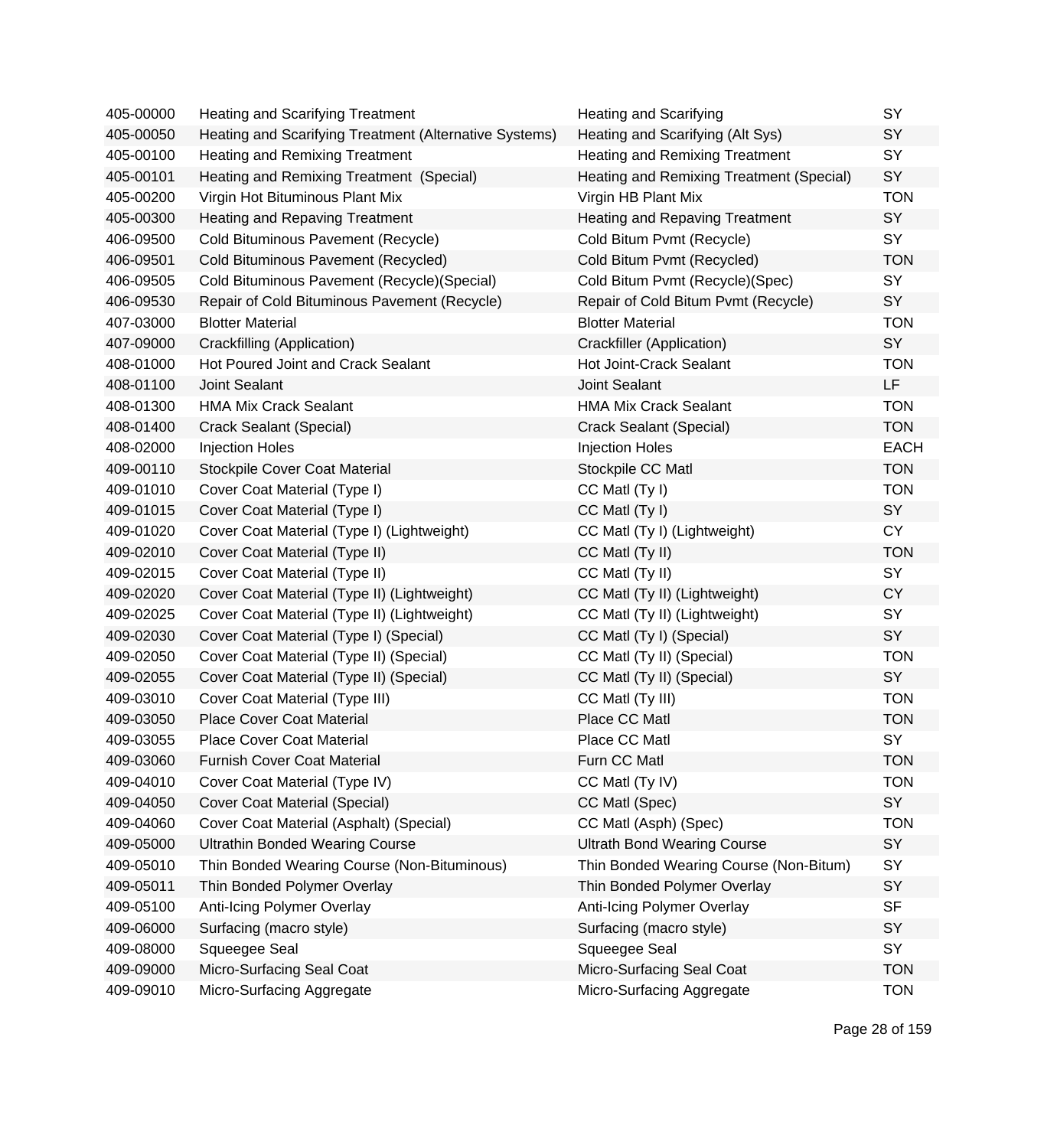| | | | |
|---|---|---|---|
| 405-00000 | Heating and Scarifying Treatment | Heating and Scarifying | SY |
| 405-00050 | Heating and Scarifying Treatment (Alternative Systems) | Heating and Scarifying (Alt Sys) | SY |
| 405-00100 | Heating and Remixing Treatment | Heating and Remixing Treatment | SY |
| 405-00101 | Heating and Remixing Treatment (Special) | Heating and Remixing Treatment (Special) | SY |
| 405-00200 | Virgin Hot Bituminous Plant Mix | Virgin HB Plant Mix | TON |
| 405-00300 | Heating and Repaving Treatment | Heating and Repaving Treatment | SY |
| 406-09500 | Cold Bituminous Pavement (Recycle) | Cold Bitum Pvmt (Recycle) | SY |
| 406-09501 | Cold Bituminous Pavement (Recycled) | Cold Bitum Pvmt (Recycled) | TON |
| 406-09505 | Cold Bituminous Pavement (Recycle)(Special) | Cold Bitum Pvmt (Recycle)(Spec) | SY |
| 406-09530 | Repair of Cold Bituminous Pavement (Recycle) | Repair of Cold Bitum Pvmt (Recycle) | SY |
| 407-03000 | Blotter Material | Blotter Material | TON |
| 407-09000 | Crackfilling (Application) | Crackfiller (Application) | SY |
| 408-01000 | Hot Poured Joint and Crack Sealant | Hot Joint-Crack Sealant | TON |
| 408-01100 | Joint Sealant | Joint Sealant | LF |
| 408-01300 | HMA Mix Crack Sealant | HMA Mix Crack Sealant | TON |
| 408-01400 | Crack Sealant (Special) | Crack Sealant (Special) | TON |
| 408-02000 | Injection Holes | Injection Holes | EACH |
| 409-00110 | Stockpile Cover Coat Material | Stockpile CC Matl | TON |
| 409-01010 | Cover Coat Material (Type I) | CC Matl (Ty I) | TON |
| 409-01015 | Cover Coat Material (Type I) | CC Matl (Ty I) | SY |
| 409-01020 | Cover Coat Material (Type I) (Lightweight) | CC Matl (Ty I) (Lightweight) | CY |
| 409-02010 | Cover Coat Material (Type II) | CC Matl (Ty II) | TON |
| 409-02015 | Cover Coat Material (Type II) | CC Matl (Ty II) | SY |
| 409-02020 | Cover Coat Material (Type II) (Lightweight) | CC Matl (Ty II) (Lightweight) | CY |
| 409-02025 | Cover Coat Material (Type II) (Lightweight) | CC Matl (Ty II) (Lightweight) | SY |
| 409-02030 | Cover Coat Material (Type I) (Special) | CC Matl (Ty I) (Special) | SY |
| 409-02050 | Cover Coat Material (Type II) (Special) | CC Matl (Ty II) (Special) | TON |
| 409-02055 | Cover Coat Material (Type II) (Special) | CC Matl (Ty II) (Special) | SY |
| 409-03010 | Cover Coat Material (Type III) | CC Matl (Ty III) | TON |
| 409-03050 | Place Cover Coat Material | Place CC Matl | TON |
| 409-03055 | Place Cover Coat Material | Place CC Matl | SY |
| 409-03060 | Furnish Cover Coat Material | Furn CC Matl | TON |
| 409-04010 | Cover Coat Material (Type IV) | CC Matl (Ty IV) | TON |
| 409-04050 | Cover Coat Material (Special) | CC Matl (Spec) | SY |
| 409-04060 | Cover Coat Material (Asphalt) (Special) | CC Matl (Asph) (Spec) | TON |
| 409-05000 | Ultrathin Bonded Wearing Course | Ultrath Bond Wearing Course | SY |
| 409-05010 | Thin Bonded Wearing Course (Non-Bituminous) | Thin Bonded Wearing Course (Non-Bitum) | SY |
| 409-05011 | Thin Bonded Polymer Overlay | Thin Bonded Polymer Overlay | SY |
| 409-05100 | Anti-Icing Polymer Overlay | Anti-Icing Polymer Overlay | SF |
| 409-06000 | Surfacing (macro style) | Surfacing (macro style) | SY |
| 409-08000 | Squeegee Seal | Squeegee Seal | SY |
| 409-09000 | Micro-Surfacing Seal Coat | Micro-Surfacing Seal Coat | TON |
| 409-09010 | Micro-Surfacing Aggregate | Micro-Surfacing Aggregate | TON |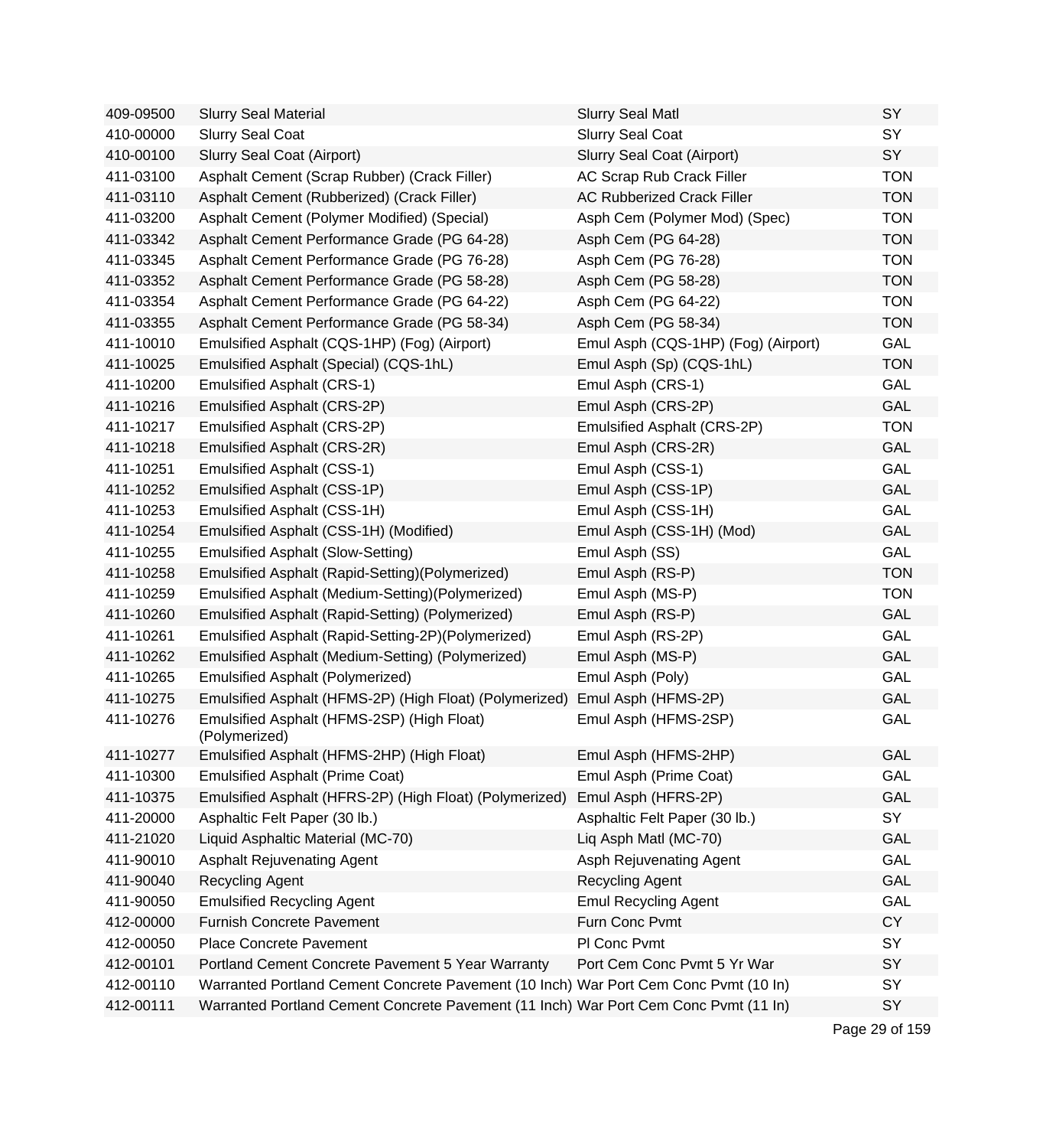| | | | |
|---|---|---|---|
| 409-09500 | Slurry Seal Material | Slurry Seal Matl | SY |
| 410-00000 | Slurry Seal Coat | Slurry Seal Coat | SY |
| 410-00100 | Slurry Seal Coat (Airport) | Slurry Seal Coat (Airport) | SY |
| 411-03100 | Asphalt Cement (Scrap Rubber) (Crack Filler) | AC Scrap Rub Crack Filler | TON |
| 411-03110 | Asphalt Cement (Rubberized) (Crack Filler) | AC Rubberized Crack Filler | TON |
| 411-03200 | Asphalt Cement (Polymer Modified) (Special) | Asph Cem (Polymer Mod) (Spec) | TON |
| 411-03342 | Asphalt Cement Performance Grade (PG 64-28) | Asph Cem (PG 64-28) | TON |
| 411-03345 | Asphalt Cement Performance Grade (PG 76-28) | Asph Cem (PG 76-28) | TON |
| 411-03352 | Asphalt Cement Performance Grade (PG 58-28) | Asph Cem (PG 58-28) | TON |
| 411-03354 | Asphalt Cement Performance Grade (PG 64-22) | Asph Cem (PG 64-22) | TON |
| 411-03355 | Asphalt Cement Performance Grade (PG 58-34) | Asph Cem (PG 58-34) | TON |
| 411-10010 | Emulsified Asphalt (CQS-1HP) (Fog) (Airport) | Emul Asph (CQS-1HP) (Fog) (Airport) | GAL |
| 411-10025 | Emulsified Asphalt (Special) (CQS-1hL) | Emul Asph (Sp) (CQS-1hL) | TON |
| 411-10200 | Emulsified Asphalt (CRS-1) | Emul Asph (CRS-1) | GAL |
| 411-10216 | Emulsified Asphalt (CRS-2P) | Emul Asph (CRS-2P) | GAL |
| 411-10217 | Emulsified Asphalt (CRS-2P) | Emulsified Asphalt (CRS-2P) | TON |
| 411-10218 | Emulsified Asphalt (CRS-2R) | Emul Asph (CRS-2R) | GAL |
| 411-10251 | Emulsified Asphalt (CSS-1) | Emul Asph (CSS-1) | GAL |
| 411-10252 | Emulsified Asphalt (CSS-1P) | Emul Asph (CSS-1P) | GAL |
| 411-10253 | Emulsified Asphalt (CSS-1H) | Emul Asph (CSS-1H) | GAL |
| 411-10254 | Emulsified Asphalt (CSS-1H) (Modified) | Emul Asph (CSS-1H) (Mod) | GAL |
| 411-10255 | Emulsified Asphalt (Slow-Setting) | Emul Asph (SS) | GAL |
| 411-10258 | Emulsified Asphalt (Rapid-Setting)(Polymerized) | Emul Asph (RS-P) | TON |
| 411-10259 | Emulsified Asphalt (Medium-Setting)(Polymerized) | Emul Asph (MS-P) | TON |
| 411-10260 | Emulsified Asphalt (Rapid-Setting) (Polymerized) | Emul Asph (RS-P) | GAL |
| 411-10261 | Emulsified Asphalt (Rapid-Setting-2P)(Polymerized) | Emul Asph (RS-2P) | GAL |
| 411-10262 | Emulsified Asphalt (Medium-Setting) (Polymerized) | Emul Asph (MS-P) | GAL |
| 411-10265 | Emulsified Asphalt (Polymerized) | Emul Asph (Poly) | GAL |
| 411-10275 | Emulsified Asphalt (HFMS-2P) (High Float) (Polymerized) | Emul Asph (HFMS-2P) | GAL |
| 411-10276 | Emulsified Asphalt (HFMS-2SP) (High Float) (Polymerized) | Emul Asph (HFMS-2SP) | GAL |
| 411-10277 | Emulsified Asphalt (HFMS-2HP) (High Float) | Emul Asph (HFMS-2HP) | GAL |
| 411-10300 | Emulsified Asphalt (Prime Coat) | Emul Asph (Prime Coat) | GAL |
| 411-10375 | Emulsified Asphalt (HFRS-2P) (High Float) (Polymerized) | Emul Asph (HFRS-2P) | GAL |
| 411-20000 | Asphaltic Felt Paper (30 lb.) | Asphaltic Felt Paper (30 lb.) | SY |
| 411-21020 | Liquid Asphaltic Material (MC-70) | Liq Asph Matl (MC-70) | GAL |
| 411-90010 | Asphalt Rejuvenating Agent | Asph Rejuvenating Agent | GAL |
| 411-90040 | Recycling Agent | Recycling Agent | GAL |
| 411-90050 | Emulsified Recycling Agent | Emul Recycling Agent | GAL |
| 412-00000 | Furnish Concrete Pavement | Furn Conc Pvmt | CY |
| 412-00050 | Place Concrete Pavement | Pl Conc Pvmt | SY |
| 412-00101 | Portland Cement Concrete Pavement 5 Year Warranty | Port Cem Conc Pvmt 5 Yr War | SY |
| 412-00110 | Warranted Portland Cement Concrete Pavement (10 Inch) | War Port Cem Conc Pvmt (10 In) | SY |
| 412-00111 | Warranted Portland Cement Concrete Pavement (11 Inch) | War Port Cem Conc Pvmt (11 In) | SY |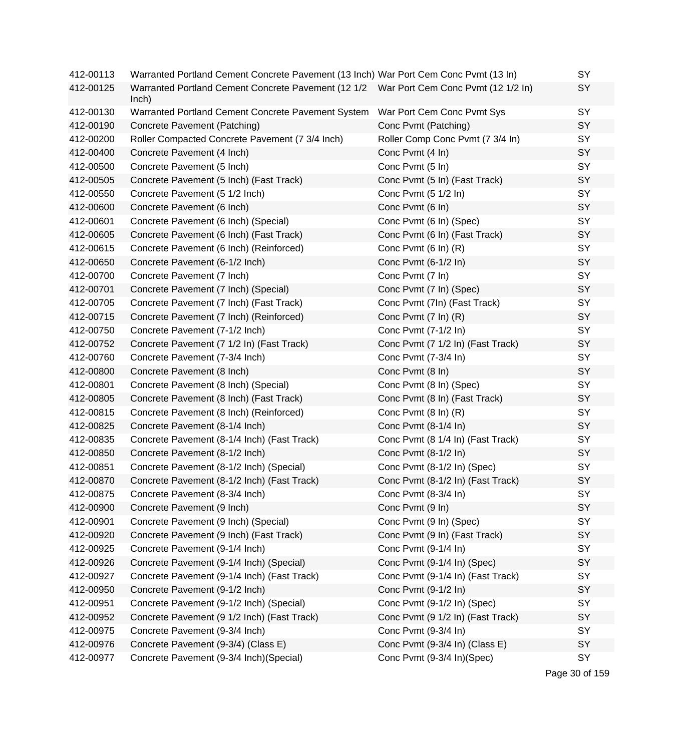| | | | |
|---|---|---|---|
| 412-00113 | Warranted Portland Cement Concrete Pavement (13 Inch) | War Port Cem Conc Pvmt (13 In) | SY |
| 412-00125 | Warranted Portland Cement Concrete Pavement (12 1/2 Inch) | War Port Cem Conc Pvmt (12 1/2 In) | SY |
| 412-00130 | Warranted Portland Cement Concrete Pavement System | War Port Cem Conc Pvmt Sys | SY |
| 412-00190 | Concrete Pavement (Patching) | Conc Pvmt (Patching) | SY |
| 412-00200 | Roller Compacted Concrete Pavement (7 3/4 Inch) | Roller Comp Conc Pvmt (7 3/4 In) | SY |
| 412-00400 | Concrete Pavement (4 Inch) | Conc Pvmt (4 In) | SY |
| 412-00500 | Concrete Pavement (5 Inch) | Conc Pvmt (5 In) | SY |
| 412-00505 | Concrete Pavement (5 Inch) (Fast Track) | Conc Pvmt (5 In) (Fast Track) | SY |
| 412-00550 | Concrete Pavement (5 1/2 Inch) | Conc Pvmt (5 1/2 In) | SY |
| 412-00600 | Concrete Pavement (6 Inch) | Conc Pvmt (6 In) | SY |
| 412-00601 | Concrete Pavement (6 Inch) (Special) | Conc Pvmt (6 In) (Spec) | SY |
| 412-00605 | Concrete Pavement (6 Inch) (Fast Track) | Conc Pvmt (6 In) (Fast Track) | SY |
| 412-00615 | Concrete Pavement (6 Inch) (Reinforced) | Conc Pvmt (6 In) (R) | SY |
| 412-00650 | Concrete Pavement (6-1/2 Inch) | Conc Pvmt (6-1/2 In) | SY |
| 412-00700 | Concrete Pavement (7 Inch) | Conc Pvmt (7 In) | SY |
| 412-00701 | Concrete Pavement (7 Inch) (Special) | Conc Pvmt (7 In) (Spec) | SY |
| 412-00705 | Concrete Pavement (7 Inch) (Fast Track) | Conc Pvmt (7In) (Fast Track) | SY |
| 412-00715 | Concrete Pavement (7 Inch) (Reinforced) | Conc Pvmt (7 In) (R) | SY |
| 412-00750 | Concrete Pavement (7-1/2 Inch) | Conc Pvmt (7-1/2 In) | SY |
| 412-00752 | Concrete Pavement (7 1/2 In) (Fast Track) | Conc Pvmt (7 1/2 In) (Fast Track) | SY |
| 412-00760 | Concrete Pavement (7-3/4 Inch) | Conc Pvmt (7-3/4 In) | SY |
| 412-00800 | Concrete Pavement (8 Inch) | Conc Pvmt (8 In) | SY |
| 412-00801 | Concrete Pavement (8 Inch) (Special) | Conc Pvmt (8 In) (Spec) | SY |
| 412-00805 | Concrete Pavement (8 Inch) (Fast Track) | Conc Pvmt (8 In) (Fast Track) | SY |
| 412-00815 | Concrete Pavement (8 Inch) (Reinforced) | Conc Pvmt (8 In) (R) | SY |
| 412-00825 | Concrete Pavement (8-1/4 Inch) | Conc Pvmt (8-1/4 In) | SY |
| 412-00835 | Concrete Pavement (8-1/4 Inch) (Fast Track) | Conc Pvmt (8 1/4 In) (Fast Track) | SY |
| 412-00850 | Concrete Pavement (8-1/2 Inch) | Conc Pvmt (8-1/2 In) | SY |
| 412-00851 | Concrete Pavement (8-1/2 Inch) (Special) | Conc Pvmt (8-1/2 In) (Spec) | SY |
| 412-00870 | Concrete Pavement (8-1/2 Inch) (Fast Track) | Conc Pvmt (8-1/2 In) (Fast Track) | SY |
| 412-00875 | Concrete Pavement (8-3/4 Inch) | Conc Pvmt (8-3/4 In) | SY |
| 412-00900 | Concrete Pavement (9 Inch) | Conc Pvmt (9 In) | SY |
| 412-00901 | Concrete Pavement (9 Inch) (Special) | Conc Pvmt (9 In) (Spec) | SY |
| 412-00920 | Concrete Pavement (9 Inch) (Fast Track) | Conc Pvmt (9 In) (Fast Track) | SY |
| 412-00925 | Concrete Pavement (9-1/4 Inch) | Conc Pvmt (9-1/4 In) | SY |
| 412-00926 | Concrete Pavement (9-1/4 Inch) (Special) | Conc Pvmt (9-1/4 In) (Spec) | SY |
| 412-00927 | Concrete Pavement (9-1/4 Inch) (Fast Track) | Conc Pvmt (9-1/4 In) (Fast Track) | SY |
| 412-00950 | Concrete Pavement (9-1/2 Inch) | Conc Pvmt (9-1/2 In) | SY |
| 412-00951 | Concrete Pavement (9-1/2 Inch) (Special) | Conc Pvmt (9-1/2 In) (Spec) | SY |
| 412-00952 | Concrete Pavement (9 1/2 Inch) (Fast Track) | Conc Pvmt (9 1/2 In) (Fast Track) | SY |
| 412-00975 | Concrete Pavement (9-3/4 Inch) | Conc Pvmt (9-3/4 In) | SY |
| 412-00976 | Concrete Pavement (9-3/4) (Class E) | Conc Pvmt (9-3/4 In) (Class E) | SY |
| 412-00977 | Concrete Pavement (9-3/4 Inch)(Special) | Conc Pvmt (9-3/4 In)(Spec) | SY |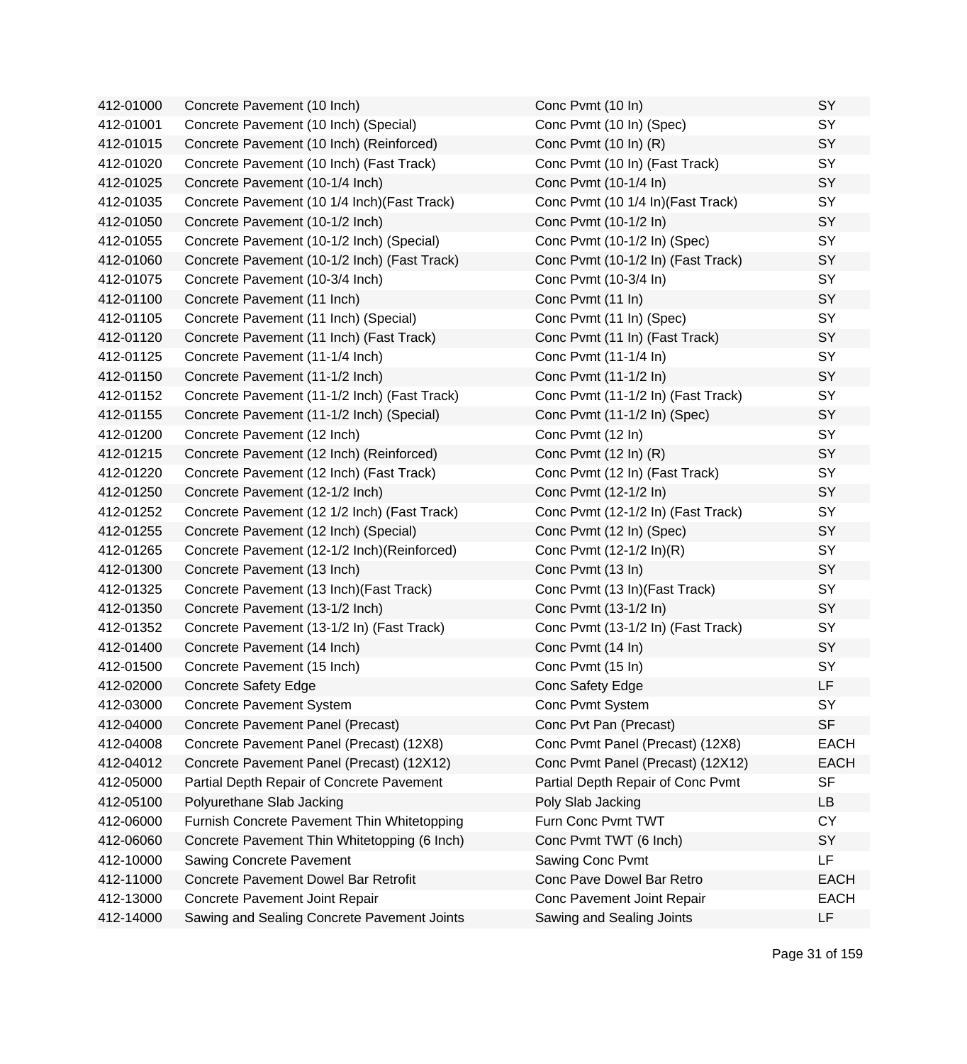| | | | |
|---|---|---|---|
| 412-01000 | Concrete Pavement (10 Inch) | Conc Pvmt (10 In) | SY |
| 412-01001 | Concrete Pavement (10 Inch) (Special) | Conc Pvmt (10 In) (Spec) | SY |
| 412-01015 | Concrete Pavement (10 Inch) (Reinforced) | Conc Pvmt (10 In) (R) | SY |
| 412-01020 | Concrete Pavement (10 Inch) (Fast Track) | Conc Pvmt (10 In) (Fast Track) | SY |
| 412-01025 | Concrete Pavement (10-1/4 Inch) | Conc Pvmt (10-1/4 In) | SY |
| 412-01035 | Concrete Pavement (10 1/4 Inch)(Fast Track) | Conc Pvmt (10 1/4 In)(Fast Track) | SY |
| 412-01050 | Concrete Pavement (10-1/2 Inch) | Conc Pvmt (10-1/2 In) | SY |
| 412-01055 | Concrete Pavement (10-1/2 Inch) (Special) | Conc Pvmt (10-1/2 In) (Spec) | SY |
| 412-01060 | Concrete Pavement (10-1/2 Inch) (Fast Track) | Conc Pvmt (10-1/2 In) (Fast Track) | SY |
| 412-01075 | Concrete Pavement (10-3/4 Inch) | Conc Pvmt (10-3/4 In) | SY |
| 412-01100 | Concrete Pavement (11 Inch) | Conc Pvmt (11 In) | SY |
| 412-01105 | Concrete Pavement (11 Inch) (Special) | Conc Pvmt (11 In) (Spec) | SY |
| 412-01120 | Concrete Pavement (11 Inch) (Fast Track) | Conc Pvmt (11 In) (Fast Track) | SY |
| 412-01125 | Concrete Pavement (11-1/4 Inch) | Conc Pvmt (11-1/4 In) | SY |
| 412-01150 | Concrete Pavement (11-1/2 Inch) | Conc Pvmt (11-1/2 In) | SY |
| 412-01152 | Concrete Pavement (11-1/2 Inch) (Fast Track) | Conc Pvmt (11-1/2 In) (Fast Track) | SY |
| 412-01155 | Concrete Pavement (11-1/2 Inch) (Special) | Conc Pvmt (11-1/2 In) (Spec) | SY |
| 412-01200 | Concrete Pavement (12 Inch) | Conc Pvmt (12 In) | SY |
| 412-01215 | Concrete Pavement (12 Inch) (Reinforced) | Conc Pvmt (12 In) (R) | SY |
| 412-01220 | Concrete Pavement (12 Inch) (Fast Track) | Conc Pvmt (12 In) (Fast Track) | SY |
| 412-01250 | Concrete Pavement (12-1/2 Inch) | Conc Pvmt (12-1/2 In) | SY |
| 412-01252 | Concrete Pavement (12 1/2 Inch) (Fast Track) | Conc Pvmt (12-1/2 In) (Fast Track) | SY |
| 412-01255 | Concrete Pavement (12 Inch) (Special) | Conc Pvmt (12 In) (Spec) | SY |
| 412-01265 | Concrete Pavement (12-1/2 Inch)(Reinforced) | Conc Pvmt (12-1/2 In)(R) | SY |
| 412-01300 | Concrete Pavement (13 Inch) | Conc Pvmt (13 In) | SY |
| 412-01325 | Concrete Pavement (13 Inch)(Fast Track) | Conc Pvmt (13 In)(Fast Track) | SY |
| 412-01350 | Concrete Pavement (13-1/2 Inch) | Conc Pvmt (13-1/2 In) | SY |
| 412-01352 | Concrete Pavement (13-1/2 In) (Fast Track) | Conc Pvmt (13-1/2 In) (Fast Track) | SY |
| 412-01400 | Concrete Pavement (14 Inch) | Conc Pvmt (14 In) | SY |
| 412-01500 | Concrete Pavement (15 Inch) | Conc Pvmt (15 In) | SY |
| 412-02000 | Concrete Safety Edge | Conc Safety Edge | LF |
| 412-03000 | Concrete Pavement System | Conc Pvmt System | SY |
| 412-04000 | Concrete Pavement Panel (Precast) | Conc Pvt Pan (Precast) | SF |
| 412-04008 | Concrete Pavement Panel (Precast) (12X8) | Conc Pvmt Panel (Precast) (12X8) | EACH |
| 412-04012 | Concrete Pavement Panel (Precast) (12X12) | Conc Pvmt Panel (Precast) (12X12) | EACH |
| 412-05000 | Partial Depth Repair of Concrete Pavement | Partial Depth Repair of Conc Pvmt | SF |
| 412-05100 | Polyurethane Slab Jacking | Poly Slab Jacking | LB |
| 412-06000 | Furnish Concrete Pavement Thin Whitetopping | Furn Conc Pvmt TWT | CY |
| 412-06060 | Concrete Pavement Thin Whitetopping (6 Inch) | Conc Pvmt TWT (6 Inch) | SY |
| 412-10000 | Sawing Concrete Pavement | Sawing Conc Pvmt | LF |
| 412-11000 | Concrete Pavement Dowel Bar Retrofit | Conc Pave Dowel Bar Retro | EACH |
| 412-13000 | Concrete Pavement Joint Repair | Conc Pavement Joint Repair | EACH |
| 412-14000 | Sawing and Sealing Concrete Pavement Joints | Sawing and Sealing Joints | LF |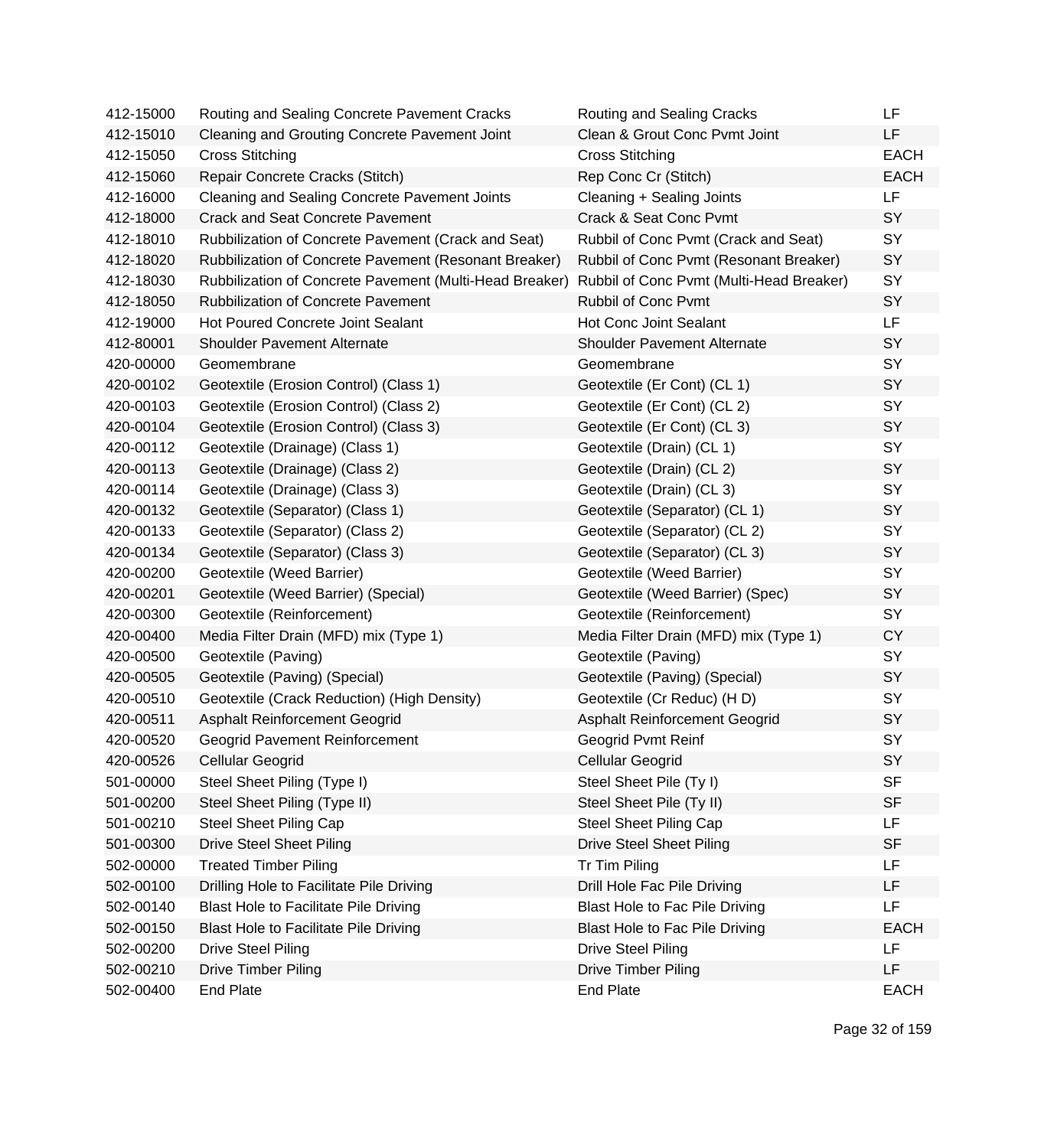| | | | |
|---|---|---|---|
| 412-15000 | Routing and Sealing Concrete Pavement Cracks | Routing and Sealing Cracks | LF |
| 412-15010 | Cleaning and Grouting Concrete Pavement Joint | Clean & Grout Conc Pvmt Joint | LF |
| 412-15050 | Cross Stitching | Cross Stitching | EACH |
| 412-15060 | Repair Concrete Cracks (Stitch) | Rep Conc Cr (Stitch) | EACH |
| 412-16000 | Cleaning and Sealing Concrete Pavement Joints | Cleaning + Sealing Joints | LF |
| 412-18000 | Crack and Seat Concrete Pavement | Crack & Seat Conc Pvmt | SY |
| 412-18010 | Rubbilization of Concrete Pavement (Crack and Seat) | Rubbil of Conc Pvmt (Crack and Seat) | SY |
| 412-18020 | Rubbilization of Concrete Pavement (Resonant Breaker) | Rubbil of Conc Pvmt (Resonant Breaker) | SY |
| 412-18030 | Rubbilization of Concrete Pavement (Multi-Head Breaker) | Rubbil of Conc Pvmt (Multi-Head Breaker) | SY |
| 412-18050 | Rubbilization of Concrete Pavement | Rubbil of Conc Pvmt | SY |
| 412-19000 | Hot Poured Concrete Joint Sealant | Hot Conc Joint Sealant | LF |
| 412-80001 | Shoulder Pavement Alternate | Shoulder Pavement Alternate | SY |
| 420-00000 | Geomembrane | Geomembrane | SY |
| 420-00102 | Geotextile (Erosion Control) (Class 1) | Geotextile (Er Cont) (CL 1) | SY |
| 420-00103 | Geotextile (Erosion Control) (Class 2) | Geotextile (Er Cont) (CL 2) | SY |
| 420-00104 | Geotextile (Erosion Control) (Class 3) | Geotextile (Er Cont) (CL 3) | SY |
| 420-00112 | Geotextile (Drainage) (Class 1) | Geotextile (Drain) (CL 1) | SY |
| 420-00113 | Geotextile (Drainage) (Class 2) | Geotextile (Drain) (CL 2) | SY |
| 420-00114 | Geotextile (Drainage) (Class 3) | Geotextile (Drain) (CL 3) | SY |
| 420-00132 | Geotextile (Separator) (Class 1) | Geotextile (Separator) (CL 1) | SY |
| 420-00133 | Geotextile (Separator) (Class 2) | Geotextile (Separator) (CL 2) | SY |
| 420-00134 | Geotextile (Separator) (Class 3) | Geotextile (Separator) (CL 3) | SY |
| 420-00200 | Geotextile (Weed Barrier) | Geotextile (Weed Barrier) | SY |
| 420-00201 | Geotextile (Weed Barrier) (Special) | Geotextile (Weed Barrier) (Spec) | SY |
| 420-00300 | Geotextile (Reinforcement) | Geotextile (Reinforcement) | SY |
| 420-00400 | Media Filter Drain (MFD) mix (Type 1) | Media Filter Drain (MFD) mix (Type 1) | CY |
| 420-00500 | Geotextile (Paving) | Geotextile (Paving) | SY |
| 420-00505 | Geotextile (Paving) (Special) | Geotextile (Paving) (Special) | SY |
| 420-00510 | Geotextile (Crack Reduction) (High Density) | Geotextile (Cr Reduc) (H D) | SY |
| 420-00511 | Asphalt Reinforcement Geogrid | Asphalt Reinforcement Geogrid | SY |
| 420-00520 | Geogrid Pavement Reinforcement | Geogrid Pvmt Reinf | SY |
| 420-00526 | Cellular Geogrid | Cellular Geogrid | SY |
| 501-00000 | Steel Sheet Piling (Type I) | Steel Sheet Pile (Ty I) | SF |
| 501-00200 | Steel Sheet Piling (Type II) | Steel Sheet Pile (Ty II) | SF |
| 501-00210 | Steel Sheet Piling Cap | Steel Sheet Piling Cap | LF |
| 501-00300 | Drive Steel Sheet Piling | Drive Steel Sheet Piling | SF |
| 502-00000 | Treated Timber Piling | Tr Tim Piling | LF |
| 502-00100 | Drilling Hole to Facilitate Pile Driving | Drill Hole Fac Pile Driving | LF |
| 502-00140 | Blast Hole to Facilitate Pile Driving | Blast Hole to Fac Pile Driving | LF |
| 502-00150 | Blast Hole to Facilitate Pile Driving | Blast Hole to Fac Pile Driving | EACH |
| 502-00200 | Drive Steel Piling | Drive Steel Piling | LF |
| 502-00210 | Drive Timber Piling | Drive Timber Piling | LF |
| 502-00400 | End Plate | End Plate | EACH |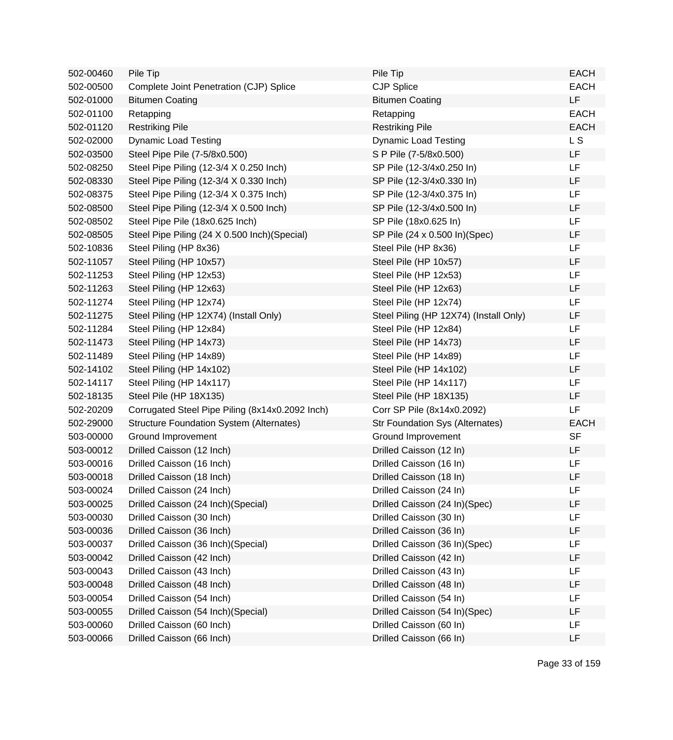| | | | |
|---|---|---|---|
| 502-00460 | Pile Tip | Pile Tip | EACH |
| 502-00500 | Complete Joint Penetration (CJP) Splice | CJP Splice | EACH |
| 502-01000 | Bitumen Coating | Bitumen Coating | LF |
| 502-01100 | Retapping | Retapping | EACH |
| 502-01120 | Restriking Pile | Restriking Pile | EACH |
| 502-02000 | Dynamic Load Testing | Dynamic Load Testing | L S |
| 502-03500 | Steel Pipe Pile (7-5/8x0.500) | S P Pile (7-5/8x0.500) | LF |
| 502-08250 | Steel Pipe Piling (12-3/4 X 0.250 Inch) | SP Pile (12-3/4x0.250 In) | LF |
| 502-08330 | Steel Pipe Piling (12-3/4 X 0.330 Inch) | SP Pile (12-3/4x0.330 In) | LF |
| 502-08375 | Steel Pipe Piling (12-3/4 X 0.375 Inch) | SP Pile (12-3/4x0.375 In) | LF |
| 502-08500 | Steel Pipe Piling (12-3/4 X 0.500 Inch) | SP Pile (12-3/4x0.500 In) | LF |
| 502-08502 | Steel Pipe Pile (18x0.625 Inch) | SP Pile (18x0.625 In) | LF |
| 502-08505 | Steel Pipe Piling (24 X 0.500 Inch)(Special) | SP Pile (24 x 0.500 In)(Spec) | LF |
| 502-10836 | Steel Piling (HP 8x36) | Steel Pile (HP 8x36) | LF |
| 502-11057 | Steel Piling (HP 10x57) | Steel Pile (HP 10x57) | LF |
| 502-11253 | Steel Piling (HP 12x53) | Steel Pile (HP 12x53) | LF |
| 502-11263 | Steel Piling (HP 12x63) | Steel Pile (HP 12x63) | LF |
| 502-11274 | Steel Piling (HP 12x74) | Steel Pile (HP 12x74) | LF |
| 502-11275 | Steel Piling (HP 12X74) (Install Only) | Steel Piling (HP 12X74) (Install Only) | LF |
| 502-11284 | Steel Piling (HP 12x84) | Steel Pile (HP 12x84) | LF |
| 502-11473 | Steel Piling (HP 14x73) | Steel Pile (HP 14x73) | LF |
| 502-11489 | Steel Piling (HP 14x89) | Steel Pile (HP 14x89) | LF |
| 502-14102 | Steel Piling (HP 14x102) | Steel Pile (HP 14x102) | LF |
| 502-14117 | Steel Piling (HP 14x117) | Steel Pile (HP 14x117) | LF |
| 502-18135 | Steel Pile (HP 18X135) | Steel Pile (HP 18X135) | LF |
| 502-20209 | Corrugated Steel Pipe Piling (8x14x0.2092 Inch) | Corr SP Pile (8x14x0.2092) | LF |
| 502-29000 | Structure Foundation System (Alternates) | Str Foundation Sys (Alternates) | EACH |
| 503-00000 | Ground Improvement | Ground Improvement | SF |
| 503-00012 | Drilled Caisson (12 Inch) | Drilled Caisson (12 In) | LF |
| 503-00016 | Drilled Caisson (16 Inch) | Drilled Caisson (16 In) | LF |
| 503-00018 | Drilled Caisson (18 Inch) | Drilled Caisson (18 In) | LF |
| 503-00024 | Drilled Caisson (24 Inch) | Drilled Caisson (24 In) | LF |
| 503-00025 | Drilled Caisson (24 Inch)(Special) | Drilled Caisson (24 In)(Spec) | LF |
| 503-00030 | Drilled Caisson (30 Inch) | Drilled Caisson (30 In) | LF |
| 503-00036 | Drilled Caisson (36 Inch) | Drilled Caisson (36 In) | LF |
| 503-00037 | Drilled Caisson (36 Inch)(Special) | Drilled Caisson (36 In)(Spec) | LF |
| 503-00042 | Drilled Caisson (42 Inch) | Drilled Caisson (42 In) | LF |
| 503-00043 | Drilled Caisson (43 Inch) | Drilled Caisson (43 In) | LF |
| 503-00048 | Drilled Caisson (48 Inch) | Drilled Caisson (48 In) | LF |
| 503-00054 | Drilled Caisson (54 Inch) | Drilled Caisson (54 In) | LF |
| 503-00055 | Drilled Caisson (54 Inch)(Special) | Drilled Caisson (54 In)(Spec) | LF |
| 503-00060 | Drilled Caisson (60 Inch) | Drilled Caisson (60 In) | LF |
| 503-00066 | Drilled Caisson (66 Inch) | Drilled Caisson (66 In) | LF |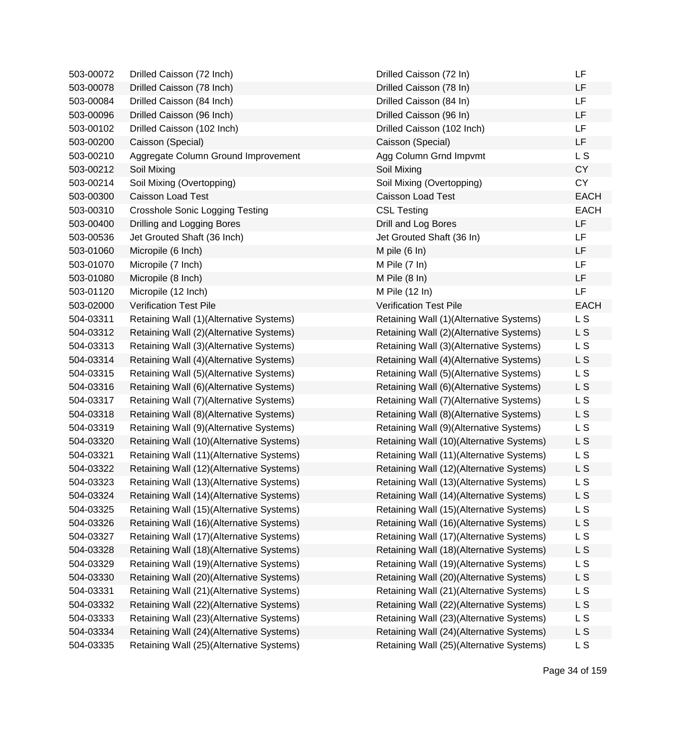| | | | |
|---|---|---|---|
| 503-00072 | Drilled Caisson (72 Inch) | Drilled Caisson (72 In) | LF |
| 503-00078 | Drilled Caisson (78 Inch) | Drilled Caisson (78 In) | LF |
| 503-00084 | Drilled Caisson (84 Inch) | Drilled Caisson (84 In) | LF |
| 503-00096 | Drilled Caisson (96 Inch) | Drilled Caisson (96 In) | LF |
| 503-00102 | Drilled Caisson (102 Inch) | Drilled Caisson (102 Inch) | LF |
| 503-00200 | Caisson (Special) | Caisson (Special) | LF |
| 503-00210 | Aggregate Column Ground Improvement | Agg Column Grnd Impvmt | L S |
| 503-00212 | Soil Mixing | Soil Mixing | CY |
| 503-00214 | Soil Mixing (Overtopping) | Soil Mixing (Overtopping) | CY |
| 503-00300 | Caisson Load Test | Caisson Load Test | EACH |
| 503-00310 | Crosshole Sonic Logging Testing | CSL Testing | EACH |
| 503-00400 | Drilling and Logging Bores | Drill and Log Bores | LF |
| 503-00536 | Jet Grouted Shaft (36 Inch) | Jet Grouted Shaft (36 In) | LF |
| 503-01060 | Micropile (6 Inch) | M pile (6 In) | LF |
| 503-01070 | Micropile (7 Inch) | M Pile (7 In) | LF |
| 503-01080 | Micropile (8 Inch) | M Pile (8 In) | LF |
| 503-01120 | Micropile (12 Inch) | M Pile (12 In) | LF |
| 503-02000 | Verification Test Pile | Verification Test Pile | EACH |
| 504-03311 | Retaining Wall (1)(Alternative Systems) | Retaining Wall (1)(Alternative Systems) | L S |
| 504-03312 | Retaining Wall (2)(Alternative Systems) | Retaining Wall (2)(Alternative Systems) | L S |
| 504-03313 | Retaining Wall (3)(Alternative Systems) | Retaining Wall (3)(Alternative Systems) | L S |
| 504-03314 | Retaining Wall (4)(Alternative Systems) | Retaining Wall (4)(Alternative Systems) | L S |
| 504-03315 | Retaining Wall (5)(Alternative Systems) | Retaining Wall (5)(Alternative Systems) | L S |
| 504-03316 | Retaining Wall (6)(Alternative Systems) | Retaining Wall (6)(Alternative Systems) | L S |
| 504-03317 | Retaining Wall (7)(Alternative Systems) | Retaining Wall (7)(Alternative Systems) | L S |
| 504-03318 | Retaining Wall (8)(Alternative Systems) | Retaining Wall (8)(Alternative Systems) | L S |
| 504-03319 | Retaining Wall (9)(Alternative Systems) | Retaining Wall (9)(Alternative Systems) | L S |
| 504-03320 | Retaining Wall (10)(Alternative Systems) | Retaining Wall (10)(Alternative Systems) | L S |
| 504-03321 | Retaining Wall (11)(Alternative Systems) | Retaining Wall (11)(Alternative Systems) | L S |
| 504-03322 | Retaining Wall (12)(Alternative Systems) | Retaining Wall (12)(Alternative Systems) | L S |
| 504-03323 | Retaining Wall (13)(Alternative Systems) | Retaining Wall (13)(Alternative Systems) | L S |
| 504-03324 | Retaining Wall (14)(Alternative Systems) | Retaining Wall (14)(Alternative Systems) | L S |
| 504-03325 | Retaining Wall (15)(Alternative Systems) | Retaining Wall (15)(Alternative Systems) | L S |
| 504-03326 | Retaining Wall (16)(Alternative Systems) | Retaining Wall (16)(Alternative Systems) | L S |
| 504-03327 | Retaining Wall (17)(Alternative Systems) | Retaining Wall (17)(Alternative Systems) | L S |
| 504-03328 | Retaining Wall (18)(Alternative Systems) | Retaining Wall (18)(Alternative Systems) | L S |
| 504-03329 | Retaining Wall (19)(Alternative Systems) | Retaining Wall (19)(Alternative Systems) | L S |
| 504-03330 | Retaining Wall (20)(Alternative Systems) | Retaining Wall (20)(Alternative Systems) | L S |
| 504-03331 | Retaining Wall (21)(Alternative Systems) | Retaining Wall (21)(Alternative Systems) | L S |
| 504-03332 | Retaining Wall (22)(Alternative Systems) | Retaining Wall (22)(Alternative Systems) | L S |
| 504-03333 | Retaining Wall (23)(Alternative Systems) | Retaining Wall (23)(Alternative Systems) | L S |
| 504-03334 | Retaining Wall (24)(Alternative Systems) | Retaining Wall (24)(Alternative Systems) | L S |
| 504-03335 | Retaining Wall (25)(Alternative Systems) | Retaining Wall (25)(Alternative Systems) | L S |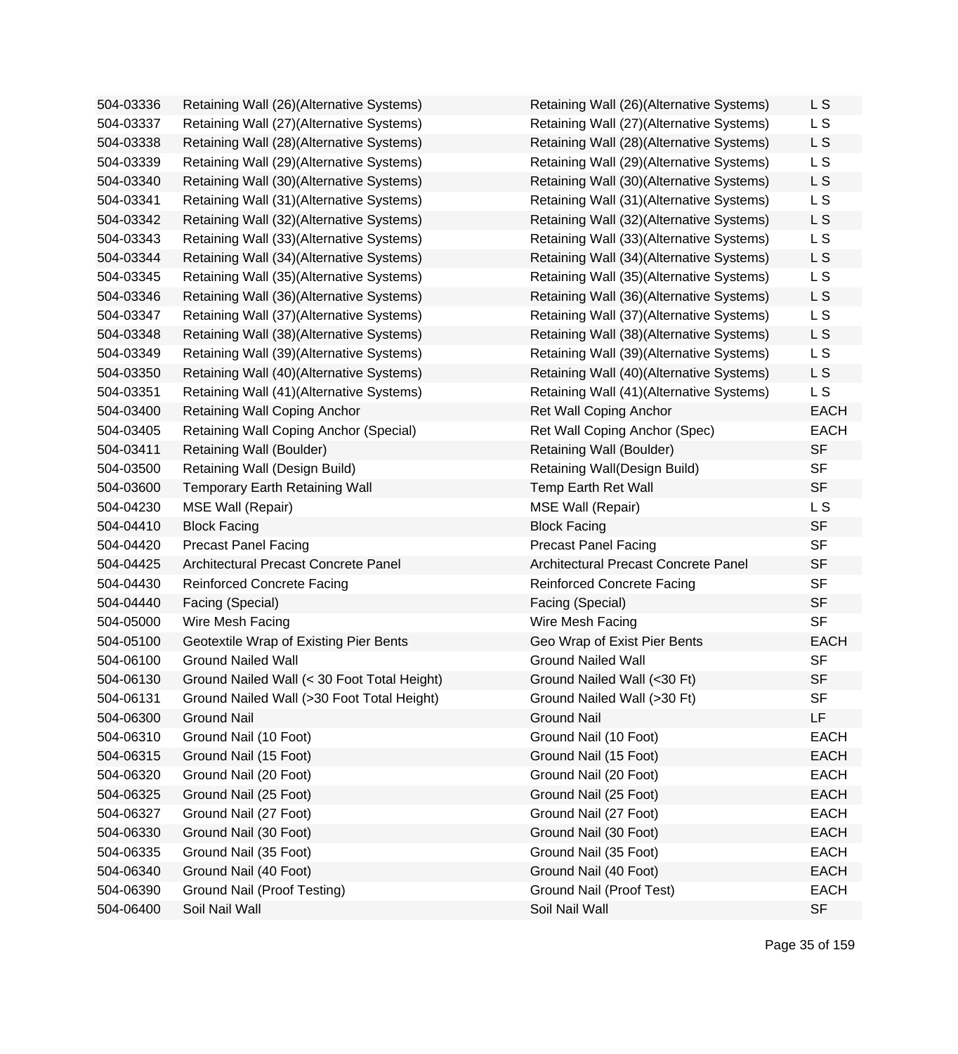| | | | |
|---|---|---|---|
| 504-03336 | Retaining Wall (26)(Alternative Systems) | Retaining Wall (26)(Alternative Systems) | L S |
| 504-03337 | Retaining Wall (27)(Alternative Systems) | Retaining Wall (27)(Alternative Systems) | L S |
| 504-03338 | Retaining Wall (28)(Alternative Systems) | Retaining Wall (28)(Alternative Systems) | L S |
| 504-03339 | Retaining Wall (29)(Alternative Systems) | Retaining Wall (29)(Alternative Systems) | L S |
| 504-03340 | Retaining Wall (30)(Alternative Systems) | Retaining Wall (30)(Alternative Systems) | L S |
| 504-03341 | Retaining Wall (31)(Alternative Systems) | Retaining Wall (31)(Alternative Systems) | L S |
| 504-03342 | Retaining Wall (32)(Alternative Systems) | Retaining Wall (32)(Alternative Systems) | L S |
| 504-03343 | Retaining Wall (33)(Alternative Systems) | Retaining Wall (33)(Alternative Systems) | L S |
| 504-03344 | Retaining Wall (34)(Alternative Systems) | Retaining Wall (34)(Alternative Systems) | L S |
| 504-03345 | Retaining Wall (35)(Alternative Systems) | Retaining Wall (35)(Alternative Systems) | L S |
| 504-03346 | Retaining Wall (36)(Alternative Systems) | Retaining Wall (36)(Alternative Systems) | L S |
| 504-03347 | Retaining Wall (37)(Alternative Systems) | Retaining Wall (37)(Alternative Systems) | L S |
| 504-03348 | Retaining Wall (38)(Alternative Systems) | Retaining Wall (38)(Alternative Systems) | L S |
| 504-03349 | Retaining Wall (39)(Alternative Systems) | Retaining Wall (39)(Alternative Systems) | L S |
| 504-03350 | Retaining Wall (40)(Alternative Systems) | Retaining Wall (40)(Alternative Systems) | L S |
| 504-03351 | Retaining Wall (41)(Alternative Systems) | Retaining Wall (41)(Alternative Systems) | L S |
| 504-03400 | Retaining Wall Coping Anchor | Ret Wall Coping Anchor | EACH |
| 504-03405 | Retaining Wall Coping Anchor (Special) | Ret Wall Coping Anchor (Spec) | EACH |
| 504-03411 | Retaining Wall (Boulder) | Retaining Wall (Boulder) | SF |
| 504-03500 | Retaining Wall (Design Build) | Retaining Wall(Design Build) | SF |
| 504-03600 | Temporary Earth Retaining Wall | Temp Earth Ret Wall | SF |
| 504-04230 | MSE Wall (Repair) | MSE Wall (Repair) | L S |
| 504-04410 | Block Facing | Block Facing | SF |
| 504-04420 | Precast Panel Facing | Precast Panel Facing | SF |
| 504-04425 | Architectural Precast Concrete Panel | Architectural Precast Concrete Panel | SF |
| 504-04430 | Reinforced Concrete Facing | Reinforced Concrete Facing | SF |
| 504-04440 | Facing (Special) | Facing (Special) | SF |
| 504-05000 | Wire Mesh Facing | Wire Mesh Facing | SF |
| 504-05100 | Geotextile Wrap of Existing Pier Bents | Geo Wrap of Exist Pier Bents | EACH |
| 504-06100 | Ground Nailed Wall | Ground Nailed Wall | SF |
| 504-06130 | Ground Nailed Wall (< 30 Foot Total Height) | Ground Nailed Wall (<30 Ft) | SF |
| 504-06131 | Ground Nailed Wall (>30 Foot Total Height) | Ground Nailed Wall (>30 Ft) | SF |
| 504-06300 | Ground Nail | Ground Nail | LF |
| 504-06310 | Ground Nail (10 Foot) | Ground Nail (10 Foot) | EACH |
| 504-06315 | Ground Nail (15 Foot) | Ground Nail (15 Foot) | EACH |
| 504-06320 | Ground Nail (20 Foot) | Ground Nail (20 Foot) | EACH |
| 504-06325 | Ground Nail (25 Foot) | Ground Nail (25 Foot) | EACH |
| 504-06327 | Ground Nail (27 Foot) | Ground Nail (27 Foot) | EACH |
| 504-06330 | Ground Nail (30 Foot) | Ground Nail (30 Foot) | EACH |
| 504-06335 | Ground Nail (35 Foot) | Ground Nail (35 Foot) | EACH |
| 504-06340 | Ground Nail (40 Foot) | Ground Nail (40 Foot) | EACH |
| 504-06390 | Ground Nail (Proof Testing) | Ground Nail (Proof Test) | EACH |
| 504-06400 | Soil Nail Wall | Soil Nail Wall | SF |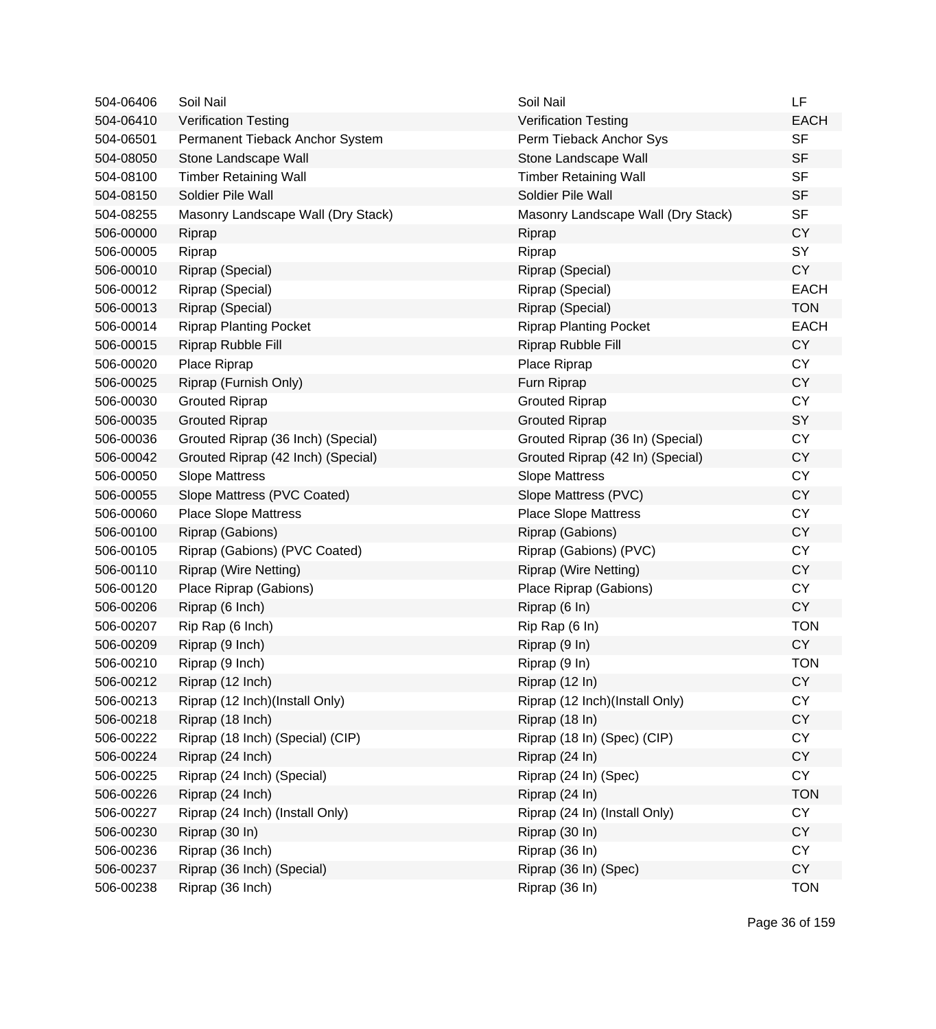| | | | |
|---|---|---|---|
| 504-06406 | Soil Nail | Soil Nail | LF |
| 504-06410 | Verification Testing | Verification Testing | EACH |
| 504-06501 | Permanent Tieback Anchor System | Perm Tieback Anchor Sys | SF |
| 504-08050 | Stone Landscape Wall | Stone Landscape Wall | SF |
| 504-08100 | Timber Retaining Wall | Timber Retaining Wall | SF |
| 504-08150 | Soldier Pile Wall | Soldier Pile Wall | SF |
| 504-08255 | Masonry Landscape Wall (Dry Stack) | Masonry Landscape Wall (Dry Stack) | SF |
| 506-00000 | Riprap | Riprap | CY |
| 506-00005 | Riprap | Riprap | SY |
| 506-00010 | Riprap (Special) | Riprap (Special) | CY |
| 506-00012 | Riprap (Special) | Riprap (Special) | EACH |
| 506-00013 | Riprap (Special) | Riprap (Special) | TON |
| 506-00014 | Riprap Planting Pocket | Riprap Planting Pocket | EACH |
| 506-00015 | Riprap Rubble Fill | Riprap Rubble Fill | CY |
| 506-00020 | Place Riprap | Place Riprap | CY |
| 506-00025 | Riprap (Furnish Only) | Furn Riprap | CY |
| 506-00030 | Grouted Riprap | Grouted Riprap | CY |
| 506-00035 | Grouted Riprap | Grouted Riprap | SY |
| 506-00036 | Grouted Riprap (36 Inch) (Special) | Grouted Riprap (36 In) (Special) | CY |
| 506-00042 | Grouted Riprap (42 Inch) (Special) | Grouted Riprap (42 In) (Special) | CY |
| 506-00050 | Slope Mattress | Slope Mattress | CY |
| 506-00055 | Slope Mattress (PVC Coated) | Slope Mattress (PVC) | CY |
| 506-00060 | Place Slope Mattress | Place Slope Mattress | CY |
| 506-00100 | Riprap (Gabions) | Riprap (Gabions) | CY |
| 506-00105 | Riprap (Gabions) (PVC Coated) | Riprap (Gabions) (PVC) | CY |
| 506-00110 | Riprap (Wire Netting) | Riprap (Wire Netting) | CY |
| 506-00120 | Place Riprap (Gabions) | Place Riprap (Gabions) | CY |
| 506-00206 | Riprap (6 Inch) | Riprap (6 In) | CY |
| 506-00207 | Rip Rap (6 Inch) | Rip Rap (6 In) | TON |
| 506-00209 | Riprap (9 Inch) | Riprap (9 In) | CY |
| 506-00210 | Riprap (9 Inch) | Riprap (9 In) | TON |
| 506-00212 | Riprap (12 Inch) | Riprap (12 In) | CY |
| 506-00213 | Riprap (12 Inch)(Install Only) | Riprap (12 Inch)(Install Only) | CY |
| 506-00218 | Riprap (18 Inch) | Riprap (18 In) | CY |
| 506-00222 | Riprap (18 Inch) (Special) (CIP) | Riprap (18 In) (Spec) (CIP) | CY |
| 506-00224 | Riprap (24 Inch) | Riprap (24 In) | CY |
| 506-00225 | Riprap (24 Inch) (Special) | Riprap (24 In) (Spec) | CY |
| 506-00226 | Riprap (24 Inch) | Riprap (24 In) | TON |
| 506-00227 | Riprap (24 Inch) (Install Only) | Riprap (24 In) (Install Only) | CY |
| 506-00230 | Riprap (30 In) | Riprap (30 In) | CY |
| 506-00236 | Riprap (36 Inch) | Riprap (36 In) | CY |
| 506-00237 | Riprap (36 Inch) (Special) | Riprap (36 In) (Spec) | CY |
| 506-00238 | Riprap (36 Inch) | Riprap (36 In) | TON |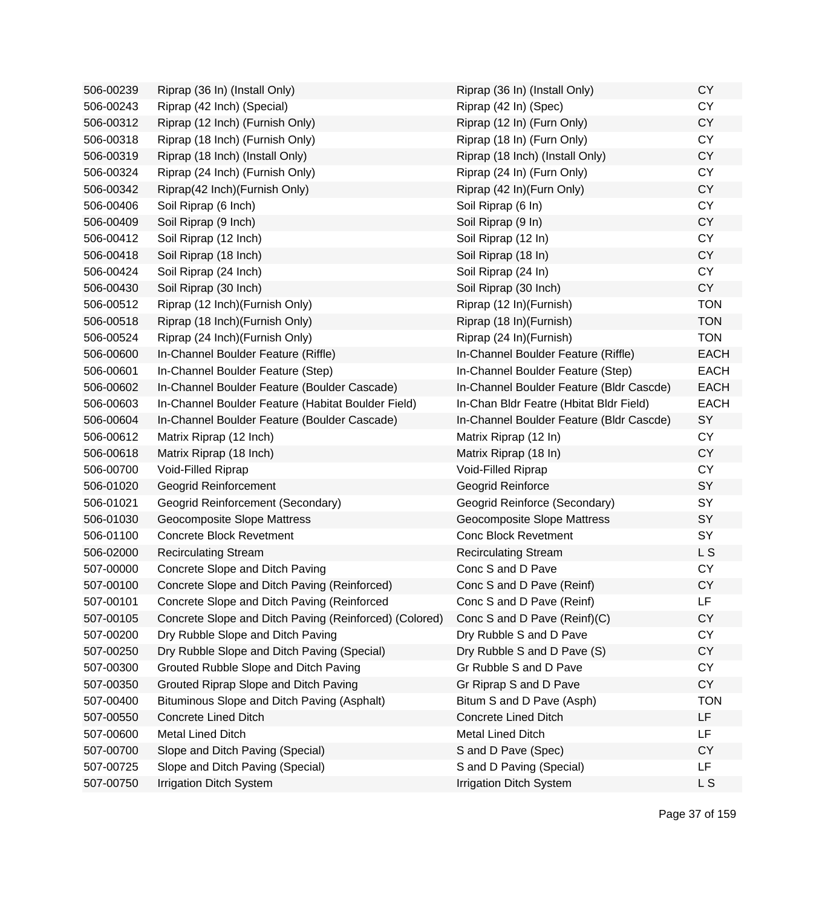| | | | |
|---|---|---|---|
| 506-00239 | Riprap (36 In) (Install Only) | Riprap (36 In) (Install Only) | CY |
| 506-00243 | Riprap (42 Inch) (Special) | Riprap (42 In) (Spec) | CY |
| 506-00312 | Riprap (12 Inch) (Furnish Only) | Riprap (12 In) (Furn Only) | CY |
| 506-00318 | Riprap (18 Inch) (Furnish Only) | Riprap (18 In) (Furn Only) | CY |
| 506-00319 | Riprap (18 Inch) (Install Only) | Riprap (18 Inch) (Install Only) | CY |
| 506-00324 | Riprap (24 Inch) (Furnish Only) | Riprap (24 In) (Furn Only) | CY |
| 506-00342 | Riprap(42 Inch)(Furnish Only) | Riprap (42 In)(Furn Only) | CY |
| 506-00406 | Soil Riprap (6 Inch) | Soil Riprap (6 In) | CY |
| 506-00409 | Soil Riprap (9 Inch) | Soil Riprap (9 In) | CY |
| 506-00412 | Soil Riprap (12 Inch) | Soil Riprap (12 In) | CY |
| 506-00418 | Soil Riprap (18 Inch) | Soil Riprap (18 In) | CY |
| 506-00424 | Soil Riprap (24 Inch) | Soil Riprap (24 In) | CY |
| 506-00430 | Soil Riprap (30 Inch) | Soil Riprap (30 Inch) | CY |
| 506-00512 | Riprap (12 Inch)(Furnish Only) | Riprap (12 In)(Furnish) | TON |
| 506-00518 | Riprap (18 Inch)(Furnish Only) | Riprap (18 In)(Furnish) | TON |
| 506-00524 | Riprap (24 Inch)(Furnish Only) | Riprap (24 In)(Furnish) | TON |
| 506-00600 | In-Channel Boulder Feature (Riffle) | In-Channel Boulder Feature (Riffle) | EACH |
| 506-00601 | In-Channel Boulder Feature (Step) | In-Channel Boulder Feature (Step) | EACH |
| 506-00602 | In-Channel Boulder Feature (Boulder Cascade) | In-Channel Boulder Feature (Bldr Cascde) | EACH |
| 506-00603 | In-Channel Boulder Feature (Habitat Boulder Field) | In-Chan Bldr Featre (Hbitat Bldr Field) | EACH |
| 506-00604 | In-Channel Boulder Feature (Boulder Cascade) | In-Channel Boulder Feature (Bldr Cascde) | SY |
| 506-00612 | Matrix Riprap (12 Inch) | Matrix Riprap (12 In) | CY |
| 506-00618 | Matrix Riprap (18 Inch) | Matrix Riprap (18 In) | CY |
| 506-00700 | Void-Filled Riprap | Void-Filled Riprap | CY |
| 506-01020 | Geogrid Reinforcement | Geogrid Reinforce | SY |
| 506-01021 | Geogrid Reinforcement (Secondary) | Geogrid Reinforce (Secondary) | SY |
| 506-01030 | Geocomposite Slope Mattress | Geocomposite Slope Mattress | SY |
| 506-01100 | Concrete Block Revetment | Conc Block Revetment | SY |
| 506-02000 | Recirculating Stream | Recirculating Stream | L S |
| 507-00000 | Concrete Slope and Ditch Paving | Conc S and D Pave | CY |
| 507-00100 | Concrete Slope and Ditch Paving (Reinforced) | Conc S and D Pave (Reinf) | CY |
| 507-00101 | Concrete Slope and Ditch Paving (Reinforced | Conc S and D Pave (Reinf) | LF |
| 507-00105 | Concrete Slope and Ditch Paving (Reinforced) (Colored) | Conc S and D Pave (Reinf)(C) | CY |
| 507-00200 | Dry Rubble Slope and Ditch Paving | Dry Rubble S and D Pave | CY |
| 507-00250 | Dry Rubble Slope and Ditch Paving (Special) | Dry Rubble S and D Pave (S) | CY |
| 507-00300 | Grouted Rubble Slope and Ditch Paving | Gr Rubble S and D Pave | CY |
| 507-00350 | Grouted Riprap Slope and Ditch Paving | Gr Riprap S and D Pave | CY |
| 507-00400 | Bituminous Slope and Ditch Paving (Asphalt) | Bitum S and D Pave (Asph) | TON |
| 507-00550 | Concrete Lined Ditch | Concrete Lined Ditch | LF |
| 507-00600 | Metal Lined Ditch | Metal Lined Ditch | LF |
| 507-00700 | Slope and Ditch Paving (Special) | S and D Pave (Spec) | CY |
| 507-00725 | Slope and Ditch Paving (Special) | S and D Paving (Special) | LF |
| 507-00750 | Irrigation Ditch System | Irrigation Ditch System | L S |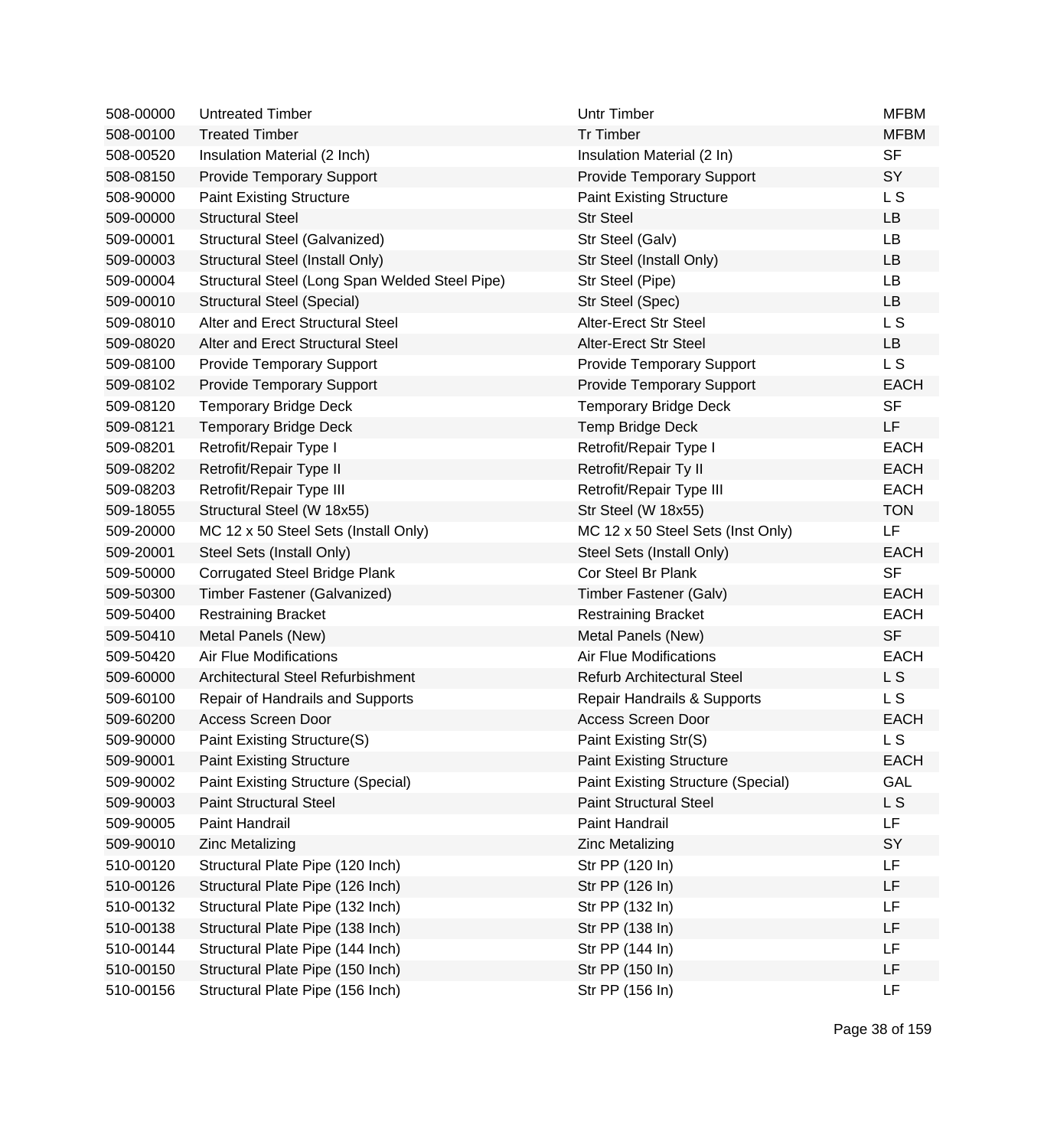| | | | |
|---|---|---|---|
| 508-00000 | Untreated Timber | Untr Timber | MFBM |
| 508-00100 | Treated Timber | Tr Timber | MFBM |
| 508-00520 | Insulation Material (2 Inch) | Insulation Material (2 In) | SF |
| 508-08150 | Provide Temporary Support | Provide Temporary Support | SY |
| 508-90000 | Paint Existing Structure | Paint Existing Structure | L S |
| 509-00000 | Structural Steel | Str Steel | LB |
| 509-00001 | Structural Steel (Galvanized) | Str Steel (Galv) | LB |
| 509-00003 | Structural Steel (Install Only) | Str Steel (Install Only) | LB |
| 509-00004 | Structural Steel (Long Span Welded Steel Pipe) | Str Steel (Pipe) | LB |
| 509-00010 | Structural Steel (Special) | Str Steel (Spec) | LB |
| 509-08010 | Alter and Erect Structural Steel | Alter-Erect Str Steel | L S |
| 509-08020 | Alter and Erect Structural Steel | Alter-Erect Str Steel | LB |
| 509-08100 | Provide Temporary Support | Provide Temporary Support | L S |
| 509-08102 | Provide Temporary Support | Provide Temporary Support | EACH |
| 509-08120 | Temporary Bridge Deck | Temporary Bridge Deck | SF |
| 509-08121 | Temporary Bridge Deck | Temp Bridge Deck | LF |
| 509-08201 | Retrofit/Repair Type I | Retrofit/Repair Type I | EACH |
| 509-08202 | Retrofit/Repair Type II | Retrofit/Repair Ty II | EACH |
| 509-08203 | Retrofit/Repair Type III | Retrofit/Repair Type III | EACH |
| 509-18055 | Structural Steel (W 18x55) | Str Steel (W 18x55) | TON |
| 509-20000 | MC 12 x 50 Steel Sets (Install Only) | MC 12 x 50 Steel Sets (Inst Only) | LF |
| 509-20001 | Steel Sets (Install Only) | Steel Sets (Install Only) | EACH |
| 509-50000 | Corrugated Steel Bridge Plank | Cor Steel Br Plank | SF |
| 509-50300 | Timber Fastener (Galvanized) | Timber Fastener (Galv) | EACH |
| 509-50400 | Restraining Bracket | Restraining Bracket | EACH |
| 509-50410 | Metal Panels (New) | Metal Panels (New) | SF |
| 509-50420 | Air Flue Modifications | Air Flue Modifications | EACH |
| 509-60000 | Architectural Steel Refurbishment | Refurb Architectural Steel | L S |
| 509-60100 | Repair of Handrails and Supports | Repair Handrails & Supports | L S |
| 509-60200 | Access Screen Door | Access Screen Door | EACH |
| 509-90000 | Paint Existing Structure(S) | Paint Existing Str(S) | L S |
| 509-90001 | Paint Existing Structure | Paint Existing Structure | EACH |
| 509-90002 | Paint Existing Structure (Special) | Paint Existing Structure (Special) | GAL |
| 509-90003 | Paint Structural Steel | Paint Structural Steel | L S |
| 509-90005 | Paint Handrail | Paint Handrail | LF |
| 509-90010 | Zinc Metalizing | Zinc Metalizing | SY |
| 510-00120 | Structural Plate Pipe (120 Inch) | Str PP (120 In) | LF |
| 510-00126 | Structural Plate Pipe (126 Inch) | Str PP (126 In) | LF |
| 510-00132 | Structural Plate Pipe (132 Inch) | Str PP (132 In) | LF |
| 510-00138 | Structural Plate Pipe (138 Inch) | Str PP (138 In) | LF |
| 510-00144 | Structural Plate Pipe (144 Inch) | Str PP (144 In) | LF |
| 510-00150 | Structural Plate Pipe (150 Inch) | Str PP (150 In) | LF |
| 510-00156 | Structural Plate Pipe (156 Inch) | Str PP (156 In) | LF |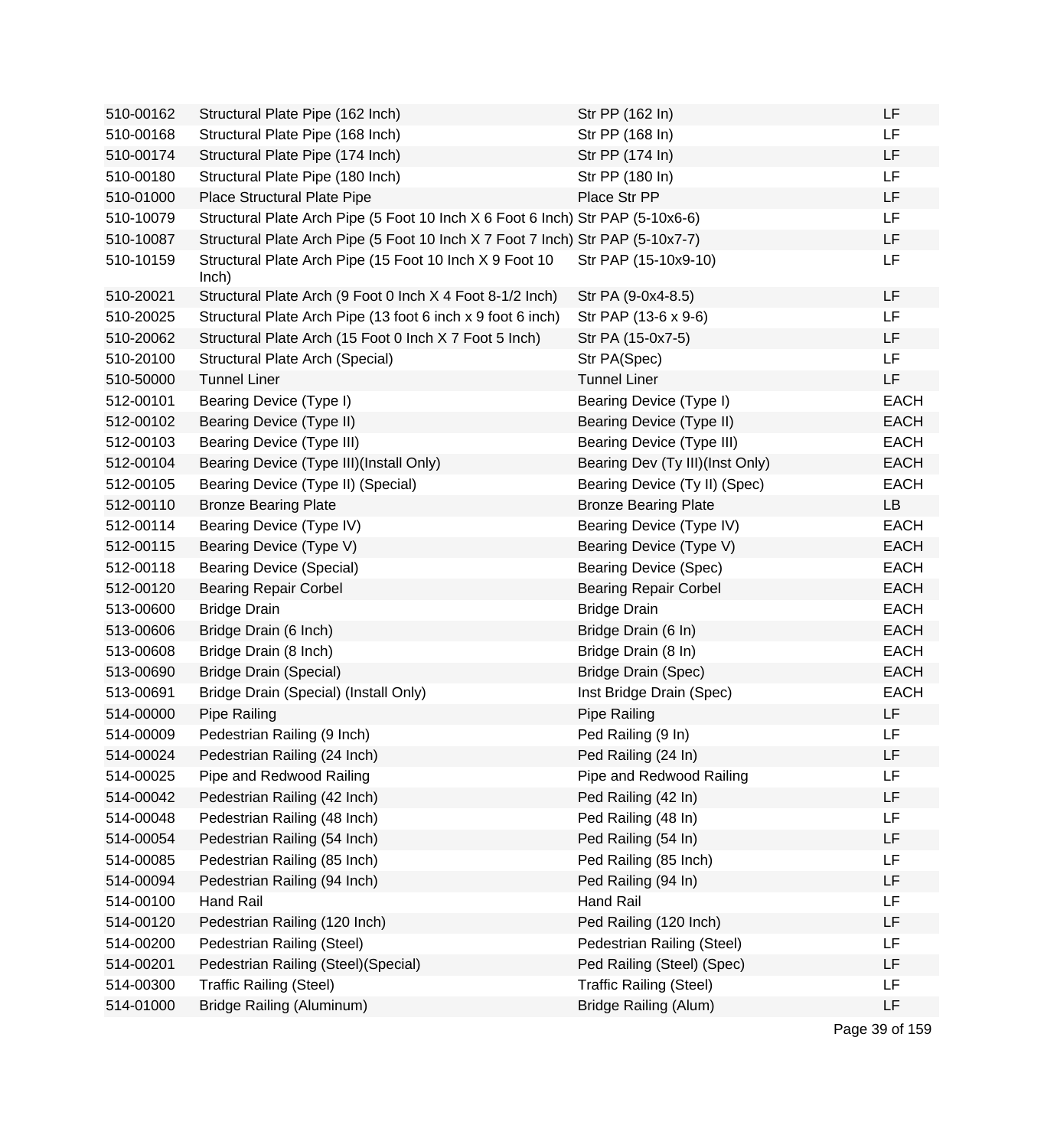| | | | |
|---|---|---|---|
| 510-00162 | Structural Plate Pipe (162 Inch) | Str PP (162 In) | LF |
| 510-00168 | Structural Plate Pipe (168 Inch) | Str PP (168 In) | LF |
| 510-00174 | Structural Plate Pipe (174 Inch) | Str PP (174 In) | LF |
| 510-00180 | Structural Plate Pipe (180 Inch) | Str PP (180 In) | LF |
| 510-01000 | Place Structural Plate Pipe | Place Str PP | LF |
| 510-10079 | Structural Plate Arch Pipe (5 Foot 10 Inch X 6 Foot 6 Inch) | Str PAP (5-10x6-6) | LF |
| 510-10087 | Structural Plate Arch Pipe (5 Foot 10 Inch X 7 Foot 7 Inch) | Str PAP (5-10x7-7) | LF |
| 510-10159 | Structural Plate Arch Pipe (15 Foot 10 Inch X 9 Foot 10 Inch) | Str PAP (15-10x9-10) | LF |
| 510-20021 | Structural Plate Arch (9 Foot 0 Inch X 4 Foot 8-1/2 Inch) | Str PA (9-0x4-8.5) | LF |
| 510-20025 | Structural Plate Arch Pipe (13 foot 6 inch x 9 foot 6 inch) | Str PAP (13-6 x 9-6) | LF |
| 510-20062 | Structural Plate Arch (15 Foot 0 Inch X 7 Foot 5 Inch) | Str PA (15-0x7-5) | LF |
| 510-20100 | Structural Plate Arch (Special) | Str PA(Spec) | LF |
| 510-50000 | Tunnel Liner | Tunnel Liner | LF |
| 512-00101 | Bearing Device (Type I) | Bearing Device (Type I) | EACH |
| 512-00102 | Bearing Device (Type II) | Bearing Device (Type II) | EACH |
| 512-00103 | Bearing Device (Type III) | Bearing Device (Type III) | EACH |
| 512-00104 | Bearing Device (Type III)(Install Only) | Bearing Dev (Ty III)(Inst Only) | EACH |
| 512-00105 | Bearing Device (Type II) (Special) | Bearing Device (Ty II) (Spec) | EACH |
| 512-00110 | Bronze Bearing Plate | Bronze Bearing Plate | LB |
| 512-00114 | Bearing Device (Type IV) | Bearing Device (Type IV) | EACH |
| 512-00115 | Bearing Device (Type V) | Bearing Device (Type V) | EACH |
| 512-00118 | Bearing Device (Special) | Bearing Device (Spec) | EACH |
| 512-00120 | Bearing Repair Corbel | Bearing Repair Corbel | EACH |
| 513-00600 | Bridge Drain | Bridge Drain | EACH |
| 513-00606 | Bridge Drain (6 Inch) | Bridge Drain (6 In) | EACH |
| 513-00608 | Bridge Drain (8 Inch) | Bridge Drain (8 In) | EACH |
| 513-00690 | Bridge Drain (Special) | Bridge Drain (Spec) | EACH |
| 513-00691 | Bridge Drain (Special) (Install Only) | Inst Bridge Drain (Spec) | EACH |
| 514-00000 | Pipe Railing | Pipe Railing | LF |
| 514-00009 | Pedestrian Railing (9 Inch) | Ped Railing (9 In) | LF |
| 514-00024 | Pedestrian Railing (24 Inch) | Ped Railing (24 In) | LF |
| 514-00025 | Pipe and Redwood Railing | Pipe and Redwood Railing | LF |
| 514-00042 | Pedestrian Railing (42 Inch) | Ped Railing (42 In) | LF |
| 514-00048 | Pedestrian Railing (48 Inch) | Ped Railing (48 In) | LF |
| 514-00054 | Pedestrian Railing (54 Inch) | Ped Railing (54 In) | LF |
| 514-00085 | Pedestrian Railing (85 Inch) | Ped Railing (85 Inch) | LF |
| 514-00094 | Pedestrian Railing (94 Inch) | Ped Railing (94 In) | LF |
| 514-00100 | Hand Rail | Hand Rail | LF |
| 514-00120 | Pedestrian Railing (120 Inch) | Ped Railing (120 Inch) | LF |
| 514-00200 | Pedestrian Railing (Steel) | Pedestrian Railing (Steel) | LF |
| 514-00201 | Pedestrian Railing (Steel)(Special) | Ped Railing (Steel) (Spec) | LF |
| 514-00300 | Traffic Railing (Steel) | Traffic Railing (Steel) | LF |
| 514-01000 | Bridge Railing (Aluminum) | Bridge Railing (Alum) | LF |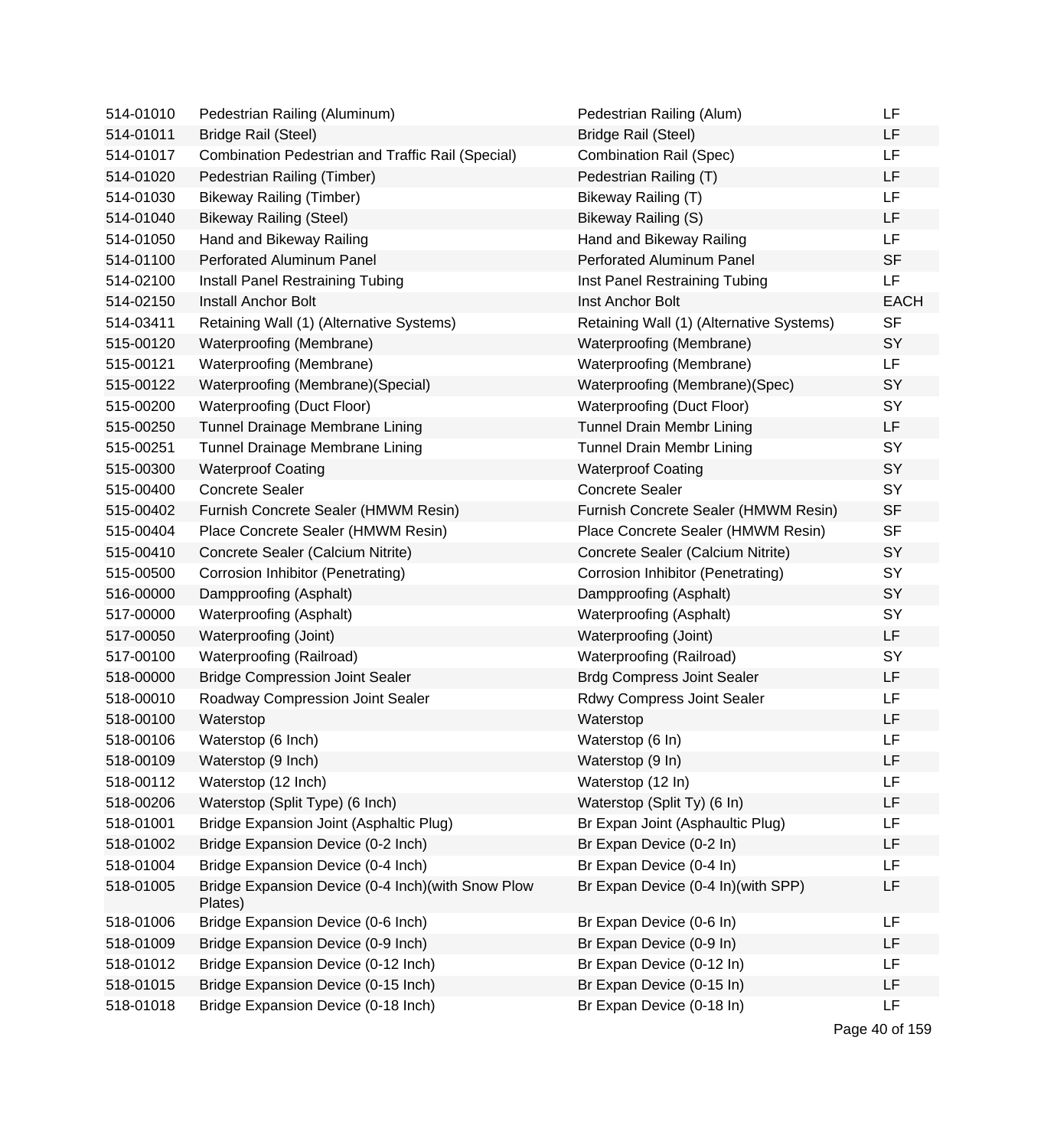| | | | |
|---|---|---|---|
| 514-01010 | Pedestrian Railing (Aluminum) | Pedestrian Railing (Alum) | LF |
| 514-01011 | Bridge Rail (Steel) | Bridge Rail (Steel) | LF |
| 514-01017 | Combination Pedestrian and Traffic Rail (Special) | Combination Rail (Spec) | LF |
| 514-01020 | Pedestrian Railing (Timber) | Pedestrian Railing (T) | LF |
| 514-01030 | Bikeway Railing (Timber) | Bikeway Railing (T) | LF |
| 514-01040 | Bikeway Railing (Steel) | Bikeway Railing (S) | LF |
| 514-01050 | Hand and Bikeway Railing | Hand and Bikeway Railing | LF |
| 514-01100 | Perforated Aluminum Panel | Perforated Aluminum Panel | SF |
| 514-02100 | Install Panel Restraining Tubing | Inst Panel Restraining Tubing | LF |
| 514-02150 | Install Anchor Bolt | Inst Anchor Bolt | EACH |
| 514-03411 | Retaining Wall (1) (Alternative Systems) | Retaining Wall (1) (Alternative Systems) | SF |
| 515-00120 | Waterproofing (Membrane) | Waterproofing (Membrane) | SY |
| 515-00121 | Waterproofing (Membrane) | Waterproofing (Membrane) | LF |
| 515-00122 | Waterproofing (Membrane)(Special) | Waterproofing (Membrane)(Spec) | SY |
| 515-00200 | Waterproofing (Duct Floor) | Waterproofing (Duct Floor) | SY |
| 515-00250 | Tunnel Drainage Membrane Lining | Tunnel Drain Membr Lining | LF |
| 515-00251 | Tunnel Drainage Membrane Lining | Tunnel Drain Membr Lining | SY |
| 515-00300 | Waterproof Coating | Waterproof Coating | SY |
| 515-00400 | Concrete Sealer | Concrete Sealer | SY |
| 515-00402 | Furnish Concrete Sealer (HMWM Resin) | Furnish Concrete Sealer (HMWM Resin) | SF |
| 515-00404 | Place Concrete Sealer (HMWM Resin) | Place Concrete Sealer (HMWM Resin) | SF |
| 515-00410 | Concrete Sealer (Calcium Nitrite) | Concrete Sealer (Calcium Nitrite) | SY |
| 515-00500 | Corrosion Inhibitor (Penetrating) | Corrosion Inhibitor (Penetrating) | SY |
| 516-00000 | Dampproofing (Asphalt) | Dampproofing (Asphalt) | SY |
| 517-00000 | Waterproofing (Asphalt) | Waterproofing (Asphalt) | SY |
| 517-00050 | Waterproofing (Joint) | Waterproofing (Joint) | LF |
| 517-00100 | Waterproofing (Railroad) | Waterproofing (Railroad) | SY |
| 518-00000 | Bridge Compression Joint Sealer | Brdg Compress Joint Sealer | LF |
| 518-00010 | Roadway Compression Joint Sealer | Rdwy Compress Joint Sealer | LF |
| 518-00100 | Waterstop | Waterstop | LF |
| 518-00106 | Waterstop (6 Inch) | Waterstop (6 In) | LF |
| 518-00109 | Waterstop (9 Inch) | Waterstop (9 In) | LF |
| 518-00112 | Waterstop (12 Inch) | Waterstop (12 In) | LF |
| 518-00206 | Waterstop (Split Type) (6 Inch) | Waterstop (Split Ty) (6 In) | LF |
| 518-01001 | Bridge Expansion Joint (Asphaltic Plug) | Br Expan Joint (Asphaultic Plug) | LF |
| 518-01002 | Bridge Expansion Device (0-2 Inch) | Br Expan Device (0-2 In) | LF |
| 518-01004 | Bridge Expansion Device (0-4 Inch) | Br Expan Device (0-4 In) | LF |
| 518-01005 | Bridge Expansion Device (0-4 Inch)(with Snow Plow Plates) | Br Expan Device (0-4 In)(with SPP) | LF |
| 518-01006 | Bridge Expansion Device (0-6 Inch) | Br Expan Device (0-6 In) | LF |
| 518-01009 | Bridge Expansion Device (0-9 Inch) | Br Expan Device (0-9 In) | LF |
| 518-01012 | Bridge Expansion Device (0-12 Inch) | Br Expan Device (0-12 In) | LF |
| 518-01015 | Bridge Expansion Device (0-15 Inch) | Br Expan Device (0-15 In) | LF |
| 518-01018 | Bridge Expansion Device (0-18 Inch) | Br Expan Device (0-18 In) | LF |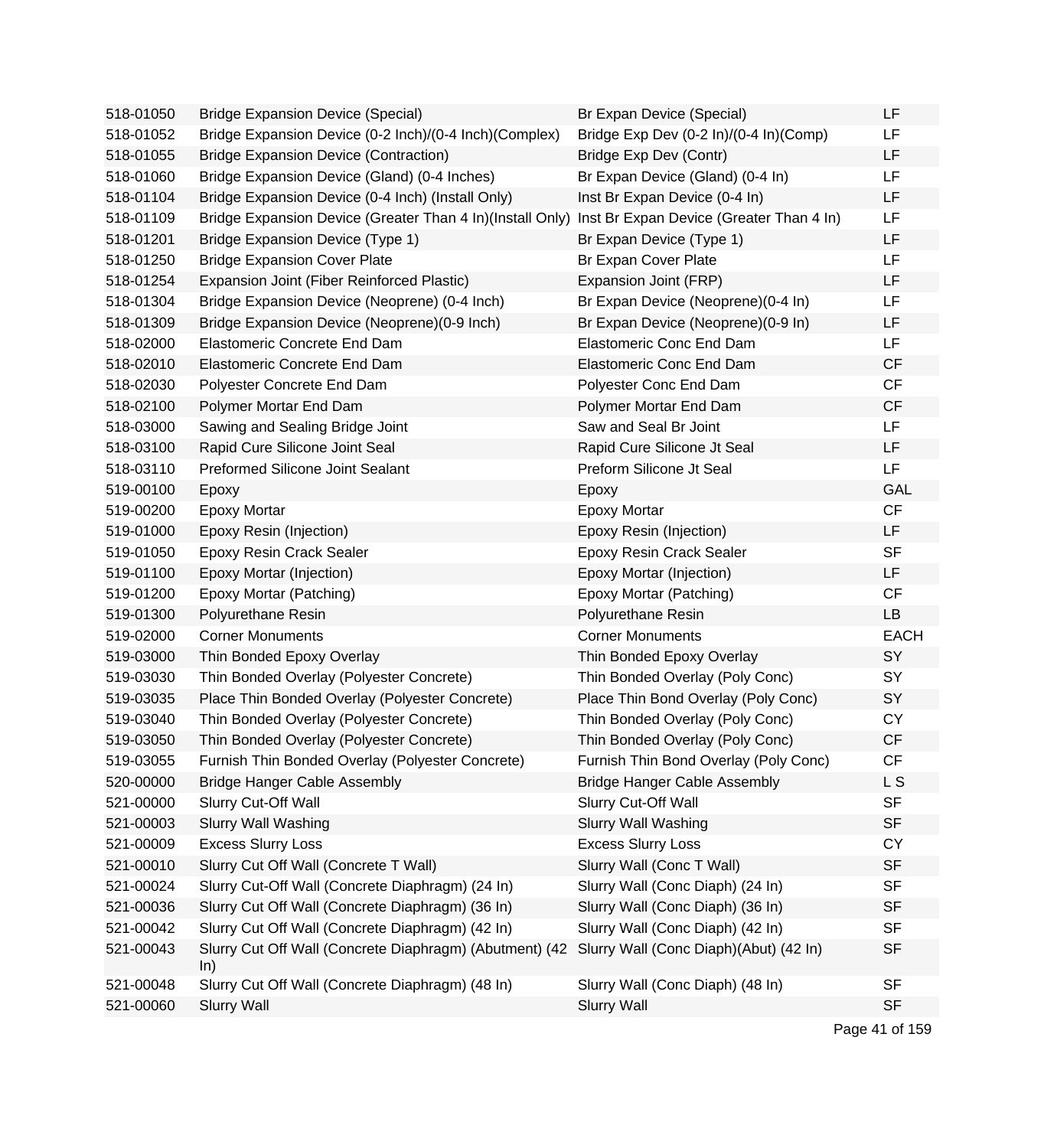| | | | |
|---|---|---|---|
| 518-01050 | Bridge Expansion Device (Special) | Br Expan Device (Special) | LF |
| 518-01052 | Bridge Expansion Device (0-2 Inch)/(0-4 Inch)(Complex) | Bridge Exp Dev (0-2 In)/(0-4 In)(Comp) | LF |
| 518-01055 | Bridge Expansion Device (Contraction) | Bridge Exp Dev (Contr) | LF |
| 518-01060 | Bridge Expansion Device (Gland) (0-4 Inches) | Br Expan Device (Gland) (0-4 In) | LF |
| 518-01104 | Bridge Expansion Device (0-4 Inch) (Install Only) | Inst Br Expan Device (0-4 In) | LF |
| 518-01109 | Bridge Expansion Device (Greater Than 4 In)(Install Only) | Inst Br Expan Device (Greater Than 4 In) | LF |
| 518-01201 | Bridge Expansion Device (Type 1) | Br Expan Device (Type 1) | LF |
| 518-01250 | Bridge Expansion Cover Plate | Br Expan Cover Plate | LF |
| 518-01254 | Expansion Joint (Fiber Reinforced Plastic) | Expansion Joint (FRP) | LF |
| 518-01304 | Bridge Expansion Device (Neoprene) (0-4 Inch) | Br Expan Device (Neoprene)(0-4 In) | LF |
| 518-01309 | Bridge Expansion Device (Neoprene)(0-9 Inch) | Br Expan Device (Neoprene)(0-9 In) | LF |
| 518-02000 | Elastomeric Concrete End Dam | Elastomeric Conc End Dam | LF |
| 518-02010 | Elastomeric Concrete End Dam | Elastomeric Conc End Dam | CF |
| 518-02030 | Polyester Concrete End Dam | Polyester Conc End Dam | CF |
| 518-02100 | Polymer Mortar End Dam | Polymer Mortar End Dam | CF |
| 518-03000 | Sawing and Sealing Bridge Joint | Saw and Seal Br Joint | LF |
| 518-03100 | Rapid Cure Silicone Joint Seal | Rapid Cure Silicone Jt Seal | LF |
| 518-03110 | Preformed Silicone Joint Sealant | Preform Silicone Jt Seal | LF |
| 519-00100 | Epoxy | Epoxy | GAL |
| 519-00200 | Epoxy Mortar | Epoxy Mortar | CF |
| 519-01000 | Epoxy Resin (Injection) | Epoxy Resin (Injection) | LF |
| 519-01050 | Epoxy Resin Crack Sealer | Epoxy Resin Crack Sealer | SF |
| 519-01100 | Epoxy Mortar (Injection) | Epoxy Mortar (Injection) | LF |
| 519-01200 | Epoxy Mortar (Patching) | Epoxy Mortar (Patching) | CF |
| 519-01300 | Polyurethane Resin | Polyurethane Resin | LB |
| 519-02000 | Corner Monuments | Corner Monuments | EACH |
| 519-03000 | Thin Bonded Epoxy Overlay | Thin Bonded Epoxy Overlay | SY |
| 519-03030 | Thin Bonded Overlay (Polyester Concrete) | Thin Bonded Overlay (Poly Conc) | SY |
| 519-03035 | Place Thin Bonded Overlay (Polyester Concrete) | Place Thin Bond Overlay (Poly Conc) | SY |
| 519-03040 | Thin Bonded Overlay (Polyester Concrete) | Thin Bonded Overlay (Poly Conc) | CY |
| 519-03050 | Thin Bonded Overlay (Polyester Concrete) | Thin Bonded Overlay (Poly Conc) | CF |
| 519-03055 | Furnish Thin Bonded Overlay (Polyester Concrete) | Furnish Thin Bond Overlay (Poly Conc) | CF |
| 520-00000 | Bridge Hanger Cable Assembly | Bridge Hanger Cable Assembly | L S |
| 521-00000 | Slurry Cut-Off Wall | Slurry Cut-Off Wall | SF |
| 521-00003 | Slurry Wall Washing | Slurry Wall Washing | SF |
| 521-00009 | Excess Slurry Loss | Excess Slurry Loss | CY |
| 521-00010 | Slurry Cut Off Wall (Concrete T Wall) | Slurry Wall (Conc T Wall) | SF |
| 521-00024 | Slurry Cut-Off Wall (Concrete Diaphragm) (24 In) | Slurry Wall (Conc Diaph) (24 In) | SF |
| 521-00036 | Slurry Cut Off Wall (Concrete Diaphragm) (36 In) | Slurry Wall (Conc Diaph) (36 In) | SF |
| 521-00042 | Slurry Cut Off Wall (Concrete Diaphragm) (42 In) | Slurry Wall (Conc Diaph) (42 In) | SF |
| 521-00043 | Slurry Cut Off Wall (Concrete Diaphragm) (Abutment) (42 In) | Slurry Wall (Conc Diaph)(Abut) (42 In) | SF |
| 521-00048 | Slurry Cut Off Wall (Concrete Diaphragm) (48 In) | Slurry Wall (Conc Diaph) (48 In) | SF |
| 521-00060 | Slurry Wall | Slurry Wall | SF |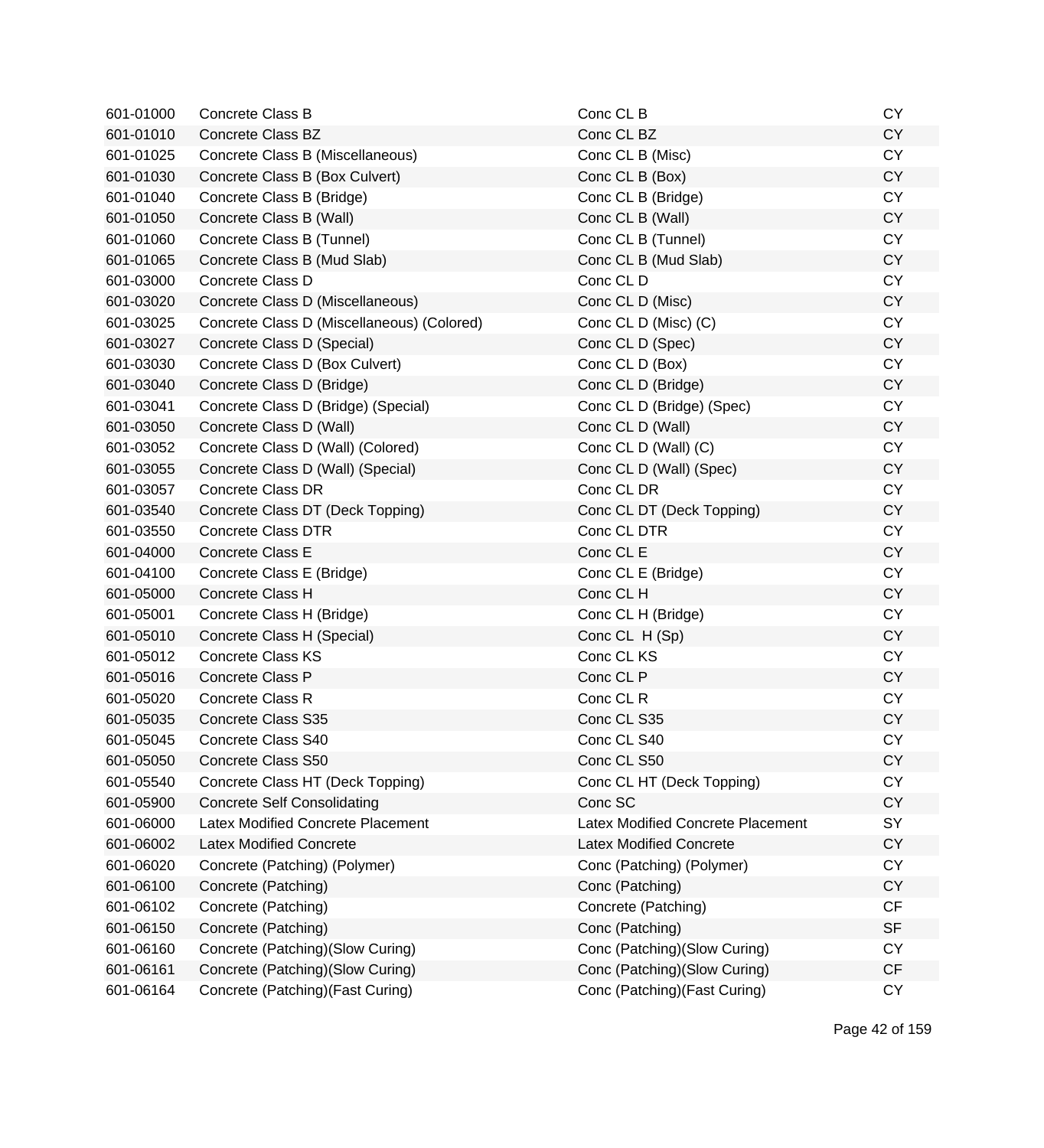| | | | |
|---|---|---|---|
| 601-01000 | Concrete Class B | Conc CL B | CY |
| 601-01010 | Concrete Class BZ | Conc CL BZ | CY |
| 601-01025 | Concrete Class B (Miscellaneous) | Conc CL B (Misc) | CY |
| 601-01030 | Concrete Class B (Box Culvert) | Conc CL B (Box) | CY |
| 601-01040 | Concrete Class B (Bridge) | Conc CL B (Bridge) | CY |
| 601-01050 | Concrete Class B (Wall) | Conc CL B (Wall) | CY |
| 601-01060 | Concrete Class B (Tunnel) | Conc CL B (Tunnel) | CY |
| 601-01065 | Concrete Class B (Mud Slab) | Conc CL B (Mud Slab) | CY |
| 601-03000 | Concrete Class D | Conc CL D | CY |
| 601-03020 | Concrete Class D (Miscellaneous) | Conc CL D (Misc) | CY |
| 601-03025 | Concrete Class D (Miscellaneous) (Colored) | Conc CL D (Misc) (C) | CY |
| 601-03027 | Concrete Class D (Special) | Conc CL D (Spec) | CY |
| 601-03030 | Concrete Class D (Box Culvert) | Conc CL D (Box) | CY |
| 601-03040 | Concrete Class D (Bridge) | Conc CL D (Bridge) | CY |
| 601-03041 | Concrete Class D (Bridge) (Special) | Conc CL D (Bridge) (Spec) | CY |
| 601-03050 | Concrete Class D (Wall) | Conc CL D (Wall) | CY |
| 601-03052 | Concrete Class D (Wall) (Colored) | Conc CL D (Wall) (C) | CY |
| 601-03055 | Concrete Class D (Wall) (Special) | Conc CL D (Wall) (Spec) | CY |
| 601-03057 | Concrete Class DR | Conc CL DR | CY |
| 601-03540 | Concrete Class DT (Deck Topping) | Conc CL DT (Deck Topping) | CY |
| 601-03550 | Concrete Class DTR | Conc CL DTR | CY |
| 601-04000 | Concrete Class E | Conc CL E | CY |
| 601-04100 | Concrete Class E (Bridge) | Conc CL E (Bridge) | CY |
| 601-05000 | Concrete Class H | Conc CL H | CY |
| 601-05001 | Concrete Class H (Bridge) | Conc CL H (Bridge) | CY |
| 601-05010 | Concrete Class H (Special) | Conc CL  H (Sp) | CY |
| 601-05012 | Concrete Class KS | Conc CL KS | CY |
| 601-05016 | Concrete Class P | Conc CL P | CY |
| 601-05020 | Concrete Class R | Conc CL R | CY |
| 601-05035 | Concrete Class S35 | Conc CL S35 | CY |
| 601-05045 | Concrete Class S40 | Conc CL S40 | CY |
| 601-05050 | Concrete Class S50 | Conc CL S50 | CY |
| 601-05540 | Concrete Class HT (Deck Topping) | Conc CL HT (Deck Topping) | CY |
| 601-05900 | Concrete Self Consolidating | Conc SC | CY |
| 601-06000 | Latex Modified Concrete Placement | Latex Modified Concrete Placement | SY |
| 601-06002 | Latex Modified Concrete | Latex Modified Concrete | CY |
| 601-06020 | Concrete (Patching) (Polymer) | Conc (Patching) (Polymer) | CY |
| 601-06100 | Concrete (Patching) | Conc (Patching) | CY |
| 601-06102 | Concrete (Patching) | Concrete (Patching) | CF |
| 601-06150 | Concrete (Patching) | Conc (Patching) | SF |
| 601-06160 | Concrete (Patching)(Slow Curing) | Conc (Patching)(Slow Curing) | CY |
| 601-06161 | Concrete (Patching)(Slow Curing) | Conc (Patching)(Slow Curing) | CF |
| 601-06164 | Concrete (Patching)(Fast Curing) | Conc (Patching)(Fast Curing) | CY |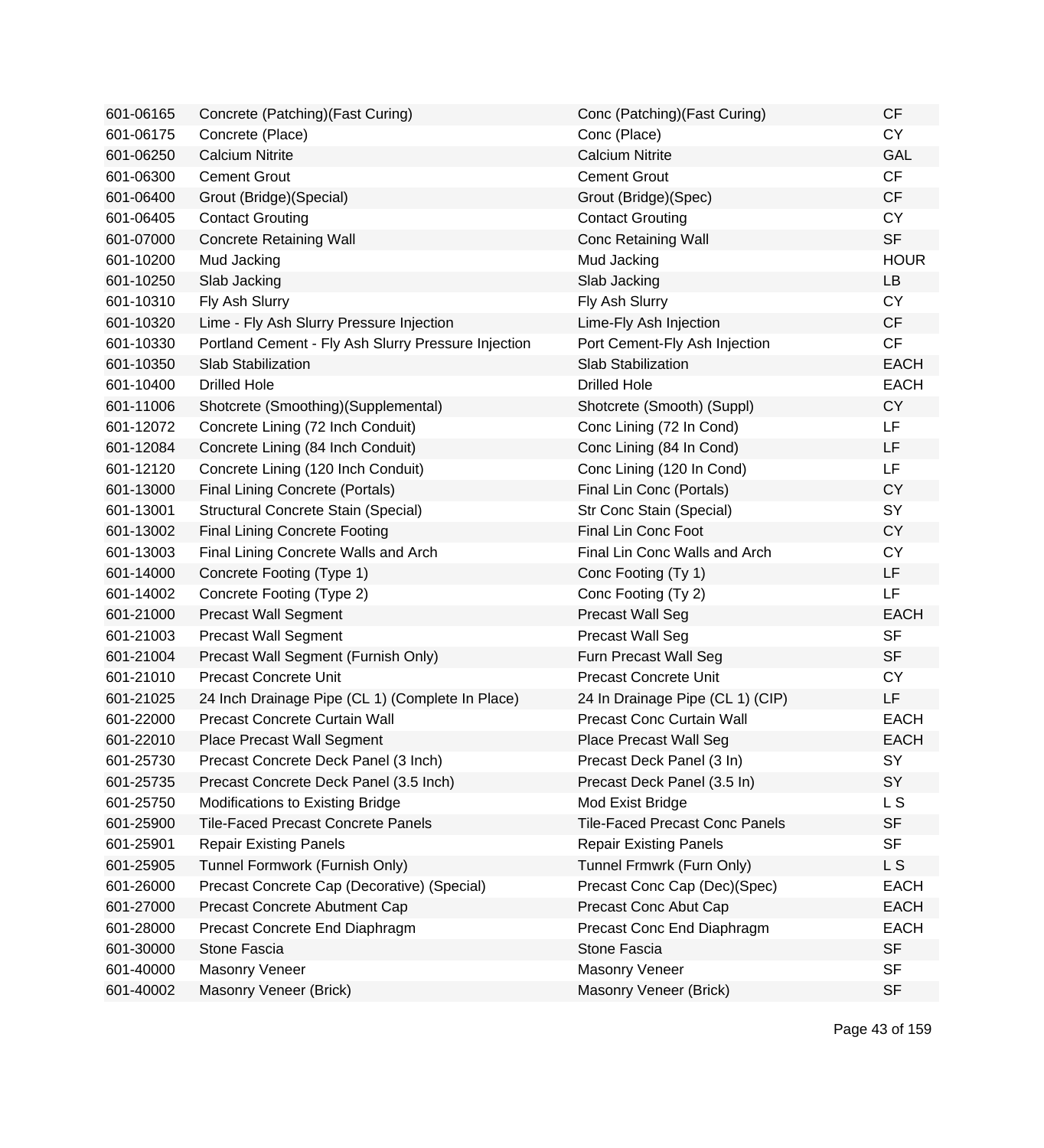| | | | |
|---|---|---|---|
| 601-06165 | Concrete (Patching)(Fast Curing) | Conc (Patching)(Fast Curing) | CF |
| 601-06175 | Concrete (Place) | Conc (Place) | CY |
| 601-06250 | Calcium Nitrite | Calcium Nitrite | GAL |
| 601-06300 | Cement Grout | Cement Grout | CF |
| 601-06400 | Grout (Bridge)(Special) | Grout (Bridge)(Spec) | CF |
| 601-06405 | Contact Grouting | Contact Grouting | CY |
| 601-07000 | Concrete Retaining Wall | Conc Retaining Wall | SF |
| 601-10200 | Mud Jacking | Mud Jacking | HOUR |
| 601-10250 | Slab Jacking | Slab Jacking | LB |
| 601-10310 | Fly Ash Slurry | Fly Ash Slurry | CY |
| 601-10320 | Lime - Fly Ash Slurry Pressure Injection | Lime-Fly Ash Injection | CF |
| 601-10330 | Portland Cement - Fly Ash Slurry Pressure Injection | Port Cement-Fly Ash Injection | CF |
| 601-10350 | Slab Stabilization | Slab Stabilization | EACH |
| 601-10400 | Drilled Hole | Drilled Hole | EACH |
| 601-11006 | Shotcrete (Smoothing)(Supplemental) | Shotcrete (Smooth) (Suppl) | CY |
| 601-12072 | Concrete Lining (72 Inch Conduit) | Conc Lining (72 In Cond) | LF |
| 601-12084 | Concrete Lining (84 Inch Conduit) | Conc Lining (84 In Cond) | LF |
| 601-12120 | Concrete Lining (120 Inch Conduit) | Conc Lining (120 In Cond) | LF |
| 601-13000 | Final Lining Concrete (Portals) | Final Lin Conc (Portals) | CY |
| 601-13001 | Structural Concrete Stain (Special) | Str Conc Stain (Special) | SY |
| 601-13002 | Final Lining Concrete Footing | Final Lin Conc Foot | CY |
| 601-13003 | Final Lining Concrete Walls and Arch | Final Lin Conc Walls and Arch | CY |
| 601-14000 | Concrete Footing (Type 1) | Conc Footing (Ty 1) | LF |
| 601-14002 | Concrete Footing (Type 2) | Conc Footing (Ty 2) | LF |
| 601-21000 | Precast Wall Segment | Precast Wall Seg | EACH |
| 601-21003 | Precast Wall Segment | Precast Wall Seg | SF |
| 601-21004 | Precast Wall Segment (Furnish Only) | Furn Precast Wall Seg | SF |
| 601-21010 | Precast Concrete Unit | Precast Concrete Unit | CY |
| 601-21025 | 24 Inch Drainage Pipe (CL 1) (Complete In Place) | 24 In Drainage Pipe (CL 1) (CIP) | LF |
| 601-22000 | Precast Concrete Curtain Wall | Precast Conc Curtain Wall | EACH |
| 601-22010 | Place Precast Wall Segment | Place Precast Wall Seg | EACH |
| 601-25730 | Precast Concrete Deck Panel (3 Inch) | Precast Deck Panel (3 In) | SY |
| 601-25735 | Precast Concrete Deck Panel (3.5 Inch) | Precast Deck Panel (3.5 In) | SY |
| 601-25750 | Modifications to Existing Bridge | Mod Exist Bridge | L S |
| 601-25900 | Tile-Faced Precast Concrete Panels | Tile-Faced Precast Conc Panels | SF |
| 601-25901 | Repair Existing Panels | Repair Existing Panels | SF |
| 601-25905 | Tunnel Formwork (Furnish Only) | Tunnel Frmwrk (Furn Only) | L S |
| 601-26000 | Precast Concrete Cap (Decorative) (Special) | Precast Conc Cap (Dec)(Spec) | EACH |
| 601-27000 | Precast Concrete Abutment Cap | Precast Conc Abut Cap | EACH |
| 601-28000 | Precast Concrete End Diaphragm | Precast Conc End Diaphragm | EACH |
| 601-30000 | Stone Fascia | Stone Fascia | SF |
| 601-40000 | Masonry Veneer | Masonry Veneer | SF |
| 601-40002 | Masonry Veneer (Brick) | Masonry Veneer (Brick) | SF |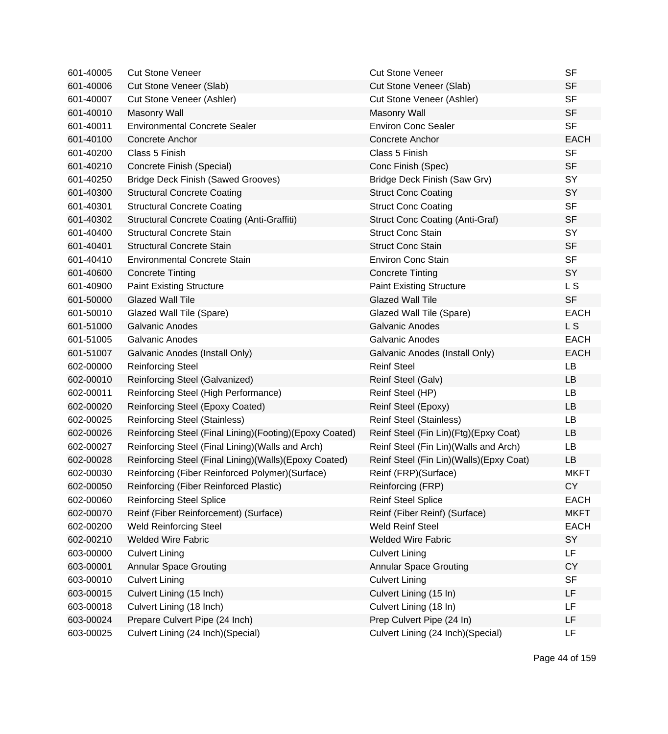| | | | |
|---|---|---|---|
| 601-40005 | Cut Stone Veneer | Cut Stone Veneer | SF |
| 601-40006 | Cut Stone Veneer (Slab) | Cut Stone Veneer (Slab) | SF |
| 601-40007 | Cut Stone Veneer (Ashler) | Cut Stone Veneer (Ashler) | SF |
| 601-40010 | Masonry Wall | Masonry Wall | SF |
| 601-40011 | Environmental Concrete Sealer | Environ Conc Sealer | SF |
| 601-40100 | Concrete Anchor | Concrete Anchor | EACH |
| 601-40200 | Class 5 Finish | Class 5 Finish | SF |
| 601-40210 | Concrete Finish (Special) | Conc Finish (Spec) | SF |
| 601-40250 | Bridge Deck Finish (Sawed Grooves) | Bridge Deck Finish (Saw Grv) | SY |
| 601-40300 | Structural Concrete Coating | Struct Conc Coating | SY |
| 601-40301 | Structural Concrete Coating | Struct Conc Coating | SF |
| 601-40302 | Structural Concrete Coating (Anti-Graffiti) | Struct Conc Coating (Anti-Graf) | SF |
| 601-40400 | Structural Concrete Stain | Struct Conc Stain | SY |
| 601-40401 | Structural Concrete Stain | Struct Conc Stain | SF |
| 601-40410 | Environmental Concrete Stain | Environ Conc Stain | SF |
| 601-40600 | Concrete Tinting | Concrete Tinting | SY |
| 601-40900 | Paint Existing Structure | Paint Existing Structure | L S |
| 601-50000 | Glazed Wall Tile | Glazed Wall Tile | SF |
| 601-50010 | Glazed Wall Tile (Spare) | Glazed Wall Tile (Spare) | EACH |
| 601-51000 | Galvanic Anodes | Galvanic Anodes | L S |
| 601-51005 | Galvanic Anodes | Galvanic Anodes | EACH |
| 601-51007 | Galvanic Anodes (Install Only) | Galvanic Anodes (Install Only) | EACH |
| 602-00000 | Reinforcing Steel | Reinf Steel | LB |
| 602-00010 | Reinforcing Steel (Galvanized) | Reinf Steel (Galv) | LB |
| 602-00011 | Reinforcing Steel (High Performance) | Reinf Steel (HP) | LB |
| 602-00020 | Reinforcing Steel (Epoxy Coated) | Reinf Steel (Epoxy) | LB |
| 602-00025 | Reinforcing Steel (Stainless) | Reinf Steel (Stainless) | LB |
| 602-00026 | Reinforcing Steel (Final Lining)(Footing)(Epoxy Coated) | Reinf Steel (Fin Lin)(Ftg)(Epxy Coat) | LB |
| 602-00027 | Reinforcing Steel (Final Lining)(Walls and Arch) | Reinf Steel (Fin Lin)(Walls and Arch) | LB |
| 602-00028 | Reinforcing Steel (Final Lining)(Walls)(Epoxy Coated) | Reinf Steel (Fin Lin)(Walls)(Epxy Coat) | LB |
| 602-00030 | Reinforcing (Fiber Reinforced Polymer)(Surface) | Reinf (FRP)(Surface) | MKFT |
| 602-00050 | Reinforcing (Fiber Reinforced Plastic) | Reinforcing (FRP) | CY |
| 602-00060 | Reinforcing Steel Splice | Reinf Steel Splice | EACH |
| 602-00070 | Reinf (Fiber Reinforcement) (Surface) | Reinf (Fiber Reinf) (Surface) | MKFT |
| 602-00200 | Weld Reinforcing Steel | Weld Reinf Steel | EACH |
| 602-00210 | Welded Wire Fabric | Welded Wire Fabric | SY |
| 603-00000 | Culvert Lining | Culvert Lining | LF |
| 603-00001 | Annular Space Grouting | Annular Space Grouting | CY |
| 603-00010 | Culvert Lining | Culvert Lining | SF |
| 603-00015 | Culvert Lining (15 Inch) | Culvert Lining (15 In) | LF |
| 603-00018 | Culvert Lining (18 Inch) | Culvert Lining (18 In) | LF |
| 603-00024 | Prepare Culvert Pipe (24 Inch) | Prep Culvert Pipe (24 In) | LF |
| 603-00025 | Culvert Lining (24 Inch)(Special) | Culvert Lining (24 Inch)(Special) | LF |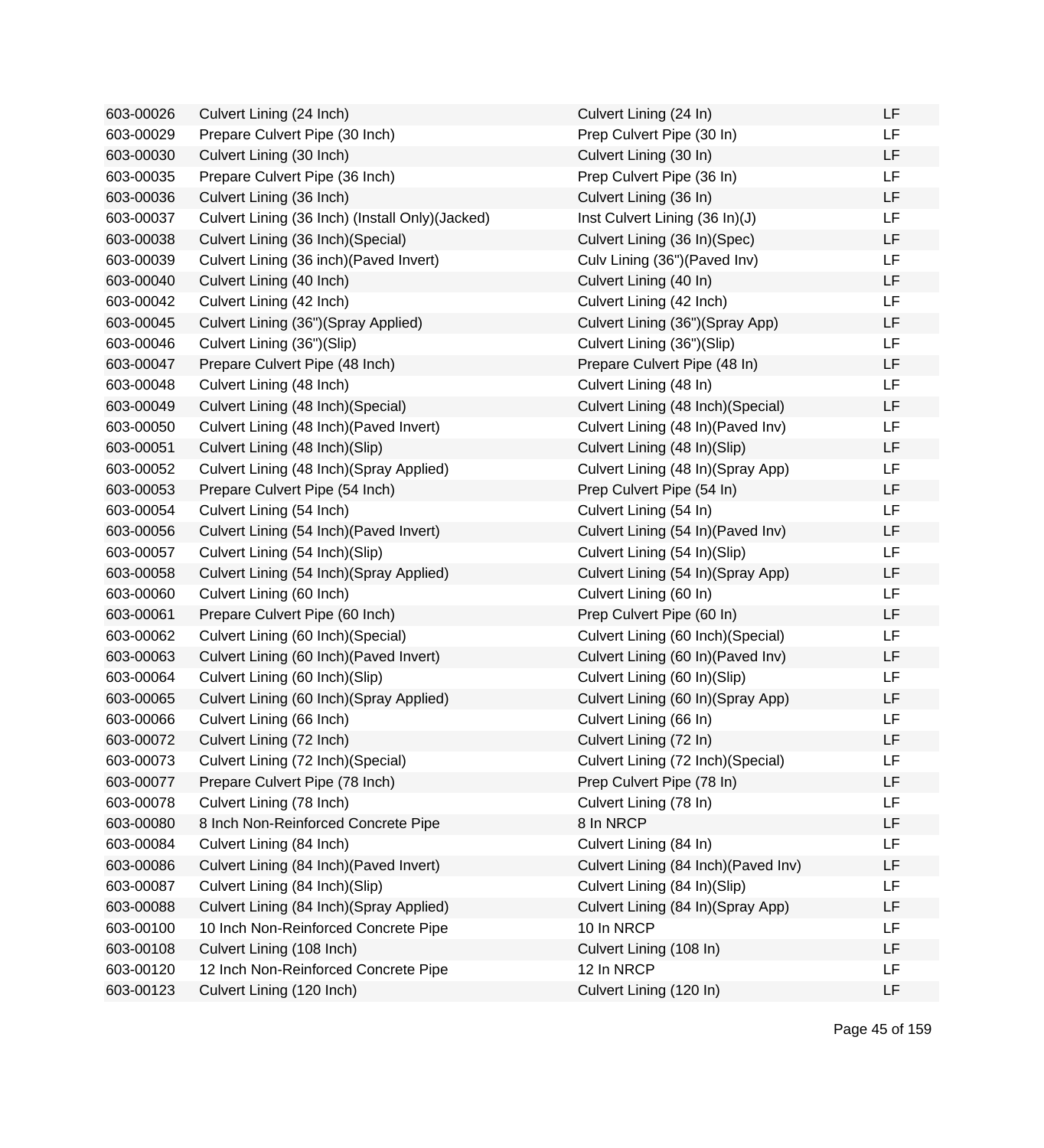| | | | |
|---|---|---|---|
| 603-00026 | Culvert Lining (24 Inch) | Culvert Lining (24 In) | LF |
| 603-00029 | Prepare Culvert Pipe (30 Inch) | Prep Culvert Pipe (30 In) | LF |
| 603-00030 | Culvert Lining (30 Inch) | Culvert Lining (30 In) | LF |
| 603-00035 | Prepare Culvert Pipe (36 Inch) | Prep Culvert Pipe (36 In) | LF |
| 603-00036 | Culvert Lining (36 Inch) | Culvert Lining (36 In) | LF |
| 603-00037 | Culvert Lining (36 Inch) (Install Only)(Jacked) | Inst Culvert Lining (36 In)(J) | LF |
| 603-00038 | Culvert Lining (36 Inch)(Special) | Culvert Lining (36 In)(Spec) | LF |
| 603-00039 | Culvert Lining (36 inch)(Paved Invert) | Culv Lining (36")(Paved Inv) | LF |
| 603-00040 | Culvert Lining (40 Inch) | Culvert Lining (40 In) | LF |
| 603-00042 | Culvert Lining (42 Inch) | Culvert Lining (42 Inch) | LF |
| 603-00045 | Culvert Lining (36")(Spray Applied) | Culvert Lining (36")(Spray App) | LF |
| 603-00046 | Culvert Lining (36")(Slip) | Culvert Lining (36")(Slip) | LF |
| 603-00047 | Prepare Culvert Pipe (48 Inch) | Prepare Culvert Pipe (48 In) | LF |
| 603-00048 | Culvert Lining (48 Inch) | Culvert Lining (48 In) | LF |
| 603-00049 | Culvert Lining (48 Inch)(Special) | Culvert Lining (48 Inch)(Special) | LF |
| 603-00050 | Culvert Lining (48 Inch)(Paved Invert) | Culvert Lining (48 In)(Paved Inv) | LF |
| 603-00051 | Culvert Lining (48 Inch)(Slip) | Culvert Lining (48 In)(Slip) | LF |
| 603-00052 | Culvert Lining (48 Inch)(Spray Applied) | Culvert Lining (48 In)(Spray App) | LF |
| 603-00053 | Prepare Culvert Pipe (54 Inch) | Prep Culvert Pipe (54 In) | LF |
| 603-00054 | Culvert Lining (54 Inch) | Culvert Lining (54 In) | LF |
| 603-00056 | Culvert Lining (54 Inch)(Paved Invert) | Culvert Lining (54 In)(Paved Inv) | LF |
| 603-00057 | Culvert Lining (54 Inch)(Slip) | Culvert Lining (54 In)(Slip) | LF |
| 603-00058 | Culvert Lining (54 Inch)(Spray Applied) | Culvert Lining (54 In)(Spray App) | LF |
| 603-00060 | Culvert Lining (60 Inch) | Culvert Lining (60 In) | LF |
| 603-00061 | Prepare Culvert Pipe (60 Inch) | Prep Culvert Pipe (60 In) | LF |
| 603-00062 | Culvert Lining (60 Inch)(Special) | Culvert Lining (60 Inch)(Special) | LF |
| 603-00063 | Culvert Lining (60 Inch)(Paved Invert) | Culvert Lining (60 In)(Paved Inv) | LF |
| 603-00064 | Culvert Lining (60 Inch)(Slip) | Culvert Lining (60 In)(Slip) | LF |
| 603-00065 | Culvert Lining (60 Inch)(Spray Applied) | Culvert Lining (60 In)(Spray App) | LF |
| 603-00066 | Culvert Lining (66 Inch) | Culvert Lining (66 In) | LF |
| 603-00072 | Culvert Lining (72 Inch) | Culvert Lining (72 In) | LF |
| 603-00073 | Culvert Lining (72 Inch)(Special) | Culvert Lining (72 Inch)(Special) | LF |
| 603-00077 | Prepare Culvert Pipe (78 Inch) | Prep Culvert Pipe (78 In) | LF |
| 603-00078 | Culvert Lining (78 Inch) | Culvert Lining (78 In) | LF |
| 603-00080 | 8 Inch Non-Reinforced Concrete Pipe | 8 In NRCP | LF |
| 603-00084 | Culvert Lining (84 Inch) | Culvert Lining (84 In) | LF |
| 603-00086 | Culvert Lining (84 Inch)(Paved Invert) | Culvert Lining (84 Inch)(Paved Inv) | LF |
| 603-00087 | Culvert Lining (84 Inch)(Slip) | Culvert Lining (84 In)(Slip) | LF |
| 603-00088 | Culvert Lining (84 Inch)(Spray Applied) | Culvert Lining (84 In)(Spray App) | LF |
| 603-00100 | 10 Inch Non-Reinforced Concrete Pipe | 10 In NRCP | LF |
| 603-00108 | Culvert Lining (108 Inch) | Culvert Lining (108 In) | LF |
| 603-00120 | 12 Inch Non-Reinforced Concrete Pipe | 12 In NRCP | LF |
| 603-00123 | Culvert Lining (120 Inch) | Culvert Lining (120 In) | LF |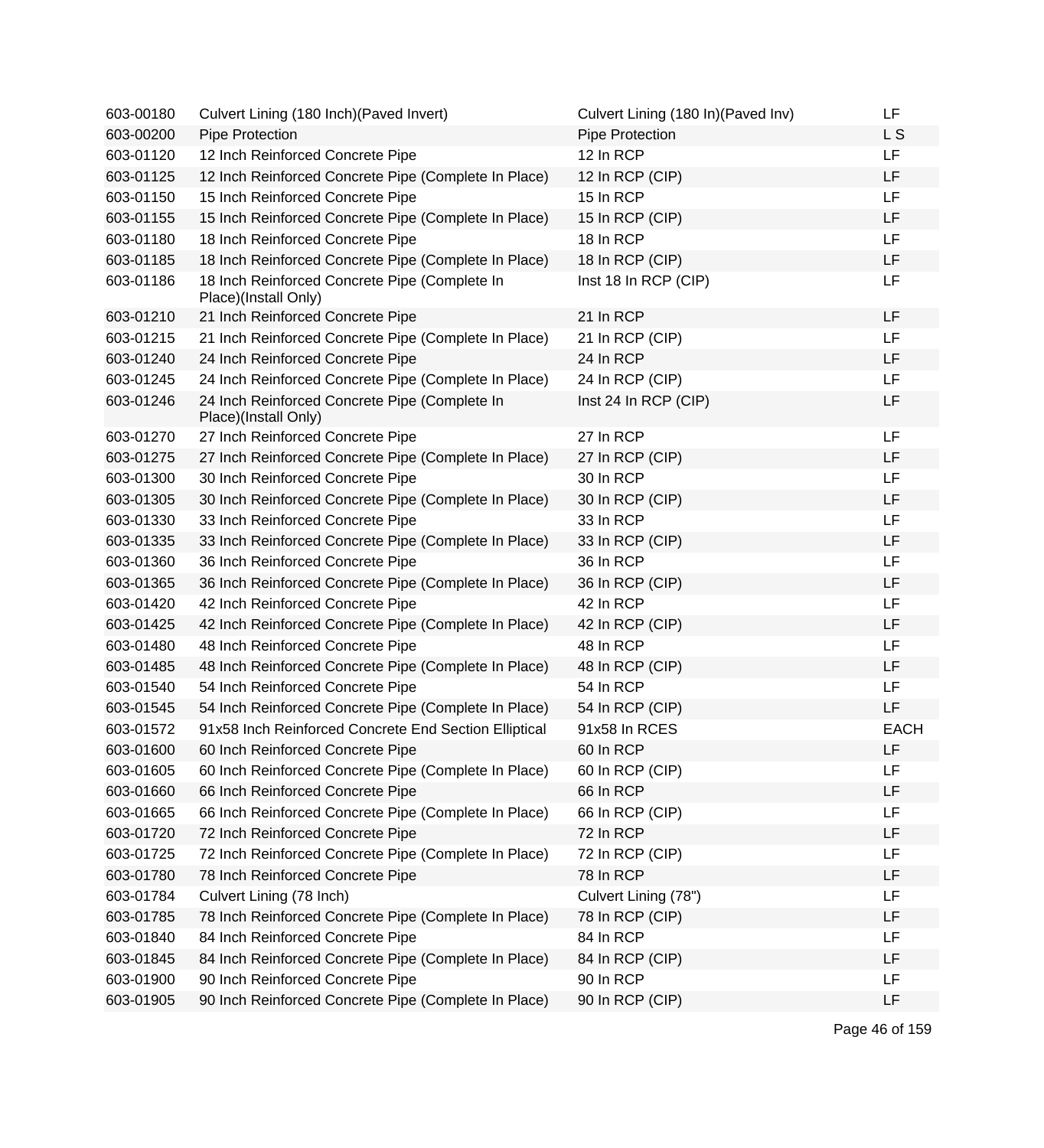| | | | |
|---|---|---|---|
| 603-00180 | Culvert Lining (180 Inch)(Paved Invert) | Culvert Lining (180 In)(Paved Inv) | LF |
| 603-00200 | Pipe Protection | Pipe Protection | L S |
| 603-01120 | 12 Inch Reinforced Concrete Pipe | 12 In RCP | LF |
| 603-01125 | 12 Inch Reinforced Concrete Pipe (Complete In Place) | 12 In RCP (CIP) | LF |
| 603-01150 | 15 Inch Reinforced Concrete Pipe | 15 In RCP | LF |
| 603-01155 | 15 Inch Reinforced Concrete Pipe (Complete In Place) | 15 In RCP (CIP) | LF |
| 603-01180 | 18 Inch Reinforced Concrete Pipe | 18 In RCP | LF |
| 603-01185 | 18 Inch Reinforced Concrete Pipe (Complete In Place) | 18 In RCP (CIP) | LF |
| 603-01186 | 18 Inch Reinforced Concrete Pipe (Complete In Place)(Install Only) | Inst 18 In RCP (CIP) | LF |
| 603-01210 | 21 Inch Reinforced Concrete Pipe | 21 In RCP | LF |
| 603-01215 | 21 Inch Reinforced Concrete Pipe (Complete In Place) | 21 In RCP (CIP) | LF |
| 603-01240 | 24 Inch Reinforced Concrete Pipe | 24 In RCP | LF |
| 603-01245 | 24 Inch Reinforced Concrete Pipe (Complete In Place) | 24 In RCP (CIP) | LF |
| 603-01246 | 24 Inch Reinforced Concrete Pipe (Complete In Place)(Install Only) | Inst 24 In RCP (CIP) | LF |
| 603-01270 | 27 Inch Reinforced Concrete Pipe | 27 In RCP | LF |
| 603-01275 | 27 Inch Reinforced Concrete Pipe (Complete In Place) | 27 In RCP (CIP) | LF |
| 603-01300 | 30 Inch Reinforced Concrete Pipe | 30 In RCP | LF |
| 603-01305 | 30 Inch Reinforced Concrete Pipe (Complete In Place) | 30 In RCP (CIP) | LF |
| 603-01330 | 33 Inch Reinforced Concrete Pipe | 33 In RCP | LF |
| 603-01335 | 33 Inch Reinforced Concrete Pipe (Complete In Place) | 33 In RCP (CIP) | LF |
| 603-01360 | 36 Inch Reinforced Concrete Pipe | 36 In RCP | LF |
| 603-01365 | 36 Inch Reinforced Concrete Pipe (Complete In Place) | 36 In RCP (CIP) | LF |
| 603-01420 | 42 Inch Reinforced Concrete Pipe | 42 In RCP | LF |
| 603-01425 | 42 Inch Reinforced Concrete Pipe (Complete In Place) | 42 In RCP (CIP) | LF |
| 603-01480 | 48 Inch Reinforced Concrete Pipe | 48 In RCP | LF |
| 603-01485 | 48 Inch Reinforced Concrete Pipe (Complete In Place) | 48 In RCP (CIP) | LF |
| 603-01540 | 54 Inch Reinforced Concrete Pipe | 54 In RCP | LF |
| 603-01545 | 54 Inch Reinforced Concrete Pipe (Complete In Place) | 54 In RCP (CIP) | LF |
| 603-01572 | 91x58 Inch Reinforced Concrete End Section Elliptical | 91x58 In RCES | EACH |
| 603-01600 | 60 Inch Reinforced Concrete Pipe | 60 In RCP | LF |
| 603-01605 | 60 Inch Reinforced Concrete Pipe (Complete In Place) | 60 In RCP (CIP) | LF |
| 603-01660 | 66 Inch Reinforced Concrete Pipe | 66 In RCP | LF |
| 603-01665 | 66 Inch Reinforced Concrete Pipe (Complete In Place) | 66 In RCP (CIP) | LF |
| 603-01720 | 72 Inch Reinforced Concrete Pipe | 72 In RCP | LF |
| 603-01725 | 72 Inch Reinforced Concrete Pipe (Complete In Place) | 72 In RCP (CIP) | LF |
| 603-01780 | 78 Inch Reinforced Concrete Pipe | 78 In RCP | LF |
| 603-01784 | Culvert Lining (78 Inch) | Culvert Lining (78") | LF |
| 603-01785 | 78 Inch Reinforced Concrete Pipe (Complete In Place) | 78 In RCP (CIP) | LF |
| 603-01840 | 84 Inch Reinforced Concrete Pipe | 84 In RCP | LF |
| 603-01845 | 84 Inch Reinforced Concrete Pipe (Complete In Place) | 84 In RCP (CIP) | LF |
| 603-01900 | 90 Inch Reinforced Concrete Pipe | 90 In RCP | LF |
| 603-01905 | 90 Inch Reinforced Concrete Pipe (Complete In Place) | 90 In RCP (CIP) | LF |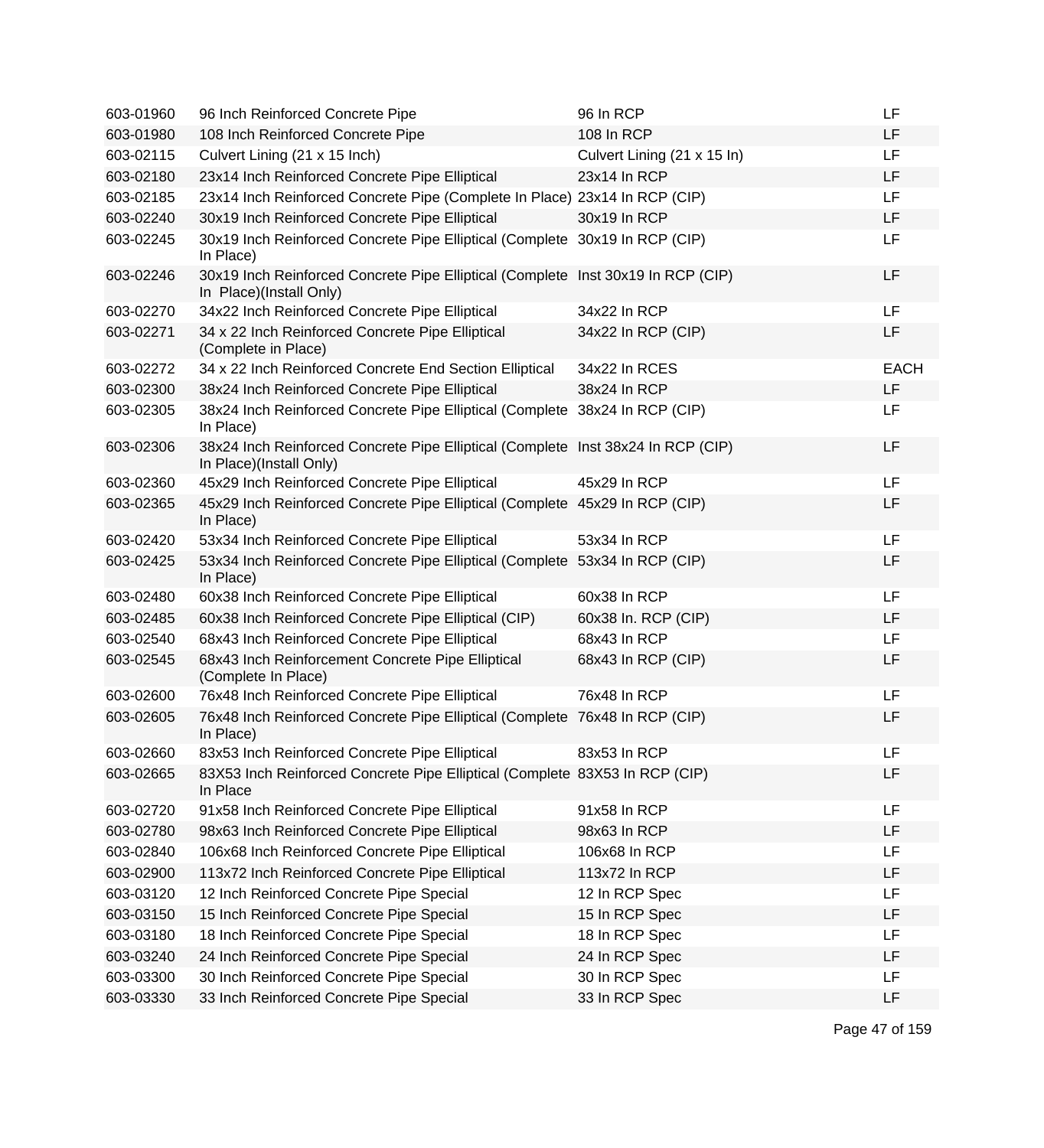| | | | |
|---|---|---|---|
| 603-01960 | 96 Inch Reinforced Concrete Pipe | 96 In RCP | LF |
| 603-01980 | 108 Inch Reinforced Concrete Pipe | 108 In RCP | LF |
| 603-02115 | Culvert Lining (21 x 15 Inch) | Culvert Lining (21 x 15 In) | LF |
| 603-02180 | 23x14 Inch Reinforced Concrete Pipe Elliptical | 23x14 In RCP | LF |
| 603-02185 | 23x14 Inch Reinforced Concrete Pipe (Complete In Place) | 23x14 In RCP (CIP) | LF |
| 603-02240 | 30x19 Inch Reinforced Concrete Pipe Elliptical | 30x19 In RCP | LF |
| 603-02245 | 30x19 Inch Reinforced Concrete Pipe Elliptical (Complete In Place) | 30x19 In RCP (CIP) | LF |
| 603-02246 | 30x19 Inch Reinforced Concrete Pipe Elliptical (Complete In Place)(Install Only) | Inst 30x19 In RCP (CIP) | LF |
| 603-02270 | 34x22 Inch Reinforced Concrete Pipe Elliptical | 34x22 In RCP | LF |
| 603-02271 | 34 x 22 Inch Reinforced Concrete Pipe Elliptical (Complete in Place) | 34x22 In RCP (CIP) | LF |
| 603-02272 | 34 x 22 Inch Reinforced Concrete End Section Elliptical | 34x22 In RCES | EACH |
| 603-02300 | 38x24 Inch Reinforced Concrete Pipe Elliptical | 38x24 In RCP | LF |
| 603-02305 | 38x24 Inch Reinforced Concrete Pipe Elliptical (Complete In Place) | 38x24 In RCP (CIP) | LF |
| 603-02306 | 38x24 Inch Reinforced Concrete Pipe Elliptical (Complete In Place)(Install Only) | Inst 38x24 In RCP (CIP) | LF |
| 603-02360 | 45x29 Inch Reinforced Concrete Pipe Elliptical | 45x29 In RCP | LF |
| 603-02365 | 45x29 Inch Reinforced Concrete Pipe Elliptical (Complete In Place) | 45x29 In RCP (CIP) | LF |
| 603-02420 | 53x34 Inch Reinforced Concrete Pipe Elliptical | 53x34 In RCP | LF |
| 603-02425 | 53x34 Inch Reinforced Concrete Pipe Elliptical (Complete In Place) | 53x34 In RCP (CIP) | LF |
| 603-02480 | 60x38 Inch Reinforced Concrete Pipe Elliptical | 60x38 In RCP | LF |
| 603-02485 | 60x38 Inch Reinforced Concrete Pipe Elliptical (CIP) | 60x38 In. RCP (CIP) | LF |
| 603-02540 | 68x43 Inch Reinforced Concrete Pipe Elliptical | 68x43 In RCP | LF |
| 603-02545 | 68x43 Inch Reinforcement Concrete Pipe Elliptical (Complete In Place) | 68x43 In RCP (CIP) | LF |
| 603-02600 | 76x48 Inch Reinforced Concrete Pipe Elliptical | 76x48 In RCP | LF |
| 603-02605 | 76x48 Inch Reinforced Concrete Pipe Elliptical (Complete In Place) | 76x48 In RCP (CIP) | LF |
| 603-02660 | 83x53 Inch Reinforced Concrete Pipe Elliptical | 83x53 In RCP | LF |
| 603-02665 | 83X53 Inch Reinforced Concrete Pipe Elliptical (Complete In Place | 83X53 In RCP (CIP) | LF |
| 603-02720 | 91x58 Inch Reinforced Concrete Pipe Elliptical | 91x58 In RCP | LF |
| 603-02780 | 98x63 Inch Reinforced Concrete Pipe Elliptical | 98x63 In RCP | LF |
| 603-02840 | 106x68 Inch Reinforced Concrete Pipe Elliptical | 106x68 In RCP | LF |
| 603-02900 | 113x72 Inch Reinforced Concrete Pipe Elliptical | 113x72 In RCP | LF |
| 603-03120 | 12 Inch Reinforced Concrete Pipe Special | 12 In RCP Spec | LF |
| 603-03150 | 15 Inch Reinforced Concrete Pipe Special | 15 In RCP Spec | LF |
| 603-03180 | 18 Inch Reinforced Concrete Pipe Special | 18 In RCP Spec | LF |
| 603-03240 | 24 Inch Reinforced Concrete Pipe Special | 24 In RCP Spec | LF |
| 603-03300 | 30 Inch Reinforced Concrete Pipe Special | 30 In RCP Spec | LF |
| 603-03330 | 33 Inch Reinforced Concrete Pipe Special | 33 In RCP Spec | LF |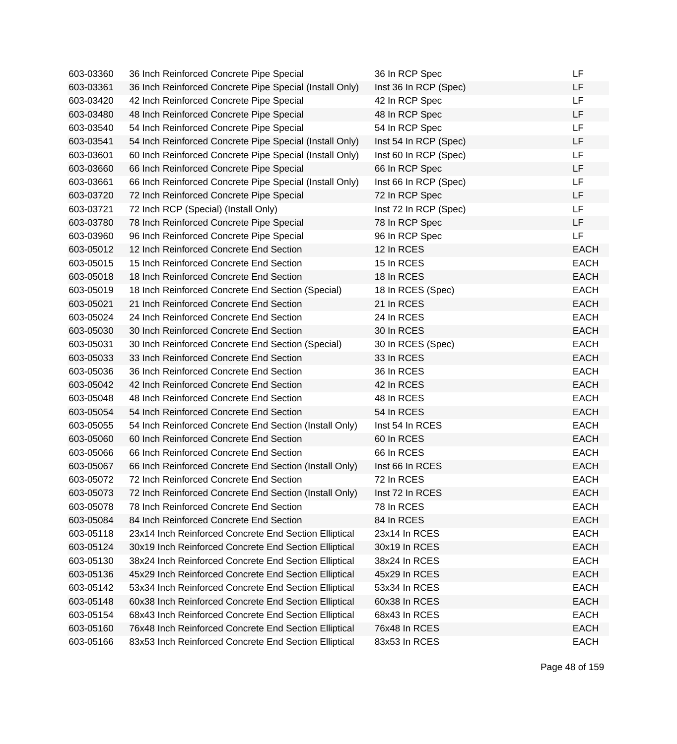| | | | |
|---|---|---|---|
| 603-03360 | 36 Inch Reinforced Concrete Pipe Special | 36 In RCP Spec | LF |
| 603-03361 | 36 Inch Reinforced Concrete Pipe Special (Install Only) | Inst 36 In RCP (Spec) | LF |
| 603-03420 | 42 Inch Reinforced Concrete Pipe Special | 42 In RCP Spec | LF |
| 603-03480 | 48 Inch Reinforced Concrete Pipe Special | 48 In RCP Spec | LF |
| 603-03540 | 54 Inch Reinforced Concrete Pipe Special | 54 In RCP Spec | LF |
| 603-03541 | 54 Inch Reinforced Concrete Pipe Special (Install Only) | Inst 54 In RCP (Spec) | LF |
| 603-03601 | 60 Inch Reinforced Concrete Pipe Special (Install Only) | Inst 60 In RCP (Spec) | LF |
| 603-03660 | 66 Inch Reinforced Concrete Pipe Special | 66 In RCP Spec | LF |
| 603-03661 | 66 Inch Reinforced Concrete Pipe Special (Install Only) | Inst 66 In RCP (Spec) | LF |
| 603-03720 | 72 Inch Reinforced Concrete Pipe Special | 72 In RCP Spec | LF |
| 603-03721 | 72 Inch RCP (Special) (Install Only) | Inst 72 In RCP (Spec) | LF |
| 603-03780 | 78 Inch Reinforced Concrete Pipe Special | 78 In RCP Spec | LF |
| 603-03960 | 96 Inch Reinforced Concrete Pipe Special | 96 In RCP Spec | LF |
| 603-05012 | 12 Inch Reinforced Concrete End Section | 12 In RCES | EACH |
| 603-05015 | 15 Inch Reinforced Concrete End Section | 15 In RCES | EACH |
| 603-05018 | 18 Inch Reinforced Concrete End Section | 18 In RCES | EACH |
| 603-05019 | 18 Inch Reinforced Concrete End Section (Special) | 18 In RCES (Spec) | EACH |
| 603-05021 | 21 Inch Reinforced Concrete End Section | 21 In RCES | EACH |
| 603-05024 | 24 Inch Reinforced Concrete End Section | 24 In RCES | EACH |
| 603-05030 | 30 Inch Reinforced Concrete End Section | 30 In RCES | EACH |
| 603-05031 | 30 Inch Reinforced Concrete End Section (Special) | 30 In RCES (Spec) | EACH |
| 603-05033 | 33 Inch Reinforced Concrete End Section | 33 In RCES | EACH |
| 603-05036 | 36 Inch Reinforced Concrete End Section | 36 In RCES | EACH |
| 603-05042 | 42 Inch Reinforced Concrete End Section | 42 In RCES | EACH |
| 603-05048 | 48 Inch Reinforced Concrete End Section | 48 In RCES | EACH |
| 603-05054 | 54 Inch Reinforced Concrete End Section | 54 In RCES | EACH |
| 603-05055 | 54 Inch Reinforced Concrete End Section (Install Only) | Inst 54 In RCES | EACH |
| 603-05060 | 60 Inch Reinforced Concrete End Section | 60 In RCES | EACH |
| 603-05066 | 66 Inch Reinforced Concrete End Section | 66 In RCES | EACH |
| 603-05067 | 66 Inch Reinforced Concrete End Section (Install Only) | Inst 66 In RCES | EACH |
| 603-05072 | 72 Inch Reinforced Concrete End Section | 72 In RCES | EACH |
| 603-05073 | 72 Inch Reinforced Concrete End Section (Install Only) | Inst 72 In RCES | EACH |
| 603-05078 | 78 Inch Reinforced Concrete End Section | 78 In RCES | EACH |
| 603-05084 | 84 Inch Reinforced Concrete End Section | 84 In RCES | EACH |
| 603-05118 | 23x14 Inch Reinforced Concrete End Section Elliptical | 23x14 In RCES | EACH |
| 603-05124 | 30x19 Inch Reinforced Concrete End Section Elliptical | 30x19 In RCES | EACH |
| 603-05130 | 38x24 Inch Reinforced Concrete End Section Elliptical | 38x24 In RCES | EACH |
| 603-05136 | 45x29 Inch Reinforced Concrete End Section Elliptical | 45x29 In RCES | EACH |
| 603-05142 | 53x34 Inch Reinforced Concrete End Section Elliptical | 53x34 In RCES | EACH |
| 603-05148 | 60x38 Inch Reinforced Concrete End Section Elliptical | 60x38 In RCES | EACH |
| 603-05154 | 68x43 Inch Reinforced Concrete End Section Elliptical | 68x43 In RCES | EACH |
| 603-05160 | 76x48 Inch Reinforced Concrete End Section Elliptical | 76x48 In RCES | EACH |
| 603-05166 | 83x53 Inch Reinforced Concrete End Section Elliptical | 83x53 In RCES | EACH |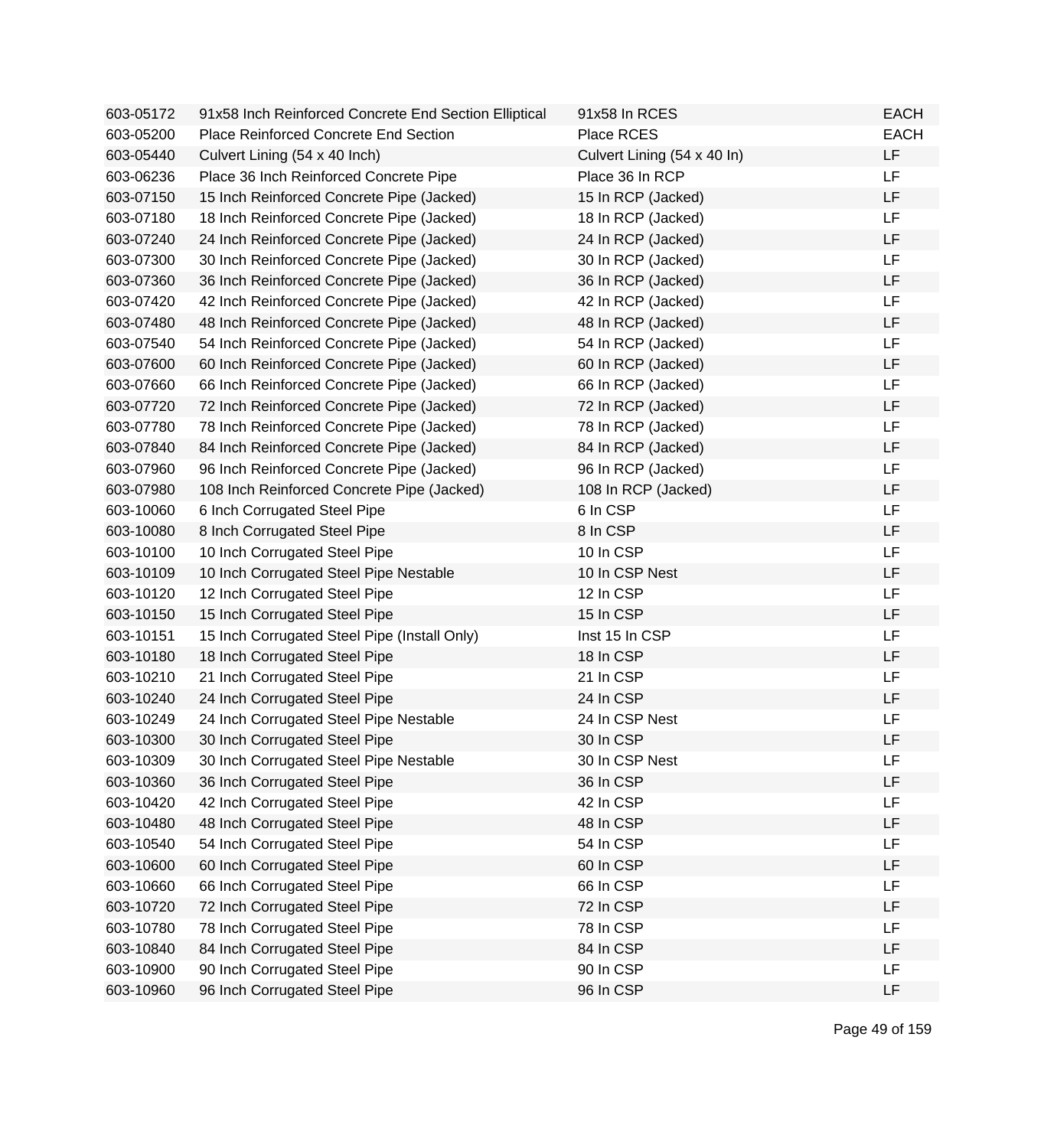| | | | |
|---|---|---|---|
| 603-05172 | 91x58 Inch Reinforced Concrete End Section Elliptical | 91x58 In RCES | EACH |
| 603-05200 | Place Reinforced Concrete End Section | Place RCES | EACH |
| 603-05440 | Culvert Lining (54 x 40 Inch) | Culvert Lining (54 x 40 In) | LF |
| 603-06236 | Place 36 Inch Reinforced Concrete Pipe | Place 36 In RCP | LF |
| 603-07150 | 15 Inch Reinforced Concrete Pipe (Jacked) | 15 In RCP (Jacked) | LF |
| 603-07180 | 18 Inch Reinforced Concrete Pipe (Jacked) | 18 In RCP (Jacked) | LF |
| 603-07240 | 24 Inch Reinforced Concrete Pipe (Jacked) | 24 In RCP (Jacked) | LF |
| 603-07300 | 30 Inch Reinforced Concrete Pipe (Jacked) | 30 In RCP (Jacked) | LF |
| 603-07360 | 36 Inch Reinforced Concrete Pipe (Jacked) | 36 In RCP (Jacked) | LF |
| 603-07420 | 42 Inch Reinforced Concrete Pipe (Jacked) | 42 In RCP (Jacked) | LF |
| 603-07480 | 48 Inch Reinforced Concrete Pipe (Jacked) | 48 In RCP (Jacked) | LF |
| 603-07540 | 54 Inch Reinforced Concrete Pipe (Jacked) | 54 In RCP (Jacked) | LF |
| 603-07600 | 60 Inch Reinforced Concrete Pipe (Jacked) | 60 In RCP (Jacked) | LF |
| 603-07660 | 66 Inch Reinforced Concrete Pipe (Jacked) | 66 In RCP (Jacked) | LF |
| 603-07720 | 72 Inch Reinforced Concrete Pipe (Jacked) | 72 In RCP (Jacked) | LF |
| 603-07780 | 78 Inch Reinforced Concrete Pipe (Jacked) | 78 In RCP (Jacked) | LF |
| 603-07840 | 84 Inch Reinforced Concrete Pipe (Jacked) | 84 In RCP (Jacked) | LF |
| 603-07960 | 96 Inch Reinforced Concrete Pipe (Jacked) | 96 In RCP (Jacked) | LF |
| 603-07980 | 108 Inch Reinforced Concrete Pipe (Jacked) | 108 In RCP (Jacked) | LF |
| 603-10060 | 6 Inch Corrugated Steel Pipe | 6 In CSP | LF |
| 603-10080 | 8 Inch Corrugated Steel Pipe | 8 In CSP | LF |
| 603-10100 | 10 Inch Corrugated Steel Pipe | 10 In CSP | LF |
| 603-10109 | 10 Inch Corrugated Steel Pipe Nestable | 10 In CSP Nest | LF |
| 603-10120 | 12 Inch Corrugated Steel Pipe | 12 In CSP | LF |
| 603-10150 | 15 Inch Corrugated Steel Pipe | 15 In CSP | LF |
| 603-10151 | 15 Inch Corrugated Steel Pipe (Install Only) | Inst 15 In CSP | LF |
| 603-10180 | 18 Inch Corrugated Steel Pipe | 18 In CSP | LF |
| 603-10210 | 21 Inch Corrugated Steel Pipe | 21 In CSP | LF |
| 603-10240 | 24 Inch Corrugated Steel Pipe | 24 In CSP | LF |
| 603-10249 | 24 Inch Corrugated Steel Pipe Nestable | 24 In CSP Nest | LF |
| 603-10300 | 30 Inch Corrugated Steel Pipe | 30 In CSP | LF |
| 603-10309 | 30 Inch Corrugated Steel Pipe Nestable | 30 In CSP Nest | LF |
| 603-10360 | 36 Inch Corrugated Steel Pipe | 36 In CSP | LF |
| 603-10420 | 42 Inch Corrugated Steel Pipe | 42 In CSP | LF |
| 603-10480 | 48 Inch Corrugated Steel Pipe | 48 In CSP | LF |
| 603-10540 | 54 Inch Corrugated Steel Pipe | 54 In CSP | LF |
| 603-10600 | 60 Inch Corrugated Steel Pipe | 60 In CSP | LF |
| 603-10660 | 66 Inch Corrugated Steel Pipe | 66 In CSP | LF |
| 603-10720 | 72 Inch Corrugated Steel Pipe | 72 In CSP | LF |
| 603-10780 | 78 Inch Corrugated Steel Pipe | 78 In CSP | LF |
| 603-10840 | 84 Inch Corrugated Steel Pipe | 84 In CSP | LF |
| 603-10900 | 90 Inch Corrugated Steel Pipe | 90 In CSP | LF |
| 603-10960 | 96 Inch Corrugated Steel Pipe | 96 In CSP | LF |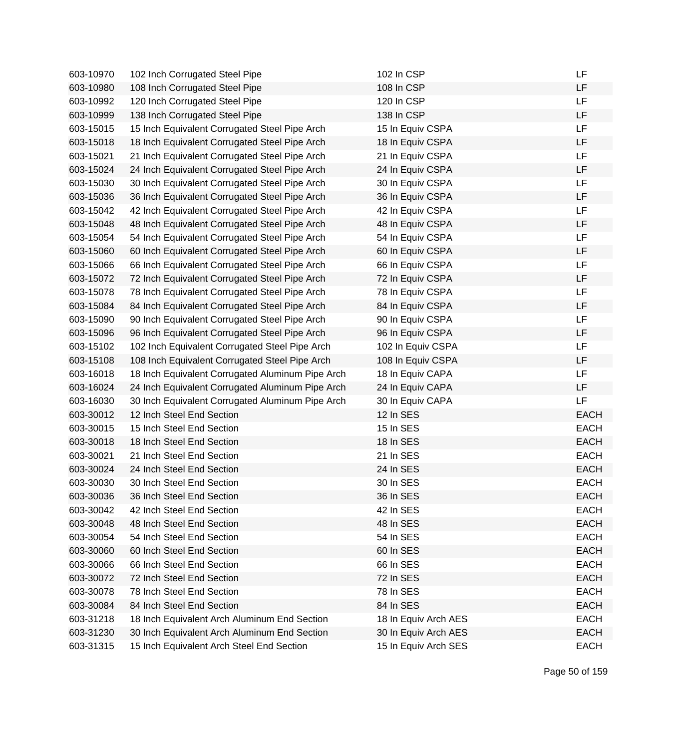| | | | |
|---|---|---|---|
| 603-10970 | 102 Inch Corrugated Steel Pipe | 102 In CSP | LF |
| 603-10980 | 108 Inch Corrugated Steel Pipe | 108 In CSP | LF |
| 603-10992 | 120 Inch Corrugated Steel Pipe | 120 In CSP | LF |
| 603-10999 | 138 Inch Corrugated Steel Pipe | 138 In CSP | LF |
| 603-15015 | 15 Inch Equivalent Corrugated Steel Pipe Arch | 15 In Equiv CSPA | LF |
| 603-15018 | 18 Inch Equivalent Corrugated Steel Pipe Arch | 18 In Equiv CSPA | LF |
| 603-15021 | 21 Inch Equivalent Corrugated Steel Pipe Arch | 21 In Equiv CSPA | LF |
| 603-15024 | 24 Inch Equivalent Corrugated Steel Pipe Arch | 24 In Equiv CSPA | LF |
| 603-15030 | 30 Inch Equivalent Corrugated Steel Pipe Arch | 30 In Equiv CSPA | LF |
| 603-15036 | 36 Inch Equivalent Corrugated Steel Pipe Arch | 36 In Equiv CSPA | LF |
| 603-15042 | 42 Inch Equivalent Corrugated Steel Pipe Arch | 42 In Equiv CSPA | LF |
| 603-15048 | 48 Inch Equivalent Corrugated Steel Pipe Arch | 48 In Equiv CSPA | LF |
| 603-15054 | 54 Inch Equivalent Corrugated Steel Pipe Arch | 54 In Equiv CSPA | LF |
| 603-15060 | 60 Inch Equivalent Corrugated Steel Pipe Arch | 60 In Equiv CSPA | LF |
| 603-15066 | 66 Inch Equivalent Corrugated Steel Pipe Arch | 66 In Equiv CSPA | LF |
| 603-15072 | 72 Inch Equivalent Corrugated Steel Pipe Arch | 72 In Equiv CSPA | LF |
| 603-15078 | 78 Inch Equivalent Corrugated Steel Pipe Arch | 78 In Equiv CSPA | LF |
| 603-15084 | 84 Inch Equivalent Corrugated Steel Pipe Arch | 84 In Equiv CSPA | LF |
| 603-15090 | 90 Inch Equivalent Corrugated Steel Pipe Arch | 90 In Equiv CSPA | LF |
| 603-15096 | 96 Inch Equivalent Corrugated Steel Pipe Arch | 96 In Equiv CSPA | LF |
| 603-15102 | 102 Inch Equivalent Corrugated Steel Pipe Arch | 102 In Equiv CSPA | LF |
| 603-15108 | 108 Inch Equivalent Corrugated Steel Pipe Arch | 108 In Equiv CSPA | LF |
| 603-16018 | 18 Inch Equivalent Corrugated Aluminum Pipe Arch | 18 In Equiv CAPA | LF |
| 603-16024 | 24 Inch Equivalent Corrugated Aluminum Pipe Arch | 24 In Equiv CAPA | LF |
| 603-16030 | 30 Inch Equivalent Corrugated Aluminum Pipe Arch | 30 In Equiv CAPA | LF |
| 603-30012 | 12 Inch Steel End Section | 12 In SES | EACH |
| 603-30015 | 15 Inch Steel End Section | 15 In SES | EACH |
| 603-30018 | 18 Inch Steel End Section | 18 In SES | EACH |
| 603-30021 | 21 Inch Steel End Section | 21 In SES | EACH |
| 603-30024 | 24 Inch Steel End Section | 24 In SES | EACH |
| 603-30030 | 30 Inch Steel End Section | 30 In SES | EACH |
| 603-30036 | 36 Inch Steel End Section | 36 In SES | EACH |
| 603-30042 | 42 Inch Steel End Section | 42 In SES | EACH |
| 603-30048 | 48 Inch Steel End Section | 48 In SES | EACH |
| 603-30054 | 54 Inch Steel End Section | 54 In SES | EACH |
| 603-30060 | 60 Inch Steel End Section | 60 In SES | EACH |
| 603-30066 | 66 Inch Steel End Section | 66 In SES | EACH |
| 603-30072 | 72 Inch Steel End Section | 72 In SES | EACH |
| 603-30078 | 78 Inch Steel End Section | 78 In SES | EACH |
| 603-30084 | 84 Inch Steel End Section | 84 In SES | EACH |
| 603-31218 | 18 Inch Equivalent Arch Aluminum End Section | 18 In Equiv Arch AES | EACH |
| 603-31230 | 30 Inch Equivalent Arch Aluminum End Section | 30 In Equiv Arch AES | EACH |
| 603-31315 | 15 Inch Equivalent Arch Steel End Section | 15 In Equiv Arch SES | EACH |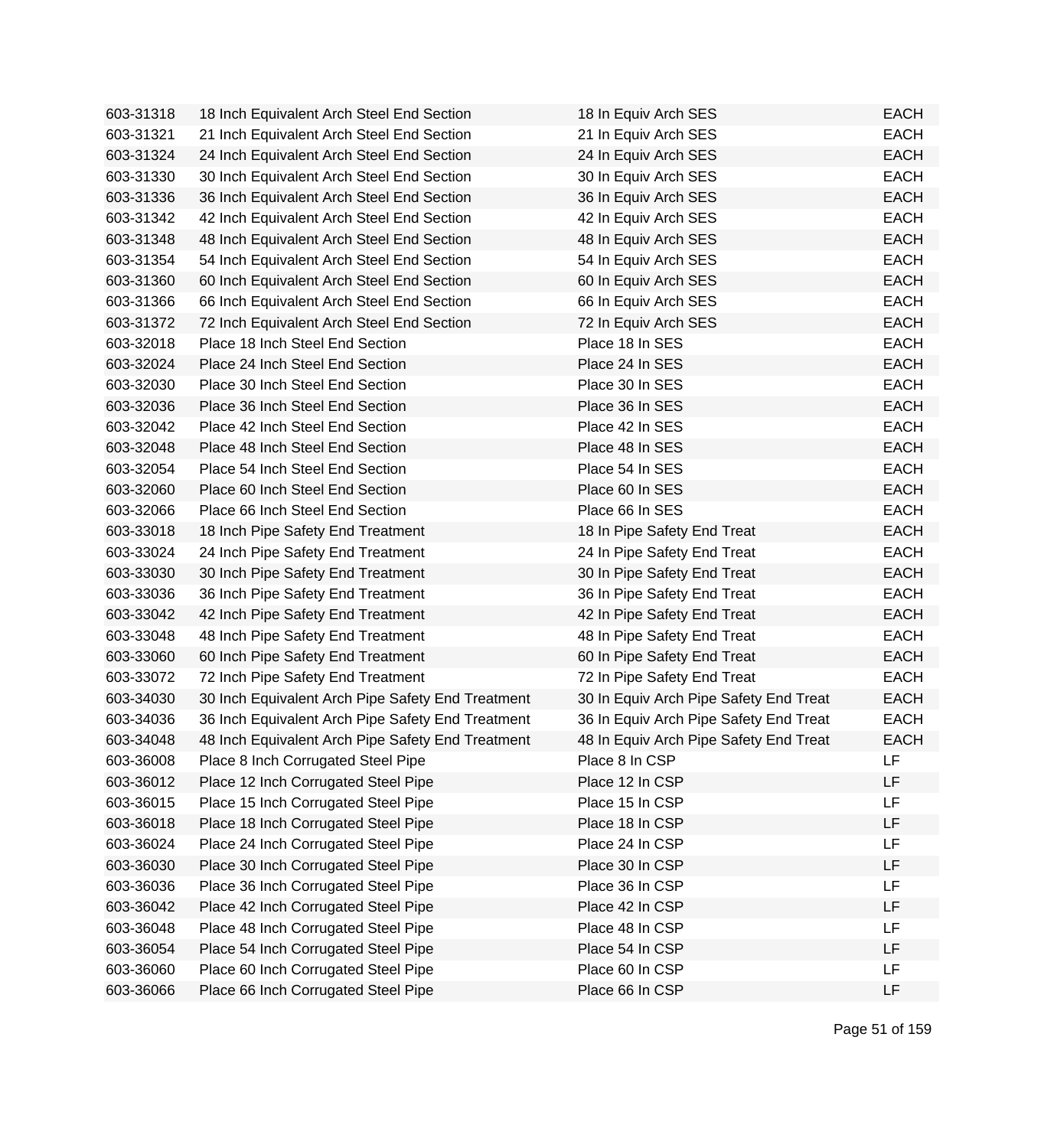| | | | |
|---|---|---|---|
| 603-31318 | 18 Inch Equivalent Arch Steel End Section | 18 In Equiv Arch SES | EACH |
| 603-31321 | 21 Inch Equivalent Arch Steel End Section | 21 In Equiv Arch SES | EACH |
| 603-31324 | 24 Inch Equivalent Arch Steel End Section | 24 In Equiv Arch SES | EACH |
| 603-31330 | 30 Inch Equivalent Arch Steel End Section | 30 In Equiv Arch SES | EACH |
| 603-31336 | 36 Inch Equivalent Arch Steel End Section | 36 In Equiv Arch SES | EACH |
| 603-31342 | 42 Inch Equivalent Arch Steel End Section | 42 In Equiv Arch SES | EACH |
| 603-31348 | 48 Inch Equivalent Arch Steel End Section | 48 In Equiv Arch SES | EACH |
| 603-31354 | 54 Inch Equivalent Arch Steel End Section | 54 In Equiv Arch SES | EACH |
| 603-31360 | 60 Inch Equivalent Arch Steel End Section | 60 In Equiv Arch SES | EACH |
| 603-31366 | 66 Inch Equivalent Arch Steel End Section | 66 In Equiv Arch SES | EACH |
| 603-31372 | 72 Inch Equivalent Arch Steel End Section | 72 In Equiv Arch SES | EACH |
| 603-32018 | Place 18 Inch Steel End Section | Place 18 In SES | EACH |
| 603-32024 | Place 24 Inch Steel End Section | Place 24 In SES | EACH |
| 603-32030 | Place 30 Inch Steel End Section | Place 30 In SES | EACH |
| 603-32036 | Place 36 Inch Steel End Section | Place 36 In SES | EACH |
| 603-32042 | Place 42 Inch Steel End Section | Place 42 In SES | EACH |
| 603-32048 | Place 48 Inch Steel End Section | Place 48 In SES | EACH |
| 603-32054 | Place 54 Inch Steel End Section | Place 54 In SES | EACH |
| 603-32060 | Place 60 Inch Steel End Section | Place 60 In SES | EACH |
| 603-32066 | Place 66 Inch Steel End Section | Place 66 In SES | EACH |
| 603-33018 | 18 Inch Pipe Safety End Treatment | 18 In Pipe Safety End Treat | EACH |
| 603-33024 | 24 Inch Pipe Safety End Treatment | 24 In Pipe Safety End Treat | EACH |
| 603-33030 | 30 Inch Pipe Safety End Treatment | 30 In Pipe Safety End Treat | EACH |
| 603-33036 | 36 Inch Pipe Safety End Treatment | 36 In Pipe Safety End Treat | EACH |
| 603-33042 | 42 Inch Pipe Safety End Treatment | 42 In Pipe Safety End Treat | EACH |
| 603-33048 | 48 Inch Pipe Safety End Treatment | 48 In Pipe Safety End Treat | EACH |
| 603-33060 | 60 Inch Pipe Safety End Treatment | 60 In Pipe Safety End Treat | EACH |
| 603-33072 | 72 Inch Pipe Safety End Treatment | 72 In Pipe Safety End Treat | EACH |
| 603-34030 | 30 Inch Equivalent Arch Pipe Safety End Treatment | 30 In Equiv Arch Pipe Safety End Treat | EACH |
| 603-34036 | 36 Inch Equivalent Arch Pipe Safety End Treatment | 36 In Equiv Arch Pipe Safety End Treat | EACH |
| 603-34048 | 48 Inch Equivalent Arch Pipe Safety End Treatment | 48 In Equiv Arch Pipe Safety End Treat | EACH |
| 603-36008 | Place 8 Inch Corrugated Steel Pipe | Place 8 In CSP | LF |
| 603-36012 | Place 12 Inch Corrugated Steel Pipe | Place 12 In CSP | LF |
| 603-36015 | Place 15 Inch Corrugated Steel Pipe | Place 15 In CSP | LF |
| 603-36018 | Place 18 Inch Corrugated Steel Pipe | Place 18 In CSP | LF |
| 603-36024 | Place 24 Inch Corrugated Steel Pipe | Place 24 In CSP | LF |
| 603-36030 | Place 30 Inch Corrugated Steel Pipe | Place 30 In CSP | LF |
| 603-36036 | Place 36 Inch Corrugated Steel Pipe | Place 36 In CSP | LF |
| 603-36042 | Place 42 Inch Corrugated Steel Pipe | Place 42 In CSP | LF |
| 603-36048 | Place 48 Inch Corrugated Steel Pipe | Place 48 In CSP | LF |
| 603-36054 | Place 54 Inch Corrugated Steel Pipe | Place 54 In CSP | LF |
| 603-36060 | Place 60 Inch Corrugated Steel Pipe | Place 60 In CSP | LF |
| 603-36066 | Place 66 Inch Corrugated Steel Pipe | Place 66 In CSP | LF |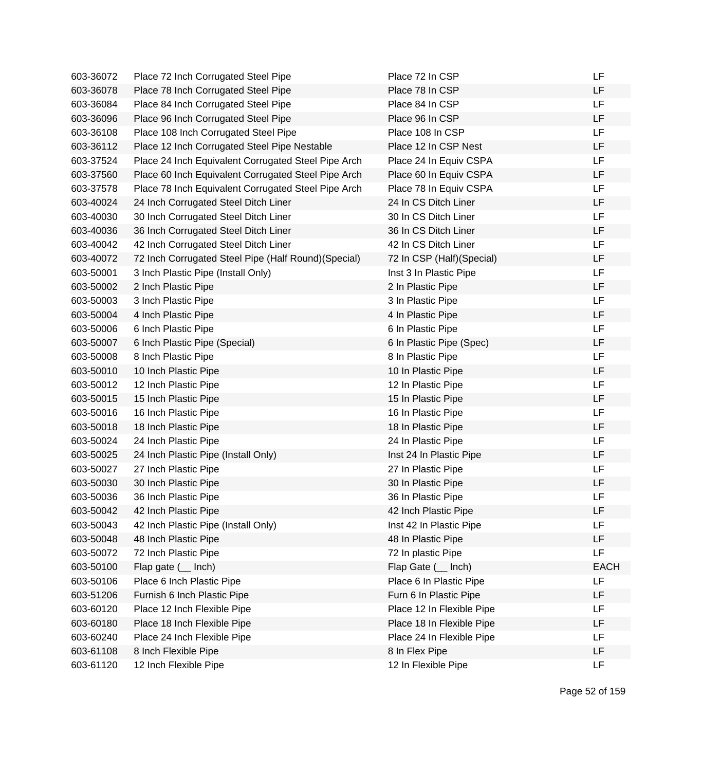| | | | |
|---|---|---|---|
| 603-36072 | Place 72 Inch Corrugated Steel Pipe | Place 72 In CSP | LF |
| 603-36078 | Place 78 Inch Corrugated Steel Pipe | Place 78 In CSP | LF |
| 603-36084 | Place 84 Inch Corrugated Steel Pipe | Place 84 In CSP | LF |
| 603-36096 | Place 96 Inch Corrugated Steel Pipe | Place 96 In CSP | LF |
| 603-36108 | Place 108 Inch Corrugated Steel Pipe | Place 108 In CSP | LF |
| 603-36112 | Place 12 Inch Corrugated Steel Pipe Nestable | Place 12 In CSP Nest | LF |
| 603-37524 | Place 24 Inch Equivalent Corrugated Steel Pipe Arch | Place 24 In Equiv CSPA | LF |
| 603-37560 | Place 60 Inch Equivalent Corrugated Steel Pipe Arch | Place 60 In Equiv CSPA | LF |
| 603-37578 | Place 78 Inch Equivalent Corrugated Steel Pipe Arch | Place 78 In Equiv CSPA | LF |
| 603-40024 | 24 Inch Corrugated Steel Ditch Liner | 24 In CS Ditch Liner | LF |
| 603-40030 | 30 Inch Corrugated Steel Ditch Liner | 30 In CS Ditch Liner | LF |
| 603-40036 | 36 Inch Corrugated Steel Ditch Liner | 36 In CS Ditch Liner | LF |
| 603-40042 | 42 Inch Corrugated Steel Ditch Liner | 42 In CS Ditch Liner | LF |
| 603-40072 | 72 Inch Corrugated Steel Pipe (Half Round)(Special) | 72 In CSP (Half)(Special) | LF |
| 603-50001 | 3 Inch Plastic Pipe (Install Only) | Inst 3 In Plastic Pipe | LF |
| 603-50002 | 2 Inch Plastic Pipe | 2 In Plastic Pipe | LF |
| 603-50003 | 3 Inch Plastic Pipe | 3 In Plastic Pipe | LF |
| 603-50004 | 4 Inch Plastic Pipe | 4 In Plastic Pipe | LF |
| 603-50006 | 6 Inch Plastic Pipe | 6 In Plastic Pipe | LF |
| 603-50007 | 6 Inch Plastic Pipe (Special) | 6 In Plastic Pipe (Spec) | LF |
| 603-50008 | 8 Inch Plastic Pipe | 8 In Plastic Pipe | LF |
| 603-50010 | 10 Inch Plastic Pipe | 10 In Plastic Pipe | LF |
| 603-50012 | 12 Inch Plastic Pipe | 12 In Plastic Pipe | LF |
| 603-50015 | 15 Inch Plastic Pipe | 15 In Plastic Pipe | LF |
| 603-50016 | 16 Inch Plastic Pipe | 16 In Plastic Pipe | LF |
| 603-50018 | 18 Inch Plastic Pipe | 18 In Plastic Pipe | LF |
| 603-50024 | 24 Inch Plastic Pipe | 24 In Plastic Pipe | LF |
| 603-50025 | 24 Inch Plastic Pipe (Install Only) | Inst 24 In Plastic Pipe | LF |
| 603-50027 | 27 Inch Plastic Pipe | 27 In Plastic Pipe | LF |
| 603-50030 | 30 Inch Plastic Pipe | 30 In Plastic Pipe | LF |
| 603-50036 | 36 Inch Plastic Pipe | 36 In Plastic Pipe | LF |
| 603-50042 | 42 Inch Plastic Pipe | 42 Inch Plastic Pipe | LF |
| 603-50043 | 42 Inch Plastic Pipe (Install Only) | Inst 42 In Plastic Pipe | LF |
| 603-50048 | 48 Inch Plastic Pipe | 48 In Plastic Pipe | LF |
| 603-50072 | 72 Inch Plastic Pipe | 72 In plastic Pipe | LF |
| 603-50100 | Flap gate (__ Inch) | Flap Gate (__ Inch) | EACH |
| 603-50106 | Place 6 Inch Plastic Pipe | Place 6 In Plastic Pipe | LF |
| 603-51206 | Furnish 6 Inch Plastic Pipe | Furn 6 In Plastic Pipe | LF |
| 603-60120 | Place 12 Inch Flexible Pipe | Place 12 In Flexible Pipe | LF |
| 603-60180 | Place 18 Inch Flexible Pipe | Place 18 In Flexible Pipe | LF |
| 603-60240 | Place 24 Inch Flexible Pipe | Place 24 In Flexible Pipe | LF |
| 603-61108 | 8 Inch Flexible Pipe | 8 In Flex Pipe | LF |
| 603-61120 | 12 Inch Flexible Pipe | 12 In Flexible Pipe | LF |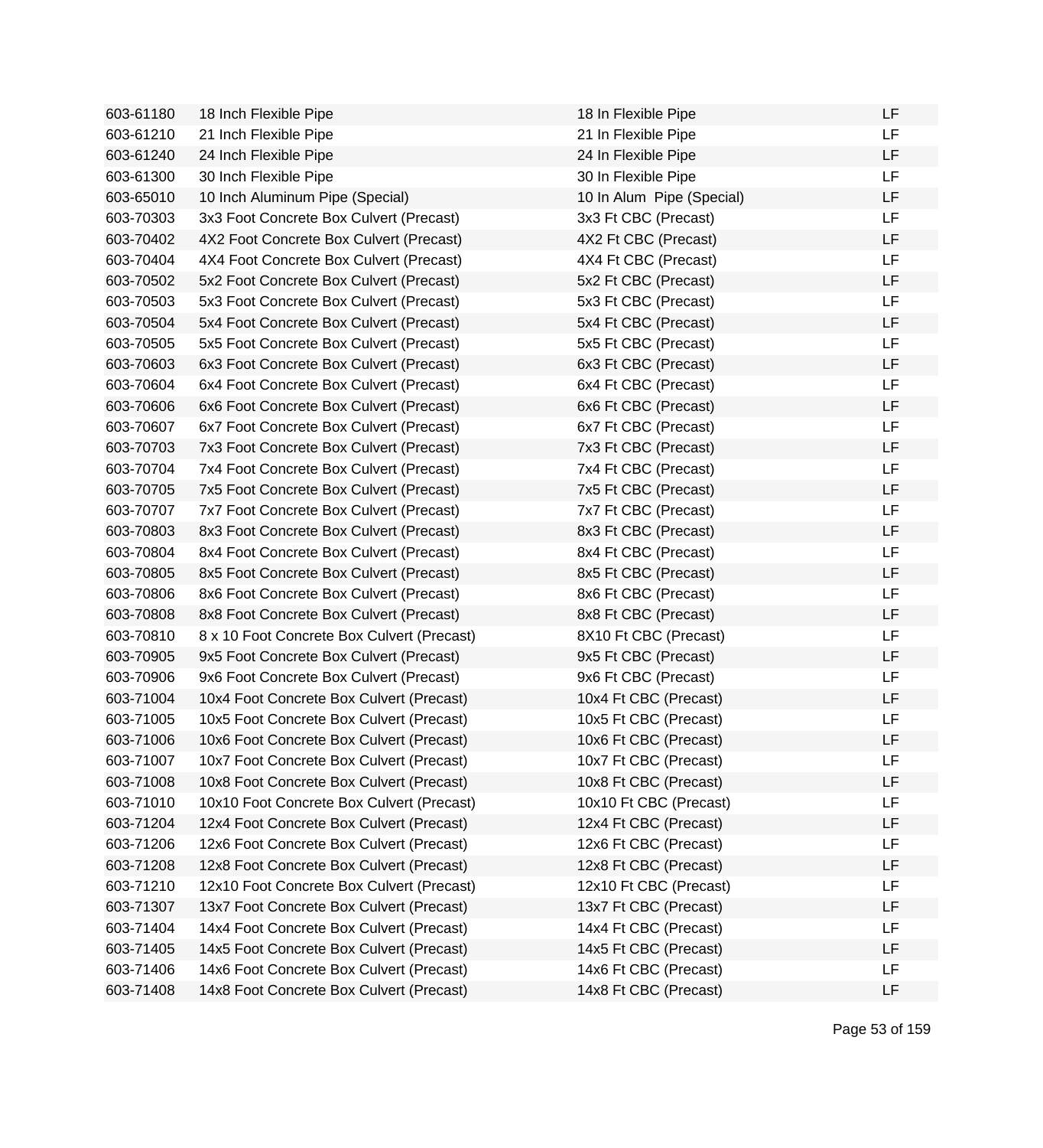| | | | |
|---|---|---|---|
| 603-61180 | 18 Inch Flexible Pipe | 18 In Flexible Pipe | LF |
| 603-61210 | 21 Inch Flexible Pipe | 21 In Flexible Pipe | LF |
| 603-61240 | 24 Inch Flexible Pipe | 24 In Flexible Pipe | LF |
| 603-61300 | 30 Inch Flexible Pipe | 30 In Flexible Pipe | LF |
| 603-65010 | 10 Inch Aluminum Pipe (Special) | 10 In Alum  Pipe (Special) | LF |
| 603-70303 | 3x3 Foot Concrete Box Culvert (Precast) | 3x3 Ft CBC (Precast) | LF |
| 603-70402 | 4X2 Foot Concrete Box Culvert (Precast) | 4X2 Ft CBC (Precast) | LF |
| 603-70404 | 4X4 Foot Concrete Box Culvert (Precast) | 4X4 Ft CBC (Precast) | LF |
| 603-70502 | 5x2 Foot Concrete Box Culvert (Precast) | 5x2 Ft CBC (Precast) | LF |
| 603-70503 | 5x3 Foot Concrete Box Culvert (Precast) | 5x3 Ft CBC (Precast) | LF |
| 603-70504 | 5x4 Foot Concrete Box Culvert (Precast) | 5x4 Ft CBC (Precast) | LF |
| 603-70505 | 5x5 Foot Concrete Box Culvert (Precast) | 5x5 Ft CBC (Precast) | LF |
| 603-70603 | 6x3 Foot Concrete Box Culvert (Precast) | 6x3 Ft CBC (Precast) | LF |
| 603-70604 | 6x4 Foot Concrete Box Culvert (Precast) | 6x4 Ft CBC (Precast) | LF |
| 603-70606 | 6x6 Foot Concrete Box Culvert (Precast) | 6x6 Ft CBC (Precast) | LF |
| 603-70607 | 6x7 Foot Concrete Box Culvert (Precast) | 6x7 Ft CBC (Precast) | LF |
| 603-70703 | 7x3 Foot Concrete Box Culvert (Precast) | 7x3 Ft CBC (Precast) | LF |
| 603-70704 | 7x4 Foot Concrete Box Culvert (Precast) | 7x4 Ft CBC (Precast) | LF |
| 603-70705 | 7x5 Foot Concrete Box Culvert (Precast) | 7x5 Ft CBC (Precast) | LF |
| 603-70707 | 7x7 Foot Concrete Box Culvert (Precast) | 7x7 Ft CBC (Precast) | LF |
| 603-70803 | 8x3 Foot Concrete Box Culvert (Precast) | 8x3 Ft CBC (Precast) | LF |
| 603-70804 | 8x4 Foot Concrete Box Culvert (Precast) | 8x4 Ft CBC (Precast) | LF |
| 603-70805 | 8x5 Foot Concrete Box Culvert (Precast) | 8x5 Ft CBC (Precast) | LF |
| 603-70806 | 8x6 Foot Concrete Box Culvert (Precast) | 8x6 Ft CBC (Precast) | LF |
| 603-70808 | 8x8 Foot Concrete Box Culvert (Precast) | 8x8 Ft CBC (Precast) | LF |
| 603-70810 | 8 x 10 Foot Concrete Box Culvert (Precast) | 8X10 Ft CBC (Precast) | LF |
| 603-70905 | 9x5 Foot Concrete Box Culvert (Precast) | 9x5 Ft CBC (Precast) | LF |
| 603-70906 | 9x6 Foot Concrete Box Culvert (Precast) | 9x6 Ft CBC (Precast) | LF |
| 603-71004 | 10x4 Foot Concrete Box Culvert (Precast) | 10x4 Ft CBC (Precast) | LF |
| 603-71005 | 10x5 Foot Concrete Box Culvert (Precast) | 10x5 Ft CBC (Precast) | LF |
| 603-71006 | 10x6 Foot Concrete Box Culvert (Precast) | 10x6 Ft CBC (Precast) | LF |
| 603-71007 | 10x7 Foot Concrete Box Culvert (Precast) | 10x7 Ft CBC (Precast) | LF |
| 603-71008 | 10x8 Foot Concrete Box Culvert (Precast) | 10x8 Ft CBC (Precast) | LF |
| 603-71010 | 10x10 Foot Concrete Box Culvert (Precast) | 10x10 Ft CBC (Precast) | LF |
| 603-71204 | 12x4 Foot Concrete Box Culvert (Precast) | 12x4 Ft CBC (Precast) | LF |
| 603-71206 | 12x6 Foot Concrete Box Culvert (Precast) | 12x6 Ft CBC (Precast) | LF |
| 603-71208 | 12x8 Foot Concrete Box Culvert (Precast) | 12x8 Ft CBC (Precast) | LF |
| 603-71210 | 12x10 Foot Concrete Box Culvert (Precast) | 12x10 Ft CBC (Precast) | LF |
| 603-71307 | 13x7 Foot Concrete Box Culvert (Precast) | 13x7 Ft CBC (Precast) | LF |
| 603-71404 | 14x4 Foot Concrete Box Culvert (Precast) | 14x4 Ft CBC (Precast) | LF |
| 603-71405 | 14x5 Foot Concrete Box Culvert (Precast) | 14x5 Ft CBC (Precast) | LF |
| 603-71406 | 14x6 Foot Concrete Box Culvert (Precast) | 14x6 Ft CBC (Precast) | LF |
| 603-71408 | 14x8 Foot Concrete Box Culvert (Precast) | 14x8 Ft CBC (Precast) | LF |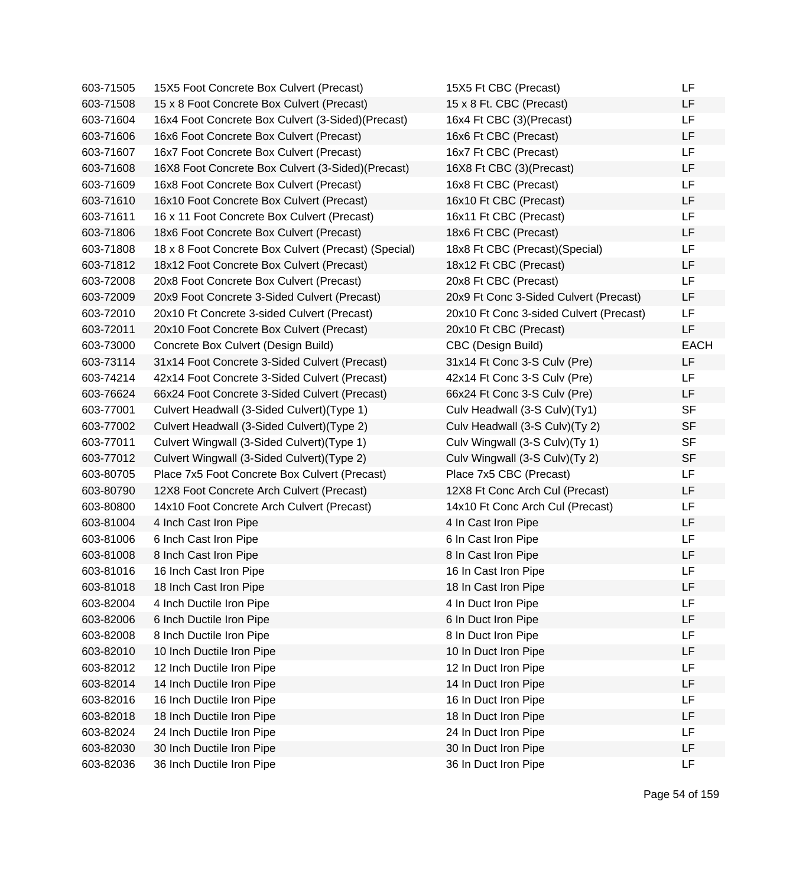| | | | |
|---|---|---|---|
| 603-71505 | 15X5 Foot Concrete Box Culvert (Precast) | 15X5 Ft CBC (Precast) | LF |
| 603-71508 | 15 x 8 Foot Concrete Box Culvert (Precast) | 15 x 8 Ft. CBC (Precast) | LF |
| 603-71604 | 16x4 Foot Concrete Box Culvert (3-Sided)(Precast) | 16x4 Ft CBC (3)(Precast) | LF |
| 603-71606 | 16x6 Foot Concrete Box Culvert (Precast) | 16x6 Ft CBC (Precast) | LF |
| 603-71607 | 16x7 Foot Concrete Box Culvert (Precast) | 16x7 Ft CBC (Precast) | LF |
| 603-71608 | 16X8 Foot Concrete Box Culvert (3-Sided)(Precast) | 16X8 Ft CBC (3)(Precast) | LF |
| 603-71609 | 16x8 Foot Concrete Box Culvert (Precast) | 16x8 Ft CBC (Precast) | LF |
| 603-71610 | 16x10 Foot Concrete Box Culvert (Precast) | 16x10 Ft CBC (Precast) | LF |
| 603-71611 | 16 x 11 Foot Concrete Box Culvert (Precast) | 16x11 Ft CBC (Precast) | LF |
| 603-71806 | 18x6 Foot Concrete Box Culvert (Precast) | 18x6 Ft CBC (Precast) | LF |
| 603-71808 | 18 x 8 Foot Concrete Box Culvert (Precast) (Special) | 18x8 Ft CBC (Precast)(Special) | LF |
| 603-71812 | 18x12 Foot Concrete Box Culvert (Precast) | 18x12 Ft CBC (Precast) | LF |
| 603-72008 | 20x8 Foot Concrete Box Culvert (Precast) | 20x8 Ft CBC (Precast) | LF |
| 603-72009 | 20x9 Foot Concrete 3-Sided Culvert (Precast) | 20x9 Ft Conc 3-Sided Culvert (Precast) | LF |
| 603-72010 | 20x10 Ft Concrete 3-sided Culvert (Precast) | 20x10 Ft Conc 3-sided Culvert (Precast) | LF |
| 603-72011 | 20x10 Foot Concrete Box Culvert (Precast) | 20x10 Ft CBC (Precast) | LF |
| 603-73000 | Concrete Box Culvert (Design Build) | CBC (Design Build) | EACH |
| 603-73114 | 31x14 Foot Concrete 3-Sided Culvert (Precast) | 31x14 Ft Conc 3-S Culv (Pre) | LF |
| 603-74214 | 42x14 Foot Concrete 3-Sided Culvert (Precast) | 42x14 Ft Conc 3-S Culv (Pre) | LF |
| 603-76624 | 66x24 Foot Concrete 3-Sided Culvert (Precast) | 66x24 Ft Conc 3-S Culv (Pre) | LF |
| 603-77001 | Culvert Headwall (3-Sided Culvert)(Type 1) | Culv Headwall (3-S Culv)(Ty1) | SF |
| 603-77002 | Culvert Headwall (3-Sided Culvert)(Type 2) | Culv Headwall (3-S Culv)(Ty 2) | SF |
| 603-77011 | Culvert Wingwall (3-Sided Culvert)(Type 1) | Culv Wingwall (3-S Culv)(Ty 1) | SF |
| 603-77012 | Culvert Wingwall (3-Sided Culvert)(Type 2) | Culv Wingwall (3-S Culv)(Ty 2) | SF |
| 603-80705 | Place 7x5 Foot Concrete Box Culvert (Precast) | Place 7x5 CBC (Precast) | LF |
| 603-80790 | 12X8 Foot Concrete Arch Culvert (Precast) | 12X8 Ft Conc Arch Cul (Precast) | LF |
| 603-80800 | 14x10 Foot Concrete Arch Culvert (Precast) | 14x10 Ft Conc Arch Cul (Precast) | LF |
| 603-81004 | 4 Inch Cast Iron Pipe | 4 In Cast Iron Pipe | LF |
| 603-81006 | 6 Inch Cast Iron Pipe | 6 In Cast Iron Pipe | LF |
| 603-81008 | 8 Inch Cast Iron Pipe | 8 In Cast Iron Pipe | LF |
| 603-81016 | 16 Inch Cast Iron Pipe | 16 In Cast Iron Pipe | LF |
| 603-81018 | 18 Inch Cast Iron Pipe | 18 In Cast Iron Pipe | LF |
| 603-82004 | 4 Inch Ductile Iron Pipe | 4 In Duct Iron Pipe | LF |
| 603-82006 | 6 Inch Ductile Iron Pipe | 6 In Duct Iron Pipe | LF |
| 603-82008 | 8 Inch Ductile Iron Pipe | 8 In Duct Iron Pipe | LF |
| 603-82010 | 10 Inch Ductile Iron Pipe | 10 In Duct Iron Pipe | LF |
| 603-82012 | 12 Inch Ductile Iron Pipe | 12 In Duct Iron Pipe | LF |
| 603-82014 | 14 Inch Ductile Iron Pipe | 14 In Duct Iron Pipe | LF |
| 603-82016 | 16 Inch Ductile Iron Pipe | 16 In Duct Iron Pipe | LF |
| 603-82018 | 18 Inch Ductile Iron Pipe | 18 In Duct Iron Pipe | LF |
| 603-82024 | 24 Inch Ductile Iron Pipe | 24 In Duct Iron Pipe | LF |
| 603-82030 | 30 Inch Ductile Iron Pipe | 30 In Duct Iron Pipe | LF |
| 603-82036 | 36 Inch Ductile Iron Pipe | 36 In Duct Iron Pipe | LF |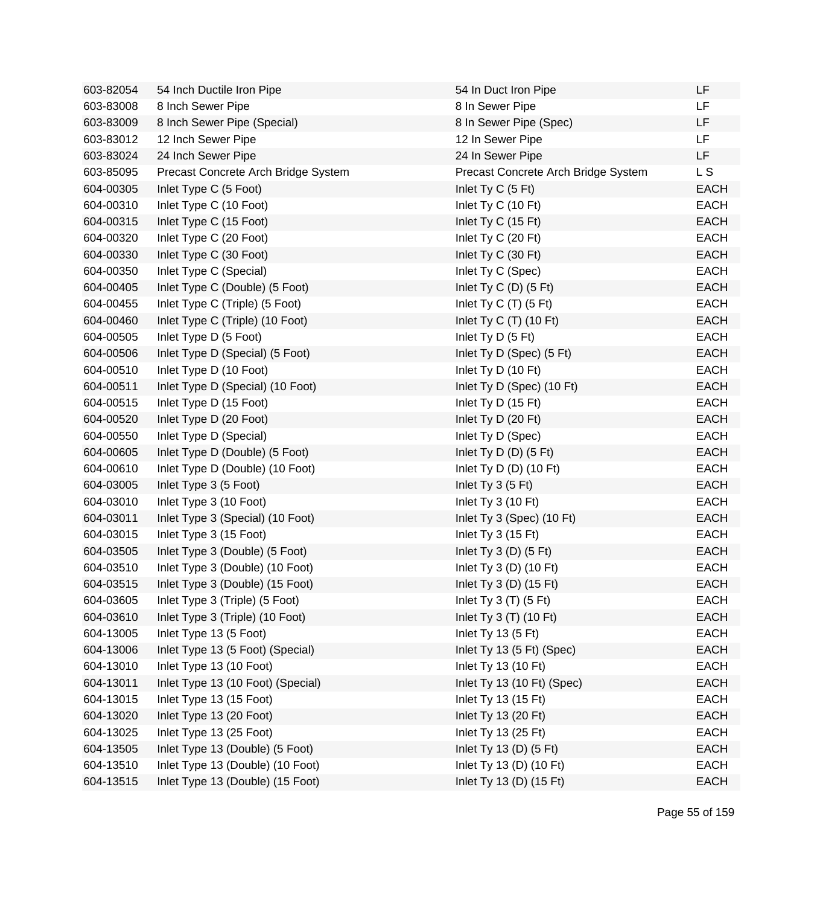| | | | |
|---|---|---|---|
| 603-82054 | 54 Inch Ductile Iron Pipe | 54 In Duct Iron Pipe | LF |
| 603-83008 | 8 Inch Sewer Pipe | 8 In Sewer Pipe | LF |
| 603-83009 | 8 Inch Sewer Pipe (Special) | 8 In Sewer Pipe (Spec) | LF |
| 603-83012 | 12 Inch Sewer Pipe | 12 In Sewer Pipe | LF |
| 603-83024 | 24 Inch Sewer Pipe | 24 In Sewer Pipe | LF |
| 603-85095 | Precast Concrete Arch Bridge System | Precast Concrete Arch Bridge System | L S |
| 604-00305 | Inlet Type C (5 Foot) | Inlet Ty C (5 Ft) | EACH |
| 604-00310 | Inlet Type C (10 Foot) | Inlet Ty C (10 Ft) | EACH |
| 604-00315 | Inlet Type C (15 Foot) | Inlet Ty C (15 Ft) | EACH |
| 604-00320 | Inlet Type C (20 Foot) | Inlet Ty C (20 Ft) | EACH |
| 604-00330 | Inlet Type C (30 Foot) | Inlet Ty C (30 Ft) | EACH |
| 604-00350 | Inlet Type C (Special) | Inlet Ty C (Spec) | EACH |
| 604-00405 | Inlet Type C (Double) (5 Foot) | Inlet Ty C (D) (5 Ft) | EACH |
| 604-00455 | Inlet Type C (Triple) (5 Foot) | Inlet Ty C (T) (5 Ft) | EACH |
| 604-00460 | Inlet Type C (Triple) (10 Foot) | Inlet Ty C (T) (10 Ft) | EACH |
| 604-00505 | Inlet Type D (5 Foot) | Inlet Ty D (5 Ft) | EACH |
| 604-00506 | Inlet Type D (Special) (5 Foot) | Inlet Ty D (Spec) (5 Ft) | EACH |
| 604-00510 | Inlet Type D (10 Foot) | Inlet Ty D (10 Ft) | EACH |
| 604-00511 | Inlet Type D (Special) (10 Foot) | Inlet Ty D (Spec) (10 Ft) | EACH |
| 604-00515 | Inlet Type D (15 Foot) | Inlet Ty D (15 Ft) | EACH |
| 604-00520 | Inlet Type D (20 Foot) | Inlet Ty D (20 Ft) | EACH |
| 604-00550 | Inlet Type D (Special) | Inlet Ty D (Spec) | EACH |
| 604-00605 | Inlet Type D (Double) (5 Foot) | Inlet Ty D (D) (5 Ft) | EACH |
| 604-00610 | Inlet Type D (Double) (10 Foot) | Inlet Ty D (D) (10 Ft) | EACH |
| 604-03005 | Inlet Type 3 (5 Foot) | Inlet Ty 3 (5 Ft) | EACH |
| 604-03010 | Inlet Type 3 (10 Foot) | Inlet Ty 3 (10 Ft) | EACH |
| 604-03011 | Inlet Type 3 (Special) (10 Foot) | Inlet Ty 3 (Spec) (10 Ft) | EACH |
| 604-03015 | Inlet Type 3 (15 Foot) | Inlet Ty 3 (15 Ft) | EACH |
| 604-03505 | Inlet Type 3 (Double) (5 Foot) | Inlet Ty 3 (D) (5 Ft) | EACH |
| 604-03510 | Inlet Type 3 (Double) (10 Foot) | Inlet Ty 3 (D) (10 Ft) | EACH |
| 604-03515 | Inlet Type 3 (Double) (15 Foot) | Inlet Ty 3 (D) (15 Ft) | EACH |
| 604-03605 | Inlet Type 3 (Triple) (5 Foot) | Inlet Ty 3 (T) (5 Ft) | EACH |
| 604-03610 | Inlet Type 3 (Triple) (10 Foot) | Inlet Ty 3 (T) (10 Ft) | EACH |
| 604-13005 | Inlet Type 13 (5 Foot) | Inlet Ty 13 (5 Ft) | EACH |
| 604-13006 | Inlet Type 13 (5 Foot) (Special) | Inlet Ty 13 (5 Ft) (Spec) | EACH |
| 604-13010 | Inlet Type 13 (10 Foot) | Inlet Ty 13 (10 Ft) | EACH |
| 604-13011 | Inlet Type 13 (10 Foot) (Special) | Inlet Ty 13 (10 Ft) (Spec) | EACH |
| 604-13015 | Inlet Type 13 (15 Foot) | Inlet Ty 13 (15 Ft) | EACH |
| 604-13020 | Inlet Type 13 (20 Foot) | Inlet Ty 13 (20 Ft) | EACH |
| 604-13025 | Inlet Type 13 (25 Foot) | Inlet Ty 13 (25 Ft) | EACH |
| 604-13505 | Inlet Type 13 (Double) (5 Foot) | Inlet Ty 13 (D) (5 Ft) | EACH |
| 604-13510 | Inlet Type 13 (Double) (10 Foot) | Inlet Ty 13 (D) (10 Ft) | EACH |
| 604-13515 | Inlet Type 13 (Double) (15 Foot) | Inlet Ty 13 (D) (15 Ft) | EACH |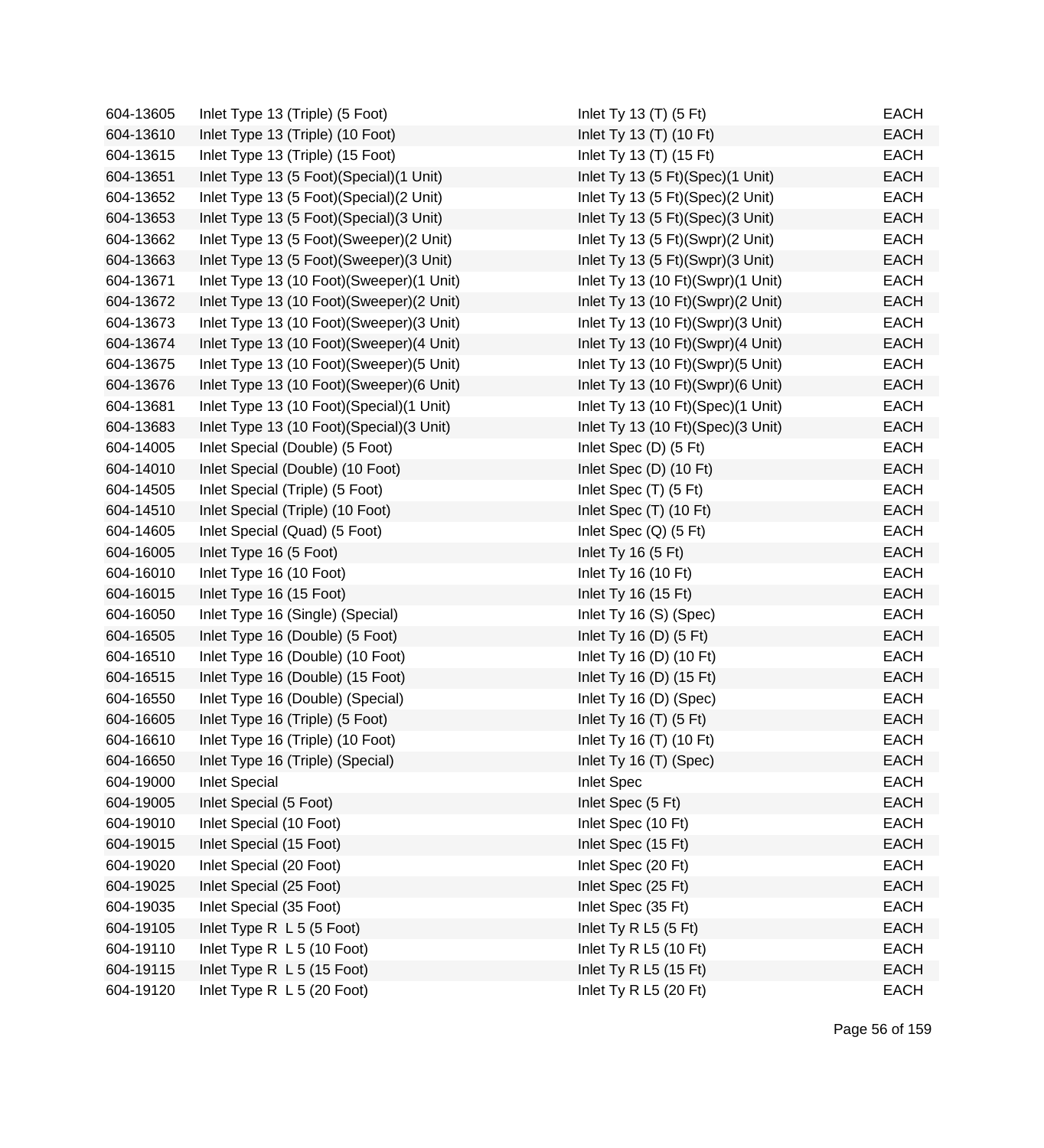| | | | |
|---|---|---|---|
| 604-13605 | Inlet Type 13 (Triple) (5 Foot) | Inlet Ty 13 (T) (5 Ft) | EACH |
| 604-13610 | Inlet Type 13 (Triple) (10 Foot) | Inlet Ty 13 (T) (10 Ft) | EACH |
| 604-13615 | Inlet Type 13 (Triple) (15 Foot) | Inlet Ty 13 (T) (15 Ft) | EACH |
| 604-13651 | Inlet Type 13 (5 Foot)(Special)(1 Unit) | Inlet Ty 13 (5 Ft)(Spec)(1 Unit) | EACH |
| 604-13652 | Inlet Type 13 (5 Foot)(Special)(2 Unit) | Inlet Ty 13 (5 Ft)(Spec)(2 Unit) | EACH |
| 604-13653 | Inlet Type 13 (5 Foot)(Special)(3 Unit) | Inlet Ty 13 (5 Ft)(Spec)(3 Unit) | EACH |
| 604-13662 | Inlet Type 13 (5 Foot)(Sweeper)(2 Unit) | Inlet Ty 13 (5 Ft)(Swpr)(2 Unit) | EACH |
| 604-13663 | Inlet Type 13 (5 Foot)(Sweeper)(3 Unit) | Inlet Ty 13 (5 Ft)(Swpr)(3 Unit) | EACH |
| 604-13671 | Inlet Type 13 (10 Foot)(Sweeper)(1 Unit) | Inlet Ty 13 (10 Ft)(Swpr)(1 Unit) | EACH |
| 604-13672 | Inlet Type 13 (10 Foot)(Sweeper)(2 Unit) | Inlet Ty 13 (10 Ft)(Swpr)(2 Unit) | EACH |
| 604-13673 | Inlet Type 13 (10 Foot)(Sweeper)(3 Unit) | Inlet Ty 13 (10 Ft)(Swpr)(3 Unit) | EACH |
| 604-13674 | Inlet Type 13 (10 Foot)(Sweeper)(4 Unit) | Inlet Ty 13 (10 Ft)(Swpr)(4 Unit) | EACH |
| 604-13675 | Inlet Type 13 (10 Foot)(Sweeper)(5 Unit) | Inlet Ty 13 (10 Ft)(Swpr)(5 Unit) | EACH |
| 604-13676 | Inlet Type 13 (10 Foot)(Sweeper)(6 Unit) | Inlet Ty 13 (10 Ft)(Swpr)(6 Unit) | EACH |
| 604-13681 | Inlet Type 13 (10 Foot)(Special)(1 Unit) | Inlet Ty 13 (10 Ft)(Spec)(1 Unit) | EACH |
| 604-13683 | Inlet Type 13 (10 Foot)(Special)(3 Unit) | Inlet Ty 13 (10 Ft)(Spec)(3 Unit) | EACH |
| 604-14005 | Inlet Special (Double) (5 Foot) | Inlet Spec (D) (5 Ft) | EACH |
| 604-14010 | Inlet Special (Double) (10 Foot) | Inlet Spec (D) (10 Ft) | EACH |
| 604-14505 | Inlet Special (Triple) (5 Foot) | Inlet Spec (T) (5 Ft) | EACH |
| 604-14510 | Inlet Special (Triple) (10 Foot) | Inlet Spec (T) (10 Ft) | EACH |
| 604-14605 | Inlet Special (Quad) (5 Foot) | Inlet Spec (Q) (5 Ft) | EACH |
| 604-16005 | Inlet Type 16 (5 Foot) | Inlet Ty 16 (5 Ft) | EACH |
| 604-16010 | Inlet Type 16 (10 Foot) | Inlet Ty 16 (10 Ft) | EACH |
| 604-16015 | Inlet Type 16 (15 Foot) | Inlet Ty 16 (15 Ft) | EACH |
| 604-16050 | Inlet Type 16 (Single) (Special) | Inlet Ty 16 (S) (Spec) | EACH |
| 604-16505 | Inlet Type 16 (Double) (5 Foot) | Inlet Ty 16 (D) (5 Ft) | EACH |
| 604-16510 | Inlet Type 16 (Double) (10 Foot) | Inlet Ty 16 (D) (10 Ft) | EACH |
| 604-16515 | Inlet Type 16 (Double) (15 Foot) | Inlet Ty 16 (D) (15 Ft) | EACH |
| 604-16550 | Inlet Type 16 (Double) (Special) | Inlet Ty 16 (D) (Spec) | EACH |
| 604-16605 | Inlet Type 16 (Triple) (5 Foot) | Inlet Ty 16 (T) (5 Ft) | EACH |
| 604-16610 | Inlet Type 16 (Triple) (10 Foot) | Inlet Ty 16 (T) (10 Ft) | EACH |
| 604-16650 | Inlet Type 16 (Triple) (Special) | Inlet Ty 16 (T) (Spec) | EACH |
| 604-19000 | Inlet Special | Inlet Spec | EACH |
| 604-19005 | Inlet Special (5 Foot) | Inlet Spec (5 Ft) | EACH |
| 604-19010 | Inlet Special (10 Foot) | Inlet Spec (10 Ft) | EACH |
| 604-19015 | Inlet Special (15 Foot) | Inlet Spec (15 Ft) | EACH |
| 604-19020 | Inlet Special (20 Foot) | Inlet Spec (20 Ft) | EACH |
| 604-19025 | Inlet Special (25 Foot) | Inlet Spec (25 Ft) | EACH |
| 604-19035 | Inlet Special (35 Foot) | Inlet Spec (35 Ft) | EACH |
| 604-19105 | Inlet Type R  L 5 (5 Foot) | Inlet Ty R L5 (5 Ft) | EACH |
| 604-19110 | Inlet Type R  L 5 (10 Foot) | Inlet Ty R L5 (10 Ft) | EACH |
| 604-19115 | Inlet Type R  L 5 (15 Foot) | Inlet Ty R L5 (15 Ft) | EACH |
| 604-19120 | Inlet Type R  L 5 (20 Foot) | Inlet Ty R L5 (20 Ft) | EACH |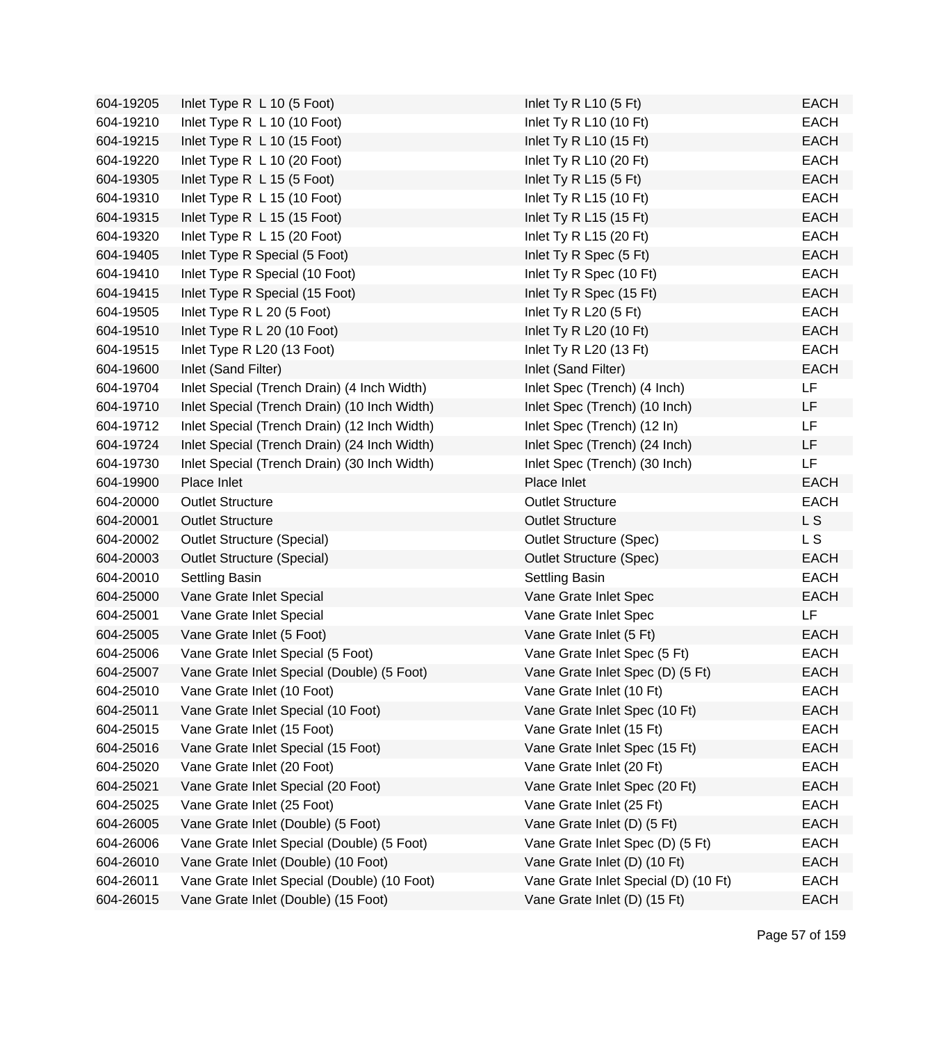| | | | |
|---|---|---|---|
| 604-19205 | Inlet Type R  L 10 (5 Foot) | Inlet Ty R L10 (5 Ft) | EACH |
| 604-19210 | Inlet Type R  L 10 (10 Foot) | Inlet Ty R L10 (10 Ft) | EACH |
| 604-19215 | Inlet Type R  L 10 (15 Foot) | Inlet Ty R L10 (15 Ft) | EACH |
| 604-19220 | Inlet Type R  L 10 (20 Foot) | Inlet Ty R L10 (20 Ft) | EACH |
| 604-19305 | Inlet Type R  L 15 (5 Foot) | Inlet Ty R L15 (5 Ft) | EACH |
| 604-19310 | Inlet Type R  L 15 (10 Foot) | Inlet Ty R L15 (10 Ft) | EACH |
| 604-19315 | Inlet Type R  L 15 (15 Foot) | Inlet Ty R L15 (15 Ft) | EACH |
| 604-19320 | Inlet Type R  L 15 (20 Foot) | Inlet Ty R L15 (20 Ft) | EACH |
| 604-19405 | Inlet Type R Special (5 Foot) | Inlet Ty R Spec (5 Ft) | EACH |
| 604-19410 | Inlet Type R Special (10 Foot) | Inlet Ty R Spec (10 Ft) | EACH |
| 604-19415 | Inlet Type R Special (15 Foot) | Inlet Ty R Spec (15 Ft) | EACH |
| 604-19505 | Inlet Type R L 20 (5 Foot) | Inlet Ty R L20 (5 Ft) | EACH |
| 604-19510 | Inlet Type R L 20 (10 Foot) | Inlet Ty R L20 (10 Ft) | EACH |
| 604-19515 | Inlet Type R L20 (13 Foot) | Inlet Ty R L20 (13 Ft) | EACH |
| 604-19600 | Inlet (Sand Filter) | Inlet (Sand Filter) | EACH |
| 604-19704 | Inlet Special (Trench Drain) (4 Inch Width) | Inlet Spec (Trench) (4 Inch) | LF |
| 604-19710 | Inlet Special (Trench Drain) (10 Inch Width) | Inlet Spec (Trench) (10 Inch) | LF |
| 604-19712 | Inlet Special (Trench Drain) (12 Inch Width) | Inlet Spec (Trench) (12 In) | LF |
| 604-19724 | Inlet Special (Trench Drain) (24 Inch Width) | Inlet Spec (Trench) (24 Inch) | LF |
| 604-19730 | Inlet Special (Trench Drain) (30 Inch Width) | Inlet Spec (Trench) (30 Inch) | LF |
| 604-19900 | Place Inlet | Place Inlet | EACH |
| 604-20000 | Outlet Structure | Outlet Structure | EACH |
| 604-20001 | Outlet Structure | Outlet Structure | L S |
| 604-20002 | Outlet Structure (Special) | Outlet Structure (Spec) | L S |
| 604-20003 | Outlet Structure (Special) | Outlet Structure (Spec) | EACH |
| 604-20010 | Settling Basin | Settling Basin | EACH |
| 604-25000 | Vane Grate Inlet Special | Vane Grate Inlet Spec | EACH |
| 604-25001 | Vane Grate Inlet Special | Vane Grate Inlet Spec | LF |
| 604-25005 | Vane Grate Inlet (5 Foot) | Vane Grate Inlet (5 Ft) | EACH |
| 604-25006 | Vane Grate Inlet Special (5 Foot) | Vane Grate Inlet Spec (5 Ft) | EACH |
| 604-25007 | Vane Grate Inlet Special (Double) (5 Foot) | Vane Grate Inlet Spec (D) (5 Ft) | EACH |
| 604-25010 | Vane Grate Inlet (10 Foot) | Vane Grate Inlet (10 Ft) | EACH |
| 604-25011 | Vane Grate Inlet Special (10 Foot) | Vane Grate Inlet Spec (10 Ft) | EACH |
| 604-25015 | Vane Grate Inlet (15 Foot) | Vane Grate Inlet (15 Ft) | EACH |
| 604-25016 | Vane Grate Inlet Special (15 Foot) | Vane Grate Inlet Spec (15 Ft) | EACH |
| 604-25020 | Vane Grate Inlet (20 Foot) | Vane Grate Inlet (20 Ft) | EACH |
| 604-25021 | Vane Grate Inlet Special (20 Foot) | Vane Grate Inlet Spec (20 Ft) | EACH |
| 604-25025 | Vane Grate Inlet (25 Foot) | Vane Grate Inlet (25 Ft) | EACH |
| 604-26005 | Vane Grate Inlet (Double) (5 Foot) | Vane Grate Inlet (D) (5 Ft) | EACH |
| 604-26006 | Vane Grate Inlet Special (Double) (5 Foot) | Vane Grate Inlet Spec (D) (5 Ft) | EACH |
| 604-26010 | Vane Grate Inlet (Double) (10 Foot) | Vane Grate Inlet (D) (10 Ft) | EACH |
| 604-26011 | Vane Grate Inlet Special (Double) (10 Foot) | Vane Grate Inlet Special (D) (10 Ft) | EACH |
| 604-26015 | Vane Grate Inlet (Double) (15 Foot) | Vane Grate Inlet (D) (15 Ft) | EACH |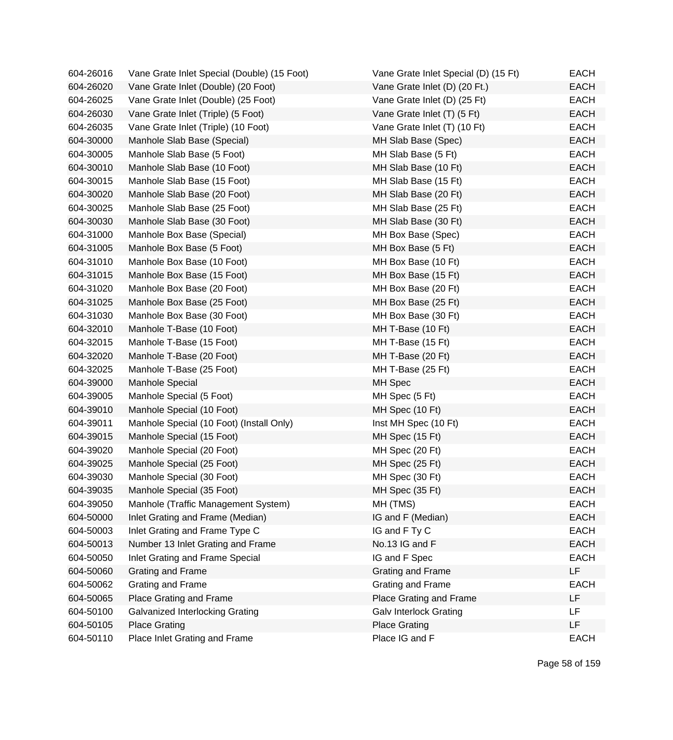| | | | |
|---|---|---|---|
| 604-26016 | Vane Grate Inlet Special (Double) (15 Foot) | Vane Grate Inlet Special (D) (15 Ft) | EACH |
| 604-26020 | Vane Grate Inlet (Double) (20 Foot) | Vane Grate Inlet (D) (20 Ft.) | EACH |
| 604-26025 | Vane Grate Inlet (Double) (25 Foot) | Vane Grate Inlet (D) (25 Ft) | EACH |
| 604-26030 | Vane Grate Inlet (Triple) (5 Foot) | Vane Grate Inlet (T) (5 Ft) | EACH |
| 604-26035 | Vane Grate Inlet (Triple) (10 Foot) | Vane Grate Inlet (T) (10 Ft) | EACH |
| 604-30000 | Manhole Slab Base (Special) | MH Slab Base (Spec) | EACH |
| 604-30005 | Manhole Slab Base (5 Foot) | MH Slab Base (5 Ft) | EACH |
| 604-30010 | Manhole Slab Base (10 Foot) | MH Slab Base (10 Ft) | EACH |
| 604-30015 | Manhole Slab Base (15 Foot) | MH Slab Base (15 Ft) | EACH |
| 604-30020 | Manhole Slab Base (20 Foot) | MH Slab Base (20 Ft) | EACH |
| 604-30025 | Manhole Slab Base (25 Foot) | MH Slab Base (25 Ft) | EACH |
| 604-30030 | Manhole Slab Base (30 Foot) | MH Slab Base (30 Ft) | EACH |
| 604-31000 | Manhole Box Base (Special) | MH Box Base (Spec) | EACH |
| 604-31005 | Manhole Box Base (5 Foot) | MH Box Base (5 Ft) | EACH |
| 604-31010 | Manhole Box Base (10 Foot) | MH Box Base (10 Ft) | EACH |
| 604-31015 | Manhole Box Base (15 Foot) | MH Box Base (15 Ft) | EACH |
| 604-31020 | Manhole Box Base (20 Foot) | MH Box Base (20 Ft) | EACH |
| 604-31025 | Manhole Box Base (25 Foot) | MH Box Base (25 Ft) | EACH |
| 604-31030 | Manhole Box Base (30 Foot) | MH Box Base (30 Ft) | EACH |
| 604-32010 | Manhole T-Base (10 Foot) | MH T-Base (10 Ft) | EACH |
| 604-32015 | Manhole T-Base (15 Foot) | MH T-Base (15 Ft) | EACH |
| 604-32020 | Manhole T-Base (20 Foot) | MH T-Base (20 Ft) | EACH |
| 604-32025 | Manhole T-Base (25 Foot) | MH T-Base (25 Ft) | EACH |
| 604-39000 | Manhole Special | MH Spec | EACH |
| 604-39005 | Manhole Special (5 Foot) | MH Spec (5 Ft) | EACH |
| 604-39010 | Manhole Special (10 Foot) | MH Spec (10 Ft) | EACH |
| 604-39011 | Manhole Special (10 Foot) (Install Only) | Inst MH Spec (10 Ft) | EACH |
| 604-39015 | Manhole Special (15 Foot) | MH Spec (15 Ft) | EACH |
| 604-39020 | Manhole Special (20 Foot) | MH Spec (20 Ft) | EACH |
| 604-39025 | Manhole Special (25 Foot) | MH Spec (25 Ft) | EACH |
| 604-39030 | Manhole Special (30 Foot) | MH Spec (30 Ft) | EACH |
| 604-39035 | Manhole Special (35 Foot) | MH Spec (35 Ft) | EACH |
| 604-39050 | Manhole (Traffic Management System) | MH (TMS) | EACH |
| 604-50000 | Inlet Grating and Frame (Median) | IG and F (Median) | EACH |
| 604-50003 | Inlet Grating and Frame Type C | IG and F Ty C | EACH |
| 604-50013 | Number 13 Inlet Grating and Frame | No.13 IG and F | EACH |
| 604-50050 | Inlet Grating and Frame Special | IG and F Spec | EACH |
| 604-50060 | Grating and Frame | Grating and Frame | LF |
| 604-50062 | Grating and Frame | Grating and Frame | EACH |
| 604-50065 | Place Grating and Frame | Place Grating and Frame | LF |
| 604-50100 | Galvanized Interlocking Grating | Galv Interlock Grating | LF |
| 604-50105 | Place Grating | Place Grating | LF |
| 604-50110 | Place Inlet Grating and Frame | Place IG and F | EACH |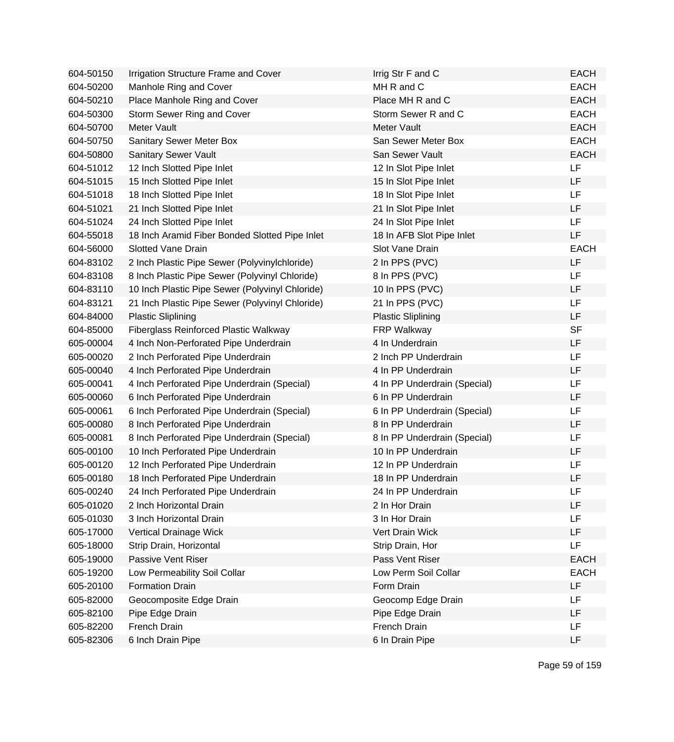| | | | |
|---|---|---|---|
| 604-50150 | Irrigation Structure Frame and Cover | Irrig Str F and C | EACH |
| 604-50200 | Manhole Ring and Cover | MH R and C | EACH |
| 604-50210 | Place Manhole Ring and Cover | Place MH R and C | EACH |
| 604-50300 | Storm Sewer Ring and Cover | Storm Sewer R and C | EACH |
| 604-50700 | Meter Vault | Meter Vault | EACH |
| 604-50750 | Sanitary Sewer Meter Box | San Sewer Meter Box | EACH |
| 604-50800 | Sanitary Sewer Vault | San Sewer Vault | EACH |
| 604-51012 | 12 Inch Slotted Pipe Inlet | 12 In Slot Pipe Inlet | LF |
| 604-51015 | 15 Inch Slotted Pipe Inlet | 15 In Slot Pipe Inlet | LF |
| 604-51018 | 18 Inch Slotted Pipe Inlet | 18 In Slot Pipe Inlet | LF |
| 604-51021 | 21 Inch Slotted Pipe Inlet | 21 In Slot Pipe Inlet | LF |
| 604-51024 | 24 Inch Slotted Pipe Inlet | 24 In Slot Pipe Inlet | LF |
| 604-55018 | 18 Inch Aramid Fiber Bonded Slotted Pipe Inlet | 18 In AFB Slot Pipe Inlet | LF |
| 604-56000 | Slotted Vane Drain | Slot Vane Drain | EACH |
| 604-83102 | 2 Inch Plastic Pipe Sewer (Polyvinylchloride) | 2 In PPS (PVC) | LF |
| 604-83108 | 8 Inch Plastic Pipe Sewer (Polyvinyl Chloride) | 8 In PPS (PVC) | LF |
| 604-83110 | 10 Inch Plastic Pipe Sewer (Polyvinyl Chloride) | 10 In PPS (PVC) | LF |
| 604-83121 | 21 Inch Plastic Pipe Sewer (Polyvinyl Chloride) | 21 In PPS (PVC) | LF |
| 604-84000 | Plastic Sliplining | Plastic Sliplining | LF |
| 604-85000 | Fiberglass Reinforced Plastic Walkway | FRP Walkway | SF |
| 605-00004 | 4 Inch Non-Perforated Pipe Underdrain | 4 In Underdrain | LF |
| 605-00020 | 2 Inch Perforated Pipe Underdrain | 2 Inch PP Underdrain | LF |
| 605-00040 | 4 Inch Perforated Pipe Underdrain | 4 In PP Underdrain | LF |
| 605-00041 | 4 Inch Perforated Pipe Underdrain (Special) | 4 In PP Underdrain (Special) | LF |
| 605-00060 | 6 Inch Perforated Pipe Underdrain | 6 In PP Underdrain | LF |
| 605-00061 | 6 Inch Perforated Pipe Underdrain (Special) | 6 In PP Underdrain (Special) | LF |
| 605-00080 | 8 Inch Perforated Pipe Underdrain | 8 In PP Underdrain | LF |
| 605-00081 | 8 Inch Perforated Pipe Underdrain (Special) | 8 In PP Underdrain (Special) | LF |
| 605-00100 | 10 Inch Perforated Pipe Underdrain | 10 In PP Underdrain | LF |
| 605-00120 | 12 Inch Perforated Pipe Underdrain | 12 In PP Underdrain | LF |
| 605-00180 | 18 Inch Perforated Pipe Underdrain | 18 In PP Underdrain | LF |
| 605-00240 | 24 Inch Perforated Pipe Underdrain | 24 In PP Underdrain | LF |
| 605-01020 | 2 Inch Horizontal Drain | 2 In Hor Drain | LF |
| 605-01030 | 3 Inch Horizontal Drain | 3 In Hor Drain | LF |
| 605-17000 | Vertical Drainage Wick | Vert Drain Wick | LF |
| 605-18000 | Strip Drain, Horizontal | Strip Drain, Hor | LF |
| 605-19000 | Passive Vent Riser | Pass Vent Riser | EACH |
| 605-19200 | Low Permeability Soil Collar | Low Perm Soil Collar | EACH |
| 605-20100 | Formation Drain | Form Drain | LF |
| 605-82000 | Geocomposite Edge Drain | Geocomp Edge Drain | LF |
| 605-82100 | Pipe Edge Drain | Pipe Edge Drain | LF |
| 605-82200 | French Drain | French Drain | LF |
| 605-82306 | 6 Inch Drain Pipe | 6 In Drain Pipe | LF |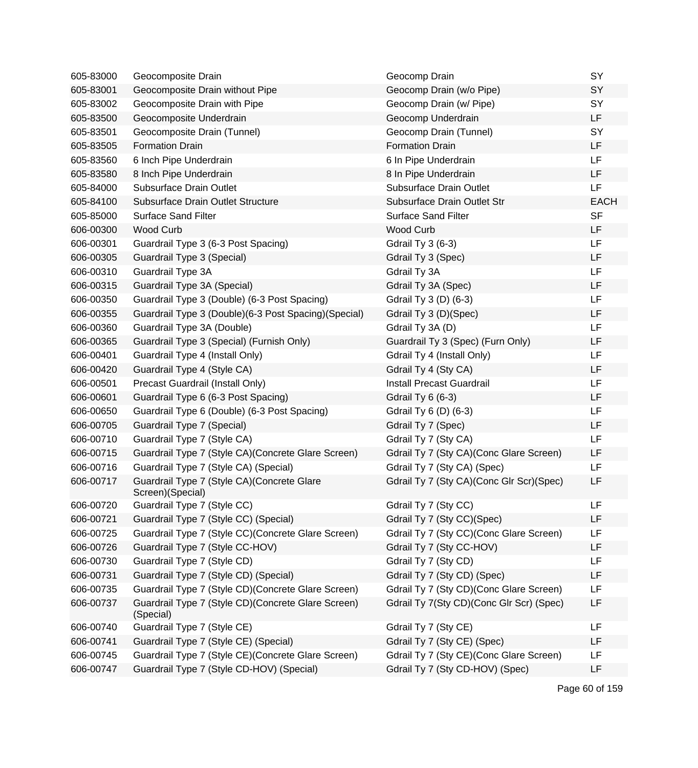| | | | |
|---|---|---|---|
| 605-83000 | Geocomposite Drain | Geocomp Drain | SY |
| 605-83001 | Geocomposite Drain without Pipe | Geocomp Drain (w/o Pipe) | SY |
| 605-83002 | Geocomposite Drain with Pipe | Geocomp Drain (w/ Pipe) | SY |
| 605-83500 | Geocomposite Underdrain | Geocomp Underdrain | LF |
| 605-83501 | Geocomposite Drain (Tunnel) | Geocomp Drain (Tunnel) | SY |
| 605-83505 | Formation Drain | Formation Drain | LF |
| 605-83560 | 6 Inch Pipe Underdrain | 6 In Pipe Underdrain | LF |
| 605-83580 | 8 Inch Pipe Underdrain | 8 In Pipe Underdrain | LF |
| 605-84000 | Subsurface Drain Outlet | Subsurface Drain Outlet | LF |
| 605-84100 | Subsurface Drain Outlet Structure | Subsurface Drain Outlet Str | EACH |
| 605-85000 | Surface Sand Filter | Surface Sand Filter | SF |
| 606-00300 | Wood Curb | Wood Curb | LF |
| 606-00301 | Guardrail Type 3 (6-3 Post Spacing) | Gdrail Ty 3 (6-3) | LF |
| 606-00305 | Guardrail Type 3 (Special) | Gdrail Ty 3 (Spec) | LF |
| 606-00310 | Guardrail Type 3A | Gdrail Ty 3A | LF |
| 606-00315 | Guardrail Type 3A (Special) | Gdrail Ty 3A (Spec) | LF |
| 606-00350 | Guardrail Type 3 (Double) (6-3 Post Spacing) | Gdrail Ty 3 (D) (6-3) | LF |
| 606-00355 | Guardrail Type 3 (Double)(6-3 Post Spacing)(Special) | Gdrail Ty 3 (D)(Spec) | LF |
| 606-00360 | Guardrail Type 3A (Double) | Gdrail Ty 3A (D) | LF |
| 606-00365 | Guardrail Type 3 (Special) (Furnish Only) | Guardrail Ty 3 (Spec) (Furn Only) | LF |
| 606-00401 | Guardrail Type 4 (Install Only) | Gdrail Ty 4 (Install Only) | LF |
| 606-00420 | Guardrail Type 4 (Style CA) | Gdrail Ty 4 (Sty CA) | LF |
| 606-00501 | Precast Guardrail (Install Only) | Install Precast Guardrail | LF |
| 606-00601 | Guardrail Type 6 (6-3 Post Spacing) | Gdrail Ty 6 (6-3) | LF |
| 606-00650 | Guardrail Type 6 (Double) (6-3 Post Spacing) | Gdrail Ty 6 (D) (6-3) | LF |
| 606-00705 | Guardrail Type 7 (Special) | Gdrail Ty 7 (Spec) | LF |
| 606-00710 | Guardrail Type 7 (Style CA) | Gdrail Ty 7 (Sty CA) | LF |
| 606-00715 | Guardrail Type 7 (Style CA)(Concrete Glare Screen) | Gdrail Ty 7 (Sty CA)(Conc Glare Screen) | LF |
| 606-00716 | Guardrail Type 7 (Style CA) (Special) | Gdrail Ty 7 (Sty CA) (Spec) | LF |
| 606-00717 | Guardrail Type 7 (Style CA)(Concrete Glare Screen)(Special) | Gdrail Ty 7 (Sty CA)(Conc Glr Scr)(Spec) | LF |
| 606-00720 | Guardrail Type 7 (Style CC) | Gdrail Ty 7 (Sty CC) | LF |
| 606-00721 | Guardrail Type 7 (Style CC) (Special) | Gdrail Ty 7 (Sty CC)(Spec) | LF |
| 606-00725 | Guardrail Type 7 (Style CC)(Concrete Glare Screen) | Gdrail Ty 7 (Sty CC)(Conc Glare Screen) | LF |
| 606-00726 | Guardrail Type 7 (Style CC-HOV) | Gdrail Ty 7 (Sty CC-HOV) | LF |
| 606-00730 | Guardrail Type 7 (Style CD) | Gdrail Ty 7 (Sty CD) | LF |
| 606-00731 | Guardrail Type 7 (Style CD) (Special) | Gdrail Ty 7 (Sty CD) (Spec) | LF |
| 606-00735 | Guardrail Type 7 (Style CD)(Concrete Glare Screen) | Gdrail Ty 7 (Sty CD)(Conc Glare Screen) | LF |
| 606-00737 | Guardrail Type 7 (Style CD)(Concrete Glare Screen) (Special) | Gdrail Ty 7(Sty CD)(Conc Glr Scr) (Spec) | LF |
| 606-00740 | Guardrail Type 7 (Style CE) | Gdrail Ty 7 (Sty CE) | LF |
| 606-00741 | Guardrail Type 7 (Style CE) (Special) | Gdrail Ty 7 (Sty CE) (Spec) | LF |
| 606-00745 | Guardrail Type 7 (Style CE)(Concrete Glare Screen) | Gdrail Ty 7 (Sty CE)(Conc Glare Screen) | LF |
| 606-00747 | Guardrail Type 7 (Style CD-HOV) (Special) | Gdrail Ty 7 (Sty CD-HOV) (Spec) | LF |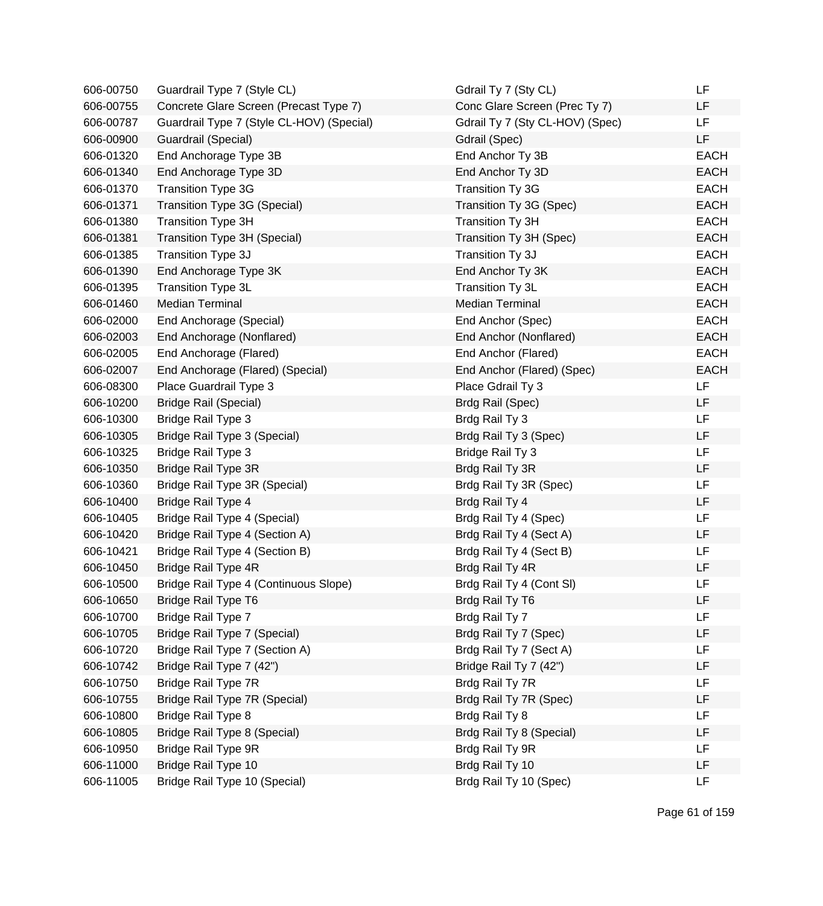| | | | |
|---|---|---|---|
| 606-00750 | Guardrail Type 7 (Style CL) | Gdrail Ty 7 (Sty CL) | LF |
| 606-00755 | Concrete Glare Screen (Precast Type 7) | Conc Glare Screen (Prec Ty 7) | LF |
| 606-00787 | Guardrail Type 7 (Style CL-HOV) (Special) | Gdrail Ty 7 (Sty CL-HOV) (Spec) | LF |
| 606-00900 | Guardrail (Special) | Gdrail (Spec) | LF |
| 606-01320 | End Anchorage Type 3B | End Anchor Ty 3B | EACH |
| 606-01340 | End Anchorage Type 3D | End Anchor Ty 3D | EACH |
| 606-01370 | Transition Type 3G | Transition Ty 3G | EACH |
| 606-01371 | Transition Type 3G (Special) | Transition Ty 3G (Spec) | EACH |
| 606-01380 | Transition Type 3H | Transition Ty 3H | EACH |
| 606-01381 | Transition Type 3H (Special) | Transition Ty 3H (Spec) | EACH |
| 606-01385 | Transition Type 3J | Transition Ty 3J | EACH |
| 606-01390 | End Anchorage Type 3K | End Anchor Ty 3K | EACH |
| 606-01395 | Transition Type 3L | Transition Ty 3L | EACH |
| 606-01460 | Median Terminal | Median Terminal | EACH |
| 606-02000 | End Anchorage (Special) | End Anchor (Spec) | EACH |
| 606-02003 | End Anchorage (Nonflared) | End Anchor (Nonflared) | EACH |
| 606-02005 | End Anchorage (Flared) | End Anchor (Flared) | EACH |
| 606-02007 | End Anchorage (Flared) (Special) | End Anchor (Flared) (Spec) | EACH |
| 606-08300 | Place Guardrail Type 3 | Place Gdrail Ty 3 | LF |
| 606-10200 | Bridge Rail (Special) | Brdg Rail (Spec) | LF |
| 606-10300 | Bridge Rail Type 3 | Brdg Rail Ty 3 | LF |
| 606-10305 | Bridge Rail Type 3 (Special) | Brdg Rail Ty 3 (Spec) | LF |
| 606-10325 | Bridge Rail Type 3 | Bridge Rail Ty 3 | LF |
| 606-10350 | Bridge Rail Type 3R | Brdg Rail Ty 3R | LF |
| 606-10360 | Bridge Rail Type 3R (Special) | Brdg Rail Ty 3R (Spec) | LF |
| 606-10400 | Bridge Rail Type 4 | Brdg Rail Ty 4 | LF |
| 606-10405 | Bridge Rail Type 4 (Special) | Brdg Rail Ty 4 (Spec) | LF |
| 606-10420 | Bridge Rail Type 4 (Section A) | Brdg Rail Ty 4 (Sect A) | LF |
| 606-10421 | Bridge Rail Type 4 (Section B) | Brdg Rail Ty 4 (Sect B) | LF |
| 606-10450 | Bridge Rail Type 4R | Brdg Rail Ty 4R | LF |
| 606-10500 | Bridge Rail Type 4 (Continuous Slope) | Brdg Rail Ty 4 (Cont Sl) | LF |
| 606-10650 | Bridge Rail Type T6 | Brdg Rail Ty T6 | LF |
| 606-10700 | Bridge Rail Type 7 | Brdg Rail Ty 7 | LF |
| 606-10705 | Bridge Rail Type 7 (Special) | Brdg Rail Ty 7 (Spec) | LF |
| 606-10720 | Bridge Rail Type 7 (Section A) | Brdg Rail Ty 7 (Sect A) | LF |
| 606-10742 | Bridge Rail Type 7 (42") | Bridge Rail Ty 7 (42") | LF |
| 606-10750 | Bridge Rail Type 7R | Brdg Rail Ty 7R | LF |
| 606-10755 | Bridge Rail Type 7R (Special) | Brdg Rail Ty 7R (Spec) | LF |
| 606-10800 | Bridge Rail Type 8 | Brdg Rail Ty 8 | LF |
| 606-10805 | Bridge Rail Type 8 (Special) | Brdg Rail Ty 8 (Special) | LF |
| 606-10950 | Bridge Rail Type 9R | Brdg Rail Ty 9R | LF |
| 606-11000 | Bridge Rail Type 10 | Brdg Rail Ty 10 | LF |
| 606-11005 | Bridge Rail Type 10 (Special) | Brdg Rail Ty 10 (Spec) | LF |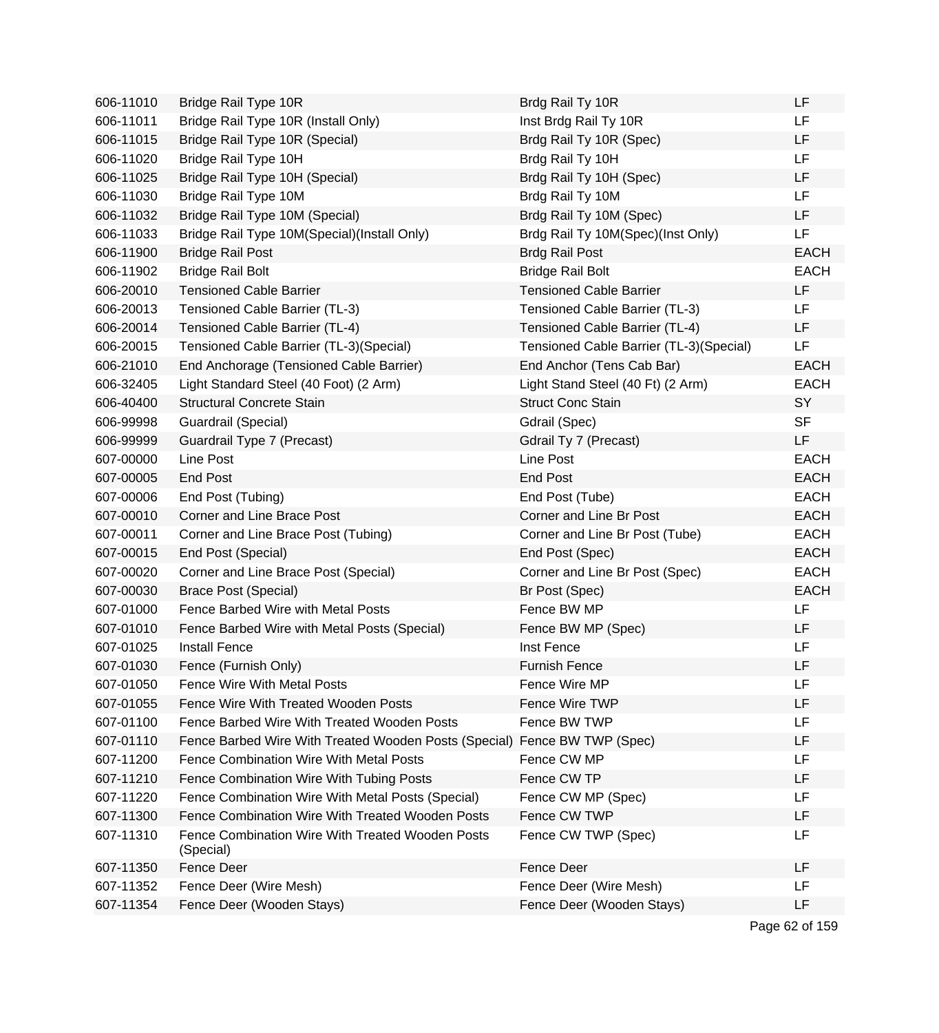| | | | |
|---|---|---|---|
| 606-11010 | Bridge Rail Type 10R | Brdg Rail Ty 10R | LF |
| 606-11011 | Bridge Rail Type 10R (Install Only) | Inst Brdg Rail Ty 10R | LF |
| 606-11015 | Bridge Rail Type 10R (Special) | Brdg Rail Ty 10R (Spec) | LF |
| 606-11020 | Bridge Rail Type 10H | Brdg Rail Ty 10H | LF |
| 606-11025 | Bridge Rail Type 10H (Special) | Brdg Rail Ty 10H (Spec) | LF |
| 606-11030 | Bridge Rail Type 10M | Brdg Rail Ty 10M | LF |
| 606-11032 | Bridge Rail Type 10M (Special) | Brdg Rail Ty 10M (Spec) | LF |
| 606-11033 | Bridge Rail Type 10M(Special)(Install Only) | Brdg Rail Ty 10M(Spec)(Inst Only) | LF |
| 606-11900 | Bridge Rail Post | Brdg Rail Post | EACH |
| 606-11902 | Bridge Rail Bolt | Bridge Rail Bolt | EACH |
| 606-20010 | Tensioned Cable Barrier | Tensioned Cable Barrier | LF |
| 606-20013 | Tensioned Cable Barrier (TL-3) | Tensioned Cable Barrier (TL-3) | LF |
| 606-20014 | Tensioned Cable Barrier (TL-4) | Tensioned Cable Barrier (TL-4) | LF |
| 606-20015 | Tensioned Cable Barrier (TL-3)(Special) | Tensioned Cable Barrier (TL-3)(Special) | LF |
| 606-21010 | End Anchorage (Tensioned Cable Barrier) | End Anchor (Tens Cab Bar) | EACH |
| 606-32405 | Light Standard Steel (40 Foot) (2 Arm) | Light Stand Steel (40 Ft) (2 Arm) | EACH |
| 606-40400 | Structural Concrete Stain | Struct Conc Stain | SY |
| 606-99998 | Guardrail (Special) | Gdrail (Spec) | SF |
| 606-99999 | Guardrail Type 7 (Precast) | Gdrail Ty 7 (Precast) | LF |
| 607-00000 | Line Post | Line Post | EACH |
| 607-00005 | End Post | End Post | EACH |
| 607-00006 | End Post (Tubing) | End Post (Tube) | EACH |
| 607-00010 | Corner and Line Brace Post | Corner and Line Br Post | EACH |
| 607-00011 | Corner and Line Brace Post (Tubing) | Corner and Line Br Post (Tube) | EACH |
| 607-00015 | End Post (Special) | End Post (Spec) | EACH |
| 607-00020 | Corner and Line Brace Post (Special) | Corner and Line Br Post (Spec) | EACH |
| 607-00030 | Brace Post (Special) | Br Post (Spec) | EACH |
| 607-01000 | Fence Barbed Wire with Metal Posts | Fence BW MP | LF |
| 607-01010 | Fence Barbed Wire with Metal Posts (Special) | Fence BW MP (Spec) | LF |
| 607-01025 | Install Fence | Inst Fence | LF |
| 607-01030 | Fence (Furnish Only) | Furnish Fence | LF |
| 607-01050 | Fence Wire With Metal Posts | Fence Wire MP | LF |
| 607-01055 | Fence Wire With Treated Wooden Posts | Fence Wire TWP | LF |
| 607-01100 | Fence Barbed Wire With Treated Wooden Posts | Fence BW TWP | LF |
| 607-01110 | Fence Barbed Wire With Treated Wooden Posts (Special) | Fence BW TWP (Spec) | LF |
| 607-11200 | Fence Combination Wire With Metal Posts | Fence CW MP | LF |
| 607-11210 | Fence Combination Wire With Tubing Posts | Fence CW TP | LF |
| 607-11220 | Fence Combination Wire With Metal Posts (Special) | Fence CW MP (Spec) | LF |
| 607-11300 | Fence Combination Wire With Treated Wooden Posts | Fence CW TWP | LF |
| 607-11310 | Fence Combination Wire With Treated Wooden Posts (Special) | Fence CW TWP (Spec) | LF |
| 607-11350 | Fence Deer | Fence Deer | LF |
| 607-11352 | Fence Deer (Wire Mesh) | Fence Deer (Wire Mesh) | LF |
| 607-11354 | Fence Deer (Wooden Stays) | Fence Deer (Wooden Stays) | LF |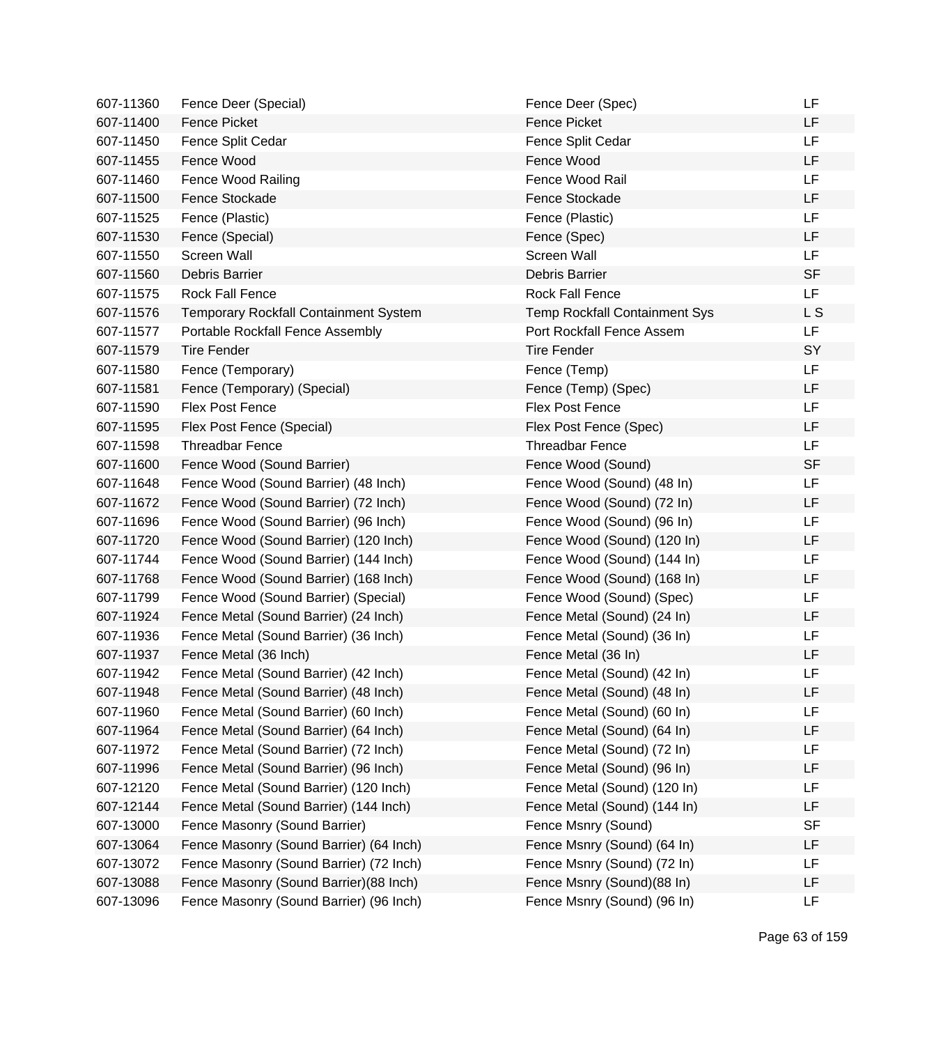| | | | |
|---|---|---|---|
| 607-11360 | Fence Deer (Special) | Fence Deer (Spec) | LF |
| 607-11400 | Fence Picket | Fence Picket | LF |
| 607-11450 | Fence Split Cedar | Fence Split Cedar | LF |
| 607-11455 | Fence Wood | Fence Wood | LF |
| 607-11460 | Fence Wood Railing | Fence Wood Rail | LF |
| 607-11500 | Fence Stockade | Fence Stockade | LF |
| 607-11525 | Fence (Plastic) | Fence (Plastic) | LF |
| 607-11530 | Fence (Special) | Fence (Spec) | LF |
| 607-11550 | Screen Wall | Screen Wall | LF |
| 607-11560 | Debris Barrier | Debris Barrier | SF |
| 607-11575 | Rock Fall Fence | Rock Fall Fence | LF |
| 607-11576 | Temporary Rockfall Containment System | Temp Rockfall Containment Sys | L S |
| 607-11577 | Portable Rockfall Fence Assembly | Port Rockfall Fence Assem | LF |
| 607-11579 | Tire Fender | Tire Fender | SY |
| 607-11580 | Fence (Temporary) | Fence (Temp) | LF |
| 607-11581 | Fence (Temporary) (Special) | Fence (Temp) (Spec) | LF |
| 607-11590 | Flex Post Fence | Flex Post Fence | LF |
| 607-11595 | Flex Post Fence (Special) | Flex Post Fence (Spec) | LF |
| 607-11598 | Threadbar Fence | Threadbar Fence | LF |
| 607-11600 | Fence Wood (Sound Barrier) | Fence Wood (Sound) | SF |
| 607-11648 | Fence Wood (Sound Barrier) (48 Inch) | Fence Wood (Sound) (48 In) | LF |
| 607-11672 | Fence Wood (Sound Barrier) (72 Inch) | Fence Wood (Sound) (72 In) | LF |
| 607-11696 | Fence Wood (Sound Barrier) (96 Inch) | Fence Wood (Sound) (96 In) | LF |
| 607-11720 | Fence Wood (Sound Barrier) (120 Inch) | Fence Wood (Sound) (120 In) | LF |
| 607-11744 | Fence Wood (Sound Barrier) (144 Inch) | Fence Wood (Sound) (144 In) | LF |
| 607-11768 | Fence Wood (Sound Barrier) (168 Inch) | Fence Wood (Sound) (168 In) | LF |
| 607-11799 | Fence Wood (Sound Barrier) (Special) | Fence Wood (Sound) (Spec) | LF |
| 607-11924 | Fence Metal (Sound Barrier) (24 Inch) | Fence Metal (Sound) (24 In) | LF |
| 607-11936 | Fence Metal (Sound Barrier) (36 Inch) | Fence Metal (Sound) (36 In) | LF |
| 607-11937 | Fence Metal (36 Inch) | Fence Metal (36 In) | LF |
| 607-11942 | Fence Metal (Sound Barrier) (42 Inch) | Fence Metal (Sound) (42 In) | LF |
| 607-11948 | Fence Metal (Sound Barrier) (48 Inch) | Fence Metal (Sound) (48 In) | LF |
| 607-11960 | Fence Metal (Sound Barrier) (60 Inch) | Fence Metal (Sound) (60 In) | LF |
| 607-11964 | Fence Metal (Sound Barrier) (64 Inch) | Fence Metal (Sound) (64 In) | LF |
| 607-11972 | Fence Metal (Sound Barrier) (72 Inch) | Fence Metal (Sound) (72 In) | LF |
| 607-11996 | Fence Metal (Sound Barrier) (96 Inch) | Fence Metal (Sound) (96 In) | LF |
| 607-12120 | Fence Metal (Sound Barrier) (120 Inch) | Fence Metal (Sound) (120 In) | LF |
| 607-12144 | Fence Metal (Sound Barrier) (144 Inch) | Fence Metal (Sound) (144 In) | LF |
| 607-13000 | Fence Masonry (Sound Barrier) | Fence Msnry (Sound) | SF |
| 607-13064 | Fence Masonry (Sound Barrier) (64 Inch) | Fence Msnry (Sound) (64 In) | LF |
| 607-13072 | Fence Masonry (Sound Barrier) (72 Inch) | Fence Msnry (Sound) (72 In) | LF |
| 607-13088 | Fence Masonry (Sound Barrier)(88 Inch) | Fence Msnry (Sound)(88 In) | LF |
| 607-13096 | Fence Masonry (Sound Barrier) (96 Inch) | Fence Msnry (Sound) (96 In) | LF |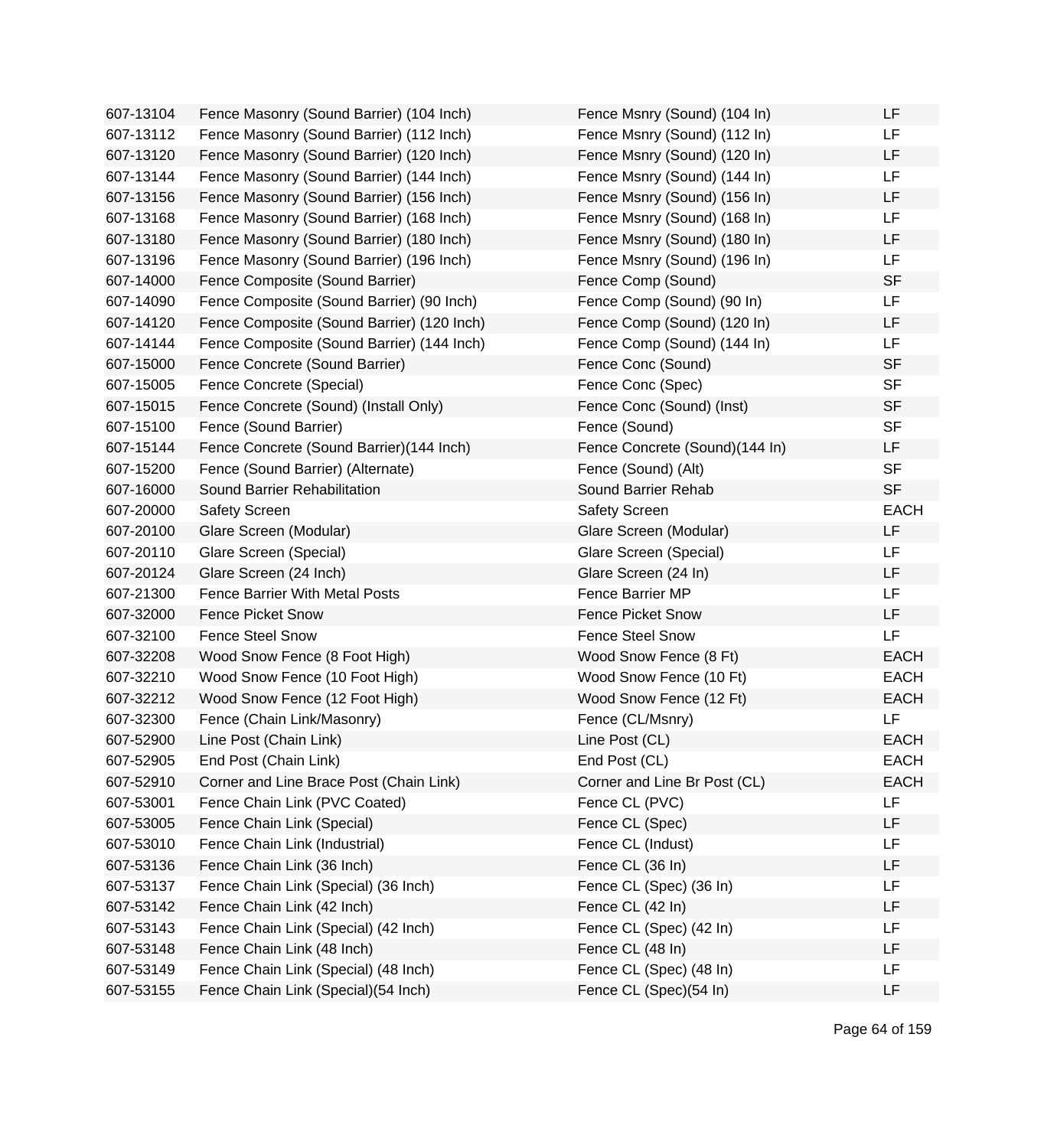| | | | |
|---|---|---|---|
| 607-13104 | Fence Masonry (Sound Barrier) (104 Inch) | Fence Msnry (Sound) (104 In) | LF |
| 607-13112 | Fence Masonry (Sound Barrier) (112 Inch) | Fence Msnry (Sound) (112 In) | LF |
| 607-13120 | Fence Masonry (Sound Barrier) (120 Inch) | Fence Msnry (Sound) (120 In) | LF |
| 607-13144 | Fence Masonry (Sound Barrier) (144 Inch) | Fence Msnry (Sound) (144 In) | LF |
| 607-13156 | Fence Masonry (Sound Barrier) (156 Inch) | Fence Msnry (Sound) (156 In) | LF |
| 607-13168 | Fence Masonry (Sound Barrier) (168 Inch) | Fence Msnry (Sound) (168 In) | LF |
| 607-13180 | Fence Masonry (Sound Barrier) (180 Inch) | Fence Msnry (Sound) (180 In) | LF |
| 607-13196 | Fence Masonry (Sound Barrier) (196 Inch) | Fence Msnry (Sound) (196 In) | LF |
| 607-14000 | Fence Composite (Sound Barrier) | Fence Comp (Sound) | SF |
| 607-14090 | Fence Composite (Sound Barrier) (90 Inch) | Fence Comp (Sound) (90 In) | LF |
| 607-14120 | Fence Composite (Sound Barrier) (120 Inch) | Fence Comp (Sound) (120 In) | LF |
| 607-14144 | Fence Composite (Sound Barrier) (144 Inch) | Fence Comp (Sound) (144 In) | LF |
| 607-15000 | Fence Concrete (Sound Barrier) | Fence Conc (Sound) | SF |
| 607-15005 | Fence Concrete (Special) | Fence Conc (Spec) | SF |
| 607-15015 | Fence Concrete (Sound) (Install Only) | Fence Conc (Sound) (Inst) | SF |
| 607-15100 | Fence (Sound Barrier) | Fence (Sound) | SF |
| 607-15144 | Fence Concrete (Sound Barrier)(144 Inch) | Fence Concrete (Sound)(144 In) | LF |
| 607-15200 | Fence (Sound Barrier) (Alternate) | Fence (Sound) (Alt) | SF |
| 607-16000 | Sound Barrier Rehabilitation | Sound Barrier Rehab | SF |
| 607-20000 | Safety Screen | Safety Screen | EACH |
| 607-20100 | Glare Screen (Modular) | Glare Screen (Modular) | LF |
| 607-20110 | Glare Screen (Special) | Glare Screen (Special) | LF |
| 607-20124 | Glare Screen (24 Inch) | Glare Screen (24 In) | LF |
| 607-21300 | Fence Barrier With Metal Posts | Fence Barrier MP | LF |
| 607-32000 | Fence Picket Snow | Fence Picket Snow | LF |
| 607-32100 | Fence Steel Snow | Fence Steel Snow | LF |
| 607-32208 | Wood Snow Fence (8 Foot High) | Wood Snow Fence (8 Ft) | EACH |
| 607-32210 | Wood Snow Fence (10 Foot High) | Wood Snow Fence (10 Ft) | EACH |
| 607-32212 | Wood Snow Fence (12 Foot High) | Wood Snow Fence (12 Ft) | EACH |
| 607-32300 | Fence (Chain Link/Masonry) | Fence (CL/Msnry) | LF |
| 607-52900 | Line Post (Chain Link) | Line Post (CL) | EACH |
| 607-52905 | End Post (Chain Link) | End Post (CL) | EACH |
| 607-52910 | Corner and Line Brace Post (Chain Link) | Corner and Line Br Post (CL) | EACH |
| 607-53001 | Fence Chain Link (PVC Coated) | Fence CL (PVC) | LF |
| 607-53005 | Fence Chain Link (Special) | Fence CL (Spec) | LF |
| 607-53010 | Fence Chain Link (Industrial) | Fence CL (Indust) | LF |
| 607-53136 | Fence Chain Link (36 Inch) | Fence CL (36 In) | LF |
| 607-53137 | Fence Chain Link (Special) (36 Inch) | Fence CL (Spec) (36 In) | LF |
| 607-53142 | Fence Chain Link (42 Inch) | Fence CL (42 In) | LF |
| 607-53143 | Fence Chain Link (Special) (42 Inch) | Fence CL (Spec) (42 In) | LF |
| 607-53148 | Fence Chain Link (48 Inch) | Fence CL (48 In) | LF |
| 607-53149 | Fence Chain Link (Special) (48 Inch) | Fence CL (Spec) (48 In) | LF |
| 607-53155 | Fence Chain Link (Special)(54 Inch) | Fence CL (Spec)(54 In) | LF |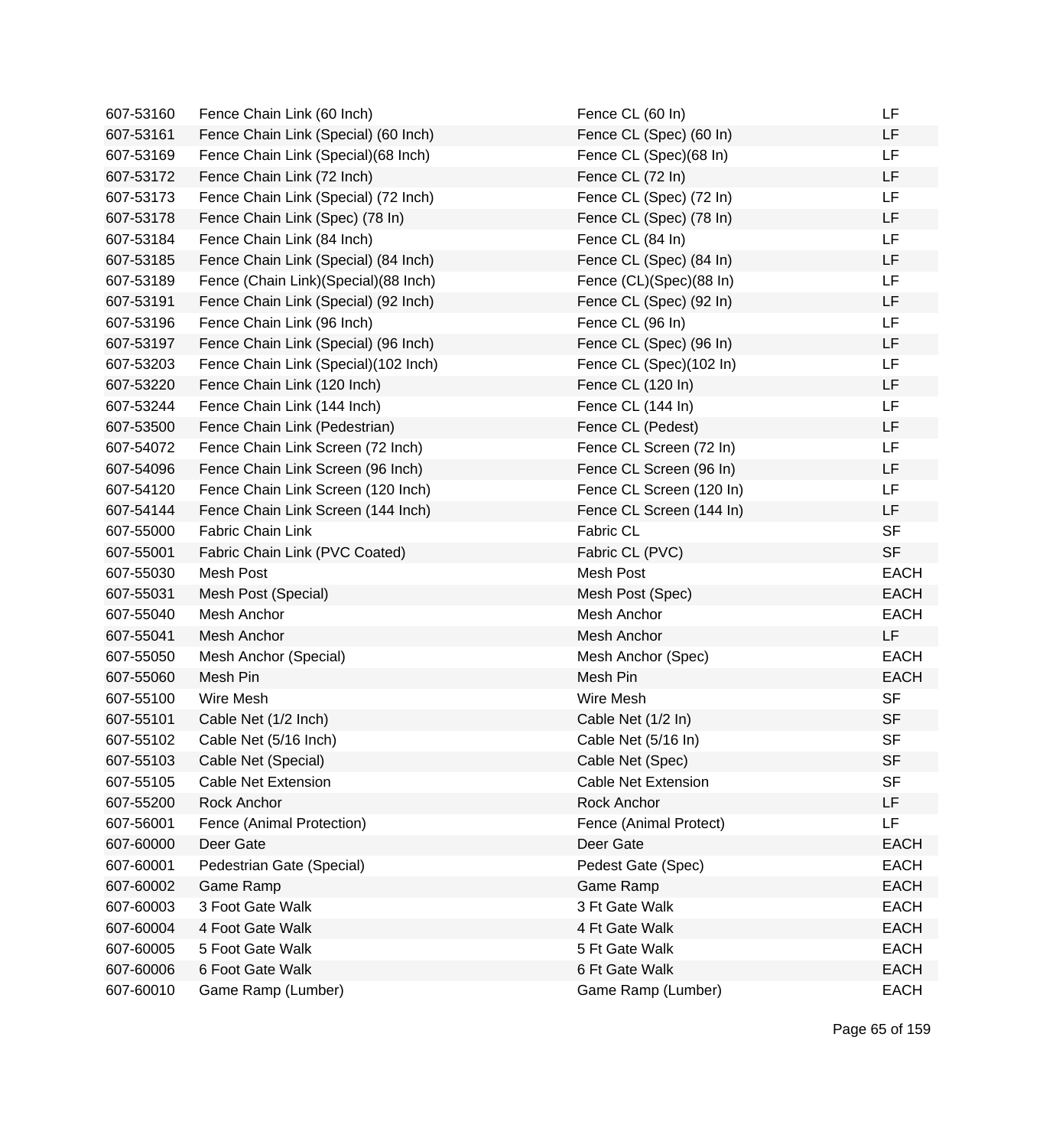| | | | |
|---|---|---|---|
| 607-53160 | Fence Chain Link (60 Inch) | Fence CL (60 In) | LF |
| 607-53161 | Fence Chain Link (Special) (60 Inch) | Fence CL (Spec) (60 In) | LF |
| 607-53169 | Fence Chain Link (Special)(68 Inch) | Fence CL (Spec)(68 In) | LF |
| 607-53172 | Fence Chain Link (72 Inch) | Fence CL (72 In) | LF |
| 607-53173 | Fence Chain Link (Special) (72 Inch) | Fence CL (Spec) (72 In) | LF |
| 607-53178 | Fence Chain Link (Spec) (78 In) | Fence CL (Spec) (78 In) | LF |
| 607-53184 | Fence Chain Link (84 Inch) | Fence CL (84 In) | LF |
| 607-53185 | Fence Chain Link (Special) (84 Inch) | Fence CL (Spec) (84 In) | LF |
| 607-53189 | Fence (Chain Link)(Special)(88 Inch) | Fence (CL)(Spec)(88 In) | LF |
| 607-53191 | Fence Chain Link (Special) (92 Inch) | Fence CL (Spec) (92 In) | LF |
| 607-53196 | Fence Chain Link (96 Inch) | Fence CL (96 In) | LF |
| 607-53197 | Fence Chain Link (Special) (96 Inch) | Fence CL (Spec) (96 In) | LF |
| 607-53203 | Fence Chain Link (Special)(102 Inch) | Fence CL (Spec)(102 In) | LF |
| 607-53220 | Fence Chain Link (120 Inch) | Fence CL (120 In) | LF |
| 607-53244 | Fence Chain Link (144 Inch) | Fence CL (144 In) | LF |
| 607-53500 | Fence Chain Link (Pedestrian) | Fence CL (Pedest) | LF |
| 607-54072 | Fence Chain Link Screen (72 Inch) | Fence CL Screen (72 In) | LF |
| 607-54096 | Fence Chain Link Screen (96 Inch) | Fence CL Screen (96 In) | LF |
| 607-54120 | Fence Chain Link Screen (120 Inch) | Fence CL Screen (120 In) | LF |
| 607-54144 | Fence Chain Link Screen (144 Inch) | Fence CL Screen (144 In) | LF |
| 607-55000 | Fabric Chain Link | Fabric CL | SF |
| 607-55001 | Fabric Chain Link (PVC Coated) | Fabric CL (PVC) | SF |
| 607-55030 | Mesh Post | Mesh Post | EACH |
| 607-55031 | Mesh Post (Special) | Mesh Post (Spec) | EACH |
| 607-55040 | Mesh Anchor | Mesh Anchor | EACH |
| 607-55041 | Mesh Anchor | Mesh Anchor | LF |
| 607-55050 | Mesh Anchor (Special) | Mesh Anchor (Spec) | EACH |
| 607-55060 | Mesh Pin | Mesh Pin | EACH |
| 607-55100 | Wire Mesh | Wire Mesh | SF |
| 607-55101 | Cable Net (1/2 Inch) | Cable Net (1/2 In) | SF |
| 607-55102 | Cable Net (5/16 Inch) | Cable Net (5/16 In) | SF |
| 607-55103 | Cable Net (Special) | Cable Net (Spec) | SF |
| 607-55105 | Cable Net Extension | Cable Net Extension | SF |
| 607-55200 | Rock Anchor | Rock Anchor | LF |
| 607-56001 | Fence (Animal Protection) | Fence (Animal Protect) | LF |
| 607-60000 | Deer Gate | Deer Gate | EACH |
| 607-60001 | Pedestrian Gate (Special) | Pedest Gate (Spec) | EACH |
| 607-60002 | Game Ramp | Game Ramp | EACH |
| 607-60003 | 3 Foot Gate Walk | 3 Ft Gate Walk | EACH |
| 607-60004 | 4 Foot Gate Walk | 4 Ft Gate Walk | EACH |
| 607-60005 | 5 Foot Gate Walk | 5 Ft Gate Walk | EACH |
| 607-60006 | 6 Foot Gate Walk | 6 Ft Gate Walk | EACH |
| 607-60010 | Game Ramp (Lumber) | Game Ramp (Lumber) | EACH |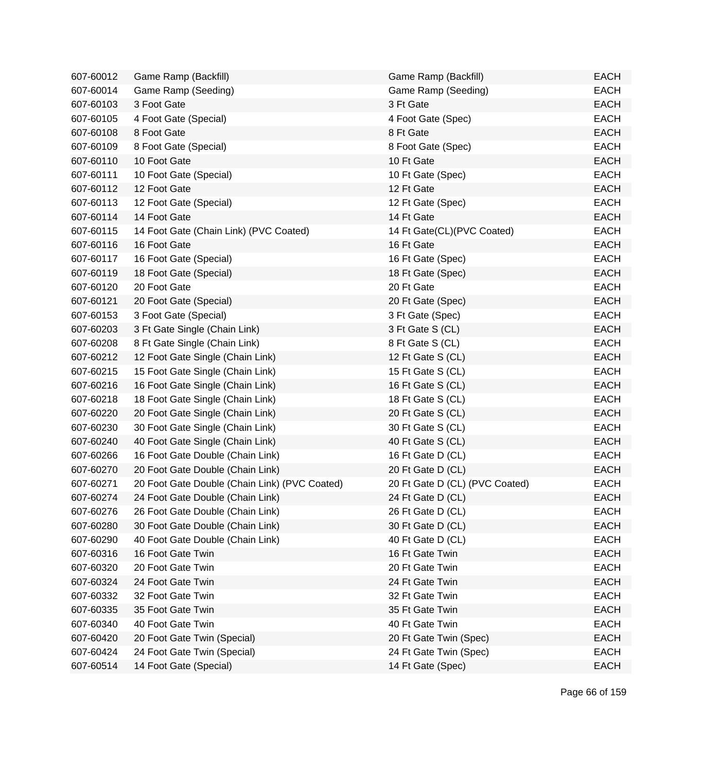| | | | |
|---|---|---|---|
| 607-60012 | Game Ramp (Backfill) | Game Ramp (Backfill) | EACH |
| 607-60014 | Game Ramp (Seeding) | Game Ramp (Seeding) | EACH |
| 607-60103 | 3 Foot Gate | 3 Ft Gate | EACH |
| 607-60105 | 4 Foot Gate (Special) | 4 Foot Gate (Spec) | EACH |
| 607-60108 | 8 Foot Gate | 8 Ft Gate | EACH |
| 607-60109 | 8 Foot Gate (Special) | 8 Foot Gate (Spec) | EACH |
| 607-60110 | 10 Foot Gate | 10 Ft Gate | EACH |
| 607-60111 | 10 Foot Gate (Special) | 10 Ft Gate (Spec) | EACH |
| 607-60112 | 12 Foot Gate | 12 Ft Gate | EACH |
| 607-60113 | 12 Foot Gate (Special) | 12 Ft Gate (Spec) | EACH |
| 607-60114 | 14 Foot Gate | 14 Ft Gate | EACH |
| 607-60115 | 14 Foot Gate (Chain Link) (PVC Coated) | 14 Ft Gate(CL)(PVC Coated) | EACH |
| 607-60116 | 16 Foot Gate | 16 Ft Gate | EACH |
| 607-60117 | 16 Foot Gate (Special) | 16 Ft Gate (Spec) | EACH |
| 607-60119 | 18 Foot Gate (Special) | 18 Ft Gate (Spec) | EACH |
| 607-60120 | 20 Foot Gate | 20 Ft Gate | EACH |
| 607-60121 | 20 Foot Gate (Special) | 20 Ft Gate (Spec) | EACH |
| 607-60153 | 3 Foot Gate (Special) | 3 Ft Gate (Spec) | EACH |
| 607-60203 | 3 Ft Gate Single (Chain Link) | 3 Ft Gate S (CL) | EACH |
| 607-60208 | 8 Ft Gate Single (Chain Link) | 8 Ft Gate S (CL) | EACH |
| 607-60212 | 12 Foot Gate Single (Chain Link) | 12 Ft Gate S (CL) | EACH |
| 607-60215 | 15 Foot Gate Single (Chain Link) | 15 Ft Gate S (CL) | EACH |
| 607-60216 | 16 Foot Gate Single (Chain Link) | 16 Ft Gate S (CL) | EACH |
| 607-60218 | 18 Foot Gate Single (Chain Link) | 18 Ft Gate S (CL) | EACH |
| 607-60220 | 20 Foot Gate Single (Chain Link) | 20 Ft Gate S (CL) | EACH |
| 607-60230 | 30 Foot Gate Single (Chain Link) | 30 Ft Gate S (CL) | EACH |
| 607-60240 | 40 Foot Gate Single (Chain Link) | 40 Ft Gate S (CL) | EACH |
| 607-60266 | 16 Foot Gate Double (Chain Link) | 16 Ft Gate D (CL) | EACH |
| 607-60270 | 20 Foot Gate Double (Chain Link) | 20 Ft Gate D (CL) | EACH |
| 607-60271 | 20 Foot Gate Double (Chain Link) (PVC Coated) | 20 Ft Gate D (CL) (PVC Coated) | EACH |
| 607-60274 | 24 Foot Gate Double (Chain Link) | 24 Ft Gate D (CL) | EACH |
| 607-60276 | 26 Foot Gate Double (Chain Link) | 26 Ft Gate D (CL) | EACH |
| 607-60280 | 30 Foot Gate Double (Chain Link) | 30 Ft Gate D (CL) | EACH |
| 607-60290 | 40 Foot Gate Double (Chain Link) | 40 Ft Gate D (CL) | EACH |
| 607-60316 | 16 Foot Gate Twin | 16 Ft Gate Twin | EACH |
| 607-60320 | 20 Foot Gate Twin | 20 Ft Gate Twin | EACH |
| 607-60324 | 24 Foot Gate Twin | 24 Ft Gate Twin | EACH |
| 607-60332 | 32 Foot Gate Twin | 32 Ft Gate Twin | EACH |
| 607-60335 | 35 Foot Gate Twin | 35 Ft Gate Twin | EACH |
| 607-60340 | 40 Foot Gate Twin | 40 Ft Gate Twin | EACH |
| 607-60420 | 20 Foot Gate Twin (Special) | 20 Ft Gate Twin (Spec) | EACH |
| 607-60424 | 24 Foot Gate Twin (Special) | 24 Ft Gate Twin (Spec) | EACH |
| 607-60514 | 14 Foot Gate (Special) | 14 Ft Gate (Spec) | EACH |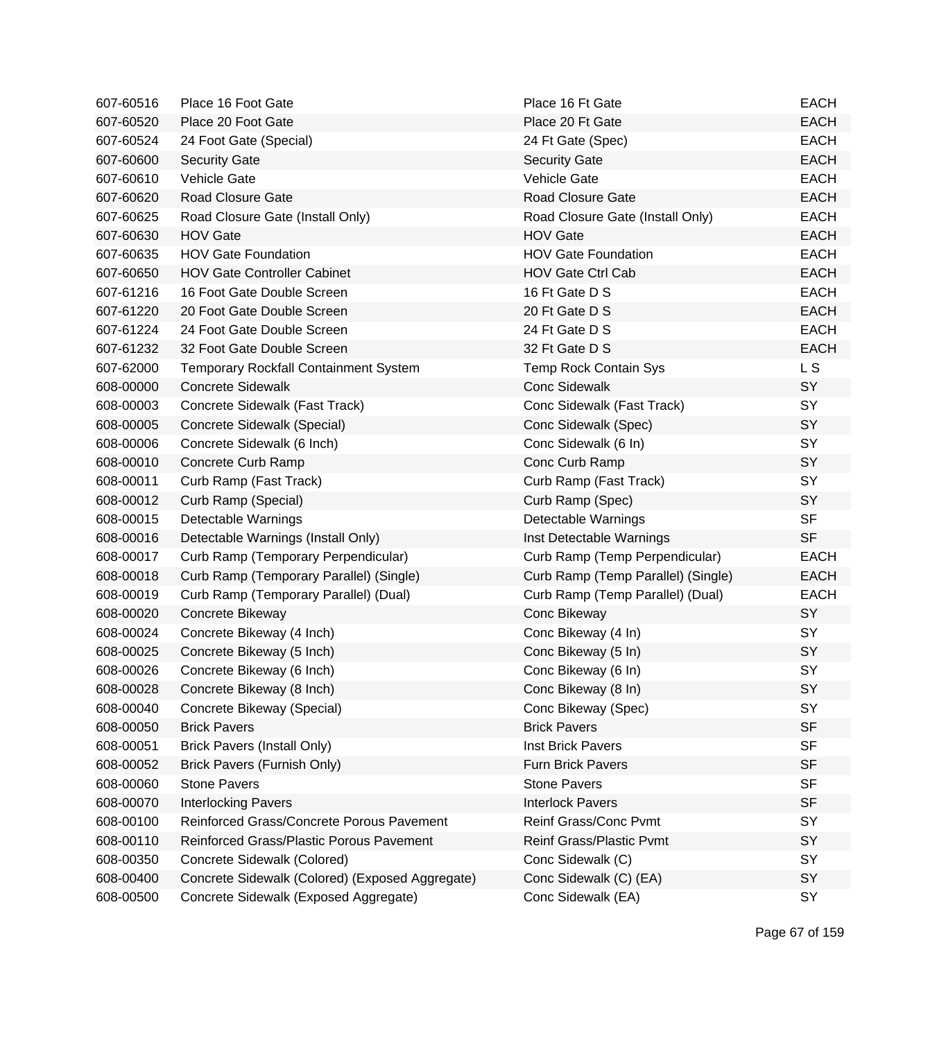| | | | |
|---|---|---|---|
| 607-60516 | Place 16 Foot Gate | Place 16 Ft Gate | EACH |
| 607-60520 | Place 20 Foot Gate | Place 20 Ft Gate | EACH |
| 607-60524 | 24 Foot Gate (Special) | 24 Ft Gate (Spec) | EACH |
| 607-60600 | Security Gate | Security Gate | EACH |
| 607-60610 | Vehicle Gate | Vehicle Gate | EACH |
| 607-60620 | Road Closure Gate | Road Closure Gate | EACH |
| 607-60625 | Road Closure Gate (Install Only) | Road Closure Gate (Install Only) | EACH |
| 607-60630 | HOV Gate | HOV Gate | EACH |
| 607-60635 | HOV Gate Foundation | HOV Gate Foundation | EACH |
| 607-60650 | HOV Gate Controller Cabinet | HOV Gate Ctrl Cab | EACH |
| 607-61216 | 16 Foot Gate Double Screen | 16 Ft Gate D S | EACH |
| 607-61220 | 20 Foot Gate Double Screen | 20 Ft Gate D S | EACH |
| 607-61224 | 24 Foot Gate Double Screen | 24 Ft Gate D S | EACH |
| 607-61232 | 32 Foot Gate Double Screen | 32 Ft Gate D S | EACH |
| 607-62000 | Temporary Rockfall Containment System | Temp Rock Contain Sys | L S |
| 608-00000 | Concrete Sidewalk | Conc Sidewalk | SY |
| 608-00003 | Concrete Sidewalk (Fast Track) | Conc Sidewalk (Fast Track) | SY |
| 608-00005 | Concrete Sidewalk (Special) | Conc Sidewalk (Spec) | SY |
| 608-00006 | Concrete Sidewalk (6 Inch) | Conc Sidewalk (6 In) | SY |
| 608-00010 | Concrete Curb Ramp | Conc Curb Ramp | SY |
| 608-00011 | Curb Ramp (Fast Track) | Curb Ramp (Fast Track) | SY |
| 608-00012 | Curb Ramp (Special) | Curb Ramp (Spec) | SY |
| 608-00015 | Detectable Warnings | Detectable Warnings | SF |
| 608-00016 | Detectable Warnings (Install Only) | Inst Detectable Warnings | SF |
| 608-00017 | Curb Ramp (Temporary Perpendicular) | Curb Ramp (Temp Perpendicular) | EACH |
| 608-00018 | Curb Ramp (Temporary Parallel) (Single) | Curb Ramp (Temp Parallel) (Single) | EACH |
| 608-00019 | Curb Ramp (Temporary Parallel) (Dual) | Curb Ramp (Temp Parallel) (Dual) | EACH |
| 608-00020 | Concrete Bikeway | Conc Bikeway | SY |
| 608-00024 | Concrete Bikeway (4 Inch) | Conc Bikeway (4 In) | SY |
| 608-00025 | Concrete Bikeway (5 Inch) | Conc Bikeway (5 In) | SY |
| 608-00026 | Concrete Bikeway (6 Inch) | Conc Bikeway (6 In) | SY |
| 608-00028 | Concrete Bikeway (8 Inch) | Conc Bikeway (8 In) | SY |
| 608-00040 | Concrete Bikeway (Special) | Conc Bikeway (Spec) | SY |
| 608-00050 | Brick Pavers | Brick Pavers | SF |
| 608-00051 | Brick Pavers (Install Only) | Inst Brick Pavers | SF |
| 608-00052 | Brick Pavers (Furnish Only) | Furn Brick Pavers | SF |
| 608-00060 | Stone Pavers | Stone Pavers | SF |
| 608-00070 | Interlocking Pavers | Interlock Pavers | SF |
| 608-00100 | Reinforced Grass/Concrete Porous Pavement | Reinf Grass/Conc Pvmt | SY |
| 608-00110 | Reinforced Grass/Plastic Porous Pavement | Reinf Grass/Plastic Pvmt | SY |
| 608-00350 | Concrete Sidewalk (Colored) | Conc Sidewalk (C) | SY |
| 608-00400 | Concrete Sidewalk (Colored) (Exposed Aggregate) | Conc Sidewalk (C) (EA) | SY |
| 608-00500 | Concrete Sidewalk (Exposed Aggregate) | Conc Sidewalk (EA) | SY |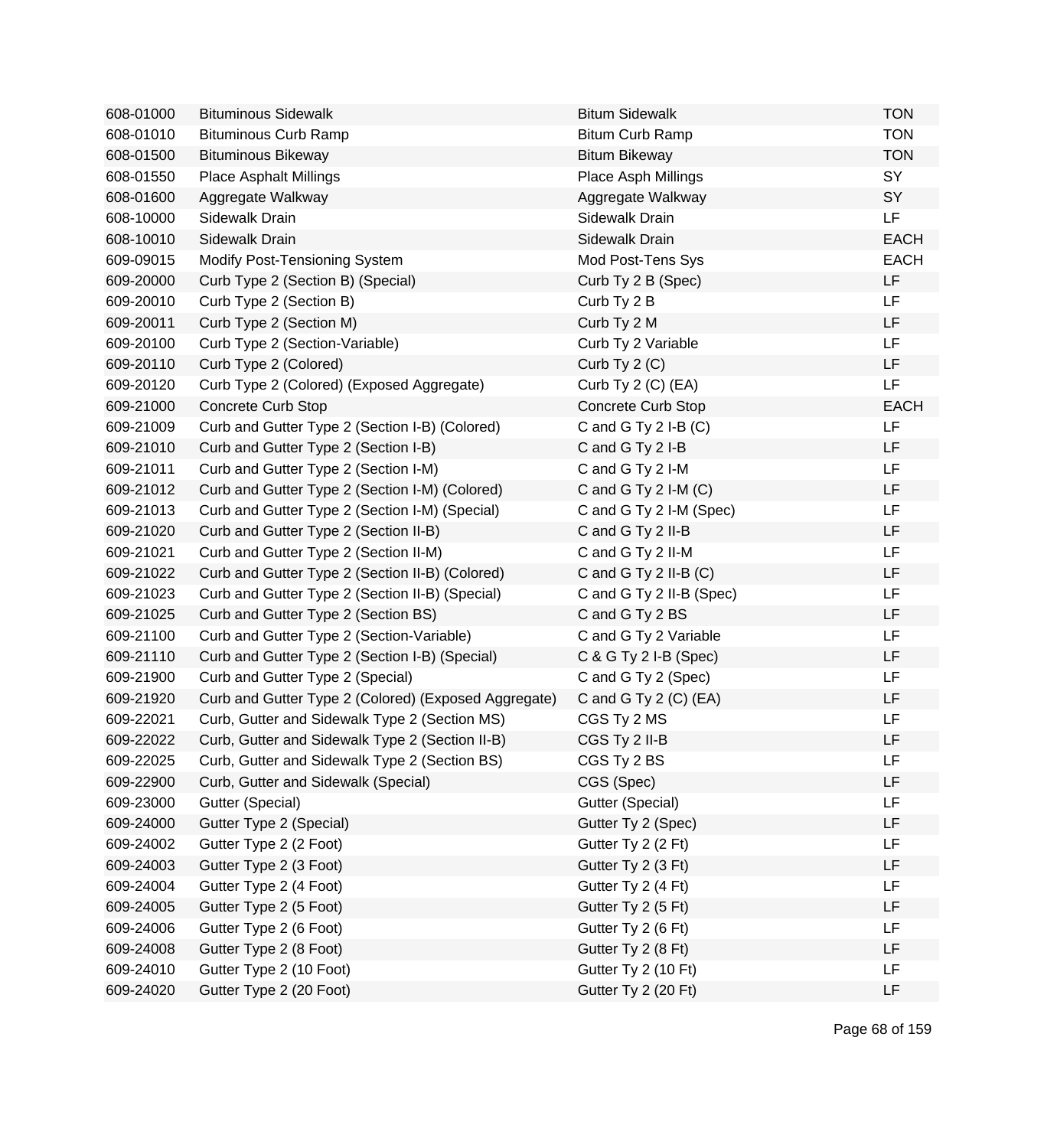| | | | |
|---|---|---|---|
| 608-01000 | Bituminous Sidewalk | Bitum Sidewalk | TON |
| 608-01010 | Bituminous Curb Ramp | Bitum Curb Ramp | TON |
| 608-01500 | Bituminous Bikeway | Bitum Bikeway | TON |
| 608-01550 | Place Asphalt Millings | Place Asph Millings | SY |
| 608-01600 | Aggregate Walkway | Aggregate Walkway | SY |
| 608-10000 | Sidewalk Drain | Sidewalk Drain | LF |
| 608-10010 | Sidewalk Drain | Sidewalk Drain | EACH |
| 609-09015 | Modify Post-Tensioning System | Mod Post-Tens Sys | EACH |
| 609-20000 | Curb Type 2 (Section B) (Special) | Curb Ty 2 B (Spec) | LF |
| 609-20010 | Curb Type 2 (Section B) | Curb Ty 2 B | LF |
| 609-20011 | Curb Type 2 (Section M) | Curb Ty 2 M | LF |
| 609-20100 | Curb Type 2 (Section-Variable) | Curb Ty 2 Variable | LF |
| 609-20110 | Curb Type 2 (Colored) | Curb Ty 2 (C) | LF |
| 609-20120 | Curb Type 2 (Colored) (Exposed Aggregate) | Curb Ty 2 (C) (EA) | LF |
| 609-21000 | Concrete Curb Stop | Concrete Curb Stop | EACH |
| 609-21009 | Curb and Gutter Type 2 (Section I-B) (Colored) | C and G Ty 2 I-B (C) | LF |
| 609-21010 | Curb and Gutter Type 2 (Section I-B) | C and G Ty 2 I-B | LF |
| 609-21011 | Curb and Gutter Type 2 (Section I-M) | C and G Ty 2 I-M | LF |
| 609-21012 | Curb and Gutter Type 2 (Section I-M) (Colored) | C and G Ty 2 I-M (C) | LF |
| 609-21013 | Curb and Gutter Type 2 (Section I-M) (Special) | C and G Ty 2 I-M (Spec) | LF |
| 609-21020 | Curb and Gutter Type 2 (Section II-B) | C and G Ty 2 II-B | LF |
| 609-21021 | Curb and Gutter Type 2 (Section II-M) | C and G Ty 2 II-M | LF |
| 609-21022 | Curb and Gutter Type 2 (Section II-B) (Colored) | C and G Ty 2 II-B (C) | LF |
| 609-21023 | Curb and Gutter Type 2 (Section II-B) (Special) | C and G Ty 2 II-B (Spec) | LF |
| 609-21025 | Curb and Gutter Type 2 (Section BS) | C and G Ty 2 BS | LF |
| 609-21100 | Curb and Gutter Type 2 (Section-Variable) | C and G Ty 2 Variable | LF |
| 609-21110 | Curb and Gutter Type 2 (Section I-B) (Special) | C & G Ty 2 I-B (Spec) | LF |
| 609-21900 | Curb and Gutter Type 2 (Special) | C and G Ty 2 (Spec) | LF |
| 609-21920 | Curb and Gutter Type 2 (Colored) (Exposed Aggregate) | C and G Ty 2 (C) (EA) | LF |
| 609-22021 | Curb, Gutter and Sidewalk Type 2 (Section MS) | CGS Ty 2 MS | LF |
| 609-22022 | Curb, Gutter and Sidewalk Type 2 (Section II-B) | CGS Ty 2 II-B | LF |
| 609-22025 | Curb, Gutter and Sidewalk Type 2 (Section BS) | CGS Ty 2 BS | LF |
| 609-22900 | Curb, Gutter and Sidewalk (Special) | CGS (Spec) | LF |
| 609-23000 | Gutter (Special) | Gutter (Special) | LF |
| 609-24000 | Gutter Type 2 (Special) | Gutter Ty 2 (Spec) | LF |
| 609-24002 | Gutter Type 2 (2 Foot) | Gutter Ty 2 (2 Ft) | LF |
| 609-24003 | Gutter Type 2 (3 Foot) | Gutter Ty 2 (3 Ft) | LF |
| 609-24004 | Gutter Type 2 (4 Foot) | Gutter Ty 2 (4 Ft) | LF |
| 609-24005 | Gutter Type 2 (5 Foot) | Gutter Ty 2 (5 Ft) | LF |
| 609-24006 | Gutter Type 2 (6 Foot) | Gutter Ty 2 (6 Ft) | LF |
| 609-24008 | Gutter Type 2 (8 Foot) | Gutter Ty 2 (8 Ft) | LF |
| 609-24010 | Gutter Type 2 (10 Foot) | Gutter Ty 2 (10 Ft) | LF |
| 609-24020 | Gutter Type 2 (20 Foot) | Gutter Ty 2 (20 Ft) | LF |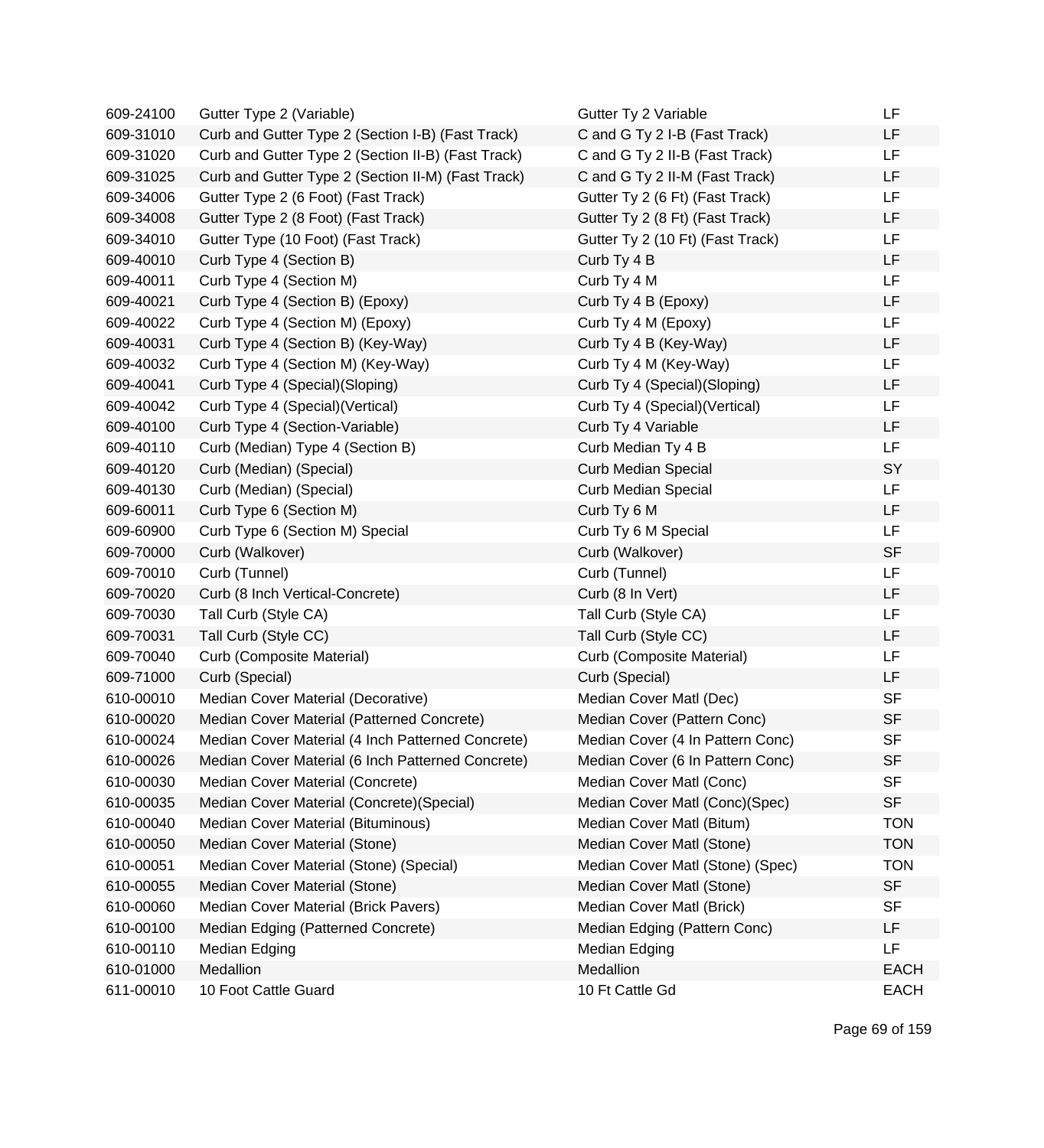| | | | |
|---|---|---|---|
| 609-24100 | Gutter Type 2 (Variable) | Gutter Ty 2 Variable | LF |
| 609-31010 | Curb and Gutter Type 2 (Section I-B) (Fast Track) | C and G Ty 2 I-B (Fast Track) | LF |
| 609-31020 | Curb and Gutter Type 2 (Section II-B) (Fast Track) | C and G Ty 2 II-B (Fast Track) | LF |
| 609-31025 | Curb and Gutter Type 2 (Section II-M) (Fast Track) | C and G Ty 2 II-M (Fast Track) | LF |
| 609-34006 | Gutter Type 2 (6 Foot) (Fast Track) | Gutter Ty 2 (6 Ft) (Fast Track) | LF |
| 609-34008 | Gutter Type 2 (8 Foot) (Fast Track) | Gutter Ty 2 (8 Ft) (Fast Track) | LF |
| 609-34010 | Gutter Type (10 Foot) (Fast Track) | Gutter Ty 2 (10 Ft) (Fast Track) | LF |
| 609-40010 | Curb Type 4 (Section B) | Curb Ty 4 B | LF |
| 609-40011 | Curb Type 4 (Section M) | Curb Ty 4 M | LF |
| 609-40021 | Curb Type 4 (Section B) (Epoxy) | Curb Ty 4 B (Epoxy) | LF |
| 609-40022 | Curb Type 4 (Section M) (Epoxy) | Curb Ty 4 M (Epoxy) | LF |
| 609-40031 | Curb Type 4 (Section B) (Key-Way) | Curb Ty 4 B (Key-Way) | LF |
| 609-40032 | Curb Type 4 (Section M) (Key-Way) | Curb Ty 4 M (Key-Way) | LF |
| 609-40041 | Curb Type 4 (Special)(Sloping) | Curb Ty 4 (Special)(Sloping) | LF |
| 609-40042 | Curb Type 4 (Special)(Vertical) | Curb Ty 4 (Special)(Vertical) | LF |
| 609-40100 | Curb Type 4 (Section-Variable) | Curb Ty 4 Variable | LF |
| 609-40110 | Curb (Median) Type 4 (Section B) | Curb Median Ty 4 B | LF |
| 609-40120 | Curb (Median) (Special) | Curb Median Special | SY |
| 609-40130 | Curb (Median) (Special) | Curb Median Special | LF |
| 609-60011 | Curb Type 6 (Section M) | Curb Ty 6 M | LF |
| 609-60900 | Curb Type 6 (Section M) Special | Curb Ty 6 M Special | LF |
| 609-70000 | Curb (Walkover) | Curb (Walkover) | SF |
| 609-70010 | Curb (Tunnel) | Curb (Tunnel) | LF |
| 609-70020 | Curb (8 Inch Vertical-Concrete) | Curb (8 In Vert) | LF |
| 609-70030 | Tall Curb (Style CA) | Tall Curb (Style CA) | LF |
| 609-70031 | Tall Curb (Style CC) | Tall Curb (Style CC) | LF |
| 609-70040 | Curb (Composite Material) | Curb (Composite Material) | LF |
| 609-71000 | Curb (Special) | Curb (Special) | LF |
| 610-00010 | Median Cover Material (Decorative) | Median Cover Matl (Dec) | SF |
| 610-00020 | Median Cover Material (Patterned Concrete) | Median Cover (Pattern Conc) | SF |
| 610-00024 | Median Cover Material (4 Inch Patterned Concrete) | Median Cover (4 In Pattern Conc) | SF |
| 610-00026 | Median Cover Material (6 Inch Patterned Concrete) | Median Cover (6 In Pattern Conc) | SF |
| 610-00030 | Median Cover Material (Concrete) | Median Cover Matl (Conc) | SF |
| 610-00035 | Median Cover Material (Concrete)(Special) | Median Cover Matl (Conc)(Spec) | SF |
| 610-00040 | Median Cover Material (Bituminous) | Median Cover Matl (Bitum) | TON |
| 610-00050 | Median Cover Material (Stone) | Median Cover Matl (Stone) | TON |
| 610-00051 | Median Cover Material (Stone) (Special) | Median Cover Matl (Stone) (Spec) | TON |
| 610-00055 | Median Cover Material (Stone) | Median Cover Matl (Stone) | SF |
| 610-00060 | Median Cover Material (Brick Pavers) | Median Cover Matl (Brick) | SF |
| 610-00100 | Median Edging (Patterned Concrete) | Median Edging (Pattern Conc) | LF |
| 610-00110 | Median Edging | Median Edging | LF |
| 610-01000 | Medallion | Medallion | EACH |
| 611-00010 | 10 Foot Cattle Guard | 10 Ft Cattle Gd | EACH |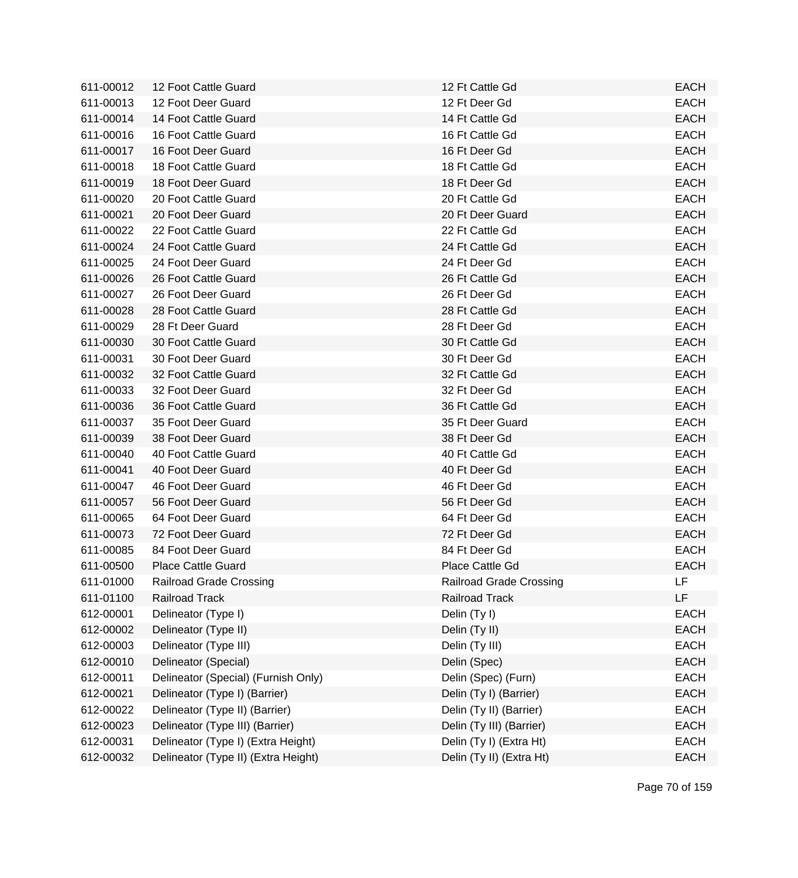| | | | |
|---|---|---|---|
| 611-00012 | 12 Foot Cattle Guard | 12 Ft Cattle Gd | EACH |
| 611-00013 | 12 Foot Deer Guard | 12 Ft Deer Gd | EACH |
| 611-00014 | 14 Foot Cattle Guard | 14 Ft Cattle Gd | EACH |
| 611-00016 | 16 Foot Cattle Guard | 16 Ft Cattle Gd | EACH |
| 611-00017 | 16 Foot Deer Guard | 16 Ft Deer Gd | EACH |
| 611-00018 | 18 Foot Cattle Guard | 18 Ft Cattle Gd | EACH |
| 611-00019 | 18 Foot Deer Guard | 18 Ft Deer Gd | EACH |
| 611-00020 | 20 Foot Cattle Guard | 20 Ft Cattle Gd | EACH |
| 611-00021 | 20 Foot Deer Guard | 20 Ft Deer Guard | EACH |
| 611-00022 | 22 Foot Cattle Guard | 22 Ft Cattle Gd | EACH |
| 611-00024 | 24 Foot Cattle Guard | 24 Ft Cattle Gd | EACH |
| 611-00025 | 24 Foot Deer Guard | 24 Ft Deer Gd | EACH |
| 611-00026 | 26 Foot Cattle Guard | 26 Ft Cattle Gd | EACH |
| 611-00027 | 26 Foot Deer Guard | 26 Ft Deer Gd | EACH |
| 611-00028 | 28 Foot Cattle Guard | 28 Ft Cattle Gd | EACH |
| 611-00029 | 28 Ft Deer Guard | 28 Ft Deer Gd | EACH |
| 611-00030 | 30 Foot Cattle Guard | 30 Ft Cattle Gd | EACH |
| 611-00031 | 30 Foot Deer Guard | 30 Ft Deer Gd | EACH |
| 611-00032 | 32 Foot Cattle Guard | 32 Ft Cattle Gd | EACH |
| 611-00033 | 32 Foot Deer Guard | 32 Ft Deer Gd | EACH |
| 611-00036 | 36 Foot Cattle Guard | 36 Ft Cattle Gd | EACH |
| 611-00037 | 35 Foot Deer Guard | 35 Ft Deer Guard | EACH |
| 611-00039 | 38 Foot Deer Guard | 38 Ft Deer Gd | EACH |
| 611-00040 | 40 Foot Cattle Guard | 40 Ft Cattle Gd | EACH |
| 611-00041 | 40 Foot Deer Guard | 40 Ft Deer Gd | EACH |
| 611-00047 | 46 Foot Deer Guard | 46 Ft Deer Gd | EACH |
| 611-00057 | 56 Foot Deer Guard | 56 Ft Deer Gd | EACH |
| 611-00065 | 64 Foot Deer Guard | 64 Ft Deer Gd | EACH |
| 611-00073 | 72 Foot Deer Guard | 72 Ft Deer Gd | EACH |
| 611-00085 | 84 Foot Deer Guard | 84 Ft Deer Gd | EACH |
| 611-00500 | Place Cattle Guard | Place Cattle Gd | EACH |
| 611-01000 | Railroad Grade Crossing | Railroad Grade Crossing | LF |
| 611-01100 | Railroad Track | Railroad Track | LF |
| 612-00001 | Delineator (Type I) | Delin (Ty I) | EACH |
| 612-00002 | Delineator (Type II) | Delin (Ty II) | EACH |
| 612-00003 | Delineator (Type III) | Delin (Ty III) | EACH |
| 612-00010 | Delineator (Special) | Delin (Spec) | EACH |
| 612-00011 | Delineator (Special) (Furnish Only) | Delin (Spec) (Furn) | EACH |
| 612-00021 | Delineator (Type I) (Barrier) | Delin (Ty I) (Barrier) | EACH |
| 612-00022 | Delineator (Type II) (Barrier) | Delin (Ty II) (Barrier) | EACH |
| 612-00023 | Delineator (Type III) (Barrier) | Delin (Ty III) (Barrier) | EACH |
| 612-00031 | Delineator (Type I) (Extra Height) | Delin (Ty I) (Extra Ht) | EACH |
| 612-00032 | Delineator (Type II) (Extra Height) | Delin (Ty II) (Extra Ht) | EACH |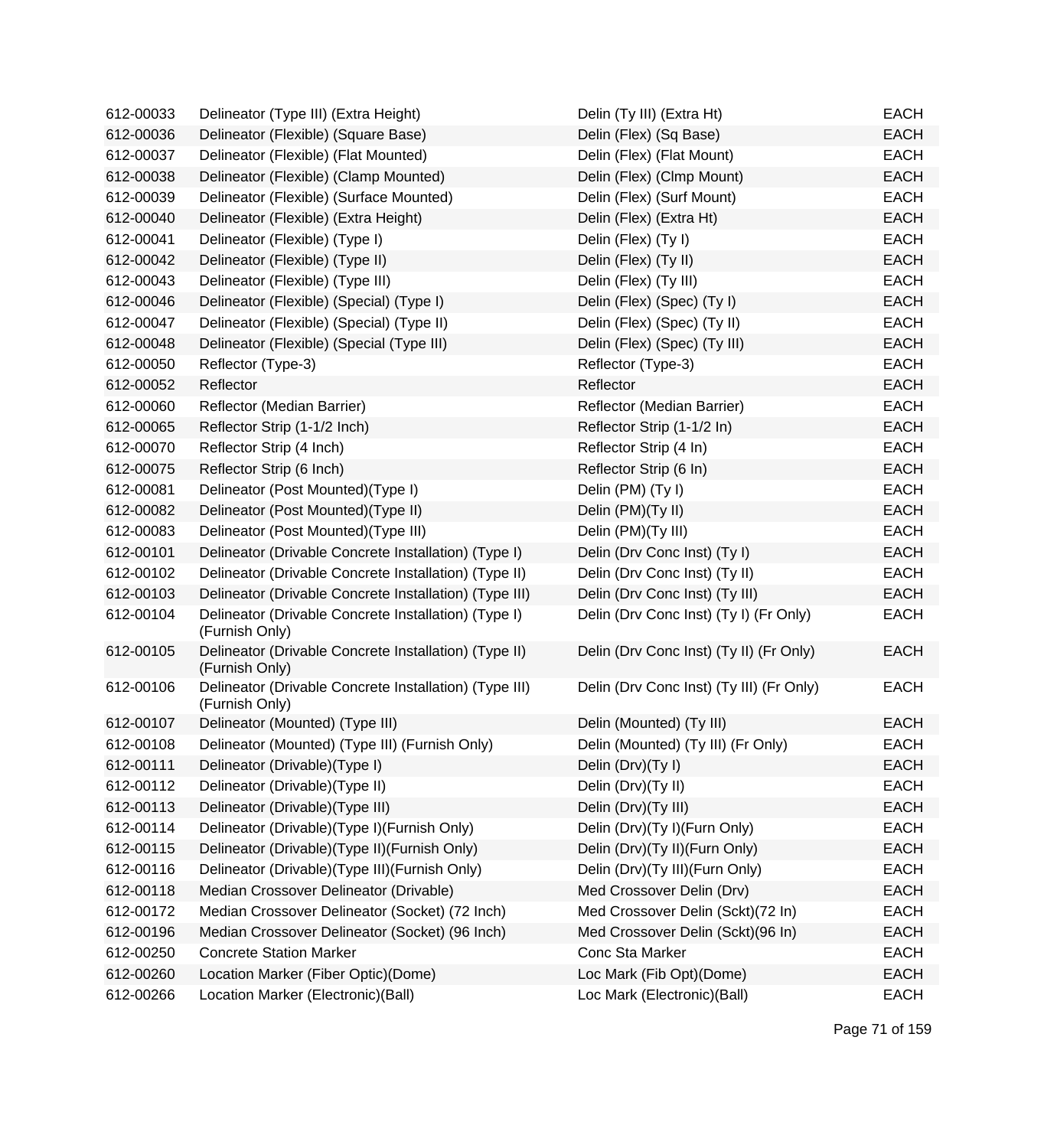| | | | |
|---|---|---|---|
| 612-00033 | Delineator (Type III) (Extra Height) | Delin (Ty III) (Extra Ht) | EACH |
| 612-00036 | Delineator (Flexible) (Square Base) | Delin (Flex) (Sq Base) | EACH |
| 612-00037 | Delineator (Flexible) (Flat Mounted) | Delin (Flex) (Flat Mount) | EACH |
| 612-00038 | Delineator (Flexible) (Clamp Mounted) | Delin (Flex) (Clmp Mount) | EACH |
| 612-00039 | Delineator (Flexible) (Surface Mounted) | Delin (Flex) (Surf Mount) | EACH |
| 612-00040 | Delineator (Flexible) (Extra Height) | Delin (Flex) (Extra Ht) | EACH |
| 612-00041 | Delineator (Flexible) (Type I) | Delin (Flex) (Ty I) | EACH |
| 612-00042 | Delineator (Flexible) (Type II) | Delin (Flex) (Ty II) | EACH |
| 612-00043 | Delineator (Flexible) (Type III) | Delin (Flex) (Ty III) | EACH |
| 612-00046 | Delineator (Flexible) (Special) (Type I) | Delin (Flex) (Spec) (Ty I) | EACH |
| 612-00047 | Delineator (Flexible) (Special) (Type II) | Delin (Flex) (Spec) (Ty II) | EACH |
| 612-00048 | Delineator (Flexible) (Special (Type III) | Delin (Flex) (Spec) (Ty III) | EACH |
| 612-00050 | Reflector (Type-3) | Reflector (Type-3) | EACH |
| 612-00052 | Reflector | Reflector | EACH |
| 612-00060 | Reflector (Median Barrier) | Reflector (Median Barrier) | EACH |
| 612-00065 | Reflector Strip (1-1/2 Inch) | Reflector Strip (1-1/2 In) | EACH |
| 612-00070 | Reflector Strip (4 Inch) | Reflector Strip (4 In) | EACH |
| 612-00075 | Reflector Strip (6 Inch) | Reflector Strip (6 In) | EACH |
| 612-00081 | Delineator (Post Mounted)(Type I) | Delin (PM) (Ty I) | EACH |
| 612-00082 | Delineator (Post Mounted)(Type II) | Delin (PM)(Ty II) | EACH |
| 612-00083 | Delineator (Post Mounted)(Type III) | Delin (PM)(Ty III) | EACH |
| 612-00101 | Delineator (Drivable Concrete Installation) (Type I) | Delin (Drv Conc Inst) (Ty I) | EACH |
| 612-00102 | Delineator (Drivable Concrete Installation) (Type II) | Delin (Drv Conc Inst) (Ty II) | EACH |
| 612-00103 | Delineator (Drivable Concrete Installation) (Type III) | Delin (Drv Conc Inst) (Ty III) | EACH |
| 612-00104 | Delineator (Drivable Concrete Installation) (Type I) (Furnish Only) | Delin (Drv Conc Inst) (Ty I) (Fr Only) | EACH |
| 612-00105 | Delineator (Drivable Concrete Installation) (Type II) (Furnish Only) | Delin (Drv Conc Inst) (Ty II) (Fr Only) | EACH |
| 612-00106 | Delineator (Drivable Concrete Installation) (Type III) (Furnish Only) | Delin (Drv Conc Inst) (Ty III) (Fr Only) | EACH |
| 612-00107 | Delineator (Mounted) (Type III) | Delin (Mounted) (Ty III) | EACH |
| 612-00108 | Delineator (Mounted) (Type III) (Furnish Only) | Delin (Mounted) (Ty III) (Fr Only) | EACH |
| 612-00111 | Delineator (Drivable)(Type I) | Delin (Drv)(Ty I) | EACH |
| 612-00112 | Delineator (Drivable)(Type II) | Delin (Drv)(Ty II) | EACH |
| 612-00113 | Delineator (Drivable)(Type III) | Delin (Drv)(Ty III) | EACH |
| 612-00114 | Delineator (Drivable)(Type I)(Furnish Only) | Delin (Drv)(Ty I)(Furn Only) | EACH |
| 612-00115 | Delineator (Drivable)(Type II)(Furnish Only) | Delin (Drv)(Ty II)(Furn Only) | EACH |
| 612-00116 | Delineator (Drivable)(Type III)(Furnish Only) | Delin (Drv)(Ty III)(Furn Only) | EACH |
| 612-00118 | Median Crossover Delineator (Drivable) | Med Crossover Delin (Drv) | EACH |
| 612-00172 | Median Crossover Delineator (Socket) (72 Inch) | Med Crossover Delin (Sckt)(72 In) | EACH |
| 612-00196 | Median Crossover Delineator (Socket) (96 Inch) | Med Crossover Delin (Sckt)(96 In) | EACH |
| 612-00250 | Concrete Station Marker | Conc Sta Marker | EACH |
| 612-00260 | Location Marker (Fiber Optic)(Dome) | Loc Mark (Fib Opt)(Dome) | EACH |
| 612-00266 | Location Marker (Electronic)(Ball) | Loc Mark (Electronic)(Ball) | EACH |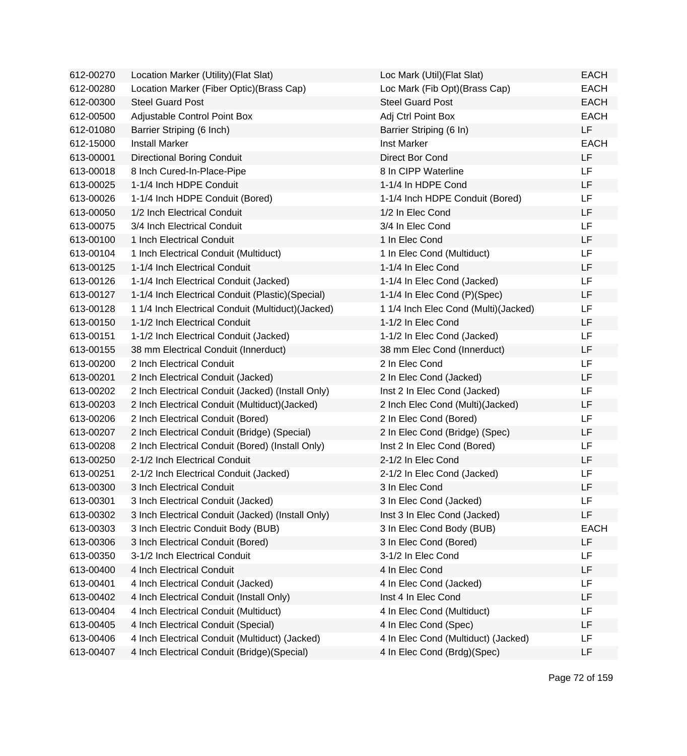| | | | |
|---|---|---|---|
| 612-00270 | Location Marker (Utility)(Flat Slat) | Loc Mark (Util)(Flat Slat) | EACH |
| 612-00280 | Location Marker (Fiber Optic)(Brass Cap) | Loc Mark (Fib Opt)(Brass Cap) | EACH |
| 612-00300 | Steel Guard Post | Steel Guard Post | EACH |
| 612-00500 | Adjustable Control Point Box | Adj Ctrl Point Box | EACH |
| 612-01080 | Barrier Striping (6 Inch) | Barrier Striping (6 In) | LF |
| 612-15000 | Install Marker | Inst Marker | EACH |
| 613-00001 | Directional Boring Conduit | Direct Bor Cond | LF |
| 613-00018 | 8 Inch Cured-In-Place-Pipe | 8 In CIPP Waterline | LF |
| 613-00025 | 1-1/4 Inch HDPE Conduit | 1-1/4 In HDPE Cond | LF |
| 613-00026 | 1-1/4 Inch HDPE Conduit (Bored) | 1-1/4 Inch HDPE Conduit (Bored) | LF |
| 613-00050 | 1/2 Inch Electrical Conduit | 1/2 In Elec Cond | LF |
| 613-00075 | 3/4 Inch Electrical Conduit | 3/4 In Elec Cond | LF |
| 613-00100 | 1 Inch Electrical Conduit | 1 In Elec Cond | LF |
| 613-00104 | 1 Inch Electrical Conduit (Multiduct) | 1 In Elec Cond (Multiduct) | LF |
| 613-00125 | 1-1/4 Inch Electrical Conduit | 1-1/4 In Elec Cond | LF |
| 613-00126 | 1-1/4 Inch Electrical Conduit (Jacked) | 1-1/4 In Elec Cond (Jacked) | LF |
| 613-00127 | 1-1/4 Inch Electrical Conduit (Plastic)(Special) | 1-1/4 In Elec Cond (P)(Spec) | LF |
| 613-00128 | 1 1/4 Inch Electrical Conduit (Multiduct)(Jacked) | 1 1/4 Inch Elec Cond (Multi)(Jacked) | LF |
| 613-00150 | 1-1/2 Inch Electrical Conduit | 1-1/2 In Elec Cond | LF |
| 613-00151 | 1-1/2 Inch Electrical Conduit (Jacked) | 1-1/2 In Elec Cond (Jacked) | LF |
| 613-00155 | 38 mm Electrical Conduit (Innerduct) | 38 mm Elec Cond (Innerduct) | LF |
| 613-00200 | 2 Inch Electrical Conduit | 2 In Elec Cond | LF |
| 613-00201 | 2 Inch Electrical Conduit (Jacked) | 2 In Elec Cond (Jacked) | LF |
| 613-00202 | 2 Inch Electrical Conduit (Jacked) (Install Only) | Inst 2 In Elec Cond (Jacked) | LF |
| 613-00203 | 2 Inch Electrical Conduit (Multiduct)(Jacked) | 2 Inch Elec Cond (Multi)(Jacked) | LF |
| 613-00206 | 2 Inch Electrical Conduit (Bored) | 2 In Elec Cond (Bored) | LF |
| 613-00207 | 2 Inch Electrical Conduit (Bridge) (Special) | 2 In Elec Cond (Bridge) (Spec) | LF |
| 613-00208 | 2 Inch Electrical Conduit (Bored) (Install Only) | Inst 2 In Elec Cond (Bored) | LF |
| 613-00250 | 2-1/2 Inch Electrical Conduit | 2-1/2 In Elec Cond | LF |
| 613-00251 | 2-1/2 Inch Electrical Conduit (Jacked) | 2-1/2 In Elec Cond (Jacked) | LF |
| 613-00300 | 3 Inch Electrical Conduit | 3 In Elec Cond | LF |
| 613-00301 | 3 Inch Electrical Conduit (Jacked) | 3 In Elec Cond (Jacked) | LF |
| 613-00302 | 3 Inch Electrical Conduit (Jacked) (Install Only) | Inst 3 In Elec Cond (Jacked) | LF |
| 613-00303 | 3 Inch Electric Conduit Body (BUB) | 3 In Elec Cond Body (BUB) | EACH |
| 613-00306 | 3 Inch Electrical Conduit (Bored) | 3 In Elec Cond (Bored) | LF |
| 613-00350 | 3-1/2 Inch Electrical Conduit | 3-1/2 In Elec Cond | LF |
| 613-00400 | 4 Inch Electrical Conduit | 4 In Elec Cond | LF |
| 613-00401 | 4 Inch Electrical Conduit (Jacked) | 4 In Elec Cond (Jacked) | LF |
| 613-00402 | 4 Inch Electrical Conduit (Install Only) | Inst 4 In Elec Cond | LF |
| 613-00404 | 4 Inch Electrical Conduit (Multiduct) | 4 In Elec Cond (Multiduct) | LF |
| 613-00405 | 4 Inch Electrical Conduit (Special) | 4 In Elec Cond (Spec) | LF |
| 613-00406 | 4 Inch Electrical Conduit (Multiduct) (Jacked) | 4 In Elec Cond (Multiduct) (Jacked) | LF |
| 613-00407 | 4 Inch Electrical Conduit (Bridge)(Special) | 4 In Elec Cond (Brdg)(Spec) | LF |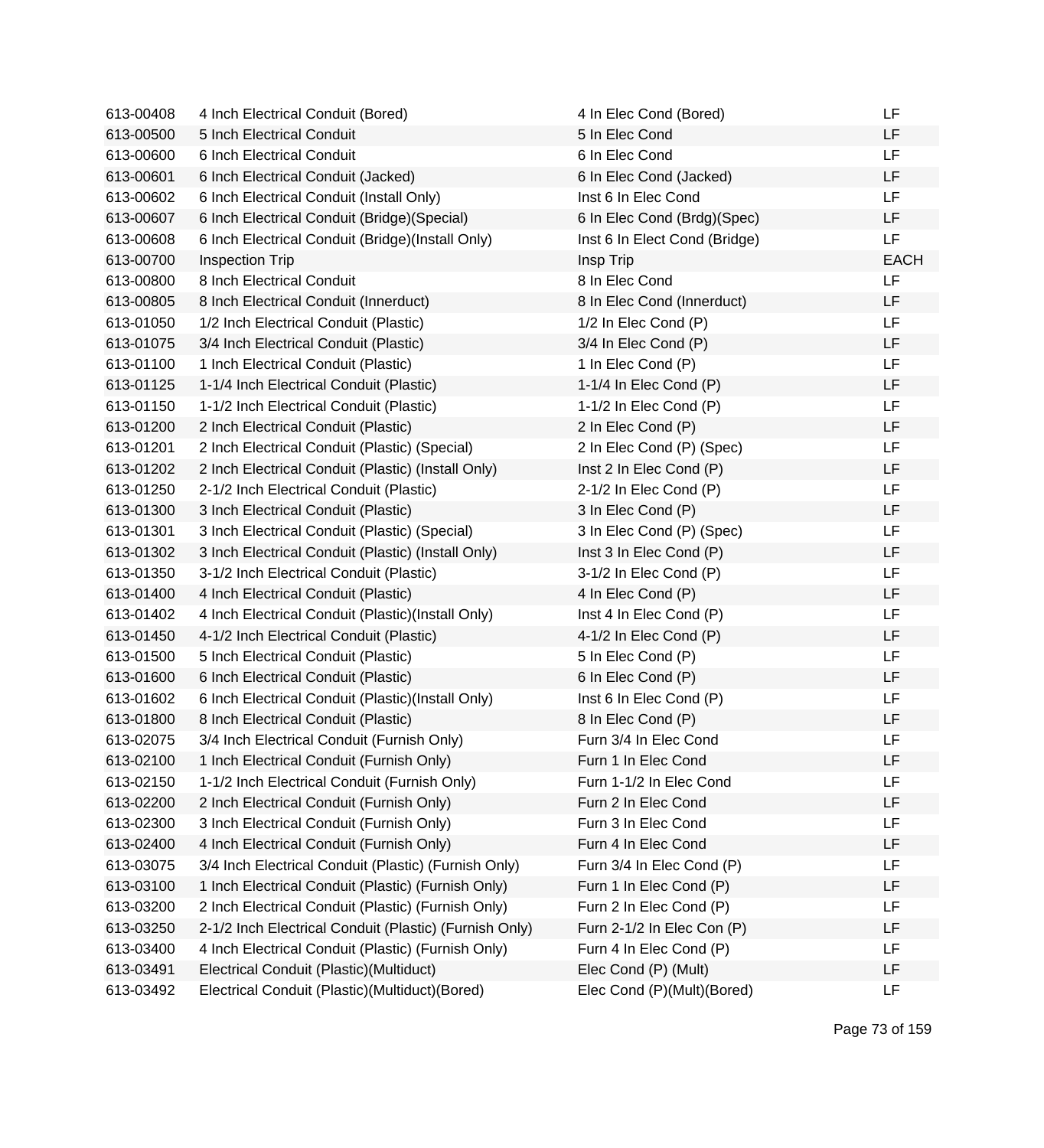| | | | |
|---|---|---|---|
| 613-00408 | 4 Inch Electrical Conduit (Bored) | 4 In Elec Cond (Bored) | LF |
| 613-00500 | 5 Inch Electrical Conduit | 5 In Elec Cond | LF |
| 613-00600 | 6 Inch Electrical Conduit | 6 In Elec Cond | LF |
| 613-00601 | 6 Inch Electrical Conduit (Jacked) | 6 In Elec Cond (Jacked) | LF |
| 613-00602 | 6 Inch Electrical Conduit (Install Only) | Inst 6 In Elec Cond | LF |
| 613-00607 | 6 Inch Electrical Conduit (Bridge)(Special) | 6 In Elec Cond (Brdg)(Spec) | LF |
| 613-00608 | 6 Inch Electrical Conduit (Bridge)(Install Only) | Inst 6 In Elect Cond (Bridge) | LF |
| 613-00700 | Inspection Trip | Insp Trip | EACH |
| 613-00800 | 8 Inch Electrical Conduit | 8 In Elec Cond | LF |
| 613-00805 | 8 Inch Electrical Conduit (Innerduct) | 8 In Elec Cond (Innerduct) | LF |
| 613-01050 | 1/2 Inch Electrical Conduit (Plastic) | 1/2 In Elec Cond (P) | LF |
| 613-01075 | 3/4 Inch Electrical Conduit (Plastic) | 3/4 In Elec Cond (P) | LF |
| 613-01100 | 1 Inch Electrical Conduit (Plastic) | 1 In Elec Cond (P) | LF |
| 613-01125 | 1-1/4 Inch Electrical Conduit (Plastic) | 1-1/4 In Elec Cond (P) | LF |
| 613-01150 | 1-1/2 Inch Electrical Conduit (Plastic) | 1-1/2 In Elec Cond (P) | LF |
| 613-01200 | 2 Inch Electrical Conduit (Plastic) | 2 In Elec Cond (P) | LF |
| 613-01201 | 2 Inch Electrical Conduit (Plastic) (Special) | 2 In Elec Cond (P) (Spec) | LF |
| 613-01202 | 2 Inch Electrical Conduit (Plastic) (Install Only) | Inst 2 In Elec Cond (P) | LF |
| 613-01250 | 2-1/2 Inch Electrical Conduit (Plastic) | 2-1/2 In Elec Cond (P) | LF |
| 613-01300 | 3 Inch Electrical Conduit (Plastic) | 3 In Elec Cond (P) | LF |
| 613-01301 | 3 Inch Electrical Conduit (Plastic) (Special) | 3 In Elec Cond (P) (Spec) | LF |
| 613-01302 | 3 Inch Electrical Conduit (Plastic) (Install Only) | Inst 3 In Elec Cond (P) | LF |
| 613-01350 | 3-1/2 Inch Electrical Conduit (Plastic) | 3-1/2 In Elec Cond (P) | LF |
| 613-01400 | 4 Inch Electrical Conduit (Plastic) | 4 In Elec Cond (P) | LF |
| 613-01402 | 4 Inch Electrical Conduit (Plastic)(Install Only) | Inst 4 In Elec Cond (P) | LF |
| 613-01450 | 4-1/2 Inch Electrical Conduit (Plastic) | 4-1/2 In Elec Cond (P) | LF |
| 613-01500 | 5 Inch Electrical Conduit (Plastic) | 5 In Elec Cond (P) | LF |
| 613-01600 | 6 Inch Electrical Conduit (Plastic) | 6 In Elec Cond (P) | LF |
| 613-01602 | 6 Inch Electrical Conduit (Plastic)(Install Only) | Inst 6 In Elec Cond (P) | LF |
| 613-01800 | 8 Inch Electrical Conduit (Plastic) | 8 In Elec Cond (P) | LF |
| 613-02075 | 3/4 Inch Electrical Conduit (Furnish Only) | Furn 3/4 In Elec Cond | LF |
| 613-02100 | 1 Inch Electrical Conduit (Furnish Only) | Furn 1 In Elec Cond | LF |
| 613-02150 | 1-1/2 Inch Electrical Conduit (Furnish Only) | Furn 1-1/2 In Elec Cond | LF |
| 613-02200 | 2 Inch Electrical Conduit (Furnish Only) | Furn 2 In Elec Cond | LF |
| 613-02300 | 3 Inch Electrical Conduit (Furnish Only) | Furn 3 In Elec Cond | LF |
| 613-02400 | 4 Inch Electrical Conduit (Furnish Only) | Furn 4 In Elec Cond | LF |
| 613-03075 | 3/4 Inch Electrical Conduit (Plastic) (Furnish Only) | Furn 3/4 In Elec Cond (P) | LF |
| 613-03100 | 1 Inch Electrical Conduit (Plastic) (Furnish Only) | Furn 1 In Elec Cond (P) | LF |
| 613-03200 | 2 Inch Electrical Conduit (Plastic) (Furnish Only) | Furn 2 In Elec Cond (P) | LF |
| 613-03250 | 2-1/2 Inch Electrical Conduit (Plastic) (Furnish Only) | Furn 2-1/2 In Elec Con (P) | LF |
| 613-03400 | 4 Inch Electrical Conduit (Plastic) (Furnish Only) | Furn 4 In Elec Cond (P) | LF |
| 613-03491 | Electrical Conduit (Plastic)(Multiduct) | Elec Cond (P) (Mult) | LF |
| 613-03492 | Electrical Conduit (Plastic)(Multiduct)(Bored) | Elec Cond (P)(Mult)(Bored) | LF |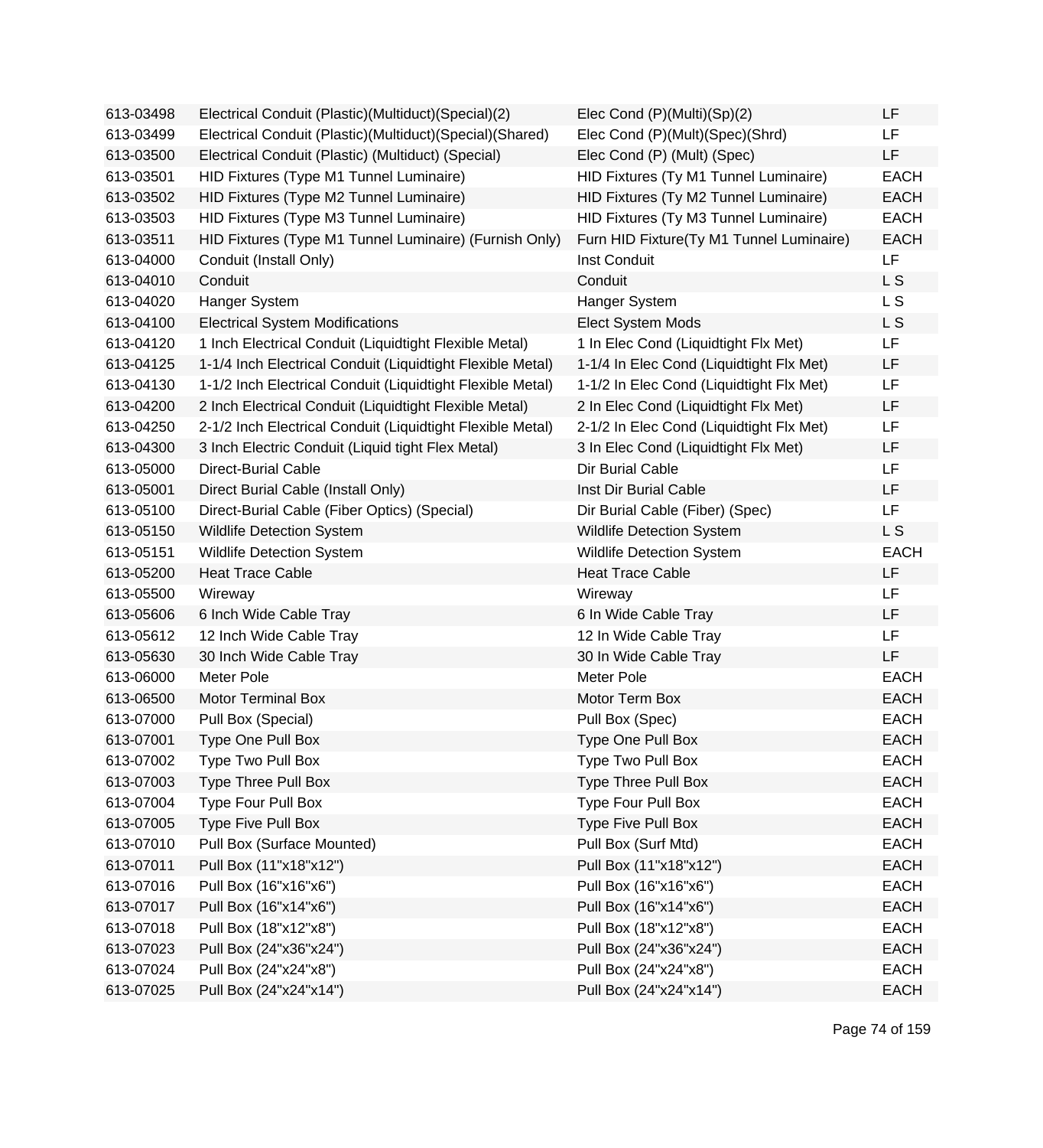| | | | |
|---|---|---|---|
| 613-03498 | Electrical Conduit (Plastic)(Multiduct)(Special)(2) | Elec Cond (P)(Multi)(Sp)(2) | LF |
| 613-03499 | Electrical Conduit (Plastic)(Multiduct)(Special)(Shared) | Elec Cond (P)(Mult)(Spec)(Shrd) | LF |
| 613-03500 | Electrical Conduit (Plastic) (Multiduct) (Special) | Elec Cond (P) (Mult) (Spec) | LF |
| 613-03501 | HID Fixtures (Type M1 Tunnel Luminaire) | HID Fixtures (Ty M1 Tunnel Luminaire) | EACH |
| 613-03502 | HID Fixtures (Type M2 Tunnel Luminaire) | HID Fixtures (Ty M2 Tunnel Luminaire) | EACH |
| 613-03503 | HID Fixtures (Type M3 Tunnel Luminaire) | HID Fixtures (Ty M3 Tunnel Luminaire) | EACH |
| 613-03511 | HID Fixtures (Type M1 Tunnel Luminaire) (Furnish Only) | Furn HID Fixture(Ty M1 Tunnel Luminaire) | EACH |
| 613-04000 | Conduit (Install Only) | Inst Conduit | LF |
| 613-04010 | Conduit | Conduit | L S |
| 613-04020 | Hanger System | Hanger System | L S |
| 613-04100 | Electrical System Modifications | Elect System Mods | L S |
| 613-04120 | 1 Inch Electrical Conduit (Liquidtight Flexible Metal) | 1 In Elec Cond (Liquidtight Flx Met) | LF |
| 613-04125 | 1-1/4 Inch Electrical Conduit (Liquidtight Flexible Metal) | 1-1/4 In Elec Cond (Liquidtight Flx Met) | LF |
| 613-04130 | 1-1/2 Inch Electrical Conduit (Liquidtight Flexible Metal) | 1-1/2 In Elec Cond (Liquidtight Flx Met) | LF |
| 613-04200 | 2 Inch Electrical Conduit (Liquidtight Flexible Metal) | 2 In Elec Cond (Liquidtight Flx Met) | LF |
| 613-04250 | 2-1/2 Inch Electrical Conduit (Liquidtight Flexible Metal) | 2-1/2 In Elec Cond (Liquidtight Flx Met) | LF |
| 613-04300 | 3 Inch Electric Conduit (Liquid tight Flex Metal) | 3 In Elec Cond (Liquidtight Flx Met) | LF |
| 613-05000 | Direct-Burial Cable | Dir Burial Cable | LF |
| 613-05001 | Direct Burial Cable (Install Only) | Inst Dir Burial Cable | LF |
| 613-05100 | Direct-Burial Cable (Fiber Optics) (Special) | Dir Burial Cable (Fiber) (Spec) | LF |
| 613-05150 | Wildlife Detection System | Wildlife Detection System | L S |
| 613-05151 | Wildlife Detection System | Wildlife Detection System | EACH |
| 613-05200 | Heat Trace Cable | Heat Trace Cable | LF |
| 613-05500 | Wireway | Wireway | LF |
| 613-05606 | 6 Inch Wide Cable Tray | 6 In Wide Cable Tray | LF |
| 613-05612 | 12 Inch Wide Cable Tray | 12 In Wide Cable Tray | LF |
| 613-05630 | 30 Inch Wide Cable Tray | 30 In Wide Cable Tray | LF |
| 613-06000 | Meter Pole | Meter Pole | EACH |
| 613-06500 | Motor Terminal Box | Motor Term Box | EACH |
| 613-07000 | Pull Box (Special) | Pull Box (Spec) | EACH |
| 613-07001 | Type One Pull Box | Type One Pull Box | EACH |
| 613-07002 | Type Two Pull Box | Type Two Pull Box | EACH |
| 613-07003 | Type Three Pull Box | Type Three Pull Box | EACH |
| 613-07004 | Type Four Pull Box | Type Four Pull Box | EACH |
| 613-07005 | Type Five Pull Box | Type Five Pull Box | EACH |
| 613-07010 | Pull Box (Surface Mounted) | Pull Box (Surf Mtd) | EACH |
| 613-07011 | Pull Box (11"x18"x12") | Pull Box (11"x18"x12") | EACH |
| 613-07016 | Pull Box (16"x16"x6") | Pull Box (16"x16"x6") | EACH |
| 613-07017 | Pull Box (16"x14"x6") | Pull Box (16"x14"x6") | EACH |
| 613-07018 | Pull Box (18"x12"x8") | Pull Box (18"x12"x8") | EACH |
| 613-07023 | Pull Box (24"x36"x24") | Pull Box (24"x36"x24") | EACH |
| 613-07024 | Pull Box (24"x24"x8") | Pull Box (24"x24"x8") | EACH |
| 613-07025 | Pull Box (24"x24"x14") | Pull Box (24"x24"x14") | EACH |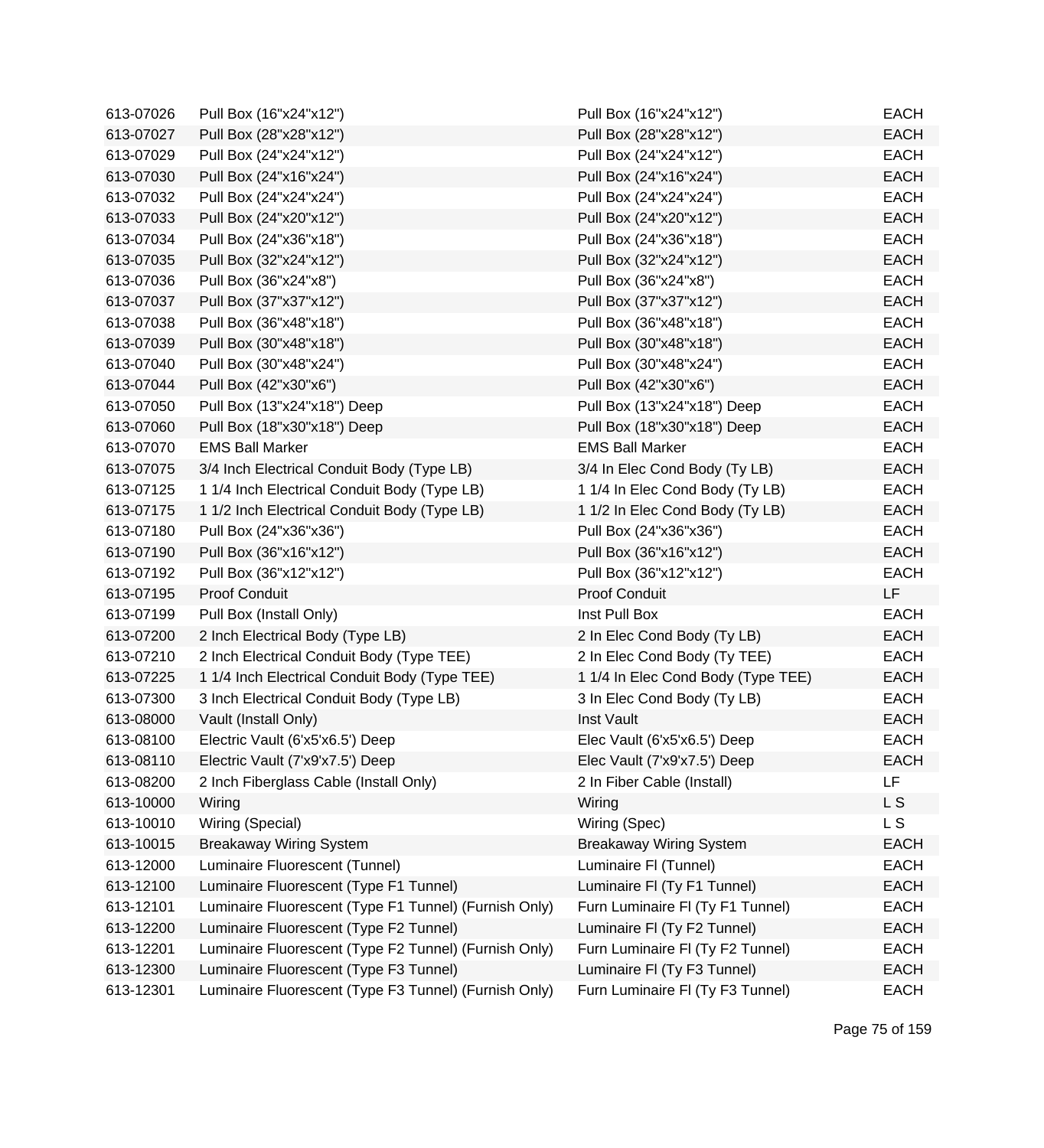| | | | |
|---|---|---|---|
| 613-07026 | Pull Box (16"x24"x12") | Pull Box (16"x24"x12") | EACH |
| 613-07027 | Pull Box (28"x28"x12") | Pull Box (28"x28"x12") | EACH |
| 613-07029 | Pull Box (24"x24"x12") | Pull Box (24"x24"x12") | EACH |
| 613-07030 | Pull Box (24"x16"x24") | Pull Box (24"x16"x24") | EACH |
| 613-07032 | Pull Box (24"x24"x24") | Pull Box (24"x24"x24") | EACH |
| 613-07033 | Pull Box (24"x20"x12") | Pull Box (24"x20"x12") | EACH |
| 613-07034 | Pull Box (24"x36"x18") | Pull Box (24"x36"x18") | EACH |
| 613-07035 | Pull Box (32"x24"x12") | Pull Box (32"x24"x12") | EACH |
| 613-07036 | Pull Box (36"x24"x8") | Pull Box (36"x24"x8") | EACH |
| 613-07037 | Pull Box (37"x37"x12") | Pull Box (37"x37"x12") | EACH |
| 613-07038 | Pull Box (36"x48"x18") | Pull Box (36"x48"x18") | EACH |
| 613-07039 | Pull Box (30"x48"x18") | Pull Box (30"x48"x18") | EACH |
| 613-07040 | Pull Box (30"x48"x24") | Pull Box (30"x48"x24") | EACH |
| 613-07044 | Pull Box (42"x30"x6") | Pull Box (42"x30"x6") | EACH |
| 613-07050 | Pull Box (13"x24"x18") Deep | Pull Box (13"x24"x18") Deep | EACH |
| 613-07060 | Pull Box (18"x30"x18") Deep | Pull Box (18"x30"x18") Deep | EACH |
| 613-07070 | EMS Ball Marker | EMS Ball Marker | EACH |
| 613-07075 | 3/4 Inch Electrical Conduit Body (Type LB) | 3/4 In Elec Cond Body (Ty LB) | EACH |
| 613-07125 | 1 1/4 Inch Electrical Conduit Body (Type LB) | 1 1/4 In Elec Cond Body (Ty LB) | EACH |
| 613-07175 | 1 1/2 Inch Electrical Conduit Body (Type LB) | 1 1/2 In Elec Cond Body (Ty LB) | EACH |
| 613-07180 | Pull Box (24"x36"x36") | Pull Box (24"x36"x36") | EACH |
| 613-07190 | Pull Box (36"x16"x12") | Pull Box (36"x16"x12") | EACH |
| 613-07192 | Pull Box (36"x12"x12") | Pull Box (36"x12"x12") | EACH |
| 613-07195 | Proof Conduit | Proof Conduit | LF |
| 613-07199 | Pull Box (Install Only) | Inst Pull Box | EACH |
| 613-07200 | 2 Inch Electrical Body (Type LB) | 2 In Elec Cond Body (Ty LB) | EACH |
| 613-07210 | 2 Inch Electrical Conduit Body (Type TEE) | 2 In Elec Cond Body (Ty TEE) | EACH |
| 613-07225 | 1 1/4 Inch Electrical Conduit Body (Type TEE) | 1 1/4 In Elec Cond Body (Type TEE) | EACH |
| 613-07300 | 3 Inch Electrical Conduit Body (Type LB) | 3 In Elec Cond Body (Ty LB) | EACH |
| 613-08000 | Vault (Install Only) | Inst Vault | EACH |
| 613-08100 | Electric Vault (6'x5'x6.5') Deep | Elec Vault (6'x5'x6.5') Deep | EACH |
| 613-08110 | Electric Vault (7'x9'x7.5') Deep | Elec Vault (7'x9'x7.5') Deep | EACH |
| 613-08200 | 2 Inch Fiberglass Cable (Install Only) | 2 In Fiber Cable (Install) | LF |
| 613-10000 | Wiring | Wiring | L S |
| 613-10010 | Wiring (Special) | Wiring (Spec) | L S |
| 613-10015 | Breakaway Wiring System | Breakaway Wiring System | EACH |
| 613-12000 | Luminaire Fluorescent (Tunnel) | Luminaire Fl (Tunnel) | EACH |
| 613-12100 | Luminaire Fluorescent (Type F1 Tunnel) | Luminaire Fl (Ty F1 Tunnel) | EACH |
| 613-12101 | Luminaire Fluorescent (Type F1 Tunnel) (Furnish Only) | Furn Luminaire Fl (Ty F1 Tunnel) | EACH |
| 613-12200 | Luminaire Fluorescent (Type F2 Tunnel) | Luminaire Fl (Ty F2 Tunnel) | EACH |
| 613-12201 | Luminaire Fluorescent (Type F2 Tunnel) (Furnish Only) | Furn Luminaire Fl (Ty F2 Tunnel) | EACH |
| 613-12300 | Luminaire Fluorescent (Type F3 Tunnel) | Luminaire Fl (Ty F3 Tunnel) | EACH |
| 613-12301 | Luminaire Fluorescent (Type F3 Tunnel) (Furnish Only) | Furn Luminaire Fl (Ty F3 Tunnel) | EACH |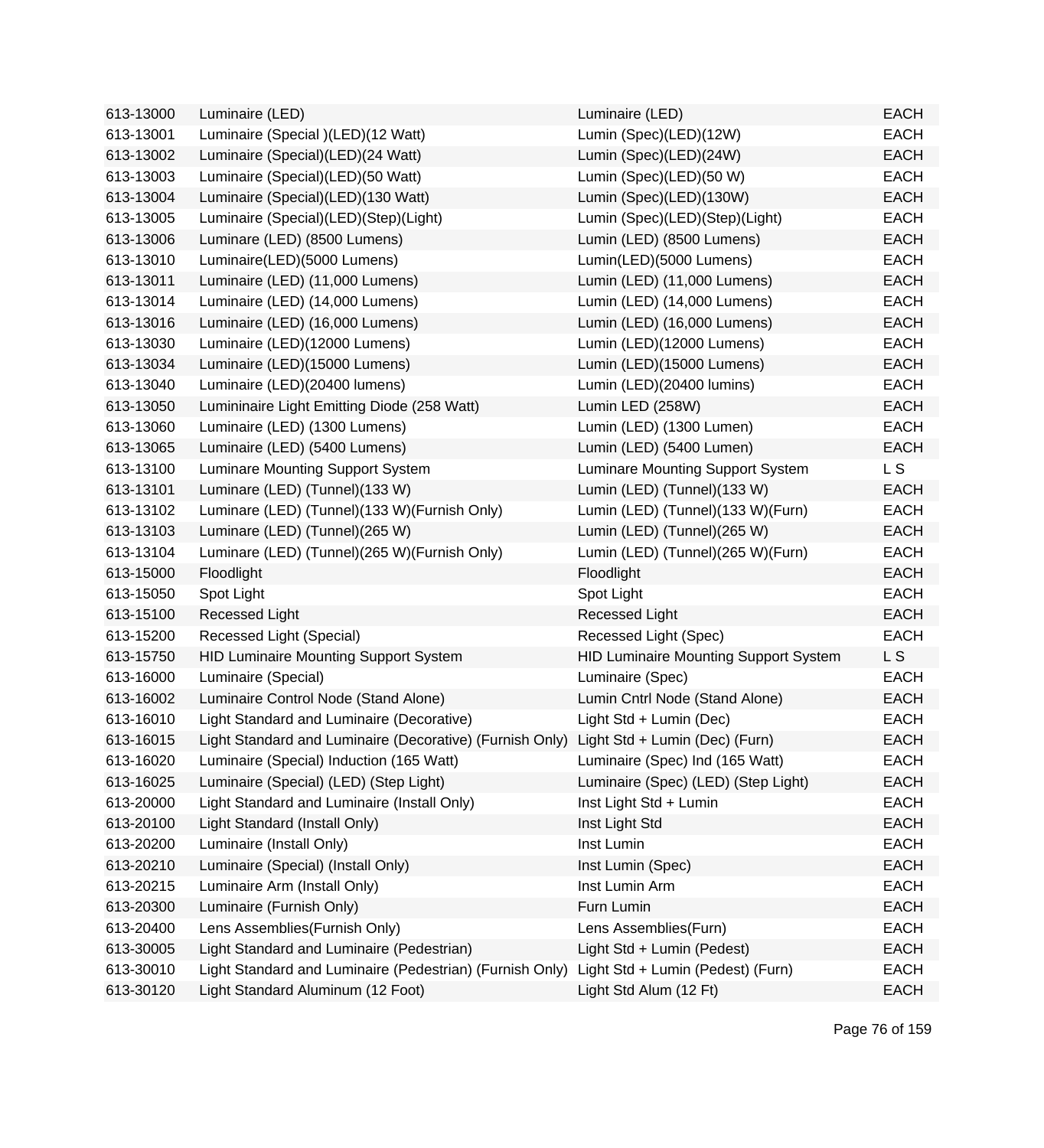| | | | |
|---|---|---|---|
| 613-13000 | Luminaire (LED) | Luminaire (LED) | EACH |
| 613-13001 | Luminaire (Special )(LED)(12 Watt) | Lumin (Spec)(LED)(12W) | EACH |
| 613-13002 | Luminaire (Special)(LED)(24 Watt) | Lumin (Spec)(LED)(24W) | EACH |
| 613-13003 | Luminaire (Special)(LED)(50 Watt) | Lumin (Spec)(LED)(50 W) | EACH |
| 613-13004 | Luminaire (Special)(LED)(130 Watt) | Lumin (Spec)(LED)(130W) | EACH |
| 613-13005 | Luminaire (Special)(LED)(Step)(Light) | Lumin (Spec)(LED)(Step)(Light) | EACH |
| 613-13006 | Luminare (LED) (8500 Lumens) | Lumin (LED) (8500 Lumens) | EACH |
| 613-13010 | Luminaire(LED)(5000 Lumens) | Lumin(LED)(5000 Lumens) | EACH |
| 613-13011 | Luminaire (LED) (11,000 Lumens) | Lumin (LED) (11,000 Lumens) | EACH |
| 613-13014 | Luminaire (LED) (14,000 Lumens) | Lumin (LED) (14,000 Lumens) | EACH |
| 613-13016 | Luminaire (LED) (16,000 Lumens) | Lumin (LED) (16,000 Lumens) | EACH |
| 613-13030 | Luminaire (LED)(12000 Lumens) | Lumin (LED)(12000 Lumens) | EACH |
| 613-13034 | Luminaire (LED)(15000 Lumens) | Lumin (LED)(15000 Lumens) | EACH |
| 613-13040 | Luminaire (LED)(20400 lumens) | Lumin (LED)(20400 lumins) | EACH |
| 613-13050 | Lumininaire Light Emitting Diode (258 Watt) | Lumin LED (258W) | EACH |
| 613-13060 | Luminaire (LED) (1300 Lumens) | Lumin (LED) (1300 Lumen) | EACH |
| 613-13065 | Luminaire (LED) (5400 Lumens) | Lumin (LED) (5400 Lumen) | EACH |
| 613-13100 | Luminare Mounting Support System | Luminare Mounting Support System | L S |
| 613-13101 | Luminare (LED) (Tunnel)(133 W) | Lumin (LED) (Tunnel)(133 W) | EACH |
| 613-13102 | Luminare (LED) (Tunnel)(133 W)(Furnish Only) | Lumin (LED) (Tunnel)(133 W)(Furn) | EACH |
| 613-13103 | Luminare (LED) (Tunnel)(265 W) | Lumin (LED) (Tunnel)(265 W) | EACH |
| 613-13104 | Luminare (LED) (Tunnel)(265 W)(Furnish Only) | Lumin (LED) (Tunnel)(265 W)(Furn) | EACH |
| 613-15000 | Floodlight | Floodlight | EACH |
| 613-15050 | Spot Light | Spot Light | EACH |
| 613-15100 | Recessed Light | Recessed Light | EACH |
| 613-15200 | Recessed Light (Special) | Recessed Light (Spec) | EACH |
| 613-15750 | HID Luminaire Mounting Support System | HID Luminaire Mounting Support System | L S |
| 613-16000 | Luminaire (Special) | Luminaire (Spec) | EACH |
| 613-16002 | Luminaire Control Node (Stand Alone) | Lumin Cntrl Node (Stand Alone) | EACH |
| 613-16010 | Light Standard and Luminaire (Decorative) | Light Std + Lumin (Dec) | EACH |
| 613-16015 | Light Standard and Luminaire (Decorative) (Furnish Only) | Light Std + Lumin (Dec) (Furn) | EACH |
| 613-16020 | Luminaire (Special) Induction (165 Watt) | Luminaire (Spec) Ind (165 Watt) | EACH |
| 613-16025 | Luminaire (Special) (LED) (Step Light) | Luminaire (Spec) (LED) (Step Light) | EACH |
| 613-20000 | Light Standard and Luminaire (Install Only) | Inst Light Std + Lumin | EACH |
| 613-20100 | Light Standard (Install Only) | Inst Light Std | EACH |
| 613-20200 | Luminaire (Install Only) | Inst Lumin | EACH |
| 613-20210 | Luminaire (Special) (Install Only) | Inst Lumin (Spec) | EACH |
| 613-20215 | Luminaire Arm (Install Only) | Inst Lumin Arm | EACH |
| 613-20300 | Luminaire (Furnish Only) | Furn Lumin | EACH |
| 613-20400 | Lens Assemblies(Furnish Only) | Lens Assemblies(Furn) | EACH |
| 613-30005 | Light Standard and Luminaire (Pedestrian) | Light Std + Lumin (Pedest) | EACH |
| 613-30010 | Light Standard and Luminaire (Pedestrian) (Furnish Only) | Light Std + Lumin (Pedest) (Furn) | EACH |
| 613-30120 | Light Standard Aluminum (12 Foot) | Light Std Alum (12 Ft) | EACH |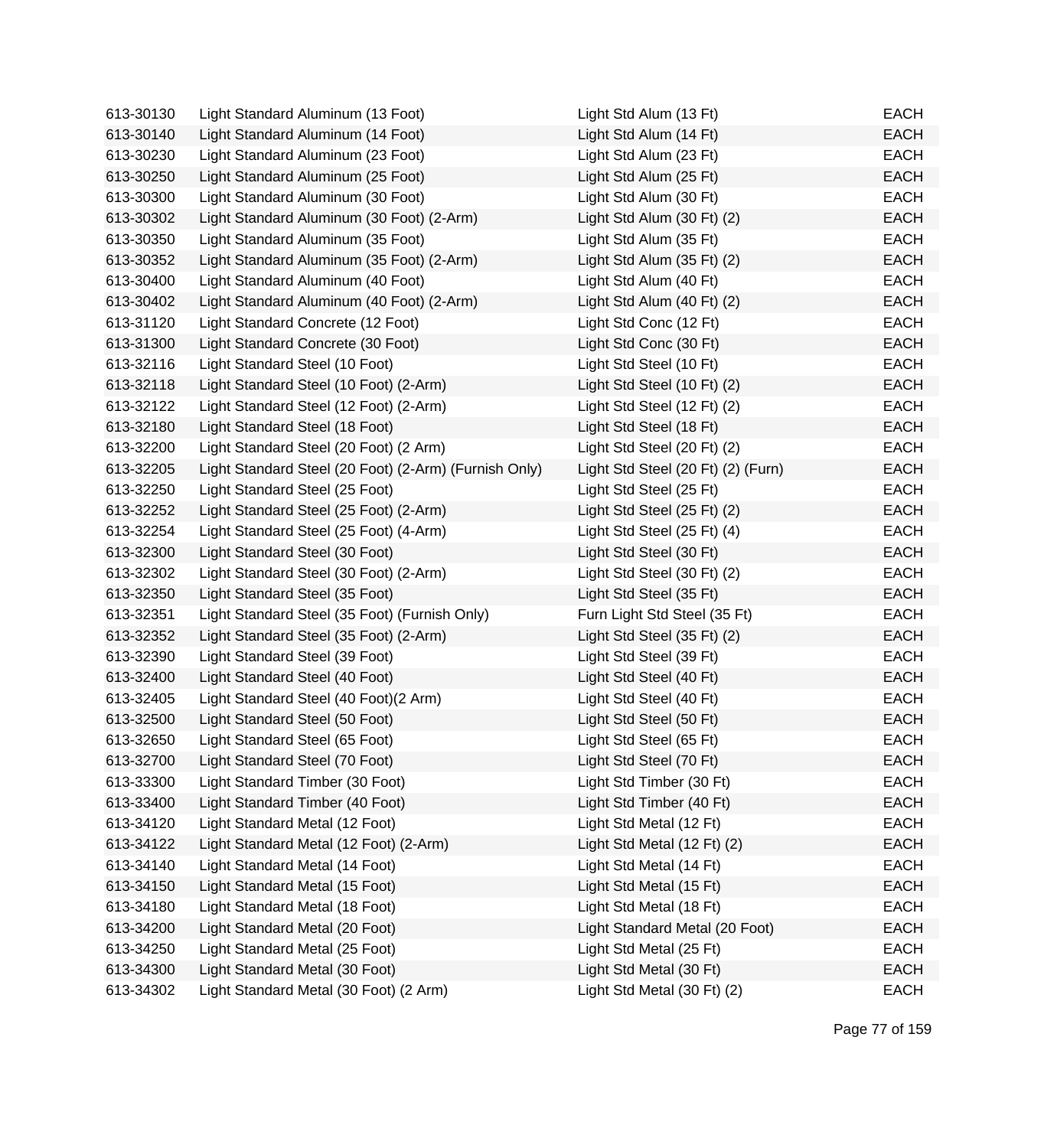| | | | |
|---|---|---|---|
| 613-30130 | Light Standard Aluminum (13 Foot) | Light Std Alum (13 Ft) | EACH |
| 613-30140 | Light Standard Aluminum (14 Foot) | Light Std Alum (14 Ft) | EACH |
| 613-30230 | Light Standard Aluminum (23 Foot) | Light Std Alum (23 Ft) | EACH |
| 613-30250 | Light Standard Aluminum (25 Foot) | Light Std Alum (25 Ft) | EACH |
| 613-30300 | Light Standard Aluminum (30 Foot) | Light Std Alum (30 Ft) | EACH |
| 613-30302 | Light Standard Aluminum (30 Foot) (2-Arm) | Light Std Alum (30 Ft) (2) | EACH |
| 613-30350 | Light Standard Aluminum (35 Foot) | Light Std Alum (35 Ft) | EACH |
| 613-30352 | Light Standard Aluminum (35 Foot) (2-Arm) | Light Std Alum (35 Ft) (2) | EACH |
| 613-30400 | Light Standard Aluminum (40 Foot) | Light Std Alum (40 Ft) | EACH |
| 613-30402 | Light Standard Aluminum (40 Foot) (2-Arm) | Light Std Alum (40 Ft) (2) | EACH |
| 613-31120 | Light Standard Concrete (12 Foot) | Light Std Conc (12 Ft) | EACH |
| 613-31300 | Light Standard Concrete (30 Foot) | Light Std Conc (30 Ft) | EACH |
| 613-32116 | Light Standard Steel (10 Foot) | Light Std Steel (10 Ft) | EACH |
| 613-32118 | Light Standard Steel (10 Foot) (2-Arm) | Light Std Steel (10 Ft) (2) | EACH |
| 613-32122 | Light Standard Steel (12 Foot) (2-Arm) | Light Std Steel (12 Ft) (2) | EACH |
| 613-32180 | Light Standard Steel (18 Foot) | Light Std Steel (18 Ft) | EACH |
| 613-32200 | Light Standard Steel (20 Foot) (2 Arm) | Light Std Steel (20 Ft) (2) | EACH |
| 613-32205 | Light Standard Steel (20 Foot) (2-Arm) (Furnish Only) | Light Std Steel (20 Ft) (2) (Furn) | EACH |
| 613-32250 | Light Standard Steel (25 Foot) | Light Std Steel (25 Ft) | EACH |
| 613-32252 | Light Standard Steel (25 Foot) (2-Arm) | Light Std Steel (25 Ft) (2) | EACH |
| 613-32254 | Light Standard Steel (25 Foot) (4-Arm) | Light Std Steel (25 Ft) (4) | EACH |
| 613-32300 | Light Standard Steel (30 Foot) | Light Std Steel (30 Ft) | EACH |
| 613-32302 | Light Standard Steel (30 Foot) (2-Arm) | Light Std Steel (30 Ft) (2) | EACH |
| 613-32350 | Light Standard Steel (35 Foot) | Light Std Steel (35 Ft) | EACH |
| 613-32351 | Light Standard Steel (35 Foot) (Furnish Only) | Furn Light Std Steel (35 Ft) | EACH |
| 613-32352 | Light Standard Steel (35 Foot) (2-Arm) | Light Std Steel (35 Ft) (2) | EACH |
| 613-32390 | Light Standard Steel (39 Foot) | Light Std Steel (39 Ft) | EACH |
| 613-32400 | Light Standard Steel (40 Foot) | Light Std Steel (40 Ft) | EACH |
| 613-32405 | Light Standard Steel (40 Foot)(2 Arm) | Light Std Steel (40 Ft) | EACH |
| 613-32500 | Light Standard Steel (50 Foot) | Light Std Steel (50 Ft) | EACH |
| 613-32650 | Light Standard Steel (65 Foot) | Light Std Steel (65 Ft) | EACH |
| 613-32700 | Light Standard Steel (70 Foot) | Light Std Steel (70 Ft) | EACH |
| 613-33300 | Light Standard Timber (30 Foot) | Light Std Timber (30 Ft) | EACH |
| 613-33400 | Light Standard Timber (40 Foot) | Light Std Timber (40 Ft) | EACH |
| 613-34120 | Light Standard Metal (12 Foot) | Light Std Metal (12 Ft) | EACH |
| 613-34122 | Light Standard Metal (12 Foot) (2-Arm) | Light Std Metal (12 Ft) (2) | EACH |
| 613-34140 | Light Standard Metal (14 Foot) | Light Std Metal (14 Ft) | EACH |
| 613-34150 | Light Standard Metal (15 Foot) | Light Std Metal (15 Ft) | EACH |
| 613-34180 | Light Standard Metal (18 Foot) | Light Std Metal (18 Ft) | EACH |
| 613-34200 | Light Standard Metal (20 Foot) | Light Standard Metal (20 Foot) | EACH |
| 613-34250 | Light Standard Metal (25 Foot) | Light Std Metal (25 Ft) | EACH |
| 613-34300 | Light Standard Metal (30 Foot) | Light Std Metal (30 Ft) | EACH |
| 613-34302 | Light Standard Metal (30 Foot) (2 Arm) | Light Std Metal (30 Ft) (2) | EACH |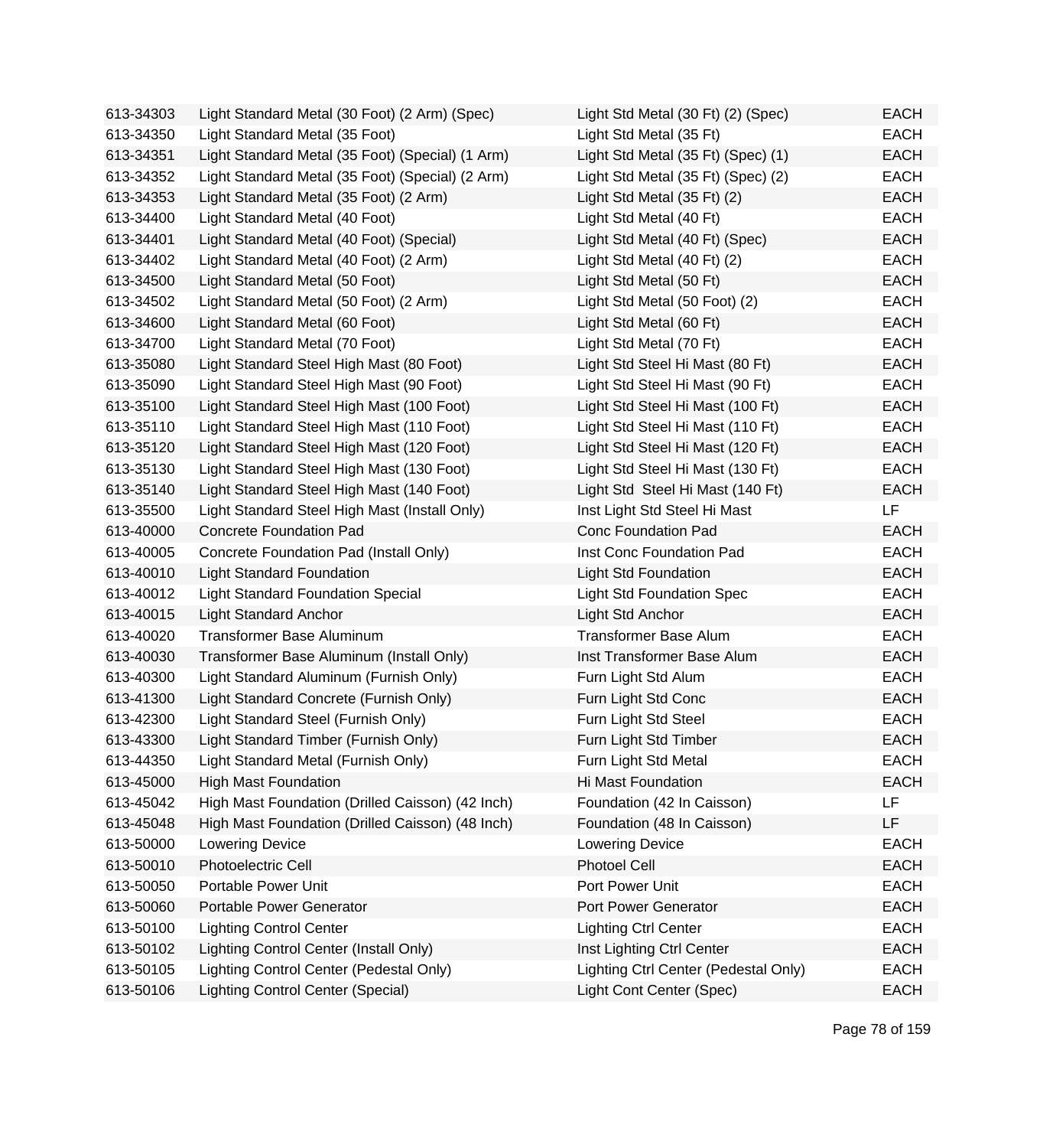| | | | |
|---|---|---|---|
| 613-34303 | Light Standard Metal (30 Foot) (2 Arm) (Spec) | Light Std Metal (30 Ft) (2) (Spec) | EACH |
| 613-34350 | Light Standard Metal (35 Foot) | Light Std Metal (35 Ft) | EACH |
| 613-34351 | Light Standard Metal (35 Foot) (Special) (1 Arm) | Light Std Metal (35 Ft) (Spec) (1) | EACH |
| 613-34352 | Light Standard Metal (35 Foot) (Special) (2 Arm) | Light Std Metal (35 Ft) (Spec) (2) | EACH |
| 613-34353 | Light Standard Metal (35 Foot) (2 Arm) | Light Std Metal (35 Ft) (2) | EACH |
| 613-34400 | Light Standard Metal (40 Foot) | Light Std Metal (40 Ft) | EACH |
| 613-34401 | Light Standard Metal (40 Foot) (Special) | Light Std Metal (40 Ft) (Spec) | EACH |
| 613-34402 | Light Standard Metal (40 Foot) (2 Arm) | Light Std Metal (40 Ft) (2) | EACH |
| 613-34500 | Light Standard Metal (50 Foot) | Light Std Metal (50 Ft) | EACH |
| 613-34502 | Light Standard Metal (50 Foot) (2 Arm) | Light Std Metal (50 Foot) (2) | EACH |
| 613-34600 | Light Standard Metal (60 Foot) | Light Std Metal (60 Ft) | EACH |
| 613-34700 | Light Standard Metal (70 Foot) | Light Std Metal (70 Ft) | EACH |
| 613-35080 | Light Standard Steel High Mast (80 Foot) | Light Std Steel Hi Mast (80 Ft) | EACH |
| 613-35090 | Light Standard Steel High Mast (90 Foot) | Light Std Steel Hi Mast (90 Ft) | EACH |
| 613-35100 | Light Standard Steel High Mast (100 Foot) | Light Std Steel Hi Mast (100 Ft) | EACH |
| 613-35110 | Light Standard Steel High Mast (110 Foot) | Light Std Steel Hi Mast (110 Ft) | EACH |
| 613-35120 | Light Standard Steel High Mast (120 Foot) | Light Std Steel Hi Mast (120 Ft) | EACH |
| 613-35130 | Light Standard Steel High Mast (130 Foot) | Light Std Steel Hi Mast (130 Ft) | EACH |
| 613-35140 | Light Standard Steel High Mast (140 Foot) | Light Std Steel Hi Mast (140 Ft) | EACH |
| 613-35500 | Light Standard Steel High Mast (Install Only) | Inst Light Std Steel Hi Mast | LF |
| 613-40000 | Concrete Foundation Pad | Conc Foundation Pad | EACH |
| 613-40005 | Concrete Foundation Pad (Install Only) | Inst Conc Foundation Pad | EACH |
| 613-40010 | Light Standard Foundation | Light Std Foundation | EACH |
| 613-40012 | Light Standard Foundation Special | Light Std Foundation Spec | EACH |
| 613-40015 | Light Standard Anchor | Light Std Anchor | EACH |
| 613-40020 | Transformer Base Aluminum | Transformer Base Alum | EACH |
| 613-40030 | Transformer Base Aluminum (Install Only) | Inst Transformer Base Alum | EACH |
| 613-40300 | Light Standard Aluminum (Furnish Only) | Furn Light Std Alum | EACH |
| 613-41300 | Light Standard Concrete (Furnish Only) | Furn Light Std Conc | EACH |
| 613-42300 | Light Standard Steel (Furnish Only) | Furn Light Std Steel | EACH |
| 613-43300 | Light Standard Timber (Furnish Only) | Furn Light Std Timber | EACH |
| 613-44350 | Light Standard Metal (Furnish Only) | Furn Light Std Metal | EACH |
| 613-45000 | High Mast Foundation | Hi Mast Foundation | EACH |
| 613-45042 | High Mast Foundation (Drilled Caisson) (42 Inch) | Foundation (42 In Caisson) | LF |
| 613-45048 | High Mast Foundation (Drilled Caisson) (48 Inch) | Foundation (48 In Caisson) | LF |
| 613-50000 | Lowering Device | Lowering Device | EACH |
| 613-50010 | Photoelectric Cell | Photoel Cell | EACH |
| 613-50050 | Portable Power Unit | Port Power Unit | EACH |
| 613-50060 | Portable Power Generator | Port Power Generator | EACH |
| 613-50100 | Lighting Control Center | Lighting Ctrl Center | EACH |
| 613-50102 | Lighting Control Center (Install Only) | Inst Lighting Ctrl Center | EACH |
| 613-50105 | Lighting Control Center (Pedestal Only) | Lighting Ctrl Center (Pedestal Only) | EACH |
| 613-50106 | Lighting Control Center (Special) | Light Cont Center (Spec) | EACH |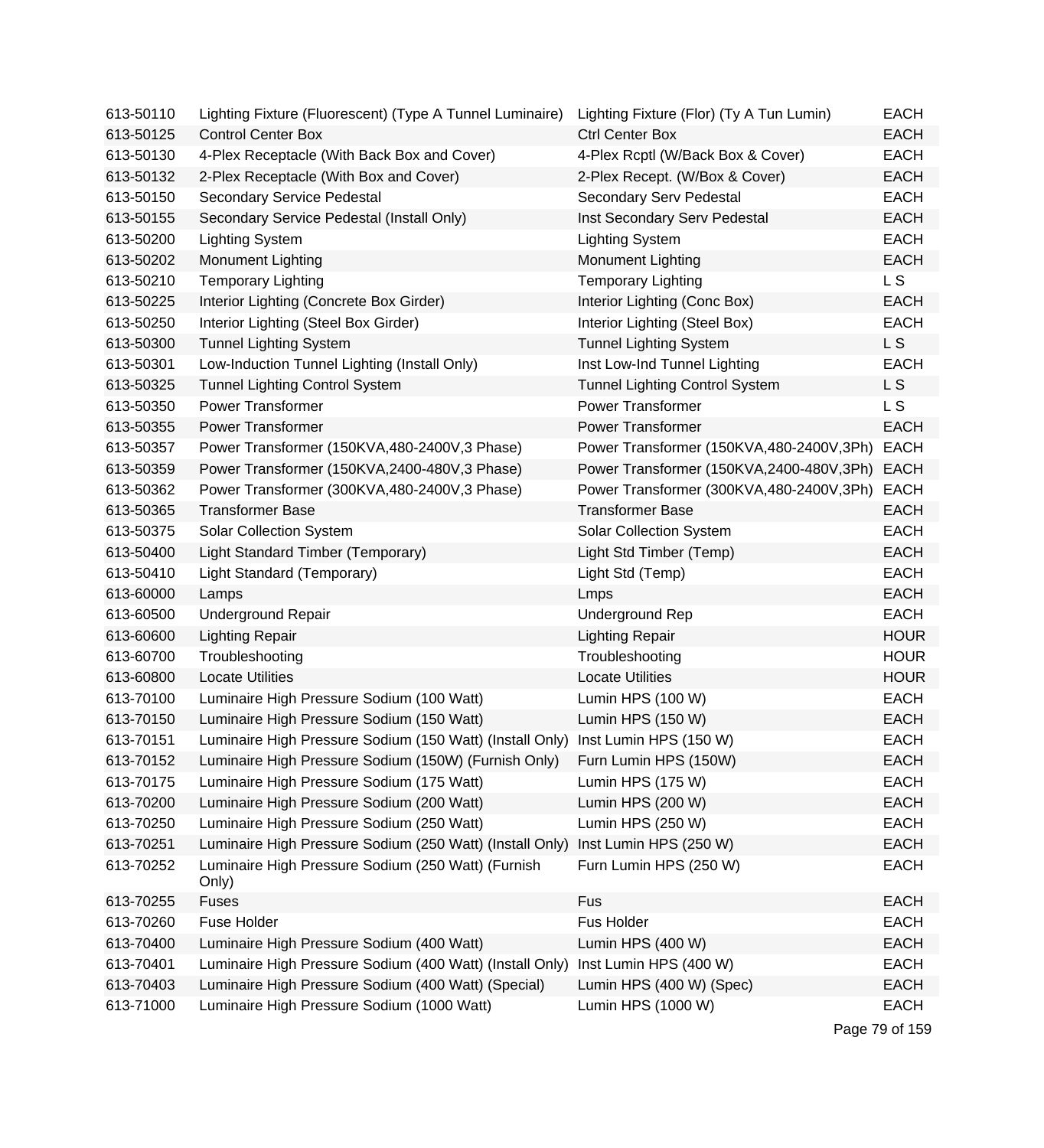| | | | |
|---|---|---|---|
| 613-50110 | Lighting Fixture (Fluorescent) (Type A Tunnel Luminaire) | Lighting Fixture (Flor) (Ty A Tun Lumin) | EACH |
| 613-50125 | Control Center Box | Ctrl Center Box | EACH |
| 613-50130 | 4-Plex Receptacle (With Back Box and Cover) | 4-Plex Rcptl (W/Back Box & Cover) | EACH |
| 613-50132 | 2-Plex Receptacle (With Box and Cover) | 2-Plex Recept. (W/Box & Cover) | EACH |
| 613-50150 | Secondary Service Pedestal | Secondary Serv Pedestal | EACH |
| 613-50155 | Secondary Service Pedestal (Install Only) | Inst Secondary Serv Pedestal | EACH |
| 613-50200 | Lighting System | Lighting System | EACH |
| 613-50202 | Monument Lighting | Monument Lighting | EACH |
| 613-50210 | Temporary Lighting | Temporary Lighting | L S |
| 613-50225 | Interior Lighting (Concrete Box Girder) | Interior Lighting (Conc Box) | EACH |
| 613-50250 | Interior Lighting (Steel Box Girder) | Interior Lighting (Steel Box) | EACH |
| 613-50300 | Tunnel Lighting System | Tunnel Lighting System | L S |
| 613-50301 | Low-Induction Tunnel Lighting (Install Only) | Inst Low-Ind Tunnel Lighting | EACH |
| 613-50325 | Tunnel Lighting Control System | Tunnel Lighting Control System | L S |
| 613-50350 | Power Transformer | Power Transformer | L S |
| 613-50355 | Power Transformer | Power Transformer | EACH |
| 613-50357 | Power Transformer (150KVA,480-2400V,3 Phase) | Power Transformer (150KVA,480-2400V,3Ph) | EACH |
| 613-50359 | Power Transformer (150KVA,2400-480V,3 Phase) | Power Transformer (150KVA,2400-480V,3Ph) | EACH |
| 613-50362 | Power Transformer (300KVA,480-2400V,3 Phase) | Power Transformer (300KVA,480-2400V,3Ph) | EACH |
| 613-50365 | Transformer Base | Transformer Base | EACH |
| 613-50375 | Solar Collection System | Solar Collection System | EACH |
| 613-50400 | Light Standard Timber (Temporary) | Light Std Timber (Temp) | EACH |
| 613-50410 | Light Standard (Temporary) | Light Std (Temp) | EACH |
| 613-60000 | Lamps | Lmps | EACH |
| 613-60500 | Underground Repair | Underground Rep | EACH |
| 613-60600 | Lighting Repair | Lighting Repair | HOUR |
| 613-60700 | Troubleshooting | Troubleshooting | HOUR |
| 613-60800 | Locate Utilities | Locate Utilities | HOUR |
| 613-70100 | Luminaire High Pressure Sodium (100 Watt) | Lumin HPS (100 W) | EACH |
| 613-70150 | Luminaire High Pressure Sodium (150 Watt) | Lumin HPS (150 W) | EACH |
| 613-70151 | Luminaire High Pressure Sodium (150 Watt) (Install Only) | Inst Lumin HPS (150 W) | EACH |
| 613-70152 | Luminaire High Pressure Sodium (150W) (Furnish Only) | Furn Lumin HPS (150W) | EACH |
| 613-70175 | Luminaire High Pressure Sodium (175 Watt) | Lumin HPS (175 W) | EACH |
| 613-70200 | Luminaire High Pressure Sodium (200 Watt) | Lumin HPS (200 W) | EACH |
| 613-70250 | Luminaire High Pressure Sodium (250 Watt) | Lumin HPS (250 W) | EACH |
| 613-70251 | Luminaire High Pressure Sodium (250 Watt) (Install Only) | Inst Lumin HPS (250 W) | EACH |
| 613-70252 | Luminaire High Pressure Sodium (250 Watt) (Furnish Only) | Furn Lumin HPS (250 W) | EACH |
| 613-70255 | Fuses | Fus | EACH |
| 613-70260 | Fuse Holder | Fus Holder | EACH |
| 613-70400 | Luminaire High Pressure Sodium (400 Watt) | Lumin HPS (400 W) | EACH |
| 613-70401 | Luminaire High Pressure Sodium (400 Watt) (Install Only) | Inst Lumin HPS (400 W) | EACH |
| 613-70403 | Luminaire High Pressure Sodium (400 Watt) (Special) | Lumin HPS (400 W) (Spec) | EACH |
| 613-71000 | Luminaire High Pressure Sodium (1000 Watt) | Lumin HPS (1000 W) | EACH |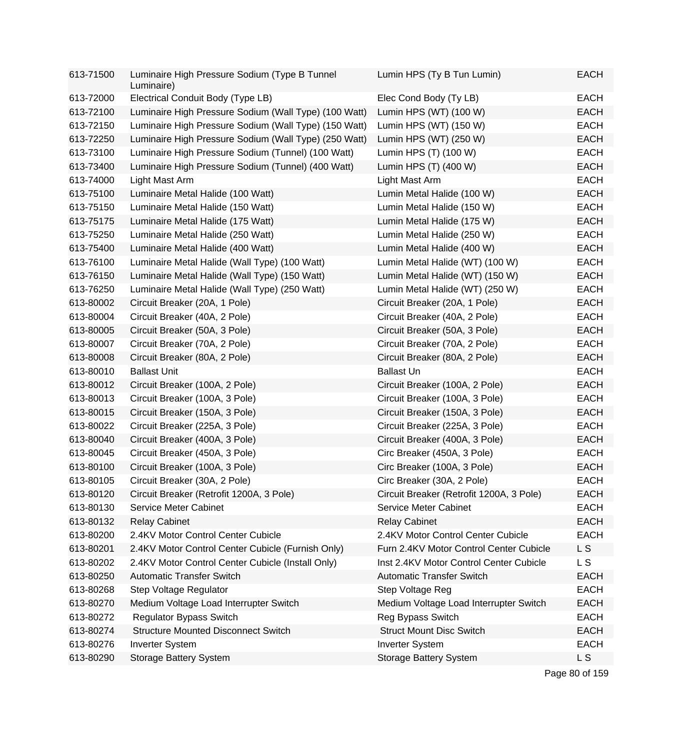| | | | |
|---|---|---|---|
| 613-71500 | Luminaire High Pressure Sodium (Type B Tunnel Luminaire) | Lumin HPS (Ty B Tun Lumin) | EACH |
| 613-72000 | Electrical Conduit Body (Type LB) | Elec Cond Body (Ty LB) | EACH |
| 613-72100 | Luminaire High Pressure Sodium (Wall Type) (100 Watt) | Lumin HPS (WT) (100 W) | EACH |
| 613-72150 | Luminaire High Pressure Sodium (Wall Type) (150 Watt) | Lumin HPS (WT) (150 W) | EACH |
| 613-72250 | Luminaire High Pressure Sodium (Wall Type) (250 Watt) | Lumin HPS (WT) (250 W) | EACH |
| 613-73100 | Luminaire High Pressure Sodium (Tunnel) (100 Watt) | Lumin HPS (T) (100 W) | EACH |
| 613-73400 | Luminaire High Pressure Sodium (Tunnel) (400 Watt) | Lumin HPS (T) (400 W) | EACH |
| 613-74000 | Light Mast Arm | Light Mast Arm | EACH |
| 613-75100 | Luminaire Metal Halide (100 Watt) | Lumin Metal Halide (100 W) | EACH |
| 613-75150 | Luminaire Metal Halide (150 Watt) | Lumin Metal Halide (150 W) | EACH |
| 613-75175 | Luminaire Metal Halide (175 Watt) | Lumin Metal Halide (175 W) | EACH |
| 613-75250 | Luminaire Metal Halide (250 Watt) | Lumin Metal Halide (250 W) | EACH |
| 613-75400 | Luminaire Metal Halide (400 Watt) | Lumin Metal Halide (400 W) | EACH |
| 613-76100 | Luminaire Metal Halide (Wall Type) (100 Watt) | Lumin Metal Halide (WT) (100 W) | EACH |
| 613-76150 | Luminaire Metal Halide (Wall Type) (150 Watt) | Lumin Metal Halide (WT) (150 W) | EACH |
| 613-76250 | Luminaire Metal Halide (Wall Type) (250 Watt) | Lumin Metal Halide (WT) (250 W) | EACH |
| 613-80002 | Circuit Breaker (20A, 1 Pole) | Circuit Breaker (20A, 1 Pole) | EACH |
| 613-80004 | Circuit Breaker (40A, 2 Pole) | Circuit Breaker (40A, 2 Pole) | EACH |
| 613-80005 | Circuit Breaker (50A, 3 Pole) | Circuit Breaker (50A, 3 Pole) | EACH |
| 613-80007 | Circuit Breaker (70A, 2 Pole) | Circuit Breaker (70A, 2 Pole) | EACH |
| 613-80008 | Circuit Breaker (80A, 2 Pole) | Circuit Breaker (80A, 2 Pole) | EACH |
| 613-80010 | Ballast Unit | Ballast Un | EACH |
| 613-80012 | Circuit Breaker (100A, 2 Pole) | Circuit Breaker (100A, 2 Pole) | EACH |
| 613-80013 | Circuit Breaker (100A, 3 Pole) | Circuit Breaker (100A, 3 Pole) | EACH |
| 613-80015 | Circuit Breaker (150A, 3 Pole) | Circuit Breaker (150A, 3 Pole) | EACH |
| 613-80022 | Circuit Breaker (225A, 3 Pole) | Circuit Breaker (225A, 3 Pole) | EACH |
| 613-80040 | Circuit Breaker (400A, 3 Pole) | Circuit Breaker (400A, 3 Pole) | EACH |
| 613-80045 | Circuit Breaker (450A, 3 Pole) | Circ Breaker (450A, 3 Pole) | EACH |
| 613-80100 | Circuit Breaker (100A, 3 Pole) | Circ Breaker (100A, 3 Pole) | EACH |
| 613-80105 | Circuit Breaker (30A, 2 Pole) | Circ Breaker (30A, 2 Pole) | EACH |
| 613-80120 | Circuit Breaker (Retrofit 1200A, 3 Pole) | Circuit Breaker (Retrofit 1200A, 3 Pole) | EACH |
| 613-80130 | Service Meter Cabinet | Service Meter Cabinet | EACH |
| 613-80132 | Relay Cabinet | Relay Cabinet | EACH |
| 613-80200 | 2.4KV Motor Control Center Cubicle | 2.4KV Motor Control Center Cubicle | EACH |
| 613-80201 | 2.4KV Motor Control Center Cubicle (Furnish Only) | Furn 2.4KV Motor Control Center Cubicle | L S |
| 613-80202 | 2.4KV Motor Control Center Cubicle (Install Only) | Inst 2.4KV Motor Control Center Cubicle | L S |
| 613-80250 | Automatic Transfer Switch | Automatic Transfer Switch | EACH |
| 613-80268 | Step Voltage Regulator | Step Voltage Reg | EACH |
| 613-80270 | Medium Voltage Load Interrupter Switch | Medium Voltage Load Interrupter Switch | EACH |
| 613-80272 | Regulator Bypass Switch | Reg Bypass Switch | EACH |
| 613-80274 | Structure Mounted Disconnect Switch | Struct Mount Disc Switch | EACH |
| 613-80276 | Inverter System | Inverter System | EACH |
| 613-80290 | Storage Battery System | Storage Battery System | L S |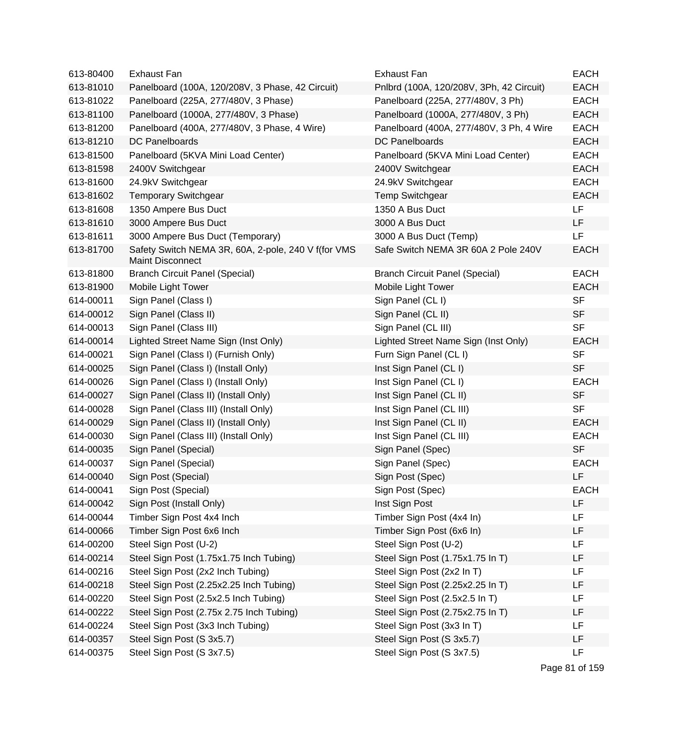| | | | |
|---|---|---|---|
| 613-80400 | Exhaust Fan | Exhaust Fan | EACH |
| 613-81010 | Panelboard (100A, 120/208V, 3 Phase, 42 Circuit) | Pnlbrd (100A, 120/208V, 3Ph, 42 Circuit) | EACH |
| 613-81022 | Panelboard (225A, 277/480V, 3 Phase) | Panelboard (225A, 277/480V, 3 Ph) | EACH |
| 613-81100 | Panelboard (1000A, 277/480V, 3 Phase) | Panelboard (1000A, 277/480V, 3 Ph) | EACH |
| 613-81200 | Panelboard (400A, 277/480V, 3 Phase, 4 Wire) | Panelboard (400A, 277/480V, 3 Ph, 4 Wire | EACH |
| 613-81210 | DC Panelboards | DC Panelboards | EACH |
| 613-81500 | Panelboard (5KVA Mini Load Center) | Panelboard (5KVA Mini Load Center) | EACH |
| 613-81598 | 2400V Switchgear | 2400V Switchgear | EACH |
| 613-81600 | 24.9kV Switchgear | 24.9kV Switchgear | EACH |
| 613-81602 | Temporary Switchgear | Temp Switchgear | EACH |
| 613-81608 | 1350 Ampere Bus Duct | 1350 A Bus Duct | LF |
| 613-81610 | 3000 Ampere Bus Duct | 3000 A Bus Duct | LF |
| 613-81611 | 3000 Ampere Bus Duct (Temporary) | 3000 A Bus Duct (Temp) | LF |
| 613-81700 | Safety Switch NEMA 3R, 60A, 2-pole, 240 V f(for VMS Maint Disconnect | Safe Switch NEMA 3R 60A 2 Pole 240V | EACH |
| 613-81800 | Branch Circuit Panel (Special) | Branch Circuit Panel (Special) | EACH |
| 613-81900 | Mobile Light Tower | Mobile Light Tower | EACH |
| 614-00011 | Sign Panel (Class I) | Sign Panel (CL I) | SF |
| 614-00012 | Sign Panel (Class II) | Sign Panel (CL II) | SF |
| 614-00013 | Sign Panel (Class III) | Sign Panel (CL III) | SF |
| 614-00014 | Lighted Street Name Sign (Inst Only) | Lighted Street Name Sign (Inst Only) | EACH |
| 614-00021 | Sign Panel (Class I) (Furnish Only) | Furn Sign Panel (CL I) | SF |
| 614-00025 | Sign Panel (Class I) (Install Only) | Inst Sign Panel (CL I) | SF |
| 614-00026 | Sign Panel (Class I) (Install Only) | Inst Sign Panel (CL I) | EACH |
| 614-00027 | Sign Panel (Class II) (Install Only) | Inst Sign Panel (CL II) | SF |
| 614-00028 | Sign Panel (Class III) (Install Only) | Inst Sign Panel (CL III) | SF |
| 614-00029 | Sign Panel (Class II) (Install Only) | Inst Sign Panel (CL II) | EACH |
| 614-00030 | Sign Panel (Class III) (Install Only) | Inst Sign Panel (CL III) | EACH |
| 614-00035 | Sign Panel (Special) | Sign Panel (Spec) | SF |
| 614-00037 | Sign Panel (Special) | Sign Panel (Spec) | EACH |
| 614-00040 | Sign Post (Special) | Sign Post (Spec) | LF |
| 614-00041 | Sign Post (Special) | Sign Post (Spec) | EACH |
| 614-00042 | Sign Post (Install Only) | Inst Sign Post | LF |
| 614-00044 | Timber Sign Post 4x4 Inch | Timber Sign Post (4x4 In) | LF |
| 614-00066 | Timber Sign Post 6x6 Inch | Timber Sign Post (6x6 In) | LF |
| 614-00200 | Steel Sign Post (U-2) | Steel Sign Post (U-2) | LF |
| 614-00214 | Steel Sign Post (1.75x1.75 Inch Tubing) | Steel Sign Post (1.75x1.75 In T) | LF |
| 614-00216 | Steel Sign Post (2x2 Inch Tubing) | Steel Sign Post (2x2 In T) | LF |
| 614-00218 | Steel Sign Post (2.25x2.25 Inch Tubing) | Steel Sign Post (2.25x2.25 In T) | LF |
| 614-00220 | Steel Sign Post (2.5x2.5 Inch Tubing) | Steel Sign Post (2.5x2.5 In T) | LF |
| 614-00222 | Steel Sign Post (2.75x 2.75 Inch Tubing) | Steel Sign Post (2.75x2.75 In T) | LF |
| 614-00224 | Steel Sign Post (3x3 Inch Tubing) | Steel Sign Post (3x3 In T) | LF |
| 614-00357 | Steel Sign Post (S 3x5.7) | Steel Sign Post (S 3x5.7) | LF |
| 614-00375 | Steel Sign Post (S 3x7.5) | Steel Sign Post (S 3x7.5) | LF |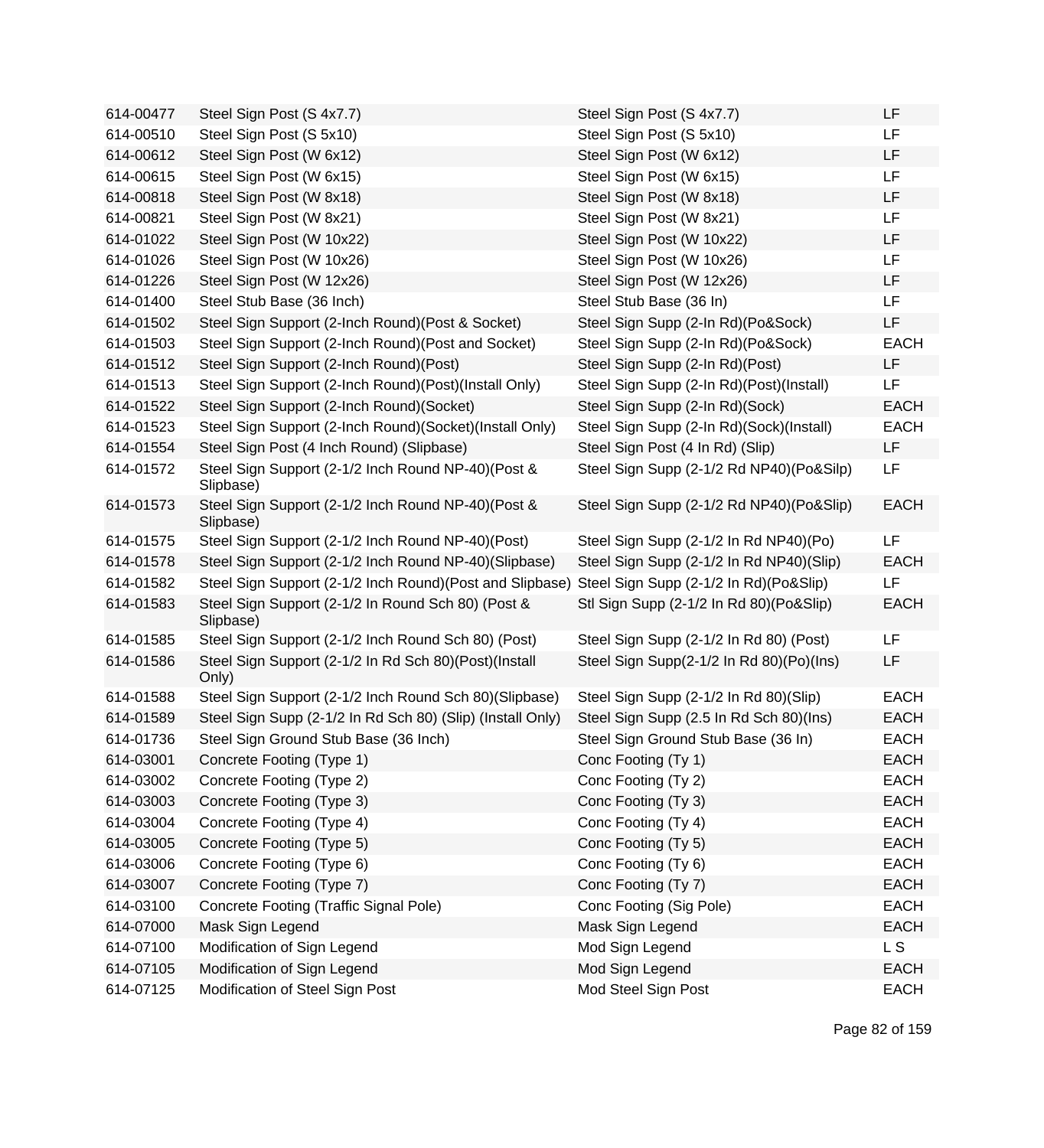| | | | |
|---|---|---|---|
| 614-00477 | Steel Sign Post (S 4x7.7) | Steel Sign Post (S 4x7.7) | LF |
| 614-00510 | Steel Sign Post (S 5x10) | Steel Sign Post (S 5x10) | LF |
| 614-00612 | Steel Sign Post (W 6x12) | Steel Sign Post (W 6x12) | LF |
| 614-00615 | Steel Sign Post (W 6x15) | Steel Sign Post (W 6x15) | LF |
| 614-00818 | Steel Sign Post (W 8x18) | Steel Sign Post (W 8x18) | LF |
| 614-00821 | Steel Sign Post (W 8x21) | Steel Sign Post (W 8x21) | LF |
| 614-01022 | Steel Sign Post (W 10x22) | Steel Sign Post (W 10x22) | LF |
| 614-01026 | Steel Sign Post (W 10x26) | Steel Sign Post (W 10x26) | LF |
| 614-01226 | Steel Sign Post (W 12x26) | Steel Sign Post (W 12x26) | LF |
| 614-01400 | Steel Stub Base (36 Inch) | Steel Stub Base (36 In) | LF |
| 614-01502 | Steel Sign Support (2-Inch Round)(Post & Socket) | Steel Sign Supp (2-In Rd)(Po&Sock) | LF |
| 614-01503 | Steel Sign Support (2-Inch Round)(Post and Socket) | Steel Sign Supp (2-In Rd)(Po&Sock) | EACH |
| 614-01512 | Steel Sign Support (2-Inch Round)(Post) | Steel Sign Supp (2-In Rd)(Post) | LF |
| 614-01513 | Steel Sign Support (2-Inch Round)(Post)(Install Only) | Steel Sign Supp (2-In Rd)(Post)(Install) | LF |
| 614-01522 | Steel Sign Support (2-Inch Round)(Socket) | Steel Sign Supp (2-In Rd)(Sock) | EACH |
| 614-01523 | Steel Sign Support (2-Inch Round)(Socket)(Install Only) | Steel Sign Supp (2-In Rd)(Sock)(Install) | EACH |
| 614-01554 | Steel Sign Post (4 Inch Round) (Slipbase) | Steel Sign Post (4 In Rd) (Slip) | LF |
| 614-01572 | Steel Sign Support (2-1/2 Inch Round NP-40)(Post & Slipbase) | Steel Sign Supp (2-1/2 Rd NP40)(Po&Silp) | LF |
| 614-01573 | Steel Sign Support (2-1/2 Inch Round NP-40)(Post & Slipbase) | Steel Sign Supp (2-1/2 Rd NP40)(Po&Slip) | EACH |
| 614-01575 | Steel Sign Support (2-1/2 Inch Round NP-40)(Post) | Steel Sign Supp (2-1/2 In Rd NP40)(Po) | LF |
| 614-01578 | Steel Sign Support (2-1/2 Inch Round NP-40)(Slipbase) | Steel Sign Supp (2-1/2 In Rd NP40)(Slip) | EACH |
| 614-01582 | Steel Sign Support (2-1/2 Inch Round)(Post and Slipbase) | Steel Sign Supp (2-1/2 In Rd)(Po&Slip) | LF |
| 614-01583 | Steel Sign Support (2-1/2 In Round Sch 80) (Post & Slipbase) | Stl Sign Supp (2-1/2 In Rd 80)(Po&Slip) | EACH |
| 614-01585 | Steel Sign Support (2-1/2 Inch Round Sch 80) (Post) | Steel Sign Supp (2-1/2 In Rd 80) (Post) | LF |
| 614-01586 | Steel Sign Support (2-1/2 In Rd Sch 80)(Post)(Install Only) | Steel Sign Supp(2-1/2 In Rd 80)(Po)(Ins) | LF |
| 614-01588 | Steel Sign Support (2-1/2 Inch Round Sch 80)(Slipbase) | Steel Sign Supp (2-1/2 In Rd 80)(Slip) | EACH |
| 614-01589 | Steel Sign Supp (2-1/2 In Rd Sch 80) (Slip) (Install Only) | Steel Sign Supp (2.5 In Rd Sch 80)(Ins) | EACH |
| 614-01736 | Steel Sign Ground Stub Base (36 Inch) | Steel Sign Ground Stub Base (36 In) | EACH |
| 614-03001 | Concrete Footing (Type 1) | Conc Footing (Ty 1) | EACH |
| 614-03002 | Concrete Footing (Type 2) | Conc Footing (Ty 2) | EACH |
| 614-03003 | Concrete Footing (Type 3) | Conc Footing (Ty 3) | EACH |
| 614-03004 | Concrete Footing (Type 4) | Conc Footing (Ty 4) | EACH |
| 614-03005 | Concrete Footing (Type 5) | Conc Footing (Ty 5) | EACH |
| 614-03006 | Concrete Footing (Type 6) | Conc Footing (Ty 6) | EACH |
| 614-03007 | Concrete Footing (Type 7) | Conc Footing (Ty 7) | EACH |
| 614-03100 | Concrete Footing (Traffic Signal Pole) | Conc Footing (Sig Pole) | EACH |
| 614-07000 | Mask Sign Legend | Mask Sign Legend | EACH |
| 614-07100 | Modification of Sign Legend | Mod Sign Legend | L S |
| 614-07105 | Modification of Sign Legend | Mod Sign Legend | EACH |
| 614-07125 | Modification of Steel Sign Post | Mod Steel Sign Post | EACH |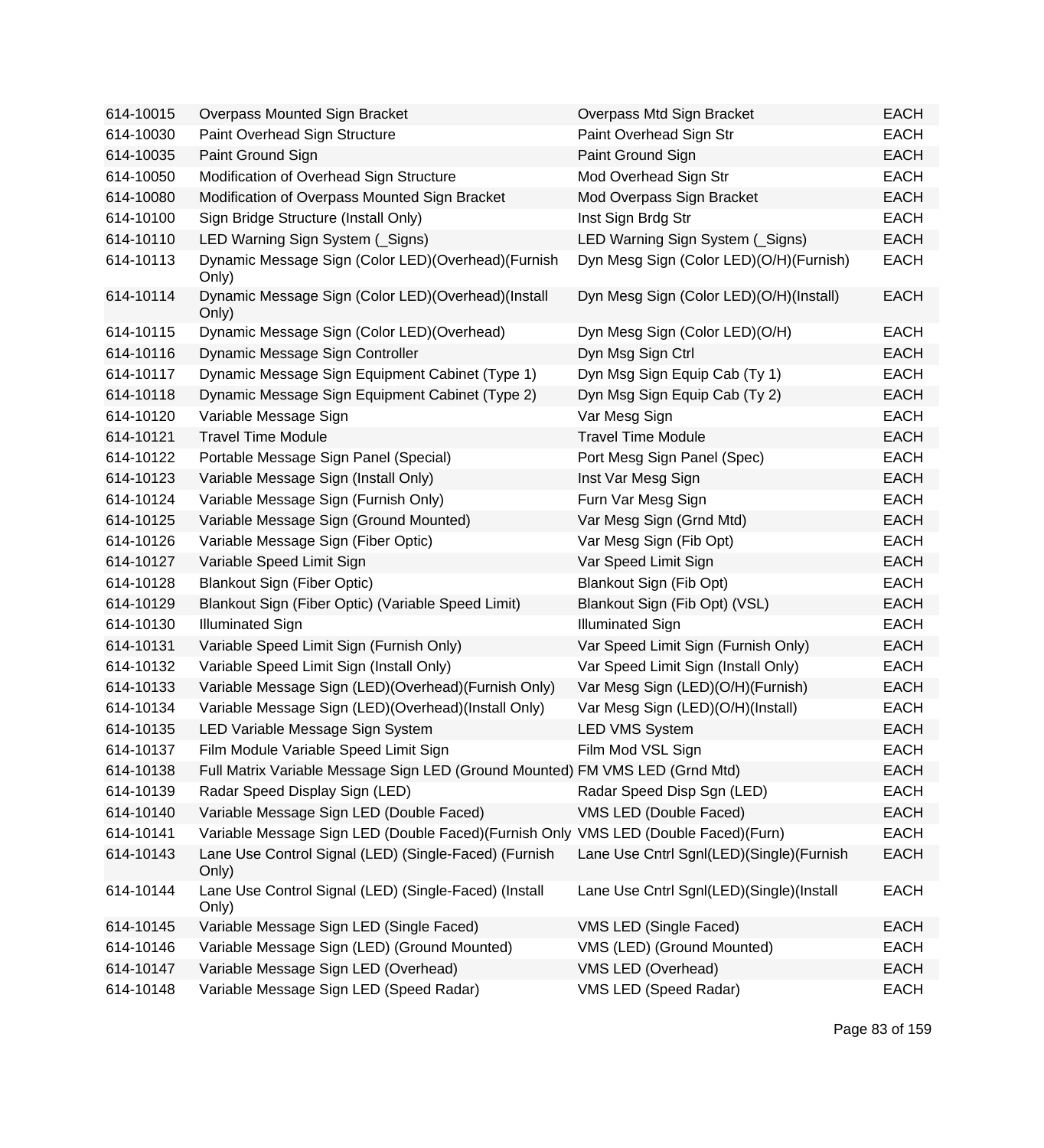| | | | |
|---|---|---|---|
| 614-10015 | Overpass Mounted Sign Bracket | Overpass Mtd Sign Bracket | EACH |
| 614-10030 | Paint Overhead Sign Structure | Paint Overhead Sign Str | EACH |
| 614-10035 | Paint Ground Sign | Paint Ground Sign | EACH |
| 614-10050 | Modification of Overhead Sign Structure | Mod Overhead Sign Str | EACH |
| 614-10080 | Modification of Overpass Mounted Sign Bracket | Mod Overpass Sign Bracket | EACH |
| 614-10100 | Sign Bridge Structure (Install Only) | Inst Sign Brdg Str | EACH |
| 614-10110 | LED Warning Sign System (_Signs) | LED Warning Sign System (_Signs) | EACH |
| 614-10113 | Dynamic Message Sign (Color LED)(Overhead)(Furnish Only) | Dyn Mesg Sign (Color LED)(O/H)(Furnish) | EACH |
| 614-10114 | Dynamic Message Sign (Color LED)(Overhead)(Install Only) | Dyn Mesg Sign (Color LED)(O/H)(Install) | EACH |
| 614-10115 | Dynamic Message Sign (Color LED)(Overhead) | Dyn Mesg Sign (Color LED)(O/H) | EACH |
| 614-10116 | Dynamic Message Sign Controller | Dyn Msg Sign Ctrl | EACH |
| 614-10117 | Dynamic Message Sign Equipment Cabinet (Type 1) | Dyn Msg Sign Equip Cab (Ty 1) | EACH |
| 614-10118 | Dynamic Message Sign Equipment Cabinet (Type 2) | Dyn Msg Sign Equip Cab (Ty 2) | EACH |
| 614-10120 | Variable Message Sign | Var Mesg Sign | EACH |
| 614-10121 | Travel Time Module | Travel Time Module | EACH |
| 614-10122 | Portable Message Sign Panel (Special) | Port Mesg Sign Panel (Spec) | EACH |
| 614-10123 | Variable Message Sign (Install Only) | Inst Var Mesg Sign | EACH |
| 614-10124 | Variable Message Sign (Furnish Only) | Furn Var Mesg Sign | EACH |
| 614-10125 | Variable Message Sign (Ground Mounted) | Var Mesg Sign (Grnd Mtd) | EACH |
| 614-10126 | Variable Message Sign (Fiber Optic) | Var Mesg Sign (Fib Opt) | EACH |
| 614-10127 | Variable Speed Limit Sign | Var Speed Limit Sign | EACH |
| 614-10128 | Blankout Sign (Fiber Optic) | Blankout Sign (Fib Opt) | EACH |
| 614-10129 | Blankout Sign (Fiber Optic) (Variable Speed Limit) | Blankout Sign (Fib Opt) (VSL) | EACH |
| 614-10130 | Illuminated Sign | Illuminated Sign | EACH |
| 614-10131 | Variable Speed Limit Sign (Furnish Only) | Var Speed Limit Sign (Furnish Only) | EACH |
| 614-10132 | Variable Speed Limit Sign (Install Only) | Var Speed Limit Sign (Install Only) | EACH |
| 614-10133 | Variable Message Sign (LED)(Overhead)(Furnish Only) | Var Mesg Sign (LED)(O/H)(Furnish) | EACH |
| 614-10134 | Variable Message Sign (LED)(Overhead)(Install Only) | Var Mesg Sign (LED)(O/H)(Install) | EACH |
| 614-10135 | LED Variable Message Sign System | LED VMS System | EACH |
| 614-10137 | Film Module Variable Speed Limit Sign | Film Mod VSL Sign | EACH |
| 614-10138 | Full Matrix Variable Message Sign LED (Ground Mounted) | FM VMS LED (Grnd Mtd) | EACH |
| 614-10139 | Radar Speed Display Sign (LED) | Radar Speed Disp Sgn (LED) | EACH |
| 614-10140 | Variable Message Sign LED (Double Faced) | VMS LED (Double Faced) | EACH |
| 614-10141 | Variable Message Sign LED (Double Faced)(Furnish Only | VMS LED (Double Faced)(Furn) | EACH |
| 614-10143 | Lane Use Control Signal (LED) (Single-Faced) (Furnish Only) | Lane Use Cntrl Sgnl(LED)(Single)(Furnish | EACH |
| 614-10144 | Lane Use Control Signal (LED) (Single-Faced) (Install Only) | Lane Use Cntrl Sgnl(LED)(Single)(Install | EACH |
| 614-10145 | Variable Message Sign LED (Single Faced) | VMS LED (Single Faced) | EACH |
| 614-10146 | Variable Message Sign (LED) (Ground Mounted) | VMS (LED) (Ground Mounted) | EACH |
| 614-10147 | Variable Message Sign LED (Overhead) | VMS LED (Overhead) | EACH |
| 614-10148 | Variable Message Sign LED (Speed Radar) | VMS LED (Speed Radar) | EACH |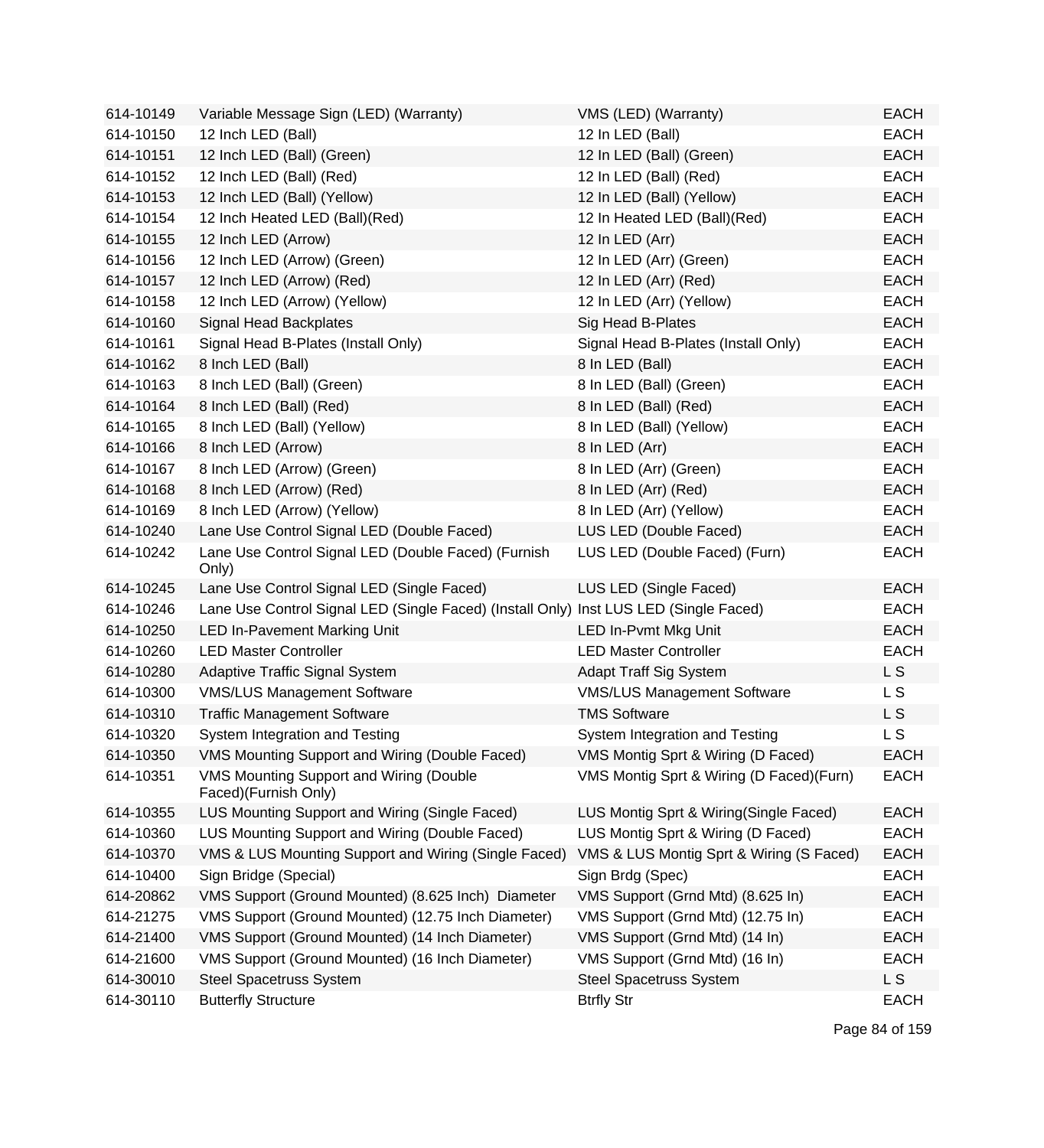| | | | |
|---|---|---|---|
| 614-10149 | Variable Message Sign (LED) (Warranty) | VMS (LED) (Warranty) | EACH |
| 614-10150 | 12 Inch LED (Ball) | 12 In LED (Ball) | EACH |
| 614-10151 | 12 Inch LED (Ball) (Green) | 12 In LED (Ball) (Green) | EACH |
| 614-10152 | 12 Inch LED (Ball) (Red) | 12 In LED (Ball) (Red) | EACH |
| 614-10153 | 12 Inch LED (Ball) (Yellow) | 12 In LED (Ball) (Yellow) | EACH |
| 614-10154 | 12 Inch Heated LED (Ball)(Red) | 12 In Heated LED (Ball)(Red) | EACH |
| 614-10155 | 12 Inch LED (Arrow) | 12 In LED (Arr) | EACH |
| 614-10156 | 12 Inch LED (Arrow) (Green) | 12 In LED (Arr) (Green) | EACH |
| 614-10157 | 12 Inch LED (Arrow) (Red) | 12 In LED (Arr) (Red) | EACH |
| 614-10158 | 12 Inch LED (Arrow) (Yellow) | 12 In LED (Arr) (Yellow) | EACH |
| 614-10160 | Signal Head Backplates | Sig Head B-Plates | EACH |
| 614-10161 | Signal Head B-Plates (Install Only) | Signal Head B-Plates (Install Only) | EACH |
| 614-10162 | 8 Inch LED (Ball) | 8 In LED (Ball) | EACH |
| 614-10163 | 8 Inch LED (Ball) (Green) | 8 In LED (Ball) (Green) | EACH |
| 614-10164 | 8 Inch LED (Ball) (Red) | 8 In LED (Ball) (Red) | EACH |
| 614-10165 | 8 Inch LED (Ball) (Yellow) | 8 In LED (Ball) (Yellow) | EACH |
| 614-10166 | 8 Inch LED (Arrow) | 8 In LED (Arr) | EACH |
| 614-10167 | 8 Inch LED (Arrow) (Green) | 8 In LED (Arr) (Green) | EACH |
| 614-10168 | 8 Inch LED (Arrow) (Red) | 8 In LED (Arr) (Red) | EACH |
| 614-10169 | 8 Inch LED (Arrow) (Yellow) | 8 In LED (Arr) (Yellow) | EACH |
| 614-10240 | Lane Use Control Signal LED (Double Faced) | LUS LED (Double Faced) | EACH |
| 614-10242 | Lane Use Control Signal LED (Double Faced) (Furnish Only) | LUS LED (Double Faced) (Furn) | EACH |
| 614-10245 | Lane Use Control Signal LED (Single Faced) | LUS LED (Single Faced) | EACH |
| 614-10246 | Lane Use Control Signal LED (Single Faced) (Install Only) | Inst LUS LED (Single Faced) | EACH |
| 614-10250 | LED In-Pavement Marking Unit | LED In-Pvmt Mkg Unit | EACH |
| 614-10260 | LED Master Controller | LED Master Controller | EACH |
| 614-10280 | Adaptive Traffic Signal System | Adapt Traff Sig System | L S |
| 614-10300 | VMS/LUS Management Software | VMS/LUS Management Software | L S |
| 614-10310 | Traffic Management Software | TMS Software | L S |
| 614-10320 | System Integration and Testing | System Integration and Testing | L S |
| 614-10350 | VMS Mounting Support and Wiring (Double Faced) | VMS Montig Sprt & Wiring (D Faced) | EACH |
| 614-10351 | VMS Mounting Support and Wiring (Double Faced)(Furnish Only) | VMS Montig Sprt & Wiring (D Faced)(Furn) | EACH |
| 614-10355 | LUS Mounting Support and Wiring (Single Faced) | LUS Montig Sprt & Wiring(Single Faced) | EACH |
| 614-10360 | LUS Mounting Support and Wiring (Double Faced) | LUS Montig Sprt & Wiring (D Faced) | EACH |
| 614-10370 | VMS & LUS Mounting Support and Wiring (Single Faced) | VMS & LUS Montig Sprt & Wiring (S Faced) | EACH |
| 614-10400 | Sign Bridge (Special) | Sign Brdg (Spec) | EACH |
| 614-20862 | VMS Support (Ground Mounted) (8.625 Inch) Diameter | VMS Support (Grnd Mtd) (8.625 In) | EACH |
| 614-21275 | VMS Support (Ground Mounted) (12.75 Inch Diameter) | VMS Support (Grnd Mtd) (12.75 In) | EACH |
| 614-21400 | VMS Support (Ground Mounted) (14 Inch Diameter) | VMS Support (Grnd Mtd) (14 In) | EACH |
| 614-21600 | VMS Support (Ground Mounted) (16 Inch Diameter) | VMS Support (Grnd Mtd) (16 In) | EACH |
| 614-30010 | Steel Spacetruss System | Steel Spacetruss System | L S |
| 614-30110 | Butterfly Structure | Btrfly Str | EACH |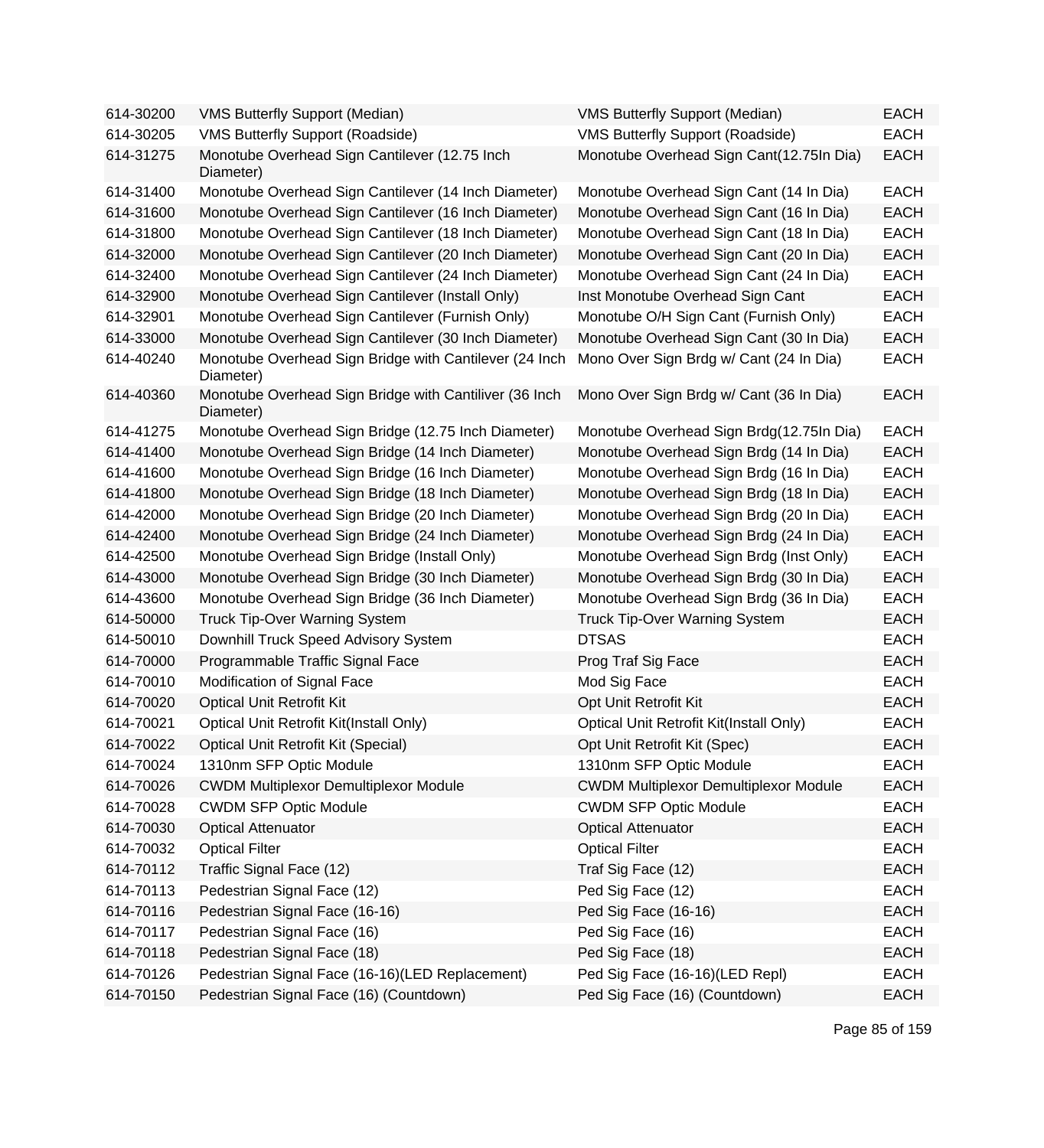| | | | |
|---|---|---|---|
| 614-30200 | VMS Butterfly Support (Median) | VMS Butterfly Support (Median) | EACH |
| 614-30205 | VMS Butterfly Support (Roadside) | VMS Butterfly Support (Roadside) | EACH |
| 614-31275 | Monotube Overhead Sign Cantilever (12.75 Inch Diameter) | Monotube Overhead Sign Cant(12.75In Dia) | EACH |
| 614-31400 | Monotube Overhead Sign Cantilever (14 Inch Diameter) | Monotube Overhead Sign Cant (14 In Dia) | EACH |
| 614-31600 | Monotube Overhead Sign Cantilever (16 Inch Diameter) | Monotube Overhead Sign Cant (16 In Dia) | EACH |
| 614-31800 | Monotube Overhead Sign Cantilever (18 Inch Diameter) | Monotube Overhead Sign Cant (18 In Dia) | EACH |
| 614-32000 | Monotube Overhead Sign Cantilever (20 Inch Diameter) | Monotube Overhead Sign Cant (20 In Dia) | EACH |
| 614-32400 | Monotube Overhead Sign Cantilever (24 Inch Diameter) | Monotube Overhead Sign Cant (24 In Dia) | EACH |
| 614-32900 | Monotube Overhead Sign Cantilever (Install Only) | Inst Monotube Overhead Sign Cant | EACH |
| 614-32901 | Monotube Overhead Sign Cantilever (Furnish Only) | Monotube O/H Sign Cant (Furnish Only) | EACH |
| 614-33000 | Monotube Overhead Sign Cantilever (30 Inch Diameter) | Monotube Overhead Sign Cant (30 In Dia) | EACH |
| 614-40240 | Monotube Overhead Sign Bridge with Cantilever (24 Inch Diameter) | Mono Over Sign Brdg w/ Cant (24 In Dia) | EACH |
| 614-40360 | Monotube Overhead Sign Bridge with Cantiliver (36 Inch Diameter) | Mono Over Sign Brdg w/ Cant (36 In Dia) | EACH |
| 614-41275 | Monotube Overhead Sign Bridge (12.75 Inch Diameter) | Monotube Overhead Sign Brdg(12.75In Dia) | EACH |
| 614-41400 | Monotube Overhead Sign Bridge (14 Inch Diameter) | Monotube Overhead Sign Brdg (14 In Dia) | EACH |
| 614-41600 | Monotube Overhead Sign Bridge (16 Inch Diameter) | Monotube Overhead Sign Brdg (16 In Dia) | EACH |
| 614-41800 | Monotube Overhead Sign Bridge (18 Inch Diameter) | Monotube Overhead Sign Brdg (18 In Dia) | EACH |
| 614-42000 | Monotube Overhead Sign Bridge (20 Inch Diameter) | Monotube Overhead Sign Brdg (20 In Dia) | EACH |
| 614-42400 | Monotube Overhead Sign Bridge (24 Inch Diameter) | Monotube Overhead Sign Brdg (24 In Dia) | EACH |
| 614-42500 | Monotube Overhead Sign Bridge (Install Only) | Monotube Overhead Sign Brdg (Inst Only) | EACH |
| 614-43000 | Monotube Overhead Sign Bridge (30 Inch Diameter) | Monotube Overhead Sign Brdg (30 In Dia) | EACH |
| 614-43600 | Monotube Overhead Sign Bridge (36 Inch Diameter) | Monotube Overhead Sign Brdg (36 In Dia) | EACH |
| 614-50000 | Truck Tip-Over Warning System | Truck Tip-Over Warning System | EACH |
| 614-50010 | Downhill Truck Speed Advisory System | DTSAS | EACH |
| 614-70000 | Programmable Traffic Signal Face | Prog Traf Sig Face | EACH |
| 614-70010 | Modification of Signal Face | Mod Sig Face | EACH |
| 614-70020 | Optical Unit Retrofit Kit | Opt Unit Retrofit Kit | EACH |
| 614-70021 | Optical Unit Retrofit Kit(Install Only) | Optical Unit Retrofit Kit(Install Only) | EACH |
| 614-70022 | Optical Unit Retrofit Kit (Special) | Opt Unit Retrofit Kit (Spec) | EACH |
| 614-70024 | 1310nm SFP Optic Module | 1310nm SFP Optic Module | EACH |
| 614-70026 | CWDM Multiplexor Demultiplexor Module | CWDM Multiplexor Demultiplexor Module | EACH |
| 614-70028 | CWDM SFP Optic Module | CWDM SFP Optic Module | EACH |
| 614-70030 | Optical Attenuator | Optical Attenuator | EACH |
| 614-70032 | Optical Filter | Optical Filter | EACH |
| 614-70112 | Traffic Signal Face (12) | Traf Sig Face (12) | EACH |
| 614-70113 | Pedestrian Signal Face (12) | Ped Sig Face (12) | EACH |
| 614-70116 | Pedestrian Signal Face (16-16) | Ped Sig Face (16-16) | EACH |
| 614-70117 | Pedestrian Signal Face (16) | Ped Sig Face (16) | EACH |
| 614-70118 | Pedestrian Signal Face (18) | Ped Sig Face (18) | EACH |
| 614-70126 | Pedestrian Signal Face (16-16)(LED Replacement) | Ped Sig Face (16-16)(LED Repl) | EACH |
| 614-70150 | Pedestrian Signal Face (16) (Countdown) | Ped Sig Face (16) (Countdown) | EACH |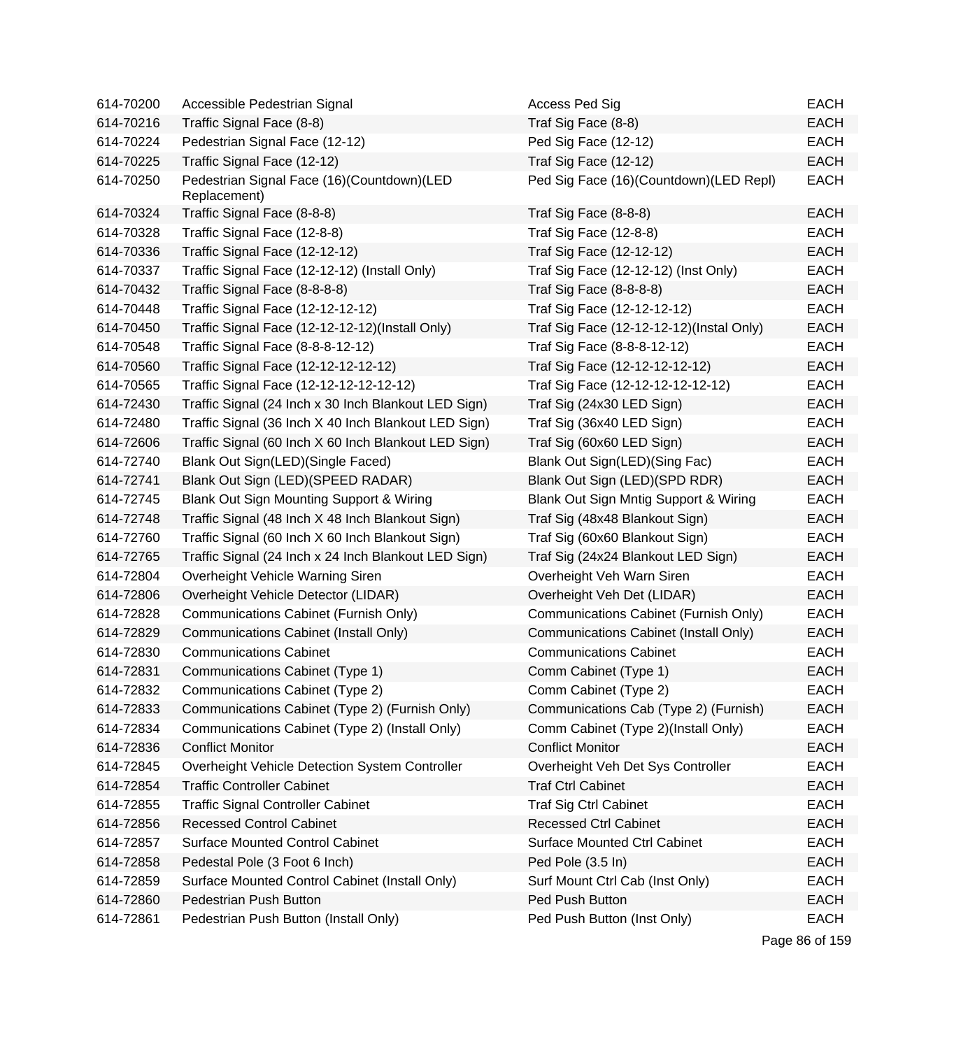| | | | |
|---|---|---|---|
| 614-70200 | Accessible Pedestrian Signal | Access Ped Sig | EACH |
| 614-70216 | Traffic Signal Face (8-8) | Traf Sig Face (8-8) | EACH |
| 614-70224 | Pedestrian Signal Face (12-12) | Ped Sig Face (12-12) | EACH |
| 614-70225 | Traffic Signal Face (12-12) | Traf Sig Face (12-12) | EACH |
| 614-70250 | Pedestrian Signal Face (16)(Countdown)(LED Replacement) | Ped Sig Face (16)(Countdown)(LED Repl) | EACH |
| 614-70324 | Traffic Signal Face (8-8-8) | Traf Sig Face (8-8-8) | EACH |
| 614-70328 | Traffic Signal Face (12-8-8) | Traf Sig Face (12-8-8) | EACH |
| 614-70336 | Traffic Signal Face (12-12-12) | Traf Sig Face (12-12-12) | EACH |
| 614-70337 | Traffic Signal Face (12-12-12) (Install Only) | Traf Sig Face (12-12-12) (Inst Only) | EACH |
| 614-70432 | Traffic Signal Face (8-8-8-8) | Traf Sig Face (8-8-8-8) | EACH |
| 614-70448 | Traffic Signal Face (12-12-12-12) | Traf Sig Face (12-12-12-12) | EACH |
| 614-70450 | Traffic Signal Face (12-12-12-12)(Install Only) | Traf Sig Face (12-12-12-12)(Instal Only) | EACH |
| 614-70548 | Traffic Signal Face (8-8-8-12-12) | Traf Sig Face (8-8-8-12-12) | EACH |
| 614-70560 | Traffic Signal Face (12-12-12-12-12) | Traf Sig Face (12-12-12-12-12) | EACH |
| 614-70565 | Traffic Signal Face (12-12-12-12-12-12) | Traf Sig Face (12-12-12-12-12-12) | EACH |
| 614-72430 | Traffic Signal (24 Inch x 30 Inch Blankout LED Sign) | Traf Sig (24x30 LED Sign) | EACH |
| 614-72480 | Traffic Signal (36 Inch X 40 Inch Blankout LED Sign) | Traf Sig (36x40 LED Sign) | EACH |
| 614-72606 | Traffic Signal (60 Inch X 60 Inch Blankout LED Sign) | Traf Sig (60x60 LED Sign) | EACH |
| 614-72740 | Blank Out Sign(LED)(Single Faced) | Blank Out Sign(LED)(Sing Fac) | EACH |
| 614-72741 | Blank Out Sign (LED)(SPEED RADAR) | Blank Out Sign (LED)(SPD RDR) | EACH |
| 614-72745 | Blank Out Sign Mounting Support & Wiring | Blank Out Sign Mntig Support & Wiring | EACH |
| 614-72748 | Traffic Signal (48 Inch X 48 Inch Blankout Sign) | Traf Sig (48x48 Blankout Sign) | EACH |
| 614-72760 | Traffic Signal (60 Inch X 60 Inch Blankout Sign) | Traf Sig (60x60 Blankout Sign) | EACH |
| 614-72765 | Traffic Signal (24 Inch x 24 Inch Blankout LED Sign) | Traf Sig (24x24 Blankout LED Sign) | EACH |
| 614-72804 | Overheight Vehicle Warning Siren | Overheight Veh Warn Siren | EACH |
| 614-72806 | Overheight Vehicle Detector (LIDAR) | Overheight Veh Det (LIDAR) | EACH |
| 614-72828 | Communications Cabinet (Furnish Only) | Communications Cabinet (Furnish Only) | EACH |
| 614-72829 | Communications Cabinet (Install Only) | Communications Cabinet (Install Only) | EACH |
| 614-72830 | Communications Cabinet | Communications Cabinet | EACH |
| 614-72831 | Communications Cabinet (Type 1) | Comm Cabinet (Type 1) | EACH |
| 614-72832 | Communications Cabinet (Type 2) | Comm Cabinet (Type 2) | EACH |
| 614-72833 | Communications Cabinet (Type 2) (Furnish Only) | Communications Cab (Type 2) (Furnish) | EACH |
| 614-72834 | Communications Cabinet (Type 2) (Install Only) | Comm Cabinet (Type 2)(Install Only) | EACH |
| 614-72836 | Conflict Monitor | Conflict Monitor | EACH |
| 614-72845 | Overheight Vehicle Detection System Controller | Overheight Veh Det Sys Controller | EACH |
| 614-72854 | Traffic Controller Cabinet | Traf Ctrl Cabinet | EACH |
| 614-72855 | Traffic Signal Controller Cabinet | Traf Sig Ctrl Cabinet | EACH |
| 614-72856 | Recessed Control Cabinet | Recessed Ctrl Cabinet | EACH |
| 614-72857 | Surface Mounted Control Cabinet | Surface Mounted Ctrl Cabinet | EACH |
| 614-72858 | Pedestal Pole (3 Foot 6 Inch) | Ped Pole (3.5 In) | EACH |
| 614-72859 | Surface Mounted Control Cabinet (Install Only) | Surf Mount Ctrl Cab (Inst Only) | EACH |
| 614-72860 | Pedestrian Push Button | Ped Push Button | EACH |
| 614-72861 | Pedestrian Push Button (Install Only) | Ped Push Button (Inst Only) | EACH |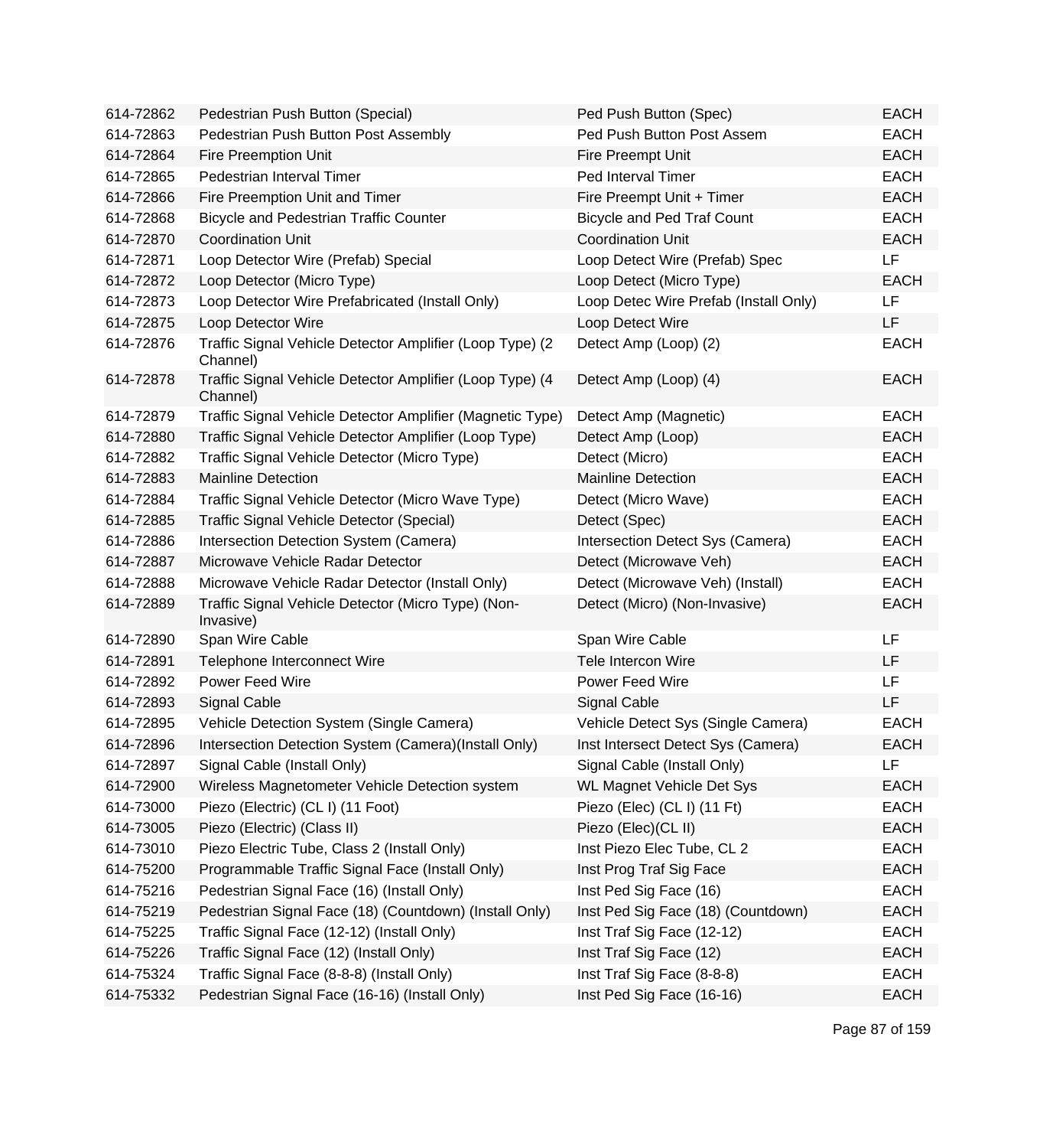| | | | |
|---|---|---|---|
| 614-72862 | Pedestrian Push Button (Special) | Ped Push Button (Spec) | EACH |
| 614-72863 | Pedestrian Push Button Post Assembly | Ped Push Button Post Assem | EACH |
| 614-72864 | Fire Preemption Unit | Fire Preempt Unit | EACH |
| 614-72865 | Pedestrian Interval Timer | Ped Interval Timer | EACH |
| 614-72866 | Fire Preemption Unit and Timer | Fire Preempt Unit + Timer | EACH |
| 614-72868 | Bicycle and Pedestrian Traffic Counter | Bicycle and Ped Traf Count | EACH |
| 614-72870 | Coordination Unit | Coordination Unit | EACH |
| 614-72871 | Loop Detector Wire (Prefab) Special | Loop Detect Wire (Prefab) Spec | LF |
| 614-72872 | Loop Detector (Micro Type) | Loop Detect (Micro Type) | EACH |
| 614-72873 | Loop Detector Wire Prefabricated (Install Only) | Loop Detec Wire Prefab (Install Only) | LF |
| 614-72875 | Loop Detector Wire | Loop Detect Wire | LF |
| 614-72876 | Traffic Signal Vehicle Detector Amplifier (Loop Type) (2 Channel) | Detect Amp (Loop) (2) | EACH |
| 614-72878 | Traffic Signal Vehicle Detector Amplifier (Loop Type) (4 Channel) | Detect Amp (Loop) (4) | EACH |
| 614-72879 | Traffic Signal Vehicle Detector Amplifier (Magnetic Type) | Detect Amp (Magnetic) | EACH |
| 614-72880 | Traffic Signal Vehicle Detector Amplifier (Loop Type) | Detect Amp (Loop) | EACH |
| 614-72882 | Traffic Signal Vehicle Detector (Micro Type) | Detect (Micro) | EACH |
| 614-72883 | Mainline Detection | Mainline Detection | EACH |
| 614-72884 | Traffic Signal Vehicle Detector (Micro Wave Type) | Detect (Micro Wave) | EACH |
| 614-72885 | Traffic Signal Vehicle Detector (Special) | Detect (Spec) | EACH |
| 614-72886 | Intersection Detection System (Camera) | Intersection Detect Sys (Camera) | EACH |
| 614-72887 | Microwave Vehicle Radar Detector | Detect (Microwave Veh) | EACH |
| 614-72888 | Microwave Vehicle Radar Detector (Install Only) | Detect (Microwave Veh) (Install) | EACH |
| 614-72889 | Traffic Signal Vehicle Detector (Micro Type) (Non-Invasive) | Detect (Micro) (Non-Invasive) | EACH |
| 614-72890 | Span Wire Cable | Span Wire Cable | LF |
| 614-72891 | Telephone Interconnect Wire | Tele Intercon Wire | LF |
| 614-72892 | Power Feed Wire | Power Feed Wire | LF |
| 614-72893 | Signal Cable | Signal Cable | LF |
| 614-72895 | Vehicle Detection System (Single Camera) | Vehicle Detect Sys (Single Camera) | EACH |
| 614-72896 | Intersection Detection System (Camera)(Install Only) | Inst Intersect Detect Sys (Camera) | EACH |
| 614-72897 | Signal Cable (Install Only) | Signal Cable (Install Only) | LF |
| 614-72900 | Wireless Magnetometer Vehicle Detection system | WL Magnet Vehicle Det Sys | EACH |
| 614-73000 | Piezo (Electric) (CL I) (11 Foot) | Piezo (Elec) (CL I) (11 Ft) | EACH |
| 614-73005 | Piezo (Electric) (Class II) | Piezo (Elec)(CL II) | EACH |
| 614-73010 | Piezo Electric Tube, Class 2 (Install Only) | Inst Piezo Elec Tube, CL 2 | EACH |
| 614-75200 | Programmable Traffic Signal Face (Install Only) | Inst Prog Traf Sig Face | EACH |
| 614-75216 | Pedestrian Signal Face (16) (Install Only) | Inst Ped Sig Face (16) | EACH |
| 614-75219 | Pedestrian Signal Face (18) (Countdown) (Install Only) | Inst Ped Sig Face (18) (Countdown) | EACH |
| 614-75225 | Traffic Signal Face (12-12) (Install Only) | Inst Traf Sig Face (12-12) | EACH |
| 614-75226 | Traffic Signal Face (12) (Install Only) | Inst Traf Sig Face (12) | EACH |
| 614-75324 | Traffic Signal Face (8-8-8) (Install Only) | Inst Traf Sig Face (8-8-8) | EACH |
| 614-75332 | Pedestrian Signal Face (16-16) (Install Only) | Inst Ped Sig Face (16-16) | EACH |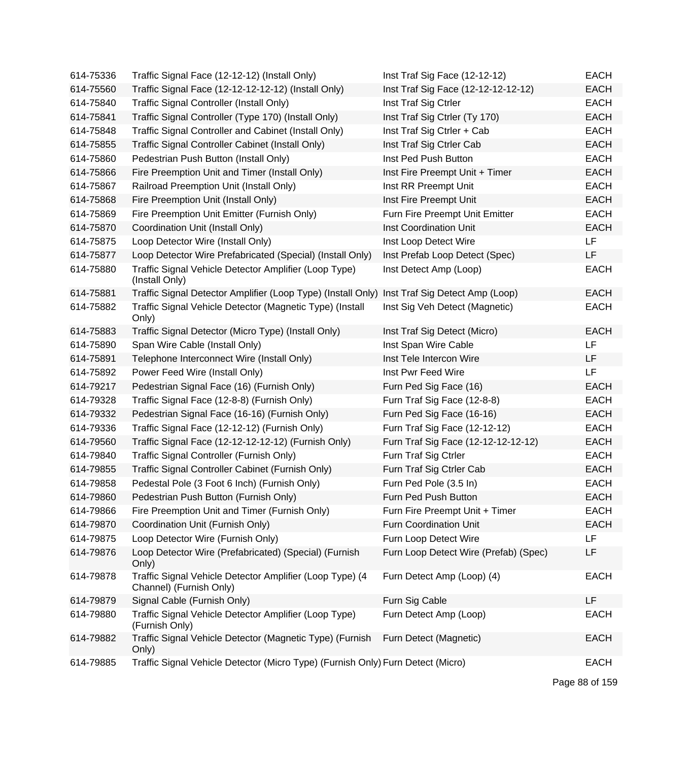| | | | |
|---|---|---|---|
| 614-75336 | Traffic Signal Face (12-12-12) (Install Only) | Inst Traf Sig Face (12-12-12) | EACH |
| 614-75560 | Traffic Signal Face (12-12-12-12-12) (Install Only) | Inst Traf Sig Face (12-12-12-12-12) | EACH |
| 614-75840 | Traffic Signal Controller (Install Only) | Inst Traf Sig Ctrler | EACH |
| 614-75841 | Traffic Signal Controller (Type 170) (Install Only) | Inst Traf Sig Ctrler (Ty 170) | EACH |
| 614-75848 | Traffic Signal Controller and Cabinet (Install Only) | Inst Traf Sig Ctrler + Cab | EACH |
| 614-75855 | Traffic Signal Controller Cabinet (Install Only) | Inst Traf Sig Ctrler Cab | EACH |
| 614-75860 | Pedestrian Push Button (Install Only) | Inst Ped Push Button | EACH |
| 614-75866 | Fire Preemption Unit and Timer (Install Only) | Inst Fire Preempt Unit + Timer | EACH |
| 614-75867 | Railroad Preemption Unit (Install Only) | Inst RR Preempt Unit | EACH |
| 614-75868 | Fire Preemption Unit (Install Only) | Inst Fire Preempt Unit | EACH |
| 614-75869 | Fire Preemption Unit Emitter (Furnish Only) | Furn Fire Preempt Unit Emitter | EACH |
| 614-75870 | Coordination Unit (Install Only) | Inst Coordination Unit | EACH |
| 614-75875 | Loop Detector Wire (Install Only) | Inst Loop Detect Wire | LF |
| 614-75877 | Loop Detector Wire Prefabricated (Special) (Install Only) | Inst Prefab Loop Detect (Spec) | LF |
| 614-75880 | Traffic Signal Vehicle Detector Amplifier (Loop Type) (Install Only) | Inst Detect Amp (Loop) | EACH |
| 614-75881 | Traffic Signal Detector Amplifier (Loop Type) (Install Only) | Inst Traf Sig Detect Amp (Loop) | EACH |
| 614-75882 | Traffic Signal Vehicle Detector (Magnetic Type) (Install Only) | Inst Sig Veh Detect (Magnetic) | EACH |
| 614-75883 | Traffic Signal Detector (Micro Type) (Install Only) | Inst Traf Sig Detect (Micro) | EACH |
| 614-75890 | Span Wire Cable (Install Only) | Inst Span Wire Cable | LF |
| 614-75891 | Telephone Interconnect Wire (Install Only) | Inst Tele Intercon Wire | LF |
| 614-75892 | Power Feed Wire (Install Only) | Inst Pwr Feed Wire | LF |
| 614-79217 | Pedestrian Signal Face (16) (Furnish Only) | Furn Ped Sig Face (16) | EACH |
| 614-79328 | Traffic Signal Face (12-8-8) (Furnish Only) | Furn Traf Sig Face (12-8-8) | EACH |
| 614-79332 | Pedestrian Signal Face (16-16) (Furnish Only) | Furn Ped Sig Face (16-16) | EACH |
| 614-79336 | Traffic Signal Face (12-12-12) (Furnish Only) | Furn Traf Sig Face (12-12-12) | EACH |
| 614-79560 | Traffic Signal Face (12-12-12-12-12) (Furnish Only) | Furn Traf Sig Face (12-12-12-12-12) | EACH |
| 614-79840 | Traffic Signal Controller (Furnish Only) | Furn Traf Sig Ctrler | EACH |
| 614-79855 | Traffic Signal Controller Cabinet (Furnish Only) | Furn Traf Sig Ctrler Cab | EACH |
| 614-79858 | Pedestal Pole (3 Foot 6 Inch) (Furnish Only) | Furn Ped Pole (3.5 In) | EACH |
| 614-79860 | Pedestrian Push Button (Furnish Only) | Furn Ped Push Button | EACH |
| 614-79866 | Fire Preemption Unit and Timer (Furnish Only) | Furn Fire Preempt Unit + Timer | EACH |
| 614-79870 | Coordination Unit (Furnish Only) | Furn Coordination Unit | EACH |
| 614-79875 | Loop Detector Wire (Furnish Only) | Furn Loop Detect Wire | LF |
| 614-79876 | Loop Detector Wire (Prefabricated) (Special) (Furnish Only) | Furn Loop Detect Wire (Prefab) (Spec) | LF |
| 614-79878 | Traffic Signal Vehicle Detector Amplifier (Loop Type) (4 Channel) (Furnish Only) | Furn Detect Amp (Loop) (4) | EACH |
| 614-79879 | Signal Cable (Furnish Only) | Furn Sig Cable | LF |
| 614-79880 | Traffic Signal Vehicle Detector Amplifier (Loop Type) (Furnish Only) | Furn Detect Amp (Loop) | EACH |
| 614-79882 | Traffic Signal Vehicle Detector (Magnetic Type) (Furnish Only) | Furn Detect (Magnetic) | EACH |
| 614-79885 | Traffic Signal Vehicle Detector (Micro Type) (Furnish Only) | Furn Detect (Micro) | EACH |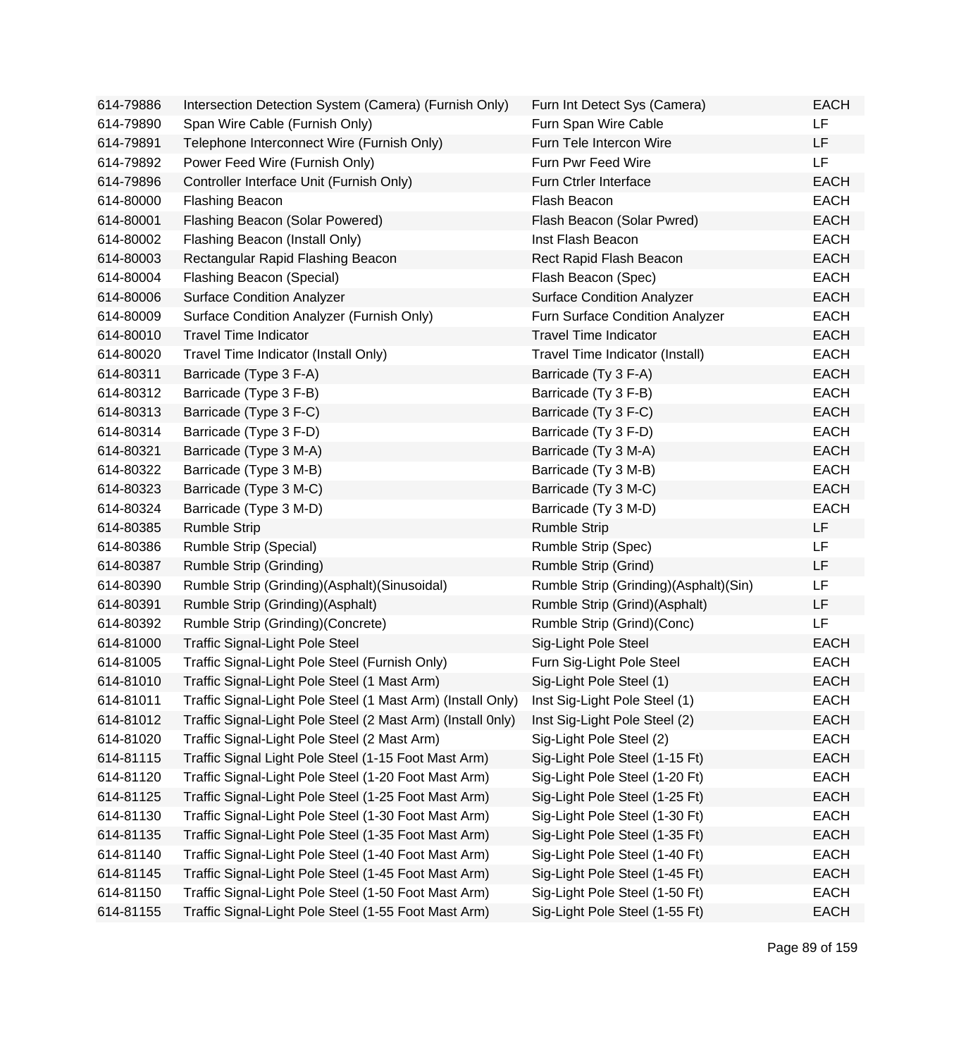| 614-79886 | Intersection Detection System (Camera) (Furnish Only) | Furn Int Detect Sys (Camera) | EACH |
|---|---|---|---|
| 614-79890 | Span Wire Cable (Furnish Only) | Furn Span Wire Cable | LF |
| 614-79891 | Telephone Interconnect Wire (Furnish Only) | Furn Tele Intercon Wire | LF |
| 614-79892 | Power Feed Wire (Furnish Only) | Furn Pwr Feed Wire | LF |
| 614-79896 | Controller Interface Unit (Furnish Only) | Furn Ctrler Interface | EACH |
| 614-80000 | Flashing Beacon | Flash Beacon | EACH |
| 614-80001 | Flashing Beacon (Solar Powered) | Flash Beacon (Solar Pwred) | EACH |
| 614-80002 | Flashing Beacon (Install Only) | Inst Flash Beacon | EACH |
| 614-80003 | Rectangular Rapid Flashing Beacon | Rect Rapid Flash Beacon | EACH |
| 614-80004 | Flashing Beacon (Special) | Flash Beacon (Spec) | EACH |
| 614-80006 | Surface Condition Analyzer | Surface Condition Analyzer | EACH |
| 614-80009 | Surface Condition Analyzer (Furnish Only) | Furn Surface Condition Analyzer | EACH |
| 614-80010 | Travel Time Indicator | Travel Time Indicator | EACH |
| 614-80020 | Travel Time Indicator (Install Only) | Travel Time Indicator (Install) | EACH |
| 614-80311 | Barricade (Type 3 F-A) | Barricade (Ty 3 F-A) | EACH |
| 614-80312 | Barricade (Type 3 F-B) | Barricade (Ty 3 F-B) | EACH |
| 614-80313 | Barricade (Type 3 F-C) | Barricade (Ty 3 F-C) | EACH |
| 614-80314 | Barricade (Type 3 F-D) | Barricade (Ty 3 F-D) | EACH |
| 614-80321 | Barricade (Type 3 M-A) | Barricade (Ty 3 M-A) | EACH |
| 614-80322 | Barricade (Type 3 M-B) | Barricade (Ty 3 M-B) | EACH |
| 614-80323 | Barricade (Type 3 M-C) | Barricade (Ty 3 M-C) | EACH |
| 614-80324 | Barricade (Type 3 M-D) | Barricade (Ty 3 M-D) | EACH |
| 614-80385 | Rumble Strip | Rumble Strip | LF |
| 614-80386 | Rumble Strip (Special) | Rumble Strip (Spec) | LF |
| 614-80387 | Rumble Strip (Grinding) | Rumble Strip (Grind) | LF |
| 614-80390 | Rumble Strip (Grinding)(Asphalt)(Sinusoidal) | Rumble Strip (Grinding)(Asphalt)(Sin) | LF |
| 614-80391 | Rumble Strip (Grinding)(Asphalt) | Rumble Strip (Grind)(Asphalt) | LF |
| 614-80392 | Rumble Strip (Grinding)(Concrete) | Rumble Strip (Grind)(Conc) | LF |
| 614-81000 | Traffic Signal-Light Pole Steel | Sig-Light Pole Steel | EACH |
| 614-81005 | Traffic Signal-Light Pole Steel (Furnish Only) | Furn Sig-Light Pole Steel | EACH |
| 614-81010 | Traffic Signal-Light Pole Steel (1 Mast Arm) | Sig-Light Pole Steel (1) | EACH |
| 614-81011 | Traffic Signal-Light Pole Steel (1 Mast Arm) (Install Only) | Inst Sig-Light Pole Steel (1) | EACH |
| 614-81012 | Traffic Signal-Light Pole Steel (2 Mast Arm) (Install 0nly) | Inst Sig-Light Pole Steel (2) | EACH |
| 614-81020 | Traffic Signal-Light Pole Steel (2 Mast Arm) | Sig-Light Pole Steel (2) | EACH |
| 614-81115 | Traffic Signal Light Pole Steel (1-15 Foot Mast Arm) | Sig-Light Pole Steel (1-15 Ft) | EACH |
| 614-81120 | Traffic Signal-Light Pole Steel (1-20 Foot Mast Arm) | Sig-Light Pole Steel (1-20 Ft) | EACH |
| 614-81125 | Traffic Signal-Light Pole Steel (1-25 Foot Mast Arm) | Sig-Light Pole Steel (1-25 Ft) | EACH |
| 614-81130 | Traffic Signal-Light Pole Steel (1-30 Foot Mast Arm) | Sig-Light Pole Steel (1-30 Ft) | EACH |
| 614-81135 | Traffic Signal-Light Pole Steel (1-35 Foot Mast Arm) | Sig-Light Pole Steel (1-35 Ft) | EACH |
| 614-81140 | Traffic Signal-Light Pole Steel (1-40 Foot Mast Arm) | Sig-Light Pole Steel (1-40 Ft) | EACH |
| 614-81145 | Traffic Signal-Light Pole Steel (1-45 Foot Mast Arm) | Sig-Light Pole Steel (1-45 Ft) | EACH |
| 614-81150 | Traffic Signal-Light Pole Steel (1-50 Foot Mast Arm) | Sig-Light Pole Steel (1-50 Ft) | EACH |
| 614-81155 | Traffic Signal-Light Pole Steel (1-55 Foot Mast Arm) | Sig-Light Pole Steel (1-55 Ft) | EACH |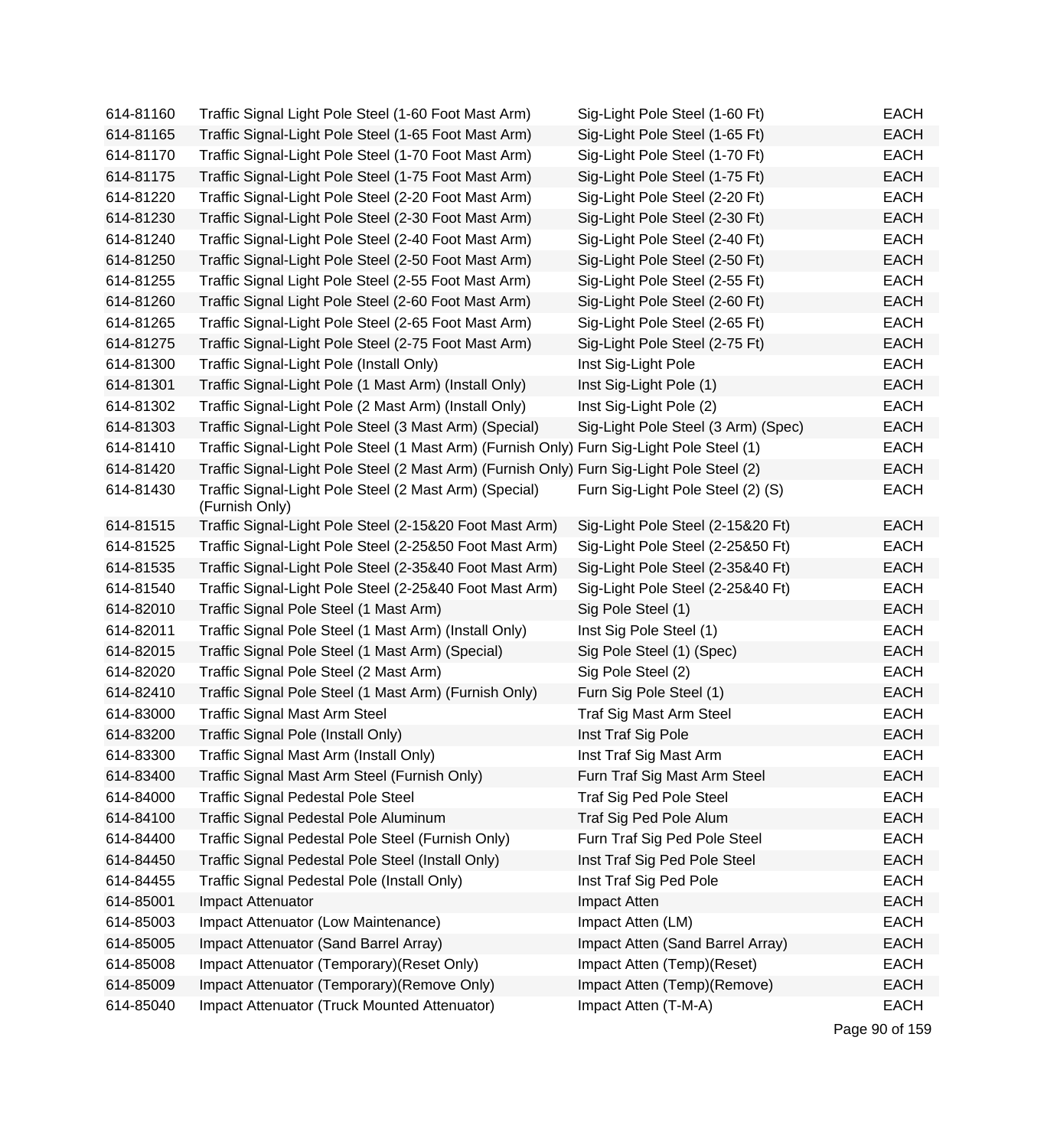| | | | |
|---|---|---|---|
| 614-81160 | Traffic Signal Light Pole Steel (1-60 Foot Mast Arm) | Sig-Light Pole Steel (1-60 Ft) | EACH |
| 614-81165 | Traffic Signal-Light Pole Steel (1-65 Foot Mast Arm) | Sig-Light Pole Steel (1-65 Ft) | EACH |
| 614-81170 | Traffic Signal-Light Pole Steel (1-70 Foot Mast Arm) | Sig-Light Pole Steel (1-70 Ft) | EACH |
| 614-81175 | Traffic Signal-Light Pole Steel (1-75 Foot Mast Arm) | Sig-Light Pole Steel (1-75 Ft) | EACH |
| 614-81220 | Traffic Signal-Light Pole Steel (2-20 Foot Mast Arm) | Sig-Light Pole Steel (2-20 Ft) | EACH |
| 614-81230 | Traffic Signal-Light Pole Steel (2-30 Foot Mast Arm) | Sig-Light Pole Steel (2-30 Ft) | EACH |
| 614-81240 | Traffic Signal-Light Pole Steel (2-40 Foot Mast Arm) | Sig-Light Pole Steel (2-40 Ft) | EACH |
| 614-81250 | Traffic Signal-Light Pole Steel (2-50 Foot Mast Arm) | Sig-Light Pole Steel (2-50 Ft) | EACH |
| 614-81255 | Traffic Signal Light Pole Steel (2-55 Foot Mast Arm) | Sig-Light Pole Steel (2-55 Ft) | EACH |
| 614-81260 | Traffic Signal Light Pole Steel (2-60 Foot Mast Arm) | Sig-Light Pole Steel (2-60 Ft) | EACH |
| 614-81265 | Traffic Signal-Light Pole Steel (2-65 Foot Mast Arm) | Sig-Light Pole Steel (2-65 Ft) | EACH |
| 614-81275 | Traffic Signal-Light Pole Steel (2-75 Foot Mast Arm) | Sig-Light Pole Steel (2-75 Ft) | EACH |
| 614-81300 | Traffic Signal-Light Pole (Install Only) | Inst Sig-Light Pole | EACH |
| 614-81301 | Traffic Signal-Light Pole (1 Mast Arm) (Install Only) | Inst Sig-Light Pole (1) | EACH |
| 614-81302 | Traffic Signal-Light Pole (2 Mast Arm) (Install Only) | Inst Sig-Light Pole (2) | EACH |
| 614-81303 | Traffic Signal-Light Pole Steel (3 Mast Arm) (Special) | Sig-Light Pole Steel (3 Arm) (Spec) | EACH |
| 614-81410 | Traffic Signal-Light Pole Steel (1 Mast Arm) (Furnish Only) | Furn Sig-Light Pole Steel (1) | EACH |
| 614-81420 | Traffic Signal-Light Pole Steel (2 Mast Arm) (Furnish Only) | Furn Sig-Light Pole Steel (2) | EACH |
| 614-81430 | Traffic Signal-Light Pole Steel (2 Mast Arm) (Special) (Furnish Only) | Furn Sig-Light Pole Steel (2) (S) | EACH |
| 614-81515 | Traffic Signal-Light Pole Steel (2-15&20 Foot Mast Arm) | Sig-Light Pole Steel (2-15&20 Ft) | EACH |
| 614-81525 | Traffic Signal-Light Pole Steel (2-25&50 Foot Mast Arm) | Sig-Light Pole Steel (2-25&50 Ft) | EACH |
| 614-81535 | Traffic Signal-Light Pole Steel (2-35&40 Foot Mast Arm) | Sig-Light Pole Steel (2-35&40 Ft) | EACH |
| 614-81540 | Traffic Signal-Light Pole Steel (2-25&40 Foot Mast Arm) | Sig-Light Pole Steel (2-25&40 Ft) | EACH |
| 614-82010 | Traffic Signal Pole Steel (1 Mast Arm) | Sig Pole Steel (1) | EACH |
| 614-82011 | Traffic Signal Pole Steel (1 Mast Arm) (Install Only) | Inst Sig Pole Steel (1) | EACH |
| 614-82015 | Traffic Signal Pole Steel (1 Mast Arm) (Special) | Sig Pole Steel (1) (Spec) | EACH |
| 614-82020 | Traffic Signal Pole Steel (2 Mast Arm) | Sig Pole Steel (2) | EACH |
| 614-82410 | Traffic Signal Pole Steel (1 Mast Arm) (Furnish Only) | Furn Sig Pole Steel (1) | EACH |
| 614-83000 | Traffic Signal Mast Arm Steel | Traf Sig Mast Arm Steel | EACH |
| 614-83200 | Traffic Signal Pole (Install Only) | Inst Traf Sig Pole | EACH |
| 614-83300 | Traffic Signal Mast Arm (Install Only) | Inst Traf Sig Mast Arm | EACH |
| 614-83400 | Traffic Signal Mast Arm Steel (Furnish Only) | Furn Traf Sig Mast Arm Steel | EACH |
| 614-84000 | Traffic Signal Pedestal Pole Steel | Traf Sig Ped Pole Steel | EACH |
| 614-84100 | Traffic Signal Pedestal Pole Aluminum | Traf Sig Ped Pole Alum | EACH |
| 614-84400 | Traffic Signal Pedestal Pole Steel (Furnish Only) | Furn Traf Sig Ped Pole Steel | EACH |
| 614-84450 | Traffic Signal Pedestal Pole Steel (Install Only) | Inst Traf Sig Ped Pole Steel | EACH |
| 614-84455 | Traffic Signal Pedestal Pole (Install Only) | Inst Traf Sig Ped Pole | EACH |
| 614-85001 | Impact Attenuator | Impact Atten | EACH |
| 614-85003 | Impact Attenuator (Low Maintenance) | Impact Atten (LM) | EACH |
| 614-85005 | Impact Attenuator (Sand Barrel Array) | Impact Atten (Sand Barrel Array) | EACH |
| 614-85008 | Impact Attenuator (Temporary)(Reset Only) | Impact Atten (Temp)(Reset) | EACH |
| 614-85009 | Impact Attenuator (Temporary)(Remove Only) | Impact Atten (Temp)(Remove) | EACH |
| 614-85040 | Impact Attenuator (Truck Mounted Attenuator) | Impact Atten (T-M-A) | EACH |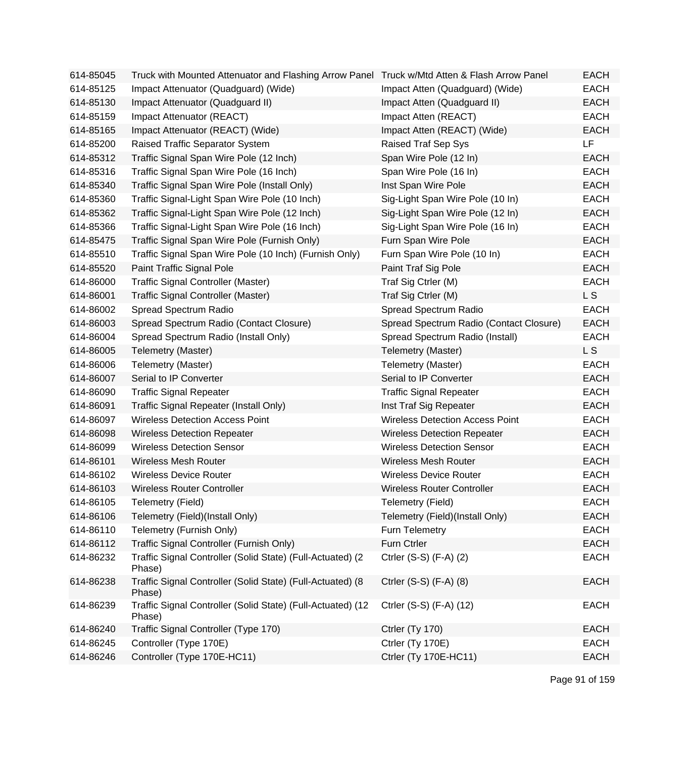| | | | |
|---|---|---|---|
| 614-85045 | Truck with Mounted Attenuator and Flashing Arrow Panel | Truck w/Mtd Atten & Flash Arrow Panel | EACH |
| 614-85125 | Impact Attenuator (Quadguard) (Wide) | Impact Atten (Quadguard) (Wide) | EACH |
| 614-85130 | Impact Attenuator (Quadguard II) | Impact Atten (Quadguard II) | EACH |
| 614-85159 | Impact Attenuator (REACT) | Impact Atten (REACT) | EACH |
| 614-85165 | Impact Attenuator (REACT) (Wide) | Impact Atten (REACT) (Wide) | EACH |
| 614-85200 | Raised Traffic Separator System | Raised Traf Sep Sys | LF |
| 614-85312 | Traffic Signal Span Wire Pole (12 Inch) | Span Wire Pole (12 In) | EACH |
| 614-85316 | Traffic Signal Span Wire Pole (16 Inch) | Span Wire Pole (16 In) | EACH |
| 614-85340 | Traffic Signal Span Wire Pole (Install Only) | Inst Span Wire Pole | EACH |
| 614-85360 | Traffic Signal-Light Span Wire Pole (10 Inch) | Sig-Light Span Wire Pole (10 In) | EACH |
| 614-85362 | Traffic Signal-Light Span Wire Pole (12 Inch) | Sig-Light Span Wire Pole (12 In) | EACH |
| 614-85366 | Traffic Signal-Light Span Wire Pole (16 Inch) | Sig-Light Span Wire Pole (16 In) | EACH |
| 614-85475 | Traffic Signal Span Wire Pole (Furnish Only) | Furn Span Wire Pole | EACH |
| 614-85510 | Traffic Signal Span Wire Pole (10 Inch) (Furnish Only) | Furn Span Wire Pole (10 In) | EACH |
| 614-85520 | Paint Traffic Signal Pole | Paint Traf Sig Pole | EACH |
| 614-86000 | Traffic Signal Controller (Master) | Traf Sig Ctrler (M) | EACH |
| 614-86001 | Traffic Signal Controller (Master) | Traf Sig Ctrler (M) | L S |
| 614-86002 | Spread Spectrum Radio | Spread Spectrum Radio | EACH |
| 614-86003 | Spread Spectrum Radio (Contact Closure) | Spread Spectrum Radio (Contact Closure) | EACH |
| 614-86004 | Spread Spectrum Radio (Install Only) | Spread Spectrum Radio (Install) | EACH |
| 614-86005 | Telemetry (Master) | Telemetry (Master) | L S |
| 614-86006 | Telemetry (Master) | Telemetry (Master) | EACH |
| 614-86007 | Serial to IP Converter | Serial to IP Converter | EACH |
| 614-86090 | Traffic Signal Repeater | Traffic Signal Repeater | EACH |
| 614-86091 | Traffic Signal Repeater (Install Only) | Inst Traf Sig Repeater | EACH |
| 614-86097 | Wireless Detection Access Point | Wireless Detection Access Point | EACH |
| 614-86098 | Wireless Detection Repeater | Wireless Detection Repeater | EACH |
| 614-86099 | Wireless Detection Sensor | Wireless Detection Sensor | EACH |
| 614-86101 | Wireless Mesh Router | Wireless Mesh Router | EACH |
| 614-86102 | Wireless Device Router | Wireless Device Router | EACH |
| 614-86103 | Wireless Router Controller | Wireless Router Controller | EACH |
| 614-86105 | Telemetry (Field) | Telemetry (Field) | EACH |
| 614-86106 | Telemetry (Field)(Install Only) | Telemetry (Field)(Install Only) | EACH |
| 614-86110 | Telemetry (Furnish Only) | Furn Telemetry | EACH |
| 614-86112 | Traffic Signal Controller (Furnish Only) | Furn Ctrler | EACH |
| 614-86232 | Traffic Signal Controller (Solid State) (Full-Actuated) (2 Phase) | Ctrler (S-S) (F-A) (2) | EACH |
| 614-86238 | Traffic Signal Controller (Solid State) (Full-Actuated) (8 Phase) | Ctrler (S-S) (F-A) (8) | EACH |
| 614-86239 | Traffic Signal Controller (Solid State) (Full-Actuated) (12 Phase) | Ctrler (S-S) (F-A) (12) | EACH |
| 614-86240 | Traffic Signal Controller (Type 170) | Ctrler (Ty 170) | EACH |
| 614-86245 | Controller (Type 170E) | Ctrler (Ty 170E) | EACH |
| 614-86246 | Controller (Type 170E-HC11) | Ctrler (Ty 170E-HC11) | EACH |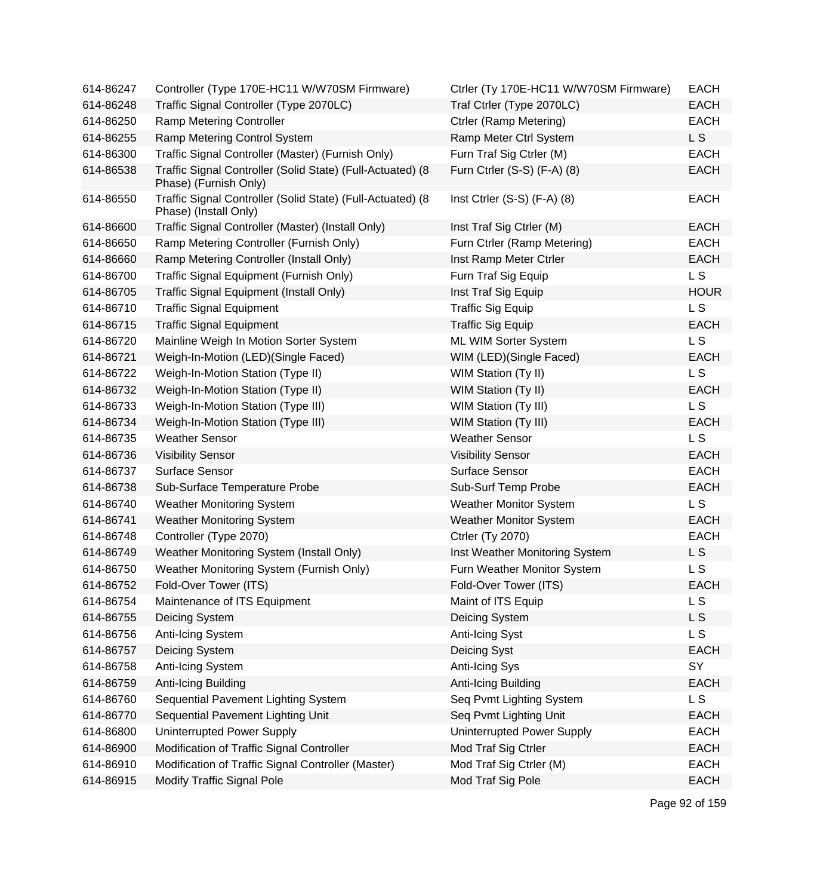| 614-86247 | Controller (Type 170E-HC11 W/W70SM Firmware) | Ctrler (Ty 170E-HC11 W/W70SM Firmware) | EACH |
|---|---|---|---|
| 614-86248 | Traffic Signal Controller (Type 2070LC) | Traf Ctrler (Type 2070LC) | EACH |
| 614-86250 | Ramp Metering Controller | Ctrler (Ramp Metering) | EACH |
| 614-86255 | Ramp Metering Control System | Ramp Meter Ctrl System | L S |
| 614-86300 | Traffic Signal Controller (Master) (Furnish Only) | Furn Traf Sig Ctrler (M) | EACH |
| 614-86538 | Traffic Signal Controller (Solid State) (Full-Actuated) (8 Phase) (Furnish Only) | Furn Ctrler (S-S) (F-A) (8) | EACH |
| 614-86550 | Traffic Signal Controller (Solid State) (Full-Actuated) (8 Phase) (Install Only) | Inst Ctrler (S-S) (F-A) (8) | EACH |
| 614-86600 | Traffic Signal Controller (Master) (Install Only) | Inst Traf Sig Ctrler (M) | EACH |
| 614-86650 | Ramp Metering Controller (Furnish Only) | Furn Ctrler (Ramp Metering) | EACH |
| 614-86660 | Ramp Metering Controller (Install Only) | Inst Ramp Meter Ctrler | EACH |
| 614-86700 | Traffic Signal Equipment (Furnish Only) | Furn Traf Sig Equip | L S |
| 614-86705 | Traffic Signal Equipment (Install Only) | Inst Traf Sig Equip | HOUR |
| 614-86710 | Traffic Signal Equipment | Traffic Sig Equip | L S |
| 614-86715 | Traffic Signal Equipment | Traffic Sig Equip | EACH |
| 614-86720 | Mainline Weigh In Motion Sorter System | ML WIM Sorter System | L S |
| 614-86721 | Weigh-In-Motion (LED)(Single Faced) | WIM (LED)(Single Faced) | EACH |
| 614-86722 | Weigh-In-Motion Station (Type II) | WIM Station (Ty II) | L S |
| 614-86732 | Weigh-In-Motion Station (Type II) | WIM Station (Ty II) | EACH |
| 614-86733 | Weigh-In-Motion Station (Type III) | WIM Station (Ty III) | L S |
| 614-86734 | Weigh-In-Motion Station (Type III) | WIM Station (Ty III) | EACH |
| 614-86735 | Weather Sensor | Weather Sensor | L S |
| 614-86736 | Visibility Sensor | Visibility Sensor | EACH |
| 614-86737 | Surface Sensor | Surface Sensor | EACH |
| 614-86738 | Sub-Surface Temperature Probe | Sub-Surf Temp Probe | EACH |
| 614-86740 | Weather Monitoring System | Weather Monitor System | L S |
| 614-86741 | Weather Monitoring System | Weather Monitor System | EACH |
| 614-86748 | Controller (Type 2070) | Ctrler (Ty 2070) | EACH |
| 614-86749 | Weather Monitoring System (Install Only) | Inst Weather Monitoring System | L S |
| 614-86750 | Weather Monitoring System (Furnish Only) | Furn Weather Monitor System | L S |
| 614-86752 | Fold-Over Tower (ITS) | Fold-Over Tower (ITS) | EACH |
| 614-86754 | Maintenance of ITS Equipment | Maint of ITS Equip | L S |
| 614-86755 | Deicing System | Deicing System | L S |
| 614-86756 | Anti-Icing System | Anti-Icing Syst | L S |
| 614-86757 | Deicing System | Deicing Syst | EACH |
| 614-86758 | Anti-Icing System | Anti-Icing Sys | SY |
| 614-86759 | Anti-Icing Building | Anti-Icing Building | EACH |
| 614-86760 | Sequential Pavement Lighting System | Seq Pvmt Lighting System | L S |
| 614-86770 | Sequential Pavement Lighting Unit | Seq Pvmt Lighting Unit | EACH |
| 614-86800 | Uninterrupted Power Supply | Uninterrupted Power Supply | EACH |
| 614-86900 | Modification of Traffic Signal Controller | Mod Traf Sig Ctrler | EACH |
| 614-86910 | Modification of Traffic Signal Controller (Master) | Mod Traf Sig Ctrler (M) | EACH |
| 614-86915 | Modify Traffic Signal Pole | Mod Traf Sig Pole | EACH |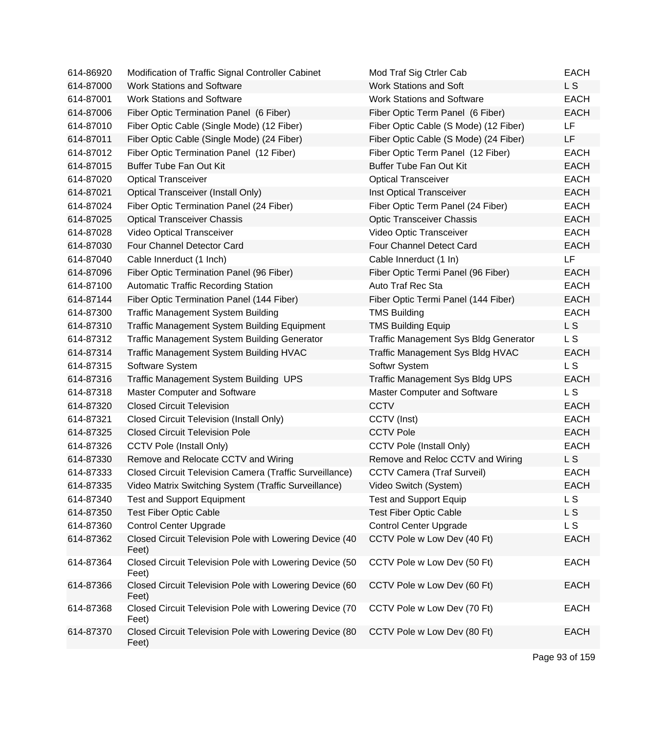| | | | |
|---|---|---|---|
| 614-86920 | Modification of Traffic Signal Controller Cabinet | Mod Traf Sig Ctrler Cab | EACH |
| 614-87000 | Work Stations and Software | Work Stations and Soft | L S |
| 614-87001 | Work Stations and Software | Work Stations and Software | EACH |
| 614-87006 | Fiber Optic Termination Panel (6 Fiber) | Fiber Optic Term Panel (6 Fiber) | EACH |
| 614-87010 | Fiber Optic Cable (Single Mode) (12 Fiber) | Fiber Optic Cable (S Mode) (12 Fiber) | LF |
| 614-87011 | Fiber Optic Cable (Single Mode) (24 Fiber) | Fiber Optic Cable (S Mode) (24 Fiber) | LF |
| 614-87012 | Fiber Optic Termination Panel (12 Fiber) | Fiber Optic Term Panel (12 Fiber) | EACH |
| 614-87015 | Buffer Tube Fan Out Kit | Buffer Tube Fan Out Kit | EACH |
| 614-87020 | Optical Transceiver | Optical Transceiver | EACH |
| 614-87021 | Optical Transceiver (Install Only) | Inst Optical Transceiver | EACH |
| 614-87024 | Fiber Optic Termination Panel (24 Fiber) | Fiber Optic Term Panel (24 Fiber) | EACH |
| 614-87025 | Optical Transceiver Chassis | Optic Transceiver Chassis | EACH |
| 614-87028 | Video Optical Transceiver | Video Optic Transceiver | EACH |
| 614-87030 | Four Channel Detector Card | Four Channel Detect Card | EACH |
| 614-87040 | Cable Innerduct (1 Inch) | Cable Innerduct (1 In) | LF |
| 614-87096 | Fiber Optic Termination Panel (96 Fiber) | Fiber Optic Termi Panel (96 Fiber) | EACH |
| 614-87100 | Automatic Traffic Recording Station | Auto Traf Rec Sta | EACH |
| 614-87144 | Fiber Optic Termination Panel (144 Fiber) | Fiber Optic Termi Panel (144 Fiber) | EACH |
| 614-87300 | Traffic Management System Building | TMS Building | EACH |
| 614-87310 | Traffic Management System Building Equipment | TMS Building Equip | L S |
| 614-87312 | Traffic Management System Building Generator | Traffic Management Sys Bldg Generator | L S |
| 614-87314 | Traffic Management System Building HVAC | Traffic Management Sys Bldg HVAC | EACH |
| 614-87315 | Software System | Softwr System | L S |
| 614-87316 | Traffic Management System Building UPS | Traffic Management Sys Bldg UPS | EACH |
| 614-87318 | Master Computer and Software | Master Computer and Software | L S |
| 614-87320 | Closed Circuit Television | CCTV | EACH |
| 614-87321 | Closed Circuit Television (Install Only) | CCTV (Inst) | EACH |
| 614-87325 | Closed Circuit Television Pole | CCTV Pole | EACH |
| 614-87326 | CCTV Pole (Install Only) | CCTV Pole (Install Only) | EACH |
| 614-87330 | Remove and Relocate CCTV and Wiring | Remove and Reloc CCTV and Wiring | L S |
| 614-87333 | Closed Circuit Television Camera (Traffic Surveillance) | CCTV Camera (Traf Surveil) | EACH |
| 614-87335 | Video Matrix Switching System (Traffic Surveillance) | Video Switch (System) | EACH |
| 614-87340 | Test and Support Equipment | Test and Support Equip | L S |
| 614-87350 | Test Fiber Optic Cable | Test Fiber Optic Cable | L S |
| 614-87360 | Control Center Upgrade | Control Center Upgrade | L S |
| 614-87362 | Closed Circuit Television Pole with Lowering Device (40 Feet) | CCTV Pole w Low Dev (40 Ft) | EACH |
| 614-87364 | Closed Circuit Television Pole with Lowering Device (50 Feet) | CCTV Pole w Low Dev (50 Ft) | EACH |
| 614-87366 | Closed Circuit Television Pole with Lowering Device (60 Feet) | CCTV Pole w Low Dev (60 Ft) | EACH |
| 614-87368 | Closed Circuit Television Pole with Lowering Device (70 Feet) | CCTV Pole w Low Dev (70 Ft) | EACH |
| 614-87370 | Closed Circuit Television Pole with Lowering Device (80 Feet) | CCTV Pole w Low Dev (80 Ft) | EACH |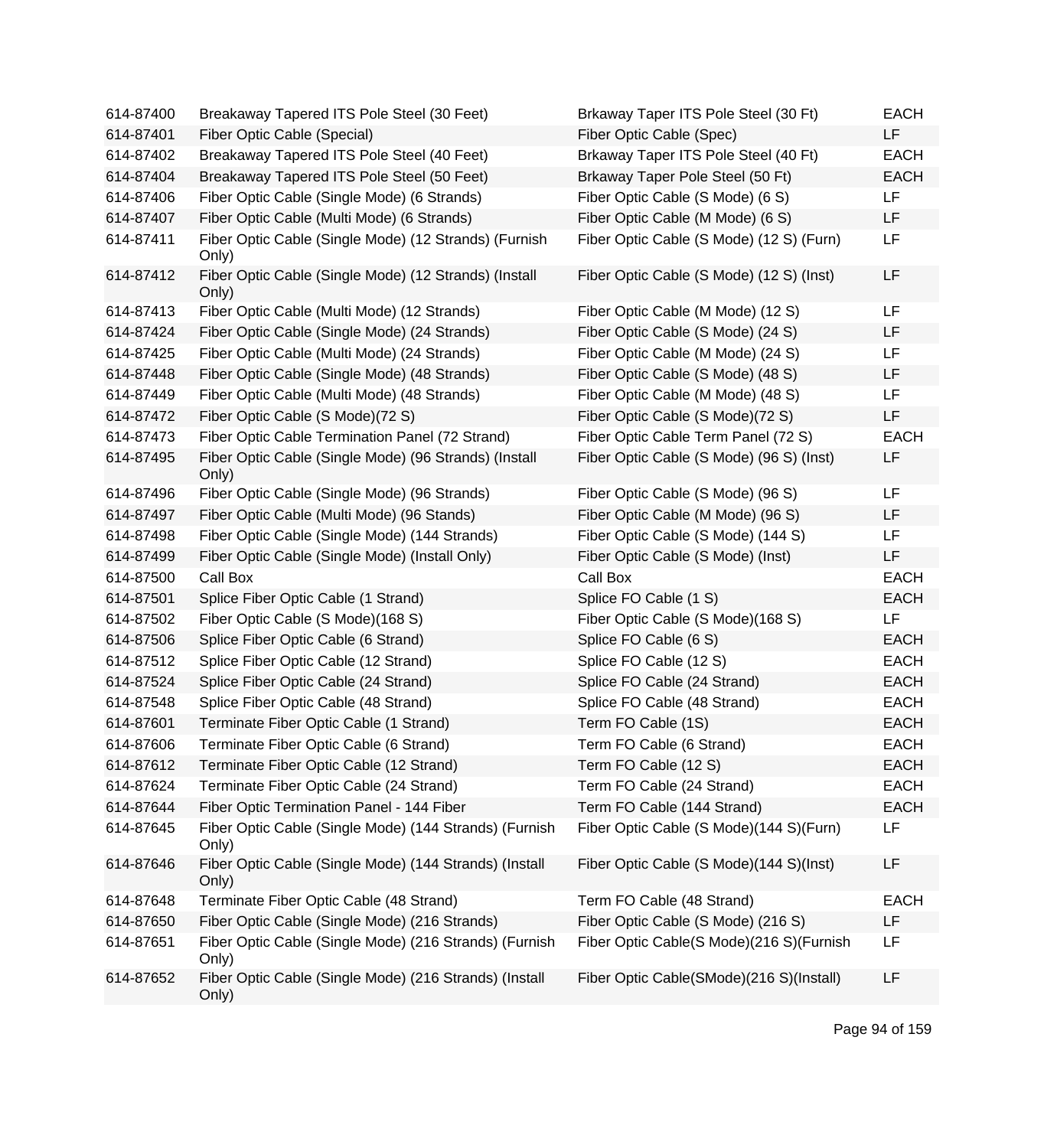| | | | |
|---|---|---|---|
| 614-87400 | Breakaway Tapered ITS Pole Steel (30 Feet) | Brkaway Taper ITS Pole Steel (30 Ft) | EACH |
| 614-87401 | Fiber Optic Cable (Special) | Fiber Optic Cable (Spec) | LF |
| 614-87402 | Breakaway Tapered ITS Pole Steel (40 Feet) | Brkaway Taper ITS Pole Steel (40 Ft) | EACH |
| 614-87404 | Breakaway Tapered ITS Pole Steel (50 Feet) | Brkaway Taper Pole Steel (50 Ft) | EACH |
| 614-87406 | Fiber Optic Cable (Single Mode) (6 Strands) | Fiber Optic Cable (S Mode) (6 S) | LF |
| 614-87407 | Fiber Optic Cable (Multi Mode) (6 Strands) | Fiber Optic Cable (M Mode) (6 S) | LF |
| 614-87411 | Fiber Optic Cable (Single Mode) (12 Strands) (Furnish Only) | Fiber Optic Cable (S Mode) (12 S) (Furn) | LF |
| 614-87412 | Fiber Optic Cable (Single Mode) (12 Strands) (Install Only) | Fiber Optic Cable (S Mode) (12 S) (Inst) | LF |
| 614-87413 | Fiber Optic Cable (Multi Mode) (12 Strands) | Fiber Optic Cable (M Mode) (12 S) | LF |
| 614-87424 | Fiber Optic Cable (Single Mode) (24 Strands) | Fiber Optic Cable (S Mode) (24 S) | LF |
| 614-87425 | Fiber Optic Cable (Multi Mode) (24 Strands) | Fiber Optic Cable (M Mode) (24 S) | LF |
| 614-87448 | Fiber Optic Cable (Single Mode) (48 Strands) | Fiber Optic Cable (S Mode) (48 S) | LF |
| 614-87449 | Fiber Optic Cable (Multi Mode) (48 Strands) | Fiber Optic Cable (M Mode) (48 S) | LF |
| 614-87472 | Fiber Optic Cable (S Mode)(72 S) | Fiber Optic Cable (S Mode)(72 S) | LF |
| 614-87473 | Fiber Optic Cable Termination Panel (72 Strand) | Fiber Optic Cable Term Panel (72 S) | EACH |
| 614-87495 | Fiber Optic Cable (Single Mode) (96 Strands) (Install Only) | Fiber Optic Cable (S Mode) (96 S) (Inst) | LF |
| 614-87496 | Fiber Optic Cable (Single Mode) (96 Strands) | Fiber Optic Cable (S Mode) (96 S) | LF |
| 614-87497 | Fiber Optic Cable (Multi Mode) (96 Stands) | Fiber Optic Cable (M Mode) (96 S) | LF |
| 614-87498 | Fiber Optic Cable (Single Mode) (144 Strands) | Fiber Optic Cable (S Mode) (144 S) | LF |
| 614-87499 | Fiber Optic Cable (Single Mode) (Install Only) | Fiber Optic Cable (S Mode) (Inst) | LF |
| 614-87500 | Call Box | Call Box | EACH |
| 614-87501 | Splice Fiber Optic Cable (1 Strand) | Splice FO Cable (1 S) | EACH |
| 614-87502 | Fiber Optic Cable (S Mode)(168 S) | Fiber Optic Cable (S Mode)(168 S) | LF |
| 614-87506 | Splice Fiber Optic Cable (6 Strand) | Splice FO Cable (6 S) | EACH |
| 614-87512 | Splice Fiber Optic Cable (12 Strand) | Splice FO Cable (12 S) | EACH |
| 614-87524 | Splice Fiber Optic Cable (24 Strand) | Splice FO Cable (24 Strand) | EACH |
| 614-87548 | Splice Fiber Optic Cable (48 Strand) | Splice FO Cable (48 Strand) | EACH |
| 614-87601 | Terminate Fiber Optic Cable (1 Strand) | Term FO Cable (1S) | EACH |
| 614-87606 | Terminate Fiber Optic Cable (6 Strand) | Term FO Cable (6 Strand) | EACH |
| 614-87612 | Terminate Fiber Optic Cable (12 Strand) | Term FO Cable (12 S) | EACH |
| 614-87624 | Terminate Fiber Optic Cable (24 Strand) | Term FO Cable (24 Strand) | EACH |
| 614-87644 | Fiber Optic Termination Panel - 144 Fiber | Term FO Cable (144 Strand) | EACH |
| 614-87645 | Fiber Optic Cable (Single Mode) (144 Strands) (Furnish Only) | Fiber Optic Cable (S Mode)(144 S)(Furn) | LF |
| 614-87646 | Fiber Optic Cable (Single Mode) (144 Strands) (Install Only) | Fiber Optic Cable (S Mode)(144 S)(Inst) | LF |
| 614-87648 | Terminate Fiber Optic Cable (48 Strand) | Term FO Cable (48 Strand) | EACH |
| 614-87650 | Fiber Optic Cable (Single Mode) (216 Strands) | Fiber Optic Cable (S Mode) (216 S) | LF |
| 614-87651 | Fiber Optic Cable (Single Mode) (216 Strands) (Furnish Only) | Fiber Optic Cable(S Mode)(216 S)(Furnish | LF |
| 614-87652 | Fiber Optic Cable (Single Mode) (216 Strands) (Install Only) | Fiber Optic Cable(SMode)(216 S)(Install) | LF |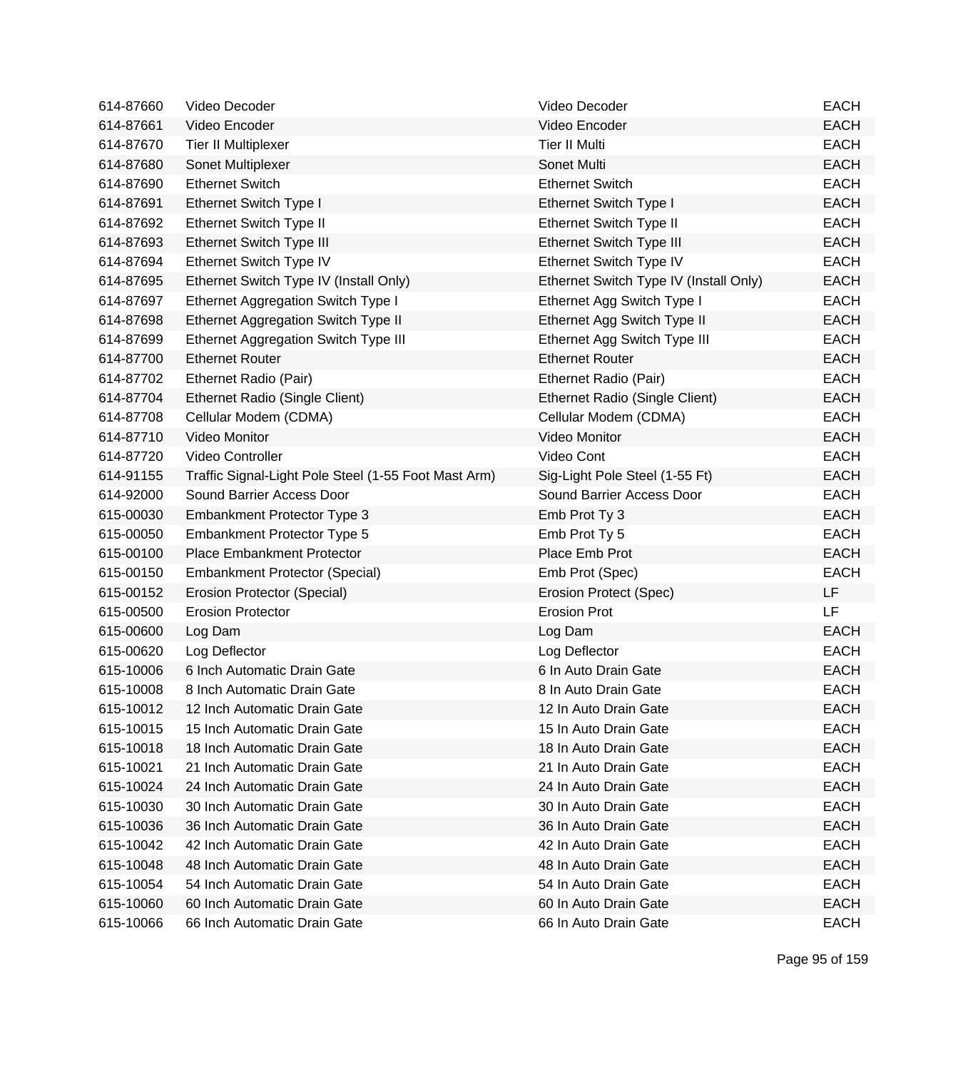| | | | |
|---|---|---|---|
| 614-87660 | Video Decoder | Video Decoder | EACH |
| 614-87661 | Video Encoder | Video Encoder | EACH |
| 614-87670 | Tier II Multiplexer | Tier II Multi | EACH |
| 614-87680 | Sonet Multiplexer | Sonet Multi | EACH |
| 614-87690 | Ethernet Switch | Ethernet Switch | EACH |
| 614-87691 | Ethernet Switch Type I | Ethernet Switch Type I | EACH |
| 614-87692 | Ethernet Switch Type II | Ethernet Switch Type II | EACH |
| 614-87693 | Ethernet Switch Type III | Ethernet Switch Type III | EACH |
| 614-87694 | Ethernet Switch Type IV | Ethernet Switch Type IV | EACH |
| 614-87695 | Ethernet Switch Type IV (Install Only) | Ethernet Switch Type IV (Install Only) | EACH |
| 614-87697 | Ethernet Aggregation Switch Type I | Ethernet Agg Switch Type I | EACH |
| 614-87698 | Ethernet Aggregation Switch Type II | Ethernet Agg Switch Type II | EACH |
| 614-87699 | Ethernet Aggregation Switch Type III | Ethernet Agg Switch Type III | EACH |
| 614-87700 | Ethernet Router | Ethernet Router | EACH |
| 614-87702 | Ethernet Radio (Pair) | Ethernet Radio (Pair) | EACH |
| 614-87704 | Ethernet Radio (Single Client) | Ethernet Radio (Single Client) | EACH |
| 614-87708 | Cellular Modem (CDMA) | Cellular Modem (CDMA) | EACH |
| 614-87710 | Video Monitor | Video Monitor | EACH |
| 614-87720 | Video Controller | Video Cont | EACH |
| 614-91155 | Traffic Signal-Light Pole Steel (1-55 Foot Mast Arm) | Sig-Light Pole Steel (1-55 Ft) | EACH |
| 614-92000 | Sound Barrier Access Door | Sound Barrier Access Door | EACH |
| 615-00030 | Embankment Protector Type 3 | Emb Prot Ty 3 | EACH |
| 615-00050 | Embankment Protector Type 5 | Emb Prot Ty 5 | EACH |
| 615-00100 | Place Embankment Protector | Place Emb Prot | EACH |
| 615-00150 | Embankment Protector (Special) | Emb Prot (Spec) | EACH |
| 615-00152 | Erosion Protector (Special) | Erosion Protect (Spec) | LF |
| 615-00500 | Erosion Protector | Erosion Prot | LF |
| 615-00600 | Log Dam | Log Dam | EACH |
| 615-00620 | Log Deflector | Log Deflector | EACH |
| 615-10006 | 6 Inch Automatic Drain Gate | 6 In Auto Drain Gate | EACH |
| 615-10008 | 8 Inch Automatic Drain Gate | 8 In Auto Drain Gate | EACH |
| 615-10012 | 12 Inch Automatic Drain Gate | 12 In Auto Drain Gate | EACH |
| 615-10015 | 15 Inch Automatic Drain Gate | 15 In Auto Drain Gate | EACH |
| 615-10018 | 18 Inch Automatic Drain Gate | 18 In Auto Drain Gate | EACH |
| 615-10021 | 21 Inch Automatic Drain Gate | 21 In Auto Drain Gate | EACH |
| 615-10024 | 24 Inch Automatic Drain Gate | 24 In Auto Drain Gate | EACH |
| 615-10030 | 30 Inch Automatic Drain Gate | 30 In Auto Drain Gate | EACH |
| 615-10036 | 36 Inch Automatic Drain Gate | 36 In Auto Drain Gate | EACH |
| 615-10042 | 42 Inch Automatic Drain Gate | 42 In Auto Drain Gate | EACH |
| 615-10048 | 48 Inch Automatic Drain Gate | 48 In Auto Drain Gate | EACH |
| 615-10054 | 54 Inch Automatic Drain Gate | 54 In Auto Drain Gate | EACH |
| 615-10060 | 60 Inch Automatic Drain Gate | 60 In Auto Drain Gate | EACH |
| 615-10066 | 66 Inch Automatic Drain Gate | 66 In Auto Drain Gate | EACH |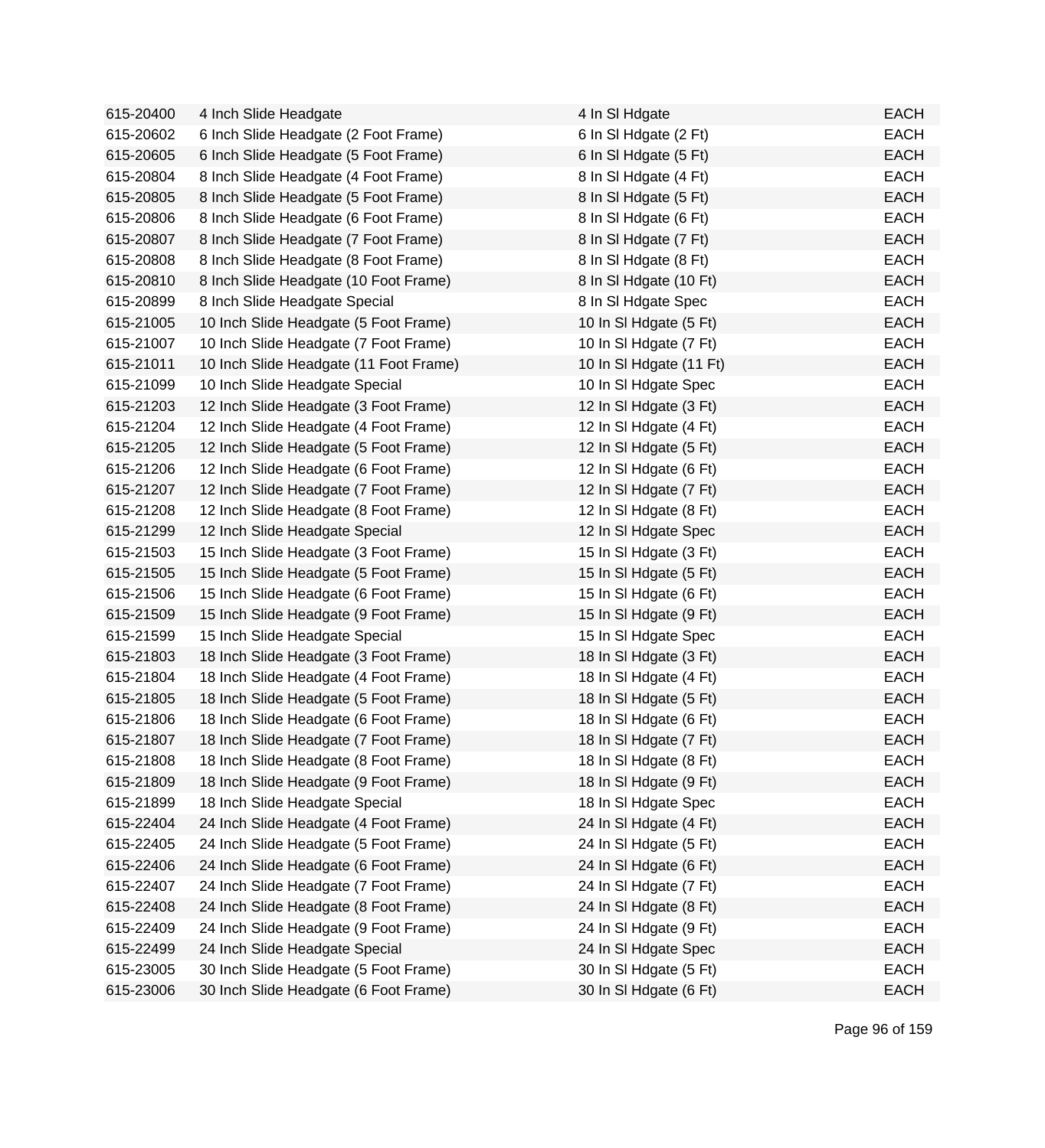| | | | |
|---|---|---|---|
| 615-20400 | 4 Inch Slide Headgate | 4 In Sl Hdgate | EACH |
| 615-20602 | 6 Inch Slide Headgate (2 Foot Frame) | 6 In Sl Hdgate (2 Ft) | EACH |
| 615-20605 | 6 Inch Slide Headgate (5 Foot Frame) | 6 In Sl Hdgate (5 Ft) | EACH |
| 615-20804 | 8 Inch Slide Headgate (4 Foot Frame) | 8 In Sl Hdgate (4 Ft) | EACH |
| 615-20805 | 8 Inch Slide Headgate (5 Foot Frame) | 8 In Sl Hdgate (5 Ft) | EACH |
| 615-20806 | 8 Inch Slide Headgate (6 Foot Frame) | 8 In Sl Hdgate (6 Ft) | EACH |
| 615-20807 | 8 Inch Slide Headgate (7 Foot Frame) | 8 In Sl Hdgate (7 Ft) | EACH |
| 615-20808 | 8 Inch Slide Headgate (8 Foot Frame) | 8 In Sl Hdgate (8 Ft) | EACH |
| 615-20810 | 8 Inch Slide Headgate (10 Foot Frame) | 8 In Sl Hdgate (10 Ft) | EACH |
| 615-20899 | 8 Inch Slide Headgate Special | 8 In Sl Hdgate Spec | EACH |
| 615-21005 | 10 Inch Slide Headgate (5 Foot Frame) | 10 In Sl Hdgate (5 Ft) | EACH |
| 615-21007 | 10 Inch Slide Headgate (7 Foot Frame) | 10 In Sl Hdgate (7 Ft) | EACH |
| 615-21011 | 10 Inch Slide Headgate (11 Foot Frame) | 10 In Sl Hdgate (11 Ft) | EACH |
| 615-21099 | 10 Inch Slide Headgate Special | 10 In Sl Hdgate Spec | EACH |
| 615-21203 | 12 Inch Slide Headgate (3 Foot Frame) | 12 In Sl Hdgate (3 Ft) | EACH |
| 615-21204 | 12 Inch Slide Headgate (4 Foot Frame) | 12 In Sl Hdgate (4 Ft) | EACH |
| 615-21205 | 12 Inch Slide Headgate (5 Foot Frame) | 12 In Sl Hdgate (5 Ft) | EACH |
| 615-21206 | 12 Inch Slide Headgate (6 Foot Frame) | 12 In Sl Hdgate (6 Ft) | EACH |
| 615-21207 | 12 Inch Slide Headgate (7 Foot Frame) | 12 In Sl Hdgate (7 Ft) | EACH |
| 615-21208 | 12 Inch Slide Headgate (8 Foot Frame) | 12 In Sl Hdgate (8 Ft) | EACH |
| 615-21299 | 12 Inch Slide Headgate Special | 12 In Sl Hdgate Spec | EACH |
| 615-21503 | 15 Inch Slide Headgate (3 Foot Frame) | 15 In Sl Hdgate (3 Ft) | EACH |
| 615-21505 | 15 Inch Slide Headgate (5 Foot Frame) | 15 In Sl Hdgate (5 Ft) | EACH |
| 615-21506 | 15 Inch Slide Headgate (6 Foot Frame) | 15 In Sl Hdgate (6 Ft) | EACH |
| 615-21509 | 15 Inch Slide Headgate (9 Foot Frame) | 15 In Sl Hdgate (9 Ft) | EACH |
| 615-21599 | 15 Inch Slide Headgate Special | 15 In Sl Hdgate Spec | EACH |
| 615-21803 | 18 Inch Slide Headgate (3 Foot Frame) | 18 In Sl Hdgate (3 Ft) | EACH |
| 615-21804 | 18 Inch Slide Headgate (4 Foot Frame) | 18 In Sl Hdgate (4 Ft) | EACH |
| 615-21805 | 18 Inch Slide Headgate (5 Foot Frame) | 18 In Sl Hdgate (5 Ft) | EACH |
| 615-21806 | 18 Inch Slide Headgate (6 Foot Frame) | 18 In Sl Hdgate (6 Ft) | EACH |
| 615-21807 | 18 Inch Slide Headgate (7 Foot Frame) | 18 In Sl Hdgate (7 Ft) | EACH |
| 615-21808 | 18 Inch Slide Headgate (8 Foot Frame) | 18 In Sl Hdgate (8 Ft) | EACH |
| 615-21809 | 18 Inch Slide Headgate (9 Foot Frame) | 18 In Sl Hdgate (9 Ft) | EACH |
| 615-21899 | 18 Inch Slide Headgate Special | 18 In Sl Hdgate Spec | EACH |
| 615-22404 | 24 Inch Slide Headgate (4 Foot Frame) | 24 In Sl Hdgate (4 Ft) | EACH |
| 615-22405 | 24 Inch Slide Headgate (5 Foot Frame) | 24 In Sl Hdgate (5 Ft) | EACH |
| 615-22406 | 24 Inch Slide Headgate (6 Foot Frame) | 24 In Sl Hdgate (6 Ft) | EACH |
| 615-22407 | 24 Inch Slide Headgate (7 Foot Frame) | 24 In Sl Hdgate (7 Ft) | EACH |
| 615-22408 | 24 Inch Slide Headgate (8 Foot Frame) | 24 In Sl Hdgate (8 Ft) | EACH |
| 615-22409 | 24 Inch Slide Headgate (9 Foot Frame) | 24 In Sl Hdgate (9 Ft) | EACH |
| 615-22499 | 24 Inch Slide Headgate Special | 24 In Sl Hdgate Spec | EACH |
| 615-23005 | 30 Inch Slide Headgate (5 Foot Frame) | 30 In Sl Hdgate (5 Ft) | EACH |
| 615-23006 | 30 Inch Slide Headgate (6 Foot Frame) | 30 In Sl Hdgate (6 Ft) | EACH |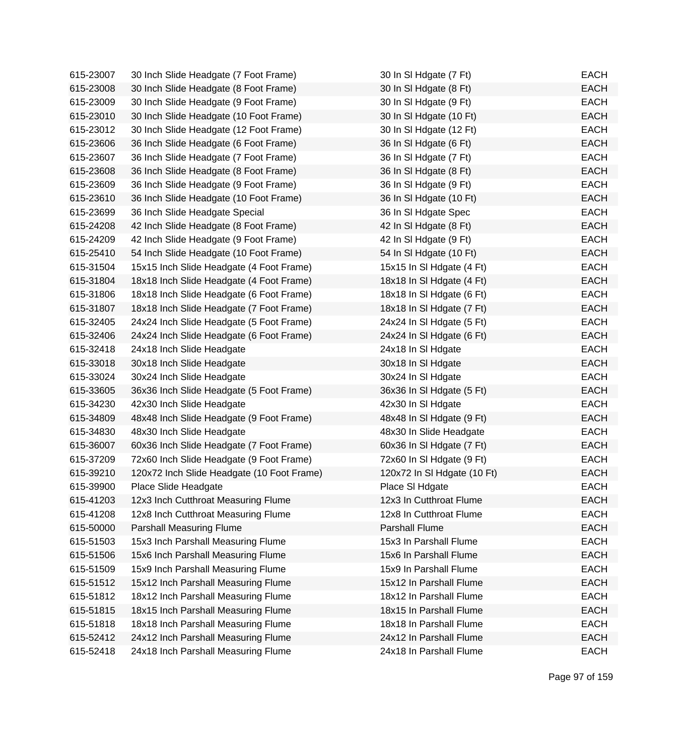| | | | |
|---|---|---|---|
| 615-23007 | 30 Inch Slide Headgate (7 Foot Frame) | 30 In Sl Hdgate (7 Ft) | EACH |
| 615-23008 | 30 Inch Slide Headgate (8 Foot Frame) | 30 In Sl Hdgate (8 Ft) | EACH |
| 615-23009 | 30 Inch Slide Headgate (9 Foot Frame) | 30 In Sl Hdgate (9 Ft) | EACH |
| 615-23010 | 30 Inch Slide Headgate (10 Foot Frame) | 30 In Sl Hdgate (10 Ft) | EACH |
| 615-23012 | 30 Inch Slide Headgate (12 Foot Frame) | 30 In Sl Hdgate (12 Ft) | EACH |
| 615-23606 | 36 Inch Slide Headgate (6 Foot Frame) | 36 In Sl Hdgate (6 Ft) | EACH |
| 615-23607 | 36 Inch Slide Headgate (7 Foot Frame) | 36 In Sl Hdgate (7 Ft) | EACH |
| 615-23608 | 36 Inch Slide Headgate (8 Foot Frame) | 36 In Sl Hdgate (8 Ft) | EACH |
| 615-23609 | 36 Inch Slide Headgate (9 Foot Frame) | 36 In Sl Hdgate (9 Ft) | EACH |
| 615-23610 | 36 Inch Slide Headgate (10 Foot Frame) | 36 In Sl Hdgate (10 Ft) | EACH |
| 615-23699 | 36 Inch Slide Headgate Special | 36 In Sl Hdgate Spec | EACH |
| 615-24208 | 42 Inch Slide Headgate (8 Foot Frame) | 42 In Sl Hdgate (8 Ft) | EACH |
| 615-24209 | 42 Inch Slide Headgate (9 Foot Frame) | 42 In Sl Hdgate (9 Ft) | EACH |
| 615-25410 | 54 Inch Slide Headgate (10 Foot Frame) | 54 In Sl Hdgate (10 Ft) | EACH |
| 615-31504 | 15x15 Inch Slide Headgate (4 Foot Frame) | 15x15 In Sl Hdgate (4 Ft) | EACH |
| 615-31804 | 18x18 Inch Slide Headgate (4 Foot Frame) | 18x18 In Sl Hdgate (4 Ft) | EACH |
| 615-31806 | 18x18 Inch Slide Headgate (6 Foot Frame) | 18x18 In Sl Hdgate (6 Ft) | EACH |
| 615-31807 | 18x18 Inch Slide Headgate (7 Foot Frame) | 18x18 In Sl Hdgate (7 Ft) | EACH |
| 615-32405 | 24x24 Inch Slide Headgate (5 Foot Frame) | 24x24 In Sl Hdgate (5 Ft) | EACH |
| 615-32406 | 24x24 Inch Slide Headgate (6 Foot Frame) | 24x24 In Sl Hdgate (6 Ft) | EACH |
| 615-32418 | 24x18 Inch Slide Headgate | 24x18 In Sl Hdgate | EACH |
| 615-33018 | 30x18 Inch Slide Headgate | 30x18 In Sl Hdgate | EACH |
| 615-33024 | 30x24 Inch Slide Headgate | 30x24 In Sl Hdgate | EACH |
| 615-33605 | 36x36 Inch Slide Headgate (5 Foot Frame) | 36x36 In Sl Hdgate (5 Ft) | EACH |
| 615-34230 | 42x30 Inch Slide Headgate | 42x30 In Sl Hdgate | EACH |
| 615-34809 | 48x48 Inch Slide Headgate (9 Foot Frame) | 48x48 In Sl Hdgate (9 Ft) | EACH |
| 615-34830 | 48x30 Inch Slide Headgate | 48x30 In Slide Headgate | EACH |
| 615-36007 | 60x36 Inch Slide Headgate (7 Foot Frame) | 60x36 In Sl Hdgate (7 Ft) | EACH |
| 615-37209 | 72x60 Inch Slide Headgate (9 Foot Frame) | 72x60 In Sl Hdgate (9 Ft) | EACH |
| 615-39210 | 120x72 Inch Slide Headgate (10 Foot Frame) | 120x72 In Sl Hdgate (10 Ft) | EACH |
| 615-39900 | Place Slide Headgate | Place Sl Hdgate | EACH |
| 615-41203 | 12x3 Inch Cutthroat Measuring Flume | 12x3 In Cutthroat Flume | EACH |
| 615-41208 | 12x8 Inch Cutthroat Measuring Flume | 12x8 In Cutthroat Flume | EACH |
| 615-50000 | Parshall Measuring Flume | Parshall Flume | EACH |
| 615-51503 | 15x3 Inch Parshall Measuring Flume | 15x3 In Parshall Flume | EACH |
| 615-51506 | 15x6 Inch Parshall Measuring Flume | 15x6 In Parshall Flume | EACH |
| 615-51509 | 15x9 Inch Parshall Measuring Flume | 15x9 In Parshall Flume | EACH |
| 615-51512 | 15x12 Inch Parshall Measuring Flume | 15x12 In Parshall Flume | EACH |
| 615-51812 | 18x12 Inch Parshall Measuring Flume | 18x12 In Parshall Flume | EACH |
| 615-51815 | 18x15 Inch Parshall Measuring Flume | 18x15 In Parshall Flume | EACH |
| 615-51818 | 18x18 Inch Parshall Measuring Flume | 18x18 In Parshall Flume | EACH |
| 615-52412 | 24x12 Inch Parshall Measuring Flume | 24x12 In Parshall Flume | EACH |
| 615-52418 | 24x18 Inch Parshall Measuring Flume | 24x18 In Parshall Flume | EACH |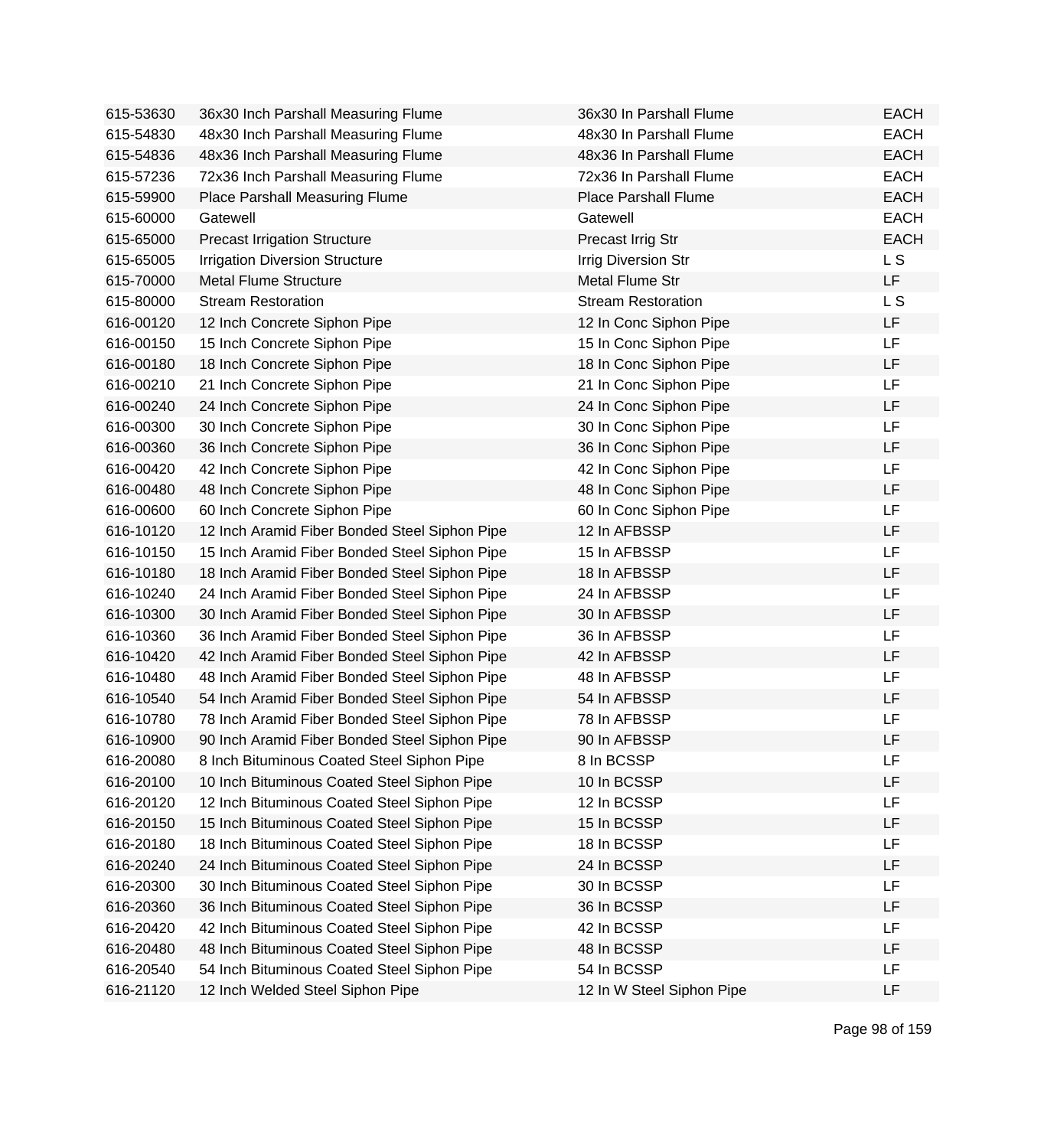| | | | |
|---|---|---|---|
| 615-53630 | 36x30 Inch Parshall Measuring Flume | 36x30 In Parshall Flume | EACH |
| 615-54830 | 48x30 Inch Parshall Measuring Flume | 48x30 In Parshall Flume | EACH |
| 615-54836 | 48x36 Inch Parshall Measuring Flume | 48x36 In Parshall Flume | EACH |
| 615-57236 | 72x36 Inch Parshall Measuring Flume | 72x36 In Parshall Flume | EACH |
| 615-59900 | Place Parshall Measuring Flume | Place Parshall Flume | EACH |
| 615-60000 | Gatewell | Gatewell | EACH |
| 615-65000 | Precast Irrigation Structure | Precast Irrig Str | EACH |
| 615-65005 | Irrigation Diversion Structure | Irrig Diversion Str | L S |
| 615-70000 | Metal Flume Structure | Metal Flume Str | LF |
| 615-80000 | Stream Restoration | Stream Restoration | L S |
| 616-00120 | 12 Inch Concrete Siphon Pipe | 12 In Conc Siphon Pipe | LF |
| 616-00150 | 15 Inch Concrete Siphon Pipe | 15 In Conc Siphon Pipe | LF |
| 616-00180 | 18 Inch Concrete Siphon Pipe | 18 In Conc Siphon Pipe | LF |
| 616-00210 | 21 Inch Concrete Siphon Pipe | 21 In Conc Siphon Pipe | LF |
| 616-00240 | 24 Inch Concrete Siphon Pipe | 24 In Conc Siphon Pipe | LF |
| 616-00300 | 30 Inch Concrete Siphon Pipe | 30 In Conc Siphon Pipe | LF |
| 616-00360 | 36 Inch Concrete Siphon Pipe | 36 In Conc Siphon Pipe | LF |
| 616-00420 | 42 Inch Concrete Siphon Pipe | 42 In Conc Siphon Pipe | LF |
| 616-00480 | 48 Inch Concrete Siphon Pipe | 48 In Conc Siphon Pipe | LF |
| 616-00600 | 60 Inch Concrete Siphon Pipe | 60 In Conc Siphon Pipe | LF |
| 616-10120 | 12 Inch Aramid Fiber Bonded Steel Siphon Pipe | 12 In AFBSSP | LF |
| 616-10150 | 15 Inch Aramid Fiber Bonded Steel Siphon Pipe | 15 In AFBSSP | LF |
| 616-10180 | 18 Inch Aramid Fiber Bonded Steel Siphon Pipe | 18 In AFBSSP | LF |
| 616-10240 | 24 Inch Aramid Fiber Bonded Steel Siphon Pipe | 24 In AFBSSP | LF |
| 616-10300 | 30 Inch Aramid Fiber Bonded Steel Siphon Pipe | 30 In AFBSSP | LF |
| 616-10360 | 36 Inch Aramid Fiber Bonded Steel Siphon Pipe | 36 In AFBSSP | LF |
| 616-10420 | 42 Inch Aramid Fiber Bonded Steel Siphon Pipe | 42 In AFBSSP | LF |
| 616-10480 | 48 Inch Aramid Fiber Bonded Steel Siphon Pipe | 48 In AFBSSP | LF |
| 616-10540 | 54 Inch Aramid Fiber Bonded Steel Siphon Pipe | 54 In AFBSSP | LF |
| 616-10780 | 78 Inch Aramid Fiber Bonded Steel Siphon Pipe | 78 In AFBSSP | LF |
| 616-10900 | 90 Inch Aramid Fiber Bonded Steel Siphon Pipe | 90 In AFBSSP | LF |
| 616-20080 | 8 Inch Bituminous Coated Steel Siphon Pipe | 8 In BCSSP | LF |
| 616-20100 | 10 Inch Bituminous Coated Steel Siphon Pipe | 10 In BCSSP | LF |
| 616-20120 | 12 Inch Bituminous Coated Steel Siphon Pipe | 12 In BCSSP | LF |
| 616-20150 | 15 Inch Bituminous Coated Steel Siphon Pipe | 15 In BCSSP | LF |
| 616-20180 | 18 Inch Bituminous Coated Steel Siphon Pipe | 18 In BCSSP | LF |
| 616-20240 | 24 Inch Bituminous Coated Steel Siphon Pipe | 24 In BCSSP | LF |
| 616-20300 | 30 Inch Bituminous Coated Steel Siphon Pipe | 30 In BCSSP | LF |
| 616-20360 | 36 Inch Bituminous Coated Steel Siphon Pipe | 36 In BCSSP | LF |
| 616-20420 | 42 Inch Bituminous Coated Steel Siphon Pipe | 42 In BCSSP | LF |
| 616-20480 | 48 Inch Bituminous Coated Steel Siphon Pipe | 48 In BCSSP | LF |
| 616-20540 | 54 Inch Bituminous Coated Steel Siphon Pipe | 54 In BCSSP | LF |
| 616-21120 | 12 Inch Welded Steel Siphon Pipe | 12 In W Steel Siphon Pipe | LF |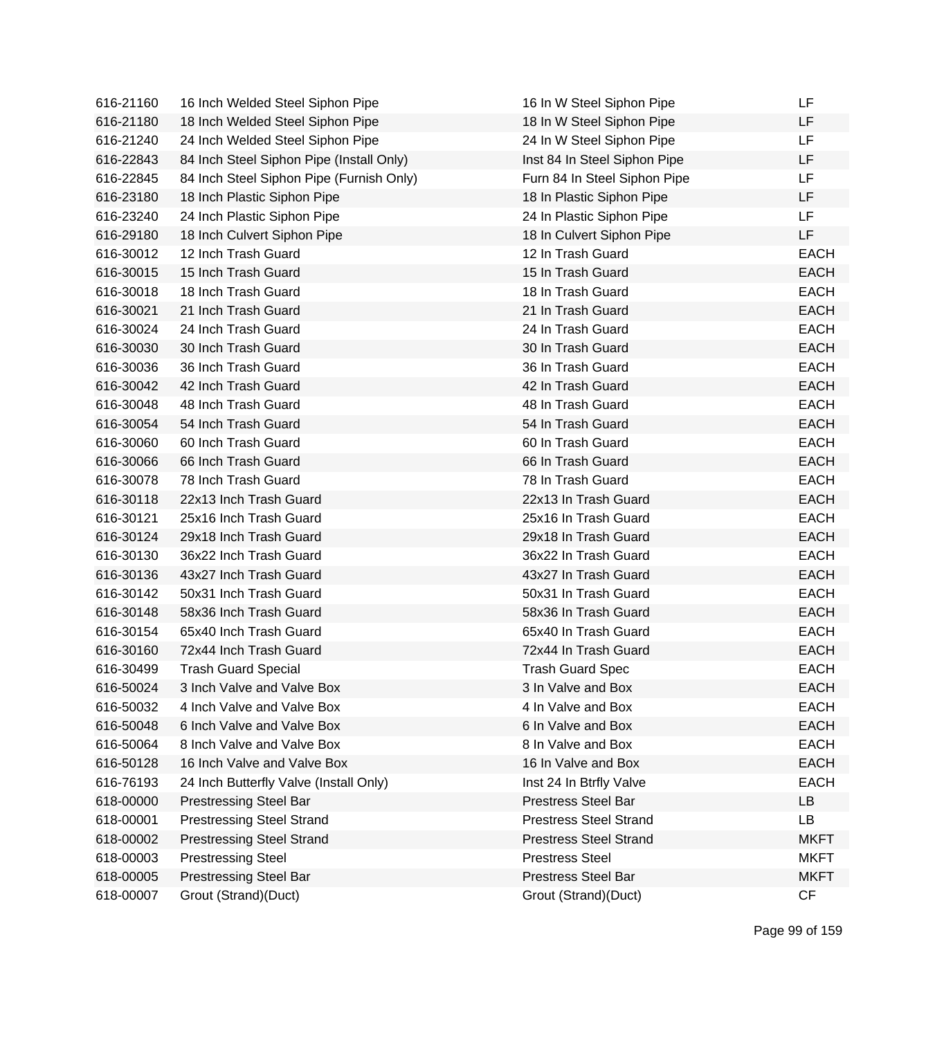| | | | |
|---|---|---|---|
| 616-21160 | 16 Inch Welded Steel Siphon Pipe | 16 In W Steel Siphon Pipe | LF |
| 616-21180 | 18 Inch Welded Steel Siphon Pipe | 18 In W Steel Siphon Pipe | LF |
| 616-21240 | 24 Inch Welded Steel Siphon Pipe | 24 In W Steel Siphon Pipe | LF |
| 616-22843 | 84 Inch Steel Siphon Pipe (Install Only) | Inst 84 In Steel Siphon Pipe | LF |
| 616-22845 | 84 Inch Steel Siphon Pipe (Furnish Only) | Furn 84 In Steel Siphon Pipe | LF |
| 616-23180 | 18 Inch Plastic Siphon Pipe | 18 In Plastic Siphon Pipe | LF |
| 616-23240 | 24 Inch Plastic Siphon Pipe | 24 In Plastic Siphon Pipe | LF |
| 616-29180 | 18 Inch Culvert Siphon Pipe | 18 In Culvert Siphon Pipe | LF |
| 616-30012 | 12 Inch Trash Guard | 12 In Trash Guard | EACH |
| 616-30015 | 15 Inch Trash Guard | 15 In Trash Guard | EACH |
| 616-30018 | 18 Inch Trash Guard | 18 In Trash Guard | EACH |
| 616-30021 | 21 Inch Trash Guard | 21 In Trash Guard | EACH |
| 616-30024 | 24 Inch Trash Guard | 24 In Trash Guard | EACH |
| 616-30030 | 30 Inch Trash Guard | 30 In Trash Guard | EACH |
| 616-30036 | 36 Inch Trash Guard | 36 In Trash Guard | EACH |
| 616-30042 | 42 Inch Trash Guard | 42 In Trash Guard | EACH |
| 616-30048 | 48 Inch Trash Guard | 48 In Trash Guard | EACH |
| 616-30054 | 54 Inch Trash Guard | 54 In Trash Guard | EACH |
| 616-30060 | 60 Inch Trash Guard | 60 In Trash Guard | EACH |
| 616-30066 | 66 Inch Trash Guard | 66 In Trash Guard | EACH |
| 616-30078 | 78 Inch Trash Guard | 78 In Trash Guard | EACH |
| 616-30118 | 22x13 Inch Trash Guard | 22x13 In Trash Guard | EACH |
| 616-30121 | 25x16 Inch Trash Guard | 25x16 In Trash Guard | EACH |
| 616-30124 | 29x18 Inch Trash Guard | 29x18 In Trash Guard | EACH |
| 616-30130 | 36x22 Inch Trash Guard | 36x22 In Trash Guard | EACH |
| 616-30136 | 43x27 Inch Trash Guard | 43x27 In Trash Guard | EACH |
| 616-30142 | 50x31 Inch Trash Guard | 50x31 In Trash Guard | EACH |
| 616-30148 | 58x36 Inch Trash Guard | 58x36 In Trash Guard | EACH |
| 616-30154 | 65x40 Inch Trash Guard | 65x40 In Trash Guard | EACH |
| 616-30160 | 72x44 Inch Trash Guard | 72x44 In Trash Guard | EACH |
| 616-30499 | Trash Guard Special | Trash Guard Spec | EACH |
| 616-50024 | 3 Inch Valve and Valve Box | 3 In Valve and Box | EACH |
| 616-50032 | 4 Inch Valve and Valve Box | 4 In Valve and Box | EACH |
| 616-50048 | 6 Inch Valve and Valve Box | 6 In Valve and Box | EACH |
| 616-50064 | 8 Inch Valve and Valve Box | 8 In Valve and Box | EACH |
| 616-50128 | 16 Inch Valve and Valve Box | 16 In Valve and Box | EACH |
| 616-76193 | 24 Inch Butterfly Valve (Install Only) | Inst 24 In Btrfly Valve | EACH |
| 618-00000 | Prestressing Steel Bar | Prestress Steel Bar | LB |
| 618-00001 | Prestressing Steel Strand | Prestress Steel Strand | LB |
| 618-00002 | Prestressing Steel Strand | Prestress Steel Strand | MKFT |
| 618-00003 | Prestressing Steel | Prestress Steel | MKFT |
| 618-00005 | Prestressing Steel Bar | Prestress Steel Bar | MKFT |
| 618-00007 | Grout (Strand)(Duct) | Grout (Strand)(Duct) | CF |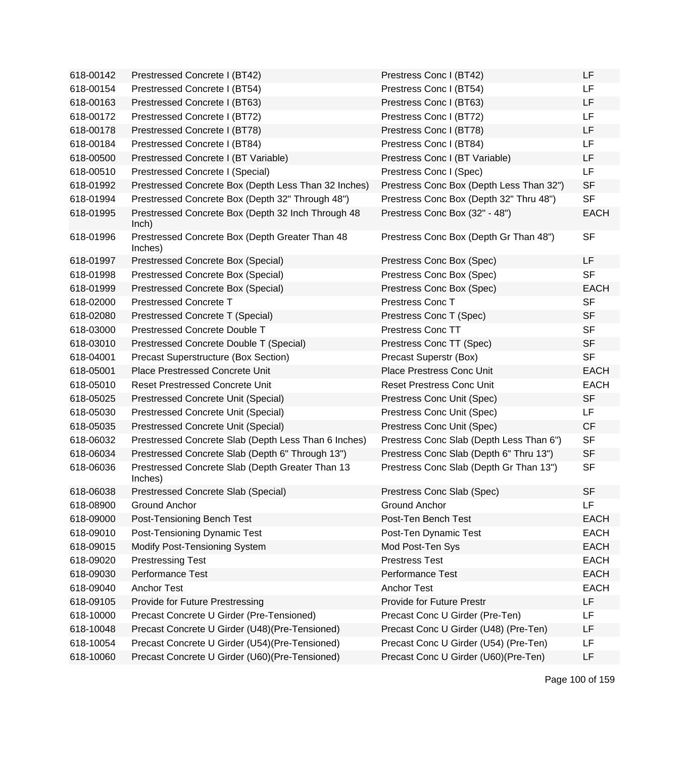| | | | |
|---|---|---|---|
| 618-00142 | Prestressed Concrete I (BT42) | Prestress Conc I (BT42) | LF |
| 618-00154 | Prestressed Concrete I (BT54) | Prestress Conc I (BT54) | LF |
| 618-00163 | Prestressed Concrete I (BT63) | Prestress Conc I (BT63) | LF |
| 618-00172 | Prestressed Concrete I (BT72) | Prestress Conc I (BT72) | LF |
| 618-00178 | Prestressed Concrete I (BT78) | Prestress Conc I (BT78) | LF |
| 618-00184 | Prestressed Concrete I (BT84) | Prestress Conc I (BT84) | LF |
| 618-00500 | Prestressed Concrete I (BT Variable) | Prestress Conc I (BT Variable) | LF |
| 618-00510 | Prestressed Concrete I (Special) | Prestress Conc I (Spec) | LF |
| 618-01992 | Prestressed Concrete Box (Depth Less Than 32 Inches) | Prestress Conc Box (Depth Less Than 32") | SF |
| 618-01994 | Prestressed Concrete Box (Depth 32" Through 48") | Prestress Conc Box (Depth 32" Thru 48") | SF |
| 618-01995 | Prestressed Concrete Box (Depth 32 Inch Through 48 Inch) | Prestress Conc Box (32" - 48") | EACH |
| 618-01996 | Prestressed Concrete Box (Depth Greater Than 48 Inches) | Prestress Conc Box (Depth Gr Than 48") | SF |
| 618-01997 | Prestressed Concrete Box (Special) | Prestress Conc Box (Spec) | LF |
| 618-01998 | Prestressed Concrete Box (Special) | Prestress Conc Box (Spec) | SF |
| 618-01999 | Prestressed Concrete Box (Special) | Prestress Conc Box (Spec) | EACH |
| 618-02000 | Prestressed Concrete T | Prestress Conc T | SF |
| 618-02080 | Prestressed Concrete T (Special) | Prestress Conc T (Spec) | SF |
| 618-03000 | Prestressed Concrete Double T | Prestress Conc TT | SF |
| 618-03010 | Prestressed Concrete Double T (Special) | Prestress Conc TT (Spec) | SF |
| 618-04001 | Precast Superstructure (Box Section) | Precast Superstr (Box) | SF |
| 618-05001 | Place Prestressed Concrete Unit | Place Prestress Conc Unit | EACH |
| 618-05010 | Reset Prestressed Concrete Unit | Reset Prestress Conc Unit | EACH |
| 618-05025 | Prestressed Concrete Unit (Special) | Prestress Conc Unit (Spec) | SF |
| 618-05030 | Prestressed Concrete Unit (Special) | Prestress Conc Unit (Spec) | LF |
| 618-05035 | Prestressed Concrete Unit (Special) | Prestress Conc Unit (Spec) | CF |
| 618-06032 | Prestressed Concrete Slab (Depth Less Than 6 Inches) | Prestress Conc Slab (Depth Less Than 6") | SF |
| 618-06034 | Prestressed Concrete Slab (Depth 6" Through 13") | Prestress Conc Slab (Depth 6" Thru 13") | SF |
| 618-06036 | Prestressed Concrete Slab (Depth Greater Than 13 Inches) | Prestress Conc Slab (Depth Gr Than 13") | SF |
| 618-06038 | Prestressed Concrete Slab (Special) | Prestress Conc Slab (Spec) | SF |
| 618-08900 | Ground Anchor | Ground Anchor | LF |
| 618-09000 | Post-Tensioning Bench Test | Post-Ten Bench Test | EACH |
| 618-09010 | Post-Tensioning Dynamic Test | Post-Ten Dynamic Test | EACH |
| 618-09015 | Modify Post-Tensioning System | Mod Post-Ten Sys | EACH |
| 618-09020 | Prestressing Test | Prestress Test | EACH |
| 618-09030 | Performance Test | Performance Test | EACH |
| 618-09040 | Anchor Test | Anchor Test | EACH |
| 618-09105 | Provide for Future Prestressing | Provide for Future Prestr | LF |
| 618-10000 | Precast Concrete U Girder (Pre-Tensioned) | Precast Conc U Girder (Pre-Ten) | LF |
| 618-10048 | Precast Concrete U Girder (U48)(Pre-Tensioned) | Precast Conc U Girder (U48) (Pre-Ten) | LF |
| 618-10054 | Precast Concrete U Girder (U54)(Pre-Tensioned) | Precast Conc U Girder (U54) (Pre-Ten) | LF |
| 618-10060 | Precast Concrete U Girder (U60)(Pre-Tensioned) | Precast Conc U Girder (U60)(Pre-Ten) | LF |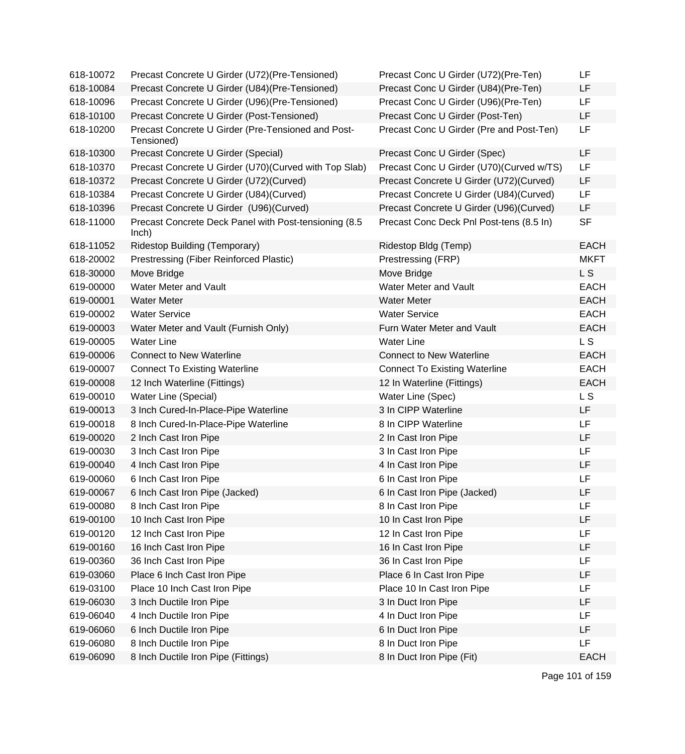| | | | |
|---|---|---|---|
| 618-10072 | Precast Concrete U Girder (U72)(Pre-Tensioned) | Precast Conc U Girder (U72)(Pre-Ten) | LF |
| 618-10084 | Precast Concrete U Girder (U84)(Pre-Tensioned) | Precast Conc U Girder (U84)(Pre-Ten) | LF |
| 618-10096 | Precast Concrete U Girder (U96)(Pre-Tensioned) | Precast Conc U Girder (U96)(Pre-Ten) | LF |
| 618-10100 | Precast Concrete U Girder (Post-Tensioned) | Precast Conc U Girder (Post-Ten) | LF |
| 618-10200 | Precast Concrete U Girder (Pre-Tensioned and Post-Tensioned) | Precast Conc U Girder (Pre and Post-Ten) | LF |
| 618-10300 | Precast Concrete U Girder (Special) | Precast Conc U Girder (Spec) | LF |
| 618-10370 | Precast Concrete U Girder (U70)(Curved with Top Slab) | Precast Conc U Girder (U70)(Curved w/TS) | LF |
| 618-10372 | Precast Concrete U Girder (U72)(Curved) | Precast Concrete U Girder (U72)(Curved) | LF |
| 618-10384 | Precast Concrete U Girder (U84)(Curved) | Precast Concrete U Girder (U84)(Curved) | LF |
| 618-10396 | Precast Concrete U Girder (U96)(Curved) | Precast Concrete U Girder (U96)(Curved) | LF |
| 618-11000 | Precast Concrete Deck Panel with Post-tensioning (8.5 Inch) | Precast Conc Deck Pnl Post-tens (8.5 In) | SF |
| 618-11052 | Ridestop Building (Temporary) | Ridestop Bldg (Temp) | EACH |
| 618-20002 | Prestressing (Fiber Reinforced Plastic) | Prestressing (FRP) | MKFT |
| 618-30000 | Move Bridge | Move Bridge | L S |
| 619-00000 | Water Meter and Vault | Water Meter and Vault | EACH |
| 619-00001 | Water Meter | Water Meter | EACH |
| 619-00002 | Water Service | Water Service | EACH |
| 619-00003 | Water Meter and Vault (Furnish Only) | Furn Water Meter and Vault | EACH |
| 619-00005 | Water Line | Water Line | L S |
| 619-00006 | Connect to New Waterline | Connect to New Waterline | EACH |
| 619-00007 | Connect To Existing Waterline | Connect To Existing Waterline | EACH |
| 619-00008 | 12 Inch Waterline (Fittings) | 12 In Waterline (Fittings) | EACH |
| 619-00010 | Water Line (Special) | Water Line (Spec) | L S |
| 619-00013 | 3 Inch Cured-In-Place-Pipe Waterline | 3 In CIPP Waterline | LF |
| 619-00018 | 8 Inch Cured-In-Place-Pipe Waterline | 8 In CIPP Waterline | LF |
| 619-00020 | 2 Inch Cast Iron Pipe | 2 In Cast Iron Pipe | LF |
| 619-00030 | 3 Inch Cast Iron Pipe | 3 In Cast Iron Pipe | LF |
| 619-00040 | 4 Inch Cast Iron Pipe | 4 In Cast Iron Pipe | LF |
| 619-00060 | 6 Inch Cast Iron Pipe | 6 In Cast Iron Pipe | LF |
| 619-00067 | 6 Inch Cast Iron Pipe (Jacked) | 6 In Cast Iron Pipe (Jacked) | LF |
| 619-00080 | 8 Inch Cast Iron Pipe | 8 In Cast Iron Pipe | LF |
| 619-00100 | 10 Inch Cast Iron Pipe | 10 In Cast Iron Pipe | LF |
| 619-00120 | 12 Inch Cast Iron Pipe | 12 In Cast Iron Pipe | LF |
| 619-00160 | 16 Inch Cast Iron Pipe | 16 In Cast Iron Pipe | LF |
| 619-00360 | 36 Inch Cast Iron Pipe | 36 In Cast Iron Pipe | LF |
| 619-03060 | Place 6 Inch Cast Iron Pipe | Place 6 In Cast Iron Pipe | LF |
| 619-03100 | Place 10 Inch Cast Iron Pipe | Place 10 In Cast Iron Pipe | LF |
| 619-06030 | 3 Inch Ductile Iron Pipe | 3 In Duct Iron Pipe | LF |
| 619-06040 | 4 Inch Ductile Iron Pipe | 4 In Duct Iron Pipe | LF |
| 619-06060 | 6 Inch Ductile Iron Pipe | 6 In Duct Iron Pipe | LF |
| 619-06080 | 8 Inch Ductile Iron Pipe | 8 In Duct Iron Pipe | LF |
| 619-06090 | 8 Inch Ductile Iron Pipe (Fittings) | 8 In Duct Iron Pipe (Fit) | EACH |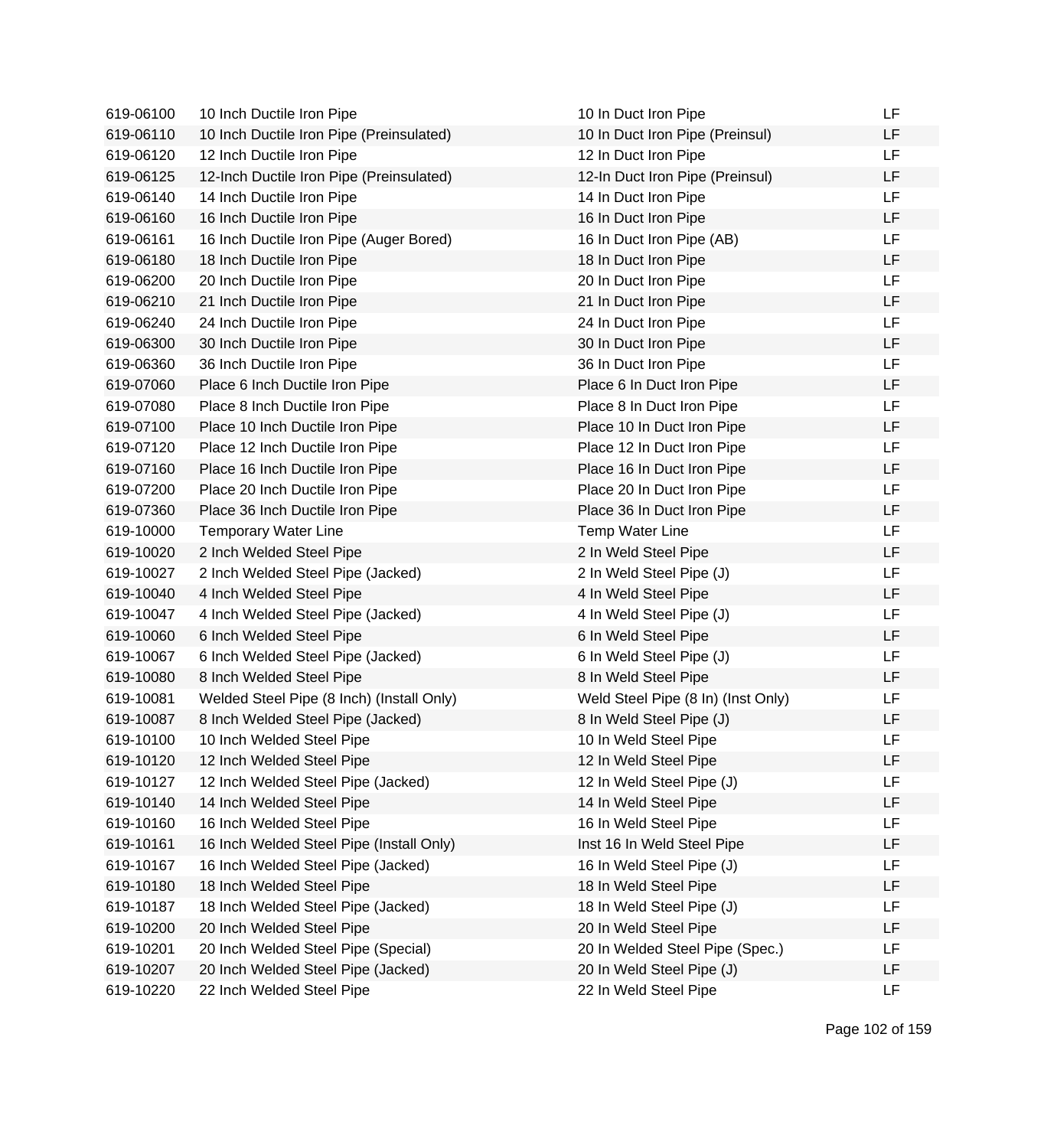| | | | |
|---|---|---|---|
| 619-06100 | 10 Inch Ductile Iron Pipe | 10 In Duct Iron Pipe | LF |
| 619-06110 | 10 Inch Ductile Iron Pipe (Preinsulated) | 10 In Duct Iron Pipe (Preinsul) | LF |
| 619-06120 | 12 Inch Ductile Iron Pipe | 12 In Duct Iron Pipe | LF |
| 619-06125 | 12-Inch Ductile Iron Pipe (Preinsulated) | 12-In Duct Iron Pipe (Preinsul) | LF |
| 619-06140 | 14 Inch Ductile Iron Pipe | 14 In Duct Iron Pipe | LF |
| 619-06160 | 16 Inch Ductile Iron Pipe | 16 In Duct Iron Pipe | LF |
| 619-06161 | 16 Inch Ductile Iron Pipe (Auger Bored) | 16 In Duct Iron Pipe (AB) | LF |
| 619-06180 | 18 Inch Ductile Iron Pipe | 18 In Duct Iron Pipe | LF |
| 619-06200 | 20 Inch Ductile Iron Pipe | 20 In Duct Iron Pipe | LF |
| 619-06210 | 21 Inch Ductile Iron Pipe | 21 In Duct Iron Pipe | LF |
| 619-06240 | 24 Inch Ductile Iron Pipe | 24 In Duct Iron Pipe | LF |
| 619-06300 | 30 Inch Ductile Iron Pipe | 30 In Duct Iron Pipe | LF |
| 619-06360 | 36 Inch Ductile Iron Pipe | 36 In Duct Iron Pipe | LF |
| 619-07060 | Place 6 Inch Ductile Iron Pipe | Place 6 In Duct Iron Pipe | LF |
| 619-07080 | Place 8 Inch Ductile Iron Pipe | Place 8 In Duct Iron Pipe | LF |
| 619-07100 | Place 10 Inch Ductile Iron Pipe | Place 10 In Duct Iron Pipe | LF |
| 619-07120 | Place 12 Inch Ductile Iron Pipe | Place 12 In Duct Iron Pipe | LF |
| 619-07160 | Place 16 Inch Ductile Iron Pipe | Place 16 In Duct Iron Pipe | LF |
| 619-07200 | Place 20 Inch Ductile Iron Pipe | Place 20 In Duct Iron Pipe | LF |
| 619-07360 | Place 36 Inch Ductile Iron Pipe | Place 36 In Duct Iron Pipe | LF |
| 619-10000 | Temporary Water Line | Temp Water Line | LF |
| 619-10020 | 2 Inch Welded Steel Pipe | 2 In Weld Steel Pipe | LF |
| 619-10027 | 2 Inch Welded Steel Pipe (Jacked) | 2 In Weld Steel Pipe (J) | LF |
| 619-10040 | 4 Inch Welded Steel Pipe | 4 In Weld Steel Pipe | LF |
| 619-10047 | 4 Inch Welded Steel Pipe (Jacked) | 4 In Weld Steel Pipe (J) | LF |
| 619-10060 | 6 Inch Welded Steel Pipe | 6 In Weld Steel Pipe | LF |
| 619-10067 | 6 Inch Welded Steel Pipe (Jacked) | 6 In Weld Steel Pipe (J) | LF |
| 619-10080 | 8 Inch Welded Steel Pipe | 8 In Weld Steel Pipe | LF |
| 619-10081 | Welded Steel Pipe (8 Inch) (Install Only) | Weld Steel Pipe (8 In) (Inst Only) | LF |
| 619-10087 | 8 Inch Welded Steel Pipe (Jacked) | 8 In Weld Steel Pipe (J) | LF |
| 619-10100 | 10 Inch Welded Steel Pipe | 10 In Weld Steel Pipe | LF |
| 619-10120 | 12 Inch Welded Steel Pipe | 12 In Weld Steel Pipe | LF |
| 619-10127 | 12 Inch Welded Steel Pipe (Jacked) | 12 In Weld Steel Pipe (J) | LF |
| 619-10140 | 14 Inch Welded Steel Pipe | 14 In Weld Steel Pipe | LF |
| 619-10160 | 16 Inch Welded Steel Pipe | 16 In Weld Steel Pipe | LF |
| 619-10161 | 16 Inch Welded Steel Pipe (Install Only) | Inst 16 In Weld Steel Pipe | LF |
| 619-10167 | 16 Inch Welded Steel Pipe (Jacked) | 16 In Weld Steel Pipe (J) | LF |
| 619-10180 | 18 Inch Welded Steel Pipe | 18 In Weld Steel Pipe | LF |
| 619-10187 | 18 Inch Welded Steel Pipe (Jacked) | 18 In Weld Steel Pipe (J) | LF |
| 619-10200 | 20 Inch Welded Steel Pipe | 20 In Weld Steel Pipe | LF |
| 619-10201 | 20 Inch Welded Steel Pipe (Special) | 20 In Welded Steel Pipe (Spec.) | LF |
| 619-10207 | 20 Inch Welded Steel Pipe (Jacked) | 20 In Weld Steel Pipe (J) | LF |
| 619-10220 | 22 Inch Welded Steel Pipe | 22 In Weld Steel Pipe | LF |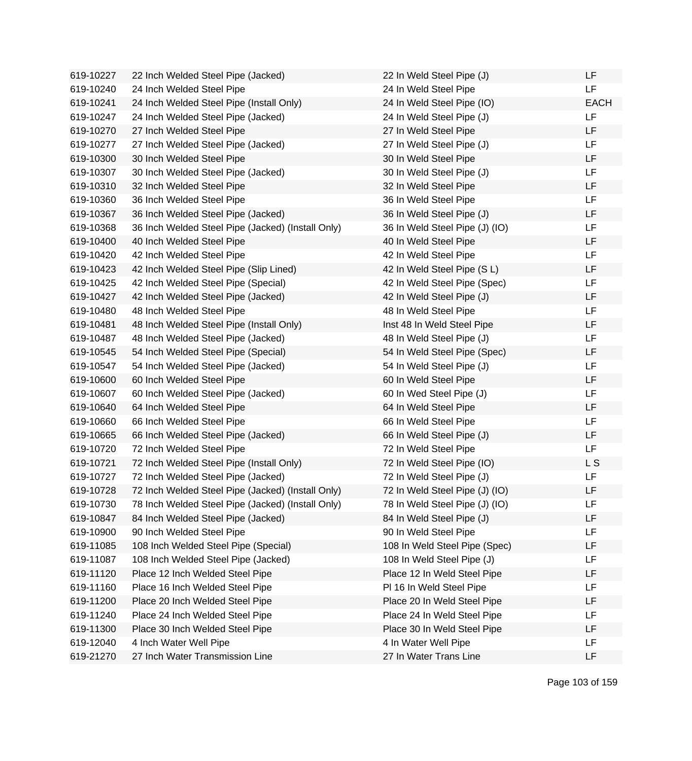| | | | |
|---|---|---|---|
| 619-10227 | 22 Inch Welded Steel Pipe (Jacked) | 22 In Weld Steel Pipe (J) | LF |
| 619-10240 | 24 Inch Welded Steel Pipe | 24 In Weld Steel Pipe | LF |
| 619-10241 | 24 Inch Welded Steel Pipe (Install Only) | 24 In Weld Steel Pipe (IO) | EACH |
| 619-10247 | 24 Inch Welded Steel Pipe (Jacked) | 24 In Weld Steel Pipe (J) | LF |
| 619-10270 | 27 Inch Welded Steel Pipe | 27 In Weld Steel Pipe | LF |
| 619-10277 | 27 Inch Welded Steel Pipe (Jacked) | 27 In Weld Steel Pipe (J) | LF |
| 619-10300 | 30 Inch Welded Steel Pipe | 30 In Weld Steel Pipe | LF |
| 619-10307 | 30 Inch Welded Steel Pipe (Jacked) | 30 In Weld Steel Pipe (J) | LF |
| 619-10310 | 32 Inch Welded Steel Pipe | 32 In Weld Steel Pipe | LF |
| 619-10360 | 36 Inch Welded Steel Pipe | 36 In Weld Steel Pipe | LF |
| 619-10367 | 36 Inch Welded Steel Pipe (Jacked) | 36 In Weld Steel Pipe (J) | LF |
| 619-10368 | 36 Inch Welded Steel Pipe (Jacked) (Install Only) | 36 In Weld Steel Pipe (J) (IO) | LF |
| 619-10400 | 40 Inch Welded Steel Pipe | 40 In Weld Steel Pipe | LF |
| 619-10420 | 42 Inch Welded Steel Pipe | 42 In Weld Steel Pipe | LF |
| 619-10423 | 42 Inch Welded Steel Pipe (Slip Lined) | 42 In Weld Steel Pipe (S L) | LF |
| 619-10425 | 42 Inch Welded Steel Pipe (Special) | 42 In Weld Steel Pipe (Spec) | LF |
| 619-10427 | 42 Inch Welded Steel Pipe (Jacked) | 42 In Weld Steel Pipe (J) | LF |
| 619-10480 | 48 Inch Welded Steel Pipe | 48 In Weld Steel Pipe | LF |
| 619-10481 | 48 Inch Welded Steel Pipe (Install Only) | Inst 48 In Weld Steel Pipe | LF |
| 619-10487 | 48 Inch Welded Steel Pipe (Jacked) | 48 In Weld Steel Pipe (J) | LF |
| 619-10545 | 54 Inch Welded Steel Pipe (Special) | 54 In Weld Steel Pipe (Spec) | LF |
| 619-10547 | 54 Inch Welded Steel Pipe (Jacked) | 54 In Weld Steel Pipe (J) | LF |
| 619-10600 | 60 Inch Welded Steel Pipe | 60 In Weld Steel Pipe | LF |
| 619-10607 | 60 Inch Welded Steel Pipe (Jacked) | 60 In Wed Steel Pipe (J) | LF |
| 619-10640 | 64 Inch Welded Steel Pipe | 64 In Weld Steel Pipe | LF |
| 619-10660 | 66 Inch Welded Steel Pipe | 66 In Weld Steel Pipe | LF |
| 619-10665 | 66 Inch Welded Steel Pipe (Jacked) | 66 In Weld Steel Pipe (J) | LF |
| 619-10720 | 72 Inch Welded Steel Pipe | 72 In Weld Steel Pipe | LF |
| 619-10721 | 72 Inch Welded Steel Pipe (Install Only) | 72 In Weld Steel Pipe (IO) | L S |
| 619-10727 | 72 Inch Welded Steel Pipe (Jacked) | 72 In Weld Steel Pipe (J) | LF |
| 619-10728 | 72 Inch Welded Steel Pipe (Jacked) (Install Only) | 72 In Weld Steel Pipe (J) (IO) | LF |
| 619-10730 | 78 Inch Welded Steel Pipe (Jacked) (Install Only) | 78 In Weld Steel Pipe (J) (IO) | LF |
| 619-10847 | 84 Inch Welded Steel Pipe (Jacked) | 84 In Weld Steel Pipe (J) | LF |
| 619-10900 | 90 Inch Welded Steel Pipe | 90 In Weld Steel Pipe | LF |
| 619-11085 | 108 Inch Welded Steel Pipe (Special) | 108 In Weld Steel Pipe (Spec) | LF |
| 619-11087 | 108 Inch Welded Steel Pipe (Jacked) | 108 In Weld Steel Pipe (J) | LF |
| 619-11120 | Place 12 Inch Welded Steel Pipe | Place 12 In Weld Steel Pipe | LF |
| 619-11160 | Place 16 Inch Welded Steel Pipe | Pl 16 In Weld Steel Pipe | LF |
| 619-11200 | Place 20 Inch Welded Steel Pipe | Place 20 In Weld Steel Pipe | LF |
| 619-11240 | Place 24 Inch Welded Steel Pipe | Place 24 In Weld Steel Pipe | LF |
| 619-11300 | Place 30 Inch Welded Steel Pipe | Place 30 In Weld Steel Pipe | LF |
| 619-12040 | 4 Inch Water Well Pipe | 4 In Water Well Pipe | LF |
| 619-21270 | 27 Inch Water Transmission Line | 27 In Water Trans Line | LF |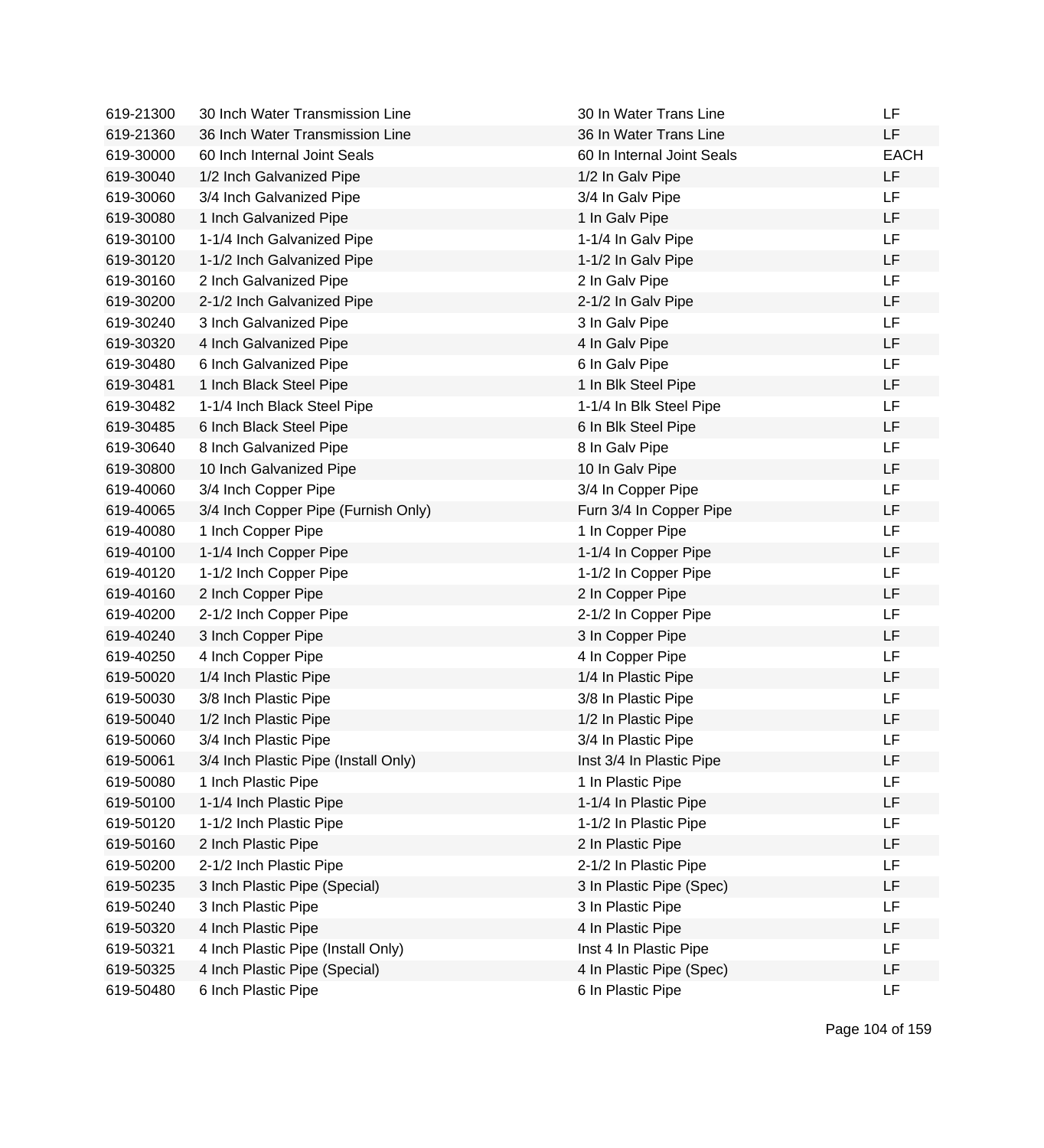| | | | |
|---|---|---|---|
| 619-21300 | 30 Inch Water Transmission Line | 30 In Water Trans Line | LF |
| 619-21360 | 36 Inch Water Transmission Line | 36 In Water Trans Line | LF |
| 619-30000 | 60 Inch Internal Joint Seals | 60 In Internal Joint Seals | EACH |
| 619-30040 | 1/2 Inch Galvanized Pipe | 1/2 In Galv Pipe | LF |
| 619-30060 | 3/4 Inch Galvanized Pipe | 3/4 In Galv Pipe | LF |
| 619-30080 | 1 Inch Galvanized Pipe | 1 In Galv Pipe | LF |
| 619-30100 | 1-1/4 Inch Galvanized Pipe | 1-1/4 In Galv Pipe | LF |
| 619-30120 | 1-1/2 Inch Galvanized Pipe | 1-1/2 In Galv Pipe | LF |
| 619-30160 | 2 Inch Galvanized Pipe | 2 In Galv Pipe | LF |
| 619-30200 | 2-1/2 Inch Galvanized Pipe | 2-1/2 In Galv Pipe | LF |
| 619-30240 | 3 Inch Galvanized Pipe | 3 In Galv Pipe | LF |
| 619-30320 | 4 Inch Galvanized Pipe | 4 In Galv Pipe | LF |
| 619-30480 | 6 Inch Galvanized Pipe | 6 In Galv Pipe | LF |
| 619-30481 | 1 Inch Black Steel Pipe | 1 In Blk Steel Pipe | LF |
| 619-30482 | 1-1/4 Inch Black Steel Pipe | 1-1/4 In Blk Steel Pipe | LF |
| 619-30485 | 6 Inch Black Steel Pipe | 6 In Blk Steel Pipe | LF |
| 619-30640 | 8 Inch Galvanized Pipe | 8 In Galv Pipe | LF |
| 619-30800 | 10 Inch Galvanized Pipe | 10 In Galv Pipe | LF |
| 619-40060 | 3/4 Inch Copper Pipe | 3/4 In Copper Pipe | LF |
| 619-40065 | 3/4 Inch Copper Pipe (Furnish Only) | Furn 3/4 In Copper Pipe | LF |
| 619-40080 | 1 Inch Copper Pipe | 1 In Copper Pipe | LF |
| 619-40100 | 1-1/4 Inch Copper Pipe | 1-1/4 In Copper Pipe | LF |
| 619-40120 | 1-1/2 Inch Copper Pipe | 1-1/2 In Copper Pipe | LF |
| 619-40160 | 2 Inch Copper Pipe | 2 In Copper Pipe | LF |
| 619-40200 | 2-1/2 Inch Copper Pipe | 2-1/2 In Copper Pipe | LF |
| 619-40240 | 3 Inch Copper Pipe | 3 In Copper Pipe | LF |
| 619-40250 | 4 Inch Copper Pipe | 4 In Copper Pipe | LF |
| 619-50020 | 1/4 Inch Plastic Pipe | 1/4 In Plastic Pipe | LF |
| 619-50030 | 3/8 Inch Plastic Pipe | 3/8 In Plastic Pipe | LF |
| 619-50040 | 1/2 Inch Plastic Pipe | 1/2 In Plastic Pipe | LF |
| 619-50060 | 3/4 Inch Plastic Pipe | 3/4 In Plastic Pipe | LF |
| 619-50061 | 3/4 Inch Plastic Pipe (Install Only) | Inst 3/4 In Plastic Pipe | LF |
| 619-50080 | 1 Inch Plastic Pipe | 1 In Plastic Pipe | LF |
| 619-50100 | 1-1/4 Inch Plastic Pipe | 1-1/4 In Plastic Pipe | LF |
| 619-50120 | 1-1/2 Inch Plastic Pipe | 1-1/2 In Plastic Pipe | LF |
| 619-50160 | 2 Inch Plastic Pipe | 2 In Plastic Pipe | LF |
| 619-50200 | 2-1/2 Inch Plastic Pipe | 2-1/2 In Plastic Pipe | LF |
| 619-50235 | 3 Inch Plastic Pipe (Special) | 3 In Plastic Pipe (Spec) | LF |
| 619-50240 | 3 Inch Plastic Pipe | 3 In Plastic Pipe | LF |
| 619-50320 | 4 Inch Plastic Pipe | 4 In Plastic Pipe | LF |
| 619-50321 | 4 Inch Plastic Pipe (Install Only) | Inst 4 In Plastic Pipe | LF |
| 619-50325 | 4 Inch Plastic Pipe (Special) | 4 In Plastic Pipe (Spec) | LF |
| 619-50480 | 6 Inch Plastic Pipe | 6 In Plastic Pipe | LF |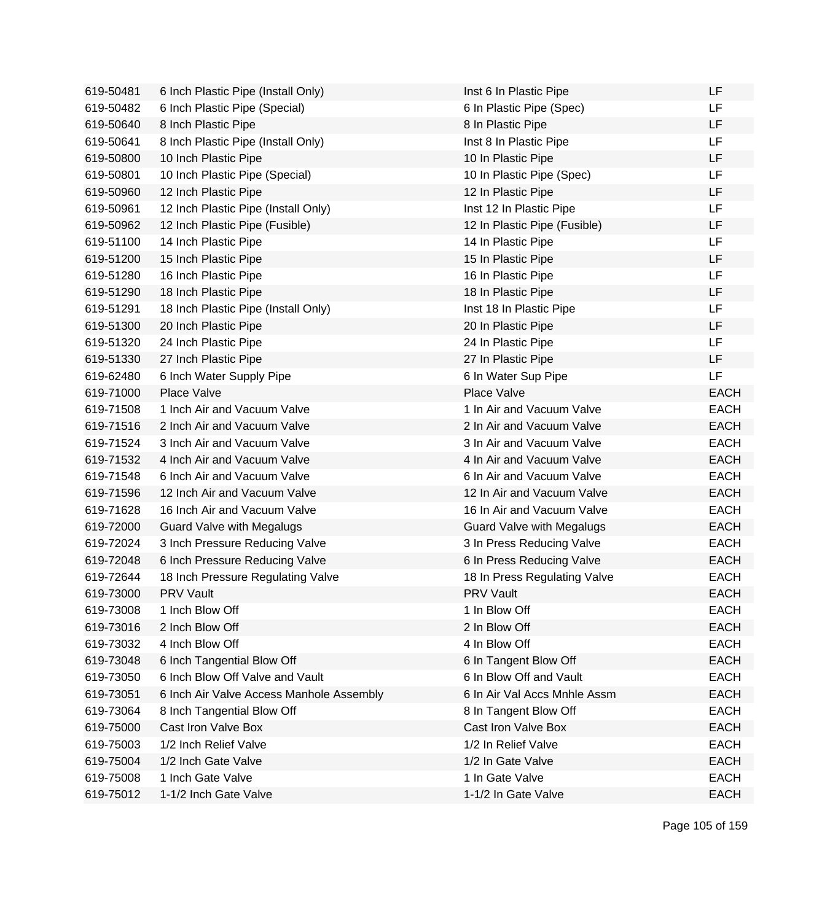| | | | |
|---|---|---|---|
| 619-50481 | 6 Inch Plastic Pipe (Install Only) | Inst 6 In Plastic Pipe | LF |
| 619-50482 | 6 Inch Plastic Pipe (Special) | 6 In Plastic Pipe (Spec) | LF |
| 619-50640 | 8 Inch Plastic Pipe | 8 In Plastic Pipe | LF |
| 619-50641 | 8 Inch Plastic Pipe (Install Only) | Inst 8 In Plastic Pipe | LF |
| 619-50800 | 10 Inch Plastic Pipe | 10 In Plastic Pipe | LF |
| 619-50801 | 10 Inch Plastic Pipe (Special) | 10 In Plastic Pipe (Spec) | LF |
| 619-50960 | 12 Inch Plastic Pipe | 12 In Plastic Pipe | LF |
| 619-50961 | 12 Inch Plastic Pipe (Install Only) | Inst 12 In Plastic Pipe | LF |
| 619-50962 | 12 Inch Plastic Pipe (Fusible) | 12 In Plastic Pipe (Fusible) | LF |
| 619-51100 | 14 Inch Plastic Pipe | 14 In Plastic Pipe | LF |
| 619-51200 | 15 Inch Plastic Pipe | 15 In Plastic Pipe | LF |
| 619-51280 | 16 Inch Plastic Pipe | 16 In Plastic Pipe | LF |
| 619-51290 | 18 Inch Plastic Pipe | 18 In Plastic Pipe | LF |
| 619-51291 | 18 Inch Plastic Pipe (Install Only) | Inst 18 In Plastic Pipe | LF |
| 619-51300 | 20 Inch Plastic Pipe | 20 In Plastic Pipe | LF |
| 619-51320 | 24 Inch Plastic Pipe | 24 In Plastic Pipe | LF |
| 619-51330 | 27 Inch Plastic Pipe | 27 In Plastic Pipe | LF |
| 619-62480 | 6 Inch Water Supply Pipe | 6 In Water Sup Pipe | LF |
| 619-71000 | Place Valve | Place Valve | EACH |
| 619-71508 | 1 Inch Air and Vacuum Valve | 1 In Air and Vacuum Valve | EACH |
| 619-71516 | 2 Inch Air and Vacuum Valve | 2 In Air and Vacuum Valve | EACH |
| 619-71524 | 3 Inch Air and Vacuum Valve | 3 In Air and Vacuum Valve | EACH |
| 619-71532 | 4 Inch Air and Vacuum Valve | 4 In Air and Vacuum Valve | EACH |
| 619-71548 | 6 Inch Air and Vacuum Valve | 6 In Air and Vacuum Valve | EACH |
| 619-71596 | 12 Inch Air and Vacuum Valve | 12 In Air and Vacuum Valve | EACH |
| 619-71628 | 16 Inch Air and Vacuum Valve | 16 In Air and Vacuum Valve | EACH |
| 619-72000 | Guard Valve with Megalugs | Guard Valve with Megalugs | EACH |
| 619-72024 | 3 Inch Pressure Reducing Valve | 3 In Press Reducing Valve | EACH |
| 619-72048 | 6 Inch Pressure Reducing Valve | 6 In Press Reducing Valve | EACH |
| 619-72644 | 18 Inch Pressure Regulating Valve | 18 In Press Regulating Valve | EACH |
| 619-73000 | PRV Vault | PRV Vault | EACH |
| 619-73008 | 1 Inch Blow Off | 1 In Blow Off | EACH |
| 619-73016 | 2 Inch Blow Off | 2 In Blow Off | EACH |
| 619-73032 | 4 Inch Blow Off | 4 In Blow Off | EACH |
| 619-73048 | 6 Inch Tangential Blow Off | 6 In Tangent Blow Off | EACH |
| 619-73050 | 6 Inch Blow Off Valve and Vault | 6 In Blow Off and Vault | EACH |
| 619-73051 | 6 Inch Air Valve Access Manhole Assembly | 6 In Air Val Accs Mnhle Assm | EACH |
| 619-73064 | 8 Inch Tangential Blow Off | 8 In Tangent Blow Off | EACH |
| 619-75000 | Cast Iron Valve Box | Cast Iron Valve Box | EACH |
| 619-75003 | 1/2 Inch Relief Valve | 1/2 In Relief Valve | EACH |
| 619-75004 | 1/2 Inch Gate Valve | 1/2 In Gate Valve | EACH |
| 619-75008 | 1 Inch Gate Valve | 1 In Gate Valve | EACH |
| 619-75012 | 1-1/2 Inch Gate Valve | 1-1/2 In Gate Valve | EACH |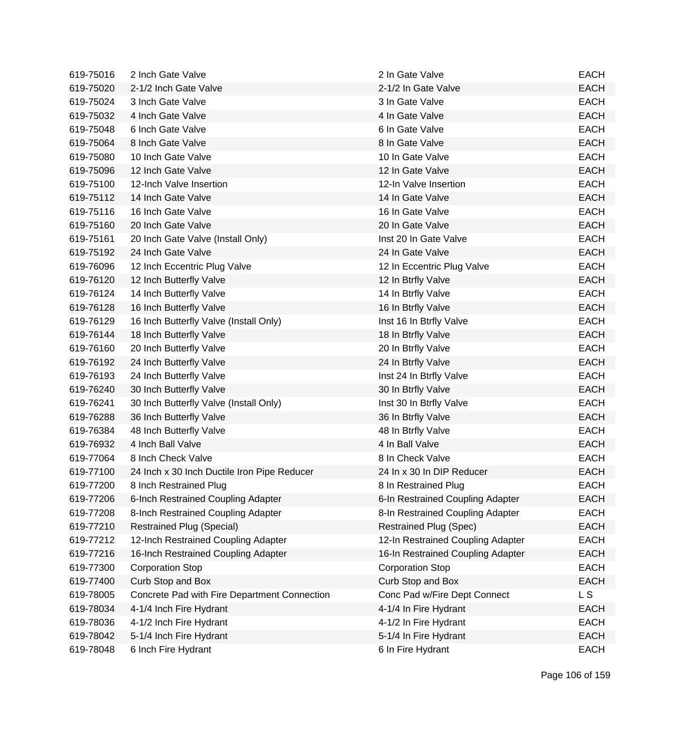| | | | |
|---|---|---|---|
| 619-75016 | 2 Inch Gate Valve | 2 In Gate Valve | EACH |
| 619-75020 | 2-1/2 Inch Gate Valve | 2-1/2 In Gate Valve | EACH |
| 619-75024 | 3 Inch Gate Valve | 3 In Gate Valve | EACH |
| 619-75032 | 4 Inch Gate Valve | 4 In Gate Valve | EACH |
| 619-75048 | 6 Inch Gate Valve | 6 In Gate Valve | EACH |
| 619-75064 | 8 Inch Gate Valve | 8 In Gate Valve | EACH |
| 619-75080 | 10 Inch Gate Valve | 10 In Gate Valve | EACH |
| 619-75096 | 12 Inch Gate Valve | 12 In Gate Valve | EACH |
| 619-75100 | 12-Inch Valve Insertion | 12-In Valve Insertion | EACH |
| 619-75112 | 14 Inch Gate Valve | 14 In Gate Valve | EACH |
| 619-75116 | 16 Inch Gate Valve | 16 In Gate Valve | EACH |
| 619-75160 | 20 Inch Gate Valve | 20 In Gate Valve | EACH |
| 619-75161 | 20 Inch Gate Valve (Install Only) | Inst 20 In Gate Valve | EACH |
| 619-75192 | 24 Inch Gate Valve | 24 In Gate Valve | EACH |
| 619-76096 | 12 Inch Eccentric Plug Valve | 12 In Eccentric Plug Valve | EACH |
| 619-76120 | 12 Inch Butterfly Valve | 12 In Btrfly Valve | EACH |
| 619-76124 | 14 Inch Butterfly Valve | 14 In Btrfly Valve | EACH |
| 619-76128 | 16 Inch Butterfly Valve | 16 In Btrfly Valve | EACH |
| 619-76129 | 16 Inch Butterfly Valve (Install Only) | Inst 16 In Btrfly Valve | EACH |
| 619-76144 | 18 Inch Butterfly Valve | 18 In Btrfly Valve | EACH |
| 619-76160 | 20 Inch Butterfly Valve | 20 In Btrfly Valve | EACH |
| 619-76192 | 24 Inch Butterfly Valve | 24 In Btrfly Valve | EACH |
| 619-76193 | 24 Inch Butterfly Valve | Inst 24 In Btrfly Valve | EACH |
| 619-76240 | 30 Inch Butterfly Valve | 30 In Btrfly Valve | EACH |
| 619-76241 | 30 Inch Butterfly Valve (Install Only) | Inst 30 In Btrfly Valve | EACH |
| 619-76288 | 36 Inch Butterfly Valve | 36 In Btrfly Valve | EACH |
| 619-76384 | 48 Inch Butterfly Valve | 48 In Btrfly Valve | EACH |
| 619-76932 | 4 Inch Ball Valve | 4 In Ball Valve | EACH |
| 619-77064 | 8 Inch Check Valve | 8 In Check Valve | EACH |
| 619-77100 | 24 Inch x 30 Inch Ductile Iron Pipe Reducer | 24 In x 30 In DIP Reducer | EACH |
| 619-77200 | 8 Inch Restrained Plug | 8 In Restrained Plug | EACH |
| 619-77206 | 6-Inch Restrained Coupling Adapter | 6-In Restrained Coupling Adapter | EACH |
| 619-77208 | 8-Inch Restrained Coupling Adapter | 8-In Restrained Coupling Adapter | EACH |
| 619-77210 | Restrained Plug (Special) | Restrained Plug (Spec) | EACH |
| 619-77212 | 12-Inch Restrained Coupling Adapter | 12-In Restrained Coupling Adapter | EACH |
| 619-77216 | 16-Inch Restrained Coupling Adapter | 16-In Restrained Coupling Adapter | EACH |
| 619-77300 | Corporation Stop | Corporation Stop | EACH |
| 619-77400 | Curb Stop and Box | Curb Stop and Box | EACH |
| 619-78005 | Concrete Pad with Fire Department Connection | Conc Pad w/Fire Dept Connect | L S |
| 619-78034 | 4-1/4 Inch Fire Hydrant | 4-1/4 In Fire Hydrant | EACH |
| 619-78036 | 4-1/2 Inch Fire Hydrant | 4-1/2 In Fire Hydrant | EACH |
| 619-78042 | 5-1/4 Inch Fire Hydrant | 5-1/4 In Fire Hydrant | EACH |
| 619-78048 | 6 Inch Fire Hydrant | 6 In Fire Hydrant | EACH |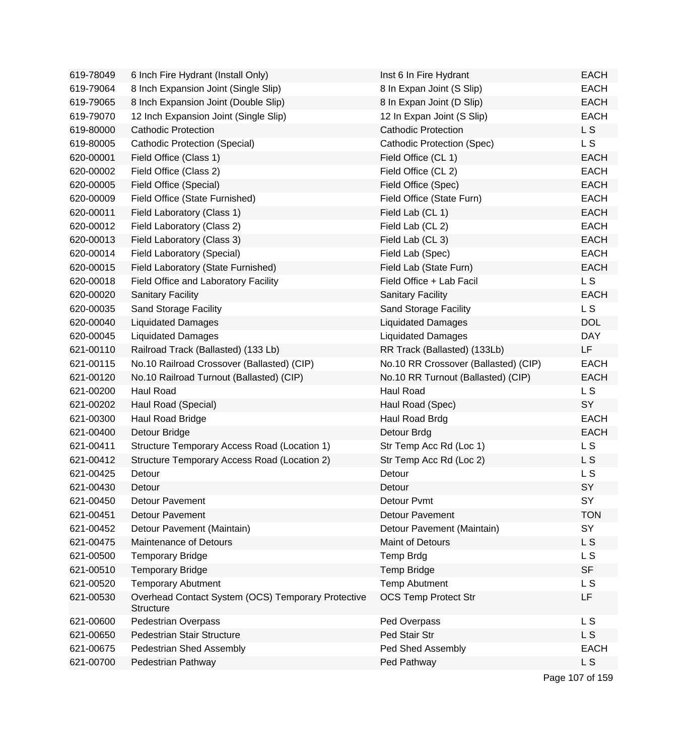| | | | |
|---|---|---|---|
| 619-78049 | 6 Inch Fire Hydrant (Install Only) | Inst 6 In Fire Hydrant | EACH |
| 619-79064 | 8 Inch Expansion Joint (Single Slip) | 8 In Expan Joint (S Slip) | EACH |
| 619-79065 | 8 Inch Expansion Joint (Double Slip) | 8 In Expan Joint (D Slip) | EACH |
| 619-79070 | 12 Inch Expansion Joint (Single Slip) | 12 In Expan Joint (S Slip) | EACH |
| 619-80000 | Cathodic Protection | Cathodic Protection | L S |
| 619-80005 | Cathodic Protection (Special) | Cathodic Protection (Spec) | L S |
| 620-00001 | Field Office (Class 1) | Field Office (CL 1) | EACH |
| 620-00002 | Field Office (Class 2) | Field Office (CL 2) | EACH |
| 620-00005 | Field Office (Special) | Field Office (Spec) | EACH |
| 620-00009 | Field Office (State Furnished) | Field Office (State Furn) | EACH |
| 620-00011 | Field Laboratory (Class 1) | Field Lab (CL 1) | EACH |
| 620-00012 | Field Laboratory (Class 2) | Field Lab (CL 2) | EACH |
| 620-00013 | Field Laboratory (Class 3) | Field Lab (CL 3) | EACH |
| 620-00014 | Field Laboratory (Special) | Field Lab (Spec) | EACH |
| 620-00015 | Field Laboratory (State Furnished) | Field Lab (State Furn) | EACH |
| 620-00018 | Field Office and Laboratory Facility | Field Office + Lab Facil | L S |
| 620-00020 | Sanitary Facility | Sanitary Facility | EACH |
| 620-00035 | Sand Storage Facility | Sand Storage Facility | L S |
| 620-00040 | Liquidated Damages | Liquidated Damages | DOL |
| 620-00045 | Liquidated Damages | Liquidated Damages | DAY |
| 621-00110 | Railroad Track (Ballasted) (133 Lb) | RR Track (Ballasted) (133Lb) | LF |
| 621-00115 | No.10 Railroad Crossover (Ballasted) (CIP) | No.10 RR Crossover (Ballasted) (CIP) | EACH |
| 621-00120 | No.10 Railroad Turnout (Ballasted) (CIP) | No.10 RR Turnout (Ballasted) (CIP) | EACH |
| 621-00200 | Haul Road | Haul Road | L S |
| 621-00202 | Haul Road (Special) | Haul Road (Spec) | SY |
| 621-00300 | Haul Road Bridge | Haul Road Brdg | EACH |
| 621-00400 | Detour Bridge | Detour Brdg | EACH |
| 621-00411 | Structure Temporary Access Road (Location 1) | Str Temp Acc Rd (Loc 1) | L S |
| 621-00412 | Structure Temporary Access Road (Location 2) | Str Temp Acc Rd (Loc 2) | L S |
| 621-00425 | Detour | Detour | L S |
| 621-00430 | Detour | Detour | SY |
| 621-00450 | Detour Pavement | Detour Pvmt | SY |
| 621-00451 | Detour Pavement | Detour Pavement | TON |
| 621-00452 | Detour Pavement (Maintain) | Detour Pavement (Maintain) | SY |
| 621-00475 | Maintenance of Detours | Maint of Detours | L S |
| 621-00500 | Temporary Bridge | Temp Brdg | L S |
| 621-00510 | Temporary Bridge | Temp Bridge | SF |
| 621-00520 | Temporary Abutment | Temp Abutment | L S |
| 621-00530 | Overhead Contact System (OCS) Temporary Protective Structure | OCS Temp Protect Str | LF |
| 621-00600 | Pedestrian Overpass | Ped Overpass | L S |
| 621-00650 | Pedestrian Stair Structure | Ped Stair Str | L S |
| 621-00675 | Pedestrian Shed Assembly | Ped Shed Assembly | EACH |
| 621-00700 | Pedestrian Pathway | Ped Pathway | L S |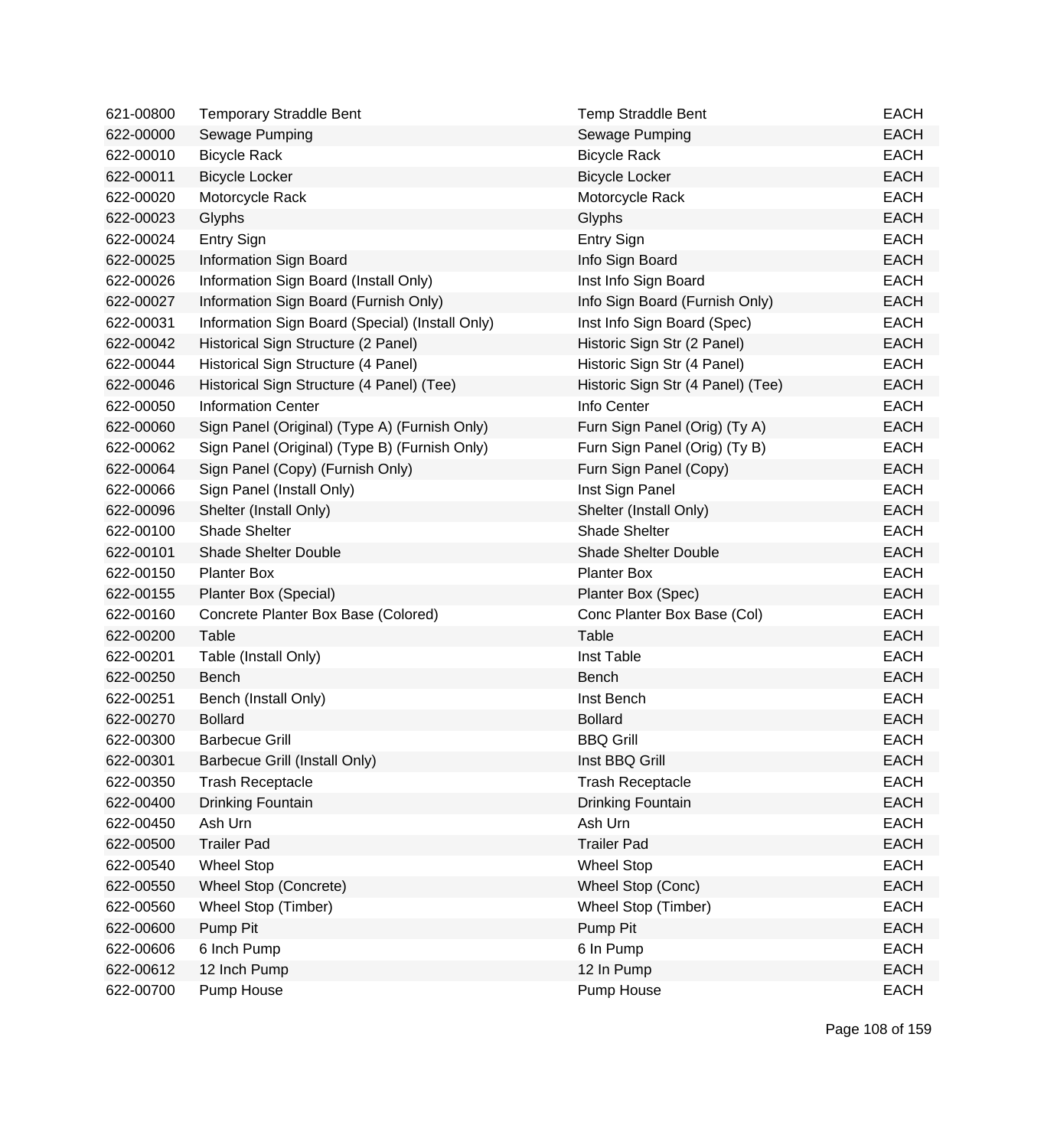| | | | |
|---|---|---|---|
| 621-00800 | Temporary Straddle Bent | Temp Straddle Bent | EACH |
| 622-00000 | Sewage Pumping | Sewage Pumping | EACH |
| 622-00010 | Bicycle Rack | Bicycle Rack | EACH |
| 622-00011 | Bicycle Locker | Bicycle Locker | EACH |
| 622-00020 | Motorcycle Rack | Motorcycle Rack | EACH |
| 622-00023 | Glyphs | Glyphs | EACH |
| 622-00024 | Entry Sign | Entry Sign | EACH |
| 622-00025 | Information Sign Board | Info Sign Board | EACH |
| 622-00026 | Information Sign Board (Install Only) | Inst Info Sign Board | EACH |
| 622-00027 | Information Sign Board (Furnish Only) | Info Sign Board (Furnish Only) | EACH |
| 622-00031 | Information Sign Board (Special) (Install Only) | Inst Info Sign Board (Spec) | EACH |
| 622-00042 | Historical Sign Structure (2 Panel) | Historic Sign Str (2 Panel) | EACH |
| 622-00044 | Historical Sign Structure (4 Panel) | Historic Sign Str (4 Panel) | EACH |
| 622-00046 | Historical Sign Structure (4 Panel) (Tee) | Historic Sign Str (4 Panel) (Tee) | EACH |
| 622-00050 | Information Center | Info Center | EACH |
| 622-00060 | Sign Panel (Original) (Type A) (Furnish Only) | Furn Sign Panel (Orig) (Ty A) | EACH |
| 622-00062 | Sign Panel (Original) (Type B) (Furnish Only) | Furn Sign Panel (Orig) (Ty B) | EACH |
| 622-00064 | Sign Panel (Copy) (Furnish Only) | Furn Sign Panel (Copy) | EACH |
| 622-00066 | Sign Panel (Install Only) | Inst Sign Panel | EACH |
| 622-00096 | Shelter (Install Only) | Shelter (Install Only) | EACH |
| 622-00100 | Shade Shelter | Shade Shelter | EACH |
| 622-00101 | Shade Shelter Double | Shade Shelter Double | EACH |
| 622-00150 | Planter Box | Planter Box | EACH |
| 622-00155 | Planter Box (Special) | Planter Box (Spec) | EACH |
| 622-00160 | Concrete Planter Box Base (Colored) | Conc Planter Box Base (Col) | EACH |
| 622-00200 | Table | Table | EACH |
| 622-00201 | Table (Install Only) | Inst Table | EACH |
| 622-00250 | Bench | Bench | EACH |
| 622-00251 | Bench (Install Only) | Inst Bench | EACH |
| 622-00270 | Bollard | Bollard | EACH |
| 622-00300 | Barbecue Grill | BBQ Grill | EACH |
| 622-00301 | Barbecue Grill (Install Only) | Inst BBQ Grill | EACH |
| 622-00350 | Trash Receptacle | Trash Receptacle | EACH |
| 622-00400 | Drinking Fountain | Drinking Fountain | EACH |
| 622-00450 | Ash Urn | Ash Urn | EACH |
| 622-00500 | Trailer Pad | Trailer Pad | EACH |
| 622-00540 | Wheel Stop | Wheel Stop | EACH |
| 622-00550 | Wheel Stop (Concrete) | Wheel Stop (Conc) | EACH |
| 622-00560 | Wheel Stop (Timber) | Wheel Stop (Timber) | EACH |
| 622-00600 | Pump Pit | Pump Pit | EACH |
| 622-00606 | 6 Inch Pump | 6 In Pump | EACH |
| 622-00612 | 12 Inch Pump | 12 In Pump | EACH |
| 622-00700 | Pump House | Pump House | EACH |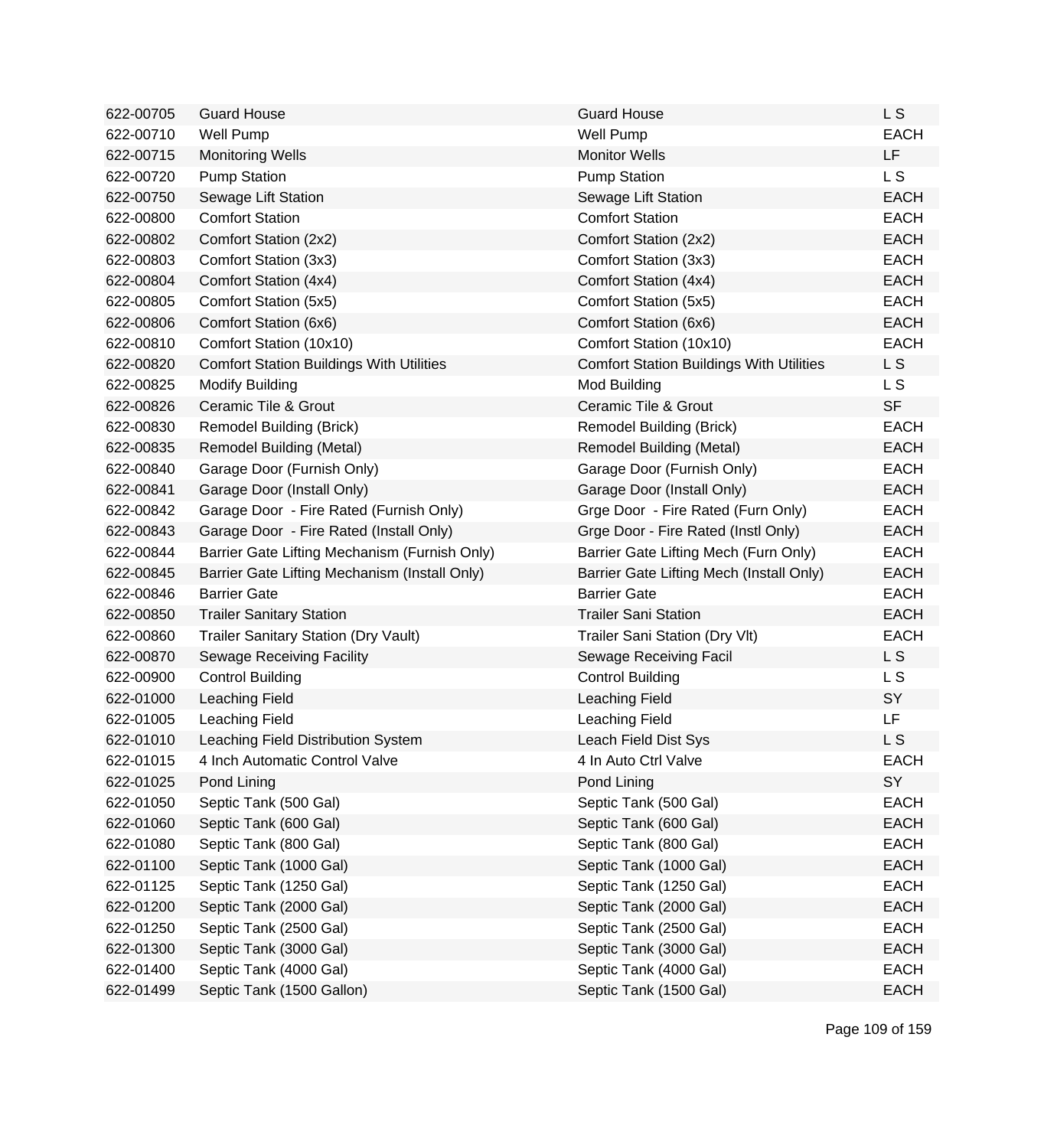| | | | |
|---|---|---|---|
| 622-00705 | Guard House | Guard House | L S |
| 622-00710 | Well Pump | Well Pump | EACH |
| 622-00715 | Monitoring Wells | Monitor Wells | LF |
| 622-00720 | Pump Station | Pump Station | L S |
| 622-00750 | Sewage Lift Station | Sewage Lift Station | EACH |
| 622-00800 | Comfort Station | Comfort Station | EACH |
| 622-00802 | Comfort Station (2x2) | Comfort Station (2x2) | EACH |
| 622-00803 | Comfort Station (3x3) | Comfort Station (3x3) | EACH |
| 622-00804 | Comfort Station (4x4) | Comfort Station (4x4) | EACH |
| 622-00805 | Comfort Station (5x5) | Comfort Station (5x5) | EACH |
| 622-00806 | Comfort Station (6x6) | Comfort Station (6x6) | EACH |
| 622-00810 | Comfort Station (10x10) | Comfort Station (10x10) | EACH |
| 622-00820 | Comfort Station Buildings With Utilities | Comfort Station Buildings With Utilities | L S |
| 622-00825 | Modify Building | Mod Building | L S |
| 622-00826 | Ceramic Tile & Grout | Ceramic Tile & Grout | SF |
| 622-00830 | Remodel Building (Brick) | Remodel Building (Brick) | EACH |
| 622-00835 | Remodel Building (Metal) | Remodel Building (Metal) | EACH |
| 622-00840 | Garage Door (Furnish Only) | Garage Door (Furnish Only) | EACH |
| 622-00841 | Garage Door (Install Only) | Garage Door (Install Only) | EACH |
| 622-00842 | Garage Door - Fire Rated (Furnish Only) | Grge Door - Fire Rated (Furn Only) | EACH |
| 622-00843 | Garage Door - Fire Rated (Install Only) | Grge Door - Fire Rated (Instl Only) | EACH |
| 622-00844 | Barrier Gate Lifting Mechanism (Furnish Only) | Barrier Gate Lifting Mech (Furn Only) | EACH |
| 622-00845 | Barrier Gate Lifting Mechanism (Install Only) | Barrier Gate Lifting Mech (Install Only) | EACH |
| 622-00846 | Barrier Gate | Barrier Gate | EACH |
| 622-00850 | Trailer Sanitary Station | Trailer Sani Station | EACH |
| 622-00860 | Trailer Sanitary Station (Dry Vault) | Trailer Sani Station (Dry Vlt) | EACH |
| 622-00870 | Sewage Receiving Facility | Sewage Receiving Facil | L S |
| 622-00900 | Control Building | Control Building | L S |
| 622-01000 | Leaching Field | Leaching Field | SY |
| 622-01005 | Leaching Field | Leaching Field | LF |
| 622-01010 | Leaching Field Distribution System | Leach Field Dist Sys | L S |
| 622-01015 | 4 Inch Automatic Control Valve | 4 In Auto Ctrl Valve | EACH |
| 622-01025 | Pond Lining | Pond Lining | SY |
| 622-01050 | Septic Tank (500 Gal) | Septic Tank (500 Gal) | EACH |
| 622-01060 | Septic Tank (600 Gal) | Septic Tank (600 Gal) | EACH |
| 622-01080 | Septic Tank (800 Gal) | Septic Tank (800 Gal) | EACH |
| 622-01100 | Septic Tank (1000 Gal) | Septic Tank (1000 Gal) | EACH |
| 622-01125 | Septic Tank (1250 Gal) | Septic Tank (1250 Gal) | EACH |
| 622-01200 | Septic Tank (2000 Gal) | Septic Tank (2000 Gal) | EACH |
| 622-01250 | Septic Tank (2500 Gal) | Septic Tank (2500 Gal) | EACH |
| 622-01300 | Septic Tank (3000 Gal) | Septic Tank (3000 Gal) | EACH |
| 622-01400 | Septic Tank (4000 Gal) | Septic Tank (4000 Gal) | EACH |
| 622-01499 | Septic Tank (1500 Gallon) | Septic Tank (1500 Gal) | EACH |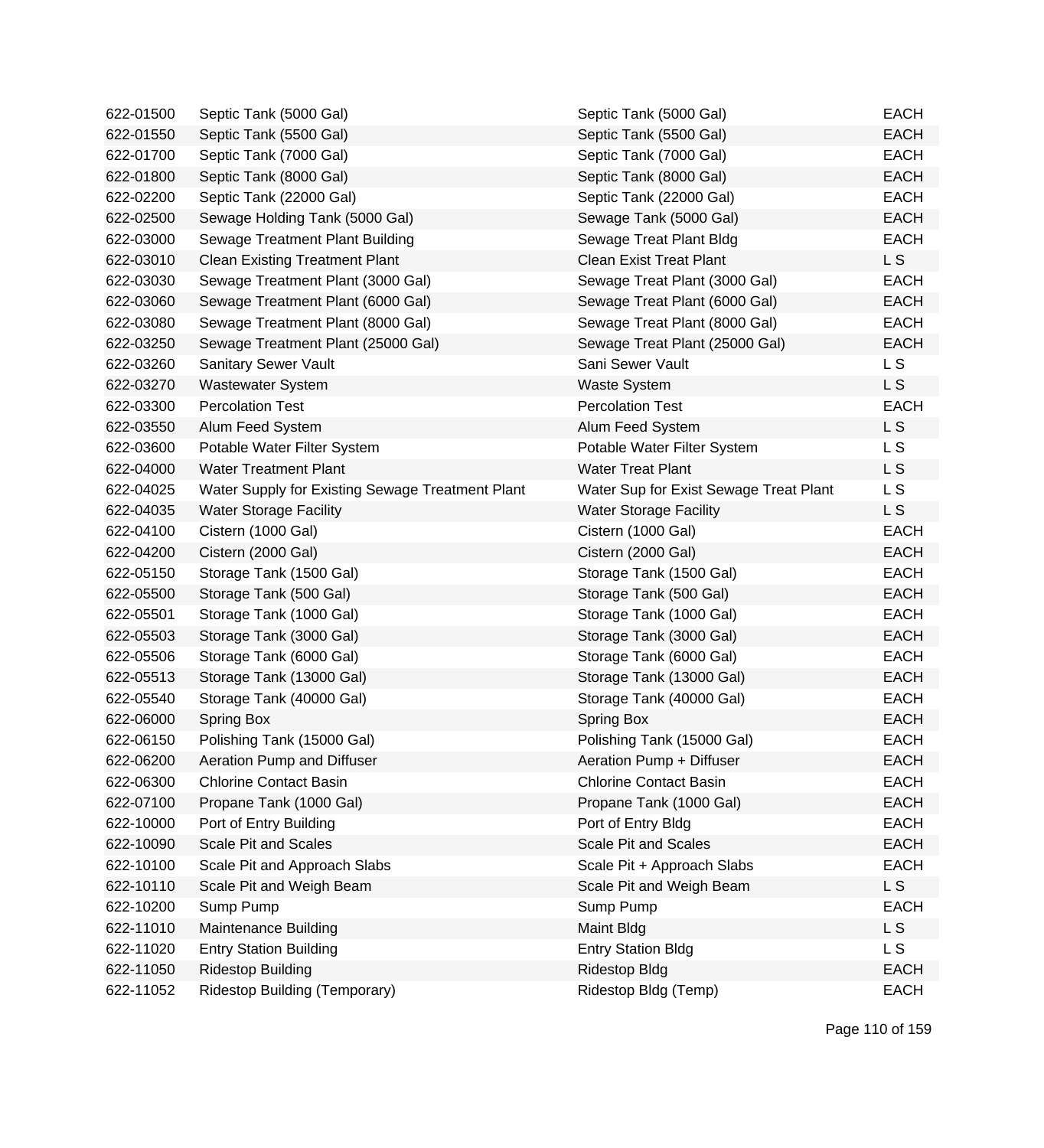| | | | |
|---|---|---|---|
| 622-01500 | Septic Tank (5000 Gal) | Septic Tank (5000 Gal) | EACH |
| 622-01550 | Septic Tank (5500 Gal) | Septic Tank (5500 Gal) | EACH |
| 622-01700 | Septic Tank (7000 Gal) | Septic Tank (7000 Gal) | EACH |
| 622-01800 | Septic Tank (8000 Gal) | Septic Tank (8000 Gal) | EACH |
| 622-02200 | Septic Tank (22000 Gal) | Septic Tank (22000 Gal) | EACH |
| 622-02500 | Sewage Holding Tank (5000 Gal) | Sewage Tank (5000 Gal) | EACH |
| 622-03000 | Sewage Treatment Plant Building | Sewage Treat Plant Bldg | EACH |
| 622-03010 | Clean Existing Treatment Plant | Clean Exist Treat Plant | L S |
| 622-03030 | Sewage Treatment Plant (3000 Gal) | Sewage Treat Plant (3000 Gal) | EACH |
| 622-03060 | Sewage Treatment Plant (6000 Gal) | Sewage Treat Plant (6000 Gal) | EACH |
| 622-03080 | Sewage Treatment Plant (8000 Gal) | Sewage Treat Plant (8000 Gal) | EACH |
| 622-03250 | Sewage Treatment Plant (25000 Gal) | Sewage Treat Plant (25000 Gal) | EACH |
| 622-03260 | Sanitary Sewer Vault | Sani Sewer Vault | L S |
| 622-03270 | Wastewater System | Waste System | L S |
| 622-03300 | Percolation Test | Percolation Test | EACH |
| 622-03550 | Alum Feed System | Alum Feed System | L S |
| 622-03600 | Potable Water Filter System | Potable Water Filter System | L S |
| 622-04000 | Water Treatment Plant | Water Treat Plant | L S |
| 622-04025 | Water Supply for Existing Sewage Treatment Plant | Water Sup for Exist Sewage Treat Plant | L S |
| 622-04035 | Water Storage Facility | Water Storage Facility | L S |
| 622-04100 | Cistern (1000 Gal) | Cistern (1000 Gal) | EACH |
| 622-04200 | Cistern (2000 Gal) | Cistern (2000 Gal) | EACH |
| 622-05150 | Storage Tank (1500 Gal) | Storage Tank (1500 Gal) | EACH |
| 622-05500 | Storage Tank (500 Gal) | Storage Tank (500 Gal) | EACH |
| 622-05501 | Storage Tank (1000 Gal) | Storage Tank (1000 Gal) | EACH |
| 622-05503 | Storage Tank (3000 Gal) | Storage Tank (3000 Gal) | EACH |
| 622-05506 | Storage Tank (6000 Gal) | Storage Tank (6000 Gal) | EACH |
| 622-05513 | Storage Tank (13000 Gal) | Storage Tank (13000 Gal) | EACH |
| 622-05540 | Storage Tank (40000 Gal) | Storage Tank (40000 Gal) | EACH |
| 622-06000 | Spring Box | Spring Box | EACH |
| 622-06150 | Polishing Tank (15000 Gal) | Polishing Tank (15000 Gal) | EACH |
| 622-06200 | Aeration Pump and Diffuser | Aeration Pump + Diffuser | EACH |
| 622-06300 | Chlorine Contact Basin | Chlorine Contact Basin | EACH |
| 622-07100 | Propane Tank (1000 Gal) | Propane Tank (1000 Gal) | EACH |
| 622-10000 | Port of Entry Building | Port of Entry Bldg | EACH |
| 622-10090 | Scale Pit and Scales | Scale Pit and Scales | EACH |
| 622-10100 | Scale Pit and Approach Slabs | Scale Pit + Approach Slabs | EACH |
| 622-10110 | Scale Pit and Weigh Beam | Scale Pit and Weigh Beam | L S |
| 622-10200 | Sump Pump | Sump Pump | EACH |
| 622-11010 | Maintenance Building | Maint Bldg | L S |
| 622-11020 | Entry Station Building | Entry Station Bldg | L S |
| 622-11050 | Ridestop Building | Ridestop Bldg | EACH |
| 622-11052 | Ridestop Building (Temporary) | Ridestop Bldg (Temp) | EACH |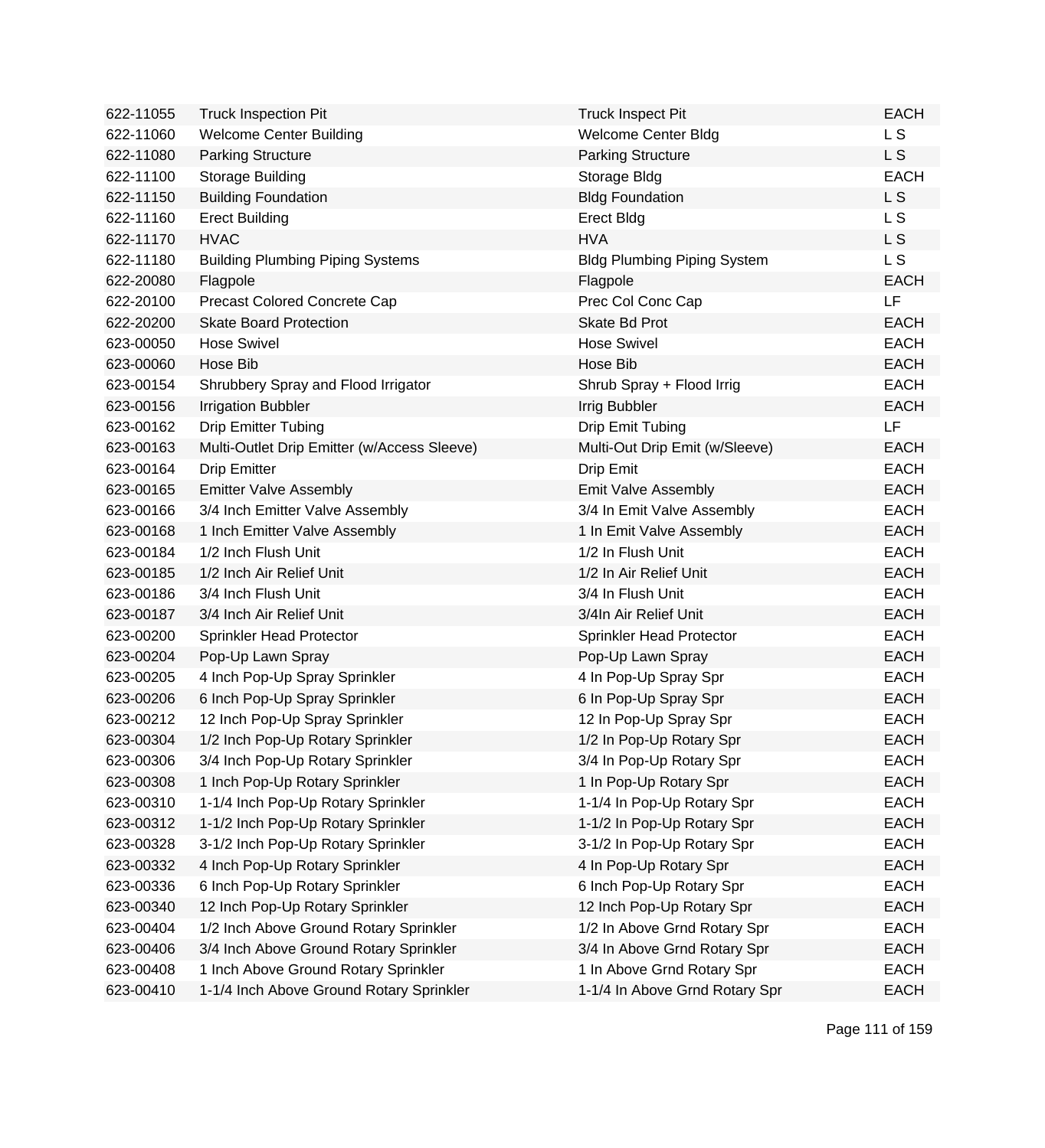| | | | |
|---|---|---|---|
| 622-11055 | Truck Inspection Pit | Truck Inspect Pit | EACH |
| 622-11060 | Welcome Center Building | Welcome Center Bldg | L S |
| 622-11080 | Parking Structure | Parking Structure | L S |
| 622-11100 | Storage Building | Storage Bldg | EACH |
| 622-11150 | Building Foundation | Bldg Foundation | L S |
| 622-11160 | Erect Building | Erect Bldg | L S |
| 622-11170 | HVAC | HVA | L S |
| 622-11180 | Building Plumbing Piping Systems | Bldg Plumbing Piping System | L S |
| 622-20080 | Flagpole | Flagpole | EACH |
| 622-20100 | Precast Colored Concrete Cap | Prec Col Conc Cap | LF |
| 622-20200 | Skate Board Protection | Skate Bd Prot | EACH |
| 623-00050 | Hose Swivel | Hose Swivel | EACH |
| 623-00060 | Hose Bib | Hose Bib | EACH |
| 623-00154 | Shrubbery Spray and Flood Irrigator | Shrub Spray + Flood Irrig | EACH |
| 623-00156 | Irrigation Bubbler | Irrig Bubbler | EACH |
| 623-00162 | Drip Emitter Tubing | Drip Emit Tubing | LF |
| 623-00163 | Multi-Outlet Drip Emitter (w/Access Sleeve) | Multi-Out Drip Emit (w/Sleeve) | EACH |
| 623-00164 | Drip Emitter | Drip Emit | EACH |
| 623-00165 | Emitter Valve Assembly | Emit Valve Assembly | EACH |
| 623-00166 | 3/4 Inch Emitter Valve Assembly | 3/4 In Emit Valve Assembly | EACH |
| 623-00168 | 1 Inch Emitter Valve Assembly | 1 In Emit Valve Assembly | EACH |
| 623-00184 | 1/2 Inch Flush Unit | 1/2 In Flush Unit | EACH |
| 623-00185 | 1/2 Inch Air Relief Unit | 1/2 In Air Relief Unit | EACH |
| 623-00186 | 3/4 Inch Flush Unit | 3/4 In Flush Unit | EACH |
| 623-00187 | 3/4 Inch Air Relief Unit | 3/4In Air Relief Unit | EACH |
| 623-00200 | Sprinkler Head Protector | Sprinkler Head Protector | EACH |
| 623-00204 | Pop-Up Lawn Spray | Pop-Up Lawn Spray | EACH |
| 623-00205 | 4 Inch Pop-Up Spray Sprinkler | 4 In Pop-Up Spray Spr | EACH |
| 623-00206 | 6 Inch Pop-Up Spray Sprinkler | 6 In Pop-Up Spray Spr | EACH |
| 623-00212 | 12 Inch Pop-Up Spray Sprinkler | 12 In Pop-Up Spray Spr | EACH |
| 623-00304 | 1/2 Inch Pop-Up Rotary Sprinkler | 1/2 In Pop-Up Rotary Spr | EACH |
| 623-00306 | 3/4 Inch Pop-Up Rotary Sprinkler | 3/4 In Pop-Up Rotary Spr | EACH |
| 623-00308 | 1 Inch Pop-Up Rotary Sprinkler | 1 In Pop-Up Rotary Spr | EACH |
| 623-00310 | 1-1/4 Inch Pop-Up Rotary Sprinkler | 1-1/4 In Pop-Up Rotary Spr | EACH |
| 623-00312 | 1-1/2 Inch Pop-Up Rotary Sprinkler | 1-1/2 In Pop-Up Rotary Spr | EACH |
| 623-00328 | 3-1/2 Inch Pop-Up Rotary Sprinkler | 3-1/2 In Pop-Up Rotary Spr | EACH |
| 623-00332 | 4 Inch Pop-Up Rotary Sprinkler | 4 In Pop-Up Rotary Spr | EACH |
| 623-00336 | 6 Inch Pop-Up Rotary Sprinkler | 6 Inch Pop-Up Rotary Spr | EACH |
| 623-00340 | 12 Inch Pop-Up Rotary Sprinkler | 12 Inch Pop-Up Rotary Spr | EACH |
| 623-00404 | 1/2 Inch Above Ground Rotary Sprinkler | 1/2 In Above Grnd Rotary Spr | EACH |
| 623-00406 | 3/4 Inch Above Ground Rotary Sprinkler | 3/4 In Above Grnd Rotary Spr | EACH |
| 623-00408 | 1 Inch Above Ground Rotary Sprinkler | 1 In Above Grnd Rotary Spr | EACH |
| 623-00410 | 1-1/4 Inch Above Ground Rotary Sprinkler | 1-1/4 In Above Grnd Rotary Spr | EACH |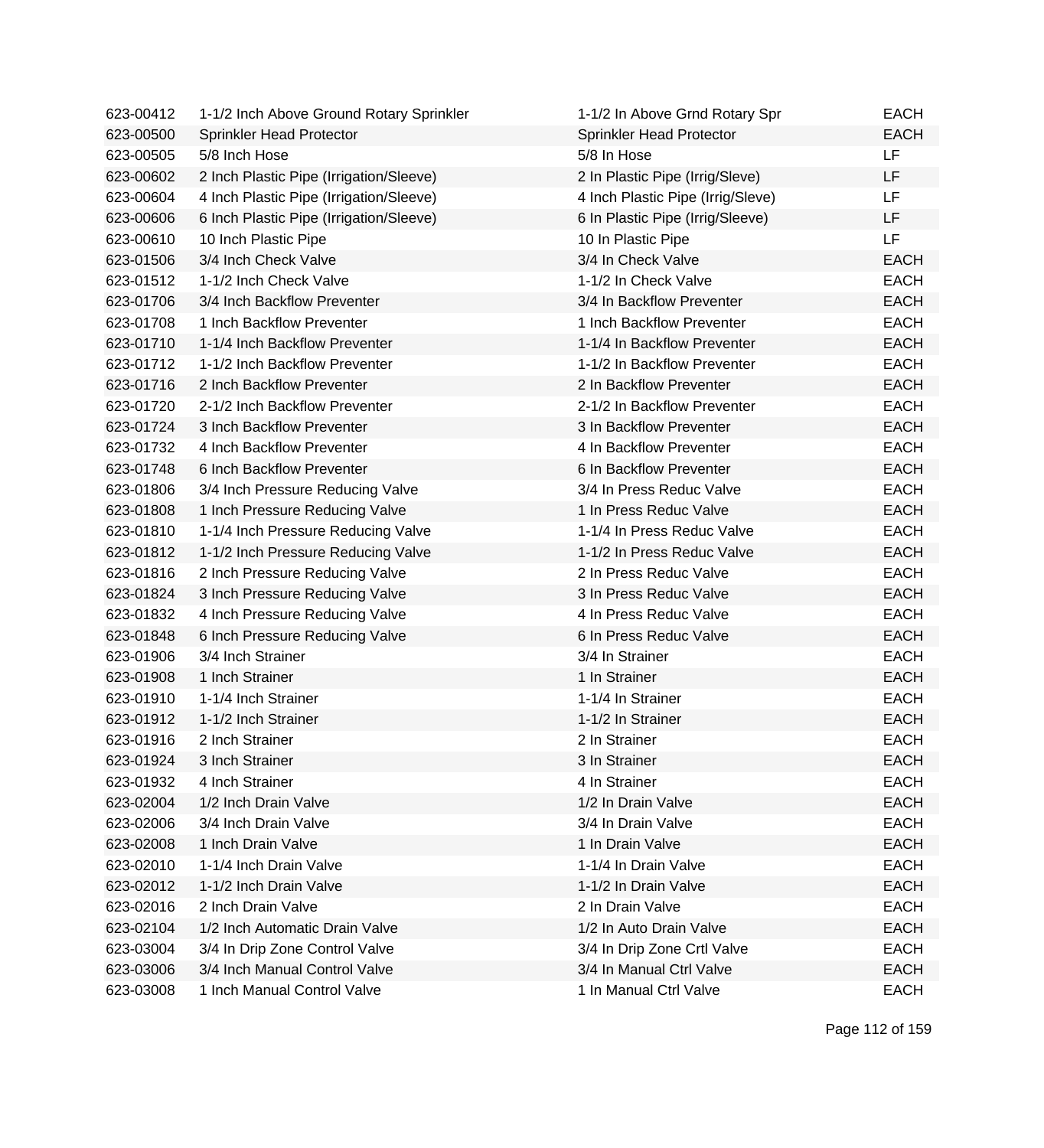| | | | |
|---|---|---|---|
| 623-00412 | 1-1/2 Inch Above Ground Rotary Sprinkler | 1-1/2 In Above Grnd Rotary Spr | EACH |
| 623-00500 | Sprinkler Head Protector | Sprinkler Head Protector | EACH |
| 623-00505 | 5/8 Inch Hose | 5/8 In Hose | LF |
| 623-00602 | 2 Inch Plastic Pipe (Irrigation/Sleeve) | 2 In Plastic Pipe (Irrig/Sleve) | LF |
| 623-00604 | 4 Inch Plastic Pipe (Irrigation/Sleeve) | 4 Inch Plastic Pipe (Irrig/Sleve) | LF |
| 623-00606 | 6 Inch Plastic Pipe (Irrigation/Sleeve) | 6 In Plastic Pipe (Irrig/Sleeve) | LF |
| 623-00610 | 10 Inch Plastic Pipe | 10 In Plastic Pipe | LF |
| 623-01506 | 3/4 Inch Check Valve | 3/4 In Check Valve | EACH |
| 623-01512 | 1-1/2 Inch Check Valve | 1-1/2 In Check Valve | EACH |
| 623-01706 | 3/4 Inch Backflow Preventer | 3/4 In Backflow Preventer | EACH |
| 623-01708 | 1 Inch Backflow Preventer | 1 Inch Backflow Preventer | EACH |
| 623-01710 | 1-1/4 Inch Backflow Preventer | 1-1/4 In Backflow Preventer | EACH |
| 623-01712 | 1-1/2 Inch Backflow Preventer | 1-1/2 In Backflow Preventer | EACH |
| 623-01716 | 2 Inch Backflow Preventer | 2 In Backflow Preventer | EACH |
| 623-01720 | 2-1/2 Inch Backflow Preventer | 2-1/2 In Backflow Preventer | EACH |
| 623-01724 | 3 Inch Backflow Preventer | 3 In Backflow Preventer | EACH |
| 623-01732 | 4 Inch Backflow Preventer | 4 In Backflow Preventer | EACH |
| 623-01748 | 6 Inch Backflow Preventer | 6 In Backflow Preventer | EACH |
| 623-01806 | 3/4 Inch Pressure Reducing Valve | 3/4 In Press Reduc Valve | EACH |
| 623-01808 | 1 Inch Pressure Reducing Valve | 1 In Press Reduc Valve | EACH |
| 623-01810 | 1-1/4 Inch Pressure Reducing Valve | 1-1/4 In Press Reduc Valve | EACH |
| 623-01812 | 1-1/2 Inch Pressure Reducing Valve | 1-1/2 In Press Reduc Valve | EACH |
| 623-01816 | 2 Inch Pressure Reducing Valve | 2 In Press Reduc Valve | EACH |
| 623-01824 | 3 Inch Pressure Reducing Valve | 3 In Press Reduc Valve | EACH |
| 623-01832 | 4 Inch Pressure Reducing Valve | 4 In Press Reduc Valve | EACH |
| 623-01848 | 6 Inch Pressure Reducing Valve | 6 In Press Reduc Valve | EACH |
| 623-01906 | 3/4 Inch Strainer | 3/4 In Strainer | EACH |
| 623-01908 | 1 Inch Strainer | 1 In Strainer | EACH |
| 623-01910 | 1-1/4 Inch Strainer | 1-1/4 In Strainer | EACH |
| 623-01912 | 1-1/2 Inch Strainer | 1-1/2 In Strainer | EACH |
| 623-01916 | 2 Inch Strainer | 2 In Strainer | EACH |
| 623-01924 | 3 Inch Strainer | 3 In Strainer | EACH |
| 623-01932 | 4 Inch Strainer | 4 In Strainer | EACH |
| 623-02004 | 1/2 Inch Drain Valve | 1/2 In Drain Valve | EACH |
| 623-02006 | 3/4 Inch Drain Valve | 3/4 In Drain Valve | EACH |
| 623-02008 | 1 Inch Drain Valve | 1 In Drain Valve | EACH |
| 623-02010 | 1-1/4 Inch Drain Valve | 1-1/4 In Drain Valve | EACH |
| 623-02012 | 1-1/2 Inch Drain Valve | 1-1/2 In Drain Valve | EACH |
| 623-02016 | 2 Inch Drain Valve | 2 In Drain Valve | EACH |
| 623-02104 | 1/2 Inch Automatic Drain Valve | 1/2 In Auto Drain Valve | EACH |
| 623-03004 | 3/4 In Drip Zone Control Valve | 3/4 In Drip Zone Crtl Valve | EACH |
| 623-03006 | 3/4 Inch Manual Control Valve | 3/4 In Manual Ctrl Valve | EACH |
| 623-03008 | 1 Inch Manual Control Valve | 1 In Manual Ctrl Valve | EACH |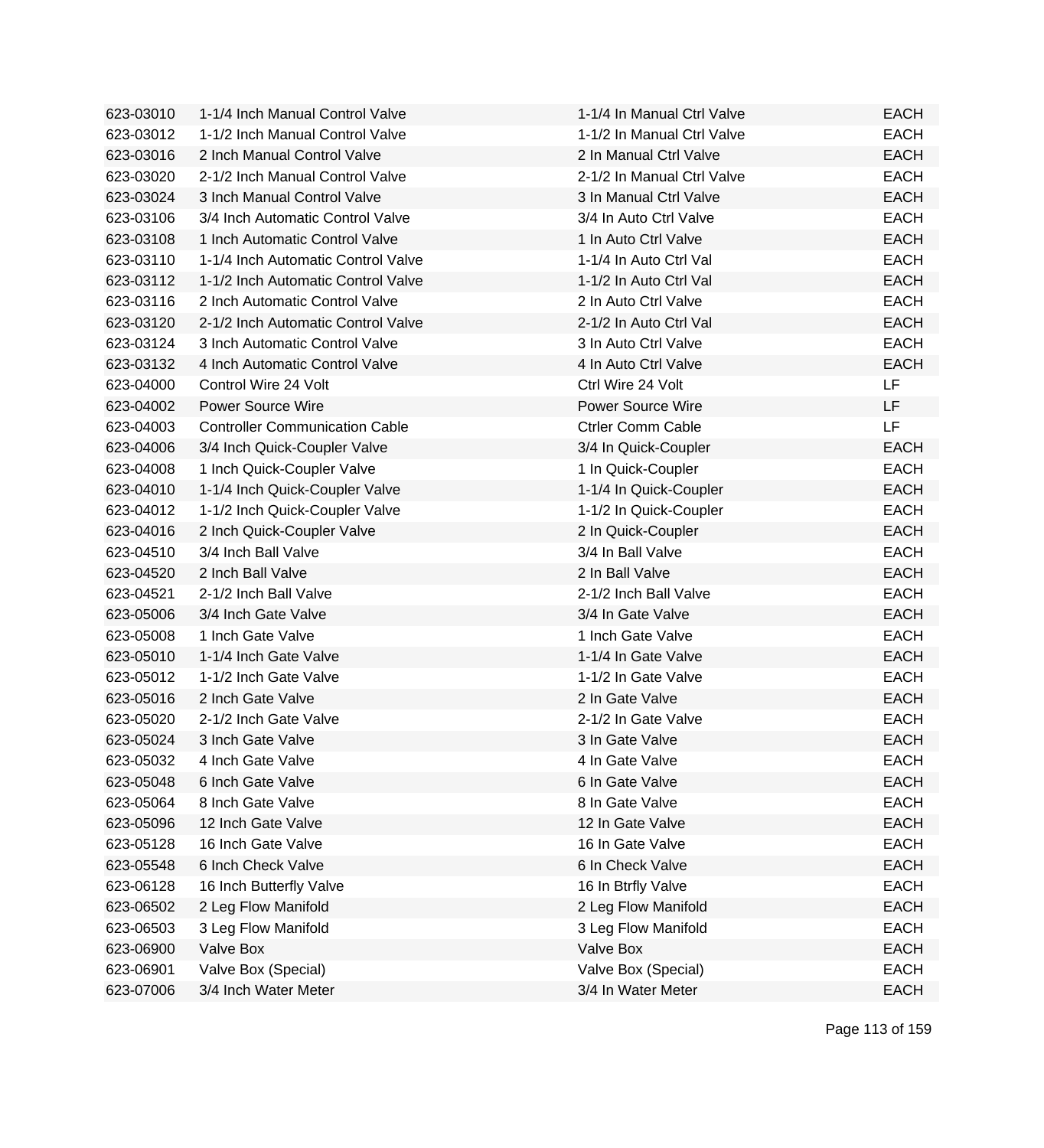| | | | |
|---|---|---|---|
| 623-03010 | 1-1/4 Inch Manual Control Valve | 1-1/4 In Manual Ctrl Valve | EACH |
| 623-03012 | 1-1/2 Inch Manual Control Valve | 1-1/2 In Manual Ctrl Valve | EACH |
| 623-03016 | 2 Inch Manual Control Valve | 2 In Manual Ctrl Valve | EACH |
| 623-03020 | 2-1/2 Inch Manual Control Valve | 2-1/2 In Manual Ctrl Valve | EACH |
| 623-03024 | 3 Inch Manual Control Valve | 3 In Manual Ctrl Valve | EACH |
| 623-03106 | 3/4 Inch Automatic Control Valve | 3/4 In Auto Ctrl Valve | EACH |
| 623-03108 | 1 Inch Automatic Control Valve | 1 In Auto Ctrl Valve | EACH |
| 623-03110 | 1-1/4 Inch Automatic Control Valve | 1-1/4 In Auto Ctrl Val | EACH |
| 623-03112 | 1-1/2 Inch Automatic Control Valve | 1-1/2 In Auto Ctrl Val | EACH |
| 623-03116 | 2 Inch Automatic Control Valve | 2 In Auto Ctrl Valve | EACH |
| 623-03120 | 2-1/2 Inch Automatic Control Valve | 2-1/2 In Auto Ctrl Val | EACH |
| 623-03124 | 3 Inch Automatic Control Valve | 3 In Auto Ctrl Valve | EACH |
| 623-03132 | 4 Inch Automatic Control Valve | 4 In Auto Ctrl Valve | EACH |
| 623-04000 | Control Wire 24 Volt | Ctrl Wire 24 Volt | LF |
| 623-04002 | Power Source Wire | Power Source Wire | LF |
| 623-04003 | Controller Communication Cable | Ctrler Comm Cable | LF |
| 623-04006 | 3/4 Inch Quick-Coupler Valve | 3/4 In Quick-Coupler | EACH |
| 623-04008 | 1 Inch Quick-Coupler Valve | 1 In Quick-Coupler | EACH |
| 623-04010 | 1-1/4 Inch Quick-Coupler Valve | 1-1/4 In Quick-Coupler | EACH |
| 623-04012 | 1-1/2 Inch Quick-Coupler Valve | 1-1/2 In Quick-Coupler | EACH |
| 623-04016 | 2 Inch Quick-Coupler Valve | 2 In Quick-Coupler | EACH |
| 623-04510 | 3/4 Inch Ball Valve | 3/4 In Ball Valve | EACH |
| 623-04520 | 2 Inch Ball Valve | 2 In Ball Valve | EACH |
| 623-04521 | 2-1/2 Inch Ball Valve | 2-1/2 Inch Ball Valve | EACH |
| 623-05006 | 3/4 Inch Gate Valve | 3/4 In Gate Valve | EACH |
| 623-05008 | 1 Inch Gate Valve | 1 Inch Gate Valve | EACH |
| 623-05010 | 1-1/4 Inch Gate Valve | 1-1/4 In Gate Valve | EACH |
| 623-05012 | 1-1/2 Inch Gate Valve | 1-1/2 In Gate Valve | EACH |
| 623-05016 | 2 Inch Gate Valve | 2 In Gate Valve | EACH |
| 623-05020 | 2-1/2 Inch Gate Valve | 2-1/2 In Gate Valve | EACH |
| 623-05024 | 3 Inch Gate Valve | 3 In Gate Valve | EACH |
| 623-05032 | 4 Inch Gate Valve | 4 In Gate Valve | EACH |
| 623-05048 | 6 Inch Gate Valve | 6 In Gate Valve | EACH |
| 623-05064 | 8 Inch Gate Valve | 8 In Gate Valve | EACH |
| 623-05096 | 12 Inch Gate Valve | 12 In Gate Valve | EACH |
| 623-05128 | 16 Inch Gate Valve | 16 In Gate Valve | EACH |
| 623-05548 | 6 Inch Check Valve | 6 In Check Valve | EACH |
| 623-06128 | 16 Inch Butterfly Valve | 16 In Btrfly Valve | EACH |
| 623-06502 | 2 Leg Flow Manifold | 2 Leg Flow Manifold | EACH |
| 623-06503 | 3 Leg Flow Manifold | 3 Leg Flow Manifold | EACH |
| 623-06900 | Valve Box | Valve Box | EACH |
| 623-06901 | Valve Box (Special) | Valve Box (Special) | EACH |
| 623-07006 | 3/4 Inch Water Meter | 3/4 In Water Meter | EACH |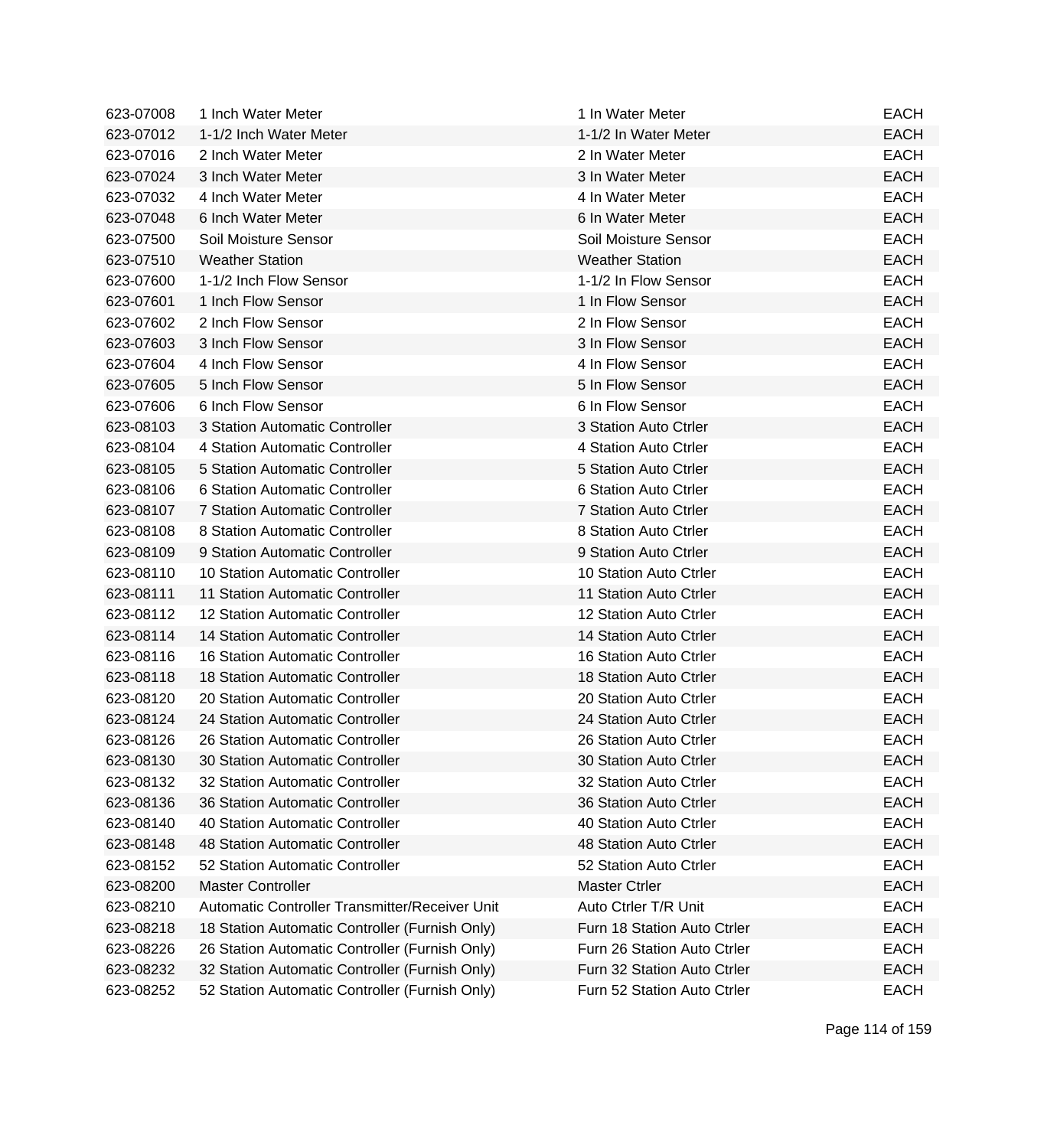| | | | |
|---|---|---|---|
| 623-07008 | 1 Inch Water Meter | 1 In Water Meter | EACH |
| 623-07012 | 1-1/2 Inch Water Meter | 1-1/2 In Water Meter | EACH |
| 623-07016 | 2 Inch Water Meter | 2 In Water Meter | EACH |
| 623-07024 | 3 Inch Water Meter | 3 In Water Meter | EACH |
| 623-07032 | 4 Inch Water Meter | 4 In Water Meter | EACH |
| 623-07048 | 6 Inch Water Meter | 6 In Water Meter | EACH |
| 623-07500 | Soil Moisture Sensor | Soil Moisture Sensor | EACH |
| 623-07510 | Weather Station | Weather Station | EACH |
| 623-07600 | 1-1/2 Inch Flow Sensor | 1-1/2 In Flow Sensor | EACH |
| 623-07601 | 1 Inch Flow Sensor | 1 In Flow Sensor | EACH |
| 623-07602 | 2 Inch Flow Sensor | 2 In Flow Sensor | EACH |
| 623-07603 | 3 Inch Flow Sensor | 3 In Flow Sensor | EACH |
| 623-07604 | 4 Inch Flow Sensor | 4 In Flow Sensor | EACH |
| 623-07605 | 5 Inch Flow Sensor | 5 In Flow Sensor | EACH |
| 623-07606 | 6 Inch Flow Sensor | 6 In Flow Sensor | EACH |
| 623-08103 | 3 Station Automatic Controller | 3 Station Auto Ctrler | EACH |
| 623-08104 | 4 Station Automatic Controller | 4 Station Auto Ctrler | EACH |
| 623-08105 | 5 Station Automatic Controller | 5 Station Auto Ctrler | EACH |
| 623-08106 | 6 Station Automatic Controller | 6 Station Auto Ctrler | EACH |
| 623-08107 | 7 Station Automatic Controller | 7 Station Auto Ctrler | EACH |
| 623-08108 | 8 Station Automatic Controller | 8 Station Auto Ctrler | EACH |
| 623-08109 | 9 Station Automatic Controller | 9 Station Auto Ctrler | EACH |
| 623-08110 | 10 Station Automatic Controller | 10 Station Auto Ctrler | EACH |
| 623-08111 | 11 Station Automatic Controller | 11 Station Auto Ctrler | EACH |
| 623-08112 | 12 Station Automatic Controller | 12 Station Auto Ctrler | EACH |
| 623-08114 | 14 Station Automatic Controller | 14 Station Auto Ctrler | EACH |
| 623-08116 | 16 Station Automatic Controller | 16 Station Auto Ctrler | EACH |
| 623-08118 | 18 Station Automatic Controller | 18 Station Auto Ctrler | EACH |
| 623-08120 | 20 Station Automatic Controller | 20 Station Auto Ctrler | EACH |
| 623-08124 | 24 Station Automatic Controller | 24 Station Auto Ctrler | EACH |
| 623-08126 | 26 Station Automatic Controller | 26 Station Auto Ctrler | EACH |
| 623-08130 | 30 Station Automatic Controller | 30 Station Auto Ctrler | EACH |
| 623-08132 | 32 Station Automatic Controller | 32 Station Auto Ctrler | EACH |
| 623-08136 | 36 Station Automatic Controller | 36 Station Auto Ctrler | EACH |
| 623-08140 | 40 Station Automatic Controller | 40 Station Auto Ctrler | EACH |
| 623-08148 | 48 Station Automatic Controller | 48 Station Auto Ctrler | EACH |
| 623-08152 | 52 Station Automatic Controller | 52 Station Auto Ctrler | EACH |
| 623-08200 | Master Controller | Master Ctrler | EACH |
| 623-08210 | Automatic Controller Transmitter/Receiver Unit | Auto Ctrler T/R Unit | EACH |
| 623-08218 | 18 Station Automatic Controller (Furnish Only) | Furn 18 Station Auto Ctrler | EACH |
| 623-08226 | 26 Station Automatic Controller (Furnish Only) | Furn 26 Station Auto Ctrler | EACH |
| 623-08232 | 32 Station Automatic Controller (Furnish Only) | Furn 32 Station Auto Ctrler | EACH |
| 623-08252 | 52 Station Automatic Controller (Furnish Only) | Furn 52 Station Auto Ctrler | EACH |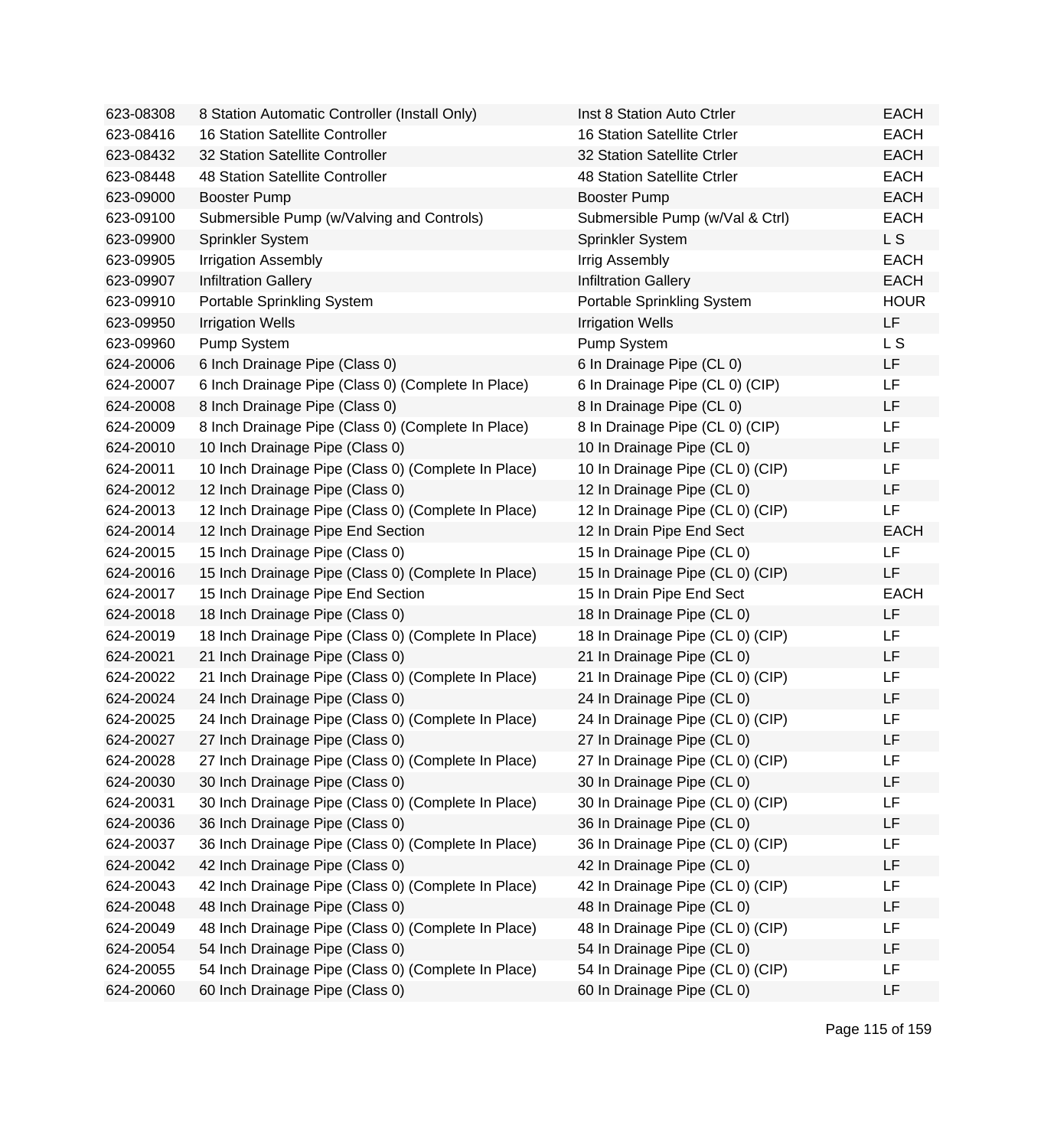| | | | |
|---|---|---|---|
| 623-08308 | 8 Station Automatic Controller (Install Only) | Inst 8 Station Auto Ctrler | EACH |
| 623-08416 | 16 Station Satellite Controller | 16 Station Satellite Ctrler | EACH |
| 623-08432 | 32 Station Satellite Controller | 32 Station Satellite Ctrler | EACH |
| 623-08448 | 48 Station Satellite Controller | 48 Station Satellite Ctrler | EACH |
| 623-09000 | Booster Pump | Booster Pump | EACH |
| 623-09100 | Submersible Pump (w/Valving and Controls) | Submersible Pump (w/Val & Ctrl) | EACH |
| 623-09900 | Sprinkler System | Sprinkler System | L S |
| 623-09905 | Irrigation Assembly | Irrig Assembly | EACH |
| 623-09907 | Infiltration Gallery | Infiltration Gallery | EACH |
| 623-09910 | Portable Sprinkling System | Portable Sprinkling System | HOUR |
| 623-09950 | Irrigation Wells | Irrigation Wells | LF |
| 623-09960 | Pump System | Pump System | L S |
| 624-20006 | 6 Inch Drainage Pipe (Class 0) | 6 In Drainage Pipe (CL 0) | LF |
| 624-20007 | 6 Inch Drainage Pipe (Class 0) (Complete In Place) | 6 In Drainage Pipe (CL 0) (CIP) | LF |
| 624-20008 | 8 Inch Drainage Pipe (Class 0) | 8 In Drainage Pipe (CL 0) | LF |
| 624-20009 | 8 Inch Drainage Pipe (Class 0) (Complete In Place) | 8 In Drainage Pipe (CL 0) (CIP) | LF |
| 624-20010 | 10 Inch Drainage Pipe (Class 0) | 10 In Drainage Pipe (CL 0) | LF |
| 624-20011 | 10 Inch Drainage Pipe (Class 0) (Complete In Place) | 10 In Drainage Pipe (CL 0) (CIP) | LF |
| 624-20012 | 12 Inch Drainage Pipe (Class 0) | 12 In Drainage Pipe (CL 0) | LF |
| 624-20013 | 12 Inch Drainage Pipe (Class 0) (Complete In Place) | 12 In Drainage Pipe (CL 0) (CIP) | LF |
| 624-20014 | 12 Inch Drainage Pipe End Section | 12 In Drain Pipe End Sect | EACH |
| 624-20015 | 15 Inch Drainage Pipe (Class 0) | 15 In Drainage Pipe (CL 0) | LF |
| 624-20016 | 15 Inch Drainage Pipe (Class 0) (Complete In Place) | 15 In Drainage Pipe (CL 0) (CIP) | LF |
| 624-20017 | 15 Inch Drainage Pipe End Section | 15 In Drain Pipe End Sect | EACH |
| 624-20018 | 18 Inch Drainage Pipe (Class 0) | 18 In Drainage Pipe (CL 0) | LF |
| 624-20019 | 18 Inch Drainage Pipe (Class 0) (Complete In Place) | 18 In Drainage Pipe (CL 0) (CIP) | LF |
| 624-20021 | 21 Inch Drainage Pipe (Class 0) | 21 In Drainage Pipe (CL 0) | LF |
| 624-20022 | 21 Inch Drainage Pipe (Class 0) (Complete In Place) | 21 In Drainage Pipe (CL 0) (CIP) | LF |
| 624-20024 | 24 Inch Drainage Pipe (Class 0) | 24 In Drainage Pipe (CL 0) | LF |
| 624-20025 | 24 Inch Drainage Pipe (Class 0) (Complete In Place) | 24 In Drainage Pipe (CL 0) (CIP) | LF |
| 624-20027 | 27 Inch Drainage Pipe (Class 0) | 27 In Drainage Pipe (CL 0) | LF |
| 624-20028 | 27 Inch Drainage Pipe (Class 0) (Complete In Place) | 27 In Drainage Pipe (CL 0) (CIP) | LF |
| 624-20030 | 30 Inch Drainage Pipe (Class 0) | 30 In Drainage Pipe (CL 0) | LF |
| 624-20031 | 30 Inch Drainage Pipe (Class 0) (Complete In Place) | 30 In Drainage Pipe (CL 0) (CIP) | LF |
| 624-20036 | 36 Inch Drainage Pipe (Class 0) | 36 In Drainage Pipe (CL 0) | LF |
| 624-20037 | 36 Inch Drainage Pipe (Class 0) (Complete In Place) | 36 In Drainage Pipe (CL 0) (CIP) | LF |
| 624-20042 | 42 Inch Drainage Pipe (Class 0) | 42 In Drainage Pipe (CL 0) | LF |
| 624-20043 | 42 Inch Drainage Pipe (Class 0) (Complete In Place) | 42 In Drainage Pipe (CL 0) (CIP) | LF |
| 624-20048 | 48 Inch Drainage Pipe (Class 0) | 48 In Drainage Pipe (CL 0) | LF |
| 624-20049 | 48 Inch Drainage Pipe (Class 0) (Complete In Place) | 48 In Drainage Pipe (CL 0) (CIP) | LF |
| 624-20054 | 54 Inch Drainage Pipe (Class 0) | 54 In Drainage Pipe (CL 0) | LF |
| 624-20055 | 54 Inch Drainage Pipe (Class 0) (Complete In Place) | 54 In Drainage Pipe (CL 0) (CIP) | LF |
| 624-20060 | 60 Inch Drainage Pipe (Class 0) | 60 In Drainage Pipe (CL 0) | LF |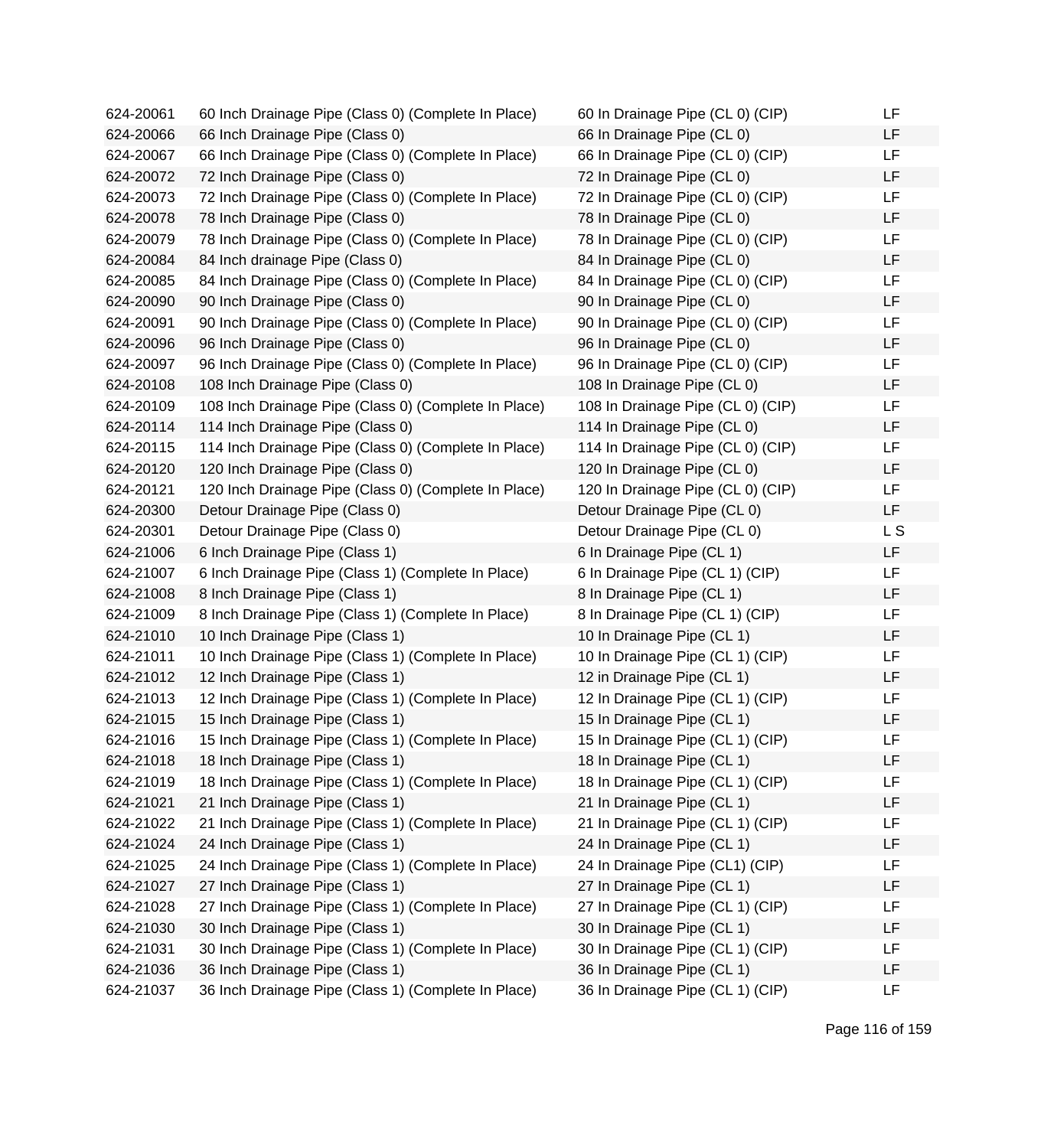| | | | |
|---|---|---|---|
| 624-20061 | 60 Inch Drainage Pipe (Class 0) (Complete In Place) | 60 In Drainage Pipe (CL 0) (CIP) | LF |
| 624-20066 | 66 Inch Drainage Pipe (Class 0) | 66 In Drainage Pipe (CL 0) | LF |
| 624-20067 | 66 Inch Drainage Pipe (Class 0) (Complete In Place) | 66 In Drainage Pipe (CL 0) (CIP) | LF |
| 624-20072 | 72 Inch Drainage Pipe (Class 0) | 72 In Drainage Pipe (CL 0) | LF |
| 624-20073 | 72 Inch Drainage Pipe (Class 0) (Complete In Place) | 72 In Drainage Pipe (CL 0) (CIP) | LF |
| 624-20078 | 78 Inch Drainage Pipe (Class 0) | 78 In Drainage Pipe (CL 0) | LF |
| 624-20079 | 78 Inch Drainage Pipe (Class 0) (Complete In Place) | 78 In Drainage Pipe (CL 0) (CIP) | LF |
| 624-20084 | 84 Inch drainage Pipe (Class 0) | 84 In Drainage Pipe (CL 0) | LF |
| 624-20085 | 84 Inch Drainage Pipe (Class 0) (Complete In Place) | 84 In Drainage Pipe (CL 0) (CIP) | LF |
| 624-20090 | 90 Inch Drainage Pipe (Class 0) | 90 In Drainage Pipe (CL 0) | LF |
| 624-20091 | 90 Inch Drainage Pipe (Class 0) (Complete In Place) | 90 In Drainage Pipe (CL 0) (CIP) | LF |
| 624-20096 | 96 Inch Drainage Pipe (Class 0) | 96 In Drainage Pipe (CL 0) | LF |
| 624-20097 | 96 Inch Drainage Pipe (Class 0) (Complete In Place) | 96 In Drainage Pipe (CL 0) (CIP) | LF |
| 624-20108 | 108 Inch Drainage Pipe (Class 0) | 108 In Drainage Pipe (CL 0) | LF |
| 624-20109 | 108 Inch Drainage Pipe (Class 0) (Complete In Place) | 108 In Drainage Pipe (CL 0) (CIP) | LF |
| 624-20114 | 114 Inch Drainage Pipe (Class 0) | 114 In Drainage Pipe (CL 0) | LF |
| 624-20115 | 114 Inch Drainage Pipe (Class 0) (Complete In Place) | 114 In Drainage Pipe (CL 0) (CIP) | LF |
| 624-20120 | 120 Inch Drainage Pipe (Class 0) | 120 In Drainage Pipe (CL 0) | LF |
| 624-20121 | 120 Inch Drainage Pipe (Class 0) (Complete In Place) | 120 In Drainage Pipe (CL 0) (CIP) | LF |
| 624-20300 | Detour Drainage Pipe (Class 0) | Detour Drainage Pipe (CL 0) | LF |
| 624-20301 | Detour Drainage Pipe (Class 0) | Detour Drainage Pipe (CL 0) | L S |
| 624-21006 | 6 Inch Drainage Pipe (Class 1) | 6 In Drainage Pipe (CL 1) | LF |
| 624-21007 | 6 Inch Drainage Pipe (Class 1) (Complete In Place) | 6 In Drainage Pipe (CL 1) (CIP) | LF |
| 624-21008 | 8 Inch Drainage Pipe (Class 1) | 8 In Drainage Pipe (CL 1) | LF |
| 624-21009 | 8 Inch Drainage Pipe (Class 1) (Complete In Place) | 8 In Drainage Pipe (CL 1) (CIP) | LF |
| 624-21010 | 10 Inch Drainage Pipe (Class 1) | 10 In Drainage Pipe (CL 1) | LF |
| 624-21011 | 10 Inch Drainage Pipe (Class 1) (Complete In Place) | 10 In Drainage Pipe (CL 1) (CIP) | LF |
| 624-21012 | 12 Inch Drainage Pipe (Class 1) | 12 in Drainage Pipe (CL 1) | LF |
| 624-21013 | 12 Inch Drainage Pipe (Class 1) (Complete In Place) | 12 In Drainage Pipe (CL 1) (CIP) | LF |
| 624-21015 | 15 Inch Drainage Pipe (Class 1) | 15 In Drainage Pipe (CL 1) | LF |
| 624-21016 | 15 Inch Drainage Pipe (Class 1) (Complete In Place) | 15 In Drainage Pipe (CL 1) (CIP) | LF |
| 624-21018 | 18 Inch Drainage Pipe (Class 1) | 18 In Drainage Pipe (CL 1) | LF |
| 624-21019 | 18 Inch Drainage Pipe (Class 1) (Complete In Place) | 18 In Drainage Pipe (CL 1) (CIP) | LF |
| 624-21021 | 21 Inch Drainage Pipe (Class 1) | 21 In Drainage Pipe (CL 1) | LF |
| 624-21022 | 21 Inch Drainage Pipe (Class 1) (Complete In Place) | 21 In Drainage Pipe (CL 1) (CIP) | LF |
| 624-21024 | 24 Inch Drainage Pipe (Class 1) | 24 In Drainage Pipe (CL 1) | LF |
| 624-21025 | 24 Inch Drainage Pipe (Class 1) (Complete In Place) | 24 In Drainage Pipe (CL1) (CIP) | LF |
| 624-21027 | 27 Inch Drainage Pipe (Class 1) | 27 In Drainage Pipe (CL 1) | LF |
| 624-21028 | 27 Inch Drainage Pipe (Class 1) (Complete In Place) | 27 In Drainage Pipe (CL 1) (CIP) | LF |
| 624-21030 | 30 Inch Drainage Pipe (Class 1) | 30 In Drainage Pipe (CL 1) | LF |
| 624-21031 | 30 Inch Drainage Pipe (Class 1) (Complete In Place) | 30 In Drainage Pipe (CL 1) (CIP) | LF |
| 624-21036 | 36 Inch Drainage Pipe (Class 1) | 36 In Drainage Pipe (CL 1) | LF |
| 624-21037 | 36 Inch Drainage Pipe (Class 1) (Complete In Place) | 36 In Drainage Pipe (CL 1) (CIP) | LF |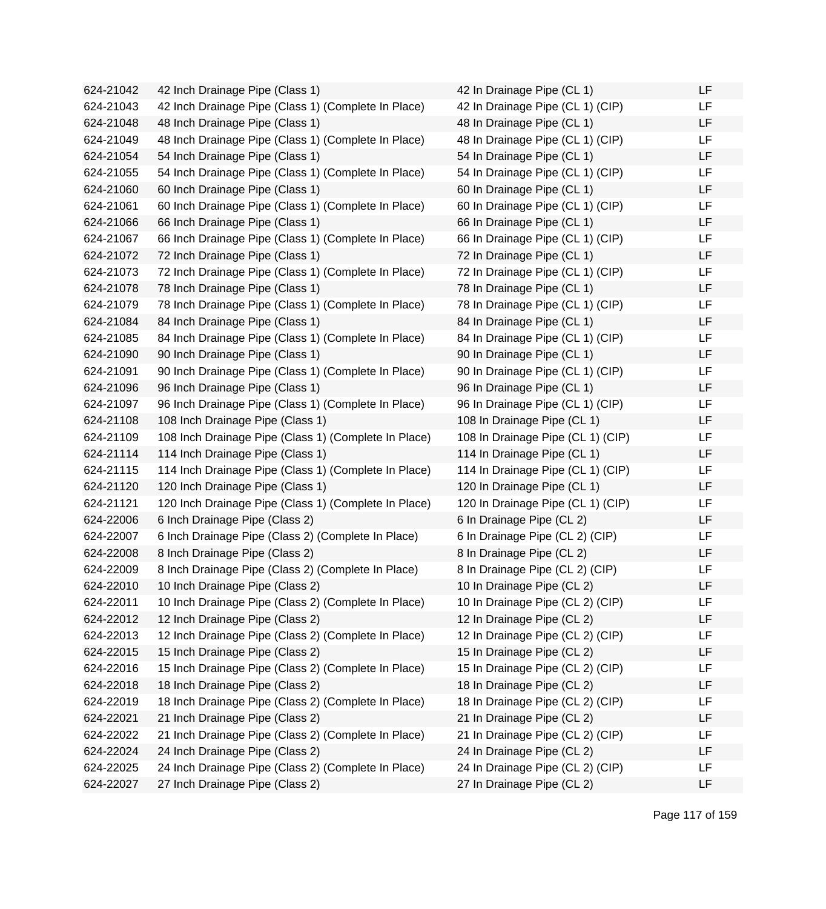| | | | |
|---|---|---|---|
| 624-21042 | 42 Inch Drainage Pipe (Class 1) | 42 In Drainage Pipe (CL 1) | LF |
| 624-21043 | 42 Inch Drainage Pipe (Class 1) (Complete In Place) | 42 In Drainage Pipe (CL 1) (CIP) | LF |
| 624-21048 | 48 Inch Drainage Pipe (Class 1) | 48 In Drainage Pipe (CL 1) | LF |
| 624-21049 | 48 Inch Drainage Pipe (Class 1) (Complete In Place) | 48 In Drainage Pipe (CL 1) (CIP) | LF |
| 624-21054 | 54 Inch Drainage Pipe (Class 1) | 54 In Drainage Pipe (CL 1) | LF |
| 624-21055 | 54 Inch Drainage Pipe (Class 1) (Complete In Place) | 54 In Drainage Pipe (CL 1) (CIP) | LF |
| 624-21060 | 60 Inch Drainage Pipe (Class 1) | 60 In Drainage Pipe (CL 1) | LF |
| 624-21061 | 60 Inch Drainage Pipe (Class 1) (Complete In Place) | 60 In Drainage Pipe (CL 1) (CIP) | LF |
| 624-21066 | 66 Inch Drainage Pipe (Class 1) | 66 In Drainage Pipe (CL 1) | LF |
| 624-21067 | 66 Inch Drainage Pipe (Class 1) (Complete In Place) | 66 In Drainage Pipe (CL 1) (CIP) | LF |
| 624-21072 | 72 Inch Drainage Pipe (Class 1) | 72 In Drainage Pipe (CL 1) | LF |
| 624-21073 | 72 Inch Drainage Pipe (Class 1) (Complete In Place) | 72 In Drainage Pipe (CL 1) (CIP) | LF |
| 624-21078 | 78 Inch Drainage Pipe (Class 1) | 78 In Drainage Pipe (CL 1) | LF |
| 624-21079 | 78 Inch Drainage Pipe (Class 1) (Complete In Place) | 78 In Drainage Pipe (CL 1) (CIP) | LF |
| 624-21084 | 84 Inch Drainage Pipe (Class 1) | 84 In Drainage Pipe (CL 1) | LF |
| 624-21085 | 84 Inch Drainage Pipe (Class 1) (Complete In Place) | 84 In Drainage Pipe (CL 1) (CIP) | LF |
| 624-21090 | 90 Inch Drainage Pipe (Class 1) | 90 In Drainage Pipe (CL 1) | LF |
| 624-21091 | 90 Inch Drainage Pipe (Class 1) (Complete In Place) | 90 In Drainage Pipe (CL 1) (CIP) | LF |
| 624-21096 | 96 Inch Drainage Pipe (Class 1) | 96 In Drainage Pipe (CL 1) | LF |
| 624-21097 | 96 Inch Drainage Pipe (Class 1) (Complete In Place) | 96 In Drainage Pipe (CL 1) (CIP) | LF |
| 624-21108 | 108 Inch Drainage Pipe (Class 1) | 108 In Drainage Pipe (CL 1) | LF |
| 624-21109 | 108 Inch Drainage Pipe (Class 1) (Complete In Place) | 108 In Drainage Pipe (CL 1) (CIP) | LF |
| 624-21114 | 114 Inch Drainage Pipe (Class 1) | 114 In Drainage Pipe (CL 1) | LF |
| 624-21115 | 114 Inch Drainage Pipe (Class 1) (Complete In Place) | 114 In Drainage Pipe (CL 1) (CIP) | LF |
| 624-21120 | 120 Inch Drainage Pipe (Class 1) | 120 In Drainage Pipe (CL 1) | LF |
| 624-21121 | 120 Inch Drainage Pipe (Class 1) (Complete In Place) | 120 In Drainage Pipe (CL 1) (CIP) | LF |
| 624-22006 | 6 Inch Drainage Pipe (Class 2) | 6 In Drainage Pipe (CL 2) | LF |
| 624-22007 | 6 Inch Drainage Pipe (Class 2) (Complete In Place) | 6 In Drainage Pipe (CL 2) (CIP) | LF |
| 624-22008 | 8 Inch Drainage Pipe (Class 2) | 8 In Drainage Pipe (CL 2) | LF |
| 624-22009 | 8 Inch Drainage Pipe (Class 2) (Complete In Place) | 8 In Drainage Pipe (CL 2) (CIP) | LF |
| 624-22010 | 10 Inch Drainage Pipe (Class 2) | 10 In Drainage Pipe (CL 2) | LF |
| 624-22011 | 10 Inch Drainage Pipe (Class 2) (Complete In Place) | 10 In Drainage Pipe (CL 2) (CIP) | LF |
| 624-22012 | 12 Inch Drainage Pipe (Class 2) | 12 In Drainage Pipe (CL 2) | LF |
| 624-22013 | 12 Inch Drainage Pipe (Class 2) (Complete In Place) | 12 In Drainage Pipe (CL 2) (CIP) | LF |
| 624-22015 | 15 Inch Drainage Pipe (Class 2) | 15 In Drainage Pipe (CL 2) | LF |
| 624-22016 | 15 Inch Drainage Pipe (Class 2) (Complete In Place) | 15 In Drainage Pipe (CL 2) (CIP) | LF |
| 624-22018 | 18 Inch Drainage Pipe (Class 2) | 18 In Drainage Pipe (CL 2) | LF |
| 624-22019 | 18 Inch Drainage Pipe (Class 2) (Complete In Place) | 18 In Drainage Pipe (CL 2) (CIP) | LF |
| 624-22021 | 21 Inch Drainage Pipe (Class 2) | 21 In Drainage Pipe (CL 2) | LF |
| 624-22022 | 21 Inch Drainage Pipe (Class 2) (Complete In Place) | 21 In Drainage Pipe (CL 2) (CIP) | LF |
| 624-22024 | 24 Inch Drainage Pipe (Class 2) | 24 In Drainage Pipe (CL 2) | LF |
| 624-22025 | 24 Inch Drainage Pipe (Class 2) (Complete In Place) | 24 In Drainage Pipe (CL 2) (CIP) | LF |
| 624-22027 | 27 Inch Drainage Pipe (Class 2) | 27 In Drainage Pipe (CL 2) | LF |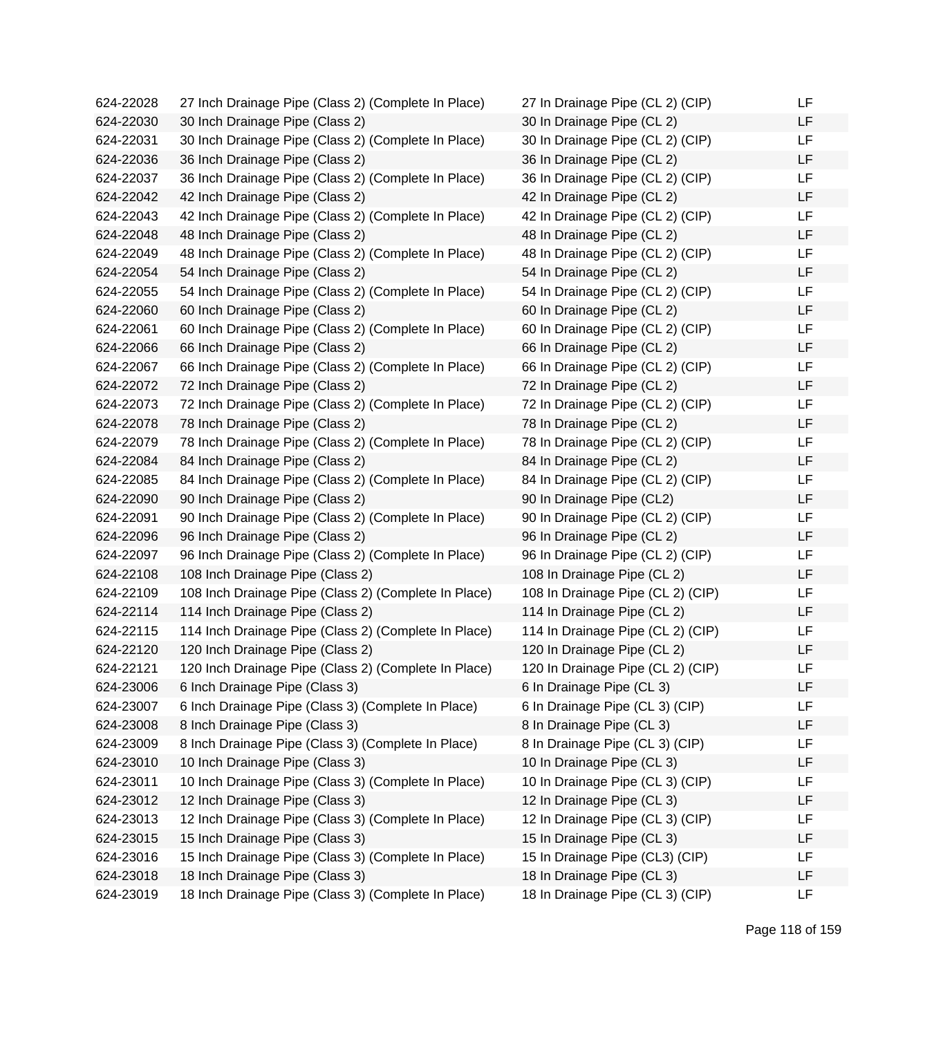| | | | |
|---|---|---|---|
| 624-22028 | 27 Inch Drainage Pipe (Class 2) (Complete In Place) | 27 In Drainage Pipe (CL 2) (CIP) | LF |
| 624-22030 | 30 Inch Drainage Pipe (Class 2) | 30 In Drainage Pipe (CL 2) | LF |
| 624-22031 | 30 Inch Drainage Pipe (Class 2) (Complete In Place) | 30 In Drainage Pipe (CL 2) (CIP) | LF |
| 624-22036 | 36 Inch Drainage Pipe (Class 2) | 36 In Drainage Pipe (CL 2) | LF |
| 624-22037 | 36 Inch Drainage Pipe (Class 2) (Complete In Place) | 36 In Drainage Pipe (CL 2) (CIP) | LF |
| 624-22042 | 42 Inch Drainage Pipe (Class 2) | 42 In Drainage Pipe (CL 2) | LF |
| 624-22043 | 42 Inch Drainage Pipe (Class 2) (Complete In Place) | 42 In Drainage Pipe (CL 2) (CIP) | LF |
| 624-22048 | 48 Inch Drainage Pipe (Class 2) | 48 In Drainage Pipe (CL 2) | LF |
| 624-22049 | 48 Inch Drainage Pipe (Class 2) (Complete In Place) | 48 In Drainage Pipe (CL 2) (CIP) | LF |
| 624-22054 | 54 Inch Drainage Pipe (Class 2) | 54 In Drainage Pipe (CL 2) | LF |
| 624-22055 | 54 Inch Drainage Pipe (Class 2) (Complete In Place) | 54 In Drainage Pipe (CL 2) (CIP) | LF |
| 624-22060 | 60 Inch Drainage Pipe (Class 2) | 60 In Drainage Pipe (CL 2) | LF |
| 624-22061 | 60 Inch Drainage Pipe (Class 2) (Complete In Place) | 60 In Drainage Pipe (CL 2) (CIP) | LF |
| 624-22066 | 66 Inch Drainage Pipe (Class 2) | 66 In Drainage Pipe (CL 2) | LF |
| 624-22067 | 66 Inch Drainage Pipe (Class 2) (Complete In Place) | 66 In Drainage Pipe (CL 2) (CIP) | LF |
| 624-22072 | 72 Inch Drainage Pipe (Class 2) | 72 In Drainage Pipe (CL 2) | LF |
| 624-22073 | 72 Inch Drainage Pipe (Class 2) (Complete In Place) | 72 In Drainage Pipe (CL 2) (CIP) | LF |
| 624-22078 | 78 Inch Drainage Pipe (Class 2) | 78 In Drainage Pipe (CL 2) | LF |
| 624-22079 | 78 Inch Drainage Pipe (Class 2) (Complete In Place) | 78 In Drainage Pipe (CL 2) (CIP) | LF |
| 624-22084 | 84 Inch Drainage Pipe (Class 2) | 84 In Drainage Pipe (CL 2) | LF |
| 624-22085 | 84 Inch Drainage Pipe (Class 2) (Complete In Place) | 84 In Drainage Pipe (CL 2) (CIP) | LF |
| 624-22090 | 90 Inch Drainage Pipe (Class 2) | 90 In Drainage Pipe (CL2) | LF |
| 624-22091 | 90 Inch Drainage Pipe (Class 2) (Complete In Place) | 90 In Drainage Pipe (CL 2) (CIP) | LF |
| 624-22096 | 96 Inch Drainage Pipe (Class 2) | 96 In Drainage Pipe (CL 2) | LF |
| 624-22097 | 96 Inch Drainage Pipe (Class 2) (Complete In Place) | 96 In Drainage Pipe (CL 2) (CIP) | LF |
| 624-22108 | 108 Inch Drainage Pipe (Class 2) | 108 In Drainage Pipe (CL 2) | LF |
| 624-22109 | 108 Inch Drainage Pipe (Class 2) (Complete In Place) | 108 In Drainage Pipe (CL 2) (CIP) | LF |
| 624-22114 | 114 Inch Drainage Pipe (Class 2) | 114 In Drainage Pipe (CL 2) | LF |
| 624-22115 | 114 Inch Drainage Pipe (Class 2) (Complete In Place) | 114 In Drainage Pipe (CL 2) (CIP) | LF |
| 624-22120 | 120 Inch Drainage Pipe (Class 2) | 120 In Drainage Pipe (CL 2) | LF |
| 624-22121 | 120 Inch Drainage Pipe (Class 2) (Complete In Place) | 120 In Drainage Pipe (CL 2) (CIP) | LF |
| 624-23006 | 6 Inch Drainage Pipe (Class 3) | 6 In Drainage Pipe (CL 3) | LF |
| 624-23007 | 6 Inch Drainage Pipe (Class 3) (Complete In Place) | 6 In Drainage Pipe (CL 3) (CIP) | LF |
| 624-23008 | 8 Inch Drainage Pipe (Class 3) | 8 In Drainage Pipe (CL 3) | LF |
| 624-23009 | 8 Inch Drainage Pipe (Class 3) (Complete In Place) | 8 In Drainage Pipe (CL 3) (CIP) | LF |
| 624-23010 | 10 Inch Drainage Pipe (Class 3) | 10 In Drainage Pipe (CL 3) | LF |
| 624-23011 | 10 Inch Drainage Pipe (Class 3) (Complete In Place) | 10 In Drainage Pipe (CL 3) (CIP) | LF |
| 624-23012 | 12 Inch Drainage Pipe (Class 3) | 12 In Drainage Pipe (CL 3) | LF |
| 624-23013 | 12 Inch Drainage Pipe (Class 3) (Complete In Place) | 12 In Drainage Pipe (CL 3) (CIP) | LF |
| 624-23015 | 15 Inch Drainage Pipe (Class 3) | 15 In Drainage Pipe (CL 3) | LF |
| 624-23016 | 15 Inch Drainage Pipe (Class 3) (Complete In Place) | 15 In Drainage Pipe (CL3) (CIP) | LF |
| 624-23018 | 18 Inch Drainage Pipe (Class 3) | 18 In Drainage Pipe (CL 3) | LF |
| 624-23019 | 18 Inch Drainage Pipe (Class 3) (Complete In Place) | 18 In Drainage Pipe (CL 3) (CIP) | LF |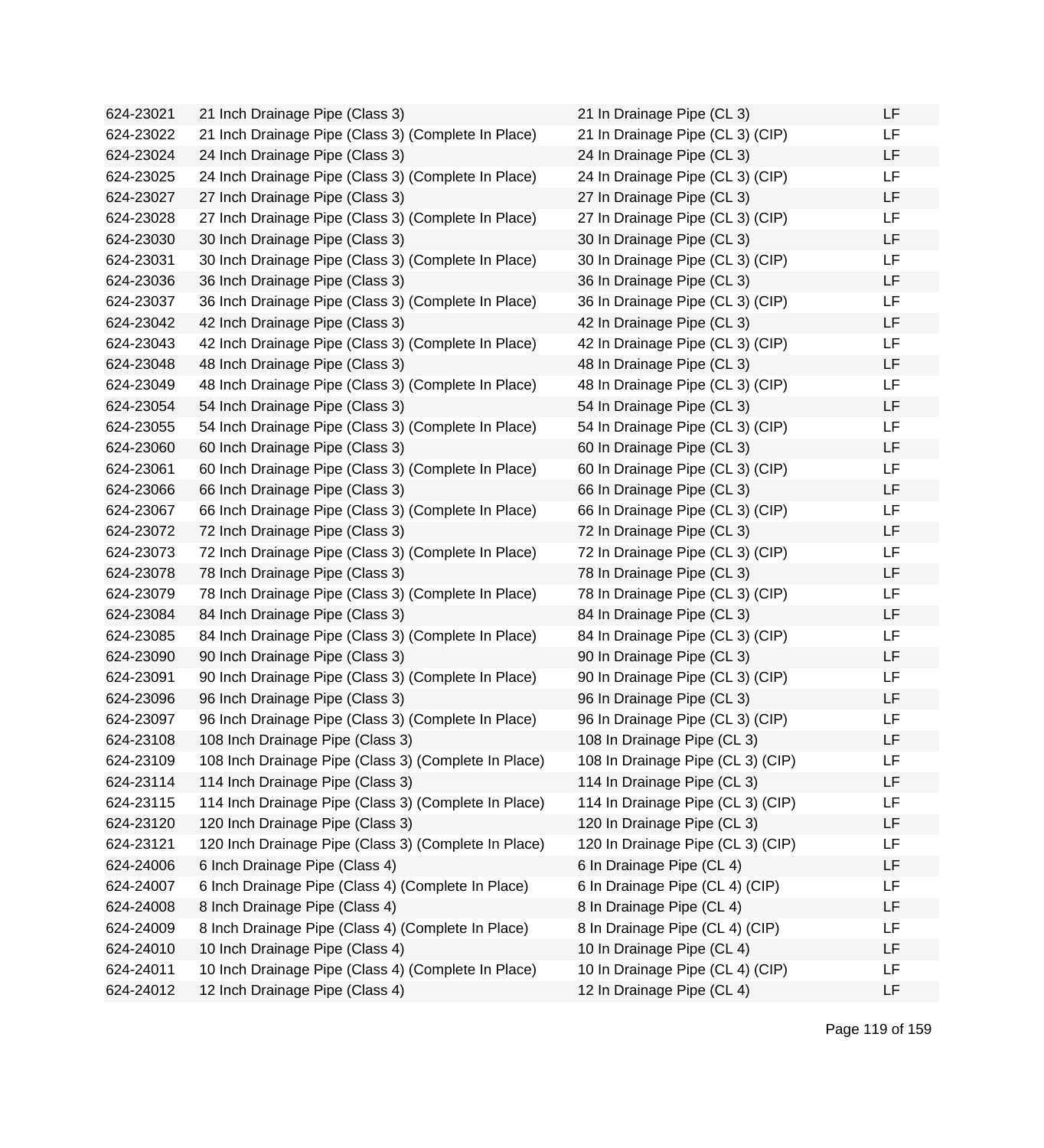| | | | |
|---|---|---|---|
| 624-23021 | 21 Inch Drainage Pipe (Class 3) | 21 In Drainage Pipe (CL 3) | LF |
| 624-23022 | 21 Inch Drainage Pipe (Class 3) (Complete In Place) | 21 In Drainage Pipe (CL 3) (CIP) | LF |
| 624-23024 | 24 Inch Drainage Pipe (Class 3) | 24 In Drainage Pipe (CL 3) | LF |
| 624-23025 | 24 Inch Drainage Pipe (Class 3) (Complete In Place) | 24 In Drainage Pipe (CL 3) (CIP) | LF |
| 624-23027 | 27 Inch Drainage Pipe (Class 3) | 27 In Drainage Pipe (CL 3) | LF |
| 624-23028 | 27 Inch Drainage Pipe (Class 3) (Complete In Place) | 27 In Drainage Pipe (CL 3) (CIP) | LF |
| 624-23030 | 30 Inch Drainage Pipe (Class 3) | 30 In Drainage Pipe (CL 3) | LF |
| 624-23031 | 30 Inch Drainage Pipe (Class 3) (Complete In Place) | 30 In Drainage Pipe (CL 3) (CIP) | LF |
| 624-23036 | 36 Inch Drainage Pipe (Class 3) | 36 In Drainage Pipe (CL 3) | LF |
| 624-23037 | 36 Inch Drainage Pipe (Class 3) (Complete In Place) | 36 In Drainage Pipe (CL 3) (CIP) | LF |
| 624-23042 | 42 Inch Drainage Pipe (Class 3) | 42 In Drainage Pipe (CL 3) | LF |
| 624-23043 | 42 Inch Drainage Pipe (Class 3) (Complete In Place) | 42 In Drainage Pipe (CL 3) (CIP) | LF |
| 624-23048 | 48 Inch Drainage Pipe (Class 3) | 48 In Drainage Pipe (CL 3) | LF |
| 624-23049 | 48 Inch Drainage Pipe (Class 3) (Complete In Place) | 48 In Drainage Pipe (CL 3) (CIP) | LF |
| 624-23054 | 54 Inch Drainage Pipe (Class 3) | 54 In Drainage Pipe (CL 3) | LF |
| 624-23055 | 54 Inch Drainage Pipe (Class 3) (Complete In Place) | 54 In Drainage Pipe (CL 3) (CIP) | LF |
| 624-23060 | 60 Inch Drainage Pipe (Class 3) | 60 In Drainage Pipe (CL 3) | LF |
| 624-23061 | 60 Inch Drainage Pipe (Class 3) (Complete In Place) | 60 In Drainage Pipe (CL 3) (CIP) | LF |
| 624-23066 | 66 Inch Drainage Pipe (Class 3) | 66 In Drainage Pipe (CL 3) | LF |
| 624-23067 | 66 Inch Drainage Pipe (Class 3) (Complete In Place) | 66 In Drainage Pipe (CL 3) (CIP) | LF |
| 624-23072 | 72 Inch Drainage Pipe (Class 3) | 72 In Drainage Pipe (CL 3) | LF |
| 624-23073 | 72 Inch Drainage Pipe (Class 3) (Complete In Place) | 72 In Drainage Pipe (CL 3) (CIP) | LF |
| 624-23078 | 78 Inch Drainage Pipe (Class 3) | 78 In Drainage Pipe (CL 3) | LF |
| 624-23079 | 78 Inch Drainage Pipe (Class 3) (Complete In Place) | 78 In Drainage Pipe (CL 3) (CIP) | LF |
| 624-23084 | 84 Inch Drainage Pipe (Class 3) | 84 In Drainage Pipe (CL 3) | LF |
| 624-23085 | 84 Inch Drainage Pipe (Class 3) (Complete In Place) | 84 In Drainage Pipe (CL 3) (CIP) | LF |
| 624-23090 | 90 Inch Drainage Pipe (Class 3) | 90 In Drainage Pipe (CL 3) | LF |
| 624-23091 | 90 Inch Drainage Pipe (Class 3) (Complete In Place) | 90 In Drainage Pipe (CL 3) (CIP) | LF |
| 624-23096 | 96 Inch Drainage Pipe (Class 3) | 96 In Drainage Pipe (CL 3) | LF |
| 624-23097 | 96 Inch Drainage Pipe (Class 3) (Complete In Place) | 96 In Drainage Pipe (CL 3) (CIP) | LF |
| 624-23108 | 108 Inch Drainage Pipe (Class 3) | 108 In Drainage Pipe (CL 3) | LF |
| 624-23109 | 108 Inch Drainage Pipe (Class 3) (Complete In Place) | 108 In Drainage Pipe (CL 3) (CIP) | LF |
| 624-23114 | 114 Inch Drainage Pipe (Class 3) | 114 In Drainage Pipe (CL 3) | LF |
| 624-23115 | 114 Inch Drainage Pipe (Class 3) (Complete In Place) | 114 In Drainage Pipe (CL 3) (CIP) | LF |
| 624-23120 | 120 Inch Drainage Pipe (Class 3) | 120 In Drainage Pipe (CL 3) | LF |
| 624-23121 | 120 Inch Drainage Pipe (Class 3) (Complete In Place) | 120 In Drainage Pipe (CL 3) (CIP) | LF |
| 624-24006 | 6 Inch Drainage Pipe (Class 4) | 6 In Drainage Pipe (CL 4) | LF |
| 624-24007 | 6 Inch Drainage Pipe (Class 4) (Complete In Place) | 6 In Drainage Pipe (CL 4) (CIP) | LF |
| 624-24008 | 8 Inch Drainage Pipe (Class 4) | 8 In Drainage Pipe (CL 4) | LF |
| 624-24009 | 8 Inch Drainage Pipe (Class 4) (Complete In Place) | 8 In Drainage Pipe (CL 4) (CIP) | LF |
| 624-24010 | 10 Inch Drainage Pipe (Class 4) | 10 In Drainage Pipe (CL 4) | LF |
| 624-24011 | 10 Inch Drainage Pipe (Class 4) (Complete In Place) | 10 In Drainage Pipe (CL 4) (CIP) | LF |
| 624-24012 | 12 Inch Drainage Pipe (Class 4) | 12 In Drainage Pipe (CL 4) | LF |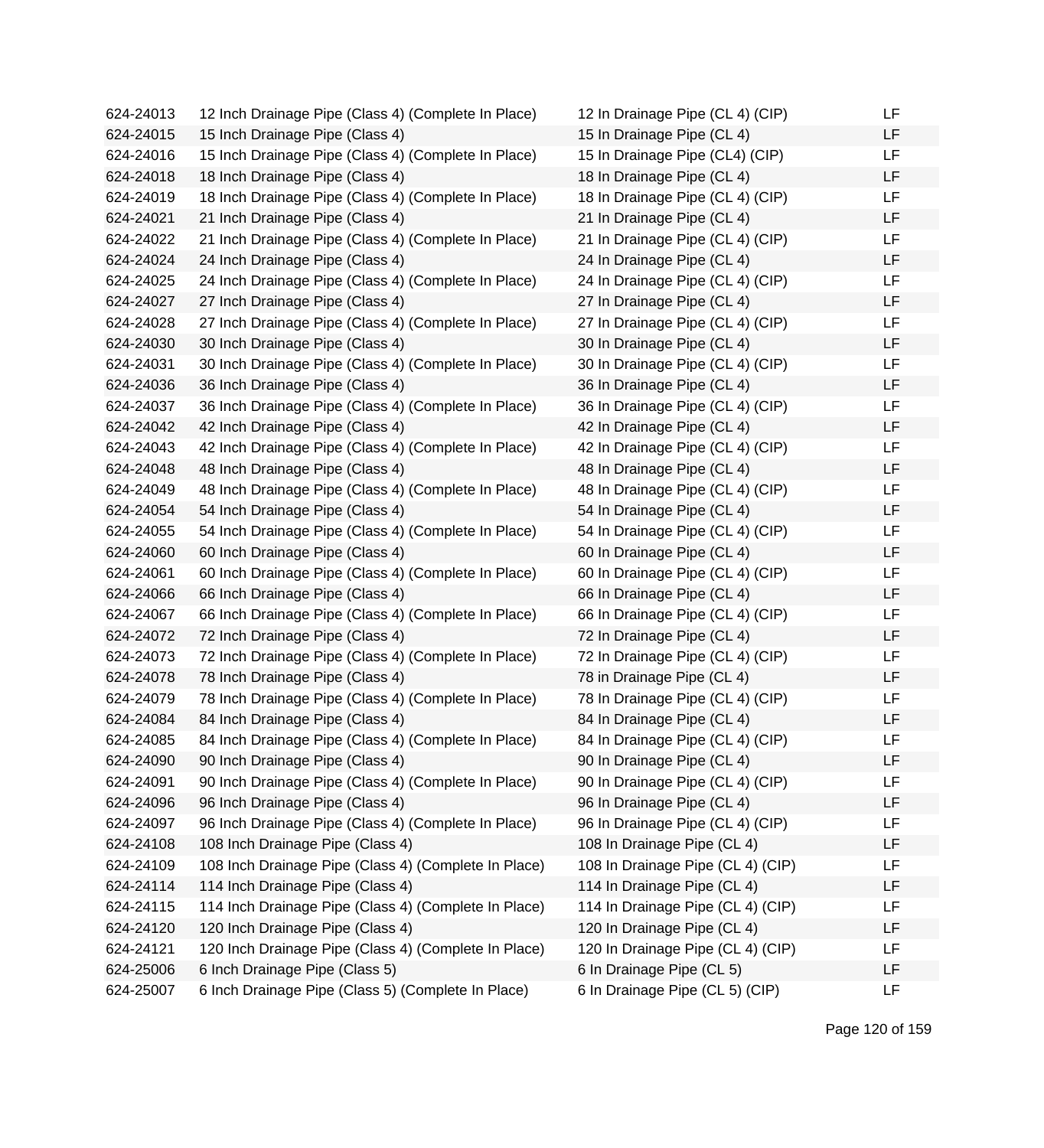| | | | |
|---|---|---|---|
| 624-24013 | 12 Inch Drainage Pipe (Class 4) (Complete In Place) | 12 In Drainage Pipe (CL 4) (CIP) | LF |
| 624-24015 | 15 Inch Drainage Pipe (Class 4) | 15 In Drainage Pipe (CL 4) | LF |
| 624-24016 | 15 Inch Drainage Pipe (Class 4) (Complete In Place) | 15 In Drainage Pipe (CL4) (CIP) | LF |
| 624-24018 | 18 Inch Drainage Pipe (Class 4) | 18 In Drainage Pipe (CL 4) | LF |
| 624-24019 | 18 Inch Drainage Pipe (Class 4) (Complete In Place) | 18 In Drainage Pipe (CL 4) (CIP) | LF |
| 624-24021 | 21 Inch Drainage Pipe (Class 4) | 21 In Drainage Pipe (CL 4) | LF |
| 624-24022 | 21 Inch Drainage Pipe (Class 4) (Complete In Place) | 21 In Drainage Pipe (CL 4) (CIP) | LF |
| 624-24024 | 24 Inch Drainage Pipe (Class 4) | 24 In Drainage Pipe (CL 4) | LF |
| 624-24025 | 24 Inch Drainage Pipe (Class 4) (Complete In Place) | 24 In Drainage Pipe (CL 4) (CIP) | LF |
| 624-24027 | 27 Inch Drainage Pipe (Class 4) | 27 In Drainage Pipe (CL 4) | LF |
| 624-24028 | 27 Inch Drainage Pipe (Class 4) (Complete In Place) | 27 In Drainage Pipe (CL 4) (CIP) | LF |
| 624-24030 | 30 Inch Drainage Pipe (Class 4) | 30 In Drainage Pipe (CL 4) | LF |
| 624-24031 | 30 Inch Drainage Pipe (Class 4) (Complete In Place) | 30 In Drainage Pipe (CL 4) (CIP) | LF |
| 624-24036 | 36 Inch Drainage Pipe (Class 4) | 36 In Drainage Pipe (CL 4) | LF |
| 624-24037 | 36 Inch Drainage Pipe (Class 4) (Complete In Place) | 36 In Drainage Pipe (CL 4) (CIP) | LF |
| 624-24042 | 42 Inch Drainage Pipe (Class 4) | 42 In Drainage Pipe (CL 4) | LF |
| 624-24043 | 42 Inch Drainage Pipe (Class 4) (Complete In Place) | 42 In Drainage Pipe (CL 4) (CIP) | LF |
| 624-24048 | 48 Inch Drainage Pipe (Class 4) | 48 In Drainage Pipe (CL 4) | LF |
| 624-24049 | 48 Inch Drainage Pipe (Class 4) (Complete In Place) | 48 In Drainage Pipe (CL 4) (CIP) | LF |
| 624-24054 | 54 Inch Drainage Pipe (Class 4) | 54 In Drainage Pipe (CL 4) | LF |
| 624-24055 | 54 Inch Drainage Pipe (Class 4) (Complete In Place) | 54 In Drainage Pipe (CL 4) (CIP) | LF |
| 624-24060 | 60 Inch Drainage Pipe (Class 4) | 60 In Drainage Pipe (CL 4) | LF |
| 624-24061 | 60 Inch Drainage Pipe (Class 4) (Complete In Place) | 60 In Drainage Pipe (CL 4) (CIP) | LF |
| 624-24066 | 66 Inch Drainage Pipe (Class 4) | 66 In Drainage Pipe (CL 4) | LF |
| 624-24067 | 66 Inch Drainage Pipe (Class 4) (Complete In Place) | 66 In Drainage Pipe (CL 4) (CIP) | LF |
| 624-24072 | 72 Inch Drainage Pipe (Class 4) | 72 In Drainage Pipe (CL 4) | LF |
| 624-24073 | 72 Inch Drainage Pipe (Class 4) (Complete In Place) | 72 In Drainage Pipe (CL 4) (CIP) | LF |
| 624-24078 | 78 Inch Drainage Pipe (Class 4) | 78 in Drainage Pipe (CL 4) | LF |
| 624-24079 | 78 Inch Drainage Pipe (Class 4) (Complete In Place) | 78 In Drainage Pipe (CL 4) (CIP) | LF |
| 624-24084 | 84 Inch Drainage Pipe (Class 4) | 84 In Drainage Pipe (CL 4) | LF |
| 624-24085 | 84 Inch Drainage Pipe (Class 4) (Complete In Place) | 84 In Drainage Pipe (CL 4) (CIP) | LF |
| 624-24090 | 90 Inch Drainage Pipe (Class 4) | 90 In Drainage Pipe (CL 4) | LF |
| 624-24091 | 90 Inch Drainage Pipe (Class 4) (Complete In Place) | 90 In Drainage Pipe (CL 4) (CIP) | LF |
| 624-24096 | 96 Inch Drainage Pipe (Class 4) | 96 In Drainage Pipe (CL 4) | LF |
| 624-24097 | 96 Inch Drainage Pipe (Class 4) (Complete In Place) | 96 In Drainage Pipe (CL 4) (CIP) | LF |
| 624-24108 | 108 Inch Drainage Pipe (Class 4) | 108 In Drainage Pipe (CL 4) | LF |
| 624-24109 | 108 Inch Drainage Pipe (Class 4) (Complete In Place) | 108 In Drainage Pipe (CL 4) (CIP) | LF |
| 624-24114 | 114 Inch Drainage Pipe (Class 4) | 114 In Drainage Pipe (CL 4) | LF |
| 624-24115 | 114 Inch Drainage Pipe (Class 4) (Complete In Place) | 114 In Drainage Pipe (CL 4) (CIP) | LF |
| 624-24120 | 120 Inch Drainage Pipe (Class 4) | 120 In Drainage Pipe (CL 4) | LF |
| 624-24121 | 120 Inch Drainage Pipe (Class 4) (Complete In Place) | 120 In Drainage Pipe (CL 4) (CIP) | LF |
| 624-25006 | 6 Inch Drainage Pipe (Class 5) | 6 In Drainage Pipe (CL 5) | LF |
| 624-25007 | 6 Inch Drainage Pipe (Class 5) (Complete In Place) | 6 In Drainage Pipe (CL 5) (CIP) | LF |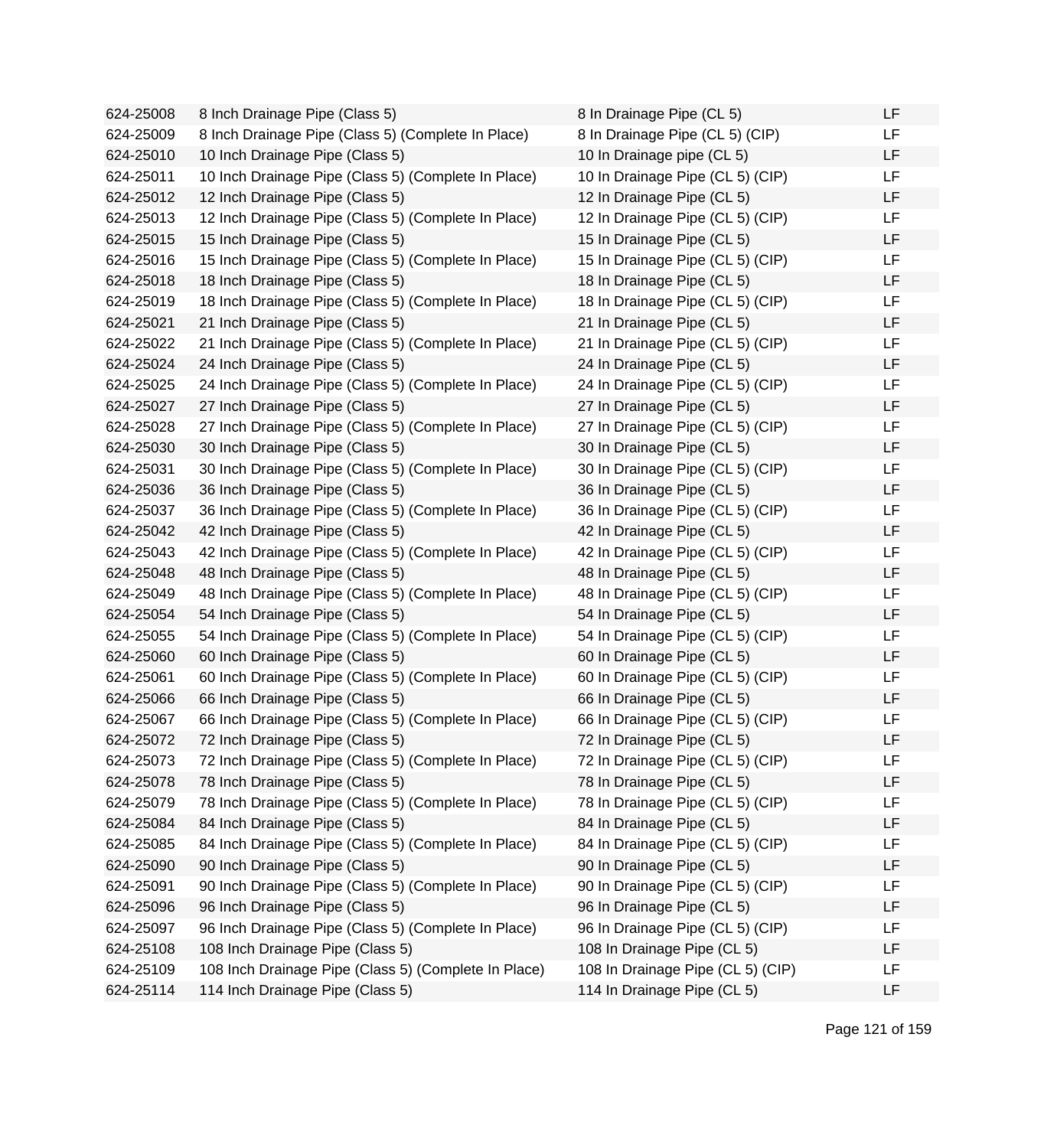| | | | |
|---|---|---|---|
| 624-25008 | 8 Inch Drainage Pipe (Class 5) | 8 In Drainage Pipe (CL 5) | LF |
| 624-25009 | 8 Inch Drainage Pipe (Class 5) (Complete In Place) | 8 In Drainage Pipe (CL 5) (CIP) | LF |
| 624-25010 | 10 Inch Drainage Pipe (Class 5) | 10 In Drainage pipe (CL 5) | LF |
| 624-25011 | 10 Inch Drainage Pipe (Class 5) (Complete In Place) | 10 In Drainage Pipe (CL 5) (CIP) | LF |
| 624-25012 | 12 Inch Drainage Pipe (Class 5) | 12 In Drainage Pipe (CL 5) | LF |
| 624-25013 | 12 Inch Drainage Pipe (Class 5) (Complete In Place) | 12 In Drainage Pipe (CL 5) (CIP) | LF |
| 624-25015 | 15 Inch Drainage Pipe (Class 5) | 15 In Drainage Pipe (CL 5) | LF |
| 624-25016 | 15 Inch Drainage Pipe (Class 5) (Complete In Place) | 15 In Drainage Pipe (CL 5) (CIP) | LF |
| 624-25018 | 18 Inch Drainage Pipe (Class 5) | 18 In Drainage Pipe (CL 5) | LF |
| 624-25019 | 18 Inch Drainage Pipe (Class 5) (Complete In Place) | 18 In Drainage Pipe (CL 5) (CIP) | LF |
| 624-25021 | 21 Inch Drainage Pipe (Class 5) | 21 In Drainage Pipe (CL 5) | LF |
| 624-25022 | 21 Inch Drainage Pipe (Class 5) (Complete In Place) | 21 In Drainage Pipe (CL 5) (CIP) | LF |
| 624-25024 | 24 Inch Drainage Pipe (Class 5) | 24 In Drainage Pipe (CL 5) | LF |
| 624-25025 | 24 Inch Drainage Pipe (Class 5) (Complete In Place) | 24 In Drainage Pipe (CL 5) (CIP) | LF |
| 624-25027 | 27 Inch Drainage Pipe (Class 5) | 27 In Drainage Pipe (CL 5) | LF |
| 624-25028 | 27 Inch Drainage Pipe (Class 5) (Complete In Place) | 27 In Drainage Pipe (CL 5) (CIP) | LF |
| 624-25030 | 30 Inch Drainage Pipe (Class 5) | 30 In Drainage Pipe (CL 5) | LF |
| 624-25031 | 30 Inch Drainage Pipe (Class 5) (Complete In Place) | 30 In Drainage Pipe (CL 5) (CIP) | LF |
| 624-25036 | 36 Inch Drainage Pipe (Class 5) | 36 In Drainage Pipe (CL 5) | LF |
| 624-25037 | 36 Inch Drainage Pipe (Class 5) (Complete In Place) | 36 In Drainage Pipe (CL 5) (CIP) | LF |
| 624-25042 | 42 Inch Drainage Pipe (Class 5) | 42 In Drainage Pipe (CL 5) | LF |
| 624-25043 | 42 Inch Drainage Pipe (Class 5) (Complete In Place) | 42 In Drainage Pipe (CL 5) (CIP) | LF |
| 624-25048 | 48 Inch Drainage Pipe (Class 5) | 48 In Drainage Pipe (CL 5) | LF |
| 624-25049 | 48 Inch Drainage Pipe (Class 5) (Complete In Place) | 48 In Drainage Pipe (CL 5) (CIP) | LF |
| 624-25054 | 54 Inch Drainage Pipe (Class 5) | 54 In Drainage Pipe (CL 5) | LF |
| 624-25055 | 54 Inch Drainage Pipe (Class 5) (Complete In Place) | 54 In Drainage Pipe (CL 5) (CIP) | LF |
| 624-25060 | 60 Inch Drainage Pipe (Class 5) | 60 In Drainage Pipe (CL 5) | LF |
| 624-25061 | 60 Inch Drainage Pipe (Class 5) (Complete In Place) | 60 In Drainage Pipe (CL 5) (CIP) | LF |
| 624-25066 | 66 Inch Drainage Pipe (Class 5) | 66 In Drainage Pipe (CL 5) | LF |
| 624-25067 | 66 Inch Drainage Pipe (Class 5) (Complete In Place) | 66 In Drainage Pipe (CL 5) (CIP) | LF |
| 624-25072 | 72 Inch Drainage Pipe (Class 5) | 72 In Drainage Pipe (CL 5) | LF |
| 624-25073 | 72 Inch Drainage Pipe (Class 5) (Complete In Place) | 72 In Drainage Pipe (CL 5) (CIP) | LF |
| 624-25078 | 78 Inch Drainage Pipe (Class 5) | 78 In Drainage Pipe (CL 5) | LF |
| 624-25079 | 78 Inch Drainage Pipe (Class 5) (Complete In Place) | 78 In Drainage Pipe (CL 5) (CIP) | LF |
| 624-25084 | 84 Inch Drainage Pipe (Class 5) | 84 In Drainage Pipe (CL 5) | LF |
| 624-25085 | 84 Inch Drainage Pipe (Class 5) (Complete In Place) | 84 In Drainage Pipe (CL 5) (CIP) | LF |
| 624-25090 | 90 Inch Drainage Pipe (Class 5) | 90 In Drainage Pipe (CL 5) | LF |
| 624-25091 | 90 Inch Drainage Pipe (Class 5) (Complete In Place) | 90 In Drainage Pipe (CL 5) (CIP) | LF |
| 624-25096 | 96 Inch Drainage Pipe (Class 5) | 96 In Drainage Pipe (CL 5) | LF |
| 624-25097 | 96 Inch Drainage Pipe (Class 5) (Complete In Place) | 96 In Drainage Pipe (CL 5) (CIP) | LF |
| 624-25108 | 108 Inch Drainage Pipe (Class 5) | 108 In Drainage Pipe (CL 5) | LF |
| 624-25109 | 108 Inch Drainage Pipe (Class 5) (Complete In Place) | 108 In Drainage Pipe (CL 5) (CIP) | LF |
| 624-25114 | 114 Inch Drainage Pipe (Class 5) | 114 In Drainage Pipe (CL 5) | LF |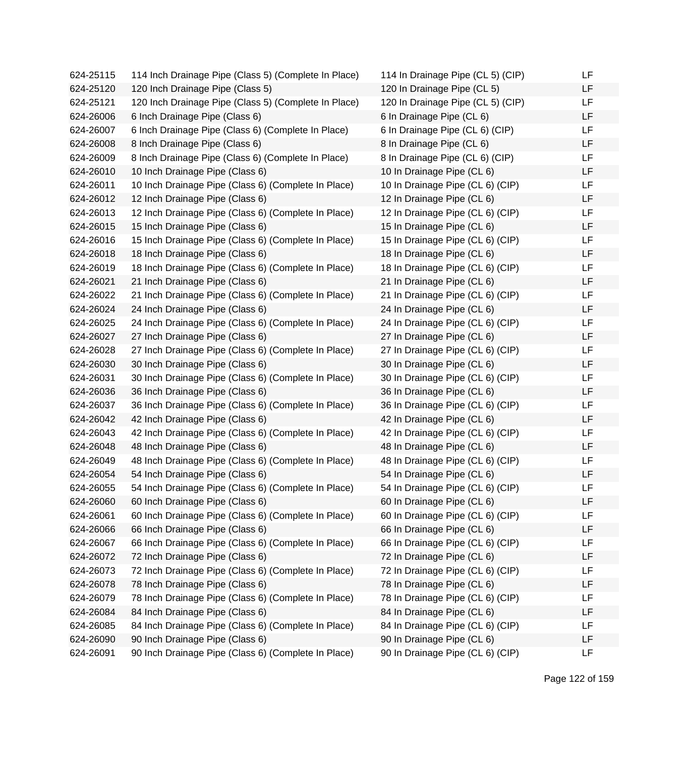| | | | |
|---|---|---|---|
| 624-25115 | 114 Inch Drainage Pipe (Class 5) (Complete In Place) | 114 In Drainage Pipe (CL 5) (CIP) | LF |
| 624-25120 | 120 Inch Drainage Pipe (Class 5) | 120 In Drainage Pipe (CL 5) | LF |
| 624-25121 | 120 Inch Drainage Pipe (Class 5) (Complete In Place) | 120 In Drainage Pipe (CL 5) (CIP) | LF |
| 624-26006 | 6 Inch Drainage Pipe (Class 6) | 6 In Drainage Pipe (CL 6) | LF |
| 624-26007 | 6 Inch Drainage Pipe (Class 6) (Complete In Place) | 6 In Drainage Pipe (CL 6) (CIP) | LF |
| 624-26008 | 8 Inch Drainage Pipe (Class 6) | 8 In Drainage Pipe (CL 6) | LF |
| 624-26009 | 8 Inch Drainage Pipe (Class 6) (Complete In Place) | 8 In Drainage Pipe (CL 6) (CIP) | LF |
| 624-26010 | 10 Inch Drainage Pipe (Class 6) | 10 In Drainage Pipe (CL 6) | LF |
| 624-26011 | 10 Inch Drainage Pipe (Class 6) (Complete In Place) | 10 In Drainage Pipe (CL 6) (CIP) | LF |
| 624-26012 | 12 Inch Drainage Pipe (Class 6) | 12 In Drainage Pipe (CL 6) | LF |
| 624-26013 | 12 Inch Drainage Pipe (Class 6) (Complete In Place) | 12 In Drainage Pipe (CL 6) (CIP) | LF |
| 624-26015 | 15 Inch Drainage Pipe (Class 6) | 15 In Drainage Pipe (CL 6) | LF |
| 624-26016 | 15 Inch Drainage Pipe (Class 6) (Complete In Place) | 15 In Drainage Pipe (CL 6) (CIP) | LF |
| 624-26018 | 18 Inch Drainage Pipe (Class 6) | 18 In Drainage Pipe (CL 6) | LF |
| 624-26019 | 18 Inch Drainage Pipe (Class 6) (Complete In Place) | 18 In Drainage Pipe (CL 6) (CIP) | LF |
| 624-26021 | 21 Inch Drainage Pipe (Class 6) | 21 In Drainage Pipe (CL 6) | LF |
| 624-26022 | 21 Inch Drainage Pipe (Class 6) (Complete In Place) | 21 In Drainage Pipe (CL 6) (CIP) | LF |
| 624-26024 | 24 Inch Drainage Pipe (Class 6) | 24 In Drainage Pipe (CL 6) | LF |
| 624-26025 | 24 Inch Drainage Pipe (Class 6) (Complete In Place) | 24 In Drainage Pipe (CL 6) (CIP) | LF |
| 624-26027 | 27 Inch Drainage Pipe (Class 6) | 27 In Drainage Pipe (CL 6) | LF |
| 624-26028 | 27 Inch Drainage Pipe (Class 6) (Complete In Place) | 27 In Drainage Pipe (CL 6) (CIP) | LF |
| 624-26030 | 30 Inch Drainage Pipe (Class 6) | 30 In Drainage Pipe (CL 6) | LF |
| 624-26031 | 30 Inch Drainage Pipe (Class 6) (Complete In Place) | 30 In Drainage Pipe (CL 6) (CIP) | LF |
| 624-26036 | 36 Inch Drainage Pipe (Class 6) | 36 In Drainage Pipe (CL 6) | LF |
| 624-26037 | 36 Inch Drainage Pipe (Class 6) (Complete In Place) | 36 In Drainage Pipe (CL 6) (CIP) | LF |
| 624-26042 | 42 Inch Drainage Pipe (Class 6) | 42 In Drainage Pipe (CL 6) | LF |
| 624-26043 | 42 Inch Drainage Pipe (Class 6) (Complete In Place) | 42 In Drainage Pipe (CL 6) (CIP) | LF |
| 624-26048 | 48 Inch Drainage Pipe (Class 6) | 48 In Drainage Pipe (CL 6) | LF |
| 624-26049 | 48 Inch Drainage Pipe (Class 6) (Complete In Place) | 48 In Drainage Pipe (CL 6) (CIP) | LF |
| 624-26054 | 54 Inch Drainage Pipe (Class 6) | 54 In Drainage Pipe (CL 6) | LF |
| 624-26055 | 54 Inch Drainage Pipe (Class 6) (Complete In Place) | 54 In Drainage Pipe (CL 6) (CIP) | LF |
| 624-26060 | 60 Inch Drainage Pipe (Class 6) | 60 In Drainage Pipe (CL 6) | LF |
| 624-26061 | 60 Inch Drainage Pipe (Class 6) (Complete In Place) | 60 In Drainage Pipe (CL 6) (CIP) | LF |
| 624-26066 | 66 Inch Drainage Pipe (Class 6) | 66 In Drainage Pipe (CL 6) | LF |
| 624-26067 | 66 Inch Drainage Pipe (Class 6) (Complete In Place) | 66 In Drainage Pipe (CL 6) (CIP) | LF |
| 624-26072 | 72 Inch Drainage Pipe (Class 6) | 72 In Drainage Pipe (CL 6) | LF |
| 624-26073 | 72 Inch Drainage Pipe (Class 6) (Complete In Place) | 72 In Drainage Pipe (CL 6) (CIP) | LF |
| 624-26078 | 78 Inch Drainage Pipe (Class 6) | 78 In Drainage Pipe (CL 6) | LF |
| 624-26079 | 78 Inch Drainage Pipe (Class 6) (Complete In Place) | 78 In Drainage Pipe (CL 6) (CIP) | LF |
| 624-26084 | 84 Inch Drainage Pipe (Class 6) | 84 In Drainage Pipe (CL 6) | LF |
| 624-26085 | 84 Inch Drainage Pipe (Class 6) (Complete In Place) | 84 In Drainage Pipe (CL 6) (CIP) | LF |
| 624-26090 | 90 Inch Drainage Pipe (Class 6) | 90 In Drainage Pipe (CL 6) | LF |
| 624-26091 | 90 Inch Drainage Pipe (Class 6) (Complete In Place) | 90 In Drainage Pipe (CL 6) (CIP) | LF |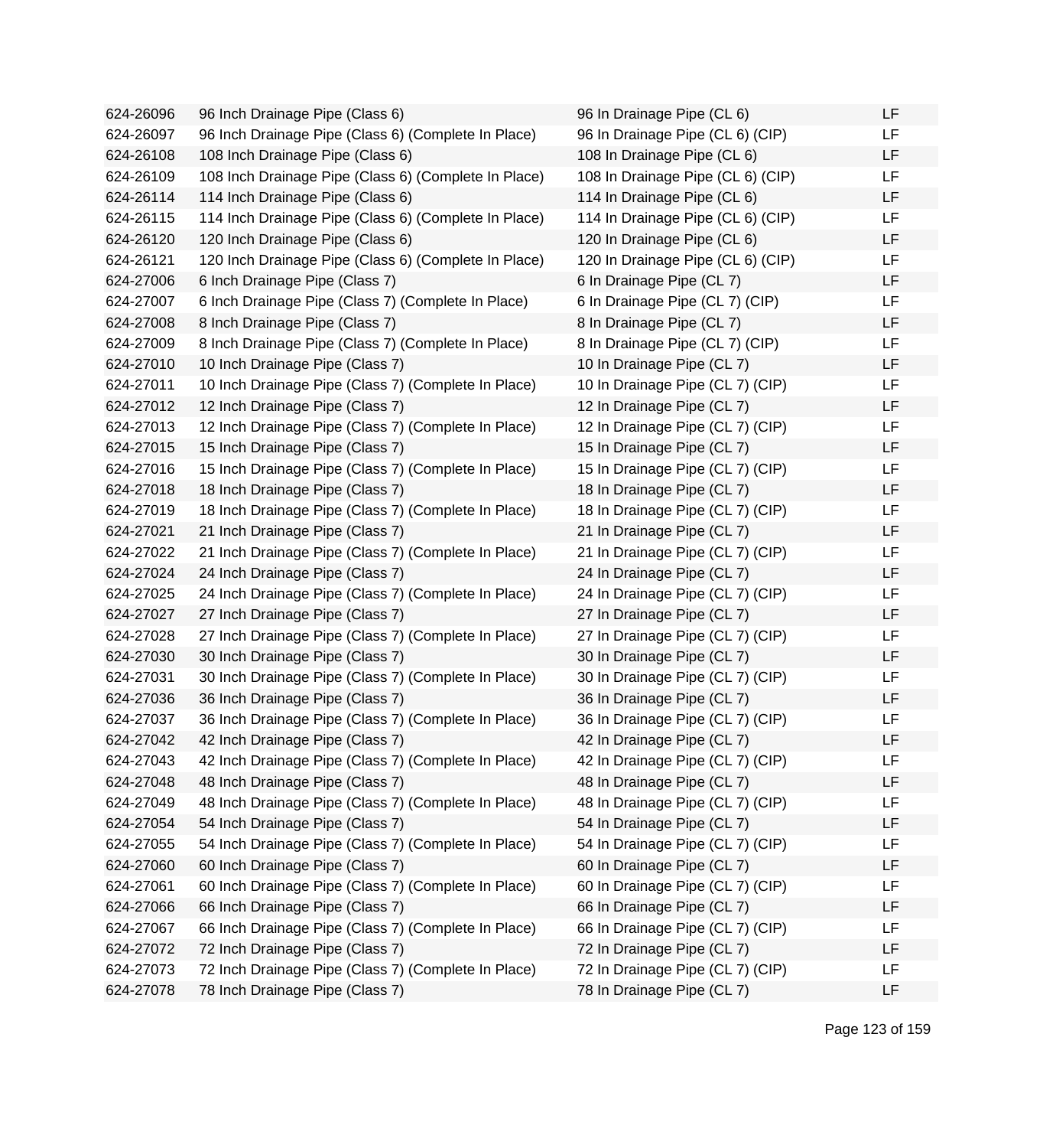| | | | |
|---|---|---|---|
| 624-26096 | 96 Inch Drainage Pipe (Class 6) | 96 In Drainage Pipe (CL 6) | LF |
| 624-26097 | 96 Inch Drainage Pipe (Class 6) (Complete In Place) | 96 In Drainage Pipe (CL 6) (CIP) | LF |
| 624-26108 | 108 Inch Drainage Pipe (Class 6) | 108 In Drainage Pipe (CL 6) | LF |
| 624-26109 | 108 Inch Drainage Pipe (Class 6) (Complete In Place) | 108 In Drainage Pipe (CL 6) (CIP) | LF |
| 624-26114 | 114 Inch Drainage Pipe (Class 6) | 114 In Drainage Pipe (CL 6) | LF |
| 624-26115 | 114 Inch Drainage Pipe (Class 6) (Complete In Place) | 114 In Drainage Pipe (CL 6) (CIP) | LF |
| 624-26120 | 120 Inch Drainage Pipe (Class 6) | 120 In Drainage Pipe (CL 6) | LF |
| 624-26121 | 120 Inch Drainage Pipe (Class 6) (Complete In Place) | 120 In Drainage Pipe (CL 6) (CIP) | LF |
| 624-27006 | 6 Inch Drainage Pipe (Class 7) | 6 In Drainage Pipe (CL 7) | LF |
| 624-27007 | 6 Inch Drainage Pipe (Class 7) (Complete In Place) | 6 In Drainage Pipe (CL 7) (CIP) | LF |
| 624-27008 | 8 Inch Drainage Pipe (Class 7) | 8 In Drainage Pipe (CL 7) | LF |
| 624-27009 | 8 Inch Drainage Pipe (Class 7) (Complete In Place) | 8 In Drainage Pipe (CL 7) (CIP) | LF |
| 624-27010 | 10 Inch Drainage Pipe (Class 7) | 10 In Drainage Pipe (CL 7) | LF |
| 624-27011 | 10 Inch Drainage Pipe (Class 7) (Complete In Place) | 10 In Drainage Pipe (CL 7) (CIP) | LF |
| 624-27012 | 12 Inch Drainage Pipe (Class 7) | 12 In Drainage Pipe (CL 7) | LF |
| 624-27013 | 12 Inch Drainage Pipe (Class 7) (Complete In Place) | 12 In Drainage Pipe (CL 7) (CIP) | LF |
| 624-27015 | 15 Inch Drainage Pipe (Class 7) | 15 In Drainage Pipe (CL 7) | LF |
| 624-27016 | 15 Inch Drainage Pipe (Class 7) (Complete In Place) | 15 In Drainage Pipe (CL 7) (CIP) | LF |
| 624-27018 | 18 Inch Drainage Pipe (Class 7) | 18 In Drainage Pipe (CL 7) | LF |
| 624-27019 | 18 Inch Drainage Pipe (Class 7) (Complete In Place) | 18 In Drainage Pipe (CL 7) (CIP) | LF |
| 624-27021 | 21 Inch Drainage Pipe (Class 7) | 21 In Drainage Pipe (CL 7) | LF |
| 624-27022 | 21 Inch Drainage Pipe (Class 7) (Complete In Place) | 21 In Drainage Pipe (CL 7) (CIP) | LF |
| 624-27024 | 24 Inch Drainage Pipe (Class 7) | 24 In Drainage Pipe (CL 7) | LF |
| 624-27025 | 24 Inch Drainage Pipe (Class 7) (Complete In Place) | 24 In Drainage Pipe (CL 7) (CIP) | LF |
| 624-27027 | 27 Inch Drainage Pipe (Class 7) | 27 In Drainage Pipe (CL 7) | LF |
| 624-27028 | 27 Inch Drainage Pipe (Class 7) (Complete In Place) | 27 In Drainage Pipe (CL 7) (CIP) | LF |
| 624-27030 | 30 Inch Drainage Pipe (Class 7) | 30 In Drainage Pipe (CL 7) | LF |
| 624-27031 | 30 Inch Drainage Pipe (Class 7) (Complete In Place) | 30 In Drainage Pipe (CL 7) (CIP) | LF |
| 624-27036 | 36 Inch Drainage Pipe (Class 7) | 36 In Drainage Pipe (CL 7) | LF |
| 624-27037 | 36 Inch Drainage Pipe (Class 7) (Complete In Place) | 36 In Drainage Pipe (CL 7) (CIP) | LF |
| 624-27042 | 42 Inch Drainage Pipe (Class 7) | 42 In Drainage Pipe (CL 7) | LF |
| 624-27043 | 42 Inch Drainage Pipe (Class 7) (Complete In Place) | 42 In Drainage Pipe (CL 7) (CIP) | LF |
| 624-27048 | 48 Inch Drainage Pipe (Class 7) | 48 In Drainage Pipe (CL 7) | LF |
| 624-27049 | 48 Inch Drainage Pipe (Class 7) (Complete In Place) | 48 In Drainage Pipe (CL 7) (CIP) | LF |
| 624-27054 | 54 Inch Drainage Pipe (Class 7) | 54 In Drainage Pipe (CL 7) | LF |
| 624-27055 | 54 Inch Drainage Pipe (Class 7) (Complete In Place) | 54 In Drainage Pipe (CL 7) (CIP) | LF |
| 624-27060 | 60 Inch Drainage Pipe (Class 7) | 60 In Drainage Pipe (CL 7) | LF |
| 624-27061 | 60 Inch Drainage Pipe (Class 7) (Complete In Place) | 60 In Drainage Pipe (CL 7) (CIP) | LF |
| 624-27066 | 66 Inch Drainage Pipe (Class 7) | 66 In Drainage Pipe (CL 7) | LF |
| 624-27067 | 66 Inch Drainage Pipe (Class 7) (Complete In Place) | 66 In Drainage Pipe (CL 7) (CIP) | LF |
| 624-27072 | 72 Inch Drainage Pipe (Class 7) | 72 In Drainage Pipe (CL 7) | LF |
| 624-27073 | 72 Inch Drainage Pipe (Class 7) (Complete In Place) | 72 In Drainage Pipe (CL 7) (CIP) | LF |
| 624-27078 | 78 Inch Drainage Pipe (Class 7) | 78 In Drainage Pipe (CL 7) | LF |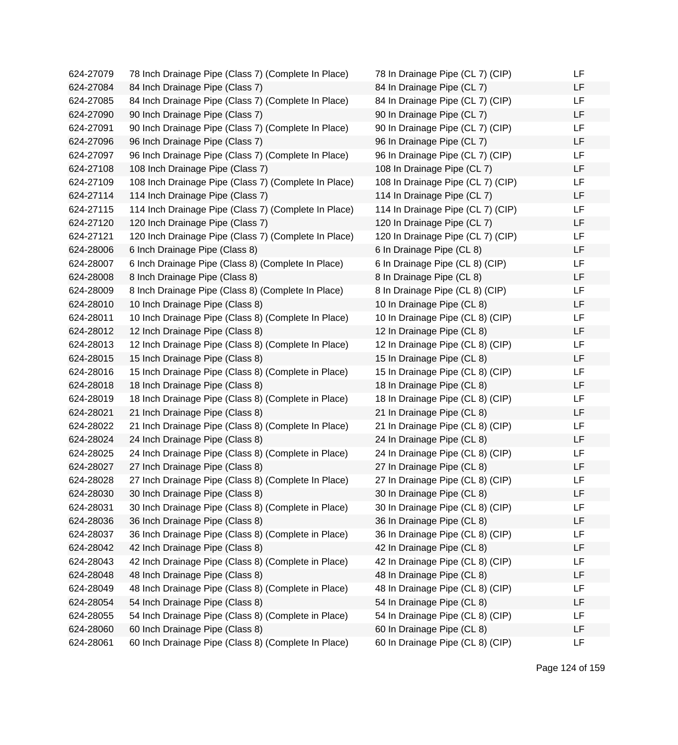| | | | |
|---|---|---|---|
| 624-27079 | 78 Inch Drainage Pipe (Class 7) (Complete In Place) | 78 In Drainage Pipe (CL 7) (CIP) | LF |
| 624-27084 | 84 Inch Drainage Pipe (Class 7) | 84 In Drainage Pipe (CL 7) | LF |
| 624-27085 | 84 Inch Drainage Pipe (Class 7) (Complete In Place) | 84 In Drainage Pipe (CL 7) (CIP) | LF |
| 624-27090 | 90 Inch Drainage Pipe (Class 7) | 90 In Drainage Pipe (CL 7) | LF |
| 624-27091 | 90 Inch Drainage Pipe (Class 7) (Complete In Place) | 90 In Drainage Pipe (CL 7) (CIP) | LF |
| 624-27096 | 96 Inch Drainage Pipe (Class 7) | 96 In Drainage Pipe (CL 7) | LF |
| 624-27097 | 96 Inch Drainage Pipe (Class 7) (Complete In Place) | 96 In Drainage Pipe (CL 7) (CIP) | LF |
| 624-27108 | 108 Inch Drainage Pipe (Class 7) | 108 In Drainage Pipe (CL 7) | LF |
| 624-27109 | 108 Inch Drainage Pipe (Class 7) (Complete In Place) | 108 In Drainage Pipe (CL 7) (CIP) | LF |
| 624-27114 | 114 Inch Drainage Pipe (Class 7) | 114 In Drainage Pipe (CL 7) | LF |
| 624-27115 | 114 Inch Drainage Pipe (Class 7) (Complete In Place) | 114 In Drainage Pipe (CL 7) (CIP) | LF |
| 624-27120 | 120 Inch Drainage Pipe (Class 7) | 120 In Drainage Pipe (CL 7) | LF |
| 624-27121 | 120 Inch Drainage Pipe (Class 7) (Complete In Place) | 120 In Drainage Pipe (CL 7) (CIP) | LF |
| 624-28006 | 6 Inch Drainage Pipe (Class 8) | 6 In Drainage Pipe (CL 8) | LF |
| 624-28007 | 6 Inch Drainage Pipe (Class 8) (Complete In Place) | 6 In Drainage Pipe (CL 8) (CIP) | LF |
| 624-28008 | 8 Inch Drainage Pipe (Class 8) | 8 In Drainage Pipe (CL 8) | LF |
| 624-28009 | 8 Inch Drainage Pipe (Class 8) (Complete In Place) | 8 In Drainage Pipe (CL 8) (CIP) | LF |
| 624-28010 | 10 Inch Drainage Pipe (Class 8) | 10 In Drainage Pipe (CL 8) | LF |
| 624-28011 | 10 Inch Drainage Pipe (Class 8) (Complete In Place) | 10 In Drainage Pipe (CL 8) (CIP) | LF |
| 624-28012 | 12 Inch Drainage Pipe (Class 8) | 12 In Drainage Pipe (CL 8) | LF |
| 624-28013 | 12 Inch Drainage Pipe (Class 8) (Complete In Place) | 12 In Drainage Pipe (CL 8) (CIP) | LF |
| 624-28015 | 15 Inch Drainage Pipe (Class 8) | 15 In Drainage Pipe (CL 8) | LF |
| 624-28016 | 15 Inch Drainage Pipe (Class 8) (Complete in Place) | 15 In Drainage Pipe (CL 8) (CIP) | LF |
| 624-28018 | 18 Inch Drainage Pipe (Class 8) | 18 In Drainage Pipe (CL 8) | LF |
| 624-28019 | 18 Inch Drainage Pipe (Class 8) (Complete in Place) | 18 In Drainage Pipe (CL 8) (CIP) | LF |
| 624-28021 | 21 Inch Drainage Pipe (Class 8) | 21 In Drainage Pipe (CL 8) | LF |
| 624-28022 | 21 Inch Drainage Pipe (Class 8) (Complete In Place) | 21 In Drainage Pipe (CL 8) (CIP) | LF |
| 624-28024 | 24 Inch Drainage Pipe (Class 8) | 24 In Drainage Pipe (CL 8) | LF |
| 624-28025 | 24 Inch Drainage Pipe (Class 8) (Complete in Place) | 24 In Drainage Pipe (CL 8) (CIP) | LF |
| 624-28027 | 27 Inch Drainage Pipe (Class 8) | 27 In Drainage Pipe (CL 8) | LF |
| 624-28028 | 27 Inch Drainage Pipe (Class 8) (Complete In Place) | 27 In Drainage Pipe (CL 8) (CIP) | LF |
| 624-28030 | 30 Inch Drainage Pipe (Class 8) | 30 In Drainage Pipe (CL 8) | LF |
| 624-28031 | 30 Inch Drainage Pipe (Class 8) (Complete in Place) | 30 In Drainage Pipe (CL 8) (CIP) | LF |
| 624-28036 | 36 Inch Drainage Pipe (Class 8) | 36 In Drainage Pipe (CL 8) | LF |
| 624-28037 | 36 Inch Drainage Pipe (Class 8) (Complete in Place) | 36 In Drainage Pipe (CL 8) (CIP) | LF |
| 624-28042 | 42 Inch Drainage Pipe (Class 8) | 42 In Drainage Pipe (CL 8) | LF |
| 624-28043 | 42 Inch Drainage Pipe (Class 8) (Complete in Place) | 42 In Drainage Pipe (CL 8) (CIP) | LF |
| 624-28048 | 48 Inch Drainage Pipe (Class 8) | 48 In Drainage Pipe (CL 8) | LF |
| 624-28049 | 48 Inch Drainage Pipe (Class 8) (Complete in Place) | 48 In Drainage Pipe (CL 8) (CIP) | LF |
| 624-28054 | 54 Inch Drainage Pipe (Class 8) | 54 In Drainage Pipe (CL 8) | LF |
| 624-28055 | 54 Inch Drainage Pipe (Class 8) (Complete in Place) | 54 In Drainage Pipe (CL 8) (CIP) | LF |
| 624-28060 | 60 Inch Drainage Pipe (Class 8) | 60 In Drainage Pipe (CL 8) | LF |
| 624-28061 | 60 Inch Drainage Pipe (Class 8) (Complete In Place) | 60 In Drainage Pipe (CL 8) (CIP) | LF |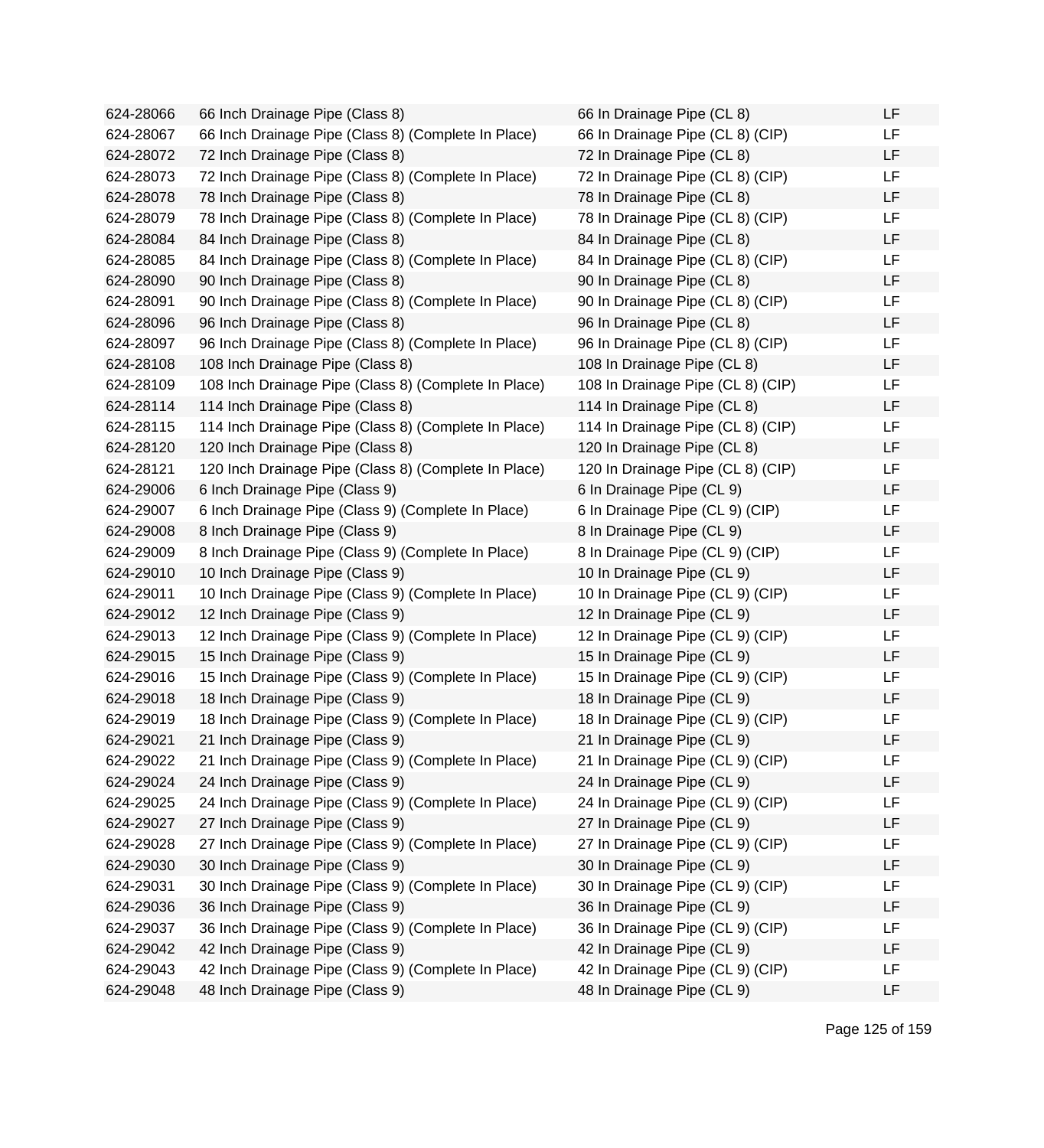| | | | |
|---|---|---|---|
| 624-28066 | 66 Inch Drainage Pipe (Class 8) | 66 In Drainage Pipe (CL 8) | LF |
| 624-28067 | 66 Inch Drainage Pipe (Class 8) (Complete In Place) | 66 In Drainage Pipe (CL 8) (CIP) | LF |
| 624-28072 | 72 Inch Drainage Pipe (Class 8) | 72 In Drainage Pipe (CL 8) | LF |
| 624-28073 | 72 Inch Drainage Pipe (Class 8) (Complete In Place) | 72 In Drainage Pipe (CL 8) (CIP) | LF |
| 624-28078 | 78 Inch Drainage Pipe (Class 8) | 78 In Drainage Pipe (CL 8) | LF |
| 624-28079 | 78 Inch Drainage Pipe (Class 8) (Complete In Place) | 78 In Drainage Pipe (CL 8) (CIP) | LF |
| 624-28084 | 84 Inch Drainage Pipe (Class 8) | 84 In Drainage Pipe (CL 8) | LF |
| 624-28085 | 84 Inch Drainage Pipe (Class 8) (Complete In Place) | 84 In Drainage Pipe (CL 8) (CIP) | LF |
| 624-28090 | 90 Inch Drainage Pipe (Class 8) | 90 In Drainage Pipe (CL 8) | LF |
| 624-28091 | 90 Inch Drainage Pipe (Class 8) (Complete In Place) | 90 In Drainage Pipe (CL 8) (CIP) | LF |
| 624-28096 | 96 Inch Drainage Pipe (Class 8) | 96 In Drainage Pipe (CL 8) | LF |
| 624-28097 | 96 Inch Drainage Pipe (Class 8) (Complete In Place) | 96 In Drainage Pipe (CL 8) (CIP) | LF |
| 624-28108 | 108 Inch Drainage Pipe (Class 8) | 108 In Drainage Pipe (CL 8) | LF |
| 624-28109 | 108 Inch Drainage Pipe (Class 8) (Complete In Place) | 108 In Drainage Pipe (CL 8) (CIP) | LF |
| 624-28114 | 114 Inch Drainage Pipe (Class 8) | 114 In Drainage Pipe (CL 8) | LF |
| 624-28115 | 114 Inch Drainage Pipe (Class 8) (Complete In Place) | 114 In Drainage Pipe (CL 8) (CIP) | LF |
| 624-28120 | 120 Inch Drainage Pipe (Class 8) | 120 In Drainage Pipe (CL 8) | LF |
| 624-28121 | 120 Inch Drainage Pipe (Class 8) (Complete In Place) | 120 In Drainage Pipe (CL 8) (CIP) | LF |
| 624-29006 | 6 Inch Drainage Pipe (Class 9) | 6 In Drainage Pipe (CL 9) | LF |
| 624-29007 | 6 Inch Drainage Pipe (Class 9) (Complete In Place) | 6 In Drainage Pipe (CL 9) (CIP) | LF |
| 624-29008 | 8 Inch Drainage Pipe (Class 9) | 8 In Drainage Pipe (CL 9) | LF |
| 624-29009 | 8 Inch Drainage Pipe (Class 9) (Complete In Place) | 8 In Drainage Pipe (CL 9) (CIP) | LF |
| 624-29010 | 10 Inch Drainage Pipe (Class 9) | 10 In Drainage Pipe (CL 9) | LF |
| 624-29011 | 10 Inch Drainage Pipe (Class 9) (Complete In Place) | 10 In Drainage Pipe (CL 9) (CIP) | LF |
| 624-29012 | 12 Inch Drainage Pipe (Class 9) | 12 In Drainage Pipe (CL 9) | LF |
| 624-29013 | 12 Inch Drainage Pipe (Class 9) (Complete In Place) | 12 In Drainage Pipe (CL 9) (CIP) | LF |
| 624-29015 | 15 Inch Drainage Pipe (Class 9) | 15 In Drainage Pipe (CL 9) | LF |
| 624-29016 | 15 Inch Drainage Pipe (Class 9) (Complete In Place) | 15 In Drainage Pipe (CL 9) (CIP) | LF |
| 624-29018 | 18 Inch Drainage Pipe (Class 9) | 18 In Drainage Pipe (CL 9) | LF |
| 624-29019 | 18 Inch Drainage Pipe (Class 9) (Complete In Place) | 18 In Drainage Pipe (CL 9) (CIP) | LF |
| 624-29021 | 21 Inch Drainage Pipe (Class 9) | 21 In Drainage Pipe (CL 9) | LF |
| 624-29022 | 21 Inch Drainage Pipe (Class 9) (Complete In Place) | 21 In Drainage Pipe (CL 9) (CIP) | LF |
| 624-29024 | 24 Inch Drainage Pipe (Class 9) | 24 In Drainage Pipe (CL 9) | LF |
| 624-29025 | 24 Inch Drainage Pipe (Class 9) (Complete In Place) | 24 In Drainage Pipe (CL 9) (CIP) | LF |
| 624-29027 | 27 Inch Drainage Pipe (Class 9) | 27 In Drainage Pipe (CL 9) | LF |
| 624-29028 | 27 Inch Drainage Pipe (Class 9) (Complete In Place) | 27 In Drainage Pipe (CL 9) (CIP) | LF |
| 624-29030 | 30 Inch Drainage Pipe (Class 9) | 30 In Drainage Pipe (CL 9) | LF |
| 624-29031 | 30 Inch Drainage Pipe (Class 9) (Complete In Place) | 30 In Drainage Pipe (CL 9) (CIP) | LF |
| 624-29036 | 36 Inch Drainage Pipe (Class 9) | 36 In Drainage Pipe (CL 9) | LF |
| 624-29037 | 36 Inch Drainage Pipe (Class 9) (Complete In Place) | 36 In Drainage Pipe (CL 9) (CIP) | LF |
| 624-29042 | 42 Inch Drainage Pipe (Class 9) | 42 In Drainage Pipe (CL 9) | LF |
| 624-29043 | 42 Inch Drainage Pipe (Class 9) (Complete In Place) | 42 In Drainage Pipe (CL 9) (CIP) | LF |
| 624-29048 | 48 Inch Drainage Pipe (Class 9) | 48 In Drainage Pipe (CL 9) | LF |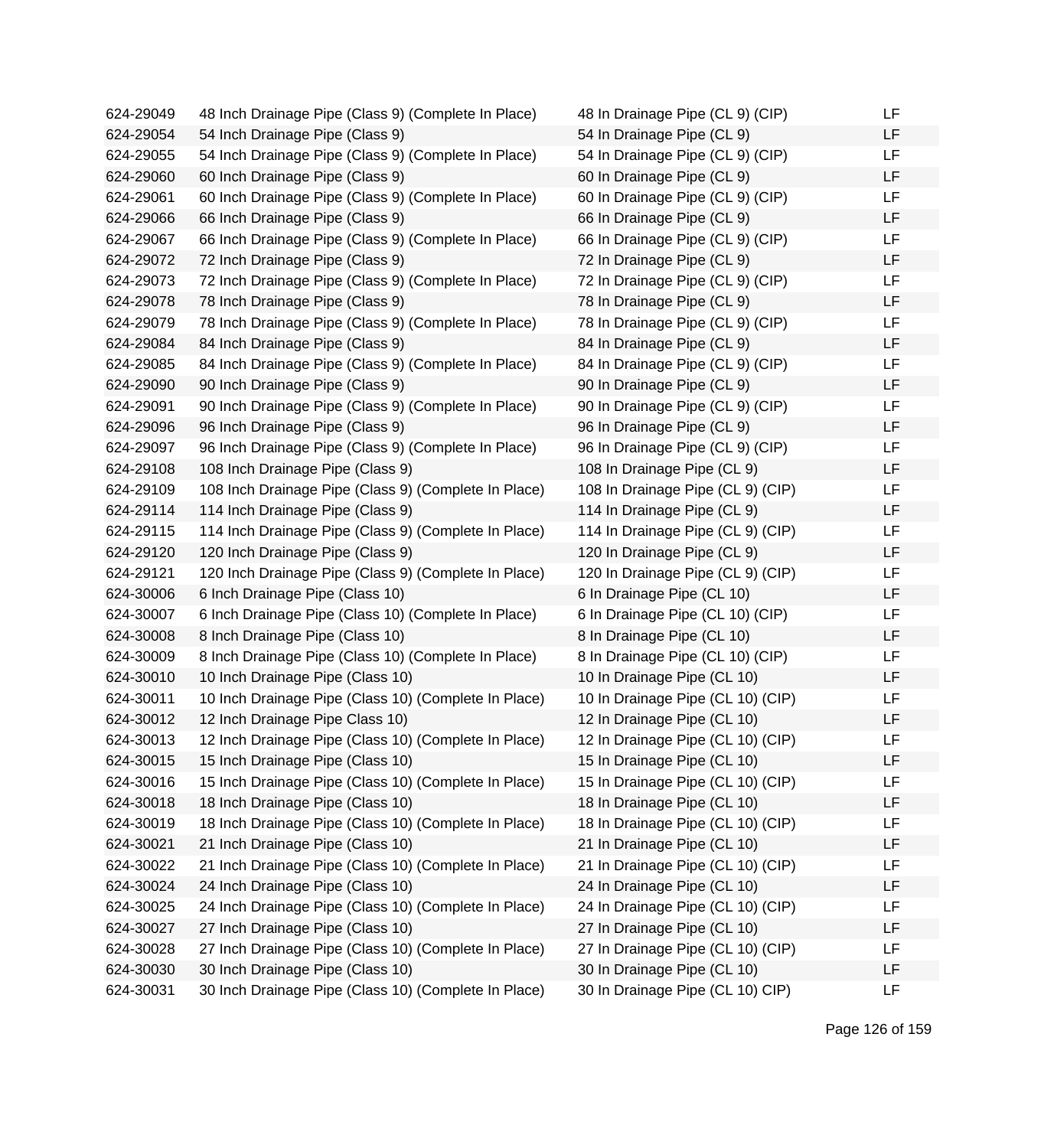| | | | |
|---|---|---|---|
| 624-29049 | 48 Inch Drainage Pipe (Class 9) (Complete In Place) | 48 In Drainage Pipe (CL 9) (CIP) | LF |
| 624-29054 | 54 Inch Drainage Pipe (Class 9) | 54 In Drainage Pipe (CL 9) | LF |
| 624-29055 | 54 Inch Drainage Pipe (Class 9) (Complete In Place) | 54 In Drainage Pipe (CL 9) (CIP) | LF |
| 624-29060 | 60 Inch Drainage Pipe (Class 9) | 60 In Drainage Pipe (CL 9) | LF |
| 624-29061 | 60 Inch Drainage Pipe (Class 9) (Complete In Place) | 60 In Drainage Pipe (CL 9) (CIP) | LF |
| 624-29066 | 66 Inch Drainage Pipe (Class 9) | 66 In Drainage Pipe (CL 9) | LF |
| 624-29067 | 66 Inch Drainage Pipe (Class 9) (Complete In Place) | 66 In Drainage Pipe (CL 9) (CIP) | LF |
| 624-29072 | 72 Inch Drainage Pipe (Class 9) | 72 In Drainage Pipe (CL 9) | LF |
| 624-29073 | 72 Inch Drainage Pipe (Class 9) (Complete In Place) | 72 In Drainage Pipe (CL 9) (CIP) | LF |
| 624-29078 | 78 Inch Drainage Pipe (Class 9) | 78 In Drainage Pipe (CL 9) | LF |
| 624-29079 | 78 Inch Drainage Pipe (Class 9) (Complete In Place) | 78 In Drainage Pipe (CL 9) (CIP) | LF |
| 624-29084 | 84 Inch Drainage Pipe (Class 9) | 84 In Drainage Pipe (CL 9) | LF |
| 624-29085 | 84 Inch Drainage Pipe (Class 9) (Complete In Place) | 84 In Drainage Pipe (CL 9) (CIP) | LF |
| 624-29090 | 90 Inch Drainage Pipe (Class 9) | 90 In Drainage Pipe (CL 9) | LF |
| 624-29091 | 90 Inch Drainage Pipe (Class 9) (Complete In Place) | 90 In Drainage Pipe (CL 9) (CIP) | LF |
| 624-29096 | 96 Inch Drainage Pipe (Class 9) | 96 In Drainage Pipe (CL 9) | LF |
| 624-29097 | 96 Inch Drainage Pipe (Class 9) (Complete In Place) | 96 In Drainage Pipe (CL 9) (CIP) | LF |
| 624-29108 | 108 Inch Drainage Pipe (Class 9) | 108 In Drainage Pipe (CL 9) | LF |
| 624-29109 | 108 Inch Drainage Pipe (Class 9) (Complete In Place) | 108 In Drainage Pipe (CL 9) (CIP) | LF |
| 624-29114 | 114 Inch Drainage Pipe (Class 9) | 114 In Drainage Pipe (CL 9) | LF |
| 624-29115 | 114 Inch Drainage Pipe (Class 9) (Complete In Place) | 114 In Drainage Pipe (CL 9) (CIP) | LF |
| 624-29120 | 120 Inch Drainage Pipe (Class 9) | 120 In Drainage Pipe (CL 9) | LF |
| 624-29121 | 120 Inch Drainage Pipe (Class 9) (Complete In Place) | 120 In Drainage Pipe (CL 9) (CIP) | LF |
| 624-30006 | 6 Inch Drainage Pipe (Class 10) | 6 In Drainage Pipe (CL 10) | LF |
| 624-30007 | 6 Inch Drainage Pipe (Class 10) (Complete In Place) | 6 In Drainage Pipe (CL 10) (CIP) | LF |
| 624-30008 | 8 Inch Drainage Pipe (Class 10) | 8 In Drainage Pipe (CL 10) | LF |
| 624-30009 | 8 Inch Drainage Pipe (Class 10) (Complete In Place) | 8 In Drainage Pipe (CL 10) (CIP) | LF |
| 624-30010 | 10 Inch Drainage Pipe (Class 10) | 10 In Drainage Pipe (CL 10) | LF |
| 624-30011 | 10 Inch Drainage Pipe (Class 10) (Complete In Place) | 10 In Drainage Pipe (CL 10) (CIP) | LF |
| 624-30012 | 12 Inch Drainage Pipe Class 10) | 12 In Drainage Pipe (CL 10) | LF |
| 624-30013 | 12 Inch Drainage Pipe (Class 10) (Complete In Place) | 12 In Drainage Pipe (CL 10) (CIP) | LF |
| 624-30015 | 15 Inch Drainage Pipe (Class 10) | 15 In Drainage Pipe (CL 10) | LF |
| 624-30016 | 15 Inch Drainage Pipe (Class 10) (Complete In Place) | 15 In Drainage Pipe (CL 10) (CIP) | LF |
| 624-30018 | 18 Inch Drainage Pipe (Class 10) | 18 In Drainage Pipe (CL 10) | LF |
| 624-30019 | 18 Inch Drainage Pipe (Class 10) (Complete In Place) | 18 In Drainage Pipe (CL 10) (CIP) | LF |
| 624-30021 | 21 Inch Drainage Pipe (Class 10) | 21 In Drainage Pipe (CL 10) | LF |
| 624-30022 | 21 Inch Drainage Pipe (Class 10) (Complete In Place) | 21 In Drainage Pipe (CL 10) (CIP) | LF |
| 624-30024 | 24 Inch Drainage Pipe (Class 10) | 24 In Drainage Pipe (CL 10) | LF |
| 624-30025 | 24 Inch Drainage Pipe (Class 10) (Complete In Place) | 24 In Drainage Pipe (CL 10) (CIP) | LF |
| 624-30027 | 27 Inch Drainage Pipe (Class 10) | 27 In Drainage Pipe (CL 10) | LF |
| 624-30028 | 27 Inch Drainage Pipe (Class 10) (Complete In Place) | 27 In Drainage Pipe (CL 10) (CIP) | LF |
| 624-30030 | 30 Inch Drainage Pipe (Class 10) | 30 In Drainage Pipe (CL 10) | LF |
| 624-30031 | 30 Inch Drainage Pipe (Class 10) (Complete In Place) | 30 In Drainage Pipe (CL 10) CIP) | LF |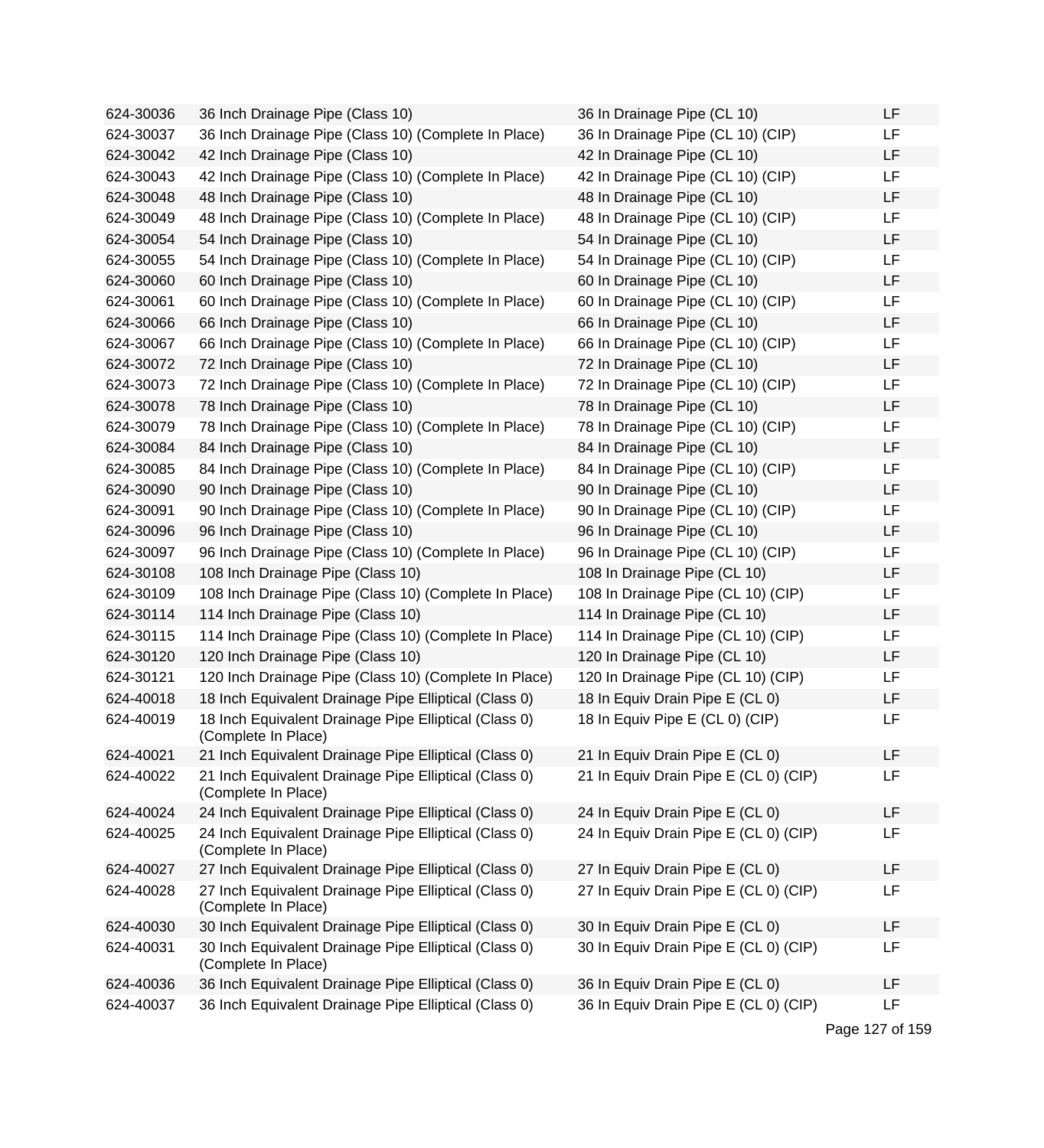| | | | |
|---|---|---|---|
| 624-30036 | 36 Inch Drainage Pipe (Class 10) | 36 In Drainage Pipe (CL 10) | LF |
| 624-30037 | 36 Inch Drainage Pipe (Class 10) (Complete In Place) | 36 In Drainage Pipe (CL 10) (CIP) | LF |
| 624-30042 | 42 Inch Drainage Pipe (Class 10) | 42 In Drainage Pipe (CL 10) | LF |
| 624-30043 | 42 Inch Drainage Pipe (Class 10) (Complete In Place) | 42 In Drainage Pipe (CL 10) (CIP) | LF |
| 624-30048 | 48 Inch Drainage Pipe (Class 10) | 48 In Drainage Pipe (CL 10) | LF |
| 624-30049 | 48 Inch Drainage Pipe (Class 10) (Complete In Place) | 48 In Drainage Pipe (CL 10) (CIP) | LF |
| 624-30054 | 54 Inch Drainage Pipe (Class 10) | 54 In Drainage Pipe (CL 10) | LF |
| 624-30055 | 54 Inch Drainage Pipe (Class 10) (Complete In Place) | 54 In Drainage Pipe (CL 10) (CIP) | LF |
| 624-30060 | 60 Inch Drainage Pipe (Class 10) | 60 In Drainage Pipe (CL 10) | LF |
| 624-30061 | 60 Inch Drainage Pipe (Class 10) (Complete In Place) | 60 In Drainage Pipe (CL 10) (CIP) | LF |
| 624-30066 | 66 Inch Drainage Pipe (Class 10) | 66 In Drainage Pipe (CL 10) | LF |
| 624-30067 | 66 Inch Drainage Pipe (Class 10) (Complete In Place) | 66 In Drainage Pipe (CL 10) (CIP) | LF |
| 624-30072 | 72 Inch Drainage Pipe (Class 10) | 72 In Drainage Pipe (CL 10) | LF |
| 624-30073 | 72 Inch Drainage Pipe (Class 10) (Complete In Place) | 72 In Drainage Pipe (CL 10) (CIP) | LF |
| 624-30078 | 78 Inch Drainage Pipe (Class 10) | 78 In Drainage Pipe (CL 10) | LF |
| 624-30079 | 78 Inch Drainage Pipe (Class 10) (Complete In Place) | 78 In Drainage Pipe (CL 10) (CIP) | LF |
| 624-30084 | 84 Inch Drainage Pipe (Class 10) | 84 In Drainage Pipe (CL 10) | LF |
| 624-30085 | 84 Inch Drainage Pipe (Class 10) (Complete In Place) | 84 In Drainage Pipe (CL 10) (CIP) | LF |
| 624-30090 | 90 Inch Drainage Pipe (Class 10) | 90 In Drainage Pipe (CL 10) | LF |
| 624-30091 | 90 Inch Drainage Pipe (Class 10) (Complete In Place) | 90 In Drainage Pipe (CL 10) (CIP) | LF |
| 624-30096 | 96 Inch Drainage Pipe (Class 10) | 96 In Drainage Pipe (CL 10) | LF |
| 624-30097 | 96 Inch Drainage Pipe (Class 10) (Complete In Place) | 96 In Drainage Pipe (CL 10) (CIP) | LF |
| 624-30108 | 108 Inch Drainage Pipe (Class 10) | 108 In Drainage Pipe (CL 10) | LF |
| 624-30109 | 108 Inch Drainage Pipe (Class 10) (Complete In Place) | 108 In Drainage Pipe (CL 10) (CIP) | LF |
| 624-30114 | 114 Inch Drainage Pipe (Class 10) | 114 In Drainage Pipe (CL 10) | LF |
| 624-30115 | 114 Inch Drainage Pipe (Class 10) (Complete In Place) | 114 In Drainage Pipe (CL 10) (CIP) | LF |
| 624-30120 | 120 Inch Drainage Pipe (Class 10) | 120 In Drainage Pipe (CL 10) | LF |
| 624-30121 | 120 Inch Drainage Pipe (Class 10) (Complete In Place) | 120 In Drainage Pipe (CL 10) (CIP) | LF |
| 624-40018 | 18 Inch Equivalent Drainage Pipe Elliptical (Class 0) | 18 In Equiv Drain Pipe E (CL 0) | LF |
| 624-40019 | 18 Inch Equivalent Drainage Pipe Elliptical (Class 0) (Complete In Place) | 18 In Equiv Pipe E (CL 0) (CIP) | LF |
| 624-40021 | 21 Inch Equivalent Drainage Pipe Elliptical (Class 0) | 21 In Equiv Drain Pipe E (CL 0) | LF |
| 624-40022 | 21 Inch Equivalent Drainage Pipe Elliptical (Class 0) (Complete In Place) | 21 In Equiv Drain Pipe E (CL 0) (CIP) | LF |
| 624-40024 | 24 Inch Equivalent Drainage Pipe Elliptical (Class 0) | 24 In Equiv Drain Pipe E (CL 0) | LF |
| 624-40025 | 24 Inch Equivalent Drainage Pipe Elliptical (Class 0) (Complete In Place) | 24 In Equiv Drain Pipe E (CL 0) (CIP) | LF |
| 624-40027 | 27 Inch Equivalent Drainage Pipe Elliptical (Class 0) | 27 In Equiv Drain Pipe E (CL 0) | LF |
| 624-40028 | 27 Inch Equivalent Drainage Pipe Elliptical (Class 0) (Complete In Place) | 27 In Equiv Drain Pipe E (CL 0) (CIP) | LF |
| 624-40030 | 30 Inch Equivalent Drainage Pipe Elliptical (Class 0) | 30 In Equiv Drain Pipe E (CL 0) | LF |
| 624-40031 | 30 Inch Equivalent Drainage Pipe Elliptical (Class 0) (Complete In Place) | 30 In Equiv Drain Pipe E (CL 0) (CIP) | LF |
| 624-40036 | 36 Inch Equivalent Drainage Pipe Elliptical (Class 0) | 36 In Equiv Drain Pipe E (CL 0) | LF |
| 624-40037 | 36 Inch Equivalent Drainage Pipe Elliptical (Class 0) | 36 In Equiv Drain Pipe E (CL 0) (CIP) | LF |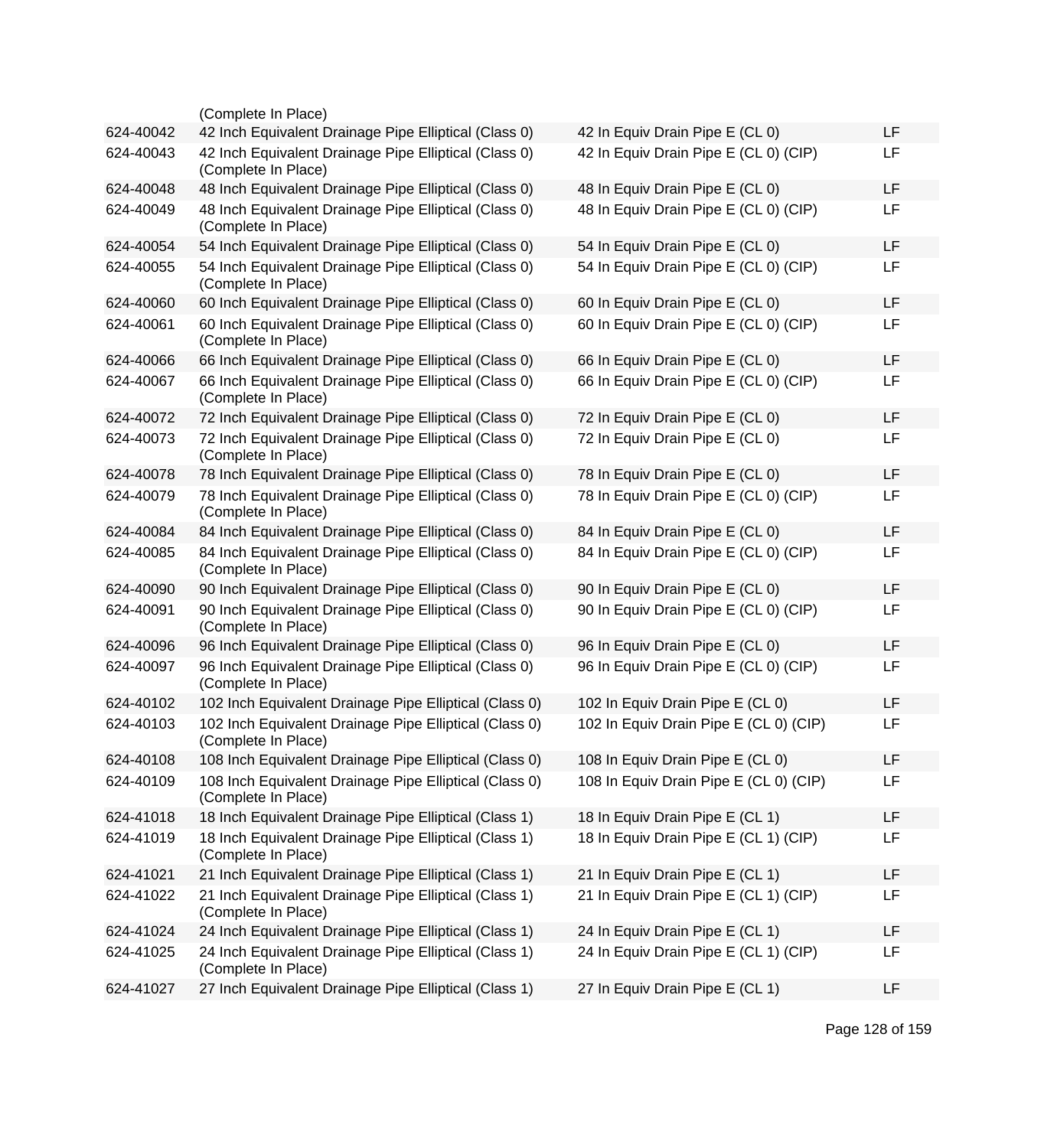| | | | |
|---|---|---|---|
| | (Complete In Place) | | |
| 624-40042 | 42 Inch Equivalent Drainage Pipe Elliptical (Class 0) | 42 In Equiv Drain Pipe E (CL 0) | LF |
| 624-40043 | 42 Inch Equivalent Drainage Pipe Elliptical (Class 0) (Complete In Place) | 42 In Equiv Drain Pipe E (CL 0) (CIP) | LF |
| 624-40048 | 48 Inch Equivalent Drainage Pipe Elliptical (Class 0) | 48 In Equiv Drain Pipe E (CL 0) | LF |
| 624-40049 | 48 Inch Equivalent Drainage Pipe Elliptical (Class 0) (Complete In Place) | 48 In Equiv Drain Pipe E (CL 0) (CIP) | LF |
| 624-40054 | 54 Inch Equivalent Drainage Pipe Elliptical (Class 0) | 54 In Equiv Drain Pipe E (CL 0) | LF |
| 624-40055 | 54 Inch Equivalent Drainage Pipe Elliptical (Class 0) (Complete In Place) | 54 In Equiv Drain Pipe E (CL 0) (CIP) | LF |
| 624-40060 | 60 Inch Equivalent Drainage Pipe Elliptical (Class 0) | 60 In Equiv Drain Pipe E (CL 0) | LF |
| 624-40061 | 60 Inch Equivalent Drainage Pipe Elliptical (Class 0) (Complete In Place) | 60 In Equiv Drain Pipe E (CL 0) (CIP) | LF |
| 624-40066 | 66 Inch Equivalent Drainage Pipe Elliptical (Class 0) | 66 In Equiv Drain Pipe E (CL 0) | LF |
| 624-40067 | 66 Inch Equivalent Drainage Pipe Elliptical (Class 0) (Complete In Place) | 66 In Equiv Drain Pipe E (CL 0) (CIP) | LF |
| 624-40072 | 72 Inch Equivalent Drainage Pipe Elliptical (Class 0) | 72 In Equiv Drain Pipe E (CL 0) | LF |
| 624-40073 | 72 Inch Equivalent Drainage Pipe Elliptical (Class 0) (Complete In Place) | 72 In Equiv Drain Pipe E (CL 0) | LF |
| 624-40078 | 78 Inch Equivalent Drainage Pipe Elliptical (Class 0) | 78 In Equiv Drain Pipe E (CL 0) | LF |
| 624-40079 | 78 Inch Equivalent Drainage Pipe Elliptical (Class 0) (Complete In Place) | 78 In Equiv Drain Pipe E (CL 0) (CIP) | LF |
| 624-40084 | 84 Inch Equivalent Drainage Pipe Elliptical (Class 0) | 84 In Equiv Drain Pipe E (CL 0) | LF |
| 624-40085 | 84 Inch Equivalent Drainage Pipe Elliptical (Class 0) (Complete In Place) | 84 In Equiv Drain Pipe E (CL 0) (CIP) | LF |
| 624-40090 | 90 Inch Equivalent Drainage Pipe Elliptical (Class 0) | 90 In Equiv Drain Pipe E (CL 0) | LF |
| 624-40091 | 90 Inch Equivalent Drainage Pipe Elliptical (Class 0) (Complete In Place) | 90 In Equiv Drain Pipe E (CL 0) (CIP) | LF |
| 624-40096 | 96 Inch Equivalent Drainage Pipe Elliptical (Class 0) | 96 In Equiv Drain Pipe E (CL 0) | LF |
| 624-40097 | 96 Inch Equivalent Drainage Pipe Elliptical (Class 0) (Complete In Place) | 96 In Equiv Drain Pipe E (CL 0) (CIP) | LF |
| 624-40102 | 102 Inch Equivalent Drainage Pipe Elliptical (Class 0) | 102 In Equiv Drain Pipe E (CL 0) | LF |
| 624-40103 | 102 Inch Equivalent Drainage Pipe Elliptical (Class 0) (Complete In Place) | 102 In Equiv Drain Pipe E (CL 0) (CIP) | LF |
| 624-40108 | 108 Inch Equivalent Drainage Pipe Elliptical (Class 0) | 108 In Equiv Drain Pipe E (CL 0) | LF |
| 624-40109 | 108 Inch Equivalent Drainage Pipe Elliptical (Class 0) (Complete In Place) | 108 In Equiv Drain Pipe E (CL 0) (CIP) | LF |
| 624-41018 | 18 Inch Equivalent Drainage Pipe Elliptical (Class 1) | 18 In Equiv Drain Pipe E (CL 1) | LF |
| 624-41019 | 18 Inch Equivalent Drainage Pipe Elliptical (Class 1) (Complete In Place) | 18 In Equiv Drain Pipe E (CL 1) (CIP) | LF |
| 624-41021 | 21 Inch Equivalent Drainage Pipe Elliptical (Class 1) | 21 In Equiv Drain Pipe E (CL 1) | LF |
| 624-41022 | 21 Inch Equivalent Drainage Pipe Elliptical (Class 1) (Complete In Place) | 21 In Equiv Drain Pipe E (CL 1) (CIP) | LF |
| 624-41024 | 24 Inch Equivalent Drainage Pipe Elliptical (Class 1) | 24 In Equiv Drain Pipe E (CL 1) | LF |
| 624-41025 | 24 Inch Equivalent Drainage Pipe Elliptical (Class 1) (Complete In Place) | 24 In Equiv Drain Pipe E (CL 1) (CIP) | LF |
| 624-41027 | 27 Inch Equivalent Drainage Pipe Elliptical (Class 1) | 27 In Equiv Drain Pipe E (CL 1) | LF |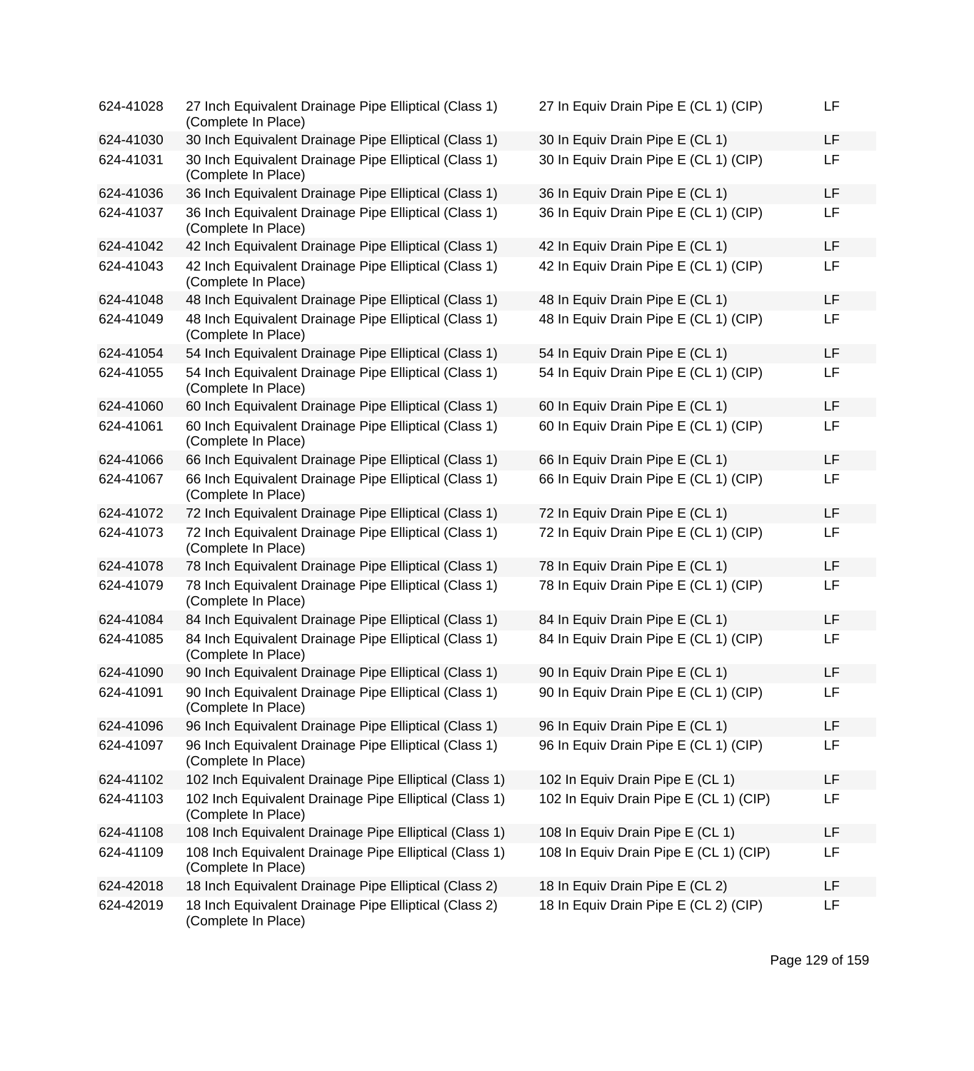| | | | |
|---|---|---|---|
| 624-41028 | 27 Inch Equivalent Drainage Pipe Elliptical (Class 1) (Complete In Place) | 27 In Equiv Drain Pipe E (CL 1) (CIP) | LF |
| 624-41030 | 30 Inch Equivalent Drainage Pipe Elliptical (Class 1) | 30 In Equiv Drain Pipe E (CL 1) | LF |
| 624-41031 | 30 Inch Equivalent Drainage Pipe Elliptical (Class 1) (Complete In Place) | 30 In Equiv Drain Pipe E (CL 1) (CIP) | LF |
| 624-41036 | 36 Inch Equivalent Drainage Pipe Elliptical (Class 1) | 36 In Equiv Drain Pipe E (CL 1) | LF |
| 624-41037 | 36 Inch Equivalent Drainage Pipe Elliptical (Class 1) (Complete In Place) | 36 In Equiv Drain Pipe E (CL 1) (CIP) | LF |
| 624-41042 | 42 Inch Equivalent Drainage Pipe Elliptical (Class 1) | 42 In Equiv Drain Pipe E (CL 1) | LF |
| 624-41043 | 42 Inch Equivalent Drainage Pipe Elliptical (Class 1) (Complete In Place) | 42 In Equiv Drain Pipe E (CL 1) (CIP) | LF |
| 624-41048 | 48 Inch Equivalent Drainage Pipe Elliptical (Class 1) | 48 In Equiv Drain Pipe E (CL 1) | LF |
| 624-41049 | 48 Inch Equivalent Drainage Pipe Elliptical (Class 1) (Complete In Place) | 48 In Equiv Drain Pipe E (CL 1) (CIP) | LF |
| 624-41054 | 54 Inch Equivalent Drainage Pipe Elliptical (Class 1) | 54 In Equiv Drain Pipe E (CL 1) | LF |
| 624-41055 | 54 Inch Equivalent Drainage Pipe Elliptical (Class 1) (Complete In Place) | 54 In Equiv Drain Pipe E (CL 1) (CIP) | LF |
| 624-41060 | 60 Inch Equivalent Drainage Pipe Elliptical (Class 1) | 60 In Equiv Drain Pipe E (CL 1) | LF |
| 624-41061 | 60 Inch Equivalent Drainage Pipe Elliptical (Class 1) (Complete In Place) | 60 In Equiv Drain Pipe E (CL 1) (CIP) | LF |
| 624-41066 | 66 Inch Equivalent Drainage Pipe Elliptical (Class 1) | 66 In Equiv Drain Pipe E (CL 1) | LF |
| 624-41067 | 66 Inch Equivalent Drainage Pipe Elliptical (Class 1) (Complete In Place) | 66 In Equiv Drain Pipe E (CL 1) (CIP) | LF |
| 624-41072 | 72 Inch Equivalent Drainage Pipe Elliptical (Class 1) | 72 In Equiv Drain Pipe E (CL 1) | LF |
| 624-41073 | 72 Inch Equivalent Drainage Pipe Elliptical (Class 1) (Complete In Place) | 72 In Equiv Drain Pipe E (CL 1) (CIP) | LF |
| 624-41078 | 78 Inch Equivalent Drainage Pipe Elliptical (Class 1) | 78 In Equiv Drain Pipe E (CL 1) | LF |
| 624-41079 | 78 Inch Equivalent Drainage Pipe Elliptical (Class 1) (Complete In Place) | 78 In Equiv Drain Pipe E (CL 1) (CIP) | LF |
| 624-41084 | 84 Inch Equivalent Drainage Pipe Elliptical (Class 1) | 84 In Equiv Drain Pipe E (CL 1) | LF |
| 624-41085 | 84 Inch Equivalent Drainage Pipe Elliptical (Class 1) (Complete In Place) | 84 In Equiv Drain Pipe E (CL 1) (CIP) | LF |
| 624-41090 | 90 Inch Equivalent Drainage Pipe Elliptical (Class 1) | 90 In Equiv Drain Pipe E (CL 1) | LF |
| 624-41091 | 90 Inch Equivalent Drainage Pipe Elliptical (Class 1) (Complete In Place) | 90 In Equiv Drain Pipe E (CL 1) (CIP) | LF |
| 624-41096 | 96 Inch Equivalent Drainage Pipe Elliptical (Class 1) | 96 In Equiv Drain Pipe E (CL 1) | LF |
| 624-41097 | 96 Inch Equivalent Drainage Pipe Elliptical (Class 1) (Complete In Place) | 96 In Equiv Drain Pipe E (CL 1) (CIP) | LF |
| 624-41102 | 102 Inch Equivalent Drainage Pipe Elliptical (Class 1) | 102 In Equiv Drain Pipe E (CL 1) | LF |
| 624-41103 | 102 Inch Equivalent Drainage Pipe Elliptical (Class 1) (Complete In Place) | 102 In Equiv Drain Pipe E (CL 1) (CIP) | LF |
| 624-41108 | 108 Inch Equivalent Drainage Pipe Elliptical (Class 1) | 108 In Equiv Drain Pipe E (CL 1) | LF |
| 624-41109 | 108 Inch Equivalent Drainage Pipe Elliptical (Class 1) (Complete In Place) | 108 In Equiv Drain Pipe E (CL 1) (CIP) | LF |
| 624-42018 | 18 Inch Equivalent Drainage Pipe Elliptical (Class 2) | 18 In Equiv Drain Pipe E (CL 2) | LF |
| 624-42019 | 18 Inch Equivalent Drainage Pipe Elliptical (Class 2) (Complete In Place) | 18 In Equiv Drain Pipe E (CL 2) (CIP) | LF |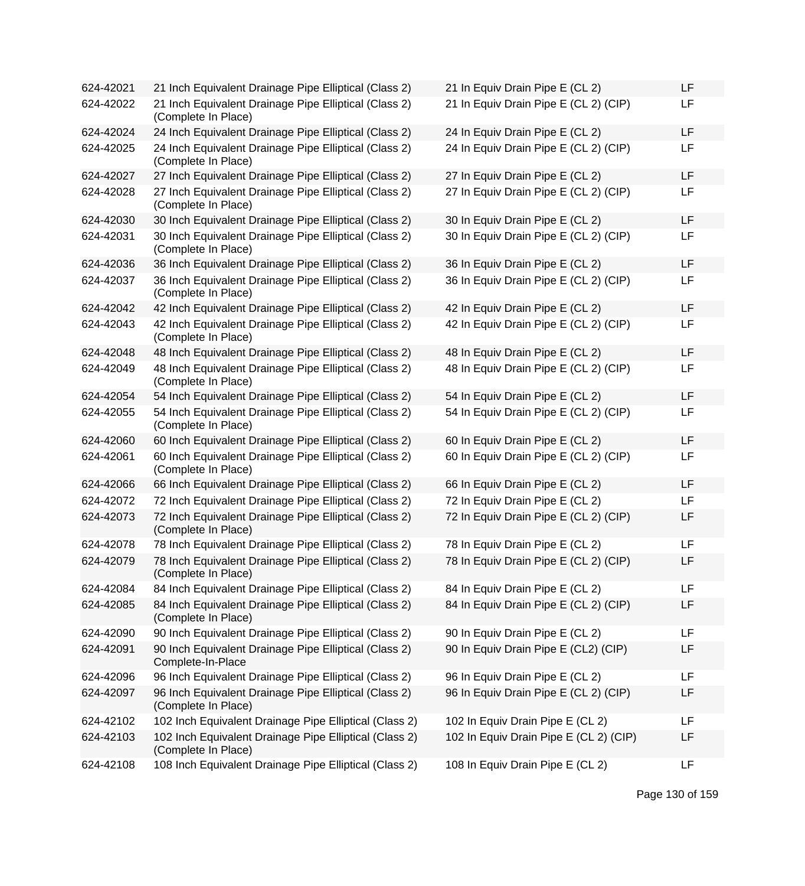| | | | |
|---|---|---|---|
| 624-42021 | 21 Inch Equivalent Drainage Pipe Elliptical (Class 2) | 21 In Equiv Drain Pipe E (CL 2) | LF |
| 624-42022 | 21 Inch Equivalent Drainage Pipe Elliptical (Class 2) (Complete In Place) | 21 In Equiv Drain Pipe E (CL 2) (CIP) | LF |
| 624-42024 | 24 Inch Equivalent Drainage Pipe Elliptical (Class 2) | 24 In Equiv Drain Pipe E (CL 2) | LF |
| 624-42025 | 24 Inch Equivalent Drainage Pipe Elliptical (Class 2) (Complete In Place) | 24 In Equiv Drain Pipe E (CL 2) (CIP) | LF |
| 624-42027 | 27 Inch Equivalent Drainage Pipe Elliptical (Class 2) | 27 In Equiv Drain Pipe E (CL 2) | LF |
| 624-42028 | 27 Inch Equivalent Drainage Pipe Elliptical (Class 2) (Complete In Place) | 27 In Equiv Drain Pipe E (CL 2) (CIP) | LF |
| 624-42030 | 30 Inch Equivalent Drainage Pipe Elliptical (Class 2) | 30 In Equiv Drain Pipe E (CL 2) | LF |
| 624-42031 | 30 Inch Equivalent Drainage Pipe Elliptical (Class 2) (Complete In Place) | 30 In Equiv Drain Pipe E (CL 2) (CIP) | LF |
| 624-42036 | 36 Inch Equivalent Drainage Pipe Elliptical (Class 2) | 36 In Equiv Drain Pipe E (CL 2) | LF |
| 624-42037 | 36 Inch Equivalent Drainage Pipe Elliptical (Class 2) (Complete In Place) | 36 In Equiv Drain Pipe E (CL 2) (CIP) | LF |
| 624-42042 | 42 Inch Equivalent Drainage Pipe Elliptical (Class 2) | 42 In Equiv Drain Pipe E (CL 2) | LF |
| 624-42043 | 42 Inch Equivalent Drainage Pipe Elliptical (Class 2) (Complete In Place) | 42 In Equiv Drain Pipe E (CL 2) (CIP) | LF |
| 624-42048 | 48 Inch Equivalent Drainage Pipe Elliptical (Class 2) | 48 In Equiv Drain Pipe E (CL 2) | LF |
| 624-42049 | 48 Inch Equivalent Drainage Pipe Elliptical (Class 2) (Complete In Place) | 48 In Equiv Drain Pipe E (CL 2) (CIP) | LF |
| 624-42054 | 54 Inch Equivalent Drainage Pipe Elliptical (Class 2) | 54 In Equiv Drain Pipe E (CL 2) | LF |
| 624-42055 | 54 Inch Equivalent Drainage Pipe Elliptical (Class 2) (Complete In Place) | 54 In Equiv Drain Pipe E (CL 2) (CIP) | LF |
| 624-42060 | 60 Inch Equivalent Drainage Pipe Elliptical (Class 2) | 60 In Equiv Drain Pipe E (CL 2) | LF |
| 624-42061 | 60 Inch Equivalent Drainage Pipe Elliptical (Class 2) (Complete In Place) | 60 In Equiv Drain Pipe E (CL 2) (CIP) | LF |
| 624-42066 | 66 Inch Equivalent Drainage Pipe Elliptical (Class 2) | 66 In Equiv Drain Pipe E (CL 2) | LF |
| 624-42072 | 72 Inch Equivalent Drainage Pipe Elliptical (Class 2) | 72 In Equiv Drain Pipe E (CL 2) | LF |
| 624-42073 | 72 Inch Equivalent Drainage Pipe Elliptical (Class 2) (Complete In Place) | 72 In Equiv Drain Pipe E (CL 2) (CIP) | LF |
| 624-42078 | 78 Inch Equivalent Drainage Pipe Elliptical (Class 2) | 78 In Equiv Drain Pipe E (CL 2) | LF |
| 624-42079 | 78 Inch Equivalent Drainage Pipe Elliptical (Class 2) (Complete In Place) | 78 In Equiv Drain Pipe E (CL 2) (CIP) | LF |
| 624-42084 | 84 Inch Equivalent Drainage Pipe Elliptical (Class 2) | 84 In Equiv Drain Pipe E (CL 2) | LF |
| 624-42085 | 84 Inch Equivalent Drainage Pipe Elliptical (Class 2) (Complete In Place) | 84 In Equiv Drain Pipe E (CL 2) (CIP) | LF |
| 624-42090 | 90 Inch Equivalent Drainage Pipe Elliptical (Class 2) | 90 In Equiv Drain Pipe E (CL 2) | LF |
| 624-42091 | 90 Inch Equivalent Drainage Pipe Elliptical (Class 2) Complete-In-Place | 90 In Equiv Drain Pipe E (CL2) (CIP) | LF |
| 624-42096 | 96 Inch Equivalent Drainage Pipe Elliptical (Class 2) | 96 In Equiv Drain Pipe E (CL 2) | LF |
| 624-42097 | 96 Inch Equivalent Drainage Pipe Elliptical (Class 2) (Complete In Place) | 96 In Equiv Drain Pipe E (CL 2) (CIP) | LF |
| 624-42102 | 102 Inch Equivalent Drainage Pipe Elliptical (Class 2) | 102 In Equiv Drain Pipe E (CL 2) | LF |
| 624-42103 | 102 Inch Equivalent Drainage Pipe Elliptical (Class 2) (Complete In Place) | 102 In Equiv Drain Pipe E (CL 2) (CIP) | LF |
| 624-42108 | 108 Inch Equivalent Drainage Pipe Elliptical (Class 2) | 108 In Equiv Drain Pipe E (CL 2) | LF |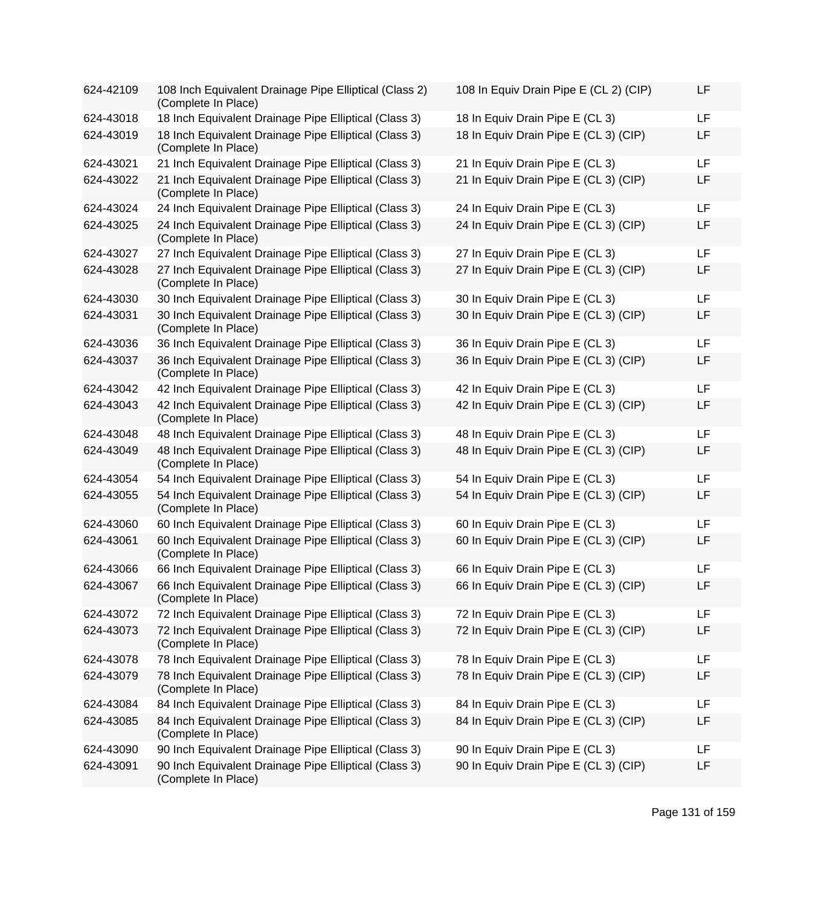| | | | |
|---|---|---|---|
| 624-42109 | 108 Inch Equivalent Drainage Pipe Elliptical (Class 2) (Complete In Place) | 108 In Equiv Drain Pipe E (CL 2) (CIP) | LF |
| 624-43018 | 18 Inch Equivalent Drainage Pipe Elliptical (Class 3) | 18 In Equiv Drain Pipe E (CL 3) | LF |
| 624-43019 | 18 Inch Equivalent Drainage Pipe Elliptical (Class 3) (Complete In Place) | 18 In Equiv Drain Pipe E (CL 3) (CIP) | LF |
| 624-43021 | 21 Inch Equivalent Drainage Pipe Elliptical (Class 3) | 21 In Equiv Drain Pipe E (CL 3) | LF |
| 624-43022 | 21 Inch Equivalent Drainage Pipe Elliptical (Class 3) (Complete In Place) | 21 In Equiv Drain Pipe E (CL 3) (CIP) | LF |
| 624-43024 | 24 Inch Equivalent Drainage Pipe Elliptical (Class 3) | 24 In Equiv Drain Pipe E (CL 3) | LF |
| 624-43025 | 24 Inch Equivalent Drainage Pipe Elliptical (Class 3) (Complete In Place) | 24 In Equiv Drain Pipe E (CL 3) (CIP) | LF |
| 624-43027 | 27 Inch Equivalent Drainage Pipe Elliptical (Class 3) | 27 In Equiv Drain Pipe E (CL 3) | LF |
| 624-43028 | 27 Inch Equivalent Drainage Pipe Elliptical (Class 3) (Complete In Place) | 27 In Equiv Drain Pipe E (CL 3) (CIP) | LF |
| 624-43030 | 30 Inch Equivalent Drainage Pipe Elliptical (Class 3) | 30 In Equiv Drain Pipe E (CL 3) | LF |
| 624-43031 | 30 Inch Equivalent Drainage Pipe Elliptical (Class 3) (Complete In Place) | 30 In Equiv Drain Pipe E (CL 3) (CIP) | LF |
| 624-43036 | 36 Inch Equivalent Drainage Pipe Elliptical (Class 3) | 36 In Equiv Drain Pipe E (CL 3) | LF |
| 624-43037 | 36 Inch Equivalent Drainage Pipe Elliptical (Class 3) (Complete In Place) | 36 In Equiv Drain Pipe E (CL 3) (CIP) | LF |
| 624-43042 | 42 Inch Equivalent Drainage Pipe Elliptical (Class 3) | 42 In Equiv Drain Pipe E (CL 3) | LF |
| 624-43043 | 42 Inch Equivalent Drainage Pipe Elliptical (Class 3) (Complete In Place) | 42 In Equiv Drain Pipe E (CL 3) (CIP) | LF |
| 624-43048 | 48 Inch Equivalent Drainage Pipe Elliptical (Class 3) | 48 In Equiv Drain Pipe E (CL 3) | LF |
| 624-43049 | 48 Inch Equivalent Drainage Pipe Elliptical (Class 3) (Complete In Place) | 48 In Equiv Drain Pipe E (CL 3) (CIP) | LF |
| 624-43054 | 54 Inch Equivalent Drainage Pipe Elliptical (Class 3) | 54 In Equiv Drain Pipe E (CL 3) | LF |
| 624-43055 | 54 Inch Equivalent Drainage Pipe Elliptical (Class 3) (Complete In Place) | 54 In Equiv Drain Pipe E (CL 3) (CIP) | LF |
| 624-43060 | 60 Inch Equivalent Drainage Pipe Elliptical (Class 3) | 60 In Equiv Drain Pipe E (CL 3) | LF |
| 624-43061 | 60 Inch Equivalent Drainage Pipe Elliptical (Class 3) (Complete In Place) | 60 In Equiv Drain Pipe E (CL 3) (CIP) | LF |
| 624-43066 | 66 Inch Equivalent Drainage Pipe Elliptical (Class 3) | 66 In Equiv Drain Pipe E (CL 3) | LF |
| 624-43067 | 66 Inch Equivalent Drainage Pipe Elliptical (Class 3) (Complete In Place) | 66 In Equiv Drain Pipe E (CL 3) (CIP) | LF |
| 624-43072 | 72 Inch Equivalent Drainage Pipe Elliptical (Class 3) | 72 In Equiv Drain Pipe E (CL 3) | LF |
| 624-43073 | 72 Inch Equivalent Drainage Pipe Elliptical (Class 3) (Complete In Place) | 72 In Equiv Drain Pipe E (CL 3) (CIP) | LF |
| 624-43078 | 78 Inch Equivalent Drainage Pipe Elliptical (Class 3) | 78 In Equiv Drain Pipe E (CL 3) | LF |
| 624-43079 | 78 Inch Equivalent Drainage Pipe Elliptical (Class 3) (Complete In Place) | 78 In Equiv Drain Pipe E (CL 3) (CIP) | LF |
| 624-43084 | 84 Inch Equivalent Drainage Pipe Elliptical (Class 3) | 84 In Equiv Drain Pipe E (CL 3) | LF |
| 624-43085 | 84 Inch Equivalent Drainage Pipe Elliptical (Class 3) (Complete In Place) | 84 In Equiv Drain Pipe E (CL 3) (CIP) | LF |
| 624-43090 | 90 Inch Equivalent Drainage Pipe Elliptical (Class 3) | 90 In Equiv Drain Pipe E (CL 3) | LF |
| 624-43091 | 90 Inch Equivalent Drainage Pipe Elliptical (Class 3) (Complete In Place) | 90 In Equiv Drain Pipe E (CL 3) (CIP) | LF |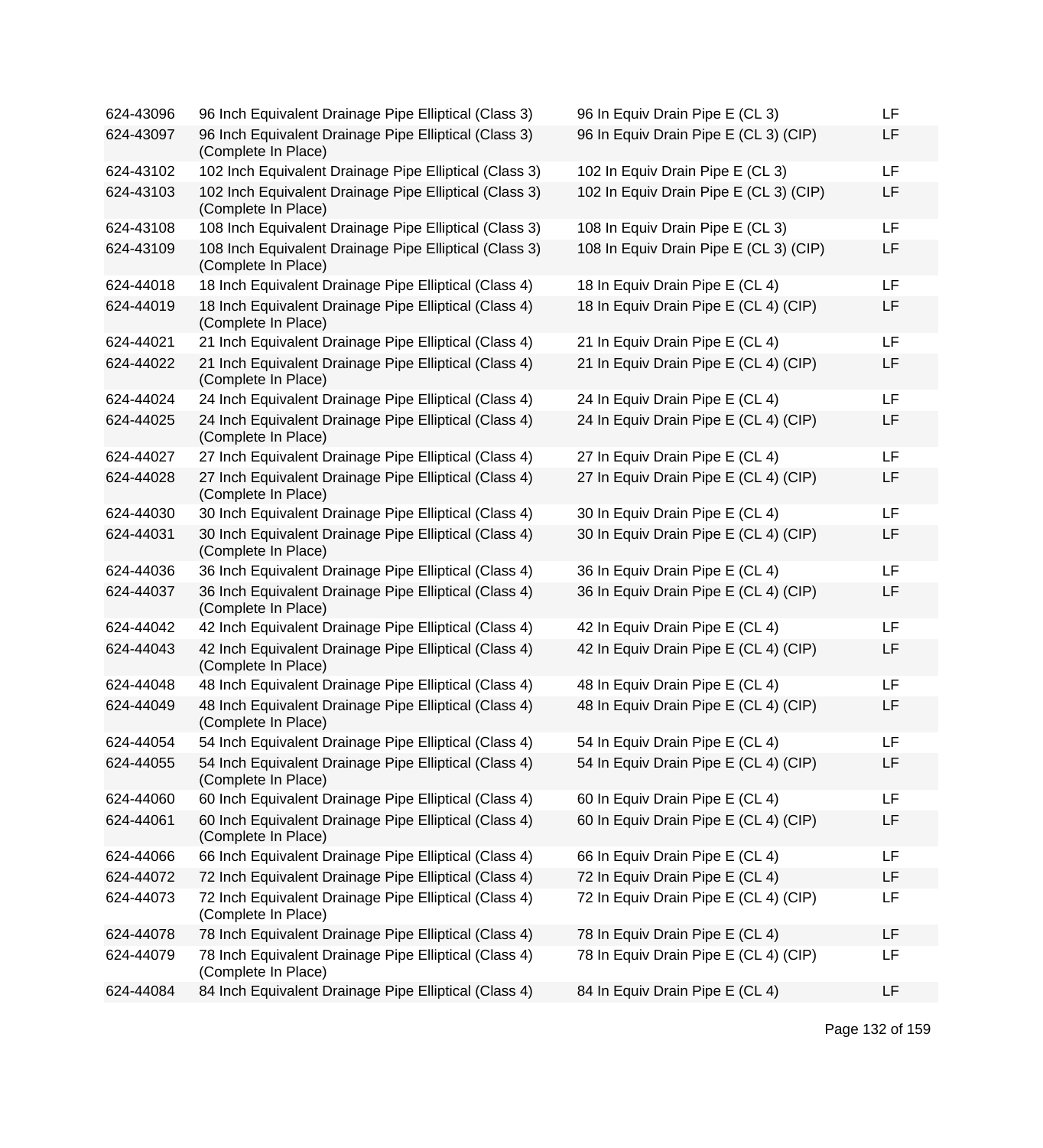| 624-43096 | 96 Inch Equivalent Drainage Pipe Elliptical (Class 3) | 96 In Equiv Drain Pipe E (CL 3) | LF |
|---|---|---|---|
| 624-43097 | 96 Inch Equivalent Drainage Pipe Elliptical (Class 3) (Complete In Place) | 96 In Equiv Drain Pipe E (CL 3) (CIP) | LF |
| 624-43102 | 102 Inch Equivalent Drainage Pipe Elliptical (Class 3) | 102 In Equiv Drain Pipe E (CL 3) | LF |
| 624-43103 | 102 Inch Equivalent Drainage Pipe Elliptical (Class 3) (Complete In Place) | 102 In Equiv Drain Pipe E (CL 3) (CIP) | LF |
| 624-43108 | 108 Inch Equivalent Drainage Pipe Elliptical (Class 3) | 108 In Equiv Drain Pipe E (CL 3) | LF |
| 624-43109 | 108 Inch Equivalent Drainage Pipe Elliptical (Class 3) (Complete In Place) | 108 In Equiv Drain Pipe E (CL 3) (CIP) | LF |
| 624-44018 | 18 Inch Equivalent Drainage Pipe Elliptical (Class 4) | 18 In Equiv Drain Pipe E (CL 4) | LF |
| 624-44019 | 18 Inch Equivalent Drainage Pipe Elliptical (Class 4) (Complete In Place) | 18 In Equiv Drain Pipe E (CL 4) (CIP) | LF |
| 624-44021 | 21 Inch Equivalent Drainage Pipe Elliptical (Class 4) | 21 In Equiv Drain Pipe E (CL 4) | LF |
| 624-44022 | 21 Inch Equivalent Drainage Pipe Elliptical (Class 4) (Complete In Place) | 21 In Equiv Drain Pipe E (CL 4) (CIP) | LF |
| 624-44024 | 24 Inch Equivalent Drainage Pipe Elliptical (Class 4) | 24 In Equiv Drain Pipe E (CL 4) | LF |
| 624-44025 | 24 Inch Equivalent Drainage Pipe Elliptical (Class 4) (Complete In Place) | 24 In Equiv Drain Pipe E (CL 4) (CIP) | LF |
| 624-44027 | 27 Inch Equivalent Drainage Pipe Elliptical (Class 4) | 27 In Equiv Drain Pipe E (CL 4) | LF |
| 624-44028 | 27 Inch Equivalent Drainage Pipe Elliptical (Class 4) (Complete In Place) | 27 In Equiv Drain Pipe E (CL 4) (CIP) | LF |
| 624-44030 | 30 Inch Equivalent Drainage Pipe Elliptical (Class 4) | 30 In Equiv Drain Pipe E (CL 4) | LF |
| 624-44031 | 30 Inch Equivalent Drainage Pipe Elliptical (Class 4) (Complete In Place) | 30 In Equiv Drain Pipe E (CL 4) (CIP) | LF |
| 624-44036 | 36 Inch Equivalent Drainage Pipe Elliptical (Class 4) | 36 In Equiv Drain Pipe E (CL 4) | LF |
| 624-44037 | 36 Inch Equivalent Drainage Pipe Elliptical (Class 4) (Complete In Place) | 36 In Equiv Drain Pipe E (CL 4) (CIP) | LF |
| 624-44042 | 42 Inch Equivalent Drainage Pipe Elliptical (Class 4) | 42 In Equiv Drain Pipe E (CL 4) | LF |
| 624-44043 | 42 Inch Equivalent Drainage Pipe Elliptical (Class 4) (Complete In Place) | 42 In Equiv Drain Pipe E (CL 4) (CIP) | LF |
| 624-44048 | 48 Inch Equivalent Drainage Pipe Elliptical (Class 4) | 48 In Equiv Drain Pipe E (CL 4) | LF |
| 624-44049 | 48 Inch Equivalent Drainage Pipe Elliptical (Class 4) (Complete In Place) | 48 In Equiv Drain Pipe E (CL 4) (CIP) | LF |
| 624-44054 | 54 Inch Equivalent Drainage Pipe Elliptical (Class 4) | 54 In Equiv Drain Pipe E (CL 4) | LF |
| 624-44055 | 54 Inch Equivalent Drainage Pipe Elliptical (Class 4) (Complete In Place) | 54 In Equiv Drain Pipe E (CL 4) (CIP) | LF |
| 624-44060 | 60 Inch Equivalent Drainage Pipe Elliptical (Class 4) | 60 In Equiv Drain Pipe E (CL 4) | LF |
| 624-44061 | 60 Inch Equivalent Drainage Pipe Elliptical (Class 4) (Complete In Place) | 60 In Equiv Drain Pipe E (CL 4) (CIP) | LF |
| 624-44066 | 66 Inch Equivalent Drainage Pipe Elliptical (Class 4) | 66 In Equiv Drain Pipe E (CL 4) | LF |
| 624-44072 | 72 Inch Equivalent Drainage Pipe Elliptical (Class 4) | 72 In Equiv Drain Pipe E (CL 4) | LF |
| 624-44073 | 72 Inch Equivalent Drainage Pipe Elliptical (Class 4) (Complete In Place) | 72 In Equiv Drain Pipe E (CL 4) (CIP) | LF |
| 624-44078 | 78 Inch Equivalent Drainage Pipe Elliptical (Class 4) | 78 In Equiv Drain Pipe E (CL 4) | LF |
| 624-44079 | 78 Inch Equivalent Drainage Pipe Elliptical (Class 4) (Complete In Place) | 78 In Equiv Drain Pipe E (CL 4) (CIP) | LF |
| 624-44084 | 84 Inch Equivalent Drainage Pipe Elliptical (Class 4) | 84 In Equiv Drain Pipe E (CL 4) | LF |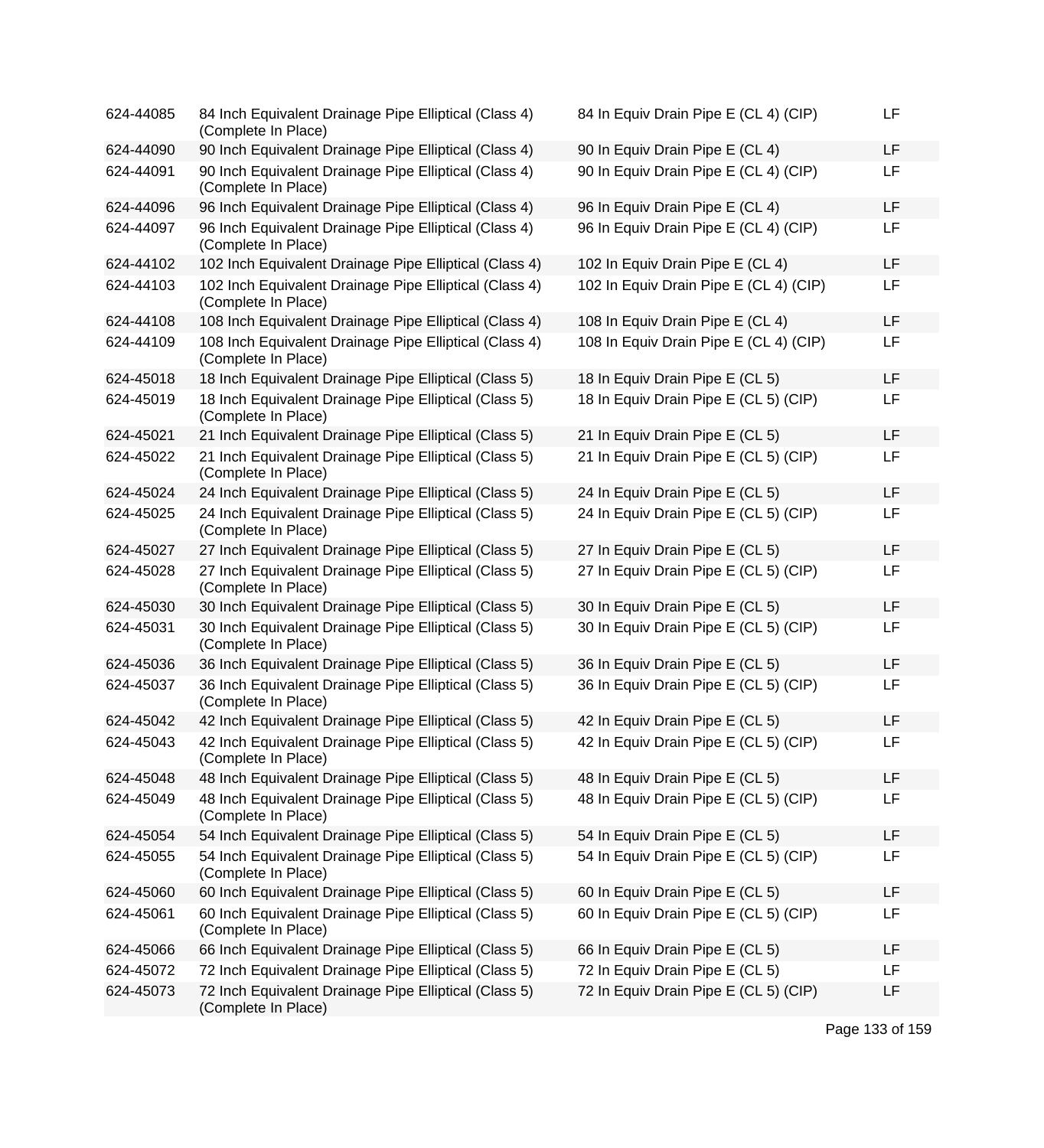| | | | |
|---|---|---|---|
| 624-44085 | 84 Inch Equivalent Drainage Pipe Elliptical (Class 4) (Complete In Place) | 84 In Equiv Drain Pipe E (CL 4) (CIP) | LF |
| 624-44090 | 90 Inch Equivalent Drainage Pipe Elliptical (Class 4) | 90 In Equiv Drain Pipe E (CL 4) | LF |
| 624-44091 | 90 Inch Equivalent Drainage Pipe Elliptical (Class 4) (Complete In Place) | 90 In Equiv Drain Pipe E (CL 4) (CIP) | LF |
| 624-44096 | 96 Inch Equivalent Drainage Pipe Elliptical (Class 4) | 96 In Equiv Drain Pipe E (CL 4) | LF |
| 624-44097 | 96 Inch Equivalent Drainage Pipe Elliptical (Class 4) (Complete In Place) | 96 In Equiv Drain Pipe E (CL 4) (CIP) | LF |
| 624-44102 | 102 Inch Equivalent Drainage Pipe Elliptical (Class 4) | 102 In Equiv Drain Pipe E (CL 4) | LF |
| 624-44103 | 102 Inch Equivalent Drainage Pipe Elliptical (Class 4) (Complete In Place) | 102 In Equiv Drain Pipe E (CL 4) (CIP) | LF |
| 624-44108 | 108 Inch Equivalent Drainage Pipe Elliptical (Class 4) | 108 In Equiv Drain Pipe E (CL 4) | LF |
| 624-44109 | 108 Inch Equivalent Drainage Pipe Elliptical (Class 4) (Complete In Place) | 108 In Equiv Drain Pipe E (CL 4) (CIP) | LF |
| 624-45018 | 18 Inch Equivalent Drainage Pipe Elliptical (Class 5) | 18 In Equiv Drain Pipe E (CL 5) | LF |
| 624-45019 | 18 Inch Equivalent Drainage Pipe Elliptical (Class 5) (Complete In Place) | 18 In Equiv Drain Pipe E (CL 5) (CIP) | LF |
| 624-45021 | 21 Inch Equivalent Drainage Pipe Elliptical (Class 5) | 21 In Equiv Drain Pipe E (CL 5) | LF |
| 624-45022 | 21 Inch Equivalent Drainage Pipe Elliptical (Class 5) (Complete In Place) | 21 In Equiv Drain Pipe E (CL 5) (CIP) | LF |
| 624-45024 | 24 Inch Equivalent Drainage Pipe Elliptical (Class 5) | 24 In Equiv Drain Pipe E (CL 5) | LF |
| 624-45025 | 24 Inch Equivalent Drainage Pipe Elliptical (Class 5) (Complete In Place) | 24 In Equiv Drain Pipe E (CL 5) (CIP) | LF |
| 624-45027 | 27 Inch Equivalent Drainage Pipe Elliptical (Class 5) | 27 In Equiv Drain Pipe E (CL 5) | LF |
| 624-45028 | 27 Inch Equivalent Drainage Pipe Elliptical (Class 5) (Complete In Place) | 27 In Equiv Drain Pipe E (CL 5) (CIP) | LF |
| 624-45030 | 30 Inch Equivalent Drainage Pipe Elliptical (Class 5) | 30 In Equiv Drain Pipe E (CL 5) | LF |
| 624-45031 | 30 Inch Equivalent Drainage Pipe Elliptical (Class 5) (Complete In Place) | 30 In Equiv Drain Pipe E (CL 5) (CIP) | LF |
| 624-45036 | 36 Inch Equivalent Drainage Pipe Elliptical (Class 5) | 36 In Equiv Drain Pipe E (CL 5) | LF |
| 624-45037 | 36 Inch Equivalent Drainage Pipe Elliptical (Class 5) (Complete In Place) | 36 In Equiv Drain Pipe E (CL 5) (CIP) | LF |
| 624-45042 | 42 Inch Equivalent Drainage Pipe Elliptical (Class 5) | 42 In Equiv Drain Pipe E (CL 5) | LF |
| 624-45043 | 42 Inch Equivalent Drainage Pipe Elliptical (Class 5) (Complete In Place) | 42 In Equiv Drain Pipe E (CL 5) (CIP) | LF |
| 624-45048 | 48 Inch Equivalent Drainage Pipe Elliptical (Class 5) | 48 In Equiv Drain Pipe E (CL 5) | LF |
| 624-45049 | 48 Inch Equivalent Drainage Pipe Elliptical (Class 5) (Complete In Place) | 48 In Equiv Drain Pipe E (CL 5) (CIP) | LF |
| 624-45054 | 54 Inch Equivalent Drainage Pipe Elliptical (Class 5) | 54 In Equiv Drain Pipe E (CL 5) | LF |
| 624-45055 | 54 Inch Equivalent Drainage Pipe Elliptical (Class 5) (Complete In Place) | 54 In Equiv Drain Pipe E (CL 5) (CIP) | LF |
| 624-45060 | 60 Inch Equivalent Drainage Pipe Elliptical (Class 5) | 60 In Equiv Drain Pipe E (CL 5) | LF |
| 624-45061 | 60 Inch Equivalent Drainage Pipe Elliptical (Class 5) (Complete In Place) | 60 In Equiv Drain Pipe E (CL 5) (CIP) | LF |
| 624-45066 | 66 Inch Equivalent Drainage Pipe Elliptical (Class 5) | 66 In Equiv Drain Pipe E (CL 5) | LF |
| 624-45072 | 72 Inch Equivalent Drainage Pipe Elliptical (Class 5) | 72 In Equiv Drain Pipe E (CL 5) | LF |
| 624-45073 | 72 Inch Equivalent Drainage Pipe Elliptical (Class 5) (Complete In Place) | 72 In Equiv Drain Pipe E (CL 5) (CIP) | LF |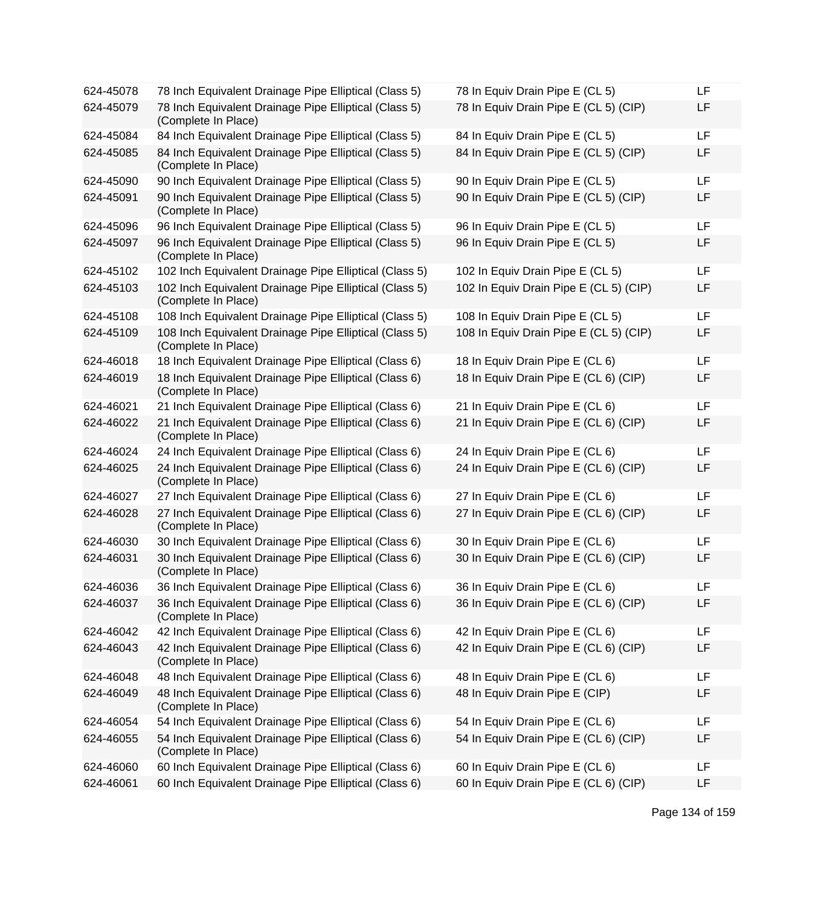| | | | |
|---|---|---|---|
| 624-45078 | 78 Inch Equivalent Drainage Pipe Elliptical (Class 5) | 78 In Equiv Drain Pipe E (CL 5) | LF |
| 624-45079 | 78 Inch Equivalent Drainage Pipe Elliptical (Class 5) (Complete In Place) | 78 In Equiv Drain Pipe E (CL 5) (CIP) | LF |
| 624-45084 | 84 Inch Equivalent Drainage Pipe Elliptical (Class 5) | 84 In Equiv Drain Pipe E (CL 5) | LF |
| 624-45085 | 84 Inch Equivalent Drainage Pipe Elliptical (Class 5) (Complete In Place) | 84 In Equiv Drain Pipe E (CL 5) (CIP) | LF |
| 624-45090 | 90 Inch Equivalent Drainage Pipe Elliptical (Class 5) | 90 In Equiv Drain Pipe E (CL 5) | LF |
| 624-45091 | 90 Inch Equivalent Drainage Pipe Elliptical (Class 5) (Complete In Place) | 90 In Equiv Drain Pipe E (CL 5) (CIP) | LF |
| 624-45096 | 96 Inch Equivalent Drainage Pipe Elliptical (Class 5) | 96 In Equiv Drain Pipe E (CL 5) | LF |
| 624-45097 | 96 Inch Equivalent Drainage Pipe Elliptical (Class 5) (Complete In Place) | 96 In Equiv Drain Pipe E (CL 5) | LF |
| 624-45102 | 102 Inch Equivalent Drainage Pipe Elliptical (Class 5) | 102 In Equiv Drain Pipe E (CL 5) | LF |
| 624-45103 | 102 Inch Equivalent Drainage Pipe Elliptical (Class 5) (Complete In Place) | 102 In Equiv Drain Pipe E (CL 5) (CIP) | LF |
| 624-45108 | 108 Inch Equivalent Drainage Pipe Elliptical (Class 5) | 108 In Equiv Drain Pipe E (CL 5) | LF |
| 624-45109 | 108 Inch Equivalent Drainage Pipe Elliptical (Class 5) (Complete In Place) | 108 In Equiv Drain Pipe E (CL 5) (CIP) | LF |
| 624-46018 | 18 Inch Equivalent Drainage Pipe Elliptical (Class 6) | 18 In Equiv Drain Pipe E (CL 6) | LF |
| 624-46019 | 18 Inch Equivalent Drainage Pipe Elliptical (Class 6) (Complete In Place) | 18 In Equiv Drain Pipe E (CL 6) (CIP) | LF |
| 624-46021 | 21 Inch Equivalent Drainage Pipe Elliptical (Class 6) | 21 In Equiv Drain Pipe E (CL 6) | LF |
| 624-46022 | 21 Inch Equivalent Drainage Pipe Elliptical (Class 6) (Complete In Place) | 21 In Equiv Drain Pipe E (CL 6) (CIP) | LF |
| 624-46024 | 24 Inch Equivalent Drainage Pipe Elliptical (Class 6) | 24 In Equiv Drain Pipe E (CL 6) | LF |
| 624-46025 | 24 Inch Equivalent Drainage Pipe Elliptical (Class 6) (Complete In Place) | 24 In Equiv Drain Pipe E (CL 6) (CIP) | LF |
| 624-46027 | 27 Inch Equivalent Drainage Pipe Elliptical (Class 6) | 27 In Equiv Drain Pipe E (CL 6) | LF |
| 624-46028 | 27 Inch Equivalent Drainage Pipe Elliptical (Class 6) (Complete In Place) | 27 In Equiv Drain Pipe E (CL 6) (CIP) | LF |
| 624-46030 | 30 Inch Equivalent Drainage Pipe Elliptical (Class 6) | 30 In Equiv Drain Pipe E (CL 6) | LF |
| 624-46031 | 30 Inch Equivalent Drainage Pipe Elliptical (Class 6) (Complete In Place) | 30 In Equiv Drain Pipe E (CL 6) (CIP) | LF |
| 624-46036 | 36 Inch Equivalent Drainage Pipe Elliptical (Class 6) | 36 In Equiv Drain Pipe E (CL 6) | LF |
| 624-46037 | 36 Inch Equivalent Drainage Pipe Elliptical (Class 6) (Complete In Place) | 36 In Equiv Drain Pipe E (CL 6) (CIP) | LF |
| 624-46042 | 42 Inch Equivalent Drainage Pipe Elliptical (Class 6) | 42 In Equiv Drain Pipe E (CL 6) | LF |
| 624-46043 | 42 Inch Equivalent Drainage Pipe Elliptical (Class 6) (Complete In Place) | 42 In Equiv Drain Pipe E (CL 6) (CIP) | LF |
| 624-46048 | 48 Inch Equivalent Drainage Pipe Elliptical (Class 6) | 48 In Equiv Drain Pipe E (CL 6) | LF |
| 624-46049 | 48 Inch Equivalent Drainage Pipe Elliptical (Class 6) (Complete In Place) | 48 In Equiv Drain Pipe E (CIP) | LF |
| 624-46054 | 54 Inch Equivalent Drainage Pipe Elliptical (Class 6) | 54 In Equiv Drain Pipe E (CL 6) | LF |
| 624-46055 | 54 Inch Equivalent Drainage Pipe Elliptical (Class 6) (Complete In Place) | 54 In Equiv Drain Pipe E (CL 6) (CIP) | LF |
| 624-46060 | 60 Inch Equivalent Drainage Pipe Elliptical (Class 6) | 60 In Equiv Drain Pipe E (CL 6) | LF |
| 624-46061 | 60 Inch Equivalent Drainage Pipe Elliptical (Class 6) | 60 In Equiv Drain Pipe E (CL 6) (CIP) | LF |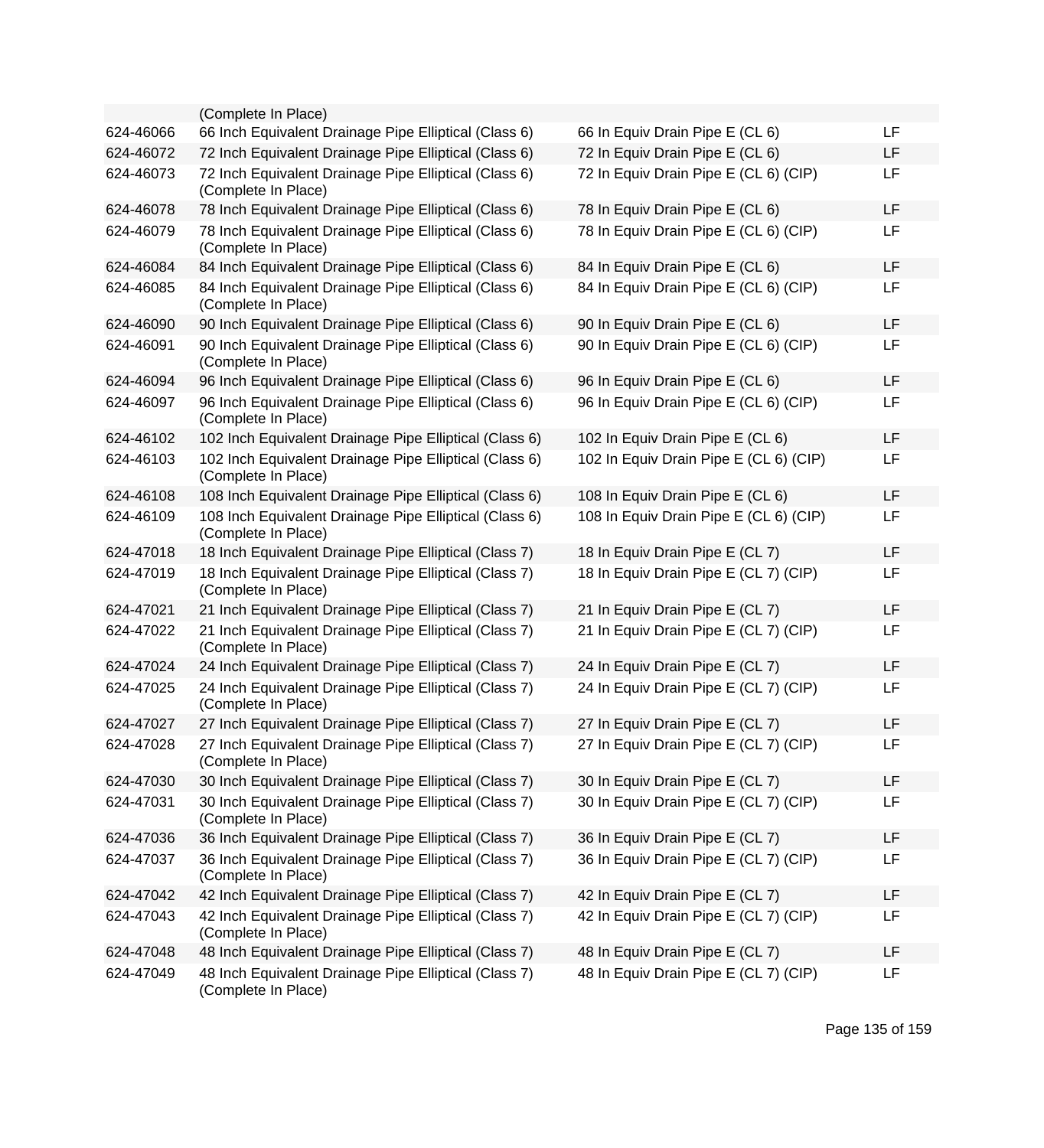| | | | |
|---|---|---|---|
| | (Complete In Place) | | |
| 624-46066 | 66 Inch Equivalent Drainage Pipe Elliptical (Class 6) | 66 In Equiv Drain Pipe E (CL 6) | LF |
| 624-46072 | 72 Inch Equivalent Drainage Pipe Elliptical (Class 6) | 72 In Equiv Drain Pipe E (CL 6) | LF |
| 624-46073 | 72 Inch Equivalent Drainage Pipe Elliptical (Class 6) (Complete In Place) | 72 In Equiv Drain Pipe E (CL 6) (CIP) | LF |
| 624-46078 | 78 Inch Equivalent Drainage Pipe Elliptical (Class 6) | 78 In Equiv Drain Pipe E (CL 6) | LF |
| 624-46079 | 78 Inch Equivalent Drainage Pipe Elliptical (Class 6) (Complete In Place) | 78 In Equiv Drain Pipe E (CL 6) (CIP) | LF |
| 624-46084 | 84 Inch Equivalent Drainage Pipe Elliptical (Class 6) | 84 In Equiv Drain Pipe E (CL 6) | LF |
| 624-46085 | 84 Inch Equivalent Drainage Pipe Elliptical (Class 6) (Complete In Place) | 84 In Equiv Drain Pipe E (CL 6) (CIP) | LF |
| 624-46090 | 90 Inch Equivalent Drainage Pipe Elliptical (Class 6) | 90 In Equiv Drain Pipe E (CL 6) | LF |
| 624-46091 | 90 Inch Equivalent Drainage Pipe Elliptical (Class 6) (Complete In Place) | 90 In Equiv Drain Pipe E (CL 6) (CIP) | LF |
| 624-46094 | 96 Inch Equivalent Drainage Pipe Elliptical (Class 6) | 96 In Equiv Drain Pipe E (CL 6) | LF |
| 624-46097 | 96 Inch Equivalent Drainage Pipe Elliptical (Class 6) (Complete In Place) | 96 In Equiv Drain Pipe E (CL 6) (CIP) | LF |
| 624-46102 | 102 Inch Equivalent Drainage Pipe Elliptical (Class 6) | 102 In Equiv Drain Pipe E (CL 6) | LF |
| 624-46103 | 102 Inch Equivalent Drainage Pipe Elliptical (Class 6) (Complete In Place) | 102 In Equiv Drain Pipe E (CL 6) (CIP) | LF |
| 624-46108 | 108 Inch Equivalent Drainage Pipe Elliptical (Class 6) | 108 In Equiv Drain Pipe E (CL 6) | LF |
| 624-46109 | 108 Inch Equivalent Drainage Pipe Elliptical (Class 6) (Complete In Place) | 108 In Equiv Drain Pipe E (CL 6) (CIP) | LF |
| 624-47018 | 18 Inch Equivalent Drainage Pipe Elliptical (Class 7) | 18 In Equiv Drain Pipe E (CL 7) | LF |
| 624-47019 | 18 Inch Equivalent Drainage Pipe Elliptical (Class 7) (Complete In Place) | 18 In Equiv Drain Pipe E (CL 7) (CIP) | LF |
| 624-47021 | 21 Inch Equivalent Drainage Pipe Elliptical (Class 7) | 21 In Equiv Drain Pipe E (CL 7) | LF |
| 624-47022 | 21 Inch Equivalent Drainage Pipe Elliptical (Class 7) (Complete In Place) | 21 In Equiv Drain Pipe E (CL 7) (CIP) | LF |
| 624-47024 | 24 Inch Equivalent Drainage Pipe Elliptical (Class 7) | 24 In Equiv Drain Pipe E (CL 7) | LF |
| 624-47025 | 24 Inch Equivalent Drainage Pipe Elliptical (Class 7) (Complete In Place) | 24 In Equiv Drain Pipe E (CL 7) (CIP) | LF |
| 624-47027 | 27 Inch Equivalent Drainage Pipe Elliptical (Class 7) | 27 In Equiv Drain Pipe E (CL 7) | LF |
| 624-47028 | 27 Inch Equivalent Drainage Pipe Elliptical (Class 7) (Complete In Place) | 27 In Equiv Drain Pipe E (CL 7) (CIP) | LF |
| 624-47030 | 30 Inch Equivalent Drainage Pipe Elliptical (Class 7) | 30 In Equiv Drain Pipe E (CL 7) | LF |
| 624-47031 | 30 Inch Equivalent Drainage Pipe Elliptical (Class 7) (Complete In Place) | 30 In Equiv Drain Pipe E (CL 7) (CIP) | LF |
| 624-47036 | 36 Inch Equivalent Drainage Pipe Elliptical (Class 7) | 36 In Equiv Drain Pipe E (CL 7) | LF |
| 624-47037 | 36 Inch Equivalent Drainage Pipe Elliptical (Class 7) (Complete In Place) | 36 In Equiv Drain Pipe E (CL 7) (CIP) | LF |
| 624-47042 | 42 Inch Equivalent Drainage Pipe Elliptical (Class 7) | 42 In Equiv Drain Pipe E (CL 7) | LF |
| 624-47043 | 42 Inch Equivalent Drainage Pipe Elliptical (Class 7) (Complete In Place) | 42 In Equiv Drain Pipe E (CL 7) (CIP) | LF |
| 624-47048 | 48 Inch Equivalent Drainage Pipe Elliptical (Class 7) | 48 In Equiv Drain Pipe E (CL 7) | LF |
| 624-47049 | 48 Inch Equivalent Drainage Pipe Elliptical (Class 7) (Complete In Place) | 48 In Equiv Drain Pipe E (CL 7) (CIP) | LF |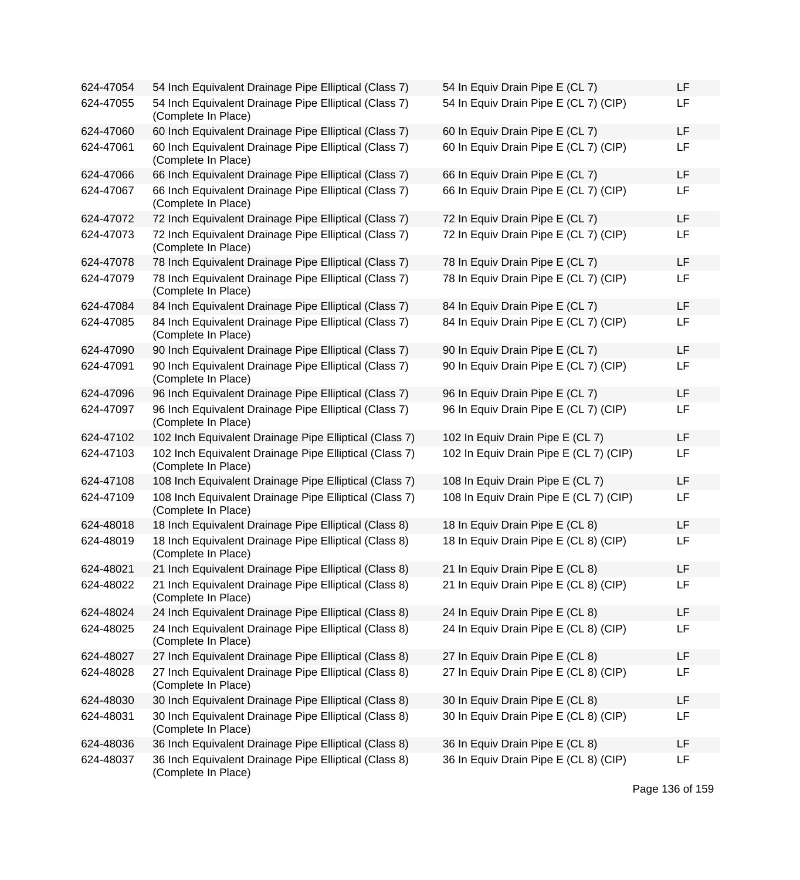| | | | |
|---|---|---|---|
| 624-47054 | 54 Inch Equivalent Drainage Pipe Elliptical (Class 7) | 54 In Equiv Drain Pipe E (CL 7) | LF |
| 624-47055 | 54 Inch Equivalent Drainage Pipe Elliptical (Class 7) (Complete In Place) | 54 In Equiv Drain Pipe E (CL 7) (CIP) | LF |
| 624-47060 | 60 Inch Equivalent Drainage Pipe Elliptical (Class 7) | 60 In Equiv Drain Pipe E (CL 7) | LF |
| 624-47061 | 60 Inch Equivalent Drainage Pipe Elliptical (Class 7) (Complete In Place) | 60 In Equiv Drain Pipe E (CL 7) (CIP) | LF |
| 624-47066 | 66 Inch Equivalent Drainage Pipe Elliptical (Class 7) | 66 In Equiv Drain Pipe E (CL 7) | LF |
| 624-47067 | 66 Inch Equivalent Drainage Pipe Elliptical (Class 7) (Complete In Place) | 66 In Equiv Drain Pipe E (CL 7) (CIP) | LF |
| 624-47072 | 72 Inch Equivalent Drainage Pipe Elliptical (Class 7) | 72 In Equiv Drain Pipe E (CL 7) | LF |
| 624-47073 | 72 Inch Equivalent Drainage Pipe Elliptical (Class 7) (Complete In Place) | 72 In Equiv Drain Pipe E (CL 7) (CIP) | LF |
| 624-47078 | 78 Inch Equivalent Drainage Pipe Elliptical (Class 7) | 78 In Equiv Drain Pipe E (CL 7) | LF |
| 624-47079 | 78 Inch Equivalent Drainage Pipe Elliptical (Class 7) (Complete In Place) | 78 In Equiv Drain Pipe E (CL 7) (CIP) | LF |
| 624-47084 | 84 Inch Equivalent Drainage Pipe Elliptical (Class 7) | 84 In Equiv Drain Pipe E (CL 7) | LF |
| 624-47085 | 84 Inch Equivalent Drainage Pipe Elliptical (Class 7) (Complete In Place) | 84 In Equiv Drain Pipe E (CL 7) (CIP) | LF |
| 624-47090 | 90 Inch Equivalent Drainage Pipe Elliptical (Class 7) | 90 In Equiv Drain Pipe E (CL 7) | LF |
| 624-47091 | 90 Inch Equivalent Drainage Pipe Elliptical (Class 7) (Complete In Place) | 90 In Equiv Drain Pipe E (CL 7) (CIP) | LF |
| 624-47096 | 96 Inch Equivalent Drainage Pipe Elliptical (Class 7) | 96 In Equiv Drain Pipe E (CL 7) | LF |
| 624-47097 | 96 Inch Equivalent Drainage Pipe Elliptical (Class 7) (Complete In Place) | 96 In Equiv Drain Pipe E (CL 7) (CIP) | LF |
| 624-47102 | 102 Inch Equivalent Drainage Pipe Elliptical (Class 7) | 102 In Equiv Drain Pipe E (CL 7) | LF |
| 624-47103 | 102 Inch Equivalent Drainage Pipe Elliptical (Class 7) (Complete In Place) | 102 In Equiv Drain Pipe E (CL 7) (CIP) | LF |
| 624-47108 | 108 Inch Equivalent Drainage Pipe Elliptical (Class 7) | 108 In Equiv Drain Pipe E (CL 7) | LF |
| 624-47109 | 108 Inch Equivalent Drainage Pipe Elliptical (Class 7) (Complete In Place) | 108 In Equiv Drain Pipe E (CL 7) (CIP) | LF |
| 624-48018 | 18 Inch Equivalent Drainage Pipe Elliptical (Class 8) | 18 In Equiv Drain Pipe E (CL 8) | LF |
| 624-48019 | 18 Inch Equivalent Drainage Pipe Elliptical (Class 8) (Complete In Place) | 18 In Equiv Drain Pipe E (CL 8) (CIP) | LF |
| 624-48021 | 21 Inch Equivalent Drainage Pipe Elliptical (Class 8) | 21 In Equiv Drain Pipe E (CL 8) | LF |
| 624-48022 | 21 Inch Equivalent Drainage Pipe Elliptical (Class 8) (Complete In Place) | 21 In Equiv Drain Pipe E (CL 8) (CIP) | LF |
| 624-48024 | 24 Inch Equivalent Drainage Pipe Elliptical (Class 8) | 24 In Equiv Drain Pipe E (CL 8) | LF |
| 624-48025 | 24 Inch Equivalent Drainage Pipe Elliptical (Class 8) (Complete In Place) | 24 In Equiv Drain Pipe E (CL 8) (CIP) | LF |
| 624-48027 | 27 Inch Equivalent Drainage Pipe Elliptical (Class 8) | 27 In Equiv Drain Pipe E (CL 8) | LF |
| 624-48028 | 27 Inch Equivalent Drainage Pipe Elliptical (Class 8) (Complete In Place) | 27 In Equiv Drain Pipe E (CL 8) (CIP) | LF |
| 624-48030 | 30 Inch Equivalent Drainage Pipe Elliptical (Class 8) | 30 In Equiv Drain Pipe E (CL 8) | LF |
| 624-48031 | 30 Inch Equivalent Drainage Pipe Elliptical (Class 8) (Complete In Place) | 30 In Equiv Drain Pipe E (CL 8) (CIP) | LF |
| 624-48036 | 36 Inch Equivalent Drainage Pipe Elliptical (Class 8) | 36 In Equiv Drain Pipe E (CL 8) | LF |
| 624-48037 | 36 Inch Equivalent Drainage Pipe Elliptical (Class 8) (Complete In Place) | 36 In Equiv Drain Pipe E (CL 8) (CIP) | LF |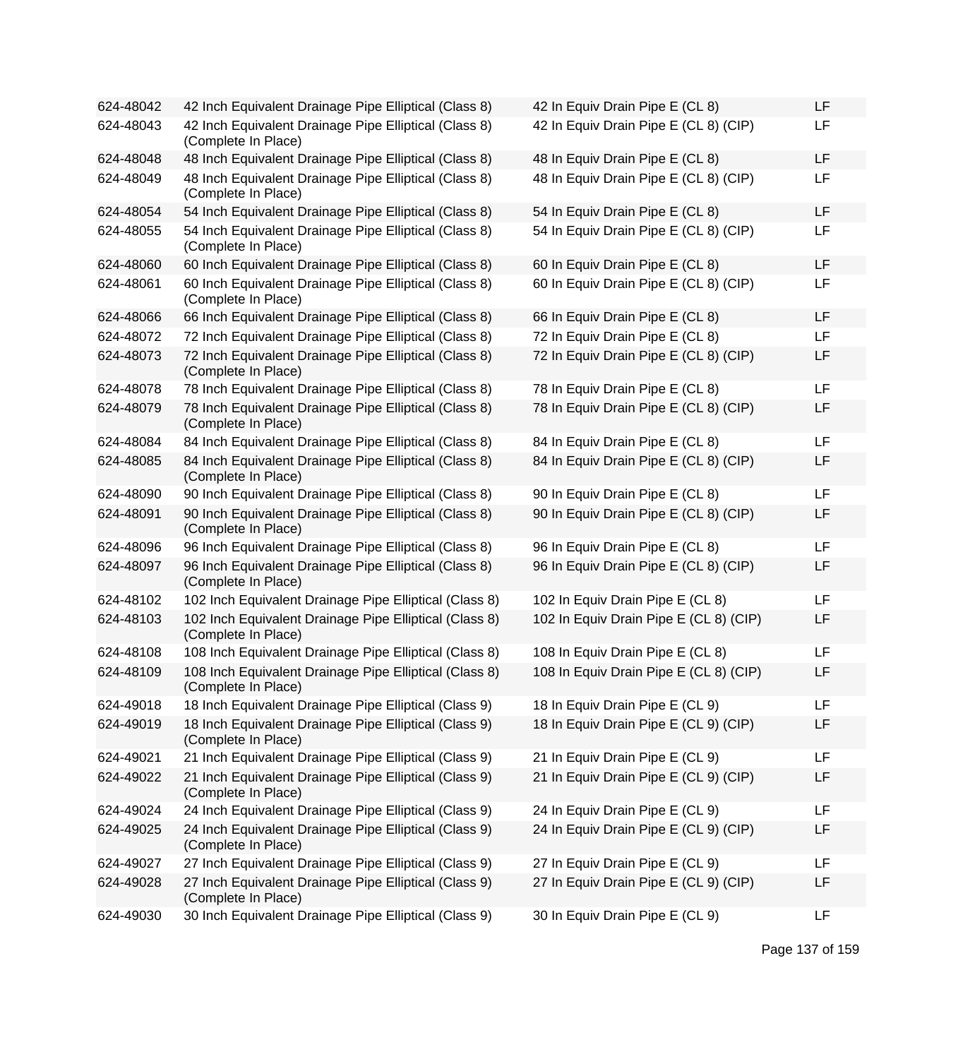| | | | |
|---|---|---|---|
| 624-48042 | 42 Inch Equivalent Drainage Pipe Elliptical (Class 8) | 42 In Equiv Drain Pipe E (CL 8) | LF |
| 624-48043 | 42 Inch Equivalent Drainage Pipe Elliptical (Class 8) (Complete In Place) | 42 In Equiv Drain Pipe E (CL 8) (CIP) | LF |
| 624-48048 | 48 Inch Equivalent Drainage Pipe Elliptical (Class 8) | 48 In Equiv Drain Pipe E (CL 8) | LF |
| 624-48049 | 48 Inch Equivalent Drainage Pipe Elliptical (Class 8) (Complete In Place) | 48 In Equiv Drain Pipe E (CL 8) (CIP) | LF |
| 624-48054 | 54 Inch Equivalent Drainage Pipe Elliptical (Class 8) | 54 In Equiv Drain Pipe E (CL 8) | LF |
| 624-48055 | 54 Inch Equivalent Drainage Pipe Elliptical (Class 8) (Complete In Place) | 54 In Equiv Drain Pipe E (CL 8) (CIP) | LF |
| 624-48060 | 60 Inch Equivalent Drainage Pipe Elliptical (Class 8) | 60 In Equiv Drain Pipe E (CL 8) | LF |
| 624-48061 | 60 Inch Equivalent Drainage Pipe Elliptical (Class 8) (Complete In Place) | 60 In Equiv Drain Pipe E (CL 8) (CIP) | LF |
| 624-48066 | 66 Inch Equivalent Drainage Pipe Elliptical (Class 8) | 66 In Equiv Drain Pipe E (CL 8) | LF |
| 624-48072 | 72 Inch Equivalent Drainage Pipe Elliptical (Class 8) | 72 In Equiv Drain Pipe E (CL 8) | LF |
| 624-48073 | 72 Inch Equivalent Drainage Pipe Elliptical (Class 8) (Complete In Place) | 72 In Equiv Drain Pipe E (CL 8) (CIP) | LF |
| 624-48078 | 78 Inch Equivalent Drainage Pipe Elliptical (Class 8) | 78 In Equiv Drain Pipe E (CL 8) | LF |
| 624-48079 | 78 Inch Equivalent Drainage Pipe Elliptical (Class 8) (Complete In Place) | 78 In Equiv Drain Pipe E (CL 8) (CIP) | LF |
| 624-48084 | 84 Inch Equivalent Drainage Pipe Elliptical (Class 8) | 84 In Equiv Drain Pipe E (CL 8) | LF |
| 624-48085 | 84 Inch Equivalent Drainage Pipe Elliptical (Class 8) (Complete In Place) | 84 In Equiv Drain Pipe E (CL 8) (CIP) | LF |
| 624-48090 | 90 Inch Equivalent Drainage Pipe Elliptical (Class 8) | 90 In Equiv Drain Pipe E (CL 8) | LF |
| 624-48091 | 90 Inch Equivalent Drainage Pipe Elliptical (Class 8) (Complete In Place) | 90 In Equiv Drain Pipe E (CL 8) (CIP) | LF |
| 624-48096 | 96 Inch Equivalent Drainage Pipe Elliptical (Class 8) | 96 In Equiv Drain Pipe E (CL 8) | LF |
| 624-48097 | 96 Inch Equivalent Drainage Pipe Elliptical (Class 8) (Complete In Place) | 96 In Equiv Drain Pipe E (CL 8) (CIP) | LF |
| 624-48102 | 102 Inch Equivalent Drainage Pipe Elliptical (Class 8) | 102 In Equiv Drain Pipe E (CL 8) | LF |
| 624-48103 | 102 Inch Equivalent Drainage Pipe Elliptical (Class 8) (Complete In Place) | 102 In Equiv Drain Pipe E (CL 8) (CIP) | LF |
| 624-48108 | 108 Inch Equivalent Drainage Pipe Elliptical (Class 8) | 108 In Equiv Drain Pipe E (CL 8) | LF |
| 624-48109 | 108 Inch Equivalent Drainage Pipe Elliptical (Class 8) (Complete In Place) | 108 In Equiv Drain Pipe E (CL 8) (CIP) | LF |
| 624-49018 | 18 Inch Equivalent Drainage Pipe Elliptical (Class 9) | 18 In Equiv Drain Pipe E (CL 9) | LF |
| 624-49019 | 18 Inch Equivalent Drainage Pipe Elliptical (Class 9) (Complete In Place) | 18 In Equiv Drain Pipe E (CL 9) (CIP) | LF |
| 624-49021 | 21 Inch Equivalent Drainage Pipe Elliptical (Class 9) | 21 In Equiv Drain Pipe E (CL 9) | LF |
| 624-49022 | 21 Inch Equivalent Drainage Pipe Elliptical (Class 9) (Complete In Place) | 21 In Equiv Drain Pipe E (CL 9) (CIP) | LF |
| 624-49024 | 24 Inch Equivalent Drainage Pipe Elliptical (Class 9) | 24 In Equiv Drain Pipe E (CL 9) | LF |
| 624-49025 | 24 Inch Equivalent Drainage Pipe Elliptical (Class 9) (Complete In Place) | 24 In Equiv Drain Pipe E (CL 9) (CIP) | LF |
| 624-49027 | 27 Inch Equivalent Drainage Pipe Elliptical (Class 9) | 27 In Equiv Drain Pipe E (CL 9) | LF |
| 624-49028 | 27 Inch Equivalent Drainage Pipe Elliptical (Class 9) (Complete In Place) | 27 In Equiv Drain Pipe E (CL 9) (CIP) | LF |
| 624-49030 | 30 Inch Equivalent Drainage Pipe Elliptical (Class 9) | 30 In Equiv Drain Pipe E (CL 9) | LF |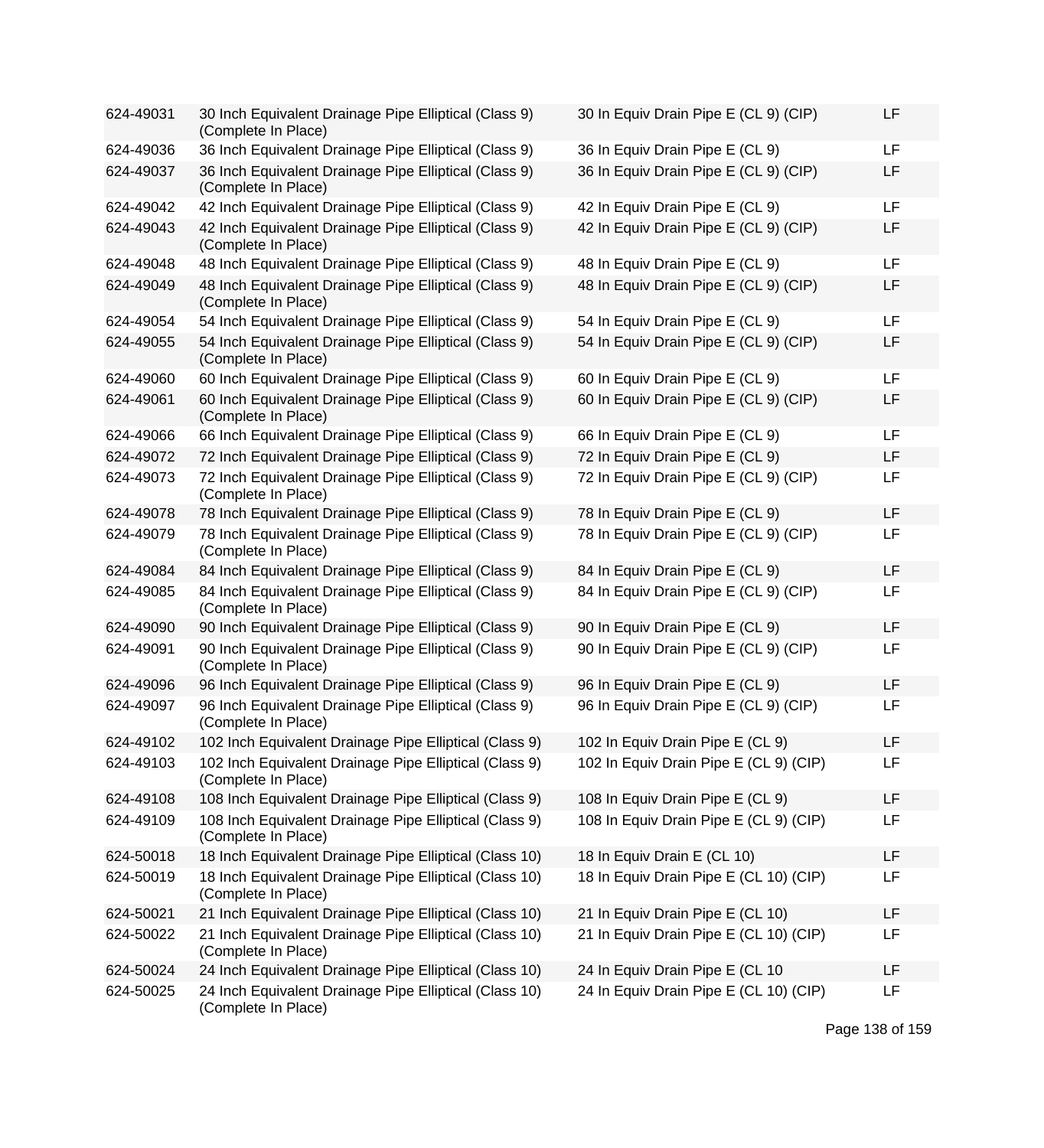| | | | |
|---|---|---|---|
| 624-49031 | 30 Inch Equivalent Drainage Pipe Elliptical (Class 9) (Complete In Place) | 30 In Equiv Drain Pipe E (CL 9) (CIP) | LF |
| 624-49036 | 36 Inch Equivalent Drainage Pipe Elliptical (Class 9) | 36 In Equiv Drain Pipe E (CL 9) | LF |
| 624-49037 | 36 Inch Equivalent Drainage Pipe Elliptical (Class 9) (Complete In Place) | 36 In Equiv Drain Pipe E (CL 9) (CIP) | LF |
| 624-49042 | 42 Inch Equivalent Drainage Pipe Elliptical (Class 9) | 42 In Equiv Drain Pipe E (CL 9) | LF |
| 624-49043 | 42 Inch Equivalent Drainage Pipe Elliptical (Class 9) (Complete In Place) | 42 In Equiv Drain Pipe E (CL 9) (CIP) | LF |
| 624-49048 | 48 Inch Equivalent Drainage Pipe Elliptical (Class 9) | 48 In Equiv Drain Pipe E (CL 9) | LF |
| 624-49049 | 48 Inch Equivalent Drainage Pipe Elliptical (Class 9) (Complete In Place) | 48 In Equiv Drain Pipe E (CL 9) (CIP) | LF |
| 624-49054 | 54 Inch Equivalent Drainage Pipe Elliptical (Class 9) | 54 In Equiv Drain Pipe E (CL 9) | LF |
| 624-49055 | 54 Inch Equivalent Drainage Pipe Elliptical (Class 9) (Complete In Place) | 54 In Equiv Drain Pipe E (CL 9) (CIP) | LF |
| 624-49060 | 60 Inch Equivalent Drainage Pipe Elliptical (Class 9) | 60 In Equiv Drain Pipe E (CL 9) | LF |
| 624-49061 | 60 Inch Equivalent Drainage Pipe Elliptical (Class 9) (Complete In Place) | 60 In Equiv Drain Pipe E (CL 9) (CIP) | LF |
| 624-49066 | 66 Inch Equivalent Drainage Pipe Elliptical (Class 9) | 66 In Equiv Drain Pipe E (CL 9) | LF |
| 624-49072 | 72 Inch Equivalent Drainage Pipe Elliptical (Class 9) | 72 In Equiv Drain Pipe E (CL 9) | LF |
| 624-49073 | 72 Inch Equivalent Drainage Pipe Elliptical (Class 9) (Complete In Place) | 72 In Equiv Drain Pipe E (CL 9) (CIP) | LF |
| 624-49078 | 78 Inch Equivalent Drainage Pipe Elliptical (Class 9) | 78 In Equiv Drain Pipe E (CL 9) | LF |
| 624-49079 | 78 Inch Equivalent Drainage Pipe Elliptical (Class 9) (Complete In Place) | 78 In Equiv Drain Pipe E (CL 9) (CIP) | LF |
| 624-49084 | 84 Inch Equivalent Drainage Pipe Elliptical (Class 9) | 84 In Equiv Drain Pipe E (CL 9) | LF |
| 624-49085 | 84 Inch Equivalent Drainage Pipe Elliptical (Class 9) (Complete In Place) | 84 In Equiv Drain Pipe E (CL 9) (CIP) | LF |
| 624-49090 | 90 Inch Equivalent Drainage Pipe Elliptical (Class 9) | 90 In Equiv Drain Pipe E (CL 9) | LF |
| 624-49091 | 90 Inch Equivalent Drainage Pipe Elliptical (Class 9) (Complete In Place) | 90 In Equiv Drain Pipe E (CL 9) (CIP) | LF |
| 624-49096 | 96 Inch Equivalent Drainage Pipe Elliptical (Class 9) | 96 In Equiv Drain Pipe E (CL 9) | LF |
| 624-49097 | 96 Inch Equivalent Drainage Pipe Elliptical (Class 9) (Complete In Place) | 96 In Equiv Drain Pipe E (CL 9) (CIP) | LF |
| 624-49102 | 102 Inch Equivalent Drainage Pipe Elliptical (Class 9) | 102 In Equiv Drain Pipe E (CL 9) | LF |
| 624-49103 | 102 Inch Equivalent Drainage Pipe Elliptical (Class 9) (Complete In Place) | 102 In Equiv Drain Pipe E (CL 9) (CIP) | LF |
| 624-49108 | 108 Inch Equivalent Drainage Pipe Elliptical (Class 9) | 108 In Equiv Drain Pipe E (CL 9) | LF |
| 624-49109 | 108 Inch Equivalent Drainage Pipe Elliptical (Class 9) (Complete In Place) | 108 In Equiv Drain Pipe E (CL 9) (CIP) | LF |
| 624-50018 | 18 Inch Equivalent Drainage Pipe Elliptical (Class 10) | 18 In Equiv Drain E (CL 10) | LF |
| 624-50019 | 18 Inch Equivalent Drainage Pipe Elliptical (Class 10) (Complete In Place) | 18 In Equiv Drain Pipe E (CL 10) (CIP) | LF |
| 624-50021 | 21 Inch Equivalent Drainage Pipe Elliptical (Class 10) | 21 In Equiv Drain Pipe E (CL 10) | LF |
| 624-50022 | 21 Inch Equivalent Drainage Pipe Elliptical (Class 10) (Complete In Place) | 21 In Equiv Drain Pipe E (CL 10) (CIP) | LF |
| 624-50024 | 24 Inch Equivalent Drainage Pipe Elliptical (Class 10) | 24 In Equiv Drain Pipe E (CL 10 | LF |
| 624-50025 | 24 Inch Equivalent Drainage Pipe Elliptical (Class 10) (Complete In Place) | 24 In Equiv Drain Pipe E (CL 10) (CIP) | LF |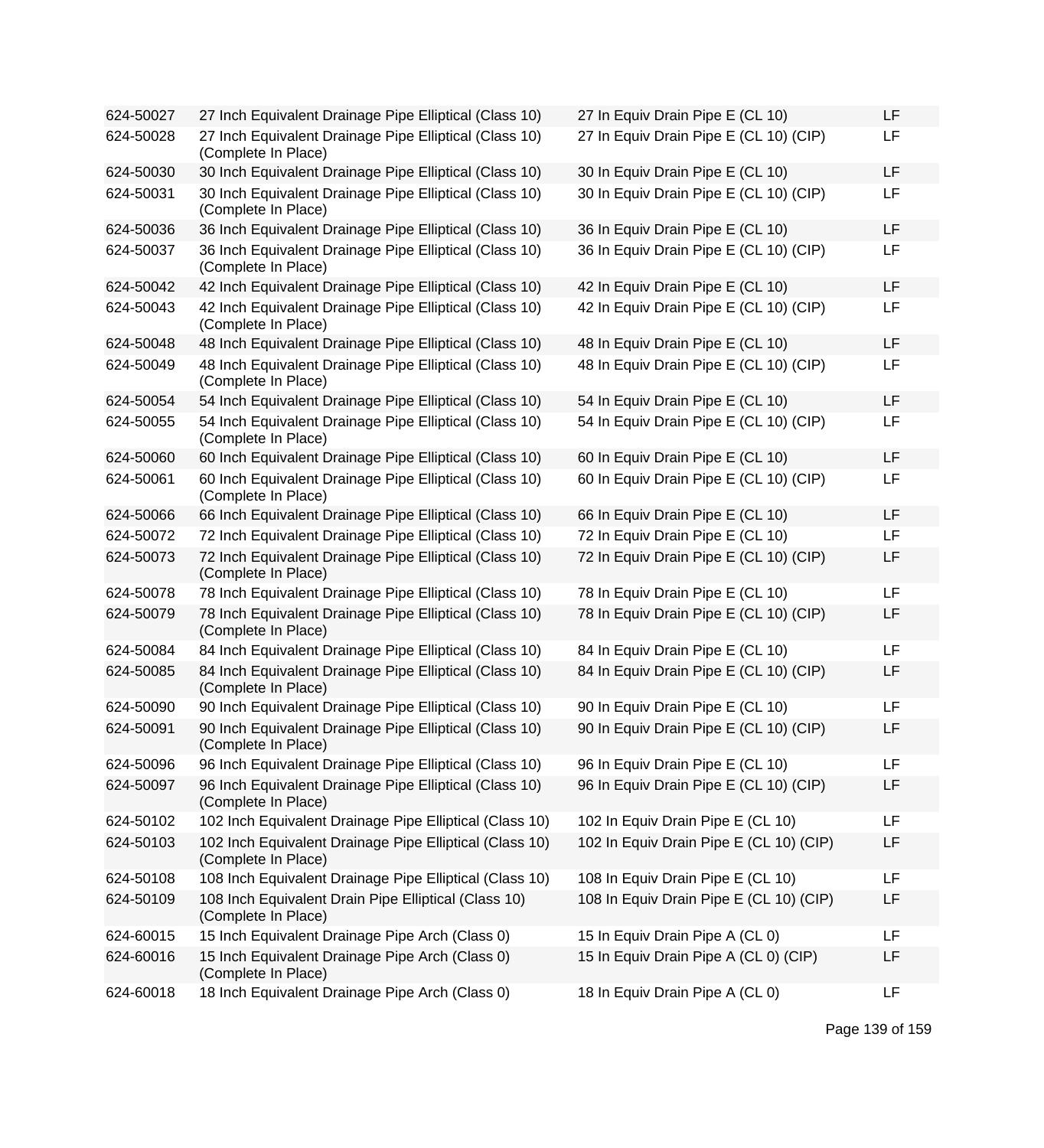| | | | |
|---|---|---|---|
| 624-50027 | 27 Inch Equivalent Drainage Pipe Elliptical (Class 10) | 27 In Equiv Drain Pipe E (CL 10) | LF |
| 624-50028 | 27 Inch Equivalent Drainage Pipe Elliptical (Class 10) (Complete In Place) | 27 In Equiv Drain Pipe E (CL 10) (CIP) | LF |
| 624-50030 | 30 Inch Equivalent Drainage Pipe Elliptical (Class 10) | 30 In Equiv Drain Pipe E (CL 10) | LF |
| 624-50031 | 30 Inch Equivalent Drainage Pipe Elliptical (Class 10) (Complete In Place) | 30 In Equiv Drain Pipe E (CL 10) (CIP) | LF |
| 624-50036 | 36 Inch Equivalent Drainage Pipe Elliptical (Class 10) | 36 In Equiv Drain Pipe E (CL 10) | LF |
| 624-50037 | 36 Inch Equivalent Drainage Pipe Elliptical (Class 10) (Complete In Place) | 36 In Equiv Drain Pipe E (CL 10) (CIP) | LF |
| 624-50042 | 42 Inch Equivalent Drainage Pipe Elliptical (Class 10) | 42 In Equiv Drain Pipe E (CL 10) | LF |
| 624-50043 | 42 Inch Equivalent Drainage Pipe Elliptical (Class 10) (Complete In Place) | 42 In Equiv Drain Pipe E (CL 10) (CIP) | LF |
| 624-50048 | 48 Inch Equivalent Drainage Pipe Elliptical (Class 10) | 48 In Equiv Drain Pipe E (CL 10) | LF |
| 624-50049 | 48 Inch Equivalent Drainage Pipe Elliptical (Class 10) (Complete In Place) | 48 In Equiv Drain Pipe E (CL 10) (CIP) | LF |
| 624-50054 | 54 Inch Equivalent Drainage Pipe Elliptical (Class 10) | 54 In Equiv Drain Pipe E (CL 10) | LF |
| 624-50055 | 54 Inch Equivalent Drainage Pipe Elliptical (Class 10) (Complete In Place) | 54 In Equiv Drain Pipe E (CL 10) (CIP) | LF |
| 624-50060 | 60 Inch Equivalent Drainage Pipe Elliptical (Class 10) | 60 In Equiv Drain Pipe E (CL 10) | LF |
| 624-50061 | 60 Inch Equivalent Drainage Pipe Elliptical (Class 10) (Complete In Place) | 60 In Equiv Drain Pipe E (CL 10) (CIP) | LF |
| 624-50066 | 66 Inch Equivalent Drainage Pipe Elliptical (Class 10) | 66 In Equiv Drain Pipe E (CL 10) | LF |
| 624-50072 | 72 Inch Equivalent Drainage Pipe Elliptical (Class 10) | 72 In Equiv Drain Pipe E (CL 10) | LF |
| 624-50073 | 72 Inch Equivalent Drainage Pipe Elliptical (Class 10) (Complete In Place) | 72 In Equiv Drain Pipe E (CL 10) (CIP) | LF |
| 624-50078 | 78 Inch Equivalent Drainage Pipe Elliptical (Class 10) | 78 In Equiv Drain Pipe E (CL 10) | LF |
| 624-50079 | 78 Inch Equivalent Drainage Pipe Elliptical (Class 10) (Complete In Place) | 78 In Equiv Drain Pipe E (CL 10) (CIP) | LF |
| 624-50084 | 84 Inch Equivalent Drainage Pipe Elliptical (Class 10) | 84 In Equiv Drain Pipe E (CL 10) | LF |
| 624-50085 | 84 Inch Equivalent Drainage Pipe Elliptical (Class 10) (Complete In Place) | 84 In Equiv Drain Pipe E (CL 10) (CIP) | LF |
| 624-50090 | 90 Inch Equivalent Drainage Pipe Elliptical (Class 10) | 90 In Equiv Drain Pipe E (CL 10) | LF |
| 624-50091 | 90 Inch Equivalent Drainage Pipe Elliptical (Class 10) (Complete In Place) | 90 In Equiv Drain Pipe E (CL 10) (CIP) | LF |
| 624-50096 | 96 Inch Equivalent Drainage Pipe Elliptical (Class 10) | 96 In Equiv Drain Pipe E (CL 10) | LF |
| 624-50097 | 96 Inch Equivalent Drainage Pipe Elliptical (Class 10) (Complete In Place) | 96 In Equiv Drain Pipe E (CL 10) (CIP) | LF |
| 624-50102 | 102 Inch Equivalent Drainage Pipe Elliptical (Class 10) | 102 In Equiv Drain Pipe E (CL 10) | LF |
| 624-50103 | 102 Inch Equivalent Drainage Pipe Elliptical (Class 10) (Complete In Place) | 102 In Equiv Drain Pipe E (CL 10) (CIP) | LF |
| 624-50108 | 108 Inch Equivalent Drainage Pipe Elliptical (Class 10) | 108 In Equiv Drain Pipe E (CL 10) | LF |
| 624-50109 | 108 Inch Equivalent Drain Pipe Elliptical (Class 10) (Complete In Place) | 108 In Equiv Drain Pipe E (CL 10) (CIP) | LF |
| 624-60015 | 15 Inch Equivalent Drainage Pipe Arch (Class 0) | 15 In Equiv Drain Pipe A (CL 0) | LF |
| 624-60016 | 15 Inch Equivalent Drainage Pipe Arch (Class 0) (Complete In Place) | 15 In Equiv Drain Pipe A (CL 0) (CIP) | LF |
| 624-60018 | 18 Inch Equivalent Drainage Pipe Arch (Class 0) | 18 In Equiv Drain Pipe A (CL 0) | LF |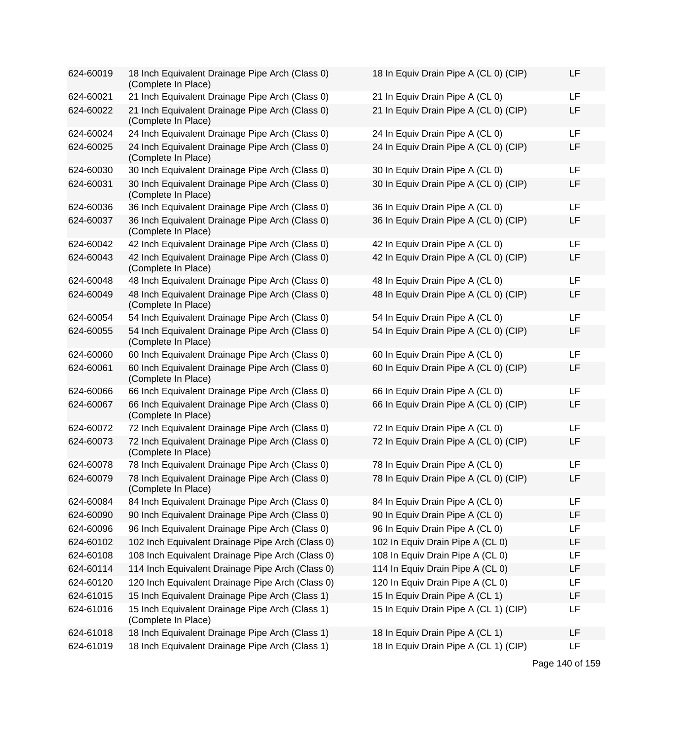| | | | |
|---|---|---|---|
| 624-60019 | 18 Inch Equivalent Drainage Pipe Arch (Class 0) (Complete In Place) | 18 In Equiv Drain Pipe A (CL 0) (CIP) | LF |
| 624-60021 | 21 Inch Equivalent Drainage Pipe Arch (Class 0) | 21 In Equiv Drain Pipe A (CL 0) | LF |
| 624-60022 | 21 Inch Equivalent Drainage Pipe Arch (Class 0) (Complete In Place) | 21 In Equiv Drain Pipe A (CL 0) (CIP) | LF |
| 624-60024 | 24 Inch Equivalent Drainage Pipe Arch (Class 0) | 24 In Equiv Drain Pipe A (CL 0) | LF |
| 624-60025 | 24 Inch Equivalent Drainage Pipe Arch (Class 0) (Complete In Place) | 24 In Equiv Drain Pipe A (CL 0) (CIP) | LF |
| 624-60030 | 30 Inch Equivalent Drainage Pipe Arch (Class 0) | 30 In Equiv Drain Pipe A (CL 0) | LF |
| 624-60031 | 30 Inch Equivalent Drainage Pipe Arch (Class 0) (Complete In Place) | 30 In Equiv Drain Pipe A (CL 0) (CIP) | LF |
| 624-60036 | 36 Inch Equivalent Drainage Pipe Arch (Class 0) | 36 In Equiv Drain Pipe A (CL 0) | LF |
| 624-60037 | 36 Inch Equivalent Drainage Pipe Arch (Class 0) (Complete In Place) | 36 In Equiv Drain Pipe A (CL 0) (CIP) | LF |
| 624-60042 | 42 Inch Equivalent Drainage Pipe Arch (Class 0) | 42 In Equiv Drain Pipe A (CL 0) | LF |
| 624-60043 | 42 Inch Equivalent Drainage Pipe Arch (Class 0) (Complete In Place) | 42 In Equiv Drain Pipe A (CL 0) (CIP) | LF |
| 624-60048 | 48 Inch Equivalent Drainage Pipe Arch (Class 0) | 48 In Equiv Drain Pipe A (CL 0) | LF |
| 624-60049 | 48 Inch Equivalent Drainage Pipe Arch (Class 0) (Complete In Place) | 48 In Equiv Drain Pipe A (CL 0) (CIP) | LF |
| 624-60054 | 54 Inch Equivalent Drainage Pipe Arch (Class 0) | 54 In Equiv Drain Pipe A (CL 0) | LF |
| 624-60055 | 54 Inch Equivalent Drainage Pipe Arch (Class 0) (Complete In Place) | 54 In Equiv Drain Pipe A (CL 0) (CIP) | LF |
| 624-60060 | 60 Inch Equivalent Drainage Pipe Arch (Class 0) | 60 In Equiv Drain Pipe A (CL 0) | LF |
| 624-60061 | 60 Inch Equivalent Drainage Pipe Arch (Class 0) (Complete In Place) | 60 In Equiv Drain Pipe A (CL 0) (CIP) | LF |
| 624-60066 | 66 Inch Equivalent Drainage Pipe Arch (Class 0) | 66 In Equiv Drain Pipe A (CL 0) | LF |
| 624-60067 | 66 Inch Equivalent Drainage Pipe Arch (Class 0) (Complete In Place) | 66 In Equiv Drain Pipe A (CL 0) (CIP) | LF |
| 624-60072 | 72 Inch Equivalent Drainage Pipe Arch (Class 0) | 72 In Equiv Drain Pipe A (CL 0) | LF |
| 624-60073 | 72 Inch Equivalent Drainage Pipe Arch (Class 0) (Complete In Place) | 72 In Equiv Drain Pipe A (CL 0) (CIP) | LF |
| 624-60078 | 78 Inch Equivalent Drainage Pipe Arch (Class 0) | 78 In Equiv Drain Pipe A (CL 0) | LF |
| 624-60079 | 78 Inch Equivalent Drainage Pipe Arch (Class 0) (Complete In Place) | 78 In Equiv Drain Pipe A (CL 0) (CIP) | LF |
| 624-60084 | 84 Inch Equivalent Drainage Pipe Arch (Class 0) | 84 In Equiv Drain Pipe A (CL 0) | LF |
| 624-60090 | 90 Inch Equivalent Drainage Pipe Arch (Class 0) | 90 In Equiv Drain Pipe A (CL 0) | LF |
| 624-60096 | 96 Inch Equivalent Drainage Pipe Arch (Class 0) | 96 In Equiv Drain Pipe A (CL 0) | LF |
| 624-60102 | 102 Inch Equivalent Drainage Pipe Arch (Class 0) | 102 In Equiv Drain Pipe A (CL 0) | LF |
| 624-60108 | 108 Inch Equivalent Drainage Pipe Arch (Class 0) | 108 In Equiv Drain Pipe A (CL 0) | LF |
| 624-60114 | 114 Inch Equivalent Drainage Pipe Arch (Class 0) | 114 In Equiv Drain Pipe A (CL 0) | LF |
| 624-60120 | 120 Inch Equivalent Drainage Pipe Arch (Class 0) | 120 In Equiv Drain Pipe A (CL 0) | LF |
| 624-61015 | 15 Inch Equivalent Drainage Pipe Arch (Class 1) | 15 In Equiv Drain Pipe A (CL 1) | LF |
| 624-61016 | 15 Inch Equivalent Drainage Pipe Arch (Class 1) (Complete In Place) | 15 In Equiv Drain Pipe A (CL 1) (CIP) | LF |
| 624-61018 | 18 Inch Equivalent Drainage Pipe Arch (Class 1) | 18 In Equiv Drain Pipe A (CL 1) | LF |
| 624-61019 | 18 Inch Equivalent Drainage Pipe Arch (Class 1) | 18 In Equiv Drain Pipe A (CL 1) (CIP) | LF |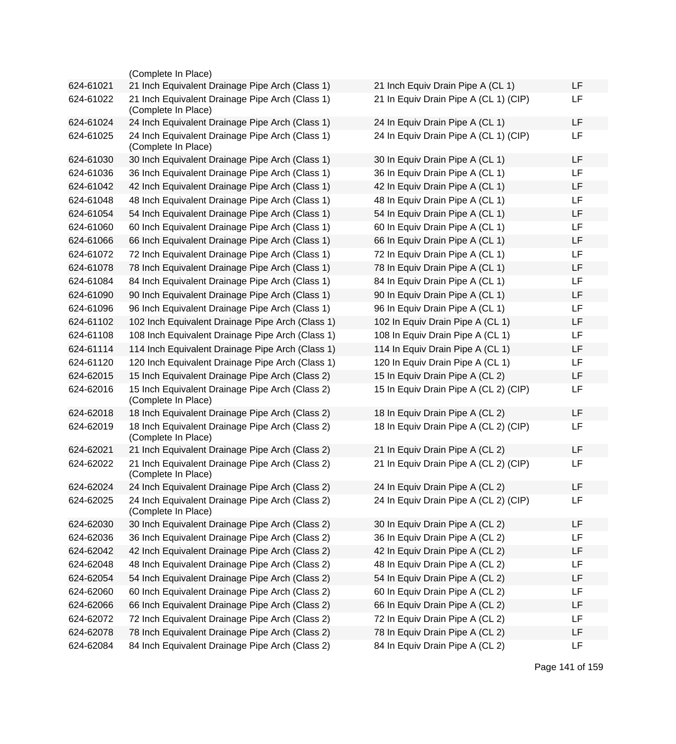| | | | |
|---|---|---|---|
| | (Complete In Place) | | |
| 624-61021 | 21 Inch Equivalent Drainage Pipe Arch (Class 1) | 21 Inch Equiv Drain Pipe A (CL 1) | LF |
| 624-61022 | 21 Inch Equivalent Drainage Pipe Arch (Class 1) (Complete In Place) | 21 In Equiv Drain Pipe A (CL 1) (CIP) | LF |
| 624-61024 | 24 Inch Equivalent Drainage Pipe Arch (Class 1) | 24 In Equiv Drain Pipe A (CL 1) | LF |
| 624-61025 | 24 Inch Equivalent Drainage Pipe Arch (Class 1) (Complete In Place) | 24 In Equiv Drain Pipe A (CL 1) (CIP) | LF |
| 624-61030 | 30 Inch Equivalent Drainage Pipe Arch (Class 1) | 30 In Equiv Drain Pipe A (CL 1) | LF |
| 624-61036 | 36 Inch Equivalent Drainage Pipe Arch (Class 1) | 36 In Equiv Drain Pipe A (CL 1) | LF |
| 624-61042 | 42 Inch Equivalent Drainage Pipe Arch (Class 1) | 42 In Equiv Drain Pipe A (CL 1) | LF |
| 624-61048 | 48 Inch Equivalent Drainage Pipe Arch (Class 1) | 48 In Equiv Drain Pipe A (CL 1) | LF |
| 624-61054 | 54 Inch Equivalent Drainage Pipe Arch (Class 1) | 54 In Equiv Drain Pipe A (CL 1) | LF |
| 624-61060 | 60 Inch Equivalent Drainage Pipe Arch (Class 1) | 60 In Equiv Drain Pipe A (CL 1) | LF |
| 624-61066 | 66 Inch Equivalent Drainage Pipe Arch (Class 1) | 66 In Equiv Drain Pipe A (CL 1) | LF |
| 624-61072 | 72 Inch Equivalent Drainage Pipe Arch (Class 1) | 72 In Equiv Drain Pipe A (CL 1) | LF |
| 624-61078 | 78 Inch Equivalent Drainage Pipe Arch (Class 1) | 78 In Equiv Drain Pipe A (CL 1) | LF |
| 624-61084 | 84 Inch Equivalent Drainage Pipe Arch (Class 1) | 84 In Equiv Drain Pipe A (CL 1) | LF |
| 624-61090 | 90 Inch Equivalent Drainage Pipe Arch (Class 1) | 90 In Equiv Drain Pipe A (CL 1) | LF |
| 624-61096 | 96 Inch Equivalent Drainage Pipe Arch (Class 1) | 96 In Equiv Drain Pipe A (CL 1) | LF |
| 624-61102 | 102 Inch Equivalent Drainage Pipe Arch (Class 1) | 102 In Equiv Drain Pipe A (CL 1) | LF |
| 624-61108 | 108 Inch Equivalent Drainage Pipe Arch (Class 1) | 108 In Equiv Drain Pipe A (CL 1) | LF |
| 624-61114 | 114 Inch Equivalent Drainage Pipe Arch (Class 1) | 114 In Equiv Drain Pipe A (CL 1) | LF |
| 624-61120 | 120 Inch Equivalent Drainage Pipe Arch (Class 1) | 120 In Equiv Drain Pipe A (CL 1) | LF |
| 624-62015 | 15 Inch Equivalent Drainage Pipe Arch (Class 2) | 15 In Equiv Drain Pipe A (CL 2) | LF |
| 624-62016 | 15 Inch Equivalent Drainage Pipe Arch (Class 2) (Complete In Place) | 15 In Equiv Drain Pipe A (CL 2) (CIP) | LF |
| 624-62018 | 18 Inch Equivalent Drainage Pipe Arch (Class 2) | 18 In Equiv Drain Pipe A (CL 2) | LF |
| 624-62019 | 18 Inch Equivalent Drainage Pipe Arch (Class 2) (Complete In Place) | 18 In Equiv Drain Pipe A (CL 2) (CIP) | LF |
| 624-62021 | 21 Inch Equivalent Drainage Pipe Arch (Class 2) | 21 In Equiv Drain Pipe A (CL 2) | LF |
| 624-62022 | 21 Inch Equivalent Drainage Pipe Arch (Class 2) (Complete In Place) | 21 In Equiv Drain Pipe A (CL 2) (CIP) | LF |
| 624-62024 | 24 Inch Equivalent Drainage Pipe Arch (Class 2) | 24 In Equiv Drain Pipe A (CL 2) | LF |
| 624-62025 | 24 Inch Equivalent Drainage Pipe Arch (Class 2) (Complete In Place) | 24 In Equiv Drain Pipe A (CL 2) (CIP) | LF |
| 624-62030 | 30 Inch Equivalent Drainage Pipe Arch (Class 2) | 30 In Equiv Drain Pipe A (CL 2) | LF |
| 624-62036 | 36 Inch Equivalent Drainage Pipe Arch (Class 2) | 36 In Equiv Drain Pipe A (CL 2) | LF |
| 624-62042 | 42 Inch Equivalent Drainage Pipe Arch (Class 2) | 42 In Equiv Drain Pipe A (CL 2) | LF |
| 624-62048 | 48 Inch Equivalent Drainage Pipe Arch (Class 2) | 48 In Equiv Drain Pipe A (CL 2) | LF |
| 624-62054 | 54 Inch Equivalent Drainage Pipe Arch (Class 2) | 54 In Equiv Drain Pipe A (CL 2) | LF |
| 624-62060 | 60 Inch Equivalent Drainage Pipe Arch (Class 2) | 60 In Equiv Drain Pipe A (CL 2) | LF |
| 624-62066 | 66 Inch Equivalent Drainage Pipe Arch (Class 2) | 66 In Equiv Drain Pipe A (CL 2) | LF |
| 624-62072 | 72 Inch Equivalent Drainage Pipe Arch (Class 2) | 72 In Equiv Drain Pipe A (CL 2) | LF |
| 624-62078 | 78 Inch Equivalent Drainage Pipe Arch (Class 2) | 78 In Equiv Drain Pipe A (CL 2) | LF |
| 624-62084 | 84 Inch Equivalent Drainage Pipe Arch (Class 2) | 84 In Equiv Drain Pipe A (CL 2) | LF |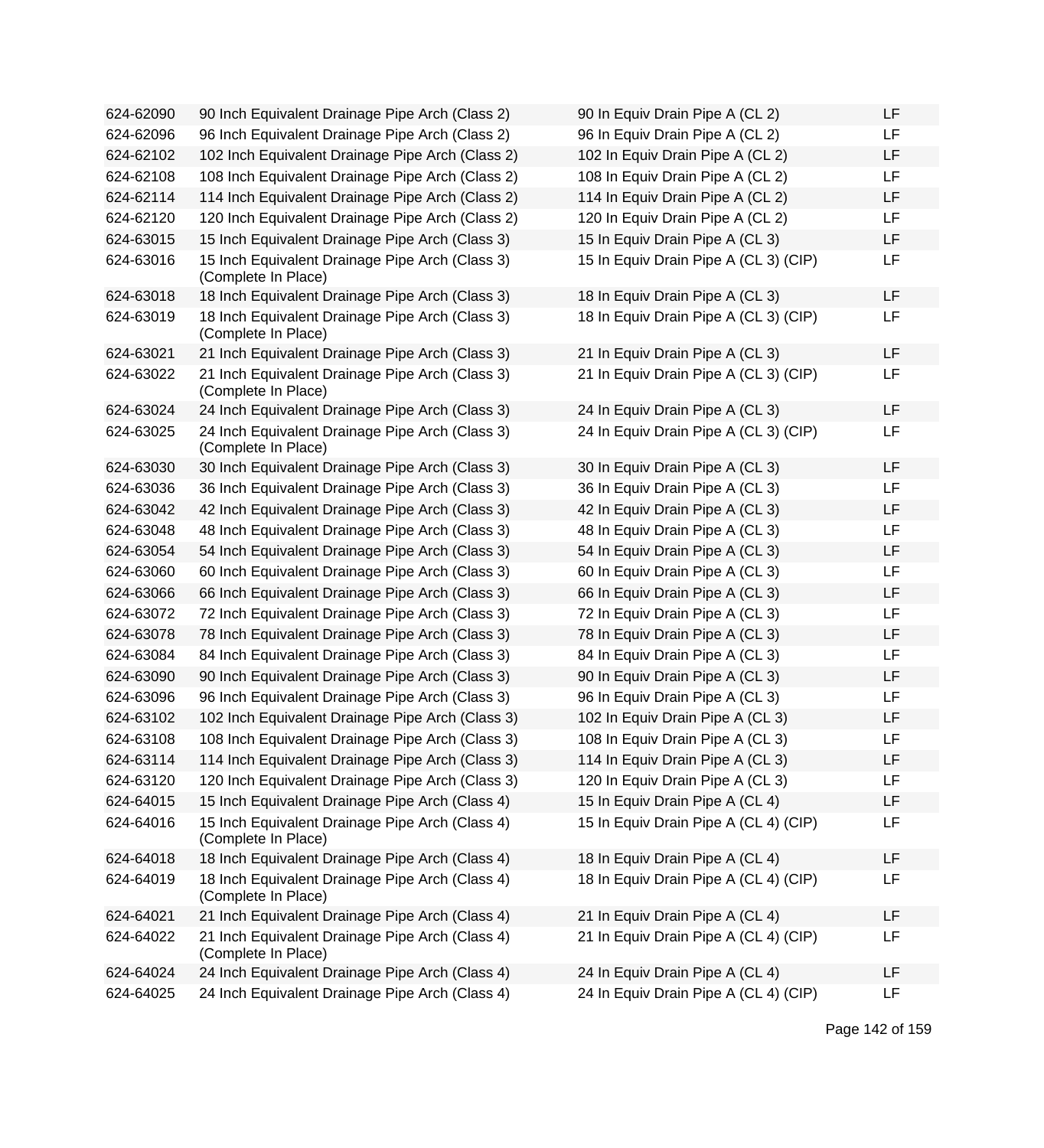| | | | |
|---|---|---|---|
| 624-62090 | 90 Inch Equivalent Drainage Pipe Arch (Class 2) | 90 In Equiv Drain Pipe A (CL 2) | LF |
| 624-62096 | 96 Inch Equivalent Drainage Pipe Arch (Class 2) | 96 In Equiv Drain Pipe A (CL 2) | LF |
| 624-62102 | 102 Inch Equivalent Drainage Pipe Arch (Class 2) | 102 In Equiv Drain Pipe A (CL 2) | LF |
| 624-62108 | 108 Inch Equivalent Drainage Pipe Arch (Class 2) | 108 In Equiv Drain Pipe A (CL 2) | LF |
| 624-62114 | 114 Inch Equivalent Drainage Pipe Arch (Class 2) | 114 In Equiv Drain Pipe A (CL 2) | LF |
| 624-62120 | 120 Inch Equivalent Drainage Pipe Arch (Class 2) | 120 In Equiv Drain Pipe A (CL 2) | LF |
| 624-63015 | 15 Inch Equivalent Drainage Pipe Arch (Class 3) | 15 In Equiv Drain Pipe A (CL 3) | LF |
| 624-63016 | 15 Inch Equivalent Drainage Pipe Arch (Class 3) (Complete In Place) | 15 In Equiv Drain Pipe A (CL 3) (CIP) | LF |
| 624-63018 | 18 Inch Equivalent Drainage Pipe Arch (Class 3) | 18 In Equiv Drain Pipe A (CL 3) | LF |
| 624-63019 | 18 Inch Equivalent Drainage Pipe Arch (Class 3) (Complete In Place) | 18 In Equiv Drain Pipe A (CL 3) (CIP) | LF |
| 624-63021 | 21 Inch Equivalent Drainage Pipe Arch (Class 3) | 21 In Equiv Drain Pipe A (CL 3) | LF |
| 624-63022 | 21 Inch Equivalent Drainage Pipe Arch (Class 3) (Complete In Place) | 21 In Equiv Drain Pipe A (CL 3) (CIP) | LF |
| 624-63024 | 24 Inch Equivalent Drainage Pipe Arch (Class 3) | 24 In Equiv Drain Pipe A (CL 3) | LF |
| 624-63025 | 24 Inch Equivalent Drainage Pipe Arch (Class 3) (Complete In Place) | 24 In Equiv Drain Pipe A (CL 3) (CIP) | LF |
| 624-63030 | 30 Inch Equivalent Drainage Pipe Arch (Class 3) | 30 In Equiv Drain Pipe A (CL 3) | LF |
| 624-63036 | 36 Inch Equivalent Drainage Pipe Arch (Class 3) | 36 In Equiv Drain Pipe A (CL 3) | LF |
| 624-63042 | 42 Inch Equivalent Drainage Pipe Arch (Class 3) | 42 In Equiv Drain Pipe A (CL 3) | LF |
| 624-63048 | 48 Inch Equivalent Drainage Pipe Arch (Class 3) | 48 In Equiv Drain Pipe A (CL 3) | LF |
| 624-63054 | 54 Inch Equivalent Drainage Pipe Arch (Class 3) | 54 In Equiv Drain Pipe A (CL 3) | LF |
| 624-63060 | 60 Inch Equivalent Drainage Pipe Arch (Class 3) | 60 In Equiv Drain Pipe A (CL 3) | LF |
| 624-63066 | 66 Inch Equivalent Drainage Pipe Arch (Class 3) | 66 In Equiv Drain Pipe A (CL 3) | LF |
| 624-63072 | 72 Inch Equivalent Drainage Pipe Arch (Class 3) | 72 In Equiv Drain Pipe A (CL 3) | LF |
| 624-63078 | 78 Inch Equivalent Drainage Pipe Arch (Class 3) | 78 In Equiv Drain Pipe A (CL 3) | LF |
| 624-63084 | 84 Inch Equivalent Drainage Pipe Arch (Class 3) | 84 In Equiv Drain Pipe A (CL 3) | LF |
| 624-63090 | 90 Inch Equivalent Drainage Pipe Arch (Class 3) | 90 In Equiv Drain Pipe A (CL 3) | LF |
| 624-63096 | 96 Inch Equivalent Drainage Pipe Arch (Class 3) | 96 In Equiv Drain Pipe A (CL 3) | LF |
| 624-63102 | 102 Inch Equivalent Drainage Pipe Arch (Class 3) | 102 In Equiv Drain Pipe A (CL 3) | LF |
| 624-63108 | 108 Inch Equivalent Drainage Pipe Arch (Class 3) | 108 In Equiv Drain Pipe A (CL 3) | LF |
| 624-63114 | 114 Inch Equivalent Drainage Pipe Arch (Class 3) | 114 In Equiv Drain Pipe A (CL 3) | LF |
| 624-63120 | 120 Inch Equivalent Drainage Pipe Arch (Class 3) | 120 In Equiv Drain Pipe A (CL 3) | LF |
| 624-64015 | 15 Inch Equivalent Drainage Pipe Arch (Class 4) | 15 In Equiv Drain Pipe A (CL 4) | LF |
| 624-64016 | 15 Inch Equivalent Drainage Pipe Arch (Class 4) (Complete In Place) | 15 In Equiv Drain Pipe A (CL 4) (CIP) | LF |
| 624-64018 | 18 Inch Equivalent Drainage Pipe Arch (Class 4) | 18 In Equiv Drain Pipe A (CL 4) | LF |
| 624-64019 | 18 Inch Equivalent Drainage Pipe Arch (Class 4) (Complete In Place) | 18 In Equiv Drain Pipe A (CL 4) (CIP) | LF |
| 624-64021 | 21 Inch Equivalent Drainage Pipe Arch (Class 4) | 21 In Equiv Drain Pipe A (CL 4) | LF |
| 624-64022 | 21 Inch Equivalent Drainage Pipe Arch (Class 4) (Complete In Place) | 21 In Equiv Drain Pipe A (CL 4) (CIP) | LF |
| 624-64024 | 24 Inch Equivalent Drainage Pipe Arch (Class 4) | 24 In Equiv Drain Pipe A (CL 4) | LF |
| 624-64025 | 24 Inch Equivalent Drainage Pipe Arch (Class 4) | 24 In Equiv Drain Pipe A (CL 4) (CIP) | LF |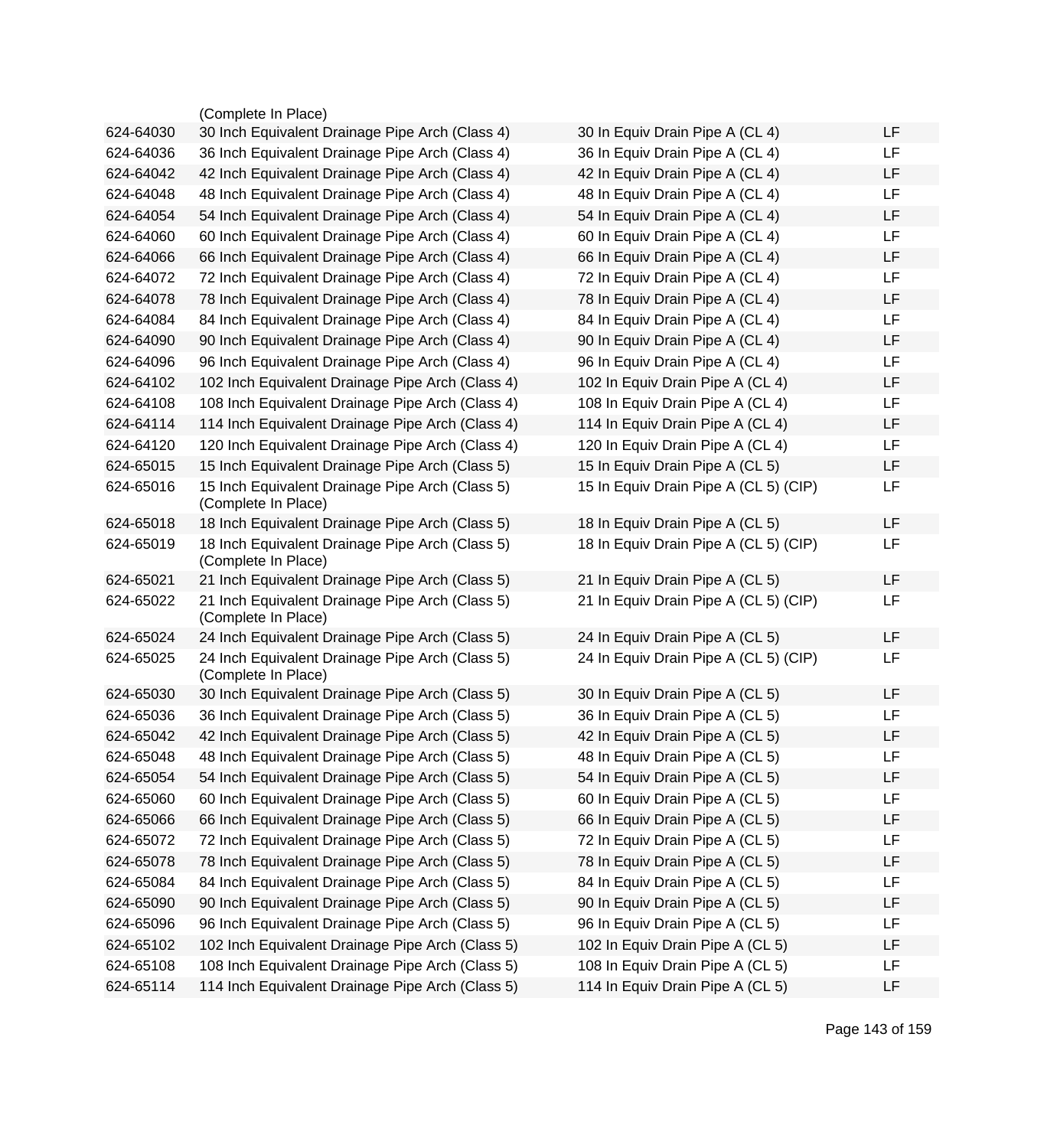| | | | |
|---|---|---|---|
| | (Complete In Place) | | |
| 624-64030 | 30 Inch Equivalent Drainage Pipe Arch (Class 4) | 30 In Equiv Drain Pipe A (CL 4) | LF |
| 624-64036 | 36 Inch Equivalent Drainage Pipe Arch (Class 4) | 36 In Equiv Drain Pipe A (CL 4) | LF |
| 624-64042 | 42 Inch Equivalent Drainage Pipe Arch (Class 4) | 42 In Equiv Drain Pipe A (CL 4) | LF |
| 624-64048 | 48 Inch Equivalent Drainage Pipe Arch (Class 4) | 48 In Equiv Drain Pipe A (CL 4) | LF |
| 624-64054 | 54 Inch Equivalent Drainage Pipe Arch (Class 4) | 54 In Equiv Drain Pipe A (CL 4) | LF |
| 624-64060 | 60 Inch Equivalent Drainage Pipe Arch (Class 4) | 60 In Equiv Drain Pipe A (CL 4) | LF |
| 624-64066 | 66 Inch Equivalent Drainage Pipe Arch (Class 4) | 66 In Equiv Drain Pipe A (CL 4) | LF |
| 624-64072 | 72 Inch Equivalent Drainage Pipe Arch (Class 4) | 72 In Equiv Drain Pipe A (CL 4) | LF |
| 624-64078 | 78 Inch Equivalent Drainage Pipe Arch (Class 4) | 78 In Equiv Drain Pipe A (CL 4) | LF |
| 624-64084 | 84 Inch Equivalent Drainage Pipe Arch (Class 4) | 84 In Equiv Drain Pipe A (CL 4) | LF |
| 624-64090 | 90 Inch Equivalent Drainage Pipe Arch (Class 4) | 90 In Equiv Drain Pipe A (CL 4) | LF |
| 624-64096 | 96 Inch Equivalent Drainage Pipe Arch (Class 4) | 96 In Equiv Drain Pipe A (CL 4) | LF |
| 624-64102 | 102 Inch Equivalent Drainage Pipe Arch (Class 4) | 102 In Equiv Drain Pipe A (CL 4) | LF |
| 624-64108 | 108 Inch Equivalent Drainage Pipe Arch (Class 4) | 108 In Equiv Drain Pipe A (CL 4) | LF |
| 624-64114 | 114 Inch Equivalent Drainage Pipe Arch (Class 4) | 114 In Equiv Drain Pipe A (CL 4) | LF |
| 624-64120 | 120 Inch Equivalent Drainage Pipe Arch (Class 4) | 120 In Equiv Drain Pipe A (CL 4) | LF |
| 624-65015 | 15 Inch Equivalent Drainage Pipe Arch (Class 5) | 15 In Equiv Drain Pipe A (CL 5) | LF |
| 624-65016 | 15 Inch Equivalent Drainage Pipe Arch (Class 5) (Complete In Place) | 15 In Equiv Drain Pipe A (CL 5) (CIP) | LF |
| 624-65018 | 18 Inch Equivalent Drainage Pipe Arch (Class 5) | 18 In Equiv Drain Pipe A (CL 5) | LF |
| 624-65019 | 18 Inch Equivalent Drainage Pipe Arch (Class 5) (Complete In Place) | 18 In Equiv Drain Pipe A (CL 5) (CIP) | LF |
| 624-65021 | 21 Inch Equivalent Drainage Pipe Arch (Class 5) | 21 In Equiv Drain Pipe A (CL 5) | LF |
| 624-65022 | 21 Inch Equivalent Drainage Pipe Arch (Class 5) (Complete In Place) | 21 In Equiv Drain Pipe A (CL 5) (CIP) | LF |
| 624-65024 | 24 Inch Equivalent Drainage Pipe Arch (Class 5) | 24 In Equiv Drain Pipe A (CL 5) | LF |
| 624-65025 | 24 Inch Equivalent Drainage Pipe Arch (Class 5) (Complete In Place) | 24 In Equiv Drain Pipe A (CL 5) (CIP) | LF |
| 624-65030 | 30 Inch Equivalent Drainage Pipe Arch (Class 5) | 30 In Equiv Drain Pipe A (CL 5) | LF |
| 624-65036 | 36 Inch Equivalent Drainage Pipe Arch (Class 5) | 36 In Equiv Drain Pipe A (CL 5) | LF |
| 624-65042 | 42 Inch Equivalent Drainage Pipe Arch (Class 5) | 42 In Equiv Drain Pipe A (CL 5) | LF |
| 624-65048 | 48 Inch Equivalent Drainage Pipe Arch (Class 5) | 48 In Equiv Drain Pipe A (CL 5) | LF |
| 624-65054 | 54 Inch Equivalent Drainage Pipe Arch (Class 5) | 54 In Equiv Drain Pipe A (CL 5) | LF |
| 624-65060 | 60 Inch Equivalent Drainage Pipe Arch (Class 5) | 60 In Equiv Drain Pipe A (CL 5) | LF |
| 624-65066 | 66 Inch Equivalent Drainage Pipe Arch (Class 5) | 66 In Equiv Drain Pipe A (CL 5) | LF |
| 624-65072 | 72 Inch Equivalent Drainage Pipe Arch (Class 5) | 72 In Equiv Drain Pipe A (CL 5) | LF |
| 624-65078 | 78 Inch Equivalent Drainage Pipe Arch (Class 5) | 78 In Equiv Drain Pipe A (CL 5) | LF |
| 624-65084 | 84 Inch Equivalent Drainage Pipe Arch (Class 5) | 84 In Equiv Drain Pipe A (CL 5) | LF |
| 624-65090 | 90 Inch Equivalent Drainage Pipe Arch (Class 5) | 90 In Equiv Drain Pipe A (CL 5) | LF |
| 624-65096 | 96 Inch Equivalent Drainage Pipe Arch (Class 5) | 96 In Equiv Drain Pipe A (CL 5) | LF |
| 624-65102 | 102 Inch Equivalent Drainage Pipe Arch (Class 5) | 102 In Equiv Drain Pipe A (CL 5) | LF |
| 624-65108 | 108 Inch Equivalent Drainage Pipe Arch (Class 5) | 108 In Equiv Drain Pipe A (CL 5) | LF |
| 624-65114 | 114 Inch Equivalent Drainage Pipe Arch (Class 5) | 114 In Equiv Drain Pipe A (CL 5) | LF |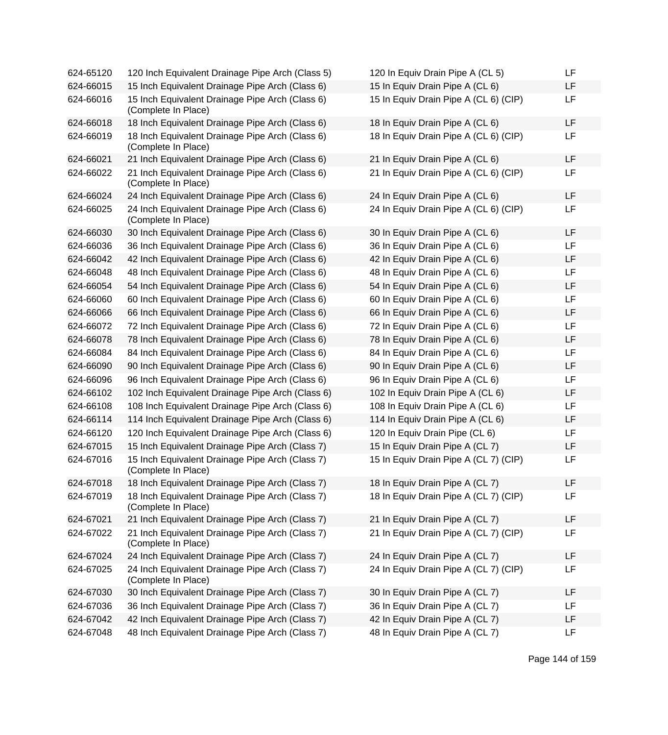| | | | |
|---|---|---|---|
| 624-65120 | 120 Inch Equivalent Drainage Pipe Arch (Class 5) | 120 In Equiv Drain Pipe A (CL 5) | LF |
| 624-66015 | 15 Inch Equivalent Drainage Pipe Arch (Class 6) | 15 In Equiv Drain Pipe A (CL 6) | LF |
| 624-66016 | 15 Inch Equivalent Drainage Pipe Arch (Class 6) (Complete In Place) | 15 In Equiv Drain Pipe A (CL 6) (CIP) | LF |
| 624-66018 | 18 Inch Equivalent Drainage Pipe Arch (Class 6) | 18 In Equiv Drain Pipe A (CL 6) | LF |
| 624-66019 | 18 Inch Equivalent Drainage Pipe Arch (Class 6) (Complete In Place) | 18 In Equiv Drain Pipe A (CL 6) (CIP) | LF |
| 624-66021 | 21 Inch Equivalent Drainage Pipe Arch (Class 6) | 21 In Equiv Drain Pipe A (CL 6) | LF |
| 624-66022 | 21 Inch Equivalent Drainage Pipe Arch (Class 6) (Complete In Place) | 21 In Equiv Drain Pipe A (CL 6) (CIP) | LF |
| 624-66024 | 24 Inch Equivalent Drainage Pipe Arch (Class 6) | 24 In Equiv Drain Pipe A (CL 6) | LF |
| 624-66025 | 24 Inch Equivalent Drainage Pipe Arch (Class 6) (Complete In Place) | 24 In Equiv Drain Pipe A (CL 6) (CIP) | LF |
| 624-66030 | 30 Inch Equivalent Drainage Pipe Arch (Class 6) | 30 In Equiv Drain Pipe A (CL 6) | LF |
| 624-66036 | 36 Inch Equivalent Drainage Pipe Arch (Class 6) | 36 In Equiv Drain Pipe A (CL 6) | LF |
| 624-66042 | 42 Inch Equivalent Drainage Pipe Arch (Class 6) | 42 In Equiv Drain Pipe A (CL 6) | LF |
| 624-66048 | 48 Inch Equivalent Drainage Pipe Arch (Class 6) | 48 In Equiv Drain Pipe A (CL 6) | LF |
| 624-66054 | 54 Inch Equivalent Drainage Pipe Arch (Class 6) | 54 In Equiv Drain Pipe A (CL 6) | LF |
| 624-66060 | 60 Inch Equivalent Drainage Pipe Arch (Class 6) | 60 In Equiv Drain Pipe A (CL 6) | LF |
| 624-66066 | 66 Inch Equivalent Drainage Pipe Arch (Class 6) | 66 In Equiv Drain Pipe A (CL 6) | LF |
| 624-66072 | 72 Inch Equivalent Drainage Pipe Arch (Class 6) | 72 In Equiv Drain Pipe A (CL 6) | LF |
| 624-66078 | 78 Inch Equivalent Drainage Pipe Arch (Class 6) | 78 In Equiv Drain Pipe A (CL 6) | LF |
| 624-66084 | 84 Inch Equivalent Drainage Pipe Arch (Class 6) | 84 In Equiv Drain Pipe A (CL 6) | LF |
| 624-66090 | 90 Inch Equivalent Drainage Pipe Arch (Class 6) | 90 In Equiv Drain Pipe A (CL 6) | LF |
| 624-66096 | 96 Inch Equivalent Drainage Pipe Arch (Class 6) | 96 In Equiv Drain Pipe A (CL 6) | LF |
| 624-66102 | 102 Inch Equivalent Drainage Pipe Arch (Class 6) | 102 In Equiv Drain Pipe A (CL 6) | LF |
| 624-66108 | 108 Inch Equivalent Drainage Pipe Arch (Class 6) | 108 In Equiv Drain Pipe A (CL 6) | LF |
| 624-66114 | 114 Inch Equivalent Drainage Pipe Arch (Class 6) | 114 In Equiv Drain Pipe A (CL 6) | LF |
| 624-66120 | 120 Inch Equivalent Drainage Pipe Arch (Class 6) | 120 In Equiv Drain Pipe (CL 6) | LF |
| 624-67015 | 15 Inch Equivalent Drainage Pipe Arch (Class 7) | 15 In Equiv Drain Pipe A (CL 7) | LF |
| 624-67016 | 15 Inch Equivalent Drainage Pipe Arch (Class 7) (Complete In Place) | 15 In Equiv Drain Pipe A (CL 7) (CIP) | LF |
| 624-67018 | 18 Inch Equivalent Drainage Pipe Arch (Class 7) | 18 In Equiv Drain Pipe A (CL 7) | LF |
| 624-67019 | 18 Inch Equivalent Drainage Pipe Arch (Class 7) (Complete In Place) | 18 In Equiv Drain Pipe A (CL 7) (CIP) | LF |
| 624-67021 | 21 Inch Equivalent Drainage Pipe Arch (Class 7) | 21 In Equiv Drain Pipe A (CL 7) | LF |
| 624-67022 | 21 Inch Equivalent Drainage Pipe Arch (Class 7) (Complete In Place) | 21 In Equiv Drain Pipe A (CL 7) (CIP) | LF |
| 624-67024 | 24 Inch Equivalent Drainage Pipe Arch (Class 7) | 24 In Equiv Drain Pipe A (CL 7) | LF |
| 624-67025 | 24 Inch Equivalent Drainage Pipe Arch (Class 7) (Complete In Place) | 24 In Equiv Drain Pipe A (CL 7) (CIP) | LF |
| 624-67030 | 30 Inch Equivalent Drainage Pipe Arch (Class 7) | 30 In Equiv Drain Pipe A (CL 7) | LF |
| 624-67036 | 36 Inch Equivalent Drainage Pipe Arch (Class 7) | 36 In Equiv Drain Pipe A (CL 7) | LF |
| 624-67042 | 42 Inch Equivalent Drainage Pipe Arch (Class 7) | 42 In Equiv Drain Pipe A (CL 7) | LF |
| 624-67048 | 48 Inch Equivalent Drainage Pipe Arch (Class 7) | 48 In Equiv Drain Pipe A (CL 7) | LF |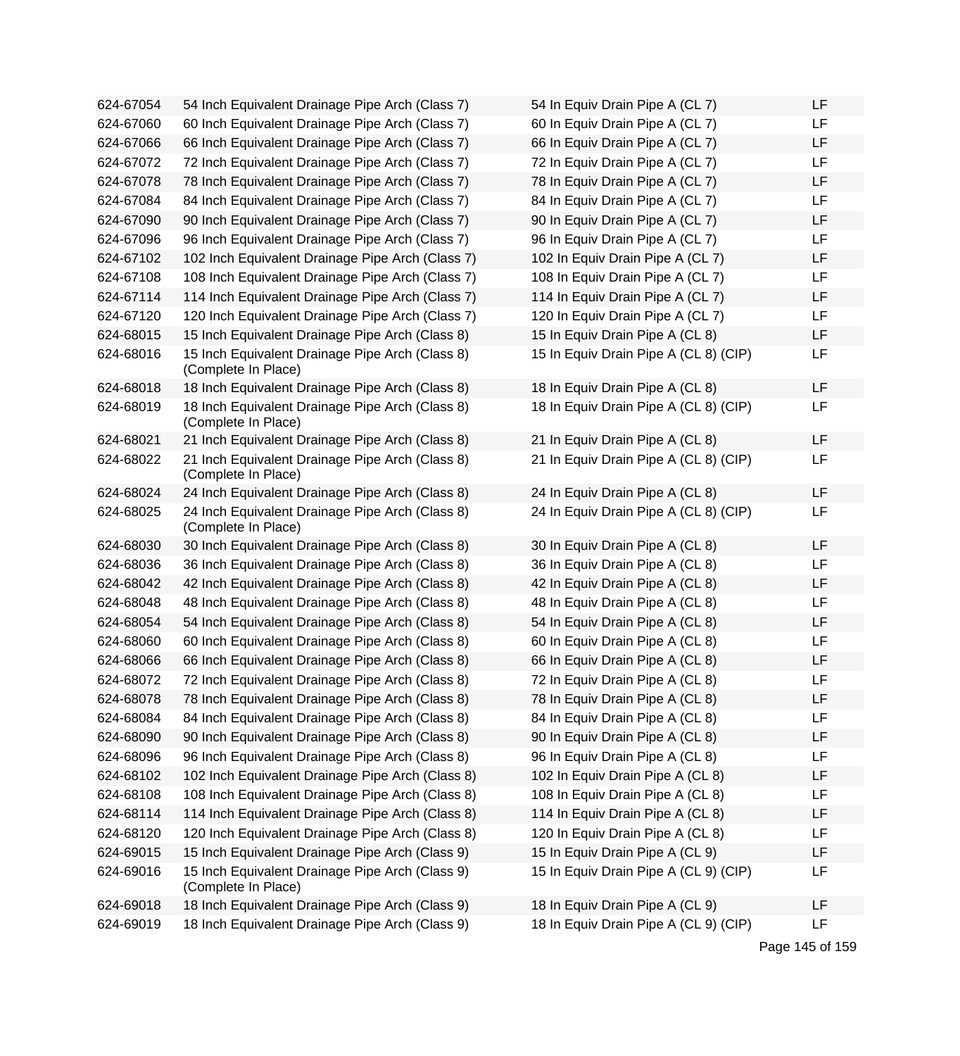| | | | |
|---|---|---|---|
| 624-67054 | 54 Inch Equivalent Drainage Pipe Arch (Class 7) | 54 In Equiv Drain Pipe A (CL 7) | LF |
| 624-67060 | 60 Inch Equivalent Drainage Pipe Arch (Class 7) | 60 In Equiv Drain Pipe A (CL 7) | LF |
| 624-67066 | 66 Inch Equivalent Drainage Pipe Arch (Class 7) | 66 In Equiv Drain Pipe A (CL 7) | LF |
| 624-67072 | 72 Inch Equivalent Drainage Pipe Arch (Class 7) | 72 In Equiv Drain Pipe A (CL 7) | LF |
| 624-67078 | 78 Inch Equivalent Drainage Pipe Arch (Class 7) | 78 In Equiv Drain Pipe A (CL 7) | LF |
| 624-67084 | 84 Inch Equivalent Drainage Pipe Arch (Class 7) | 84 In Equiv Drain Pipe A (CL 7) | LF |
| 624-67090 | 90 Inch Equivalent Drainage Pipe Arch (Class 7) | 90 In Equiv Drain Pipe A (CL 7) | LF |
| 624-67096 | 96 Inch Equivalent Drainage Pipe Arch (Class 7) | 96 In Equiv Drain Pipe A (CL 7) | LF |
| 624-67102 | 102 Inch Equivalent Drainage Pipe Arch (Class 7) | 102 In Equiv Drain Pipe A (CL 7) | LF |
| 624-67108 | 108 Inch Equivalent Drainage Pipe Arch (Class 7) | 108 In Equiv Drain Pipe A (CL 7) | LF |
| 624-67114 | 114 Inch Equivalent Drainage Pipe Arch (Class 7) | 114 In Equiv Drain Pipe A (CL 7) | LF |
| 624-67120 | 120 Inch Equivalent Drainage Pipe Arch (Class 7) | 120 In Equiv Drain Pipe A (CL 7) | LF |
| 624-68015 | 15 Inch Equivalent Drainage Pipe Arch (Class 8) | 15 In Equiv Drain Pipe A (CL 8) | LF |
| 624-68016 | 15 Inch Equivalent Drainage Pipe Arch (Class 8) (Complete In Place) | 15 In Equiv Drain Pipe A (CL 8) (CIP) | LF |
| 624-68018 | 18 Inch Equivalent Drainage Pipe Arch (Class 8) | 18 In Equiv Drain Pipe A (CL 8) | LF |
| 624-68019 | 18 Inch Equivalent Drainage Pipe Arch (Class 8) (Complete In Place) | 18 In Equiv Drain Pipe A (CL 8) (CIP) | LF |
| 624-68021 | 21 Inch Equivalent Drainage Pipe Arch (Class 8) | 21 In Equiv Drain Pipe A (CL 8) | LF |
| 624-68022 | 21 Inch Equivalent Drainage Pipe Arch (Class 8) (Complete In Place) | 21 In Equiv Drain Pipe A (CL 8) (CIP) | LF |
| 624-68024 | 24 Inch Equivalent Drainage Pipe Arch (Class 8) | 24 In Equiv Drain Pipe A (CL 8) | LF |
| 624-68025 | 24 Inch Equivalent Drainage Pipe Arch (Class 8) (Complete In Place) | 24 In Equiv Drain Pipe A (CL 8) (CIP) | LF |
| 624-68030 | 30 Inch Equivalent Drainage Pipe Arch (Class 8) | 30 In Equiv Drain Pipe A (CL 8) | LF |
| 624-68036 | 36 Inch Equivalent Drainage Pipe Arch (Class 8) | 36 In Equiv Drain Pipe A (CL 8) | LF |
| 624-68042 | 42 Inch Equivalent Drainage Pipe Arch (Class 8) | 42 In Equiv Drain Pipe A (CL 8) | LF |
| 624-68048 | 48 Inch Equivalent Drainage Pipe Arch (Class 8) | 48 In Equiv Drain Pipe A (CL 8) | LF |
| 624-68054 | 54 Inch Equivalent Drainage Pipe Arch (Class 8) | 54 In Equiv Drain Pipe A (CL 8) | LF |
| 624-68060 | 60 Inch Equivalent Drainage Pipe Arch (Class 8) | 60 In Equiv Drain Pipe A (CL 8) | LF |
| 624-68066 | 66 Inch Equivalent Drainage Pipe Arch (Class 8) | 66 In Equiv Drain Pipe A (CL 8) | LF |
| 624-68072 | 72 Inch Equivalent Drainage Pipe Arch (Class 8) | 72 In Equiv Drain Pipe A (CL 8) | LF |
| 624-68078 | 78 Inch Equivalent Drainage Pipe Arch (Class 8) | 78 In Equiv Drain Pipe A (CL 8) | LF |
| 624-68084 | 84 Inch Equivalent Drainage Pipe Arch (Class 8) | 84 In Equiv Drain Pipe A (CL 8) | LF |
| 624-68090 | 90 Inch Equivalent Drainage Pipe Arch (Class 8) | 90 In Equiv Drain Pipe A (CL 8) | LF |
| 624-68096 | 96 Inch Equivalent Drainage Pipe Arch (Class 8) | 96 In Equiv Drain Pipe A (CL 8) | LF |
| 624-68102 | 102 Inch Equivalent Drainage Pipe Arch (Class 8) | 102 In Equiv Drain Pipe A (CL 8) | LF |
| 624-68108 | 108 Inch Equivalent Drainage Pipe Arch (Class 8) | 108 In Equiv Drain Pipe A (CL 8) | LF |
| 624-68114 | 114 Inch Equivalent Drainage Pipe Arch (Class 8) | 114 In Equiv Drain Pipe A (CL 8) | LF |
| 624-68120 | 120 Inch Equivalent Drainage Pipe Arch (Class 8) | 120 In Equiv Drain Pipe A (CL 8) | LF |
| 624-69015 | 15 Inch Equivalent Drainage Pipe Arch (Class 9) | 15 In Equiv Drain Pipe A (CL 9) | LF |
| 624-69016 | 15 Inch Equivalent Drainage Pipe Arch (Class 9) (Complete In Place) | 15 In Equiv Drain Pipe A (CL 9) (CIP) | LF |
| 624-69018 | 18 Inch Equivalent Drainage Pipe Arch (Class 9) | 18 In Equiv Drain Pipe A (CL 9) | LF |
| 624-69019 | 18 Inch Equivalent Drainage Pipe Arch (Class 9) | 18 In Equiv Drain Pipe A (CL 9) (CIP) | LF |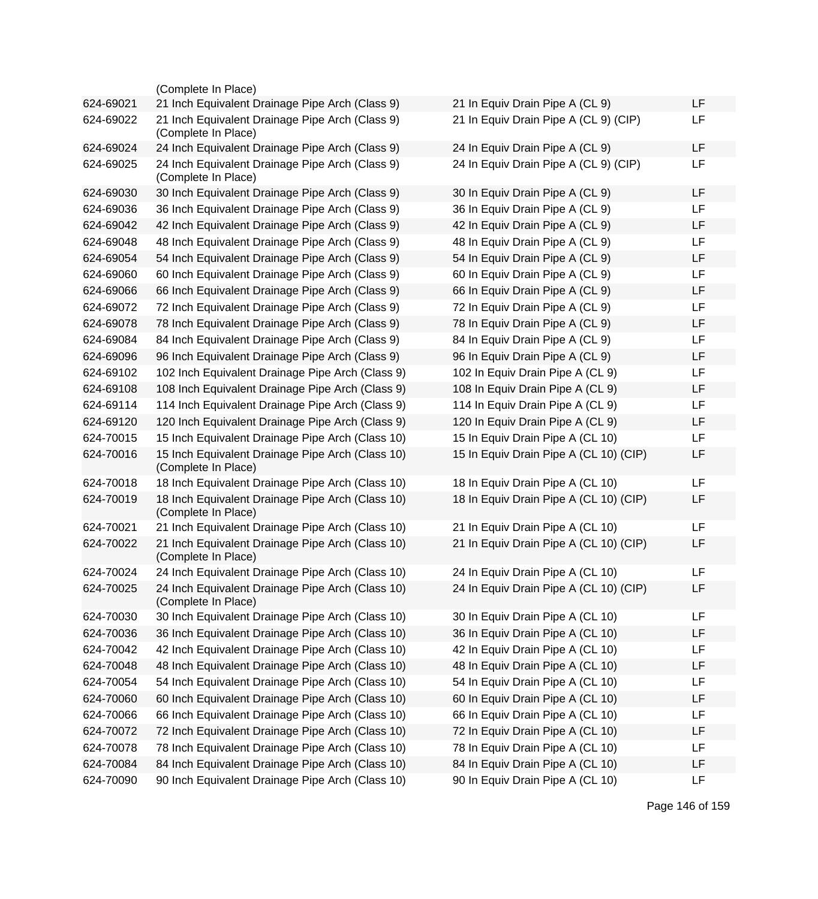| | | | |
|---|---|---|---|
| | (Complete In Place) | | |
| 624-69021 | 21 Inch Equivalent Drainage Pipe Arch (Class 9) | 21 In Equiv Drain Pipe A (CL 9) | LF |
| 624-69022 | 21 Inch Equivalent Drainage Pipe Arch (Class 9) (Complete In Place) | 21 In Equiv Drain Pipe A (CL 9) (CIP) | LF |
| 624-69024 | 24 Inch Equivalent Drainage Pipe Arch (Class 9) | 24 In Equiv Drain Pipe A (CL 9) | LF |
| 624-69025 | 24 Inch Equivalent Drainage Pipe Arch (Class 9) (Complete In Place) | 24 In Equiv Drain Pipe A (CL 9) (CIP) | LF |
| 624-69030 | 30 Inch Equivalent Drainage Pipe Arch (Class 9) | 30 In Equiv Drain Pipe A (CL 9) | LF |
| 624-69036 | 36 Inch Equivalent Drainage Pipe Arch (Class 9) | 36 In Equiv Drain Pipe A (CL 9) | LF |
| 624-69042 | 42 Inch Equivalent Drainage Pipe Arch (Class 9) | 42 In Equiv Drain Pipe A (CL 9) | LF |
| 624-69048 | 48 Inch Equivalent Drainage Pipe Arch (Class 9) | 48 In Equiv Drain Pipe A (CL 9) | LF |
| 624-69054 | 54 Inch Equivalent Drainage Pipe Arch (Class 9) | 54 In Equiv Drain Pipe A (CL 9) | LF |
| 624-69060 | 60 Inch Equivalent Drainage Pipe Arch (Class 9) | 60 In Equiv Drain Pipe A (CL 9) | LF |
| 624-69066 | 66 Inch Equivalent Drainage Pipe Arch (Class 9) | 66 In Equiv Drain Pipe A (CL 9) | LF |
| 624-69072 | 72 Inch Equivalent Drainage Pipe Arch (Class 9) | 72 In Equiv Drain Pipe A (CL 9) | LF |
| 624-69078 | 78 Inch Equivalent Drainage Pipe Arch (Class 9) | 78 In Equiv Drain Pipe A (CL 9) | LF |
| 624-69084 | 84 Inch Equivalent Drainage Pipe Arch (Class 9) | 84 In Equiv Drain Pipe A (CL 9) | LF |
| 624-69096 | 96 Inch Equivalent Drainage Pipe Arch (Class 9) | 96 In Equiv Drain Pipe A (CL 9) | LF |
| 624-69102 | 102 Inch Equivalent Drainage Pipe Arch (Class 9) | 102 In Equiv Drain Pipe A (CL 9) | LF |
| 624-69108 | 108 Inch Equivalent Drainage Pipe Arch (Class 9) | 108 In Equiv Drain Pipe A (CL 9) | LF |
| 624-69114 | 114 Inch Equivalent Drainage Pipe Arch (Class 9) | 114 In Equiv Drain Pipe A (CL 9) | LF |
| 624-69120 | 120 Inch Equivalent Drainage Pipe Arch (Class 9) | 120 In Equiv Drain Pipe A (CL 9) | LF |
| 624-70015 | 15 Inch Equivalent Drainage Pipe Arch (Class 10) | 15 In Equiv Drain Pipe A (CL 10) | LF |
| 624-70016 | 15 Inch Equivalent Drainage Pipe Arch (Class 10) (Complete In Place) | 15 In Equiv Drain Pipe A (CL 10) (CIP) | LF |
| 624-70018 | 18 Inch Equivalent Drainage Pipe Arch (Class 10) | 18 In Equiv Drain Pipe A (CL 10) | LF |
| 624-70019 | 18 Inch Equivalent Drainage Pipe Arch (Class 10) (Complete In Place) | 18 In Equiv Drain Pipe A (CL 10) (CIP) | LF |
| 624-70021 | 21 Inch Equivalent Drainage Pipe Arch (Class 10) | 21 In Equiv Drain Pipe A (CL 10) | LF |
| 624-70022 | 21 Inch Equivalent Drainage Pipe Arch (Class 10) (Complete In Place) | 21 In Equiv Drain Pipe A (CL 10) (CIP) | LF |
| 624-70024 | 24 Inch Equivalent Drainage Pipe Arch (Class 10) | 24 In Equiv Drain Pipe A (CL 10) | LF |
| 624-70025 | 24 Inch Equivalent Drainage Pipe Arch (Class 10) (Complete In Place) | 24 In Equiv Drain Pipe A (CL 10) (CIP) | LF |
| 624-70030 | 30 Inch Equivalent Drainage Pipe Arch (Class 10) | 30 In Equiv Drain Pipe A (CL 10) | LF |
| 624-70036 | 36 Inch Equivalent Drainage Pipe Arch (Class 10) | 36 In Equiv Drain Pipe A (CL 10) | LF |
| 624-70042 | 42 Inch Equivalent Drainage Pipe Arch (Class 10) | 42 In Equiv Drain Pipe A (CL 10) | LF |
| 624-70048 | 48 Inch Equivalent Drainage Pipe Arch (Class 10) | 48 In Equiv Drain Pipe A (CL 10) | LF |
| 624-70054 | 54 Inch Equivalent Drainage Pipe Arch (Class 10) | 54 In Equiv Drain Pipe A (CL 10) | LF |
| 624-70060 | 60 Inch Equivalent Drainage Pipe Arch (Class 10) | 60 In Equiv Drain Pipe A (CL 10) | LF |
| 624-70066 | 66 Inch Equivalent Drainage Pipe Arch (Class 10) | 66 In Equiv Drain Pipe A (CL 10) | LF |
| 624-70072 | 72 Inch Equivalent Drainage Pipe Arch (Class 10) | 72 In Equiv Drain Pipe A (CL 10) | LF |
| 624-70078 | 78 Inch Equivalent Drainage Pipe Arch (Class 10) | 78 In Equiv Drain Pipe A (CL 10) | LF |
| 624-70084 | 84 Inch Equivalent Drainage Pipe Arch (Class 10) | 84 In Equiv Drain Pipe A (CL 10) | LF |
| 624-70090 | 90 Inch Equivalent Drainage Pipe Arch (Class 10) | 90 In Equiv Drain Pipe A (CL 10) | LF |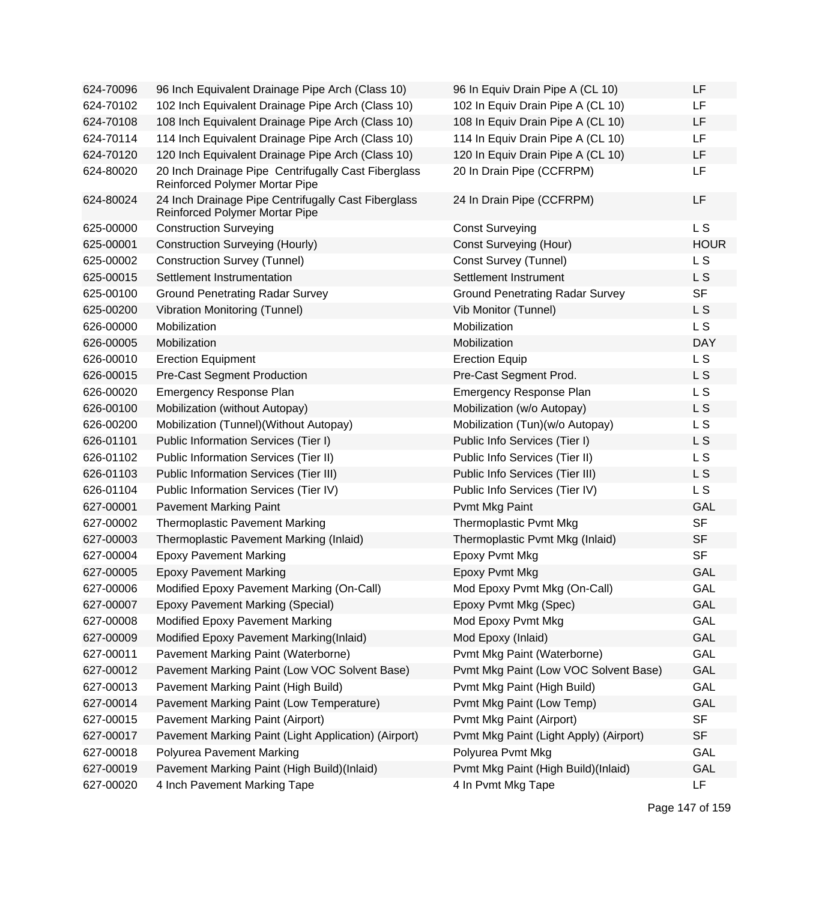| | | | |
|---|---|---|---|
| 624-70096 | 96 Inch Equivalent Drainage Pipe Arch (Class 10) | 96 In Equiv Drain Pipe A (CL 10) | LF |
| 624-70102 | 102 Inch Equivalent Drainage Pipe Arch (Class 10) | 102 In Equiv Drain Pipe A (CL 10) | LF |
| 624-70108 | 108 Inch Equivalent Drainage Pipe Arch (Class 10) | 108 In Equiv Drain Pipe A (CL 10) | LF |
| 624-70114 | 114 Inch Equivalent Drainage Pipe Arch (Class 10) | 114 In Equiv Drain Pipe A (CL 10) | LF |
| 624-70120 | 120 Inch Equivalent Drainage Pipe Arch (Class 10) | 120 In Equiv Drain Pipe A (CL 10) | LF |
| 624-80020 | 20 Inch Drainage Pipe Centrifugally Cast Fiberglass Reinforced Polymer Mortar Pipe | 20 In Drain Pipe (CCFRPM) | LF |
| 624-80024 | 24 Inch Drainage Pipe Centrifugally Cast Fiberglass Reinforced Polymer Mortar Pipe | 24 In Drain Pipe (CCFRPM) | LF |
| 625-00000 | Construction Surveying | Const Surveying | L S |
| 625-00001 | Construction Surveying (Hourly) | Const Surveying (Hour) | HOUR |
| 625-00002 | Construction Survey (Tunnel) | Const Survey (Tunnel) | L S |
| 625-00015 | Settlement Instrumentation | Settlement Instrument | L S |
| 625-00100 | Ground Penetrating Radar Survey | Ground Penetrating Radar Survey | SF |
| 625-00200 | Vibration Monitoring (Tunnel) | Vib Monitor (Tunnel) | L S |
| 626-00000 | Mobilization | Mobilization | L S |
| 626-00005 | Mobilization | Mobilization | DAY |
| 626-00010 | Erection Equipment | Erection Equip | L S |
| 626-00015 | Pre-Cast Segment Production | Pre-Cast Segment Prod. | L S |
| 626-00020 | Emergency Response Plan | Emergency Response Plan | L S |
| 626-00100 | Mobilization (without Autopay) | Mobilization (w/o Autopay) | L S |
| 626-00200 | Mobilization (Tunnel)(Without Autopay) | Mobilization (Tun)(w/o Autopay) | L S |
| 626-01101 | Public Information Services (Tier I) | Public Info Services (Tier I) | L S |
| 626-01102 | Public Information Services (Tier II) | Public Info Services (Tier II) | L S |
| 626-01103 | Public Information Services (Tier III) | Public Info Services (Tier III) | L S |
| 626-01104 | Public Information Services (Tier IV) | Public Info Services (Tier IV) | L S |
| 627-00001 | Pavement Marking Paint | Pvmt Mkg Paint | GAL |
| 627-00002 | Thermoplastic Pavement Marking | Thermoplastic Pvmt Mkg | SF |
| 627-00003 | Thermoplastic Pavement Marking (Inlaid) | Thermoplastic Pvmt Mkg (Inlaid) | SF |
| 627-00004 | Epoxy Pavement Marking | Epoxy Pvmt Mkg | SF |
| 627-00005 | Epoxy Pavement Marking | Epoxy Pvmt Mkg | GAL |
| 627-00006 | Modified Epoxy Pavement Marking (On-Call) | Mod Epoxy Pvmt Mkg (On-Call) | GAL |
| 627-00007 | Epoxy Pavement Marking (Special) | Epoxy Pvmt Mkg (Spec) | GAL |
| 627-00008 | Modified Epoxy Pavement Marking | Mod Epoxy Pvmt Mkg | GAL |
| 627-00009 | Modified Epoxy Pavement Marking(Inlaid) | Mod Epoxy (Inlaid) | GAL |
| 627-00011 | Pavement Marking Paint (Waterborne) | Pvmt Mkg Paint (Waterborne) | GAL |
| 627-00012 | Pavement Marking Paint (Low VOC Solvent Base) | Pvmt Mkg Paint (Low VOC Solvent Base) | GAL |
| 627-00013 | Pavement Marking Paint (High Build) | Pvmt Mkg Paint (High Build) | GAL |
| 627-00014 | Pavement Marking Paint (Low Temperature) | Pvmt Mkg Paint (Low Temp) | GAL |
| 627-00015 | Pavement Marking Paint (Airport) | Pvmt Mkg Paint (Airport) | SF |
| 627-00017 | Pavement Marking Paint (Light Application) (Airport) | Pvmt Mkg Paint (Light Apply) (Airport) | SF |
| 627-00018 | Polyurea Pavement Marking | Polyurea Pvmt Mkg | GAL |
| 627-00019 | Pavement Marking Paint (High Build)(Inlaid) | Pvmt Mkg Paint (High Build)(Inlaid) | GAL |
| 627-00020 | 4 Inch Pavement Marking Tape | 4 In Pvmt Mkg Tape | LF |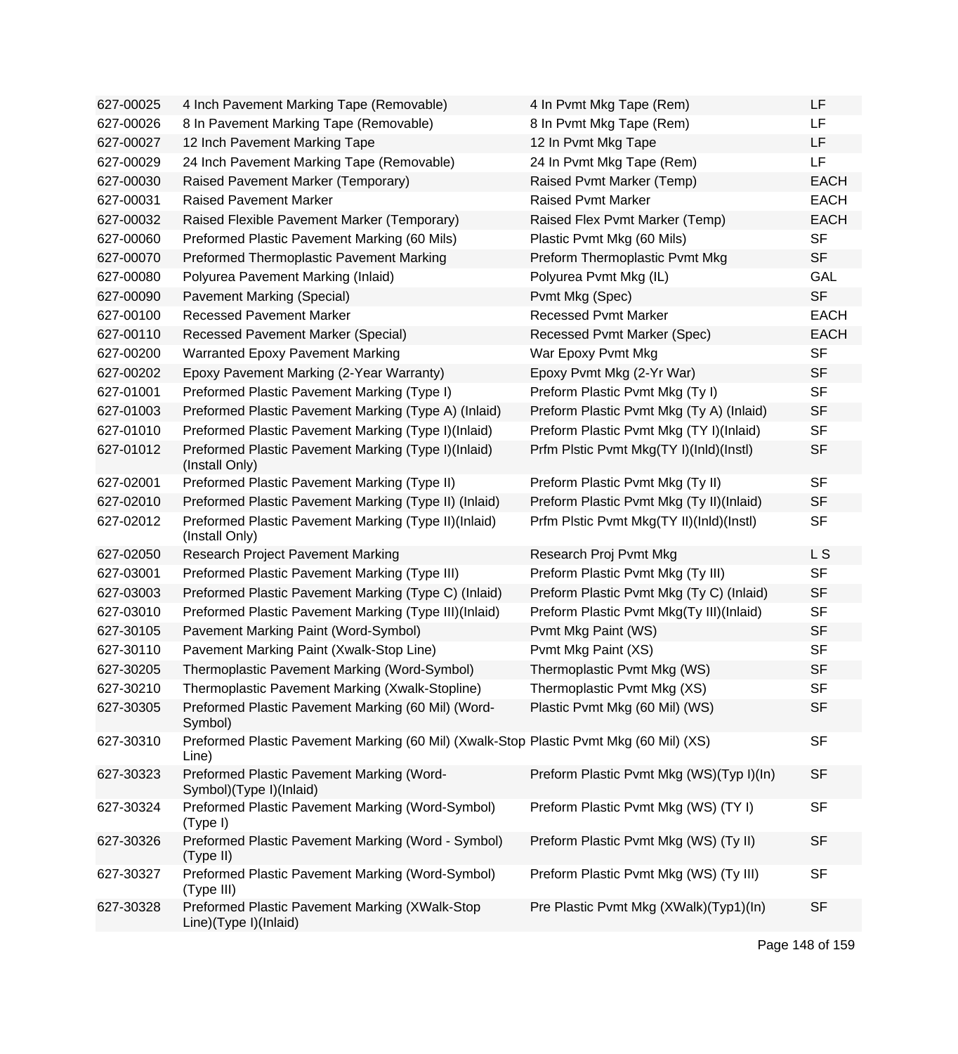| | | | |
|---|---|---|---|
| 627-00025 | 4 Inch Pavement Marking Tape (Removable) | 4 In Pvmt Mkg Tape (Rem) | LF |
| 627-00026 | 8 In Pavement Marking Tape (Removable) | 8 In Pvmt Mkg Tape (Rem) | LF |
| 627-00027 | 12 Inch Pavement Marking Tape | 12 In Pvmt Mkg Tape | LF |
| 627-00029 | 24 Inch Pavement Marking Tape (Removable) | 24 In Pvmt Mkg Tape (Rem) | LF |
| 627-00030 | Raised Pavement Marker (Temporary) | Raised Pvmt Marker (Temp) | EACH |
| 627-00031 | Raised Pavement Marker | Raised Pvmt Marker | EACH |
| 627-00032 | Raised Flexible Pavement Marker (Temporary) | Raised Flex Pvmt Marker (Temp) | EACH |
| 627-00060 | Preformed Plastic Pavement Marking (60 Mils) | Plastic Pvmt Mkg (60 Mils) | SF |
| 627-00070 | Preformed Thermoplastic Pavement Marking | Preform Thermoplastic Pvmt Mkg | SF |
| 627-00080 | Polyurea Pavement Marking (Inlaid) | Polyurea Pvmt Mkg (IL) | GAL |
| 627-00090 | Pavement Marking (Special) | Pvmt Mkg (Spec) | SF |
| 627-00100 | Recessed Pavement Marker | Recessed Pvmt Marker | EACH |
| 627-00110 | Recessed Pavement Marker (Special) | Recessed Pvmt Marker (Spec) | EACH |
| 627-00200 | Warranted Epoxy Pavement Marking | War Epoxy Pvmt Mkg | SF |
| 627-00202 | Epoxy Pavement Marking (2-Year Warranty) | Epoxy Pvmt Mkg (2-Yr War) | SF |
| 627-01001 | Preformed Plastic Pavement Marking (Type I) | Preform Plastic Pvmt Mkg (Ty I) | SF |
| 627-01003 | Preformed Plastic Pavement Marking (Type A) (Inlaid) | Preform Plastic Pvmt Mkg (Ty A) (Inlaid) | SF |
| 627-01010 | Preformed Plastic Pavement Marking (Type I)(Inlaid) | Preform Plastic Pvmt Mkg (TY I)(Inlaid) | SF |
| 627-01012 | Preformed Plastic Pavement Marking (Type I)(Inlaid) (Install Only) | Prfm Plstic Pvmt Mkg(TY I)(Inld)(Instl) | SF |
| 627-02001 | Preformed Plastic Pavement Marking (Type II) | Preform Plastic Pvmt Mkg (Ty II) | SF |
| 627-02010 | Preformed Plastic Pavement Marking (Type II) (Inlaid) | Preform Plastic Pvmt Mkg (Ty II)(Inlaid) | SF |
| 627-02012 | Preformed Plastic Pavement Marking (Type II)(Inlaid) (Install Only) | Prfm Plstic Pvmt Mkg(TY II)(Inld)(Instl) | SF |
| 627-02050 | Research Project Pavement Marking | Research Proj Pvmt Mkg | L S |
| 627-03001 | Preformed Plastic Pavement Marking (Type III) | Preform Plastic Pvmt Mkg (Ty III) | SF |
| 627-03003 | Preformed Plastic Pavement Marking (Type C) (Inlaid) | Preform Plastic Pvmt Mkg (Ty C) (Inlaid) | SF |
| 627-03010 | Preformed Plastic Pavement Marking (Type III)(Inlaid) | Preform Plastic Pvmt Mkg(Ty III)(Inlaid) | SF |
| 627-30105 | Pavement Marking Paint (Word-Symbol) | Pvmt Mkg Paint (WS) | SF |
| 627-30110 | Pavement Marking Paint (Xwalk-Stop Line) | Pvmt Mkg Paint (XS) | SF |
| 627-30205 | Thermoplastic Pavement Marking (Word-Symbol) | Thermoplastic Pvmt Mkg (WS) | SF |
| 627-30210 | Thermoplastic Pavement Marking (Xwalk-Stopline) | Thermoplastic Pvmt Mkg (XS) | SF |
| 627-30305 | Preformed Plastic Pavement Marking (60 Mil) (Word-Symbol) | Plastic Pvmt Mkg (60 Mil) (WS) | SF |
| 627-30310 | Preformed Plastic Pavement Marking (60 Mil) (Xwalk-Stop Line) | Plastic Pvmt Mkg (60 Mil) (XS) | SF |
| 627-30323 | Preformed Plastic Pavement Marking (Word-Symbol)(Type I)(Inlaid) | Preform Plastic Pvmt Mkg (WS)(Typ I)(In) | SF |
| 627-30324 | Preformed Plastic Pavement Marking (Word-Symbol) (Type I) | Preform Plastic Pvmt Mkg (WS) (TY I) | SF |
| 627-30326 | Preformed Plastic Pavement Marking (Word - Symbol) (Type II) | Preform Plastic Pvmt Mkg (WS) (Ty II) | SF |
| 627-30327 | Preformed Plastic Pavement Marking (Word-Symbol) (Type III) | Preform Plastic Pvmt Mkg (WS) (Ty III) | SF |
| 627-30328 | Preformed Plastic Pavement Marking (XWalk-Stop Line)(Type I)(Inlaid) | Pre Plastic Pvmt Mkg (XWalk)(Typ1)(In) | SF |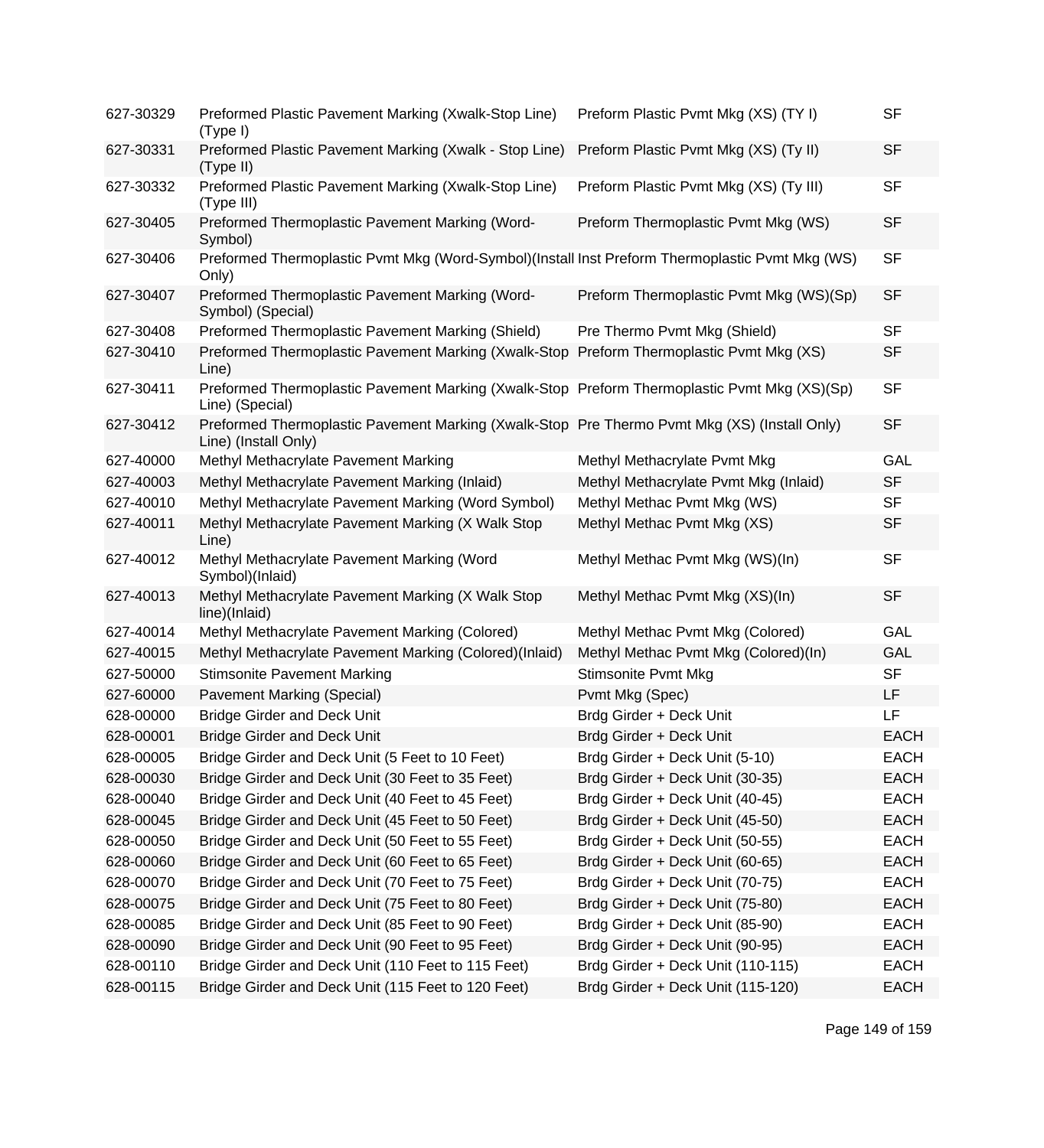| | | | |
|---|---|---|---|
| 627-30329 | Preformed Plastic Pavement Marking (Xwalk-Stop Line) (Type I) | Preform Plastic Pvmt Mkg (XS) (TY I) | SF |
| 627-30331 | Preformed Plastic Pavement Marking (Xwalk - Stop Line) (Type II) | Preform Plastic Pvmt Mkg (XS) (Ty II) | SF |
| 627-30332 | Preformed Plastic Pavement Marking (Xwalk-Stop Line) (Type III) | Preform Plastic Pvmt Mkg (XS) (Ty III) | SF |
| 627-30405 | Preformed Thermoplastic Pavement Marking (Word-Symbol) | Preform Thermoplastic Pvmt Mkg (WS) | SF |
| 627-30406 | Preformed Thermoplastic Pvmt Mkg (Word-Symbol)(Install Only) | Inst Preform Thermoplastic Pvmt Mkg (WS) | SF |
| 627-30407 | Preformed Thermoplastic Pavement Marking (Word-Symbol) (Special) | Preform Thermoplastic Pvmt Mkg (WS)(Sp) | SF |
| 627-30408 | Preformed Thermoplastic Pavement Marking (Shield) | Pre Thermo Pvmt Mkg (Shield) | SF |
| 627-30410 | Preformed Thermoplastic Pavement Marking (Xwalk-Stop Line) | Preform Thermoplastic Pvmt Mkg (XS) | SF |
| 627-30411 | Preformed Thermoplastic Pavement Marking (Xwalk-Stop Line) (Special) | Preform Thermoplastic Pvmt Mkg (XS)(Sp) | SF |
| 627-30412 | Preformed Thermoplastic Pavement Marking (Xwalk-Stop Line) (Install Only) | Pre Thermo Pvmt Mkg (XS) (Install Only) | SF |
| 627-40000 | Methyl Methacrylate Pavement Marking | Methyl Methacrylate Pvmt Mkg | GAL |
| 627-40003 | Methyl Methacrylate Pavement Marking (Inlaid) | Methyl Methacrylate Pvmt Mkg (Inlaid) | SF |
| 627-40010 | Methyl Methacrylate Pavement Marking (Word Symbol) | Methyl Methac Pvmt Mkg (WS) | SF |
| 627-40011 | Methyl Methacrylate Pavement Marking (X Walk Stop Line) | Methyl Methac Pvmt Mkg (XS) | SF |
| 627-40012 | Methyl Methacrylate Pavement Marking (Word Symbol)(Inlaid) | Methyl Methac Pvmt Mkg (WS)(In) | SF |
| 627-40013 | Methyl Methacrylate Pavement Marking (X Walk Stop line)(Inlaid) | Methyl Methac Pvmt Mkg (XS)(In) | SF |
| 627-40014 | Methyl Methacrylate Pavement Marking (Colored) | Methyl Methac Pvmt Mkg (Colored) | GAL |
| 627-40015 | Methyl Methacrylate Pavement Marking (Colored)(Inlaid) | Methyl Methac Pvmt Mkg (Colored)(In) | GAL |
| 627-50000 | Stimsonite Pavement Marking | Stimsonite Pvmt Mkg | SF |
| 627-60000 | Pavement Marking (Special) | Pvmt Mkg (Spec) | LF |
| 628-00000 | Bridge Girder and Deck Unit | Brdg Girder + Deck Unit | LF |
| 628-00001 | Bridge Girder and Deck Unit | Brdg Girder + Deck Unit | EACH |
| 628-00005 | Bridge Girder and Deck Unit (5 Feet to 10 Feet) | Brdg Girder + Deck Unit (5-10) | EACH |
| 628-00030 | Bridge Girder and Deck Unit (30 Feet to 35 Feet) | Brdg Girder + Deck Unit (30-35) | EACH |
| 628-00040 | Bridge Girder and Deck Unit (40 Feet to 45 Feet) | Brdg Girder + Deck Unit (40-45) | EACH |
| 628-00045 | Bridge Girder and Deck Unit (45 Feet to 50 Feet) | Brdg Girder + Deck Unit (45-50) | EACH |
| 628-00050 | Bridge Girder and Deck Unit (50 Feet to 55 Feet) | Brdg Girder + Deck Unit (50-55) | EACH |
| 628-00060 | Bridge Girder and Deck Unit (60 Feet to 65 Feet) | Brdg Girder + Deck Unit (60-65) | EACH |
| 628-00070 | Bridge Girder and Deck Unit (70 Feet to 75 Feet) | Brdg Girder + Deck Unit (70-75) | EACH |
| 628-00075 | Bridge Girder and Deck Unit (75 Feet to 80 Feet) | Brdg Girder + Deck Unit (75-80) | EACH |
| 628-00085 | Bridge Girder and Deck Unit (85 Feet to 90 Feet) | Brdg Girder + Deck Unit (85-90) | EACH |
| 628-00090 | Bridge Girder and Deck Unit (90 Feet to 95 Feet) | Brdg Girder + Deck Unit (90-95) | EACH |
| 628-00110 | Bridge Girder and Deck Unit (110 Feet to 115 Feet) | Brdg Girder + Deck Unit (110-115) | EACH |
| 628-00115 | Bridge Girder and Deck Unit (115 Feet to 120 Feet) | Brdg Girder + Deck Unit (115-120) | EACH |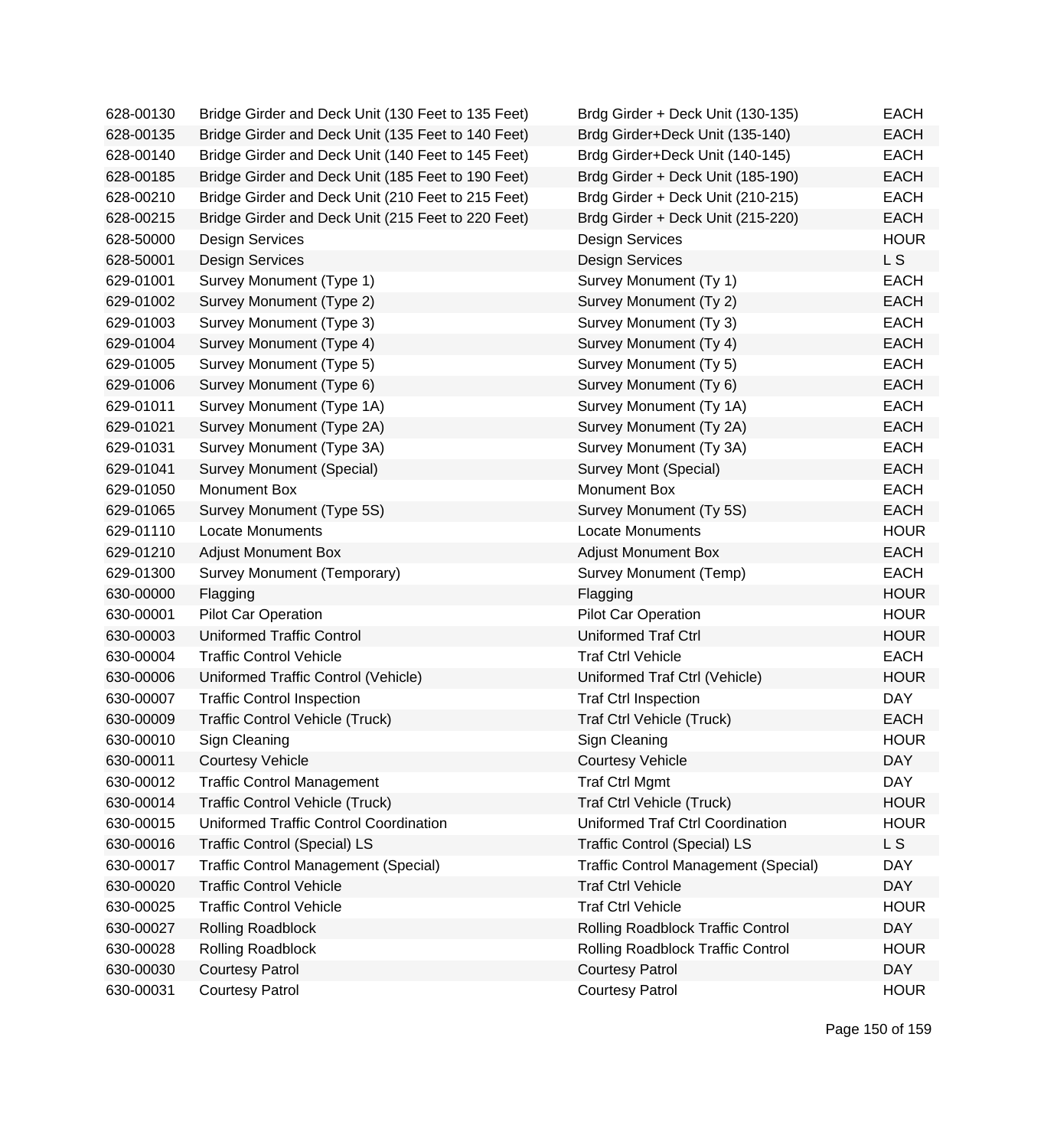| | | | |
|---|---|---|---|
| 628-00130 | Bridge Girder and Deck Unit (130 Feet to 135 Feet) | Brdg Girder + Deck Unit (130-135) | EACH |
| 628-00135 | Bridge Girder and Deck Unit (135 Feet to 140 Feet) | Brdg Girder+Deck Unit (135-140) | EACH |
| 628-00140 | Bridge Girder and Deck Unit (140 Feet to 145 Feet) | Brdg Girder+Deck Unit (140-145) | EACH |
| 628-00185 | Bridge Girder and Deck Unit (185 Feet to 190 Feet) | Brdg Girder + Deck Unit (185-190) | EACH |
| 628-00210 | Bridge Girder and Deck Unit (210 Feet to 215 Feet) | Brdg Girder + Deck Unit (210-215) | EACH |
| 628-00215 | Bridge Girder and Deck Unit (215 Feet to 220 Feet) | Brdg Girder + Deck Unit (215-220) | EACH |
| 628-50000 | Design Services | Design Services | HOUR |
| 628-50001 | Design Services | Design Services | L S |
| 629-01001 | Survey Monument (Type 1) | Survey Monument (Ty 1) | EACH |
| 629-01002 | Survey Monument (Type 2) | Survey Monument (Ty 2) | EACH |
| 629-01003 | Survey Monument (Type 3) | Survey Monument (Ty 3) | EACH |
| 629-01004 | Survey Monument (Type 4) | Survey Monument (Ty 4) | EACH |
| 629-01005 | Survey Monument (Type 5) | Survey Monument (Ty 5) | EACH |
| 629-01006 | Survey Monument (Type 6) | Survey Monument (Ty 6) | EACH |
| 629-01011 | Survey Monument (Type 1A) | Survey Monument (Ty 1A) | EACH |
| 629-01021 | Survey Monument (Type 2A) | Survey Monument (Ty 2A) | EACH |
| 629-01031 | Survey Monument (Type 3A) | Survey Monument (Ty 3A) | EACH |
| 629-01041 | Survey Monument (Special) | Survey Mont (Special) | EACH |
| 629-01050 | Monument Box | Monument Box | EACH |
| 629-01065 | Survey Monument (Type 5S) | Survey Monument (Ty 5S) | EACH |
| 629-01110 | Locate Monuments | Locate Monuments | HOUR |
| 629-01210 | Adjust Monument Box | Adjust Monument Box | EACH |
| 629-01300 | Survey Monument (Temporary) | Survey Monument (Temp) | EACH |
| 630-00000 | Flagging | Flagging | HOUR |
| 630-00001 | Pilot Car Operation | Pilot Car Operation | HOUR |
| 630-00003 | Uniformed Traffic Control | Uniformed Traf Ctrl | HOUR |
| 630-00004 | Traffic Control Vehicle | Traf Ctrl Vehicle | EACH |
| 630-00006 | Uniformed Traffic Control (Vehicle) | Uniformed Traf Ctrl (Vehicle) | HOUR |
| 630-00007 | Traffic Control Inspection | Traf Ctrl Inspection | DAY |
| 630-00009 | Traffic Control Vehicle (Truck) | Traf Ctrl Vehicle (Truck) | EACH |
| 630-00010 | Sign Cleaning | Sign Cleaning | HOUR |
| 630-00011 | Courtesy Vehicle | Courtesy Vehicle | DAY |
| 630-00012 | Traffic Control Management | Traf Ctrl Mgmt | DAY |
| 630-00014 | Traffic Control Vehicle (Truck) | Traf Ctrl Vehicle (Truck) | HOUR |
| 630-00015 | Uniformed Traffic Control Coordination | Uniformed Traf Ctrl Coordination | HOUR |
| 630-00016 | Traffic Control (Special) LS | Traffic Control (Special) LS | L S |
| 630-00017 | Traffic Control Management (Special) | Traffic Control Management (Special) | DAY |
| 630-00020 | Traffic Control Vehicle | Traf Ctrl Vehicle | DAY |
| 630-00025 | Traffic Control Vehicle | Traf Ctrl Vehicle | HOUR |
| 630-00027 | Rolling Roadblock | Rolling Roadblock Traffic Control | DAY |
| 630-00028 | Rolling Roadblock | Rolling Roadblock Traffic Control | HOUR |
| 630-00030 | Courtesy Patrol | Courtesy Patrol | DAY |
| 630-00031 | Courtesy Patrol | Courtesy Patrol | HOUR |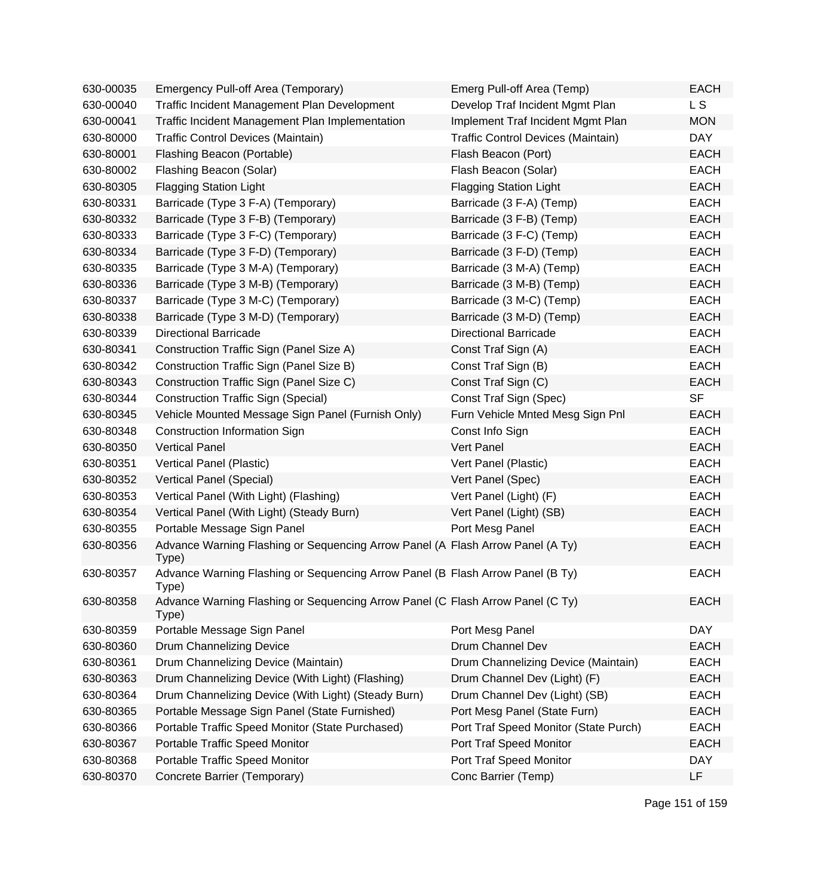| | | | |
|---|---|---|---|
| 630-00035 | Emergency Pull-off Area (Temporary) | Emerg Pull-off Area (Temp) | EACH |
| 630-00040 | Traffic Incident Management Plan Development | Develop Traf Incident Mgmt Plan | L S |
| 630-00041 | Traffic Incident Management Plan Implementation | Implement Traf Incident Mgmt Plan | MON |
| 630-80000 | Traffic Control Devices (Maintain) | Traffic Control Devices (Maintain) | DAY |
| 630-80001 | Flashing Beacon (Portable) | Flash Beacon (Port) | EACH |
| 630-80002 | Flashing Beacon (Solar) | Flash Beacon (Solar) | EACH |
| 630-80305 | Flagging Station Light | Flagging Station Light | EACH |
| 630-80331 | Barricade (Type 3 F-A) (Temporary) | Barricade (3 F-A) (Temp) | EACH |
| 630-80332 | Barricade (Type 3 F-B) (Temporary) | Barricade (3 F-B) (Temp) | EACH |
| 630-80333 | Barricade (Type 3 F-C) (Temporary) | Barricade (3 F-C) (Temp) | EACH |
| 630-80334 | Barricade (Type 3 F-D) (Temporary) | Barricade (3 F-D) (Temp) | EACH |
| 630-80335 | Barricade (Type 3 M-A) (Temporary) | Barricade (3 M-A) (Temp) | EACH |
| 630-80336 | Barricade (Type 3 M-B) (Temporary) | Barricade (3 M-B) (Temp) | EACH |
| 630-80337 | Barricade (Type 3 M-C) (Temporary) | Barricade (3 M-C) (Temp) | EACH |
| 630-80338 | Barricade (Type 3 M-D) (Temporary) | Barricade (3 M-D) (Temp) | EACH |
| 630-80339 | Directional Barricade | Directional Barricade | EACH |
| 630-80341 | Construction Traffic Sign (Panel Size A) | Const Traf Sign (A) | EACH |
| 630-80342 | Construction Traffic Sign (Panel Size B) | Const Traf Sign (B) | EACH |
| 630-80343 | Construction Traffic Sign (Panel Size C) | Const Traf Sign (C) | EACH |
| 630-80344 | Construction Traffic Sign (Special) | Const Traf Sign (Spec) | SF |
| 630-80345 | Vehicle Mounted Message Sign Panel (Furnish Only) | Furn Vehicle Mnted Mesg Sign Pnl | EACH |
| 630-80348 | Construction Information Sign | Const Info Sign | EACH |
| 630-80350 | Vertical Panel | Vert Panel | EACH |
| 630-80351 | Vertical Panel (Plastic) | Vert Panel (Plastic) | EACH |
| 630-80352 | Vertical Panel (Special) | Vert Panel (Spec) | EACH |
| 630-80353 | Vertical Panel (With Light) (Flashing) | Vert Panel (Light) (F) | EACH |
| 630-80354 | Vertical Panel (With Light) (Steady Burn) | Vert Panel (Light) (SB) | EACH |
| 630-80355 | Portable Message Sign Panel | Port Mesg Panel | EACH |
| 630-80356 | Advance Warning Flashing or Sequencing Arrow Panel (A Type) | Flash Arrow Panel (A Ty) | EACH |
| 630-80357 | Advance Warning Flashing or Sequencing Arrow Panel (B Type) | Flash Arrow Panel (B Ty) | EACH |
| 630-80358 | Advance Warning Flashing or Sequencing Arrow Panel (C Type) | Flash Arrow Panel (C Ty) | EACH |
| 630-80359 | Portable Message Sign Panel | Port Mesg Panel | DAY |
| 630-80360 | Drum Channelizing Device | Drum Channel Dev | EACH |
| 630-80361 | Drum Channelizing Device (Maintain) | Drum Channelizing Device (Maintain) | EACH |
| 630-80363 | Drum Channelizing Device (With Light) (Flashing) | Drum Channel Dev (Light) (F) | EACH |
| 630-80364 | Drum Channelizing Device (With Light) (Steady Burn) | Drum Channel Dev (Light) (SB) | EACH |
| 630-80365 | Portable Message Sign Panel (State Furnished) | Port Mesg Panel (State Furn) | EACH |
| 630-80366 | Portable Traffic Speed Monitor (State Purchased) | Port Traf Speed Monitor (State Purch) | EACH |
| 630-80367 | Portable Traffic Speed Monitor | Port Traf Speed Monitor | EACH |
| 630-80368 | Portable Traffic Speed Monitor | Port Traf Speed Monitor | DAY |
| 630-80370 | Concrete Barrier (Temporary) | Conc Barrier (Temp) | LF |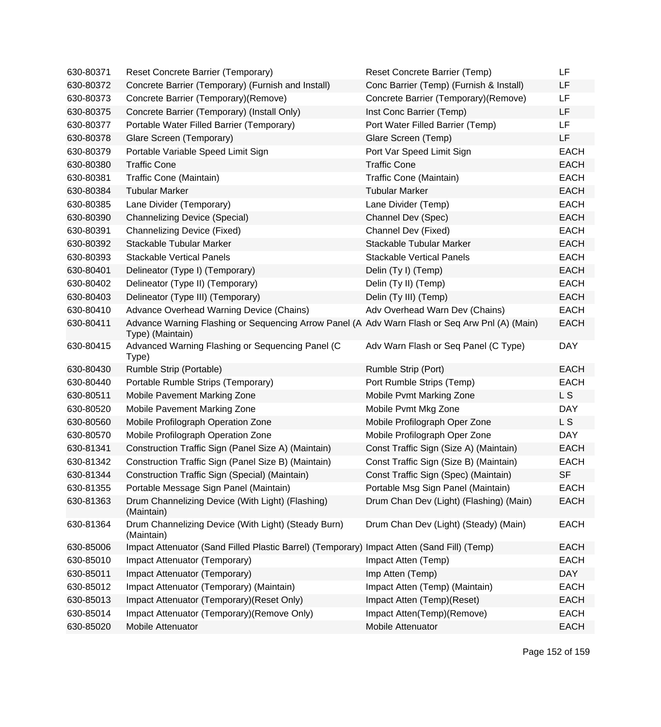| | | | |
|---|---|---|---|
| 630-80371 | Reset Concrete Barrier (Temporary) | Reset Concrete Barrier (Temp) | LF |
| 630-80372 | Concrete Barrier (Temporary) (Furnish and Install) | Conc Barrier (Temp) (Furnish & Install) | LF |
| 630-80373 | Concrete Barrier (Temporary)(Remove) | Concrete Barrier (Temporary)(Remove) | LF |
| 630-80375 | Concrete Barrier (Temporary) (Install Only) | Inst Conc Barrier (Temp) | LF |
| 630-80377 | Portable Water Filled Barrier (Temporary) | Port Water Filled Barrier (Temp) | LF |
| 630-80378 | Glare Screen (Temporary) | Glare Screen (Temp) | LF |
| 630-80379 | Portable Variable Speed Limit Sign | Port Var Speed Limit Sign | EACH |
| 630-80380 | Traffic Cone | Traffic Cone | EACH |
| 630-80381 | Traffic Cone (Maintain) | Traffic Cone (Maintain) | EACH |
| 630-80384 | Tubular Marker | Tubular Marker | EACH |
| 630-80385 | Lane Divider (Temporary) | Lane Divider (Temp) | EACH |
| 630-80390 | Channelizing Device (Special) | Channel Dev (Spec) | EACH |
| 630-80391 | Channelizing Device (Fixed) | Channel Dev (Fixed) | EACH |
| 630-80392 | Stackable Tubular Marker | Stackable Tubular Marker | EACH |
| 630-80393 | Stackable Vertical Panels | Stackable Vertical Panels | EACH |
| 630-80401 | Delineator (Type I) (Temporary) | Delin (Ty I) (Temp) | EACH |
| 630-80402 | Delineator (Type II) (Temporary) | Delin (Ty II) (Temp) | EACH |
| 630-80403 | Delineator (Type III) (Temporary) | Delin (Ty III) (Temp) | EACH |
| 630-80410 | Advance Overhead Warning Device (Chains) | Adv Overhead Warn Dev (Chains) | EACH |
| 630-80411 | Advance Warning Flashing or Sequencing Arrow Panel (A Type) (Maintain) | Adv Warn Flash or Seq Arw Pnl (A) (Main) | EACH |
| 630-80415 | Advanced Warning Flashing or Sequencing Panel (C Type) | Adv Warn Flash or Seq Panel (C Type) | DAY |
| 630-80430 | Rumble Strip (Portable) | Rumble Strip (Port) | EACH |
| 630-80440 | Portable Rumble Strips (Temporary) | Port Rumble Strips (Temp) | EACH |
| 630-80511 | Mobile Pavement Marking Zone | Mobile Pvmt Marking Zone | L S |
| 630-80520 | Mobile Pavement Marking Zone | Mobile Pvmt Mkg Zone | DAY |
| 630-80560 | Mobile Profilograph Operation Zone | Mobile Profilograph Oper Zone | L S |
| 630-80570 | Mobile Profilograph Operation Zone | Mobile Profilograph Oper Zone | DAY |
| 630-81341 | Construction Traffic Sign (Panel Size A) (Maintain) | Const Traffic Sign (Size A) (Maintain) | EACH |
| 630-81342 | Construction Traffic Sign (Panel Size B) (Maintain) | Const Traffic Sign (Size B) (Maintain) | EACH |
| 630-81344 | Construction Traffic Sign (Special) (Maintain) | Const Traffic Sign (Spec) (Maintain) | SF |
| 630-81355 | Portable Message Sign Panel (Maintain) | Portable Msg Sign Panel (Maintain) | EACH |
| 630-81363 | Drum Channelizing Device (With Light) (Flashing) (Maintain) | Drum Chan Dev (Light) (Flashing) (Main) | EACH |
| 630-81364 | Drum Channelizing Device (With Light) (Steady Burn) (Maintain) | Drum Chan Dev (Light) (Steady) (Main) | EACH |
| 630-85006 | Impact Attenuator (Sand Filled Plastic Barrel) (Temporary) | Impact Atten (Sand Fill) (Temp) | EACH |
| 630-85010 | Impact Attenuator (Temporary) | Impact Atten (Temp) | EACH |
| 630-85011 | Impact Attenuator (Temporary) | Imp Atten (Temp) | DAY |
| 630-85012 | Impact Attenuator (Temporary) (Maintain) | Impact Atten (Temp) (Maintain) | EACH |
| 630-85013 | Impact Attenuator (Temporary)(Reset Only) | Impact Atten (Temp)(Reset) | EACH |
| 630-85014 | Impact Attenuator (Temporary)(Remove Only) | Impact Atten(Temp)(Remove) | EACH |
| 630-85020 | Mobile Attenuator | Mobile Attenuator | EACH |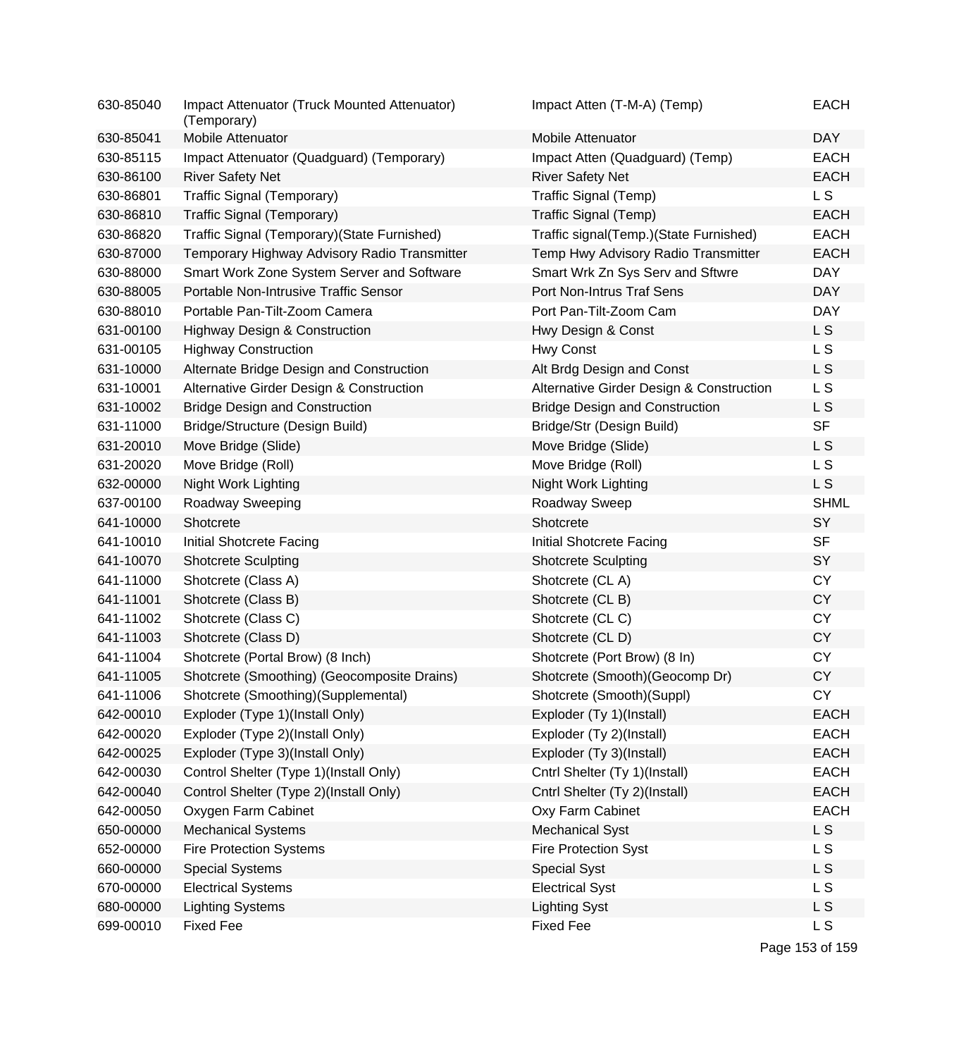| | | | |
|---|---|---|---|
| 630-85040 | Impact Attenuator (Truck Mounted Attenuator) (Temporary) | Impact Atten (T-M-A) (Temp) | EACH |
| 630-85041 | Mobile Attenuator | Mobile Attenuator | DAY |
| 630-85115 | Impact Attenuator (Quadguard) (Temporary) | Impact Atten (Quadguard) (Temp) | EACH |
| 630-86100 | River Safety Net | River Safety Net | EACH |
| 630-86801 | Traffic Signal (Temporary) | Traffic Signal (Temp) | L S |
| 630-86810 | Traffic Signal (Temporary) | Traffic Signal (Temp) | EACH |
| 630-86820 | Traffic Signal (Temporary)(State Furnished) | Traffic signal(Temp.)(State Furnished) | EACH |
| 630-87000 | Temporary Highway Advisory Radio Transmitter | Temp Hwy Advisory Radio Transmitter | EACH |
| 630-88000 | Smart Work Zone System Server and Software | Smart Wrk Zn Sys Serv and Sftwre | DAY |
| 630-88005 | Portable Non-Intrusive Traffic Sensor | Port Non-Intrus Traf Sens | DAY |
| 630-88010 | Portable Pan-Tilt-Zoom Camera | Port Pan-Tilt-Zoom Cam | DAY |
| 631-00100 | Highway Design & Construction | Hwy Design & Const | L S |
| 631-00105 | Highway Construction | Hwy Const | L S |
| 631-10000 | Alternate Bridge Design and Construction | Alt Brdg Design and Const | L S |
| 631-10001 | Alternative Girder Design & Construction | Alternative Girder Design & Construction | L S |
| 631-10002 | Bridge Design and Construction | Bridge Design and Construction | L S |
| 631-11000 | Bridge/Structure (Design Build) | Bridge/Str (Design Build) | SF |
| 631-20010 | Move Bridge (Slide) | Move Bridge (Slide) | L S |
| 631-20020 | Move Bridge (Roll) | Move Bridge (Roll) | L S |
| 632-00000 | Night Work Lighting | Night Work Lighting | L S |
| 637-00100 | Roadway Sweeping | Roadway Sweep | SHML |
| 641-10000 | Shotcrete | Shotcrete | SY |
| 641-10010 | Initial Shotcrete Facing | Initial Shotcrete Facing | SF |
| 641-10070 | Shotcrete Sculpting | Shotcrete Sculpting | SY |
| 641-11000 | Shotcrete (Class A) | Shotcrete (CL A) | CY |
| 641-11001 | Shotcrete (Class B) | Shotcrete (CL B) | CY |
| 641-11002 | Shotcrete (Class C) | Shotcrete (CL C) | CY |
| 641-11003 | Shotcrete (Class D) | Shotcrete (CL D) | CY |
| 641-11004 | Shotcrete (Portal Brow) (8 Inch) | Shotcrete (Port Brow) (8 In) | CY |
| 641-11005 | Shotcrete (Smoothing) (Geocomposite Drains) | Shotcrete (Smooth)(Geocomp Dr) | CY |
| 641-11006 | Shotcrete (Smoothing)(Supplemental) | Shotcrete (Smooth)(Suppl) | CY |
| 642-00010 | Exploder (Type 1)(Install Only) | Exploder (Ty 1)(Install) | EACH |
| 642-00020 | Exploder (Type 2)(Install Only) | Exploder (Ty 2)(Install) | EACH |
| 642-00025 | Exploder (Type 3)(Install Only) | Exploder (Ty 3)(Install) | EACH |
| 642-00030 | Control Shelter (Type 1)(Install Only) | Cntrl Shelter (Ty 1)(Install) | EACH |
| 642-00040 | Control Shelter (Type 2)(Install Only) | Cntrl Shelter (Ty 2)(Install) | EACH |
| 642-00050 | Oxygen Farm Cabinet | Oxy Farm Cabinet | EACH |
| 650-00000 | Mechanical Systems | Mechanical Syst | L S |
| 652-00000 | Fire Protection Systems | Fire Protection Syst | L S |
| 660-00000 | Special Systems | Special Syst | L S |
| 670-00000 | Electrical Systems | Electrical Syst | L S |
| 680-00000 | Lighting Systems | Lighting Syst | L S |
| 699-00010 | Fixed Fee | Fixed Fee | L S |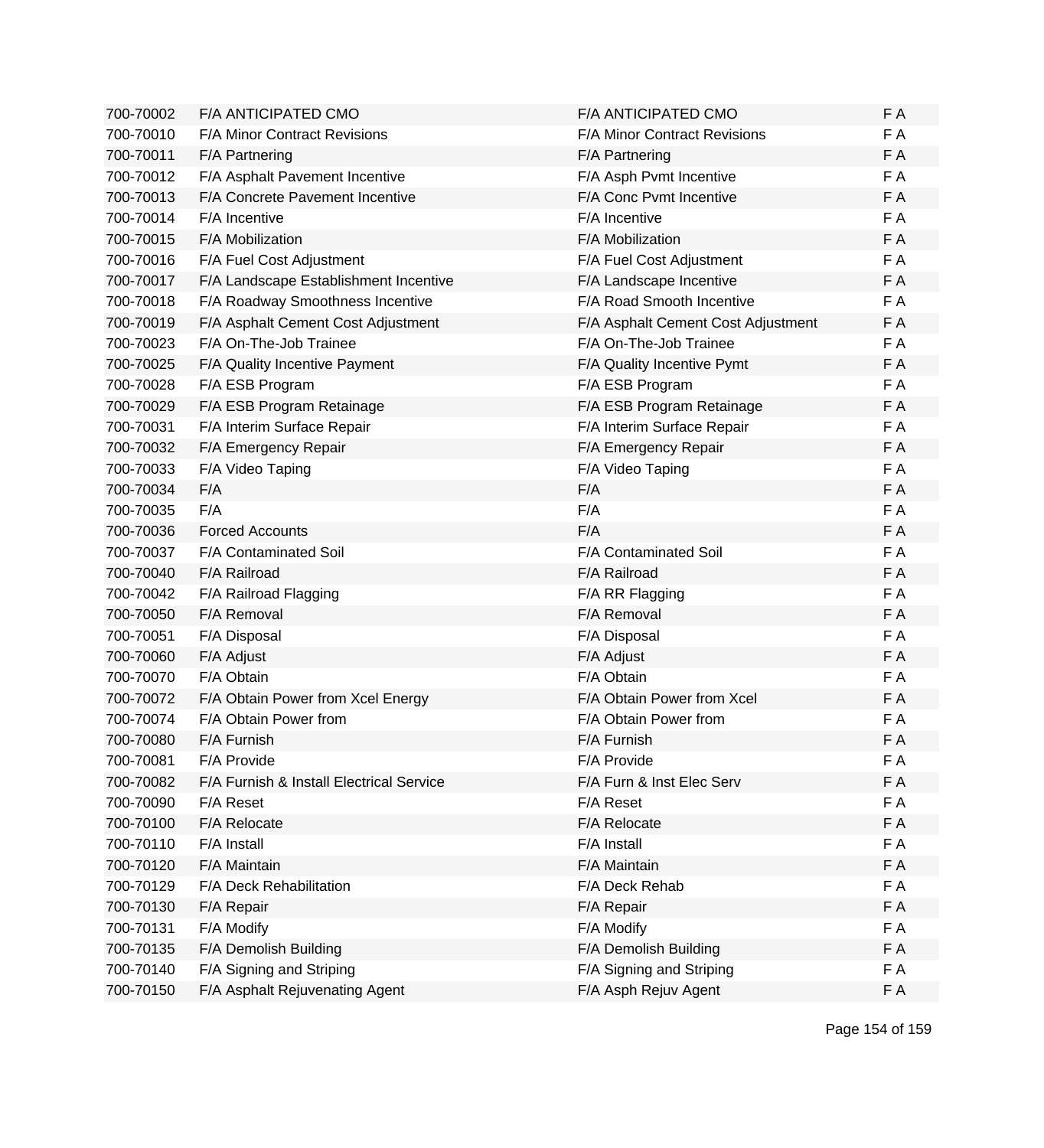| | | | |
|---|---|---|---|
| 700-70002 | F/A ANTICIPATED CMO | F/A ANTICIPATED CMO | F A |
| 700-70010 | F/A Minor Contract Revisions | F/A Minor Contract Revisions | F A |
| 700-70011 | F/A Partnering | F/A Partnering | F A |
| 700-70012 | F/A Asphalt Pavement Incentive | F/A Asph Pvmt Incentive | F A |
| 700-70013 | F/A Concrete Pavement Incentive | F/A Conc Pvmt Incentive | F A |
| 700-70014 | F/A Incentive | F/A Incentive | F A |
| 700-70015 | F/A Mobilization | F/A Mobilization | F A |
| 700-70016 | F/A Fuel Cost Adjustment | F/A Fuel Cost Adjustment | F A |
| 700-70017 | F/A Landscape Establishment Incentive | F/A Landscape Incentive | F A |
| 700-70018 | F/A Roadway Smoothness Incentive | F/A Road Smooth Incentive | F A |
| 700-70019 | F/A Asphalt Cement Cost Adjustment | F/A Asphalt Cement Cost Adjustment | F A |
| 700-70023 | F/A On-The-Job Trainee | F/A On-The-Job Trainee | F A |
| 700-70025 | F/A Quality Incentive Payment | F/A Quality Incentive Pymt | F A |
| 700-70028 | F/A ESB Program | F/A ESB Program | F A |
| 700-70029 | F/A ESB Program Retainage | F/A ESB Program Retainage | F A |
| 700-70031 | F/A Interim Surface Repair | F/A Interim Surface Repair | F A |
| 700-70032 | F/A Emergency Repair | F/A Emergency Repair | F A |
| 700-70033 | F/A Video Taping | F/A Video Taping | F A |
| 700-70034 | F/A | F/A | F A |
| 700-70035 | F/A | F/A | F A |
| 700-70036 | Forced Accounts | F/A | F A |
| 700-70037 | F/A Contaminated Soil | F/A Contaminated Soil | F A |
| 700-70040 | F/A Railroad | F/A Railroad | F A |
| 700-70042 | F/A Railroad Flagging | F/A RR Flagging | F A |
| 700-70050 | F/A Removal | F/A Removal | F A |
| 700-70051 | F/A Disposal | F/A Disposal | F A |
| 700-70060 | F/A Adjust | F/A Adjust | F A |
| 700-70070 | F/A Obtain | F/A Obtain | F A |
| 700-70072 | F/A Obtain Power from Xcel Energy | F/A Obtain Power from Xcel | F A |
| 700-70074 | F/A Obtain Power from | F/A Obtain Power from | F A |
| 700-70080 | F/A Furnish | F/A Furnish | F A |
| 700-70081 | F/A Provide | F/A Provide | F A |
| 700-70082 | F/A Furnish & Install Electrical Service | F/A Furn & Inst Elec Serv | F A |
| 700-70090 | F/A Reset | F/A Reset | F A |
| 700-70100 | F/A Relocate | F/A Relocate | F A |
| 700-70110 | F/A Install | F/A Install | F A |
| 700-70120 | F/A Maintain | F/A Maintain | F A |
| 700-70129 | F/A Deck Rehabilitation | F/A Deck Rehab | F A |
| 700-70130 | F/A Repair | F/A Repair | F A |
| 700-70131 | F/A Modify | F/A Modify | F A |
| 700-70135 | F/A Demolish Building | F/A Demolish Building | F A |
| 700-70140 | F/A Signing and Striping | F/A Signing and Striping | F A |
| 700-70150 | F/A Asphalt Rejuvenating Agent | F/A Asph Rejuv Agent | F A |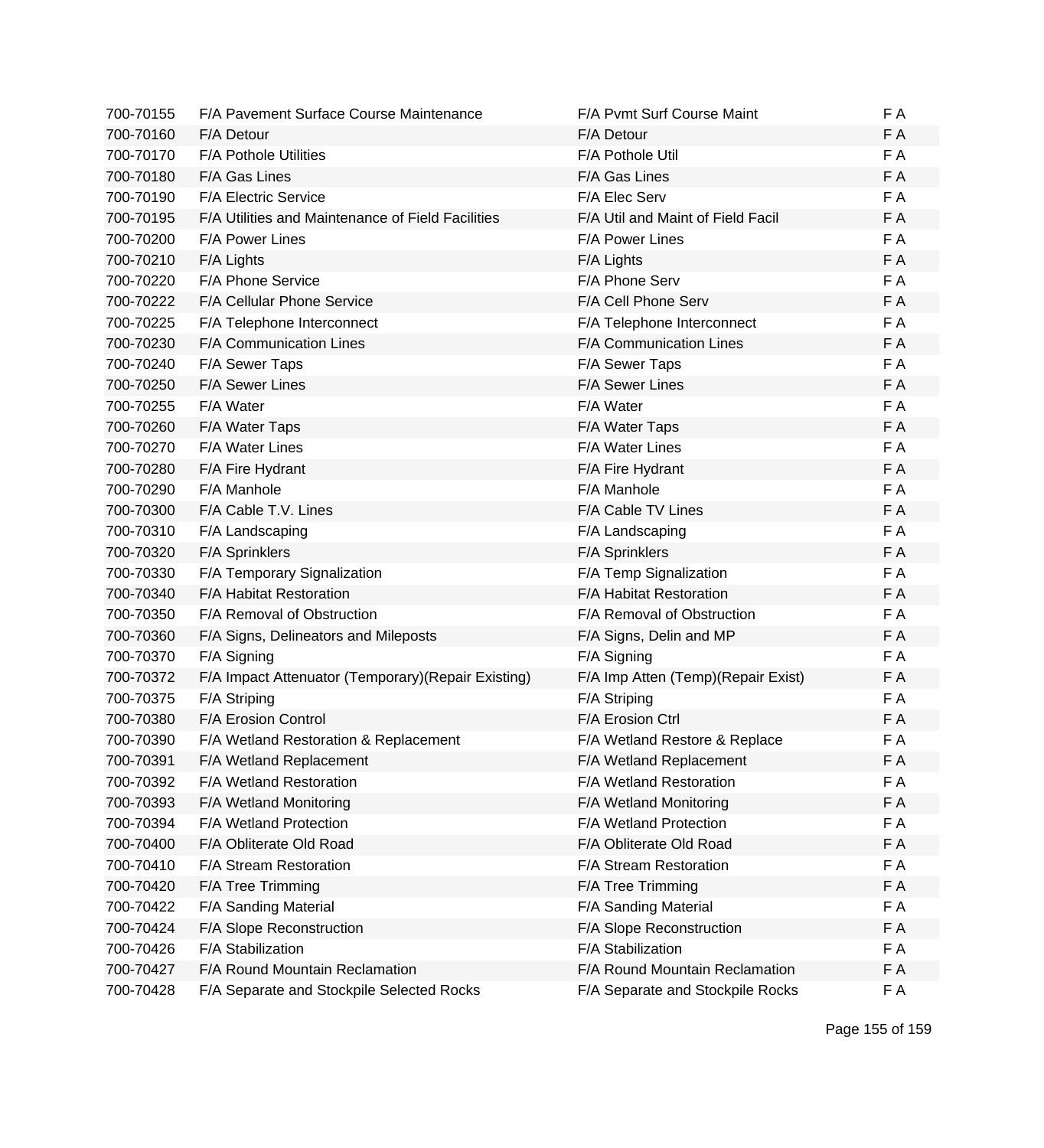| 700-70155 | F/A Pavement Surface Course Maintenance | F/A Pvmt Surf Course Maint | F A |
|---|---|---|---|
| 700-70160 | F/A Detour | F/A Detour | F A |
| 700-70170 | F/A Pothole Utilities | F/A Pothole Util | F A |
| 700-70180 | F/A Gas Lines | F/A Gas Lines | F A |
| 700-70190 | F/A Electric Service | F/A Elec Serv | F A |
| 700-70195 | F/A Utilities and Maintenance of Field Facilities | F/A Util and Maint of Field Facil | F A |
| 700-70200 | F/A Power Lines | F/A Power Lines | F A |
| 700-70210 | F/A Lights | F/A Lights | F A |
| 700-70220 | F/A Phone Service | F/A Phone Serv | F A |
| 700-70222 | F/A Cellular Phone Service | F/A Cell Phone Serv | F A |
| 700-70225 | F/A Telephone Interconnect | F/A Telephone Interconnect | F A |
| 700-70230 | F/A Communication Lines | F/A Communication Lines | F A |
| 700-70240 | F/A Sewer Taps | F/A Sewer Taps | F A |
| 700-70250 | F/A Sewer Lines | F/A Sewer Lines | F A |
| 700-70255 | F/A Water | F/A Water | F A |
| 700-70260 | F/A Water Taps | F/A Water Taps | F A |
| 700-70270 | F/A Water Lines | F/A Water Lines | F A |
| 700-70280 | F/A Fire Hydrant | F/A Fire Hydrant | F A |
| 700-70290 | F/A Manhole | F/A Manhole | F A |
| 700-70300 | F/A Cable T.V. Lines | F/A Cable TV Lines | F A |
| 700-70310 | F/A Landscaping | F/A Landscaping | F A |
| 700-70320 | F/A Sprinklers | F/A Sprinklers | F A |
| 700-70330 | F/A Temporary Signalization | F/A Temp Signalization | F A |
| 700-70340 | F/A Habitat Restoration | F/A Habitat Restoration | F A |
| 700-70350 | F/A Removal of Obstruction | F/A Removal of Obstruction | F A |
| 700-70360 | F/A Signs, Delineators and Mileposts | F/A Signs, Delin and MP | F A |
| 700-70370 | F/A Signing | F/A Signing | F A |
| 700-70372 | F/A Impact Attenuator (Temporary)(Repair Existing) | F/A Imp Atten (Temp)(Repair Exist) | F A |
| 700-70375 | F/A Striping | F/A Striping | F A |
| 700-70380 | F/A Erosion Control | F/A Erosion Ctrl | F A |
| 700-70390 | F/A Wetland Restoration & Replacement | F/A Wetland Restore & Replace | F A |
| 700-70391 | F/A Wetland Replacement | F/A Wetland Replacement | F A |
| 700-70392 | F/A Wetland Restoration | F/A Wetland Restoration | F A |
| 700-70393 | F/A Wetland Monitoring | F/A Wetland Monitoring | F A |
| 700-70394 | F/A Wetland Protection | F/A Wetland Protection | F A |
| 700-70400 | F/A Obliterate Old Road | F/A Obliterate Old Road | F A |
| 700-70410 | F/A Stream Restoration | F/A Stream Restoration | F A |
| 700-70420 | F/A Tree Trimming | F/A Tree Trimming | F A |
| 700-70422 | F/A Sanding Material | F/A Sanding Material | F A |
| 700-70424 | F/A Slope Reconstruction | F/A Slope Reconstruction | F A |
| 700-70426 | F/A Stabilization | F/A Stabilization | F A |
| 700-70427 | F/A Round Mountain Reclamation | F/A Round Mountain Reclamation | F A |
| 700-70428 | F/A Separate and Stockpile Selected Rocks | F/A Separate and Stockpile Rocks | F A |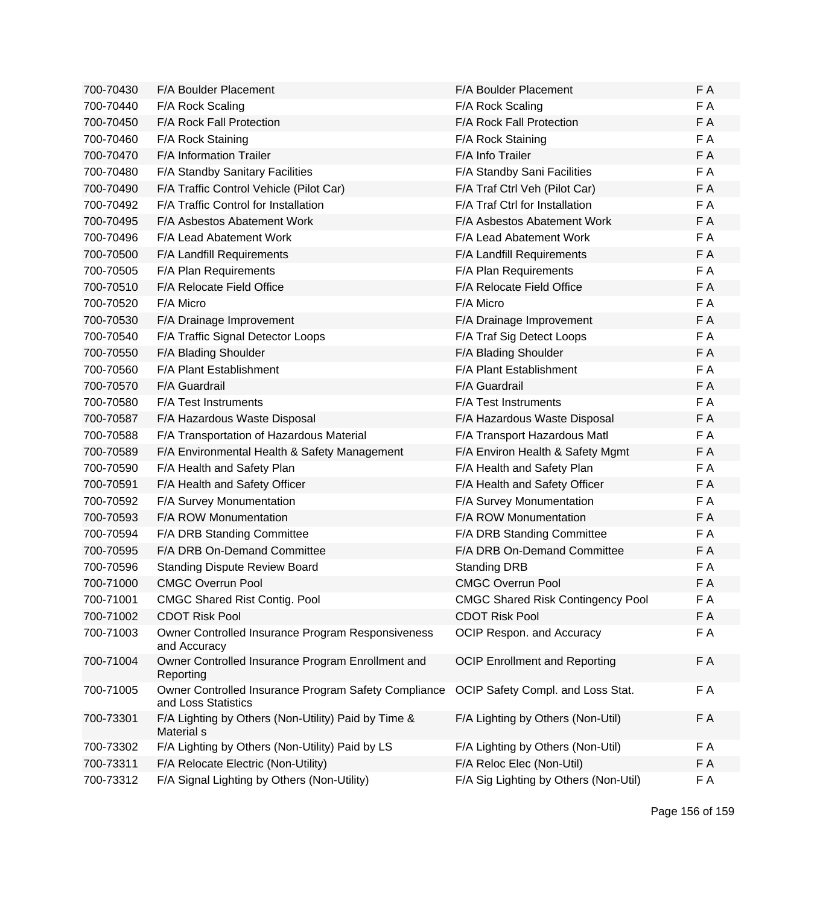| | | | |
|---|---|---|---|
| 700-70430 | F/A Boulder Placement | F/A Boulder Placement | F A |
| 700-70440 | F/A Rock Scaling | F/A Rock Scaling | F A |
| 700-70450 | F/A Rock Fall Protection | F/A Rock Fall Protection | F A |
| 700-70460 | F/A Rock Staining | F/A Rock Staining | F A |
| 700-70470 | F/A Information Trailer | F/A Info Trailer | F A |
| 700-70480 | F/A Standby Sanitary Facilities | F/A Standby Sani Facilities | F A |
| 700-70490 | F/A Traffic Control Vehicle (Pilot Car) | F/A Traf Ctrl Veh (Pilot Car) | F A |
| 700-70492 | F/A Traffic Control for Installation | F/A Traf Ctrl for Installation | F A |
| 700-70495 | F/A Asbestos Abatement Work | F/A Asbestos Abatement Work | F A |
| 700-70496 | F/A Lead Abatement Work | F/A Lead Abatement Work | F A |
| 700-70500 | F/A Landfill Requirements | F/A Landfill Requirements | F A |
| 700-70505 | F/A Plan Requirements | F/A Plan Requirements | F A |
| 700-70510 | F/A Relocate Field Office | F/A Relocate Field Office | F A |
| 700-70520 | F/A Micro | F/A Micro | F A |
| 700-70530 | F/A Drainage Improvement | F/A Drainage Improvement | F A |
| 700-70540 | F/A Traffic Signal Detector Loops | F/A Traf Sig Detect Loops | F A |
| 700-70550 | F/A Blading Shoulder | F/A Blading Shoulder | F A |
| 700-70560 | F/A Plant Establishment | F/A Plant Establishment | F A |
| 700-70570 | F/A Guardrail | F/A Guardrail | F A |
| 700-70580 | F/A Test Instruments | F/A Test Instruments | F A |
| 700-70587 | F/A Hazardous Waste Disposal | F/A Hazardous Waste Disposal | F A |
| 700-70588 | F/A Transportation of Hazardous Material | F/A Transport Hazardous Matl | F A |
| 700-70589 | F/A Environmental Health & Safety Management | F/A Environ Health & Safety Mgmt | F A |
| 700-70590 | F/A Health and Safety Plan | F/A Health and Safety Plan | F A |
| 700-70591 | F/A Health and Safety Officer | F/A Health and Safety Officer | F A |
| 700-70592 | F/A Survey Monumentation | F/A Survey Monumentation | F A |
| 700-70593 | F/A ROW Monumentation | F/A ROW Monumentation | F A |
| 700-70594 | F/A DRB Standing Committee | F/A DRB Standing Committee | F A |
| 700-70595 | F/A DRB On-Demand Committee | F/A DRB On-Demand Committee | F A |
| 700-70596 | Standing Dispute Review Board | Standing DRB | F A |
| 700-71000 | CMGC Overrun Pool | CMGC Overrun Pool | F A |
| 700-71001 | CMGC Shared Rist Contig. Pool | CMGC Shared Risk Contingency Pool | F A |
| 700-71002 | CDOT Risk Pool | CDOT Risk Pool | F A |
| 700-71003 | Owner Controlled Insurance Program Responsiveness and Accuracy | OCIP Respon. and Accuracy | F A |
| 700-71004 | Owner Controlled Insurance Program Enrollment and Reporting | OCIP Enrollment and Reporting | F A |
| 700-71005 | Owner Controlled Insurance Program Safety Compliance and Loss Statistics | OCIP Safety Compl. and Loss Stat. | F A |
| 700-73301 | F/A Lighting by Others (Non-Utility) Paid by Time & Material s | F/A Lighting by Others (Non-Util) | F A |
| 700-73302 | F/A Lighting by Others (Non-Utility) Paid by LS | F/A Lighting by Others (Non-Util) | F A |
| 700-73311 | F/A Relocate Electric (Non-Utility) | F/A Reloc Elec (Non-Util) | F A |
| 700-73312 | F/A Signal Lighting by Others (Non-Utility) | F/A Sig Lighting by Others (Non-Util) | F A |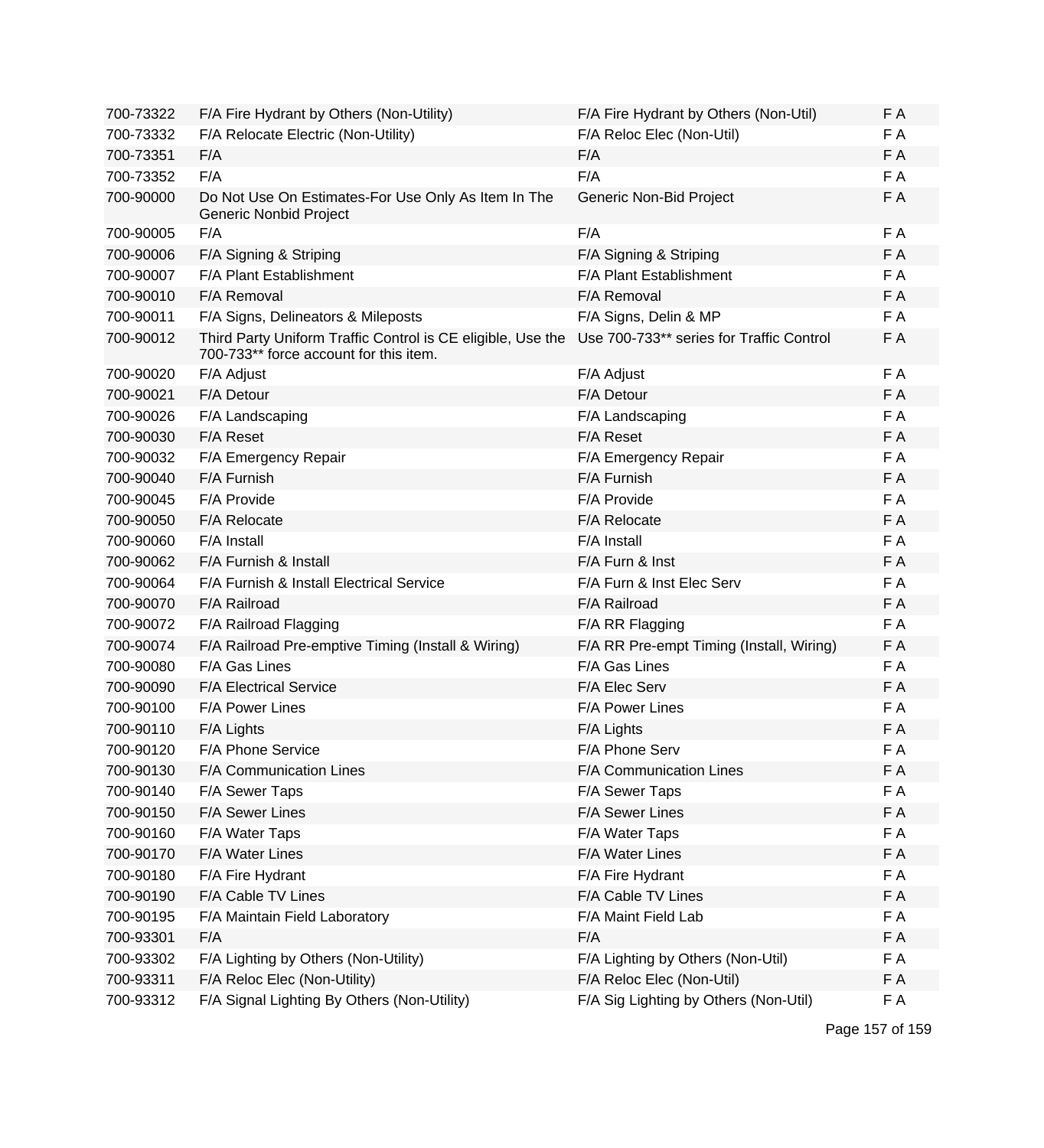| | | | |
|---|---|---|---|
| 700-73322 | F/A Fire Hydrant by Others (Non-Utility) | F/A Fire Hydrant by Others (Non-Util) | F A |
| 700-73332 | F/A Relocate Electric (Non-Utility) | F/A Reloc Elec (Non-Util) | F A |
| 700-73351 | F/A | F/A | F A |
| 700-73352 | F/A | F/A | F A |
| 700-90000 | Do Not Use On Estimates-For Use Only As Item In The Generic Nonbid Project | Generic Non-Bid Project | F A |
| 700-90005 | F/A | F/A | F A |
| 700-90006 | F/A Signing & Striping | F/A Signing & Striping | F A |
| 700-90007 | F/A Plant Establishment | F/A Plant Establishment | F A |
| 700-90010 | F/A Removal | F/A Removal | F A |
| 700-90011 | F/A Signs, Delineators & Mileposts | F/A Signs, Delin & MP | F A |
| 700-90012 | Third Party Uniform Traffic Control is CE eligible, Use the 700-733** force account for this item. | Use 700-733** series for Traffic Control | F A |
| 700-90020 | F/A Adjust | F/A Adjust | F A |
| 700-90021 | F/A Detour | F/A Detour | F A |
| 700-90026 | F/A Landscaping | F/A Landscaping | F A |
| 700-90030 | F/A Reset | F/A Reset | F A |
| 700-90032 | F/A Emergency Repair | F/A Emergency Repair | F A |
| 700-90040 | F/A Furnish | F/A Furnish | F A |
| 700-90045 | F/A Provide | F/A Provide | F A |
| 700-90050 | F/A Relocate | F/A Relocate | F A |
| 700-90060 | F/A Install | F/A Install | F A |
| 700-90062 | F/A Furnish & Install | F/A Furn & Inst | F A |
| 700-90064 | F/A Furnish & Install Electrical Service | F/A Furn & Inst Elec Serv | F A |
| 700-90070 | F/A Railroad | F/A Railroad | F A |
| 700-90072 | F/A Railroad Flagging | F/A RR Flagging | F A |
| 700-90074 | F/A Railroad Pre-emptive Timing (Install & Wiring) | F/A RR Pre-empt Timing (Install, Wiring) | F A |
| 700-90080 | F/A Gas Lines | F/A Gas Lines | F A |
| 700-90090 | F/A Electrical Service | F/A Elec Serv | F A |
| 700-90100 | F/A Power Lines | F/A Power Lines | F A |
| 700-90110 | F/A Lights | F/A Lights | F A |
| 700-90120 | F/A Phone Service | F/A Phone Serv | F A |
| 700-90130 | F/A Communication Lines | F/A Communication Lines | F A |
| 700-90140 | F/A Sewer Taps | F/A Sewer Taps | F A |
| 700-90150 | F/A Sewer Lines | F/A Sewer Lines | F A |
| 700-90160 | F/A Water Taps | F/A Water Taps | F A |
| 700-90170 | F/A Water Lines | F/A Water Lines | F A |
| 700-90180 | F/A Fire Hydrant | F/A Fire Hydrant | F A |
| 700-90190 | F/A Cable TV Lines | F/A Cable TV Lines | F A |
| 700-90195 | F/A Maintain Field Laboratory | F/A Maint Field Lab | F A |
| 700-93301 | F/A | F/A | F A |
| 700-93302 | F/A Lighting by Others (Non-Utility) | F/A Lighting by Others (Non-Util) | F A |
| 700-93311 | F/A Reloc Elec (Non-Utility) | F/A Reloc Elec (Non-Util) | F A |
| 700-93312 | F/A Signal Lighting By Others (Non-Utility) | F/A Sig Lighting by Others (Non-Util) | F A |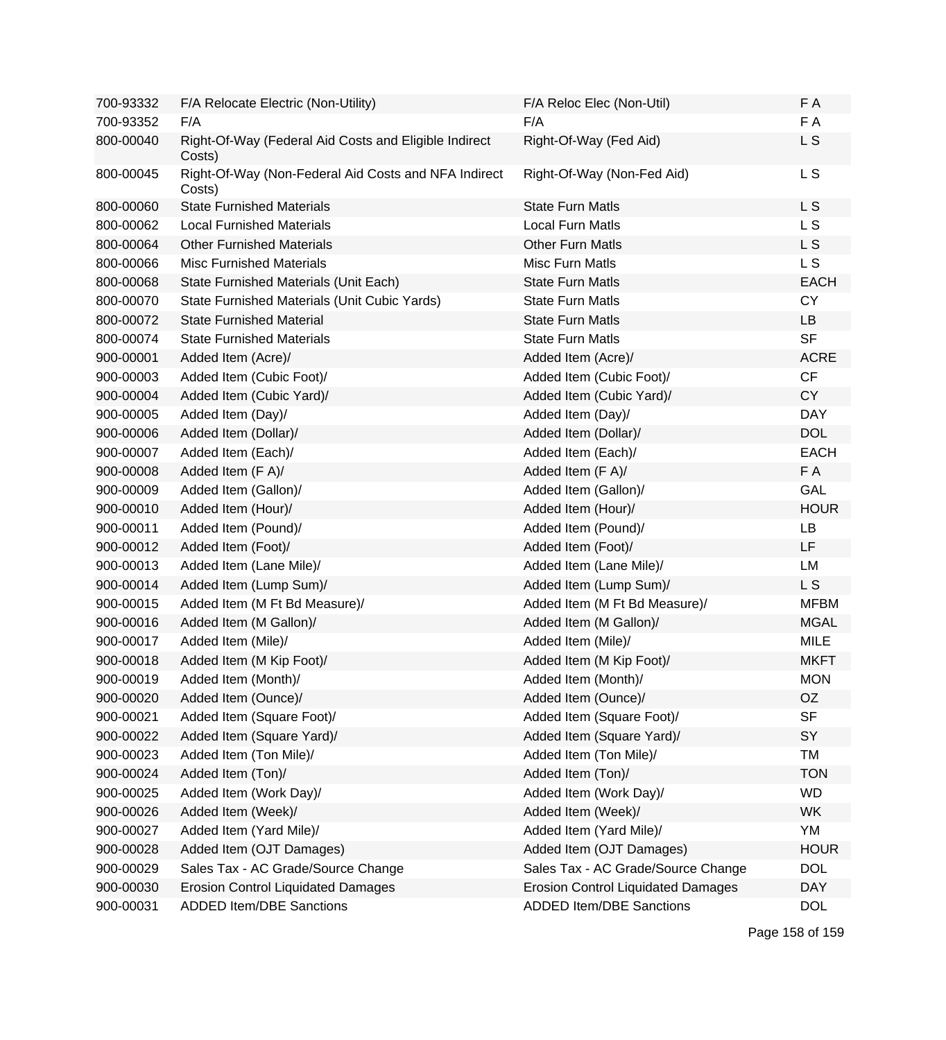| | | | |
|---|---|---|---|
| 700-93332 | F/A Relocate Electric (Non-Utility) | F/A Reloc Elec (Non-Util) | F A |
| 700-93352 | F/A | F/A | F A |
| 800-00040 | Right-Of-Way (Federal Aid Costs and Eligible Indirect Costs) | Right-Of-Way (Fed Aid) | L S |
| 800-00045 | Right-Of-Way (Non-Federal Aid Costs and NFA Indirect Costs) | Right-Of-Way (Non-Fed Aid) | L S |
| 800-00060 | State Furnished Materials | State Furn Matls | L S |
| 800-00062 | Local Furnished Materials | Local Furn Matls | L S |
| 800-00064 | Other Furnished Materials | Other Furn Matls | L S |
| 800-00066 | Misc Furnished Materials | Misc Furn Matls | L S |
| 800-00068 | State Furnished Materials (Unit Each) | State Furn Matls | EACH |
| 800-00070 | State Furnished Materials (Unit Cubic Yards) | State Furn Matls | CY |
| 800-00072 | State Furnished Material | State Furn Matls | LB |
| 800-00074 | State Furnished Materials | State Furn Matls | SF |
| 900-00001 | Added Item (Acre)/ | Added Item (Acre)/ | ACRE |
| 900-00003 | Added Item (Cubic Foot)/ | Added Item (Cubic Foot)/ | CF |
| 900-00004 | Added Item (Cubic Yard)/ | Added Item (Cubic Yard)/ | CY |
| 900-00005 | Added Item (Day)/ | Added Item (Day)/ | DAY |
| 900-00006 | Added Item (Dollar)/ | Added Item (Dollar)/ | DOL |
| 900-00007 | Added Item (Each)/ | Added Item (Each)/ | EACH |
| 900-00008 | Added Item (F A)/ | Added Item (F A)/ | F A |
| 900-00009 | Added Item (Gallon)/ | Added Item (Gallon)/ | GAL |
| 900-00010 | Added Item (Hour)/ | Added Item (Hour)/ | HOUR |
| 900-00011 | Added Item (Pound)/ | Added Item (Pound)/ | LB |
| 900-00012 | Added Item (Foot)/ | Added Item (Foot)/ | LF |
| 900-00013 | Added Item (Lane Mile)/ | Added Item (Lane Mile)/ | LM |
| 900-00014 | Added Item (Lump Sum)/ | Added Item (Lump Sum)/ | L S |
| 900-00015 | Added Item (M Ft Bd Measure)/ | Added Item (M Ft Bd Measure)/ | MFBM |
| 900-00016 | Added Item (M Gallon)/ | Added Item (M Gallon)/ | MGAL |
| 900-00017 | Added Item (Mile)/ | Added Item (Mile)/ | MILE |
| 900-00018 | Added Item (M Kip Foot)/ | Added Item (M Kip Foot)/ | MKFT |
| 900-00019 | Added Item (Month)/ | Added Item (Month)/ | MON |
| 900-00020 | Added Item (Ounce)/ | Added Item (Ounce)/ | OZ |
| 900-00021 | Added Item (Square Foot)/ | Added Item (Square Foot)/ | SF |
| 900-00022 | Added Item (Square Yard)/ | Added Item (Square Yard)/ | SY |
| 900-00023 | Added Item (Ton Mile)/ | Added Item (Ton Mile)/ | TM |
| 900-00024 | Added Item (Ton)/ | Added Item (Ton)/ | TON |
| 900-00025 | Added Item (Work Day)/ | Added Item (Work Day)/ | WD |
| 900-00026 | Added Item (Week)/ | Added Item (Week)/ | WK |
| 900-00027 | Added Item (Yard Mile)/ | Added Item (Yard Mile)/ | YM |
| 900-00028 | Added Item (OJT Damages) | Added Item (OJT Damages) | HOUR |
| 900-00029 | Sales Tax - AC Grade/Source Change | Sales Tax - AC Grade/Source Change | DOL |
| 900-00030 | Erosion Control Liquidated Damages | Erosion Control Liquidated Damages | DAY |
| 900-00031 | ADDED Item/DBE Sanctions | ADDED Item/DBE Sanctions | DOL |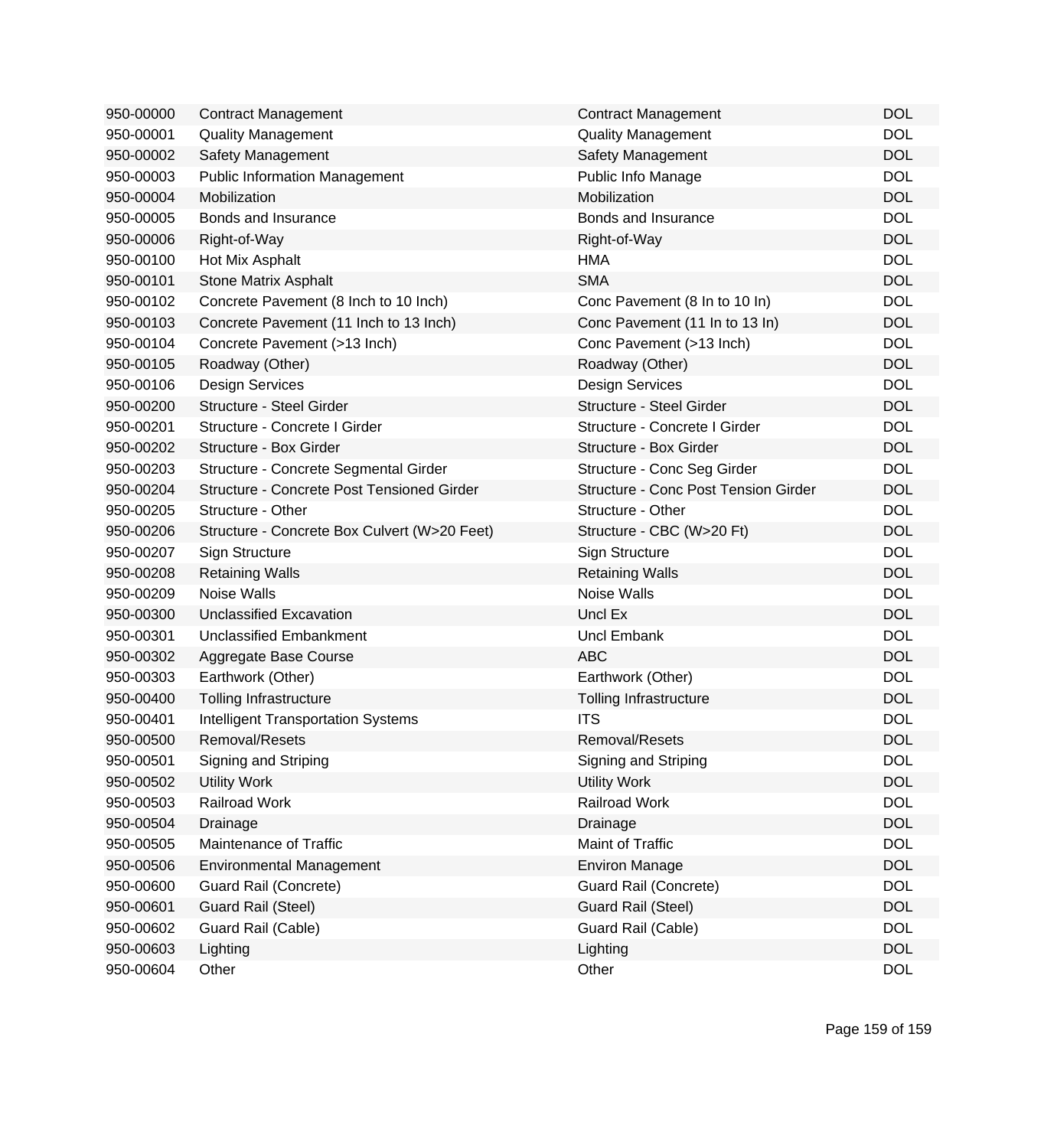| | | | |
|---|---|---|---|
| 950-00000 | Contract Management | Contract Management | DOL |
| 950-00001 | Quality Management | Quality Management | DOL |
| 950-00002 | Safety Management | Safety Management | DOL |
| 950-00003 | Public Information Management | Public Info Manage | DOL |
| 950-00004 | Mobilization | Mobilization | DOL |
| 950-00005 | Bonds and Insurance | Bonds and Insurance | DOL |
| 950-00006 | Right-of-Way | Right-of-Way | DOL |
| 950-00100 | Hot Mix Asphalt | HMA | DOL |
| 950-00101 | Stone Matrix Asphalt | SMA | DOL |
| 950-00102 | Concrete Pavement (8 Inch to 10 Inch) | Conc Pavement (8 In to 10 In) | DOL |
| 950-00103 | Concrete Pavement (11 Inch to 13 Inch) | Conc Pavement (11 In to 13 In) | DOL |
| 950-00104 | Concrete Pavement (>13 Inch) | Conc Pavement (>13 Inch) | DOL |
| 950-00105 | Roadway (Other) | Roadway (Other) | DOL |
| 950-00106 | Design Services | Design Services | DOL |
| 950-00200 | Structure - Steel Girder | Structure - Steel Girder | DOL |
| 950-00201 | Structure - Concrete I Girder | Structure - Concrete I Girder | DOL |
| 950-00202 | Structure - Box Girder | Structure - Box Girder | DOL |
| 950-00203 | Structure - Concrete Segmental Girder | Structure - Conc Seg Girder | DOL |
| 950-00204 | Structure - Concrete Post Tensioned Girder | Structure - Conc Post Tension Girder | DOL |
| 950-00205 | Structure - Other | Structure - Other | DOL |
| 950-00206 | Structure - Concrete Box Culvert (W>20 Feet) | Structure - CBC (W>20 Ft) | DOL |
| 950-00207 | Sign Structure | Sign Structure | DOL |
| 950-00208 | Retaining Walls | Retaining Walls | DOL |
| 950-00209 | Noise Walls | Noise Walls | DOL |
| 950-00300 | Unclassified Excavation | Uncl Ex | DOL |
| 950-00301 | Unclassified Embankment | Uncl Embank | DOL |
| 950-00302 | Aggregate Base Course | ABC | DOL |
| 950-00303 | Earthwork (Other) | Earthwork (Other) | DOL |
| 950-00400 | Tolling Infrastructure | Tolling Infrastructure | DOL |
| 950-00401 | Intelligent Transportation Systems | ITS | DOL |
| 950-00500 | Removal/Resets | Removal/Resets | DOL |
| 950-00501 | Signing and Striping | Signing and Striping | DOL |
| 950-00502 | Utility Work | Utility Work | DOL |
| 950-00503 | Railroad Work | Railroad Work | DOL |
| 950-00504 | Drainage | Drainage | DOL |
| 950-00505 | Maintenance of Traffic | Maint of Traffic | DOL |
| 950-00506 | Environmental Management | Environ Manage | DOL |
| 950-00600 | Guard Rail (Concrete) | Guard Rail (Concrete) | DOL |
| 950-00601 | Guard Rail (Steel) | Guard Rail (Steel) | DOL |
| 950-00602 | Guard Rail (Cable) | Guard Rail (Cable) | DOL |
| 950-00603 | Lighting | Lighting | DOL |
| 950-00604 | Other | Other | DOL |